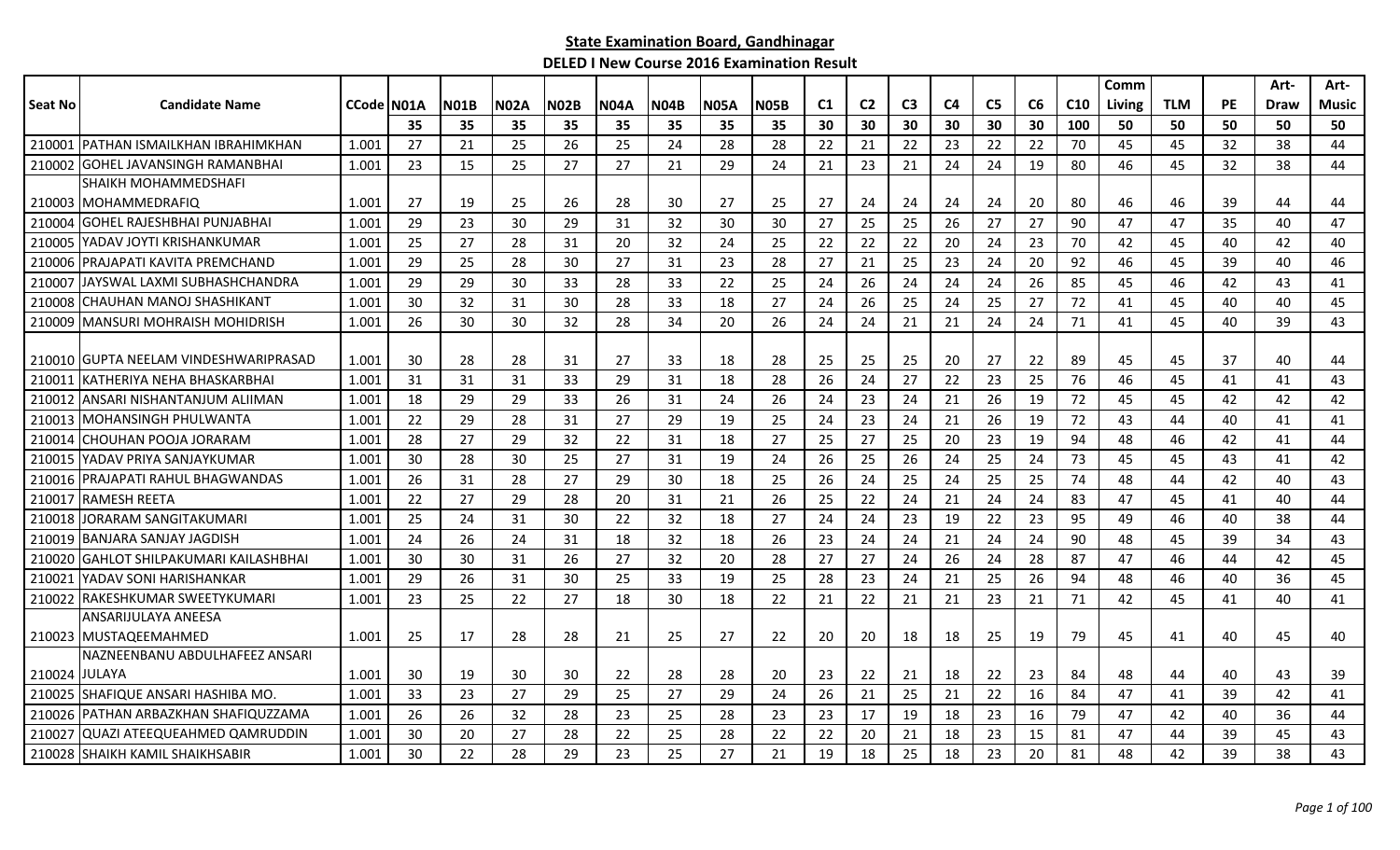**State Examination Board, Gandhinagar**

**DELED I New Course 2016 Examination Result**

| Seat No | Candidate Name | CCode | N01A | N01B | N02A | N02B | N04A | N04B | N05A | N05B | C1 | C2 | C3 | C4 | C5 | C6 | C10 | Comm Living | TLM | PE | Art-Draw | Art-Music |
|---|---|---|---|---|---|---|---|---|---|---|---|---|---|---|---|---|---|---|---|---|---|---|
| | | | 35 | 35 | 35 | 35 | 35 | 35 | 35 | 35 | 30 | 30 | 30 | 30 | 30 | 30 | 100 | 50 | 50 | 50 | 50 | 50 |
| 210001 | PATHAN ISMAILKHAN IBRAHIMKHAN | 1.001 | 27 | 21 | 25 | 26 | 25 | 24 | 28 | 28 | 22 | 21 | 22 | 23 | 22 | 22 | 70 | 45 | 45 | 32 | 38 | 44 |
| 210002 | GOHEL JAVANSINGH RAMANBHAI | 1.001 | 23 | 15 | 25 | 27 | 27 | 21 | 29 | 24 | 21 | 23 | 21 | 24 | 24 | 19 | 80 | 46 | 45 | 32 | 38 | 44 |
| 210003 | SHAIKH MOHAMMEDSHAFI MOHAMMEDRAFIQ | 1.001 | 27 | 19 | 25 | 26 | 28 | 30 | 27 | 25 | 27 | 24 | 24 | 24 | 24 | 20 | 80 | 46 | 46 | 39 | 44 | 44 |
| 210004 | GOHEL RAJESHBHAI PUNJABHAI | 1.001 | 29 | 23 | 30 | 29 | 31 | 32 | 30 | 30 | 27 | 25 | 25 | 26 | 27 | 27 | 90 | 47 | 47 | 35 | 40 | 47 |
| 210005 | YADAV JOYTI KRISHANKUMAR | 1.001 | 25 | 27 | 28 | 31 | 20 | 32 | 24 | 25 | 22 | 22 | 22 | 20 | 24 | 23 | 70 | 42 | 45 | 40 | 42 | 40 |
| 210006 | PRAJAPATI KAVITA PREMCHAND | 1.001 | 29 | 25 | 28 | 30 | 27 | 31 | 23 | 28 | 27 | 21 | 25 | 23 | 24 | 20 | 92 | 46 | 45 | 39 | 40 | 46 |
| 210007 | JAYSWAL LAXMI SUBHASHCHANDRA | 1.001 | 29 | 29 | 30 | 33 | 28 | 33 | 22 | 25 | 24 | 26 | 24 | 24 | 24 | 26 | 85 | 45 | 46 | 42 | 43 | 41 |
| 210008 | CHAUHAN MANOJ SHASHIKANT | 1.001 | 30 | 32 | 31 | 30 | 28 | 33 | 18 | 27 | 24 | 26 | 25 | 24 | 25 | 27 | 72 | 41 | 45 | 40 | 40 | 45 |
| 210009 | MANSURI MOHRAISH MOHIDRISH | 1.001 | 26 | 30 | 30 | 32 | 28 | 34 | 20 | 26 | 24 | 24 | 21 | 21 | 24 | 24 | 71 | 41 | 45 | 40 | 39 | 43 |
| 210010 | GUPTA NEELAM VINDESHWARIPRASAD | 1.001 | 30 | 28 | 28 | 31 | 27 | 33 | 18 | 28 | 25 | 25 | 25 | 20 | 27 | 22 | 89 | 45 | 45 | 37 | 40 | 44 |
| 210011 | KATHERIYA NEHA BHASKARBHAI | 1.001 | 31 | 31 | 31 | 33 | 29 | 31 | 18 | 28 | 26 | 24 | 27 | 22 | 23 | 25 | 76 | 46 | 45 | 41 | 41 | 43 |
| 210012 | ANSARI NISHANTANJUM ALIIMAN | 1.001 | 18 | 29 | 29 | 33 | 26 | 31 | 24 | 26 | 24 | 23 | 24 | 21 | 26 | 19 | 72 | 45 | 45 | 42 | 42 | 42 |
| 210013 | MOHANSINGH PHULWANTA | 1.001 | 22 | 29 | 28 | 31 | 27 | 29 | 19 | 25 | 24 | 23 | 24 | 21 | 26 | 19 | 72 | 43 | 44 | 40 | 41 | 41 |
| 210014 | CHOUHAN POOJA JORARAM | 1.001 | 28 | 27 | 29 | 32 | 22 | 31 | 18 | 27 | 25 | 27 | 25 | 20 | 23 | 19 | 94 | 48 | 46 | 42 | 41 | 44 |
| 210015 | YADAV PRIYA SANJAYKUMAR | 1.001 | 30 | 28 | 30 | 25 | 27 | 31 | 19 | 24 | 26 | 25 | 26 | 24 | 25 | 24 | 73 | 45 | 45 | 43 | 41 | 42 |
| 210016 | PRAJAPATI RAHUL BHAGWANDAS | 1.001 | 26 | 31 | 28 | 27 | 29 | 30 | 18 | 25 | 26 | 24 | 25 | 24 | 25 | 25 | 74 | 48 | 44 | 42 | 40 | 43 |
| 210017 | RAMESH REETA | 1.001 | 22 | 27 | 29 | 28 | 20 | 31 | 21 | 26 | 25 | 22 | 24 | 21 | 24 | 24 | 83 | 47 | 45 | 41 | 40 | 44 |
| 210018 | JORARAM SANGITAKUMARI | 1.001 | 25 | 24 | 31 | 30 | 22 | 32 | 18 | 27 | 24 | 24 | 23 | 19 | 22 | 23 | 95 | 49 | 46 | 40 | 38 | 44 |
| 210019 | BANJARA SANJAY JAGDISH | 1.001 | 24 | 26 | 24 | 31 | 18 | 32 | 18 | 26 | 23 | 24 | 24 | 21 | 24 | 24 | 90 | 48 | 45 | 39 | 34 | 43 |
| 210020 | GAHLOT SHILPAKUMARI KAILASHBHAI | 1.001 | 30 | 30 | 31 | 26 | 27 | 32 | 20 | 28 | 27 | 27 | 24 | 26 | 24 | 28 | 87 | 47 | 46 | 44 | 42 | 45 |
| 210021 | YADAV SONI HARISHANKAR | 1.001 | 29 | 26 | 31 | 30 | 25 | 33 | 19 | 25 | 28 | 23 | 24 | 21 | 25 | 26 | 94 | 48 | 46 | 40 | 36 | 45 |
| 210022 | RAKESHKUMAR SWEETYKUMARI | 1.001 | 23 | 25 | 22 | 27 | 18 | 30 | 18 | 22 | 21 | 22 | 21 | 21 | 23 | 21 | 71 | 42 | 45 | 41 | 40 | 41 |
| 210023 | ANSARIJULAYA ANEESA MUSTAQEEMAHMED | 1.001 | 25 | 17 | 28 | 28 | 21 | 25 | 27 | 22 | 20 | 20 | 18 | 18 | 25 | 19 | 79 | 45 | 41 | 40 | 45 | 40 |
| 210024 | NAZNEENBANU ABDULHAFEEZ ANSARI JULAYA | 1.001 | 30 | 19 | 30 | 30 | 22 | 28 | 28 | 20 | 23 | 22 | 21 | 18 | 22 | 23 | 84 | 48 | 44 | 40 | 43 | 39 |
| 210025 | SHAFIQUE ANSARI HASHIBA MO. | 1.001 | 33 | 23 | 27 | 29 | 25 | 27 | 29 | 24 | 26 | 21 | 25 | 21 | 22 | 16 | 84 | 47 | 41 | 39 | 42 | 41 |
| 210026 | PATHAN ARBAZKHAN SHAFIQUZZAMA | 1.001 | 26 | 26 | 32 | 28 | 23 | 25 | 28 | 23 | 23 | 17 | 19 | 18 | 23 | 16 | 79 | 47 | 42 | 40 | 36 | 44 |
| 210027 | QUAZI ATEEQUEAHMED QAMRUDDIN | 1.001 | 30 | 20 | 27 | 28 | 22 | 25 | 28 | 22 | 22 | 20 | 21 | 18 | 23 | 15 | 81 | 47 | 44 | 39 | 45 | 43 |
| 210028 | SHAIKH KAMIL SHAIKHSABIR | 1.001 | 30 | 22 | 28 | 29 | 23 | 25 | 27 | 21 | 19 | 18 | 25 | 18 | 23 | 20 | 81 | 48 | 42 | 39 | 38 | 43 |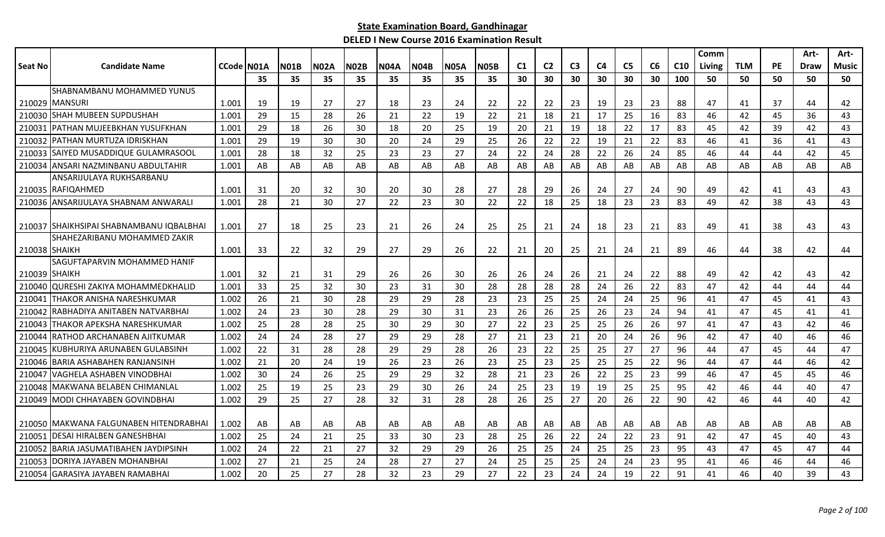**State Examination Board, Gandhinagar**

**DELED I New Course 2016 Examination Result**

| Seat No | Candidate Name | CCode | N01A | N01B | N02A | N02B | N04A | N04B | N05A | N05B | C1 | C2 | C3 | C4 | C5 | C6 | C10 | Comm Living | TLM | PE | Art-Draw | Art-Music |
|---|---|---|---|---|---|---|---|---|---|---|---|---|---|---|---|---|---|---|---|---|---|---|
| | | | 35 | 35 | 35 | 35 | 35 | 35 | 35 | 35 | 30 | 30 | 30 | 30 | 30 | 30 | 100 | 50 | 50 | 50 | 50 | 50 |
| 210029 | SHABNAMBANU MOHAMMED YUNUS MANSURI | 1.001 | 19 | 19 | 27 | 27 | 18 | 23 | 24 | 22 | 22 | 22 | 23 | 19 | 23 | 23 | 88 | 47 | 41 | 37 | 44 | 42 |
| 210030 | SHAH MUBEEN SUPDUSHAH | 1.001 | 29 | 15 | 28 | 26 | 21 | 22 | 19 | 22 | 21 | 18 | 21 | 17 | 25 | 16 | 83 | 46 | 42 | 45 | 36 | 43 |
| 210031 | PATHAN MUJEEBKHAN YUSUFKHAN | 1.001 | 29 | 18 | 26 | 30 | 18 | 20 | 25 | 19 | 20 | 21 | 19 | 18 | 22 | 17 | 83 | 45 | 42 | 39 | 42 | 43 |
| 210032 | PATHAN MURTUZA IDRISKHAN | 1.001 | 29 | 19 | 30 | 30 | 20 | 24 | 29 | 25 | 26 | 22 | 22 | 19 | 21 | 22 | 83 | 46 | 41 | 36 | 41 | 43 |
| 210033 | SAIYED MUSADDIQUE GULAMRASOOL | 1.001 | 28 | 18 | 32 | 25 | 23 | 23 | 27 | 24 | 22 | 24 | 28 | 22 | 26 | 24 | 85 | 46 | 44 | 44 | 42 | 45 |
| 210034 | ANSARI NAZMINBANU ABDULTAHIR | 1.001 | AB | AB | AB | AB | AB | AB | AB | AB | AB | AB | AB | AB | AB | AB | AB | AB | AB | AB | AB | AB |
| 210035 | ANSARIJULAYA RUKHSARBANU RAFIQAHMED | 1.001 | 31 | 20 | 32 | 30 | 20 | 30 | 28 | 27 | 28 | 29 | 26 | 24 | 27 | 24 | 90 | 49 | 42 | 41 | 43 | 43 |
| 210036 | ANSARIJULAYA SHABNAM ANWARALI | 1.001 | 28 | 21 | 30 | 27 | 22 | 23 | 30 | 22 | 22 | 18 | 25 | 18 | 23 | 23 | 83 | 49 | 42 | 38 | 43 | 43 |
| 210037 | SHAIKHSIPAI SHABNAMBANU IQBALBHAI | 1.001 | 27 | 18 | 25 | 23 | 21 | 26 | 24 | 25 | 25 | 21 | 24 | 18 | 23 | 21 | 83 | 49 | 41 | 38 | 43 | 43 |
| 210038 | SHAHEZARIBANU MOHAMMED ZAKIR SHAIKH | 1.001 | 33 | 22 | 32 | 29 | 27 | 29 | 26 | 22 | 21 | 20 | 25 | 21 | 24 | 21 | 89 | 46 | 44 | 38 | 42 | 44 |
| 210039 | SAGUFTAPARVIN MOHAMMED HANIF SHAIKH | 1.001 | 32 | 21 | 31 | 29 | 26 | 26 | 30 | 26 | 26 | 24 | 26 | 21 | 24 | 22 | 88 | 49 | 42 | 42 | 43 | 42 |
| 210040 | QURESHI ZAKIYA MOHAMMEDKHALID | 1.001 | 33 | 25 | 32 | 30 | 23 | 31 | 30 | 28 | 28 | 28 | 28 | 24 | 26 | 22 | 83 | 47 | 42 | 44 | 44 | 44 |
| 210041 | THAKOR ANISHA NARESHKUMAR | 1.002 | 26 | 21 | 30 | 28 | 29 | 29 | 28 | 23 | 23 | 25 | 25 | 24 | 24 | 25 | 96 | 41 | 47 | 45 | 41 | 43 |
| 210042 | RABHADIYA ANITABEN NATVARBHAI | 1.002 | 24 | 23 | 30 | 28 | 29 | 30 | 31 | 23 | 26 | 26 | 25 | 26 | 23 | 24 | 94 | 41 | 47 | 45 | 41 | 41 |
| 210043 | THAKOR APEKSHA NARESHKUMAR | 1.002 | 25 | 28 | 28 | 25 | 30 | 29 | 30 | 27 | 22 | 23 | 25 | 25 | 26 | 26 | 97 | 41 | 47 | 43 | 42 | 46 |
| 210044 | RATHOD ARCHANABEN AJITKUMAR | 1.002 | 24 | 24 | 28 | 27 | 29 | 29 | 28 | 27 | 21 | 23 | 21 | 20 | 24 | 26 | 96 | 42 | 47 | 40 | 46 | 46 |
| 210045 | KUBHURIYA ARUNABEN GULABSINH | 1.002 | 22 | 31 | 28 | 28 | 29 | 29 | 28 | 26 | 23 | 22 | 25 | 25 | 27 | 27 | 96 | 44 | 47 | 45 | 44 | 47 |
| 210046 | BARIA ASHABAHEN RANJANSINH | 1.002 | 21 | 20 | 24 | 19 | 26 | 23 | 26 | 23 | 25 | 23 | 25 | 25 | 25 | 22 | 96 | 44 | 47 | 44 | 46 | 42 |
| 210047 | VAGHELA ASHABEN VINODBHAI | 1.002 | 30 | 24 | 26 | 25 | 29 | 29 | 32 | 28 | 21 | 23 | 26 | 22 | 25 | 23 | 99 | 46 | 47 | 45 | 45 | 46 |
| 210048 | MAKWANA BELABEN CHIMANLAL | 1.002 | 25 | 19 | 25 | 23 | 29 | 30 | 26 | 24 | 25 | 23 | 19 | 19 | 25 | 25 | 95 | 42 | 46 | 44 | 40 | 47 |
| 210049 | MODI CHHAYABEN GOVINDBHAI | 1.002 | 29 | 25 | 27 | 28 | 32 | 31 | 28 | 28 | 26 | 25 | 27 | 20 | 26 | 22 | 90 | 42 | 46 | 44 | 40 | 42 |
| 210050 | MAKWANA FALGUNABEN HITENDRABHAI | 1.002 | AB | AB | AB | AB | AB | AB | AB | AB | AB | AB | AB | AB | AB | AB | AB | AB | AB | AB | AB | AB |
| 210051 | DESAI HIRALBEN GANESHBHAI | 1.002 | 25 | 24 | 21 | 25 | 33 | 30 | 23 | 28 | 25 | 26 | 22 | 24 | 22 | 23 | 91 | 42 | 47 | 45 | 40 | 43 |
| 210052 | BARIA JASUMATIBAHEN JAYDIPSINH | 1.002 | 24 | 22 | 21 | 27 | 32 | 29 | 29 | 26 | 25 | 25 | 24 | 25 | 25 | 23 | 95 | 43 | 47 | 45 | 47 | 44 |
| 210053 | DORIYA JAYABEN MOHANBHAI | 1.002 | 27 | 21 | 25 | 24 | 28 | 27 | 27 | 24 | 25 | 25 | 25 | 24 | 24 | 23 | 95 | 41 | 46 | 46 | 44 | 46 |
| 210054 | GARASIYA JAYABEN RAMABHAI | 1.002 | 20 | 25 | 27 | 28 | 32 | 23 | 29 | 27 | 22 | 23 | 24 | 24 | 19 | 22 | 91 | 41 | 46 | 40 | 39 | 43 |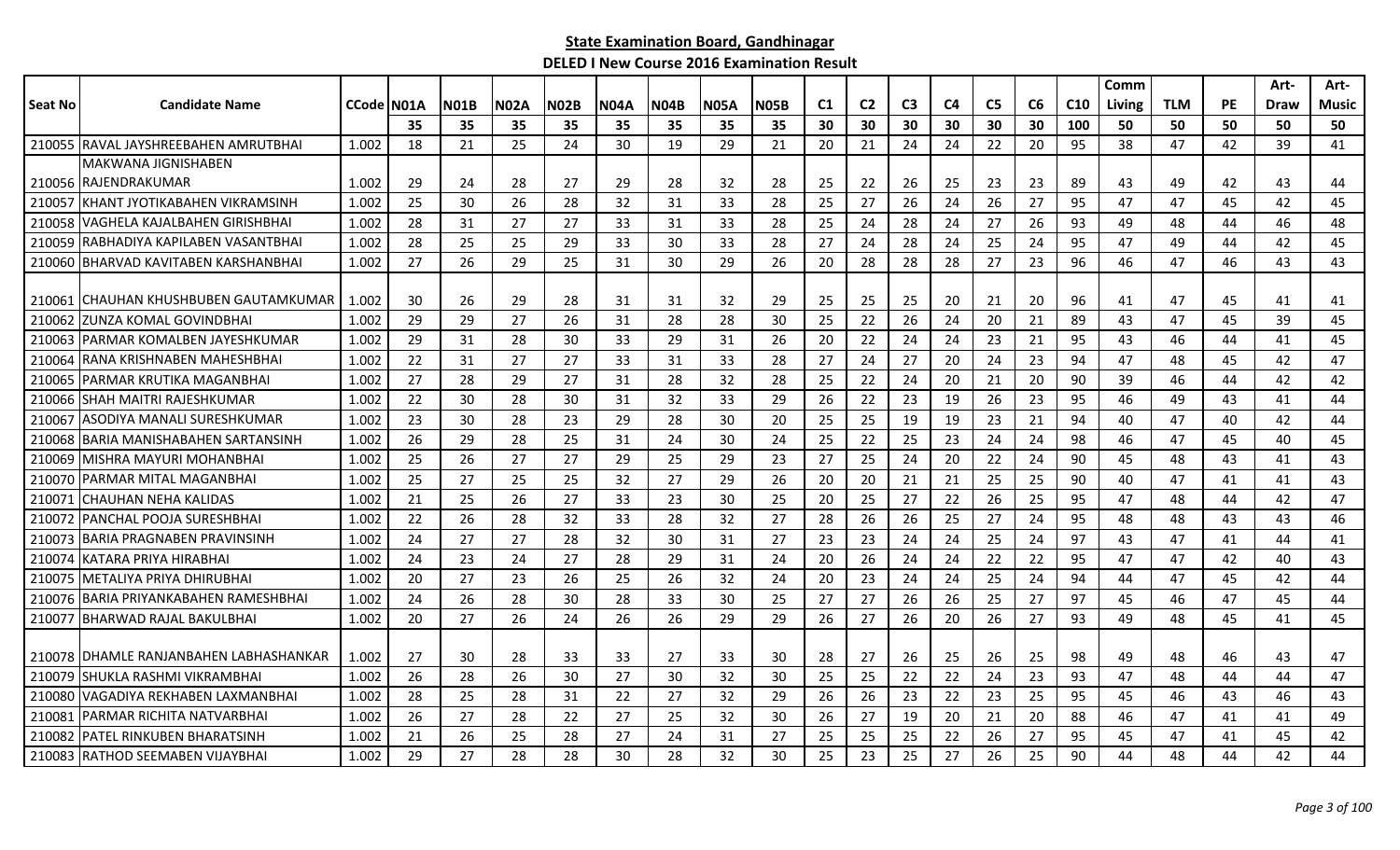**State Examination Board, Gandhinagar**

**DELED I New Course 2016 Examination Result**

| Seat No | Candidate Name | CCode | N01A | N01B | N02A | N02B | N04A | N04B | N05A | N05B | C1 | C2 | C3 | C4 | C5 | C6 | C10 | Comm Living | TLM | PE | Art-Draw | Art-Music |
|---|---|---|---|---|---|---|---|---|---|---|---|---|---|---|---|---|---|---|---|---|---|---|
| | | | 35 | 35 | 35 | 35 | 35 | 35 | 35 | 35 | 30 | 30 | 30 | 30 | 30 | 30 | 100 | 50 | 50 | 50 | 50 | 50 |
| 210055 | RAVAL JAYSHREEBAHEN AMRUTBHAI | 1.002 | 18 | 21 | 25 | 24 | 30 | 19 | 29 | 21 | 20 | 21 | 24 | 24 | 22 | 20 | 95 | 38 | 47 | 42 | 39 | 41 |
| 210056 | MAKWANA JIGNISHABEN RAJENDRAKUMAR | 1.002 | 29 | 24 | 28 | 27 | 29 | 28 | 32 | 28 | 25 | 22 | 26 | 25 | 23 | 23 | 89 | 43 | 49 | 42 | 43 | 44 |
| 210057 | KHANT JYOTIKABAHEN VIKRAMSINH | 1.002 | 25 | 30 | 26 | 28 | 32 | 31 | 33 | 28 | 25 | 27 | 26 | 24 | 26 | 27 | 95 | 47 | 47 | 45 | 42 | 45 |
| 210058 | VAGHELA KAJALBAHEN GIRISHBHAI | 1.002 | 28 | 31 | 27 | 27 | 33 | 31 | 33 | 28 | 25 | 24 | 28 | 24 | 27 | 26 | 93 | 49 | 48 | 44 | 46 | 48 |
| 210059 | RABHADIYA KAPILABEN VASANTBHAI | 1.002 | 28 | 25 | 25 | 29 | 33 | 30 | 33 | 28 | 27 | 24 | 28 | 24 | 25 | 24 | 95 | 47 | 49 | 44 | 42 | 45 |
| 210060 | BHARVAD KAVITABEN KARSHANBHAI | 1.002 | 27 | 26 | 29 | 25 | 31 | 30 | 29 | 26 | 20 | 28 | 28 | 28 | 27 | 23 | 96 | 46 | 47 | 46 | 43 | 43 |
| 210061 | CHAUHAN KHUSHBUBEN GAUTAMKUMAR | 1.002 | 30 | 26 | 29 | 28 | 31 | 31 | 32 | 29 | 25 | 25 | 25 | 20 | 21 | 20 | 96 | 41 | 47 | 45 | 41 | 41 |
| 210062 | ZUNZA KOMAL GOVINDBHAI | 1.002 | 29 | 29 | 27 | 26 | 31 | 28 | 28 | 30 | 25 | 22 | 26 | 24 | 20 | 21 | 89 | 43 | 47 | 45 | 39 | 45 |
| 210063 | PARMAR KOMALBEN JAYESHKUMAR | 1.002 | 29 | 31 | 28 | 30 | 33 | 29 | 31 | 26 | 20 | 22 | 24 | 24 | 23 | 21 | 95 | 43 | 46 | 44 | 41 | 45 |
| 210064 | RANA KRISHNABEN MAHESHBHAI | 1.002 | 22 | 31 | 27 | 27 | 33 | 31 | 33 | 28 | 27 | 24 | 27 | 20 | 24 | 23 | 94 | 47 | 48 | 45 | 42 | 47 |
| 210065 | PARMAR KRUTIKA MAGANBHAI | 1.002 | 27 | 28 | 29 | 27 | 31 | 28 | 32 | 28 | 25 | 22 | 24 | 20 | 21 | 20 | 90 | 39 | 46 | 44 | 42 | 42 |
| 210066 | SHAH MAITRI RAJESHKUMAR | 1.002 | 22 | 30 | 28 | 30 | 31 | 32 | 33 | 29 | 26 | 22 | 23 | 19 | 26 | 23 | 95 | 46 | 49 | 43 | 41 | 44 |
| 210067 | ASODIYA MANALI SURESHKUMAR | 1.002 | 23 | 30 | 28 | 23 | 29 | 28 | 30 | 20 | 25 | 25 | 19 | 19 | 23 | 21 | 94 | 40 | 47 | 40 | 42 | 44 |
| 210068 | BARIA MANISHABAHEN SARTANSINH | 1.002 | 26 | 29 | 28 | 25 | 31 | 24 | 30 | 24 | 25 | 22 | 25 | 23 | 24 | 24 | 98 | 46 | 47 | 45 | 40 | 45 |
| 210069 | MISHRA MAYURI MOHANBHAI | 1.002 | 25 | 26 | 27 | 27 | 29 | 25 | 29 | 23 | 27 | 25 | 24 | 20 | 22 | 24 | 90 | 45 | 48 | 43 | 41 | 43 |
| 210070 | PARMAR MITAL MAGANBHAI | 1.002 | 25 | 27 | 25 | 25 | 32 | 27 | 29 | 26 | 20 | 20 | 21 | 21 | 25 | 25 | 90 | 40 | 47 | 41 | 41 | 43 |
| 210071 | CHAUHAN NEHA KALIDAS | 1.002 | 21 | 25 | 26 | 27 | 33 | 23 | 30 | 25 | 20 | 25 | 27 | 22 | 26 | 25 | 95 | 47 | 48 | 44 | 42 | 47 |
| 210072 | PANCHAL POOJA SURESHBHAI | 1.002 | 22 | 26 | 28 | 32 | 33 | 28 | 32 | 27 | 28 | 26 | 26 | 25 | 27 | 24 | 95 | 48 | 48 | 43 | 43 | 46 |
| 210073 | BARIA PRAGNABEN PRAVINSINH | 1.002 | 24 | 27 | 27 | 28 | 32 | 30 | 31 | 27 | 23 | 23 | 24 | 24 | 25 | 24 | 97 | 43 | 47 | 41 | 44 | 41 |
| 210074 | KATARA PRIYA HIRABHAI | 1.002 | 24 | 23 | 24 | 27 | 28 | 29 | 31 | 24 | 20 | 26 | 24 | 24 | 22 | 22 | 95 | 47 | 47 | 42 | 40 | 43 |
| 210075 | METALIYA PRIYA DHIRUBHAI | 1.002 | 20 | 27 | 23 | 26 | 25 | 26 | 32 | 24 | 20 | 23 | 24 | 24 | 25 | 24 | 94 | 44 | 47 | 45 | 42 | 44 |
| 210076 | BARIA PRIYANKABAHEN RAMESHBHAI | 1.002 | 24 | 26 | 28 | 30 | 28 | 33 | 30 | 25 | 27 | 27 | 26 | 26 | 25 | 27 | 97 | 45 | 46 | 47 | 45 | 44 |
| 210077 | BHARWAD RAJAL BAKULBHAI | 1.002 | 20 | 27 | 26 | 24 | 26 | 26 | 29 | 29 | 26 | 27 | 26 | 20 | 26 | 27 | 93 | 49 | 48 | 45 | 41 | 45 |
| 210078 | DHAMLE RANJANBAHEN LABHASHANKAR | 1.002 | 27 | 30 | 28 | 33 | 33 | 27 | 33 | 30 | 28 | 27 | 26 | 25 | 26 | 25 | 98 | 49 | 48 | 46 | 43 | 47 |
| 210079 | SHUKLA RASHMI VIKRAMBHAI | 1.002 | 26 | 28 | 26 | 30 | 27 | 30 | 32 | 30 | 25 | 25 | 22 | 22 | 24 | 23 | 93 | 47 | 48 | 44 | 44 | 47 |
| 210080 | VAGADIYA REKHABEN LAXMANBHAI | 1.002 | 28 | 25 | 28 | 31 | 22 | 27 | 32 | 29 | 26 | 26 | 23 | 22 | 23 | 25 | 95 | 45 | 46 | 43 | 46 | 43 |
| 210081 | PARMAR RICHITA NATVARBHAI | 1.002 | 26 | 27 | 28 | 22 | 27 | 25 | 32 | 30 | 26 | 27 | 19 | 20 | 21 | 20 | 88 | 46 | 47 | 41 | 41 | 49 |
| 210082 | PATEL RINKUBEN BHARATSINH | 1.002 | 21 | 26 | 25 | 28 | 27 | 24 | 31 | 27 | 25 | 25 | 25 | 22 | 26 | 27 | 95 | 45 | 47 | 41 | 45 | 42 |
| 210083 | RATHOD SEEMABEN VIJAYBHAI | 1.002 | 29 | 27 | 28 | 28 | 30 | 28 | 32 | 30 | 25 | 23 | 25 | 27 | 26 | 25 | 90 | 44 | 48 | 44 | 42 | 44 |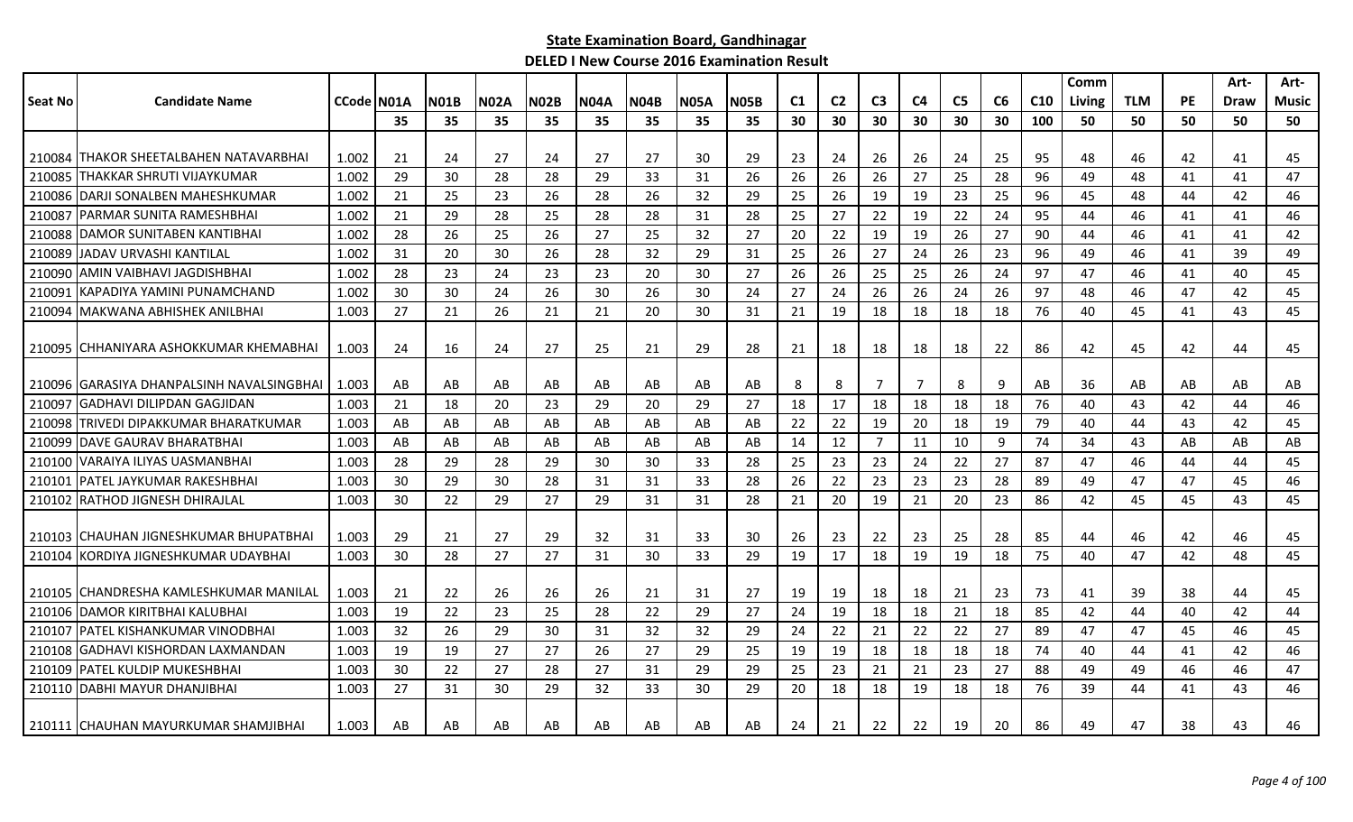**State Examination Board, Gandhinagar**

**DELED I New Course 2016 Examination Result**

| Seat No | Candidate Name | CCode | N01A | N01B | N02A | N02B | N04A | N04B | N05A | N05B | C1 | C2 | C3 | C4 | C5 | C6 | C10 | Comm Living | TLM | PE | Art-Draw | Art-Music |
|---|---|---|---|---|---|---|---|---|---|---|---|---|---|---|---|---|---|---|---|---|---|---|
| | | | 35 | 35 | 35 | 35 | 35 | 35 | 35 | 35 | 30 | 30 | 30 | 30 | 30 | 30 | 100 | 50 | 50 | 50 | 50 | 50 |
| 210084 | THAKOR SHEETALBAHEN NATAVARBHAI | 1.002 | 21 | 24 | 27 | 24 | 27 | 27 | 30 | 29 | 23 | 24 | 26 | 26 | 24 | 25 | 95 | 48 | 46 | 42 | 41 | 45 |
| 210085 | THAKKAR SHRUTI VIJAYKUMAR | 1.002 | 29 | 30 | 28 | 28 | 29 | 33 | 31 | 26 | 26 | 26 | 26 | 27 | 25 | 28 | 96 | 49 | 48 | 41 | 41 | 47 |
| 210086 | DARJI SONALBEN MAHESHKUMAR | 1.002 | 21 | 25 | 23 | 26 | 28 | 26 | 32 | 29 | 25 | 26 | 19 | 19 | 23 | 25 | 96 | 45 | 48 | 44 | 42 | 46 |
| 210087 | PARMAR SUNITA RAMESHBHAI | 1.002 | 21 | 29 | 28 | 25 | 28 | 28 | 31 | 28 | 25 | 27 | 22 | 19 | 22 | 24 | 95 | 44 | 46 | 41 | 41 | 46 |
| 210088 | DAMOR SUNITABEN KANTIBHAI | 1.002 | 28 | 26 | 25 | 26 | 27 | 25 | 32 | 27 | 20 | 22 | 19 | 19 | 26 | 27 | 90 | 44 | 46 | 41 | 41 | 42 |
| 210089 | JADAV URVASHI KANTILAL | 1.002 | 31 | 20 | 30 | 26 | 28 | 32 | 29 | 31 | 25 | 26 | 27 | 24 | 26 | 23 | 96 | 49 | 46 | 41 | 39 | 49 |
| 210090 | AMIN VAIBHAVI JAGDISHBHAI | 1.002 | 28 | 23 | 24 | 23 | 23 | 20 | 30 | 27 | 26 | 26 | 25 | 25 | 26 | 24 | 97 | 47 | 46 | 41 | 40 | 45 |
| 210091 | KAPADIYA YAMINI PUNAMCHAND | 1.002 | 30 | 30 | 24 | 26 | 30 | 26 | 30 | 24 | 27 | 24 | 26 | 26 | 24 | 26 | 97 | 48 | 46 | 47 | 42 | 45 |
| 210094 | MAKWANA ABHISHEK ANILBHAI | 1.003 | 27 | 21 | 26 | 21 | 21 | 20 | 30 | 31 | 21 | 19 | 18 | 18 | 18 | 18 | 76 | 40 | 45 | 41 | 43 | 45 |
| 210095 | CHHANIYARA ASHOKKUMAR KHEMABHAI | 1.003 | 24 | 16 | 24 | 27 | 25 | 21 | 29 | 28 | 21 | 18 | 18 | 18 | 18 | 22 | 86 | 42 | 45 | 42 | 44 | 45 |
| 210096 | GARASIYA DHANPALSINH NAVALSINGBHAI | 1.003 | AB | AB | AB | AB | AB | AB | AB | AB | 8 | 8 | 7 | 7 | 8 | 9 | AB | 36 | AB | AB | AB | AB |
| 210097 | GADHAVI DILIPDAN GAGJIDAN | 1.003 | 21 | 18 | 20 | 23 | 29 | 20 | 29 | 27 | 18 | 17 | 18 | 18 | 18 | 18 | 76 | 40 | 43 | 42 | 44 | 46 |
| 210098 | TRIVEDI DIPAKKUMAR BHARATKUMAR | 1.003 | AB | AB | AB | AB | AB | AB | AB | AB | 22 | 22 | 19 | 20 | 18 | 19 | 79 | 40 | 44 | 43 | 42 | 45 |
| 210099 | DAVE GAURAV BHARATBHAI | 1.003 | AB | AB | AB | AB | AB | AB | AB | AB | 14 | 12 | 7 | 11 | 10 | 9 | 74 | 34 | 43 | AB | AB | AB |
| 210100 | VARAIYA ILIYAS UASMANBHAI | 1.003 | 28 | 29 | 28 | 29 | 30 | 30 | 33 | 28 | 25 | 23 | 23 | 24 | 22 | 27 | 87 | 47 | 46 | 44 | 44 | 45 |
| 210101 | PATEL JAYKUMAR RAKESHBHAI | 1.003 | 30 | 29 | 30 | 28 | 31 | 31 | 33 | 28 | 26 | 22 | 23 | 23 | 23 | 28 | 89 | 49 | 47 | 47 | 45 | 46 |
| 210102 | RATHOD JIGNESH DHIRAJLAL | 1.003 | 30 | 22 | 29 | 27 | 29 | 31 | 31 | 28 | 21 | 20 | 19 | 21 | 20 | 23 | 86 | 42 | 45 | 45 | 43 | 45 |
| 210103 | CHAUHAN JIGNESHKUMAR BHUPATBHAI | 1.003 | 29 | 21 | 27 | 29 | 32 | 31 | 33 | 30 | 26 | 23 | 22 | 23 | 25 | 28 | 85 | 44 | 46 | 42 | 46 | 45 |
| 210104 | KORDIYA JIGNESHKUMAR UDAYBHAI | 1.003 | 30 | 28 | 27 | 27 | 31 | 30 | 33 | 29 | 19 | 17 | 18 | 19 | 19 | 18 | 75 | 40 | 47 | 42 | 48 | 45 |
| 210105 | CHANDRESHA KAMLESHKUMAR MANILAL | 1.003 | 21 | 22 | 26 | 26 | 26 | 21 | 31 | 27 | 19 | 19 | 18 | 18 | 21 | 23 | 73 | 41 | 39 | 38 | 44 | 45 |
| 210106 | DAMOR KIRITBHAI KALUBHAI | 1.003 | 19 | 22 | 23 | 25 | 28 | 22 | 29 | 27 | 24 | 19 | 18 | 18 | 21 | 18 | 85 | 42 | 44 | 40 | 42 | 44 |
| 210107 | PATEL KISHANKUMAR VINODBHAI | 1.003 | 32 | 26 | 29 | 30 | 31 | 32 | 32 | 29 | 24 | 22 | 21 | 22 | 22 | 27 | 89 | 47 | 47 | 45 | 46 | 45 |
| 210108 | GADHAVI KISHORDAN LAXMANDAN | 1.003 | 19 | 19 | 27 | 27 | 26 | 27 | 29 | 25 | 19 | 19 | 18 | 18 | 18 | 18 | 74 | 40 | 44 | 41 | 42 | 46 |
| 210109 | PATEL KULDIP MUKESHBHAI | 1.003 | 30 | 22 | 27 | 28 | 27 | 31 | 29 | 29 | 25 | 23 | 21 | 21 | 23 | 27 | 88 | 49 | 49 | 46 | 46 | 47 |
| 210110 | DABHI MAYUR DHANJIBHAI | 1.003 | 27 | 31 | 30 | 29 | 32 | 33 | 30 | 29 | 20 | 18 | 18 | 19 | 18 | 18 | 76 | 39 | 44 | 41 | 43 | 46 |
| 210111 | CHAUHAN MAYURKUMAR SHAMJIBHAI | 1.003 | AB | AB | AB | AB | AB | AB | AB | AB | 24 | 21 | 22 | 22 | 19 | 20 | 86 | 49 | 47 | 38 | 43 | 46 |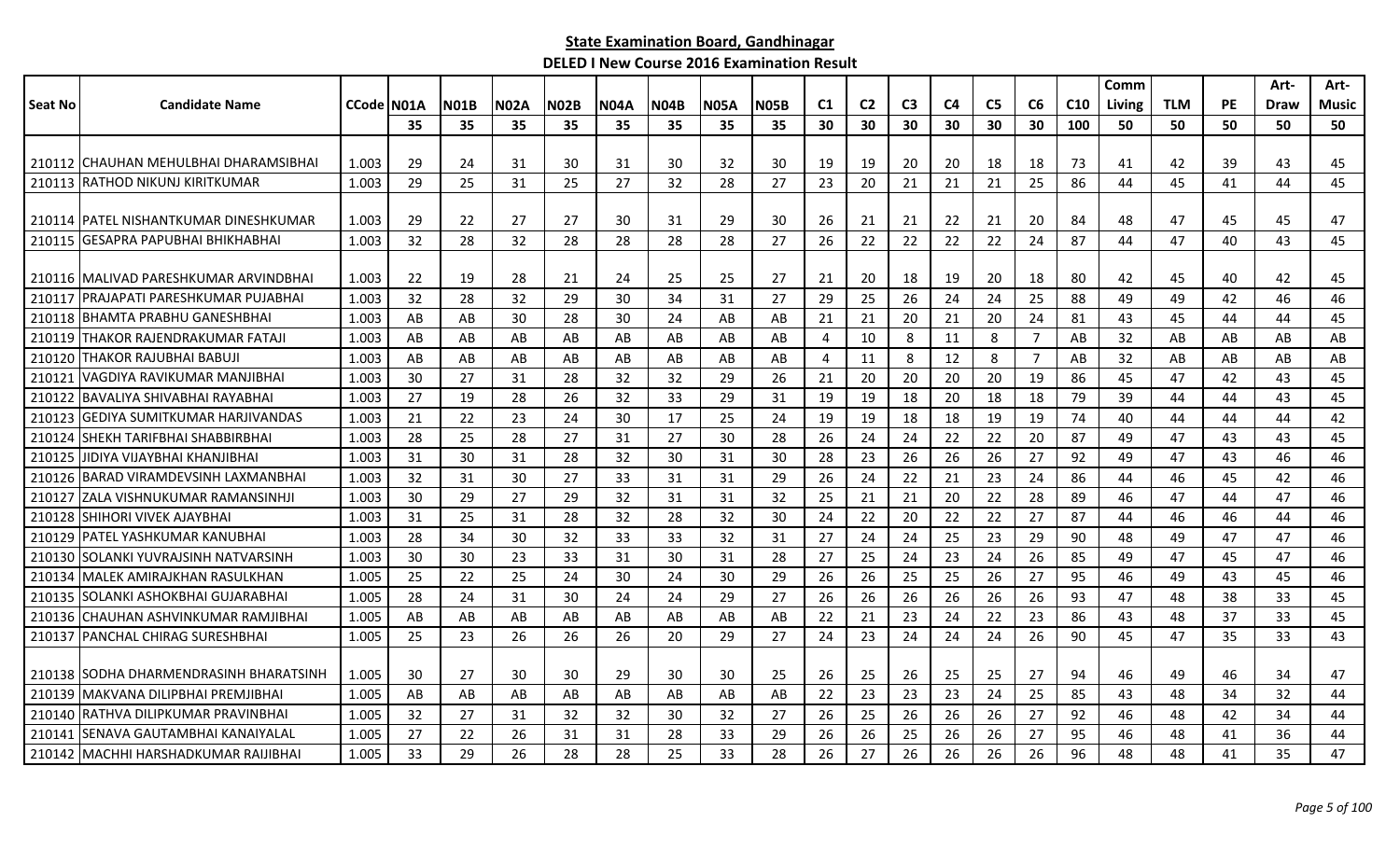## State Examination Board, Gandhinagar

### DELED I New Course 2016 Examination Result

| Seat No | Candidate Name | CCode | N01A | N01B | N02A | N02B | N04A | N04B | N05A | N05B | C1 | C2 | C3 | C4 | C5 | C6 | C10 | Comm Living | TLM | PE | Art-Draw | Art-Music |
|---|---|---|---|---|---|---|---|---|---|---|---|---|---|---|---|---|---|---|---|---|---|---|
| | | | 35 | 35 | 35 | 35 | 35 | 35 | 35 | 35 | 30 | 30 | 30 | 30 | 30 | 30 | 100 | 50 | 50 | 50 | 50 | 50 |
| 210112 | CHAUHAN MEHULBHAI DHARAMSIBHAI | 1.003 | 29 | 24 | 31 | 30 | 31 | 30 | 32 | 30 | 19 | 19 | 20 | 20 | 18 | 18 | 73 | 41 | 42 | 39 | 43 | 45 |
| 210113 | RATHOD NIKUNJ KIRITKUMAR | 1.003 | 29 | 25 | 31 | 25 | 27 | 32 | 28 | 27 | 23 | 20 | 21 | 21 | 21 | 25 | 86 | 44 | 45 | 41 | 44 | 45 |
| 210114 | PATEL NISHANTKUMAR DINESHKUMAR | 1.003 | 29 | 22 | 27 | 27 | 30 | 31 | 29 | 30 | 26 | 21 | 21 | 22 | 21 | 20 | 84 | 48 | 47 | 45 | 45 | 47 |
| 210115 | GESAPRA PAPUBHAI BHIKHABHAI | 1.003 | 32 | 28 | 32 | 28 | 28 | 28 | 28 | 27 | 26 | 22 | 22 | 22 | 22 | 24 | 87 | 44 | 47 | 40 | 43 | 45 |
| 210116 | MALIVAD PARESHKUMAR ARVINDBHAI | 1.003 | 22 | 19 | 28 | 21 | 24 | 25 | 25 | 27 | 21 | 20 | 18 | 19 | 20 | 18 | 80 | 42 | 45 | 40 | 42 | 45 |
| 210117 | PRAJAPATI PARESHKUMAR PUJABHAI | 1.003 | 32 | 28 | 32 | 29 | 30 | 34 | 31 | 27 | 29 | 25 | 26 | 24 | 24 | 25 | 88 | 49 | 49 | 42 | 46 | 46 |
| 210118 | BHAMTA PRABHU GANESHBHAI | 1.003 | AB | AB | 30 | 28 | 30 | 24 | AB | AB | 21 | 21 | 20 | 21 | 20 | 24 | 81 | 43 | 45 | 44 | 44 | 45 |
| 210119 | THAKOR RAJENDRAKUMAR FATAJI | 1.003 | AB | AB | AB | AB | AB | AB | AB | AB | 4 | 10 | 8 | 11 | 8 | 7 | AB | 32 | AB | AB | AB | AB |
| 210120 | THAKOR RAJUBHAI BABUJI | 1.003 | AB | AB | AB | AB | AB | AB | AB | AB | 4 | 11 | 8 | 12 | 8 | 7 | AB | 32 | AB | AB | AB | AB |
| 210121 | VAGDIYA RAVIKUMAR MANJIBHAI | 1.003 | 30 | 27 | 31 | 28 | 32 | 32 | 29 | 26 | 21 | 20 | 20 | 20 | 20 | 19 | 86 | 45 | 47 | 42 | 43 | 45 |
| 210122 | BAVALIYA SHIVABHAI RAYABHAI | 1.003 | 27 | 19 | 28 | 26 | 32 | 33 | 29 | 31 | 19 | 19 | 18 | 20 | 18 | 18 | 79 | 39 | 44 | 44 | 43 | 45 |
| 210123 | GEDIYA SUMITKUMAR HARJIVANDAS | 1.003 | 21 | 22 | 23 | 24 | 30 | 17 | 25 | 24 | 19 | 19 | 18 | 18 | 19 | 19 | 74 | 40 | 44 | 44 | 44 | 42 |
| 210124 | SHEKH TARIFBHAI SHABBIRBHAI | 1.003 | 28 | 25 | 28 | 27 | 31 | 27 | 30 | 28 | 26 | 24 | 24 | 22 | 22 | 20 | 87 | 49 | 47 | 43 | 43 | 45 |
| 210125 | JIDIYA VIJAYBHAI KHANJIBHAI | 1.003 | 31 | 30 | 31 | 28 | 32 | 30 | 31 | 30 | 28 | 23 | 26 | 26 | 26 | 27 | 92 | 49 | 47 | 43 | 46 | 46 |
| 210126 | BARAD VIRAMDEVSINH LAXMANBHAI | 1.003 | 32 | 31 | 30 | 27 | 33 | 31 | 31 | 29 | 26 | 24 | 22 | 21 | 23 | 24 | 86 | 44 | 46 | 45 | 42 | 46 |
| 210127 | ZALA VISHNUKUMAR RAMANSINHJI | 1.003 | 30 | 29 | 27 | 29 | 32 | 31 | 31 | 32 | 25 | 21 | 21 | 20 | 22 | 28 | 89 | 46 | 47 | 44 | 47 | 46 |
| 210128 | SHIHORI VIVEK AJAYBHAI | 1.003 | 31 | 25 | 31 | 28 | 32 | 28 | 32 | 30 | 24 | 22 | 20 | 22 | 22 | 27 | 87 | 44 | 46 | 46 | 44 | 46 |
| 210129 | PATEL YASHKUMAR KANUBHAI | 1.003 | 28 | 34 | 30 | 32 | 33 | 33 | 32 | 31 | 27 | 24 | 24 | 25 | 23 | 29 | 90 | 48 | 49 | 47 | 47 | 46 |
| 210130 | SOLANKI YUVRAJSINH NATVARSINH | 1.003 | 30 | 30 | 23 | 33 | 31 | 30 | 31 | 28 | 27 | 25 | 24 | 23 | 24 | 26 | 85 | 49 | 47 | 45 | 47 | 46 |
| 210134 | MALEK AMIRAJKHAN RASULKHAN | 1.005 | 25 | 22 | 25 | 24 | 30 | 24 | 30 | 29 | 26 | 26 | 25 | 25 | 26 | 27 | 95 | 46 | 49 | 43 | 45 | 46 |
| 210135 | SOLANKI ASHOKBHAI GUJARABHAI | 1.005 | 28 | 24 | 31 | 30 | 24 | 24 | 29 | 27 | 26 | 26 | 26 | 26 | 26 | 26 | 93 | 47 | 48 | 38 | 33 | 45 |
| 210136 | CHAUHAN ASHVINKUMAR RAMJIBHAI | 1.005 | AB | AB | AB | AB | AB | AB | AB | AB | 22 | 21 | 23 | 24 | 22 | 23 | 86 | 43 | 48 | 37 | 33 | 45 |
| 210137 | PANCHAL CHIRAG SURESHBHAI | 1.005 | 25 | 23 | 26 | 26 | 26 | 20 | 29 | 27 | 24 | 23 | 24 | 24 | 24 | 26 | 90 | 45 | 47 | 35 | 33 | 43 |
| 210138 | SODHA DHARMENDRASINH BHARATSINH | 1.005 | 30 | 27 | 30 | 30 | 29 | 30 | 30 | 25 | 26 | 25 | 26 | 25 | 25 | 27 | 94 | 46 | 49 | 46 | 34 | 47 |
| 210139 | MAKVANA DILIPBHAI PREMJIBHAI | 1.005 | AB | AB | AB | AB | AB | AB | AB | AB | 22 | 23 | 23 | 23 | 24 | 25 | 85 | 43 | 48 | 34 | 32 | 44 |
| 210140 | RATHVA DILIPKUMAR PRAVINBHAI | 1.005 | 32 | 27 | 31 | 32 | 32 | 30 | 32 | 27 | 26 | 25 | 26 | 26 | 26 | 27 | 92 | 46 | 48 | 42 | 34 | 44 |
| 210141 | SENAVA GAUTAMBHAI KANAIYALAL | 1.005 | 27 | 22 | 26 | 31 | 31 | 28 | 33 | 29 | 26 | 26 | 25 | 26 | 26 | 27 | 95 | 46 | 48 | 41 | 36 | 44 |
| 210142 | MACHHI HARSHADKUMAR RAIJIBHAI | 1.005 | 33 | 29 | 26 | 28 | 28 | 25 | 33 | 28 | 26 | 27 | 26 | 26 | 26 | 26 | 96 | 48 | 48 | 41 | 35 | 47 |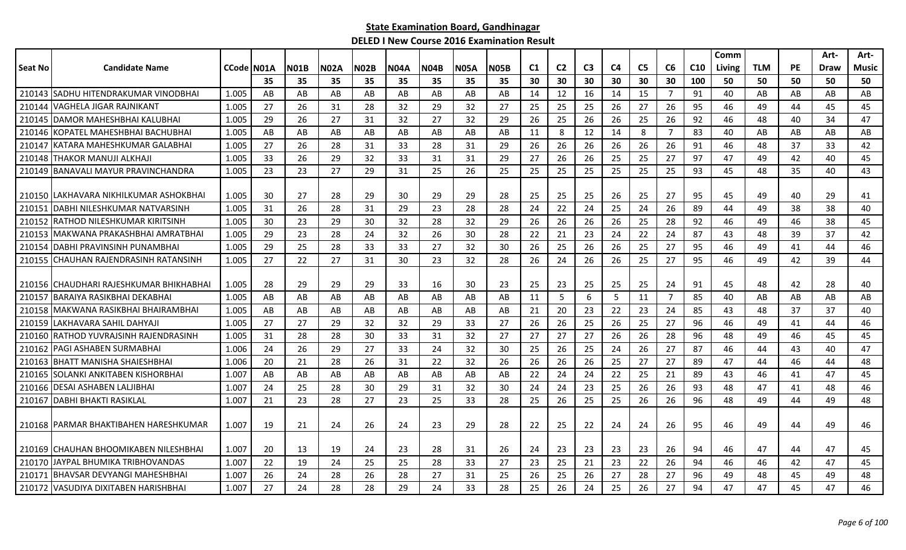**State Examination Board, Gandhinagar**

**DELED I New Course 2016 Examination Result**

| Seat No | Candidate Name | CCode | N01A | N01B | N02A | N02B | N04A | N04B | N05A | N05B | C1 | C2 | C3 | C4 | C5 | C6 | C10 | Comm Living | TLM | PE | Art-Draw | Art-Music |
|---|---|---|---|---|---|---|---|---|---|---|---|---|---|---|---|---|---|---|---|---|---|---|
| | | | 35 | 35 | 35 | 35 | 35 | 35 | 35 | 35 | 30 | 30 | 30 | 30 | 30 | 30 | 100 | 50 | 50 | 50 | 50 | 50 |
| 210143 | SADHU HITENDRAKUMAR VINODBHAI | 1.005 | AB | AB | AB | AB | AB | AB | AB | AB | 14 | 12 | 16 | 14 | 15 | 7 | 91 | 40 | AB | AB | AB | AB |
| 210144 | VAGHELA JIGAR RAJNIKANT | 1.005 | 27 | 26 | 31 | 28 | 32 | 29 | 32 | 27 | 25 | 25 | 25 | 26 | 27 | 26 | 95 | 46 | 49 | 44 | 45 | 45 |
| 210145 | DAMOR MAHESHBHAI KALUBHAI | 1.005 | 29 | 26 | 27 | 31 | 32 | 27 | 32 | 29 | 26 | 25 | 26 | 26 | 25 | 26 | 92 | 46 | 48 | 40 | 34 | 47 |
| 210146 | KOPATEL MAHESHBHAI BACHUBHAI | 1.005 | AB | AB | AB | AB | AB | AB | AB | AB | 11 | 8 | 12 | 14 | 8 | 7 | 83 | 40 | AB | AB | AB | AB |
| 210147 | KATARA MAHESHKUMAR GALABHAI | 1.005 | 27 | 26 | 28 | 31 | 33 | 28 | 31 | 29 | 26 | 26 | 26 | 26 | 26 | 26 | 91 | 46 | 48 | 37 | 33 | 42 |
| 210148 | THAKOR MANUJI ALKHAJI | 1.005 | 33 | 26 | 29 | 32 | 33 | 31 | 31 | 29 | 27 | 26 | 26 | 25 | 25 | 27 | 97 | 47 | 49 | 42 | 40 | 45 |
| 210149 | BANAVALI MAYUR PRAVINCHANDRA | 1.005 | 23 | 23 | 27 | 29 | 31 | 25 | 26 | 25 | 25 | 25 | 25 | 25 | 25 | 25 | 93 | 45 | 48 | 35 | 40 | 43 |
| 210150 | LAKHAVARA NIKHILKUMAR ASHOKBHAI | 1.005 | 30 | 27 | 28 | 29 | 30 | 29 | 29 | 28 | 25 | 25 | 25 | 26 | 25 | 27 | 95 | 45 | 49 | 40 | 29 | 41 |
| 210151 | DABHI NILESHKUMAR NATVARSINH | 1.005 | 31 | 26 | 28 | 31 | 29 | 23 | 28 | 28 | 24 | 22 | 24 | 25 | 24 | 26 | 89 | 44 | 49 | 38 | 38 | 40 |
| 210152 | RATHOD NILESHKUMAR KIRITSINH | 1.005 | 30 | 23 | 29 | 30 | 32 | 28 | 32 | 29 | 26 | 26 | 26 | 26 | 25 | 28 | 92 | 46 | 49 | 46 | 38 | 45 |
| 210153 | MAKWANA PRAKASHBHAI AMRATBHAI | 1.005 | 29 | 23 | 28 | 24 | 32 | 26 | 30 | 28 | 22 | 21 | 23 | 24 | 22 | 24 | 87 | 43 | 48 | 39 | 37 | 42 |
| 210154 | DABHI PRAVINSINH PUNAMBHAI | 1.005 | 29 | 25 | 28 | 33 | 33 | 27 | 32 | 30 | 26 | 25 | 26 | 26 | 25 | 27 | 95 | 46 | 49 | 41 | 44 | 46 |
| 210155 | CHAUHAN RAJENDRASINH RATANSINH | 1.005 | 27 | 22 | 27 | 31 | 30 | 23 | 32 | 28 | 26 | 24 | 26 | 26 | 25 | 27 | 95 | 46 | 49 | 42 | 39 | 44 |
| 210156 | CHAUDHARI RAJESHKUMAR BHIKHABHAI | 1.005 | 28 | 29 | 29 | 29 | 33 | 16 | 30 | 23 | 25 | 23 | 25 | 25 | 25 | 24 | 91 | 45 | 48 | 42 | 28 | 40 |
| 210157 | BARAIYA RASIKBHAI DEKABHAI | 1.005 | AB | AB | AB | AB | AB | AB | AB | AB | 11 | 5 | 6 | 5 | 11 | 7 | 85 | 40 | AB | AB | AB | AB |
| 210158 | MAKWANA RASIKBHAI BHAIRAMBHAI | 1.005 | AB | AB | AB | AB | AB | AB | AB | AB | 21 | 20 | 23 | 22 | 23 | 24 | 85 | 43 | 48 | 37 | 37 | 40 |
| 210159 | LAKHAVARA SAHIL DAHYAJI | 1.005 | 27 | 27 | 29 | 32 | 32 | 29 | 33 | 27 | 26 | 26 | 25 | 26 | 25 | 27 | 96 | 46 | 49 | 41 | 44 | 46 |
| 210160 | RATHOD YUVRAJSINH RAJENDRASINH | 1.005 | 31 | 28 | 28 | 30 | 33 | 31 | 32 | 27 | 27 | 27 | 27 | 26 | 26 | 28 | 96 | 48 | 49 | 46 | 45 | 45 |
| 210162 | PAGI ASHABEN SURMABHAI | 1.006 | 24 | 26 | 29 | 27 | 33 | 24 | 32 | 30 | 25 | 26 | 25 | 24 | 26 | 27 | 87 | 46 | 44 | 43 | 40 | 47 |
| 210163 | BHATT MANISHA SHAIESHBHAI | 1.006 | 20 | 21 | 28 | 26 | 31 | 22 | 32 | 26 | 26 | 26 | 26 | 25 | 27 | 27 | 89 | 47 | 44 | 46 | 44 | 48 |
| 210165 | SOLANKI ANKITABEN KISHORBHAI | 1.007 | AB | AB | AB | AB | AB | AB | AB | AB | 22 | 24 | 24 | 22 | 25 | 21 | 89 | 43 | 46 | 41 | 47 | 45 |
| 210166 | DESAI ASHABEN LALJIBHAI | 1.007 | 24 | 25 | 28 | 30 | 29 | 31 | 32 | 30 | 24 | 24 | 23 | 25 | 26 | 26 | 93 | 48 | 47 | 41 | 48 | 46 |
| 210167 | DABHI BHAKTI RASIKLAL | 1.007 | 21 | 23 | 28 | 27 | 23 | 25 | 33 | 28 | 25 | 26 | 25 | 25 | 26 | 26 | 96 | 48 | 49 | 44 | 49 | 48 |
| 210168 | PARMAR BHAKTIBAHEN HARESHKUMAR | 1.007 | 19 | 21 | 24 | 26 | 24 | 23 | 29 | 28 | 22 | 25 | 22 | 24 | 24 | 26 | 95 | 46 | 49 | 44 | 49 | 46 |
| 210169 | CHAUHAN BHOOMIKABEN NILESHBHAI | 1.007 | 20 | 13 | 19 | 24 | 23 | 28 | 31 | 26 | 24 | 23 | 23 | 23 | 23 | 26 | 94 | 46 | 47 | 44 | 47 | 45 |
| 210170 | JAYPAL BHUMIKA TRIBHOVANDAS | 1.007 | 22 | 19 | 24 | 25 | 25 | 28 | 33 | 27 | 23 | 25 | 21 | 23 | 22 | 26 | 94 | 46 | 46 | 42 | 47 | 45 |
| 210171 | BHAVSAR DEVYANGI MAHESHBHAI | 1.007 | 26 | 24 | 28 | 26 | 28 | 27 | 31 | 25 | 26 | 25 | 26 | 27 | 28 | 27 | 96 | 49 | 48 | 45 | 49 | 48 |
| 210172 | VASUDIYA DIXITABEN HARISHBHAI | 1.007 | 27 | 24 | 28 | 28 | 29 | 24 | 33 | 28 | 25 | 26 | 24 | 25 | 26 | 27 | 94 | 47 | 47 | 45 | 47 | 46 |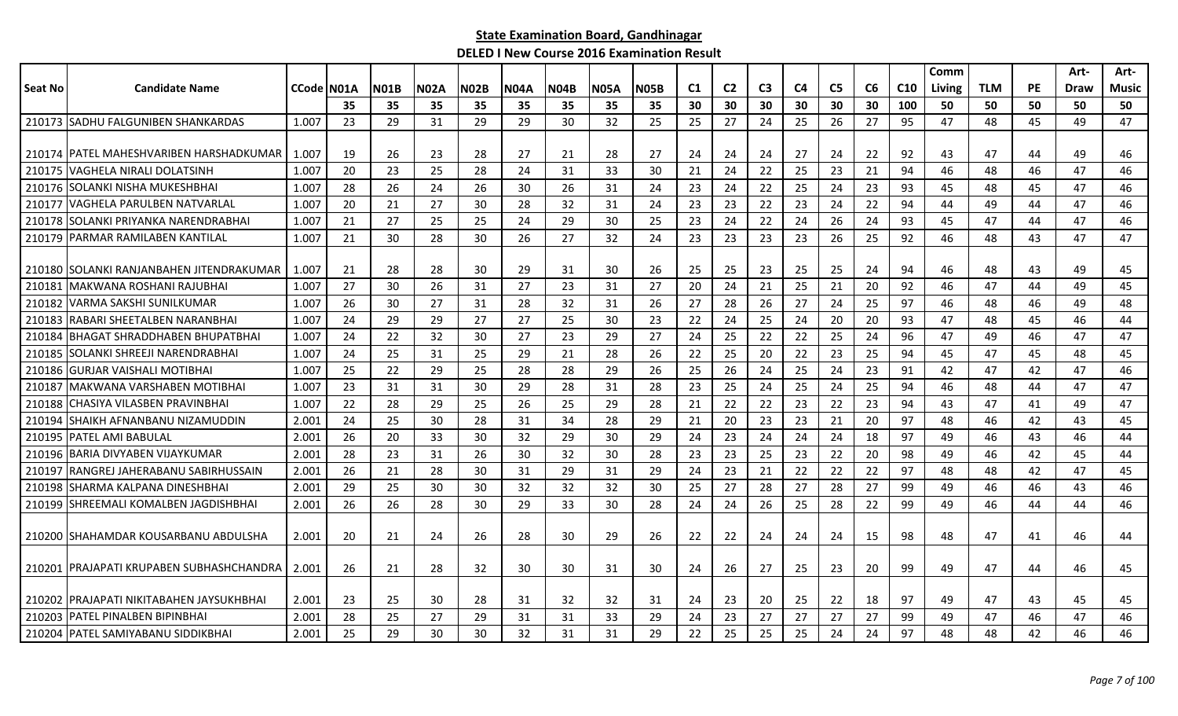**State Examination Board, Gandhinagar**

**DELED I New Course 2016 Examination Result**

| Seat No | Candidate Name | CCode | N01A | N01B | N02A | N02B | N04A | N04B | N05A | N05B | C1 | C2 | C3 | C4 | C5 | C6 | C10 | Comm Living | TLM | PE | Art-Draw | Art-Music |
|---|---|---|---|---|---|---|---|---|---|---|---|---|---|---|---|---|---|---|---|---|---|---|
| | | | 35 | 35 | 35 | 35 | 35 | 35 | 35 | 35 | 30 | 30 | 30 | 30 | 30 | 30 | 100 | 50 | 50 | 50 | 50 | 50 |
| 210173 | SADHU FALGUNIBEN SHANKARDAS | 1.007 | 23 | 29 | 31 | 29 | 29 | 30 | 32 | 25 | 25 | 27 | 24 | 25 | 26 | 27 | 95 | 47 | 48 | 45 | 49 | 47 |
| 210174 | PATEL MAHESHVARIBEN HARSHADKUMAR | 1.007 | 19 | 26 | 23 | 28 | 27 | 21 | 28 | 27 | 24 | 24 | 24 | 27 | 24 | 22 | 92 | 43 | 47 | 44 | 49 | 46 |
| 210175 | VAGHELA NIRALI DOLATSINH | 1.007 | 20 | 23 | 25 | 28 | 24 | 31 | 33 | 30 | 21 | 24 | 22 | 25 | 23 | 21 | 94 | 46 | 48 | 46 | 47 | 46 |
| 210176 | SOLANKI NISHA MUKESHBHAI | 1.007 | 28 | 26 | 24 | 26 | 30 | 26 | 31 | 24 | 23 | 24 | 22 | 25 | 24 | 23 | 93 | 45 | 48 | 45 | 47 | 46 |
| 210177 | VAGHELA PARULBEN NATVARLAL | 1.007 | 20 | 21 | 27 | 30 | 28 | 32 | 31 | 24 | 23 | 23 | 22 | 23 | 24 | 22 | 94 | 44 | 49 | 44 | 47 | 46 |
| 210178 | SOLANKI PRIYANKA NARENDRABHAI | 1.007 | 21 | 27 | 25 | 25 | 24 | 29 | 30 | 25 | 23 | 24 | 22 | 24 | 26 | 24 | 93 | 45 | 47 | 44 | 47 | 46 |
| 210179 | PARMAR RAMILABEN KANTILAL | 1.007 | 21 | 30 | 28 | 30 | 26 | 27 | 32 | 24 | 23 | 23 | 23 | 23 | 26 | 25 | 92 | 46 | 48 | 43 | 47 | 47 |
| 210180 | SOLANKI RANJANBAHEN JITENDRAKUMAR | 1.007 | 21 | 28 | 28 | 30 | 29 | 31 | 30 | 26 | 25 | 25 | 23 | 25 | 25 | 24 | 94 | 46 | 48 | 43 | 49 | 45 |
| 210181 | MAKWANA ROSHANI RAJUBHAI | 1.007 | 27 | 30 | 26 | 31 | 27 | 23 | 31 | 27 | 20 | 24 | 21 | 25 | 21 | 20 | 92 | 46 | 47 | 44 | 49 | 45 |
| 210182 | VARMA SAKSHI SUNILKUMAR | 1.007 | 26 | 30 | 27 | 31 | 28 | 32 | 31 | 26 | 27 | 28 | 26 | 27 | 24 | 25 | 97 | 46 | 48 | 46 | 49 | 48 |
| 210183 | RABARI SHEETALBEN NARANBHAI | 1.007 | 24 | 29 | 29 | 27 | 27 | 25 | 30 | 23 | 22 | 24 | 25 | 24 | 20 | 20 | 93 | 47 | 48 | 45 | 46 | 44 |
| 210184 | BHAGAT SHRADDHABEN BHUPATBHAI | 1.007 | 24 | 22 | 32 | 30 | 27 | 23 | 29 | 27 | 24 | 25 | 22 | 22 | 25 | 24 | 96 | 47 | 49 | 46 | 47 | 47 |
| 210185 | SOLANKI SHREEJI NARENDRABHAI | 1.007 | 24 | 25 | 31 | 25 | 29 | 21 | 28 | 26 | 22 | 25 | 20 | 22 | 23 | 25 | 94 | 45 | 47 | 45 | 48 | 45 |
| 210186 | GURJAR VAISHALI MOTIBHAI | 1.007 | 25 | 22 | 29 | 25 | 28 | 28 | 29 | 26 | 25 | 26 | 24 | 25 | 24 | 23 | 91 | 42 | 47 | 42 | 47 | 46 |
| 210187 | MAKWANA VARSHABEN MOTIBHAI | 1.007 | 23 | 31 | 31 | 30 | 29 | 28 | 31 | 28 | 23 | 25 | 24 | 25 | 24 | 25 | 94 | 46 | 48 | 44 | 47 | 47 |
| 210188 | CHASIYA VILASBEN PRAVINBHAI | 1.007 | 22 | 28 | 29 | 25 | 26 | 25 | 29 | 28 | 21 | 22 | 22 | 23 | 22 | 23 | 94 | 43 | 47 | 41 | 49 | 47 |
| 210194 | SHAIKH AFNANBANU NIZAMUDDIN | 2.001 | 24 | 25 | 30 | 28 | 31 | 34 | 28 | 29 | 21 | 20 | 23 | 23 | 21 | 20 | 97 | 48 | 46 | 42 | 43 | 45 |
| 210195 | PATEL AMI BABULAL | 2.001 | 26 | 20 | 33 | 30 | 32 | 29 | 30 | 29 | 24 | 23 | 24 | 24 | 24 | 18 | 97 | 49 | 46 | 43 | 46 | 44 |
| 210196 | BARIA DIVYABEN VIJAYKUMAR | 2.001 | 28 | 23 | 31 | 26 | 30 | 32 | 30 | 28 | 23 | 23 | 25 | 23 | 22 | 20 | 98 | 49 | 46 | 42 | 45 | 44 |
| 210197 | RANGREJ JAHERABANU SABIRHUSSAIN | 2.001 | 26 | 21 | 28 | 30 | 31 | 29 | 31 | 29 | 24 | 23 | 21 | 22 | 22 | 22 | 97 | 48 | 48 | 42 | 47 | 45 |
| 210198 | SHARMA KALPANA DINESHBHAI | 2.001 | 29 | 25 | 30 | 30 | 32 | 32 | 32 | 30 | 25 | 27 | 28 | 27 | 28 | 27 | 99 | 49 | 46 | 46 | 43 | 46 |
| 210199 | SHREEMALI KOMALBEN JAGDISHBHAI | 2.001 | 26 | 26 | 28 | 30 | 29 | 33 | 30 | 28 | 24 | 24 | 26 | 25 | 28 | 22 | 99 | 49 | 46 | 44 | 44 | 46 |
| 210200 | SHAHAMDAR KOUSARBANU ABDULSHA | 2.001 | 20 | 21 | 24 | 26 | 28 | 30 | 29 | 26 | 22 | 22 | 24 | 24 | 24 | 15 | 98 | 48 | 47 | 41 | 46 | 44 |
| 210201 | PRAJAPATI KRUPABEN SUBHASHCHANDRA | 2.001 | 26 | 21 | 28 | 32 | 30 | 30 | 31 | 30 | 24 | 26 | 27 | 25 | 23 | 20 | 99 | 49 | 47 | 44 | 46 | 45 |
| 210202 | PRAJAPATI NIKITABAHEN JAYSUKHBHAI | 2.001 | 23 | 25 | 30 | 28 | 31 | 32 | 32 | 31 | 24 | 23 | 20 | 25 | 22 | 18 | 97 | 49 | 47 | 43 | 45 | 45 |
| 210203 | PATEL PINALBEN BIPINBHAI | 2.001 | 28 | 25 | 27 | 29 | 31 | 31 | 33 | 29 | 24 | 23 | 27 | 27 | 27 | 27 | 99 | 49 | 47 | 46 | 47 | 46 |
| 210204 | PATEL SAMIYABANU SIDDIKBHAI | 2.001 | 25 | 29 | 30 | 30 | 32 | 31 | 31 | 29 | 22 | 25 | 25 | 25 | 24 | 24 | 97 | 48 | 48 | 42 | 46 | 46 |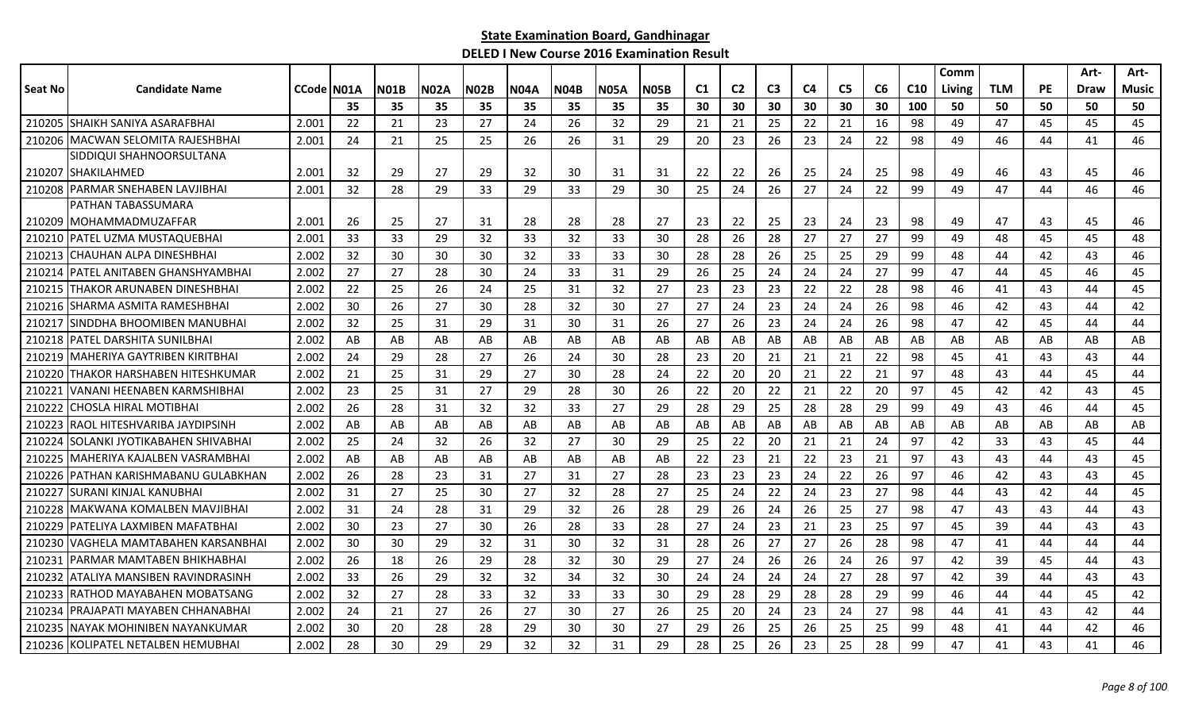## State Examination Board, Gandhinagar

### DELED I New Course 2016 Examination Result

| Seat No | Candidate Name | CCode | N01A | N01B | N02A | N02B | N04A | N04B | N05A | N05B | C1 | C2 | C3 | C4 | C5 | C6 | C10 | Comm Living | TLM | PE | Art-Draw | Art-Music |
|---|---|---|---|---|---|---|---|---|---|---|---|---|---|---|---|---|---|---|---|---|---|---|
| | | | 35 | 35 | 35 | 35 | 35 | 35 | 35 | 35 | 30 | 30 | 30 | 30 | 30 | 30 | 100 | 50 | 50 | 50 | 50 | 50 |
| 210205 | SHAIKH SANIYA ASARAFBHAI | 2.001 | 22 | 21 | 23 | 27 | 24 | 26 | 32 | 29 | 21 | 21 | 25 | 22 | 21 | 16 | 98 | 49 | 47 | 45 | 45 | 45 |
| 210206 | MACWAN SELOMITA RAJESHBHAI | 2.001 | 24 | 21 | 25 | 25 | 26 | 26 | 31 | 29 | 20 | 23 | 26 | 23 | 24 | 22 | 98 | 49 | 46 | 44 | 41 | 46 |
| 210207 | SIDDIQUI SHAHNOORSULTANA SHAKILAHMED | 2.001 | 32 | 29 | 27 | 29 | 32 | 30 | 31 | 31 | 22 | 22 | 26 | 25 | 24 | 25 | 98 | 49 | 46 | 43 | 45 | 46 |
| 210208 | PARMAR SNEHABEN LAVJIBHAI | 2.001 | 32 | 28 | 29 | 33 | 29 | 33 | 29 | 30 | 25 | 24 | 26 | 27 | 24 | 22 | 99 | 49 | 47 | 44 | 46 | 46 |
| 210209 | PATHAN TABASSUMARA MOHAMMADMUZAFFAR | 2.001 | 26 | 25 | 27 | 31 | 28 | 28 | 28 | 27 | 23 | 22 | 25 | 23 | 24 | 23 | 98 | 49 | 47 | 43 | 45 | 46 |
| 210210 | PATEL UZMA MUSTAQUEBHAI | 2.001 | 33 | 33 | 29 | 32 | 33 | 32 | 33 | 30 | 28 | 26 | 28 | 27 | 27 | 27 | 99 | 49 | 48 | 45 | 45 | 48 |
| 210213 | CHAUHAN ALPA DINESHBHAI | 2.002 | 32 | 30 | 30 | 30 | 32 | 33 | 33 | 30 | 28 | 28 | 26 | 25 | 25 | 29 | 99 | 48 | 44 | 42 | 43 | 46 |
| 210214 | PATEL ANITABEN GHANSHYAMBHAI | 2.002 | 27 | 27 | 28 | 30 | 24 | 33 | 31 | 29 | 26 | 25 | 24 | 24 | 24 | 27 | 99 | 47 | 44 | 45 | 46 | 45 |
| 210215 | THAKOR ARUNABEN DINESHBHAI | 2.002 | 22 | 25 | 26 | 24 | 25 | 31 | 32 | 27 | 23 | 23 | 23 | 22 | 22 | 28 | 98 | 46 | 41 | 43 | 44 | 45 |
| 210216 | SHARMA ASMITA RAMESHBHAI | 2.002 | 30 | 26 | 27 | 30 | 28 | 32 | 30 | 27 | 27 | 24 | 23 | 24 | 24 | 26 | 98 | 46 | 42 | 43 | 44 | 42 |
| 210217 | SINDDHA BHOOMIBEN MANUBHAI | 2.002 | 32 | 25 | 31 | 29 | 31 | 30 | 31 | 26 | 27 | 26 | 23 | 24 | 24 | 26 | 98 | 47 | 42 | 45 | 44 | 44 |
| 210218 | PATEL DARSHITA SUNILBHAI | 2.002 | AB | AB | AB | AB | AB | AB | AB | AB | AB | AB | AB | AB | AB | AB | AB | AB | AB | AB | AB | AB |
| 210219 | MAHERIYA GAYTRIBEN KIRITBHAI | 2.002 | 24 | 29 | 28 | 27 | 26 | 24 | 30 | 28 | 23 | 20 | 21 | 21 | 21 | 22 | 98 | 45 | 41 | 43 | 43 | 44 |
| 210220 | THAKOR HARSHABEN HITESHKUMAR | 2.002 | 21 | 25 | 31 | 29 | 27 | 30 | 28 | 24 | 22 | 20 | 20 | 21 | 22 | 21 | 97 | 48 | 43 | 44 | 45 | 44 |
| 210221 | VANANI HEENABEN KARMSHIBHAI | 2.002 | 23 | 25 | 31 | 27 | 29 | 28 | 30 | 26 | 22 | 20 | 22 | 21 | 22 | 20 | 97 | 45 | 42 | 42 | 43 | 45 |
| 210222 | CHOSLA HIRAL MOTIBHAI | 2.002 | 26 | 28 | 31 | 32 | 32 | 33 | 27 | 29 | 28 | 29 | 25 | 28 | 28 | 29 | 99 | 49 | 43 | 46 | 44 | 45 |
| 210223 | RAOL HITESHVARIBA JAYDIPSINH | 2.002 | AB | AB | AB | AB | AB | AB | AB | AB | AB | AB | AB | AB | AB | AB | AB | AB | AB | AB | AB | AB |
| 210224 | SOLANKI JYOTIKABAHEN SHIVABHAI | 2.002 | 25 | 24 | 32 | 26 | 32 | 27 | 30 | 29 | 25 | 22 | 20 | 21 | 21 | 24 | 97 | 42 | 33 | 43 | 45 | 44 |
| 210225 | MAHERIYA KAJALBEN VASRAMBHAI | 2.002 | AB | AB | AB | AB | AB | AB | AB | AB | 22 | 23 | 21 | 22 | 23 | 21 | 97 | 43 | 43 | 44 | 43 | 45 |
| 210226 | PATHAN KARISHMABANU GULABKHAN | 2.002 | 26 | 28 | 23 | 31 | 27 | 31 | 27 | 28 | 23 | 23 | 23 | 24 | 22 | 26 | 97 | 46 | 42 | 43 | 43 | 45 |
| 210227 | SURANI KINJAL KANUBHAI | 2.002 | 31 | 27 | 25 | 30 | 27 | 32 | 28 | 27 | 25 | 24 | 22 | 24 | 23 | 27 | 98 | 44 | 43 | 42 | 44 | 45 |
| 210228 | MAKWANA KOMALBEN MAVJIBHAI | 2.002 | 31 | 24 | 28 | 31 | 29 | 32 | 26 | 28 | 29 | 26 | 24 | 26 | 25 | 27 | 98 | 47 | 43 | 43 | 44 | 43 |
| 210229 | PATELIYA LAXMIBEN MAFATBHAI | 2.002 | 30 | 23 | 27 | 30 | 26 | 28 | 33 | 28 | 27 | 24 | 23 | 21 | 23 | 25 | 97 | 45 | 39 | 44 | 43 | 43 |
| 210230 | VAGHELA MAMTABAHEN KARSANBHAI | 2.002 | 30 | 30 | 29 | 32 | 31 | 30 | 32 | 31 | 28 | 26 | 27 | 27 | 26 | 28 | 98 | 47 | 41 | 44 | 44 | 44 |
| 210231 | PARMAR MAMTABEN BHIKHABHAI | 2.002 | 26 | 18 | 26 | 29 | 28 | 32 | 30 | 29 | 27 | 24 | 26 | 26 | 24 | 26 | 97 | 42 | 39 | 45 | 44 | 43 |
| 210232 | ATALIYA MANSIBEN RAVINDRASINH | 2.002 | 33 | 26 | 29 | 32 | 32 | 34 | 32 | 30 | 24 | 24 | 24 | 24 | 27 | 28 | 97 | 42 | 39 | 44 | 43 | 43 |
| 210233 | RATHOD MAYABAHEN MOBATSANG | 2.002 | 32 | 27 | 28 | 33 | 32 | 33 | 33 | 30 | 29 | 28 | 29 | 28 | 28 | 29 | 99 | 46 | 44 | 44 | 45 | 42 |
| 210234 | PRAJAPATI MAYABEN CHHANABHAI | 2.002 | 24 | 21 | 27 | 26 | 27 | 30 | 27 | 26 | 25 | 20 | 24 | 23 | 24 | 27 | 98 | 44 | 41 | 43 | 42 | 44 |
| 210235 | NAYAK MOHINIBEN NAYANKUMAR | 2.002 | 30 | 20 | 28 | 28 | 29 | 30 | 30 | 27 | 29 | 26 | 25 | 26 | 25 | 25 | 99 | 48 | 41 | 44 | 42 | 46 |
| 210236 | KOLIPATEL NETALBEN HEMUBHAI | 2.002 | 28 | 30 | 29 | 29 | 32 | 32 | 31 | 29 | 28 | 25 | 26 | 23 | 25 | 28 | 99 | 47 | 41 | 43 | 41 | 46 |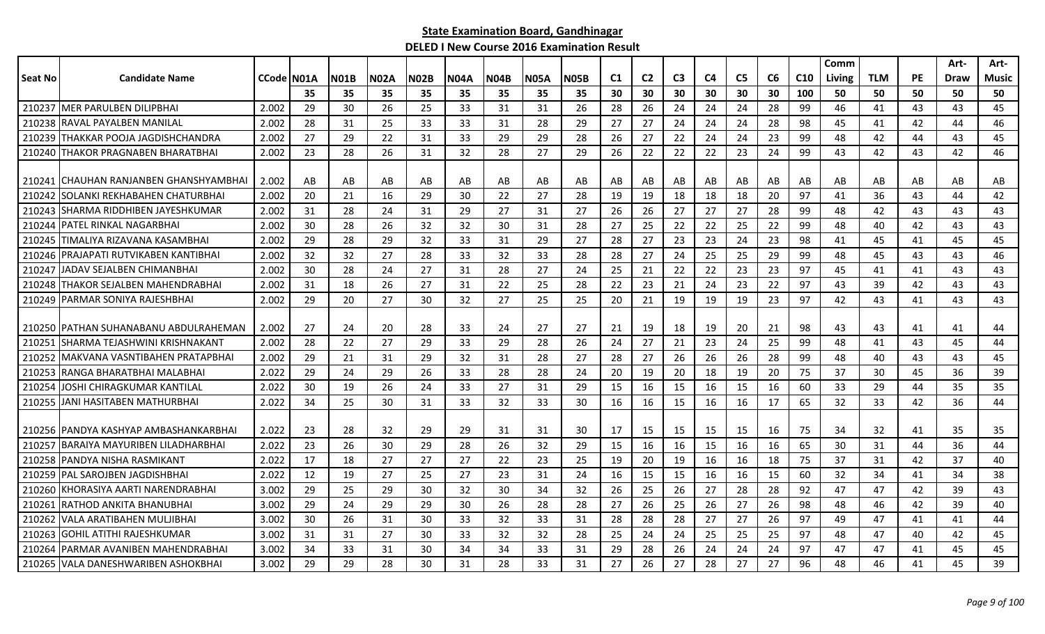**State Examination Board, Gandhinagar**

**DELED I New Course 2016 Examination Result**

| Seat No | Candidate Name | CCode | N01A | N01B | N02A | N02B | N04A | N04B | N05A | N05B | C1 | C2 | C3 | C4 | C5 | C6 | C10 | Comm Living | TLM | PE | Art-Draw | Art-Music |
|---|---|---|---|---|---|---|---|---|---|---|---|---|---|---|---|---|---|---|---|---|---|---|
| | | | 35 | 35 | 35 | 35 | 35 | 35 | 35 | 35 | 30 | 30 | 30 | 30 | 30 | 30 | 100 | 50 | 50 | 50 | 50 | 50 |
| 210237 | MER PARULBEN DILIPBHAI | 2.002 | 29 | 30 | 26 | 25 | 33 | 31 | 31 | 26 | 28 | 26 | 24 | 24 | 24 | 28 | 99 | 46 | 41 | 43 | 43 | 45 |
| 210238 | RAVAL PAYALBEN MANILAL | 2.002 | 28 | 31 | 25 | 33 | 33 | 31 | 28 | 29 | 27 | 27 | 24 | 24 | 24 | 28 | 98 | 45 | 41 | 42 | 44 | 46 |
| 210239 | THAKKAR POOJA JAGDISHCHANDRA | 2.002 | 27 | 29 | 22 | 31 | 33 | 29 | 29 | 28 | 26 | 27 | 22 | 24 | 24 | 23 | 99 | 48 | 42 | 44 | 43 | 45 |
| 210240 | THAKOR PRAGNABEN BHARATBHAI | 2.002 | 23 | 28 | 26 | 31 | 32 | 28 | 27 | 29 | 26 | 22 | 22 | 22 | 23 | 24 | 99 | 43 | 42 | 43 | 42 | 46 |
| 210241 | CHAUHAN RANJANBEN GHANSHYAMBHAI | 2.002 | AB | AB | AB | AB | AB | AB | AB | AB | AB | AB | AB | AB | AB | AB | AB | AB | AB | AB | AB | AB |
| 210242 | SOLANKI REKHABAHEN CHATURBHAI | 2.002 | 20 | 21 | 16 | 29 | 30 | 22 | 27 | 28 | 19 | 19 | 18 | 18 | 18 | 20 | 97 | 41 | 36 | 43 | 44 | 42 |
| 210243 | SHARMA RIDDHIBEN JAYESHKUMAR | 2.002 | 31 | 28 | 24 | 31 | 29 | 27 | 31 | 27 | 26 | 26 | 27 | 27 | 27 | 28 | 99 | 48 | 42 | 43 | 43 | 43 |
| 210244 | PATEL RINKAL NAGARBHAI | 2.002 | 30 | 28 | 26 | 32 | 32 | 30 | 31 | 28 | 27 | 25 | 22 | 22 | 25 | 22 | 99 | 48 | 40 | 42 | 43 | 43 |
| 210245 | TIMALIYA RIZAVANA KASAMBHAI | 2.002 | 29 | 28 | 29 | 32 | 33 | 31 | 29 | 27 | 28 | 27 | 23 | 23 | 24 | 23 | 98 | 41 | 45 | 41 | 45 | 45 |
| 210246 | PRAJAPATI RUTVIKABEN KANTIBHAI | 2.002 | 32 | 32 | 27 | 28 | 33 | 32 | 33 | 28 | 28 | 27 | 24 | 25 | 25 | 29 | 99 | 48 | 45 | 43 | 43 | 46 |
| 210247 | JADAV SEJALBEN CHIMANBHAI | 2.002 | 30 | 28 | 24 | 27 | 31 | 28 | 27 | 24 | 25 | 21 | 22 | 22 | 23 | 23 | 97 | 45 | 41 | 41 | 43 | 43 |
| 210248 | THAKOR SEJALBEN MAHENDRABHAI | 2.002 | 31 | 18 | 26 | 27 | 31 | 22 | 25 | 28 | 22 | 23 | 21 | 24 | 23 | 22 | 97 | 43 | 39 | 42 | 43 | 43 |
| 210249 | PARMAR SONIYA RAJESHBHAI | 2.002 | 29 | 20 | 27 | 30 | 32 | 27 | 25 | 25 | 20 | 21 | 19 | 19 | 19 | 23 | 97 | 42 | 43 | 41 | 43 | 43 |
| 210250 | PATHAN SUHANABANU ABDULRAHEMAN | 2.002 | 27 | 24 | 20 | 28 | 33 | 24 | 27 | 27 | 21 | 19 | 18 | 19 | 20 | 21 | 98 | 43 | 43 | 41 | 41 | 44 |
| 210251 | SHARMA TEJASHWINI KRISHNAKANT | 2.002 | 28 | 22 | 27 | 29 | 33 | 29 | 28 | 26 | 24 | 27 | 21 | 23 | 24 | 25 | 99 | 48 | 41 | 43 | 45 | 44 |
| 210252 | MAKVANA VASNTIBAHEN PRATAPBHAI | 2.002 | 29 | 21 | 31 | 29 | 32 | 31 | 28 | 27 | 28 | 27 | 26 | 26 | 26 | 28 | 99 | 48 | 40 | 43 | 43 | 45 |
| 210253 | RANGA BHARATBHAI MALABHAI | 2.022 | 29 | 24 | 29 | 26 | 33 | 28 | 28 | 24 | 20 | 19 | 20 | 18 | 19 | 20 | 75 | 37 | 30 | 45 | 36 | 39 |
| 210254 | JOSHI CHIRAGKUMAR KANTILAL | 2.022 | 30 | 19 | 26 | 24 | 33 | 27 | 31 | 29 | 15 | 16 | 15 | 16 | 15 | 16 | 60 | 33 | 29 | 44 | 35 | 35 |
| 210255 | JANI HASITABEN MATHURBHAI | 2.022 | 34 | 25 | 30 | 31 | 33 | 32 | 33 | 30 | 16 | 16 | 15 | 16 | 16 | 17 | 65 | 32 | 33 | 42 | 36 | 44 |
| 210256 | PANDYA KASHYAP AMBASHANKARBHAI | 2.022 | 23 | 28 | 32 | 29 | 29 | 31 | 31 | 30 | 17 | 15 | 15 | 15 | 15 | 16 | 75 | 34 | 32 | 41 | 35 | 35 |
| 210257 | BARAIYA MAYURIBEN LILADHARBHAI | 2.022 | 23 | 26 | 30 | 29 | 28 | 26 | 32 | 29 | 15 | 16 | 16 | 15 | 16 | 16 | 65 | 30 | 31 | 44 | 36 | 44 |
| 210258 | PANDYA NISHA RASMIKANT | 2.022 | 17 | 18 | 27 | 27 | 27 | 22 | 23 | 25 | 19 | 20 | 19 | 16 | 16 | 18 | 75 | 37 | 31 | 42 | 37 | 40 |
| 210259 | PAL SAROJBEN JAGDISHBHAI | 2.022 | 12 | 19 | 27 | 25 | 27 | 23 | 31 | 24 | 16 | 15 | 15 | 16 | 16 | 15 | 60 | 32 | 34 | 41 | 34 | 38 |
| 210260 | KHORASIYA AARTI NARENDRABHAI | 3.002 | 29 | 25 | 29 | 30 | 32 | 30 | 34 | 32 | 26 | 25 | 26 | 27 | 28 | 28 | 92 | 47 | 47 | 42 | 39 | 43 |
| 210261 | RATHOD ANKITA BHANUBHAI | 3.002 | 29 | 24 | 29 | 29 | 30 | 26 | 28 | 28 | 27 | 26 | 25 | 26 | 27 | 26 | 98 | 48 | 46 | 42 | 39 | 40 |
| 210262 | VALA ARATIBAHEN MULJIBHAI | 3.002 | 30 | 26 | 31 | 30 | 33 | 32 | 33 | 31 | 28 | 28 | 28 | 27 | 27 | 26 | 97 | 49 | 47 | 41 | 41 | 44 |
| 210263 | GOHIL ATITHI RAJESHKUMAR | 3.002 | 31 | 31 | 27 | 30 | 33 | 32 | 32 | 28 | 25 | 24 | 24 | 25 | 25 | 25 | 97 | 48 | 47 | 40 | 42 | 45 |
| 210264 | PARMAR AVANIBEN MAHENDRABHAI | 3.002 | 34 | 33 | 31 | 30 | 34 | 34 | 33 | 31 | 29 | 28 | 26 | 24 | 24 | 24 | 97 | 47 | 47 | 41 | 45 | 45 |
| 210265 | VALA DANESHWARIBEN ASHOKBHAI | 3.002 | 29 | 29 | 28 | 30 | 31 | 28 | 33 | 31 | 27 | 26 | 27 | 28 | 27 | 27 | 96 | 48 | 46 | 41 | 45 | 39 |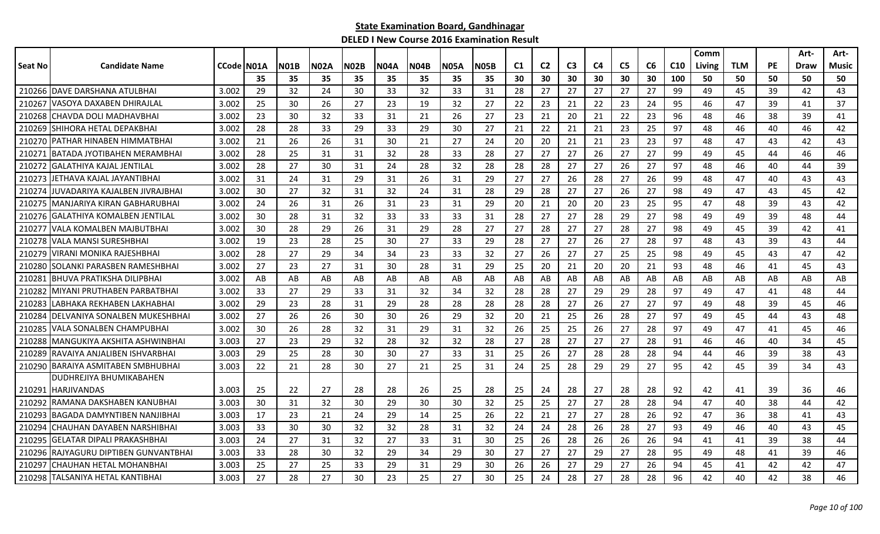# State Examination Board, Gandhinagar

## DELED I New Course 2016 Examination Result

| Seat No | Candidate Name | CCode | N01A | N01B | N02A | N02B | N04A | N04B | N05A | N05B | C1 | C2 | C3 | C4 | C5 | C6 | C10 | Comm Living | TLM | PE | Art-Draw | Art-Music |
|---|---|---|---|---|---|---|---|---|---|---|---|---|---|---|---|---|---|---|---|---|---|---|
| | | | 35 | 35 | 35 | 35 | 35 | 35 | 35 | 35 | 30 | 30 | 30 | 30 | 30 | 30 | 100 | 50 | 50 | 50 | 50 | 50 |
| 210266 | DAVE DARSHANA ATULBHAI | 3.002 | 29 | 32 | 24 | 30 | 33 | 32 | 33 | 31 | 28 | 27 | 27 | 27 | 27 | 27 | 99 | 49 | 45 | 39 | 42 | 43 |
| 210267 | VASOYA DAXABEN DHIRAJLAL | 3.002 | 25 | 30 | 26 | 27 | 23 | 19 | 32 | 27 | 22 | 23 | 21 | 22 | 23 | 24 | 95 | 46 | 47 | 39 | 41 | 37 |
| 210268 | CHAVDA DOLI MADHAVBHAI | 3.002 | 23 | 30 | 32 | 33 | 31 | 21 | 26 | 27 | 23 | 21 | 20 | 21 | 22 | 23 | 96 | 48 | 46 | 38 | 39 | 41 |
| 210269 | SHIHORA HETAL DEPAKBHAI | 3.002 | 28 | 28 | 33 | 29 | 33 | 29 | 30 | 27 | 21 | 22 | 21 | 21 | 23 | 25 | 97 | 48 | 46 | 40 | 46 | 42 |
| 210270 | PATHAR HINABEN HIMMATBHAI | 3.002 | 21 | 26 | 26 | 31 | 30 | 21 | 27 | 24 | 20 | 20 | 21 | 21 | 23 | 23 | 97 | 48 | 47 | 43 | 42 | 43 |
| 210271 | BATADA JYOTIBAHEN MERAMBHAI | 3.002 | 28 | 25 | 31 | 31 | 32 | 28 | 33 | 28 | 27 | 27 | 27 | 26 | 27 | 27 | 99 | 49 | 45 | 44 | 46 | 46 |
| 210272 | GALATHIYA KAJAL JENTILAL | 3.002 | 28 | 27 | 30 | 31 | 24 | 28 | 32 | 28 | 28 | 28 | 27 | 27 | 26 | 27 | 97 | 48 | 46 | 40 | 44 | 39 |
| 210273 | JETHAVA KAJAL JAYANTIBHAI | 3.002 | 31 | 24 | 31 | 29 | 31 | 26 | 31 | 29 | 27 | 27 | 26 | 28 | 27 | 26 | 99 | 48 | 47 | 40 | 43 | 43 |
| 210274 | JUVADARIYA KAJALBEN JIVRAJBHAI | 3.002 | 30 | 27 | 32 | 31 | 32 | 24 | 31 | 28 | 29 | 28 | 27 | 27 | 26 | 27 | 98 | 49 | 47 | 43 | 45 | 42 |
| 210275 | MANJARIYA KIRAN GABHARUBHAI | 3.002 | 24 | 26 | 31 | 26 | 31 | 23 | 31 | 29 | 20 | 21 | 20 | 20 | 23 | 25 | 95 | 47 | 48 | 39 | 43 | 42 |
| 210276 | GALATHIYA KOMALBEN JENTILAL | 3.002 | 30 | 28 | 31 | 32 | 33 | 33 | 33 | 31 | 28 | 27 | 27 | 28 | 29 | 27 | 98 | 49 | 49 | 39 | 48 | 44 |
| 210277 | VALA KOMALBEN MAJBUTBHAI | 3.002 | 30 | 28 | 29 | 26 | 31 | 29 | 28 | 27 | 27 | 28 | 27 | 27 | 28 | 27 | 98 | 49 | 45 | 39 | 42 | 41 |
| 210278 | VALA MANSI SURESHBHAI | 3.002 | 19 | 23 | 28 | 25 | 30 | 27 | 33 | 29 | 28 | 27 | 27 | 26 | 27 | 28 | 97 | 48 | 43 | 39 | 43 | 44 |
| 210279 | VIRANI MONIKA RAJESHBHAI | 3.002 | 28 | 27 | 29 | 34 | 34 | 23 | 33 | 32 | 27 | 26 | 27 | 27 | 25 | 25 | 98 | 49 | 45 | 43 | 47 | 42 |
| 210280 | SOLANKI PARASBEN RAMESHBHAI | 3.002 | 27 | 23 | 27 | 31 | 30 | 28 | 31 | 29 | 25 | 20 | 21 | 20 | 20 | 21 | 93 | 48 | 46 | 41 | 45 | 43 |
| 210281 | BHUVA PRATIKSHA DILIPBHAI | 3.002 | AB | AB | AB | AB | AB | AB | AB | AB | AB | AB | AB | AB | AB | AB | AB | AB | AB | AB | AB | AB |
| 210282 | MIYANI PRUTHABEN PARBATBHAI | 3.002 | 33 | 27 | 29 | 33 | 31 | 32 | 34 | 32 | 28 | 28 | 27 | 29 | 29 | 28 | 97 | 49 | 47 | 41 | 48 | 44 |
| 210283 | LABHAKA REKHABEN LAKHABHAI | 3.002 | 29 | 23 | 28 | 31 | 29 | 28 | 28 | 28 | 28 | 28 | 27 | 26 | 27 | 27 | 97 | 49 | 48 | 39 | 45 | 46 |
| 210284 | DELVANIYA SONALBEN MUKESHBHAI | 3.002 | 27 | 26 | 26 | 30 | 30 | 26 | 29 | 32 | 20 | 21 | 25 | 26 | 28 | 27 | 97 | 49 | 45 | 44 | 43 | 48 |
| 210285 | VALA SONALBEN CHAMPUBHAI | 3.002 | 30 | 26 | 28 | 32 | 31 | 29 | 31 | 32 | 26 | 25 | 25 | 26 | 27 | 28 | 97 | 49 | 47 | 41 | 45 | 46 |
| 210288 | MANGUKIYA AKSHITA ASHWINBHAI | 3.003 | 27 | 23 | 29 | 32 | 28 | 32 | 32 | 28 | 27 | 28 | 27 | 27 | 27 | 28 | 91 | 46 | 46 | 40 | 34 | 45 |
| 210289 | RAVAIYA ANJALIBEN ISHVARBHAI | 3.003 | 29 | 25 | 28 | 30 | 30 | 27 | 33 | 31 | 25 | 26 | 27 | 28 | 28 | 28 | 94 | 44 | 46 | 39 | 38 | 43 |
| 210290 | BARAIYA ASMITABEN SMBHUBHAI | 3.003 | 22 | 21 | 28 | 30 | 27 | 21 | 25 | 31 | 24 | 25 | 28 | 29 | 29 | 27 | 95 | 42 | 45 | 39 | 34 | 43 |
| 210291 | DUDHREJIYA BHUMIKABAHEN HARJIVANDAS | 3.003 | 25 | 22 | 27 | 28 | 28 | 26 | 25 | 28 | 25 | 24 | 28 | 27 | 28 | 28 | 92 | 42 | 41 | 39 | 36 | 46 |
| 210292 | RAMANA DAKSHABEN KANUBHAI | 3.003 | 30 | 31 | 32 | 30 | 29 | 30 | 30 | 32 | 25 | 25 | 27 | 27 | 28 | 28 | 94 | 47 | 40 | 38 | 44 | 42 |
| 210293 | BAGADA DAMYNTIBEN NANJIBHAI | 3.003 | 17 | 23 | 21 | 24 | 29 | 14 | 25 | 26 | 22 | 21 | 27 | 27 | 28 | 26 | 92 | 47 | 36 | 38 | 41 | 43 |
| 210294 | CHAUHAN DAYABEN NARSHIBHAI | 3.003 | 33 | 30 | 30 | 32 | 32 | 28 | 31 | 32 | 24 | 24 | 28 | 26 | 28 | 27 | 93 | 49 | 46 | 40 | 43 | 45 |
| 210295 | GELATAR DIPALI PRAKASHBHAI | 3.003 | 24 | 27 | 31 | 32 | 27 | 33 | 31 | 30 | 25 | 26 | 28 | 26 | 26 | 26 | 94 | 41 | 41 | 39 | 38 | 44 |
| 210296 | RAJYAGURU DIPTIBEN GUNVANTBHAI | 3.003 | 33 | 28 | 30 | 32 | 29 | 34 | 29 | 30 | 27 | 27 | 27 | 29 | 27 | 28 | 95 | 49 | 48 | 41 | 39 | 46 |
| 210297 | CHAUHAN HETAL MOHANBHAI | 3.003 | 25 | 27 | 25 | 33 | 29 | 31 | 29 | 30 | 26 | 26 | 27 | 29 | 27 | 26 | 94 | 45 | 41 | 42 | 42 | 47 |
| 210298 | TALSANIYA HETAL KANTIBHAI | 3.003 | 27 | 28 | 27 | 30 | 23 | 25 | 27 | 30 | 25 | 24 | 28 | 27 | 28 | 28 | 96 | 42 | 40 | 42 | 38 | 46 |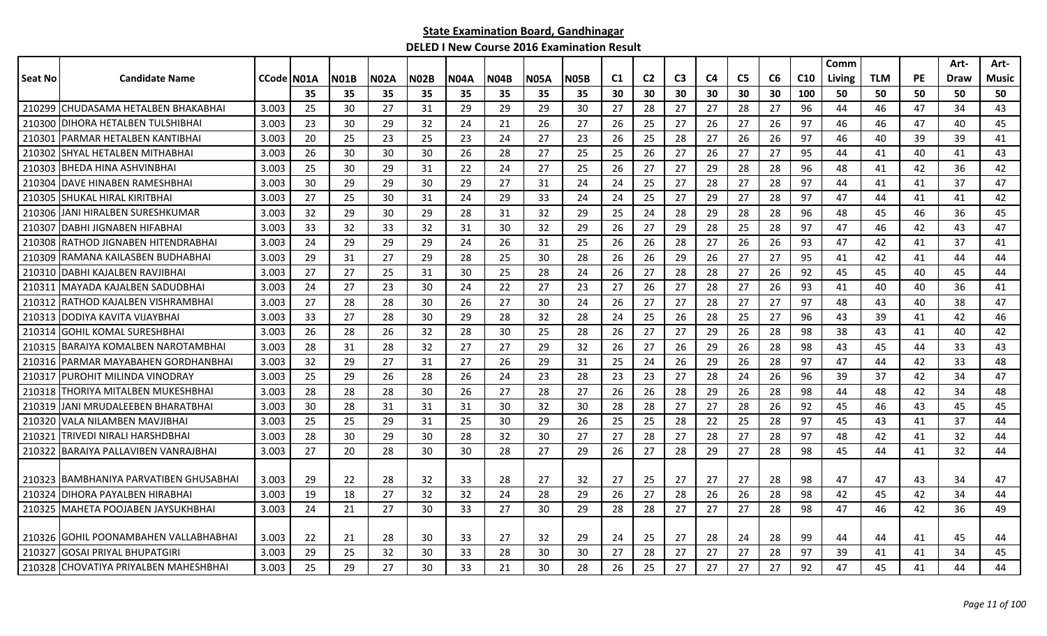## State Examination Board, Gandhinagar

### DELED I New Course 2016 Examination Result

| Seat No | Candidate Name | CCode | N01A | N01B | N02A | N02B | N04A | N04B | N05A | N05B | C1 | C2 | C3 | C4 | C5 | C6 | C10 | Comm Living | TLM | PE | Art-Draw | Art-Music |
|---|---|---|---|---|---|---|---|---|---|---|---|---|---|---|---|---|---|---|---|---|---|---|
| | | | 35 | 35 | 35 | 35 | 35 | 35 | 35 | 35 | 30 | 30 | 30 | 30 | 30 | 30 | 100 | 50 | 50 | 50 | 50 | 50 |
| 210299 | CHUDASAMA HETALBEN BHAKABHAI | 3.003 | 25 | 30 | 27 | 31 | 29 | 29 | 29 | 30 | 27 | 28 | 27 | 27 | 28 | 27 | 96 | 44 | 46 | 47 | 34 | 43 |
| 210300 | DIHORA HETALBEN TULSHIBHAI | 3.003 | 23 | 30 | 29 | 32 | 24 | 21 | 26 | 27 | 26 | 25 | 27 | 26 | 27 | 26 | 97 | 46 | 46 | 47 | 40 | 45 |
| 210301 | PARMAR HETALBEN KANTIBHAI | 3.003 | 20 | 25 | 23 | 25 | 23 | 24 | 27 | 23 | 26 | 25 | 28 | 27 | 26 | 26 | 97 | 46 | 40 | 39 | 39 | 41 |
| 210302 | SHYAL HETALBEN MITHABHAI | 3.003 | 26 | 30 | 30 | 30 | 26 | 28 | 27 | 25 | 25 | 26 | 27 | 26 | 27 | 27 | 95 | 44 | 41 | 40 | 41 | 43 |
| 210303 | BHEDA HINA ASHVINBHAI | 3.003 | 25 | 30 | 29 | 31 | 22 | 24 | 27 | 25 | 26 | 27 | 27 | 29 | 28 | 28 | 96 | 48 | 41 | 42 | 36 | 42 |
| 210304 | DAVE HINABEN RAMESHBHAI | 3.003 | 30 | 29 | 29 | 30 | 29 | 27 | 31 | 24 | 24 | 25 | 27 | 28 | 27 | 28 | 97 | 44 | 41 | 41 | 37 | 47 |
| 210305 | SHUKAL HIRAL KIRITBHAI | 3.003 | 27 | 25 | 30 | 31 | 24 | 29 | 33 | 24 | 24 | 25 | 27 | 29 | 27 | 28 | 97 | 47 | 44 | 41 | 41 | 42 |
| 210306 | JANI HIRALBEN SURESHKUMAR | 3.003 | 32 | 29 | 30 | 29 | 28 | 31 | 32 | 29 | 25 | 24 | 28 | 29 | 28 | 28 | 96 | 48 | 45 | 46 | 36 | 45 |
| 210307 | DABHI JIGNABEN HIFABHAI | 3.003 | 33 | 32 | 33 | 32 | 31 | 30 | 32 | 29 | 26 | 27 | 29 | 28 | 25 | 28 | 97 | 47 | 46 | 42 | 43 | 47 |
| 210308 | RATHOD JIGNABEN HITENDRABHAI | 3.003 | 24 | 29 | 29 | 29 | 24 | 26 | 31 | 25 | 26 | 26 | 28 | 27 | 26 | 26 | 93 | 47 | 42 | 41 | 37 | 41 |
| 210309 | RAMANA KAILASBEN BUDHABHAI | 3.003 | 29 | 31 | 27 | 29 | 28 | 25 | 30 | 28 | 26 | 26 | 29 | 26 | 27 | 27 | 95 | 41 | 42 | 41 | 44 | 44 |
| 210310 | DABHI KAJALBEN RAVJIBHAI | 3.003 | 27 | 27 | 25 | 31 | 30 | 25 | 28 | 24 | 26 | 27 | 28 | 28 | 27 | 26 | 92 | 45 | 45 | 40 | 45 | 44 |
| 210311 | MAYADA KAJALBEN SADUDBHAI | 3.003 | 24 | 27 | 23 | 30 | 24 | 22 | 27 | 23 | 27 | 26 | 27 | 28 | 27 | 26 | 93 | 41 | 40 | 40 | 36 | 41 |
| 210312 | RATHOD KAJALBEN VISHRAMBHAI | 3.003 | 27 | 28 | 28 | 30 | 26 | 27 | 30 | 24 | 26 | 27 | 27 | 28 | 27 | 27 | 97 | 48 | 43 | 40 | 38 | 47 |
| 210313 | DODIYA KAVITA VIJAYBHAI | 3.003 | 33 | 27 | 28 | 30 | 29 | 28 | 32 | 28 | 24 | 25 | 26 | 28 | 25 | 27 | 96 | 43 | 39 | 41 | 42 | 46 |
| 210314 | GOHIL KOMAL SURESHBHAI | 3.003 | 26 | 28 | 26 | 32 | 28 | 30 | 25 | 28 | 26 | 27 | 27 | 29 | 26 | 28 | 98 | 38 | 43 | 41 | 40 | 42 |
| 210315 | BARAIYA KOMALBEN NAROTAMBHAI | 3.003 | 28 | 31 | 28 | 32 | 27 | 27 | 29 | 32 | 26 | 27 | 26 | 29 | 26 | 28 | 98 | 43 | 45 | 44 | 33 | 43 |
| 210316 | PARMAR MAYABAHEN GORDHANBHAI | 3.003 | 32 | 29 | 27 | 31 | 27 | 26 | 29 | 31 | 25 | 24 | 26 | 29 | 26 | 28 | 97 | 47 | 44 | 42 | 33 | 48 |
| 210317 | PUROHIT MILINDA VINODRAY | 3.003 | 25 | 29 | 26 | 28 | 26 | 24 | 23 | 28 | 23 | 23 | 27 | 28 | 24 | 26 | 96 | 39 | 37 | 42 | 34 | 47 |
| 210318 | THORIYA MITALBEN MUKESHBHAI | 3.003 | 28 | 28 | 28 | 30 | 26 | 27 | 28 | 27 | 26 | 26 | 28 | 29 | 26 | 28 | 98 | 44 | 48 | 42 | 34 | 48 |
| 210319 | JANI MRUDALEEBEN BHARATBHAI | 3.003 | 30 | 28 | 31 | 31 | 31 | 30 | 32 | 30 | 28 | 28 | 27 | 27 | 28 | 26 | 92 | 45 | 46 | 43 | 45 | 45 |
| 210320 | VALA NILAMBEN MAVJIBHAI | 3.003 | 25 | 25 | 29 | 31 | 25 | 30 | 29 | 26 | 25 | 25 | 28 | 22 | 25 | 28 | 97 | 45 | 43 | 41 | 37 | 44 |
| 210321 | TRIVEDI NIRALI HARSHDBHAI | 3.003 | 28 | 30 | 29 | 30 | 28 | 32 | 30 | 27 | 27 | 28 | 27 | 28 | 27 | 28 | 97 | 48 | 42 | 41 | 32 | 44 |
| 210322 | BARAIYA PALLAVIBEN VANRAJBHAI | 3.003 | 27 | 20 | 28 | 30 | 30 | 28 | 27 | 29 | 26 | 27 | 28 | 29 | 27 | 28 | 98 | 45 | 44 | 41 | 32 | 44 |
| 210323 | BAMBHANIYA PARVATIBEN GHUSABHAI | 3.003 | 29 | 22 | 28 | 32 | 33 | 28 | 27 | 32 | 27 | 25 | 27 | 27 | 27 | 28 | 98 | 47 | 47 | 43 | 34 | 47 |
| 210324 | DIHORA PAYALBEN HIRABHAI | 3.003 | 19 | 18 | 27 | 32 | 32 | 24 | 28 | 29 | 26 | 27 | 28 | 26 | 26 | 28 | 98 | 42 | 45 | 42 | 34 | 44 |
| 210325 | MAHETA POOJABEN JAYSUKHBHAI | 3.003 | 24 | 21 | 27 | 30 | 33 | 27 | 30 | 29 | 28 | 28 | 27 | 27 | 27 | 28 | 98 | 47 | 46 | 42 | 36 | 49 |
| 210326 | GOHIL POONAMBAHEN VALLABHABHAI | 3.003 | 22 | 21 | 28 | 30 | 33 | 27 | 32 | 29 | 24 | 25 | 27 | 28 | 24 | 28 | 99 | 44 | 44 | 41 | 45 | 44 |
| 210327 | GOSAI PRIYAL BHUPATGIRI | 3.003 | 29 | 25 | 32 | 30 | 33 | 28 | 30 | 30 | 27 | 28 | 27 | 27 | 27 | 28 | 97 | 39 | 41 | 41 | 34 | 45 |
| 210328 | CHOVATIYA PRIYALBEN MAHESHBHAI | 3.003 | 25 | 29 | 27 | 30 | 33 | 21 | 30 | 28 | 26 | 25 | 27 | 27 | 27 | 27 | 92 | 47 | 45 | 41 | 44 | 44 |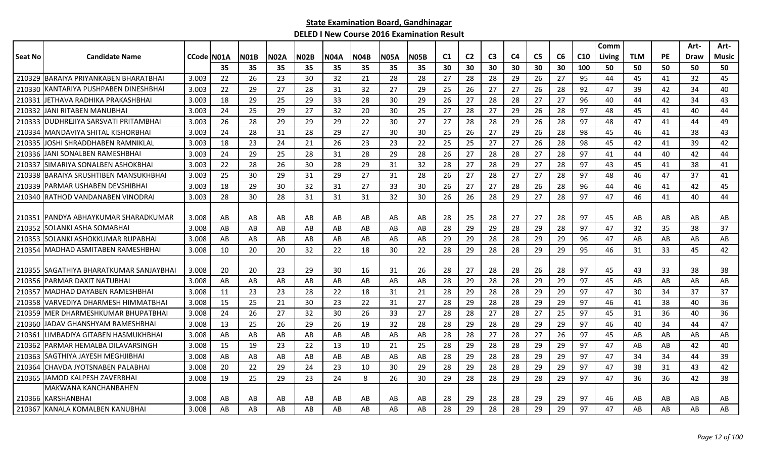## State Examination Board, Gandhinagar

### DELED I New Course 2016 Examination Result

| Seat No | Candidate Name | CCode | N01A | N01B | N02A | N02B | N04A | N04B | N05A | N05B | C1 | C2 | C3 | C4 | C5 | C6 | C10 | Comm Living | TLM | PE | Art-Draw | Art-Music |
|---|---|---|---|---|---|---|---|---|---|---|---|---|---|---|---|---|---|---|---|---|---|---|
| | | | 35 | 35 | 35 | 35 | 35 | 35 | 35 | 35 | 30 | 30 | 30 | 30 | 30 | 30 | 100 | 50 | 50 | 50 | 50 | 50 |
| 210329 | BARAIYA PRIYANKABEN BHARATBHAI | 3.003 | 22 | 26 | 23 | 30 | 32 | 21 | 28 | 28 | 27 | 28 | 28 | 29 | 26 | 27 | 95 | 44 | 45 | 41 | 32 | 45 |
| 210330 | KANTARIYA PUSHPABEN DINESHBHAI | 3.003 | 22 | 29 | 27 | 28 | 31 | 32 | 27 | 29 | 25 | 26 | 27 | 27 | 26 | 28 | 92 | 47 | 39 | 42 | 34 | 40 |
| 210331 | JETHAVA RADHIKA PRAKASHBHAI | 3.003 | 18 | 29 | 25 | 29 | 33 | 28 | 30 | 29 | 26 | 27 | 28 | 28 | 27 | 27 | 96 | 40 | 44 | 42 | 34 | 43 |
| 210332 | JANI RITABEN MANUBHAI | 3.003 | 24 | 25 | 29 | 27 | 32 | 20 | 30 | 25 | 27 | 28 | 27 | 29 | 26 | 28 | 97 | 48 | 45 | 41 | 40 | 44 |
| 210333 | DUDHREJIYA SARSVATI PRITAMBHAI | 3.003 | 26 | 28 | 29 | 29 | 29 | 22 | 30 | 27 | 27 | 28 | 28 | 29 | 26 | 28 | 97 | 48 | 47 | 41 | 44 | 49 |
| 210334 | MANDAVIYA SHITAL KISHORBHAI | 3.003 | 24 | 28 | 31 | 28 | 29 | 27 | 30 | 30 | 25 | 26 | 27 | 29 | 26 | 28 | 98 | 45 | 46 | 41 | 38 | 43 |
| 210335 | JOSHI SHRADDHABEN RAMNIKLAL | 3.003 | 18 | 23 | 24 | 21 | 26 | 23 | 23 | 22 | 25 | 25 | 27 | 27 | 26 | 28 | 98 | 45 | 42 | 41 | 39 | 42 |
| 210336 | JANI SONALBEN RAMESHBHAI | 3.003 | 24 | 29 | 25 | 28 | 31 | 28 | 29 | 28 | 26 | 27 | 28 | 28 | 27 | 28 | 97 | 41 | 44 | 40 | 42 | 44 |
| 210337 | SIMARIYA SONALBEN ASHOKBHAI | 3.003 | 22 | 28 | 26 | 30 | 28 | 29 | 31 | 32 | 28 | 27 | 28 | 29 | 27 | 28 | 97 | 43 | 45 | 41 | 38 | 41 |
| 210338 | BARAIYA SRUSHTIBEN MANSUKHBHAI | 3.003 | 25 | 30 | 29 | 31 | 29 | 27 | 31 | 28 | 26 | 27 | 28 | 27 | 27 | 28 | 97 | 48 | 46 | 47 | 37 | 41 |
| 210339 | PARMAR USHABEN DEVSHIBHAI | 3.003 | 18 | 29 | 30 | 32 | 31 | 27 | 33 | 30 | 26 | 27 | 27 | 28 | 26 | 28 | 96 | 44 | 46 | 41 | 42 | 45 |
| 210340 | RATHOD VANDANABEN VINODRAI | 3.003 | 28 | 30 | 28 | 31 | 31 | 31 | 32 | 30 | 26 | 26 | 28 | 29 | 27 | 28 | 97 | 47 | 46 | 41 | 40 | 44 |
| 210351 | PANDYA ABHAYKUMAR SHARADKUMAR | 3.008 | AB | AB | AB | AB | AB | AB | AB | AB | 28 | 25 | 28 | 27 | 27 | 28 | 97 | 45 | AB | AB | AB | AB |
| 210352 | SOLANKI ASHA SOMABHAI | 3.008 | AB | AB | AB | AB | AB | AB | AB | AB | 28 | 29 | 29 | 28 | 29 | 28 | 97 | 47 | 32 | 35 | 38 | 37 |
| 210353 | SOLANKI ASHOKKUMAR RUPABHAI | 3.008 | AB | AB | AB | AB | AB | AB | AB | AB | 29 | 29 | 28 | 28 | 29 | 29 | 96 | 47 | AB | AB | AB | AB |
| 210354 | MADHAD ASMITABEN RAMESHBHAI | 3.008 | 10 | 20 | 20 | 32 | 22 | 18 | 30 | 22 | 28 | 29 | 28 | 28 | 29 | 29 | 95 | 46 | 31 | 33 | 45 | 42 |
| 210355 | SAGATHIYA BHARATKUMAR SANJAYBHAI | 3.008 | 20 | 20 | 23 | 29 | 30 | 16 | 31 | 26 | 28 | 27 | 28 | 28 | 26 | 28 | 97 | 45 | 43 | 33 | 38 | 38 |
| 210356 | PARMAR DAXIT NATUBHAI | 3.008 | AB | AB | AB | AB | AB | AB | AB | AB | 28 | 29 | 28 | 28 | 29 | 29 | 97 | 45 | AB | AB | AB | AB |
| 210357 | MADHAD DAYABEN RAMESHBHAI | 3.008 | 11 | 23 | 23 | 28 | 22 | 18 | 31 | 21 | 28 | 29 | 28 | 28 | 29 | 29 | 97 | 47 | 30 | 34 | 37 | 37 |
| 210358 | VARVEDIYA DHARMESH HIMMATBHAI | 3.008 | 15 | 25 | 21 | 30 | 23 | 22 | 31 | 27 | 28 | 29 | 28 | 28 | 29 | 29 | 97 | 46 | 41 | 38 | 40 | 36 |
| 210359 | MER DHARMESHKUMAR BHUPATBHAI | 3.008 | 24 | 26 | 27 | 32 | 30 | 26 | 33 | 27 | 28 | 28 | 27 | 28 | 27 | 25 | 97 | 45 | 31 | 36 | 40 | 36 |
| 210360 | JADAV GHANSHYAM RAMESHBHAI | 3.008 | 13 | 25 | 26 | 29 | 26 | 19 | 32 | 28 | 28 | 29 | 28 | 28 | 29 | 29 | 97 | 46 | 40 | 34 | 44 | 47 |
| 210361 | LIMBADIYA GITABEN HASMUKHBHAI | 3.008 | AB | AB | AB | AB | AB | AB | AB | AB | 28 | 28 | 27 | 28 | 27 | 26 | 97 | 45 | AB | AB | AB | AB |
| 210362 | PARMAR HEMALBA DILAVARSINGH | 3.008 | 15 | 19 | 23 | 22 | 13 | 10 | 21 | 25 | 28 | 29 | 28 | 28 | 29 | 29 | 97 | 47 | AB | AB | 42 | 40 |
| 210363 | SAGTHIYA JAYESH MEGHJIBHAI | 3.008 | AB | AB | AB | AB | AB | AB | AB | AB | 28 | 29 | 28 | 28 | 29 | 29 | 97 | 47 | 34 | 34 | 44 | 39 |
| 210364 | CHAVDA JYOTSNABEN PALABHAI | 3.008 | 20 | 22 | 29 | 24 | 23 | 10 | 30 | 29 | 28 | 29 | 28 | 28 | 29 | 29 | 97 | 47 | 38 | 31 | 43 | 42 |
| 210365 | JAMOD KALPESH ZAVERBHAI | 3.008 | 19 | 25 | 29 | 23 | 24 | 8 | 26 | 30 | 29 | 28 | 28 | 29 | 28 | 29 | 97 | 47 | 36 | 36 | 42 | 38 |
| 210366 | MAKWANA KANCHANBAHEN KARSHANBHAI | 3.008 | AB | AB | AB | AB | AB | AB | AB | AB | 28 | 29 | 28 | 28 | 29 | 29 | 97 | 46 | AB | AB | AB | AB |
| 210367 | KANALA KOMALBEN KANUBHAI | 3.008 | AB | AB | AB | AB | AB | AB | AB | AB | 28 | 29 | 28 | 28 | 29 | 29 | 97 | 47 | AB | AB | AB | AB |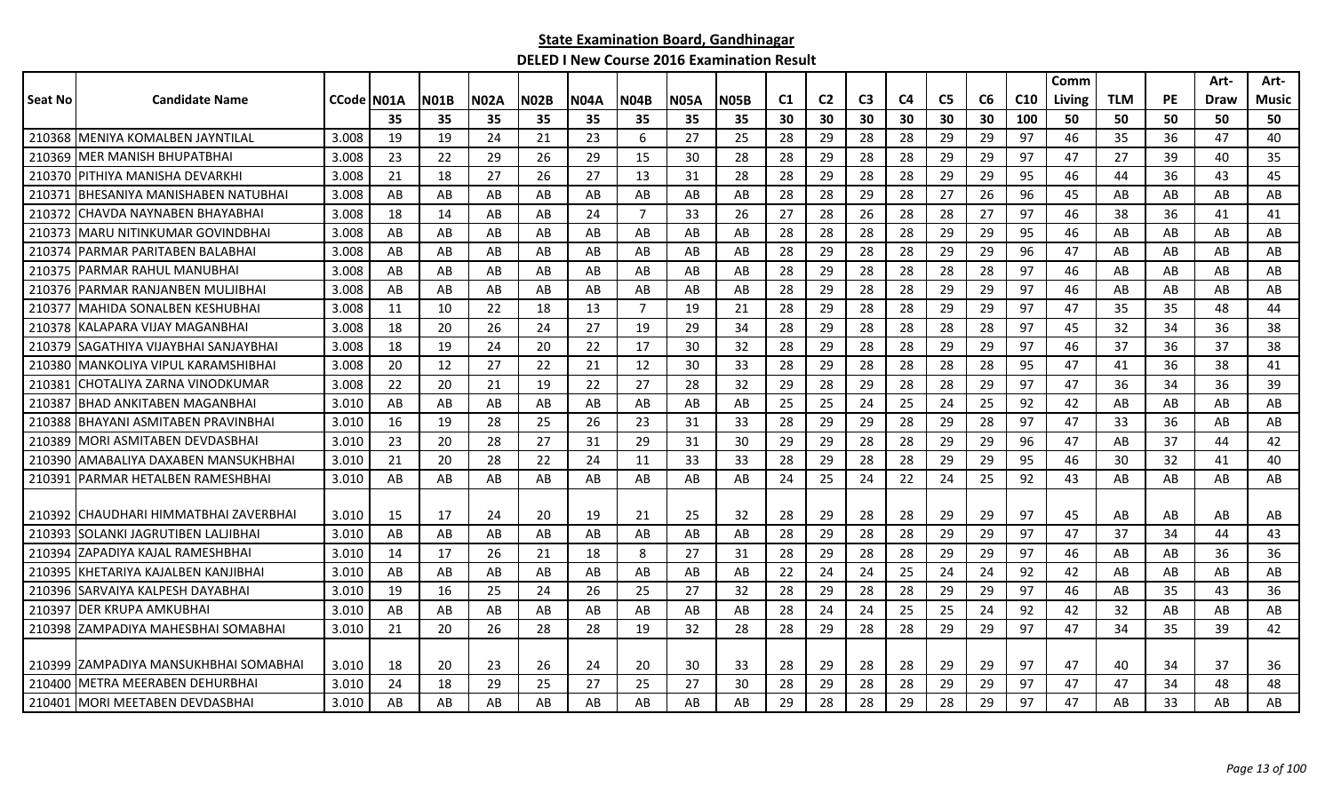## State Examination Board, Gandhinagar

### DELED I New Course 2016 Examination Result

| Seat No | Candidate Name | CCode | N01A | N01B | N02A | N02B | N04A | N04B | N05A | N05B | C1 | C2 | C3 | C4 | C5 | C6 | C10 | Comm Living | TLM | PE | Art-Draw | Art-Music |
|---|---|---|---|---|---|---|---|---|---|---|---|---|---|---|---|---|---|---|---|---|---|---|
| | | | 35 | 35 | 35 | 35 | 35 | 35 | 35 | 35 | 30 | 30 | 30 | 30 | 30 | 30 | 100 | 50 | 50 | 50 | 50 | 50 |
| 210368 | MENIYA KOMALBEN JAYNTILAL | 3.008 | 19 | 19 | 24 | 21 | 23 | 6 | 27 | 25 | 28 | 29 | 28 | 28 | 29 | 29 | 97 | 46 | 35 | 36 | 47 | 40 |
| 210369 | MER MANISH BHUPATBHAI | 3.008 | 23 | 22 | 29 | 26 | 29 | 15 | 30 | 28 | 28 | 29 | 28 | 28 | 29 | 29 | 97 | 47 | 27 | 39 | 40 | 35 |
| 210370 | PITHIYA MANISHA DEVARKHI | 3.008 | 21 | 18 | 27 | 26 | 27 | 13 | 31 | 28 | 28 | 29 | 28 | 28 | 29 | 29 | 95 | 46 | 44 | 36 | 43 | 45 |
| 210371 | BHESANIYA MANISHABEN NATUBHAI | 3.008 | AB | AB | AB | AB | AB | AB | AB | AB | 28 | 28 | 29 | 28 | 27 | 26 | 96 | 45 | AB | AB | AB | AB |
| 210372 | CHAVDA NAYNABEN BHAYABHAI | 3.008 | 18 | 14 | AB | AB | 24 | 7 | 33 | 26 | 27 | 28 | 26 | 28 | 28 | 27 | 97 | 46 | 38 | 36 | 41 | 41 |
| 210373 | MARU NITINKUMAR GOVINDBHAI | 3.008 | AB | AB | AB | AB | AB | AB | AB | AB | 28 | 28 | 28 | 28 | 29 | 29 | 95 | 46 | AB | AB | AB | AB |
| 210374 | PARMAR PARITABEN BALABHAI | 3.008 | AB | AB | AB | AB | AB | AB | AB | AB | 28 | 29 | 28 | 28 | 29 | 29 | 96 | 47 | AB | AB | AB | AB |
| 210375 | PARMAR RAHUL MANUBHAI | 3.008 | AB | AB | AB | AB | AB | AB | AB | AB | 28 | 29 | 28 | 28 | 28 | 28 | 97 | 46 | AB | AB | AB | AB |
| 210376 | PARMAR RANJANBEN MULJIBHAI | 3.008 | AB | AB | AB | AB | AB | AB | AB | AB | 28 | 29 | 28 | 28 | 29 | 29 | 97 | 46 | AB | AB | AB | AB |
| 210377 | MAHIDA SONALBEN KESHUBHAI | 3.008 | 11 | 10 | 22 | 18 | 13 | 7 | 19 | 21 | 28 | 29 | 28 | 28 | 29 | 29 | 97 | 47 | 35 | 35 | 48 | 44 |
| 210378 | KALAPARA VIJAY MAGANBHAI | 3.008 | 18 | 20 | 26 | 24 | 27 | 19 | 29 | 34 | 28 | 29 | 28 | 28 | 28 | 28 | 97 | 45 | 32 | 34 | 36 | 38 |
| 210379 | SAGATHIYA VIJAYBHAI SANJAYBHAI | 3.008 | 18 | 19 | 24 | 20 | 22 | 17 | 30 | 32 | 28 | 29 | 28 | 28 | 29 | 29 | 97 | 46 | 37 | 36 | 37 | 38 |
| 210380 | MANKOLIYA VIPUL KARAMSHIBHAI | 3.008 | 20 | 12 | 27 | 22 | 21 | 12 | 30 | 33 | 28 | 29 | 28 | 28 | 28 | 28 | 95 | 47 | 41 | 36 | 38 | 41 |
| 210381 | CHOTALIYA ZARNA VINODKUMAR | 3.008 | 22 | 20 | 21 | 19 | 22 | 27 | 28 | 32 | 29 | 28 | 29 | 28 | 28 | 29 | 97 | 47 | 36 | 34 | 36 | 39 |
| 210387 | BHAD ANKITABEN MAGANBHAI | 3.010 | AB | AB | AB | AB | AB | AB | AB | AB | 25 | 25 | 24 | 25 | 24 | 25 | 92 | 42 | AB | AB | AB | AB |
| 210388 | BHAYANI ASMITABEN PRAVINBHAI | 3.010 | 16 | 19 | 28 | 25 | 26 | 23 | 31 | 33 | 28 | 29 | 29 | 28 | 29 | 28 | 97 | 47 | 33 | 36 | AB | AB |
| 210389 | MORI ASMITABEN DEVDASBHAI | 3.010 | 23 | 20 | 28 | 27 | 31 | 29 | 31 | 30 | 29 | 29 | 28 | 28 | 29 | 29 | 96 | 47 | AB | 37 | 44 | 42 |
| 210390 | AMABALIYA DAXABEN MANSUKHBHAI | 3.010 | 21 | 20 | 28 | 22 | 24 | 11 | 33 | 33 | 28 | 29 | 28 | 28 | 29 | 29 | 95 | 46 | 30 | 32 | 41 | 40 |
| 210391 | PARMAR HETALBEN RAMESHBHAI | 3.010 | AB | AB | AB | AB | AB | AB | AB | AB | 24 | 25 | 24 | 22 | 24 | 25 | 92 | 43 | AB | AB | AB | AB |
| 210392 | CHAUDHARI HIMMATBHAI ZAVERBHAI | 3.010 | 15 | 17 | 24 | 20 | 19 | 21 | 25 | 32 | 28 | 29 | 28 | 28 | 29 | 29 | 97 | 45 | AB | AB | AB | AB |
| 210393 | SOLANKI JAGRUTIBEN LALJIBHAI | 3.010 | AB | AB | AB | AB | AB | AB | AB | AB | 28 | 29 | 28 | 28 | 29 | 29 | 97 | 47 | 37 | 34 | 44 | 43 |
| 210394 | ZAPADIYA KAJAL RAMESHBHAI | 3.010 | 14 | 17 | 26 | 21 | 18 | 8 | 27 | 31 | 28 | 29 | 28 | 28 | 29 | 29 | 97 | 46 | AB | AB | 36 | 36 |
| 210395 | KHETARIYA KAJALBEN KANJIBHAI | 3.010 | AB | AB | AB | AB | AB | AB | AB | AB | 22 | 24 | 24 | 25 | 24 | 24 | 92 | 42 | AB | AB | AB | AB |
| 210396 | SARVAIYA KALPESH DAYABHAI | 3.010 | 19 | 16 | 25 | 24 | 26 | 25 | 27 | 32 | 28 | 29 | 28 | 28 | 29 | 29 | 97 | 46 | AB | 35 | 43 | 36 |
| 210397 | DER KRUPA AMKUBHAI | 3.010 | AB | AB | AB | AB | AB | AB | AB | AB | 28 | 24 | 24 | 25 | 25 | 24 | 92 | 42 | 32 | AB | AB | AB |
| 210398 | ZAMPADIYA MAHESBHAI SOMABHAI | 3.010 | 21 | 20 | 26 | 28 | 28 | 19 | 32 | 28 | 28 | 29 | 28 | 28 | 29 | 29 | 97 | 47 | 34 | 35 | 39 | 42 |
| 210399 | ZAMPADIYA MANSUKHBHAI SOMABHAI | 3.010 | 18 | 20 | 23 | 26 | 24 | 20 | 30 | 33 | 28 | 29 | 28 | 28 | 29 | 29 | 97 | 47 | 40 | 34 | 37 | 36 |
| 210400 | METRA MEERABEN DEHURBHAI | 3.010 | 24 | 18 | 29 | 25 | 27 | 25 | 27 | 30 | 28 | 29 | 28 | 28 | 29 | 29 | 97 | 47 | 47 | 34 | 48 | 48 |
| 210401 | MORI MEETABEN DEVDASBHAI | 3.010 | AB | AB | AB | AB | AB | AB | AB | AB | 29 | 28 | 28 | 29 | 28 | 29 | 97 | 47 | AB | 33 | AB | AB |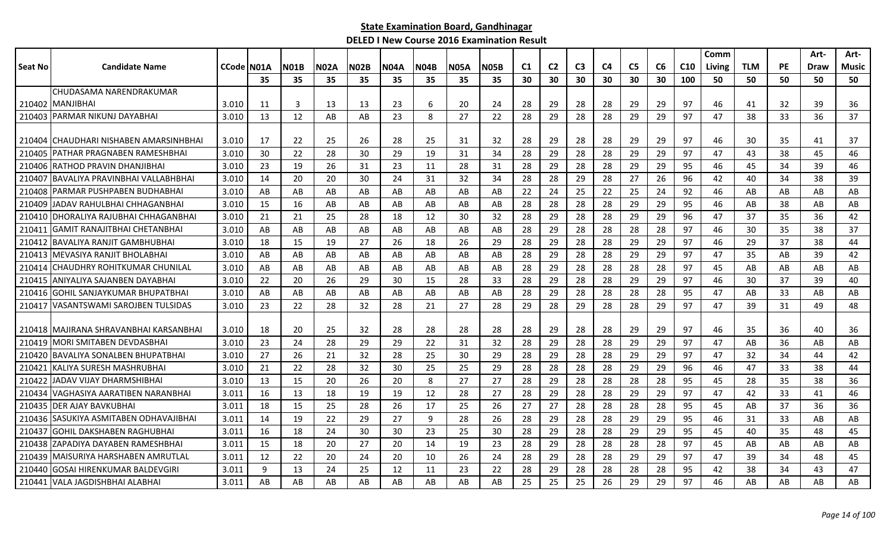**State Examination Board, Gandhinagar**

**DELED I New Course 2016 Examination Result**

| Seat No | Candidate Name | CCode | N01A | N01B | N02A | N02B | N04A | N04B | N05A | N05B | C1 | C2 | C3 | C4 | C5 | C6 | C10 | Comm Living | TLM | PE | Art-Draw | Art-Music |
|---|---|---|---|---|---|---|---|---|---|---|---|---|---|---|---|---|---|---|---|---|---|---|
| | | | 35 | 35 | 35 | 35 | 35 | 35 | 35 | 35 | 30 | 30 | 30 | 30 | 30 | 30 | 100 | 50 | 50 | 50 | 50 | 50 |
| 210402 | CHUDASAMA NARENDRAKUMAR MANJIBHAI | 3.010 | 11 | 3 | 13 | 13 | 23 | 6 | 20 | 24 | 28 | 29 | 28 | 28 | 29 | 29 | 97 | 46 | 41 | 32 | 39 | 36 |
| 210403 | PARMAR NIKUNJ DAYABHAI | 3.010 | 13 | 12 | AB | AB | 23 | 8 | 27 | 22 | 28 | 29 | 28 | 28 | 29 | 29 | 97 | 47 | 38 | 33 | 36 | 37 |
| 210404 | CHAUDHARI NISHABEN AMARSINHBHAI | 3.010 | 17 | 22 | 25 | 26 | 28 | 25 | 31 | 32 | 28 | 29 | 28 | 28 | 29 | 29 | 97 | 46 | 30 | 35 | 41 | 37 |
| 210405 | PATHAR PRAGNABEN RAMESHBHAI | 3.010 | 30 | 22 | 28 | 30 | 29 | 19 | 31 | 34 | 28 | 29 | 28 | 28 | 29 | 29 | 97 | 47 | 43 | 38 | 45 | 46 |
| 210406 | RATHOD PRAVIN DHANJIBHAI | 3.010 | 23 | 19 | 26 | 31 | 23 | 11 | 28 | 31 | 28 | 29 | 28 | 28 | 29 | 29 | 95 | 46 | 45 | 34 | 39 | 46 |
| 210407 | BAVALIYA PRAVINBHAI VALLABHBHAI | 3.010 | 14 | 20 | 20 | 30 | 24 | 31 | 32 | 34 | 28 | 28 | 29 | 28 | 27 | 26 | 96 | 42 | 40 | 34 | 38 | 39 |
| 210408 | PARMAR PUSHPABEN BUDHABHAI | 3.010 | AB | AB | AB | AB | AB | AB | AB | AB | 22 | 24 | 25 | 22 | 25 | 24 | 92 | 46 | AB | AB | AB | AB |
| 210409 | JADAV RAHULBHAI CHHAGANBHAI | 3.010 | 15 | 16 | AB | AB | AB | AB | AB | AB | 28 | 28 | 28 | 28 | 29 | 29 | 95 | 46 | AB | 38 | AB | AB |
| 210410 | DHORALIYA RAJUBHAI CHHAGANBHAI | 3.010 | 21 | 21 | 25 | 28 | 18 | 12 | 30 | 32 | 28 | 29 | 28 | 28 | 29 | 29 | 96 | 47 | 37 | 35 | 36 | 42 |
| 210411 | GAMIT RANAJITBHAI CHETANBHAI | 3.010 | AB | AB | AB | AB | AB | AB | AB | AB | 28 | 29 | 28 | 28 | 28 | 28 | 97 | 46 | 30 | 35 | 38 | 37 |
| 210412 | BAVALIYA RANJIT GAMBHUBHAI | 3.010 | 18 | 15 | 19 | 27 | 26 | 18 | 26 | 29 | 28 | 29 | 28 | 28 | 29 | 29 | 97 | 46 | 29 | 37 | 38 | 44 |
| 210413 | MEVASIYA RANJIT BHOLABHAI | 3.010 | AB | AB | AB | AB | AB | AB | AB | AB | 28 | 29 | 28 | 28 | 29 | 29 | 97 | 47 | 35 | AB | 39 | 42 |
| 210414 | CHAUDHRY ROHITKUMAR CHUNILAL | 3.010 | AB | AB | AB | AB | AB | AB | AB | AB | 28 | 29 | 28 | 28 | 28 | 28 | 97 | 45 | AB | AB | AB | AB |
| 210415 | ANIYALIYA SAJANBEN DAYABHAI | 3.010 | 22 | 20 | 26 | 29 | 30 | 15 | 28 | 33 | 28 | 29 | 28 | 28 | 29 | 29 | 97 | 46 | 30 | 37 | 39 | 40 |
| 210416 | GOHIL SANJAYKUMAR BHUPATBHAI | 3.010 | AB | AB | AB | AB | AB | AB | AB | AB | 28 | 29 | 28 | 28 | 28 | 28 | 95 | 47 | AB | 33 | AB | AB |
| 210417 | VASANTSWAMI SAROJBEN TULSIDAS | 3.010 | 23 | 22 | 28 | 32 | 28 | 21 | 27 | 28 | 29 | 28 | 29 | 28 | 28 | 29 | 97 | 47 | 39 | 31 | 49 | 48 |
| 210418 | MAJIRANA SHRAVANBHAI KARSANBHAI | 3.010 | 18 | 20 | 25 | 32 | 28 | 28 | 28 | 28 | 28 | 29 | 28 | 28 | 29 | 29 | 97 | 46 | 35 | 36 | 40 | 36 |
| 210419 | MORI SMITABEN DEVDASBHAI | 3.010 | 23 | 24 | 28 | 29 | 29 | 22 | 31 | 32 | 28 | 29 | 28 | 28 | 29 | 29 | 97 | 47 | AB | 36 | AB | AB |
| 210420 | BAVALIYA SONALBEN BHUPATBHAI | 3.010 | 27 | 26 | 21 | 32 | 28 | 25 | 30 | 29 | 28 | 29 | 28 | 28 | 29 | 29 | 97 | 47 | 32 | 34 | 44 | 42 |
| 210421 | KALIYA SURESH MASHRUBHAI | 3.010 | 21 | 22 | 28 | 32 | 30 | 25 | 25 | 29 | 28 | 28 | 28 | 28 | 29 | 29 | 96 | 46 | 47 | 33 | 38 | 44 |
| 210422 | JADAV VIJAY DHARMSHIBHAI | 3.010 | 13 | 15 | 20 | 26 | 20 | 8 | 27 | 27 | 28 | 29 | 28 | 28 | 28 | 28 | 95 | 45 | 28 | 35 | 38 | 36 |
| 210434 | VAGHASIYA AARATIBEN NARANBHAI | 3.011 | 16 | 13 | 18 | 19 | 19 | 12 | 28 | 27 | 28 | 29 | 28 | 28 | 29 | 29 | 97 | 47 | 42 | 33 | 41 | 46 |
| 210435 | DER AJAY BAVKUBHAI | 3.011 | 18 | 15 | 25 | 28 | 26 | 17 | 25 | 26 | 27 | 27 | 28 | 28 | 28 | 28 | 95 | 45 | AB | 37 | 36 | 36 |
| 210436 | SASUKIYA ASMITABEN ODHAVAJIBHAI | 3.011 | 14 | 19 | 22 | 29 | 27 | 9 | 28 | 26 | 28 | 29 | 28 | 28 | 29 | 29 | 95 | 46 | 31 | 33 | AB | AB |
| 210437 | GOHIL DAKSHABEN RAGHUBHAI | 3.011 | 16 | 18 | 24 | 30 | 30 | 23 | 25 | 30 | 28 | 29 | 28 | 28 | 29 | 29 | 95 | 45 | 40 | 35 | 48 | 45 |
| 210438 | ZAPADIYA DAYABEN RAMESHBHAI | 3.011 | 15 | 18 | 20 | 27 | 20 | 14 | 19 | 23 | 28 | 29 | 28 | 28 | 28 | 28 | 97 | 45 | AB | AB | AB | AB |
| 210439 | MAISURIYA HARSHABEN AMRUTLAL | 3.011 | 12 | 22 | 20 | 24 | 20 | 10 | 26 | 24 | 28 | 29 | 28 | 28 | 29 | 29 | 97 | 47 | 39 | 34 | 48 | 45 |
| 210440 | GOSAI HIRENKUMAR BALDEVGIRI | 3.011 | 9 | 13 | 24 | 25 | 12 | 11 | 23 | 22 | 28 | 29 | 28 | 28 | 28 | 28 | 95 | 42 | 38 | 34 | 43 | 47 |
| 210441 | VALA JAGDISHBHAI ALABHAI | 3.011 | AB | AB | AB | AB | AB | AB | AB | AB | 25 | 25 | 25 | 26 | 29 | 29 | 97 | 46 | AB | AB | AB | AB |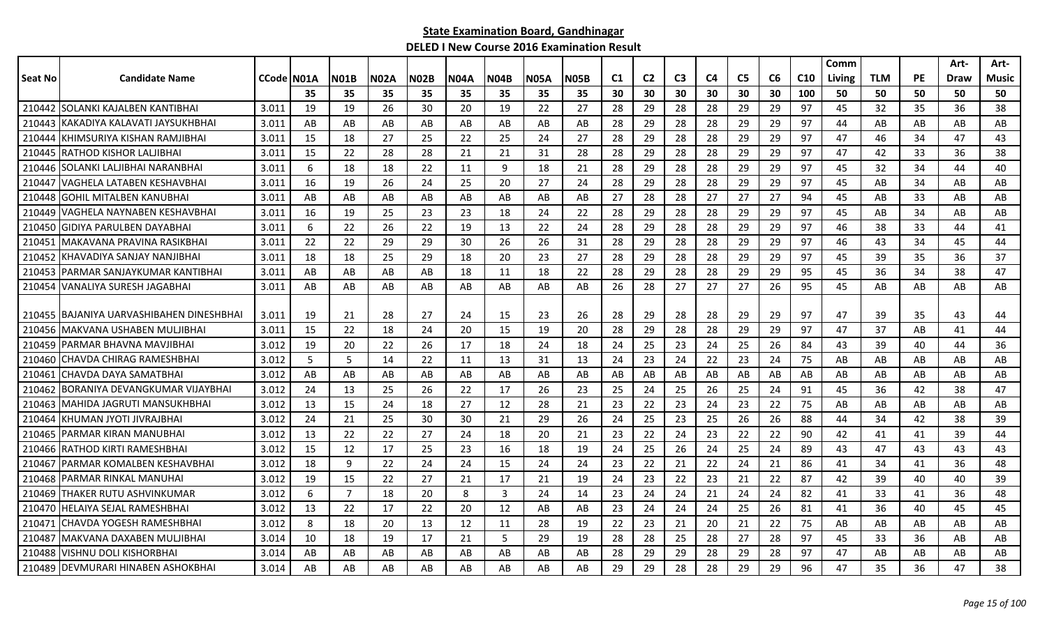**State Examination Board, Gandhinagar**

**DELED I New Course 2016 Examination Result**

| Seat No | Candidate Name | CCode | N01A | N01B | N02A | N02B | N04A | N04B | N05A | N05B | C1 | C2 | C3 | C4 | C5 | C6 | C10 | Comm Living | TLM | PE | Art-Draw | Art-Music |
|---|---|---|---|---|---|---|---|---|---|---|---|---|---|---|---|---|---|---|---|---|---|---|
| | | | 35 | 35 | 35 | 35 | 35 | 35 | 35 | 35 | 30 | 30 | 30 | 30 | 30 | 30 | 100 | 50 | 50 | 50 | 50 | 50 |
| 210442 | SOLANKI KAJALBEN KANTIBHAI | 3.011 | 19 | 19 | 26 | 30 | 20 | 19 | 22 | 27 | 28 | 29 | 28 | 28 | 29 | 29 | 97 | 45 | 32 | 35 | 36 | 38 |
| 210443 | KAKADIYA KALAVATI JAYSUKHBHAI | 3.011 | AB | AB | AB | AB | AB | AB | AB | AB | 28 | 29 | 28 | 28 | 29 | 29 | 97 | 44 | AB | AB | AB | AB |
| 210444 | KHIMSURIYA KISHAN RAMJIBHAI | 3.011 | 15 | 18 | 27 | 25 | 22 | 25 | 24 | 27 | 28 | 29 | 28 | 28 | 29 | 29 | 97 | 47 | 46 | 34 | 47 | 43 |
| 210445 | RATHOD KISHOR LALJIBHAI | 3.011 | 15 | 22 | 28 | 28 | 21 | 21 | 31 | 28 | 28 | 29 | 28 | 28 | 29 | 29 | 97 | 47 | 42 | 33 | 36 | 38 |
| 210446 | SOLANKI LALJIBHAI NARANBHAI | 3.011 | 6 | 18 | 18 | 22 | 11 | 9 | 18 | 21 | 28 | 29 | 28 | 28 | 29 | 29 | 97 | 45 | 32 | 34 | 44 | 40 |
| 210447 | VAGHELA LATABEN KESHAVBHAI | 3.011 | 16 | 19 | 26 | 24 | 25 | 20 | 27 | 24 | 28 | 29 | 28 | 28 | 29 | 29 | 97 | 45 | AB | 34 | AB | AB |
| 210448 | GOHIL MITALBEN KANUBHAI | 3.011 | AB | AB | AB | AB | AB | AB | AB | AB | 27 | 28 | 28 | 27 | 27 | 27 | 94 | 45 | AB | 33 | AB | AB |
| 210449 | VAGHELA NAYNABEN KESHAVBHAI | 3.011 | 16 | 19 | 25 | 23 | 23 | 18 | 24 | 22 | 28 | 29 | 28 | 28 | 29 | 29 | 97 | 45 | AB | 34 | AB | AB |
| 210450 | GIDIYA PARULBEN DAYABHAI | 3.011 | 6 | 22 | 26 | 22 | 19 | 13 | 22 | 24 | 28 | 29 | 28 | 28 | 29 | 29 | 97 | 46 | 38 | 33 | 44 | 41 |
| 210451 | MAKAVANA PRAVINA RASIKBHAI | 3.011 | 22 | 22 | 29 | 29 | 30 | 26 | 26 | 31 | 28 | 29 | 28 | 28 | 29 | 29 | 97 | 46 | 43 | 34 | 45 | 44 |
| 210452 | KHAVADIYA SANJAY NANJIBHAI | 3.011 | 18 | 18 | 25 | 29 | 18 | 20 | 23 | 27 | 28 | 29 | 28 | 28 | 29 | 29 | 97 | 45 | 39 | 35 | 36 | 37 |
| 210453 | PARMAR SANJAYKUMAR KANTIBHAI | 3.011 | AB | AB | AB | AB | 18 | 11 | 18 | 22 | 28 | 29 | 28 | 28 | 29 | 29 | 95 | 45 | 36 | 34 | 38 | 47 |
| 210454 | VANALIYA SURESH JAGABHAI | 3.011 | AB | AB | AB | AB | AB | AB | AB | AB | 26 | 28 | 27 | 27 | 27 | 26 | 95 | 45 | AB | AB | AB | AB |
| 210455 | BAJANIYA UARVASHIBAHEN DINESHBHAI | 3.011 | 19 | 21 | 28 | 27 | 24 | 15 | 23 | 26 | 28 | 29 | 28 | 28 | 29 | 29 | 97 | 47 | 39 | 35 | 43 | 44 |
| 210456 | MAKVANA USHABEN MULJIBHAI | 3.011 | 15 | 22 | 18 | 24 | 20 | 15 | 19 | 20 | 28 | 29 | 28 | 28 | 29 | 29 | 97 | 47 | 37 | AB | 41 | 44 |
| 210459 | PARMAR BHAVNA MAVJIBHAI | 3.012 | 19 | 20 | 22 | 26 | 17 | 18 | 24 | 18 | 24 | 25 | 23 | 24 | 25 | 26 | 84 | 43 | 39 | 40 | 44 | 36 |
| 210460 | CHAVDA CHIRAG RAMESHBHAI | 3.012 | 5 | 5 | 14 | 22 | 11 | 13 | 31 | 13 | 24 | 23 | 24 | 22 | 23 | 24 | 75 | AB | AB | AB | AB | AB |
| 210461 | CHAVDA DAYA SAMATBHAI | 3.012 | AB | AB | AB | AB | AB | AB | AB | AB | AB | AB | AB | AB | AB | AB | AB | AB | AB | AB | AB | AB |
| 210462 | BORANIYA DEVANGKUMAR VIJAYBHAI | 3.012 | 24 | 13 | 25 | 26 | 22 | 17 | 26 | 23 | 25 | 24 | 25 | 26 | 25 | 24 | 91 | 45 | 36 | 42 | 38 | 47 |
| 210463 | MAHIDA JAGRUTI MANSUKHBHAI | 3.012 | 13 | 15 | 24 | 18 | 27 | 12 | 28 | 21 | 23 | 22 | 23 | 24 | 23 | 22 | 75 | AB | AB | AB | AB | AB |
| 210464 | KHUMAN JYOTI JIVRAJBHAI | 3.012 | 24 | 21 | 25 | 30 | 30 | 21 | 29 | 26 | 24 | 25 | 23 | 25 | 26 | 26 | 88 | 44 | 34 | 42 | 38 | 39 |
| 210465 | PARMAR KIRAN MANUBHAI | 3.012 | 13 | 22 | 22 | 27 | 24 | 18 | 20 | 21 | 23 | 22 | 24 | 23 | 22 | 22 | 90 | 42 | 41 | 41 | 39 | 44 |
| 210466 | RATHOD KIRTI RAMESHBHAI | 3.012 | 15 | 12 | 17 | 25 | 23 | 16 | 18 | 19 | 24 | 25 | 26 | 24 | 25 | 24 | 89 | 43 | 47 | 43 | 43 | 43 |
| 210467 | PARMAR KOMALBEN KESHAVBHAI | 3.012 | 18 | 9 | 22 | 24 | 24 | 15 | 24 | 24 | 23 | 22 | 21 | 22 | 24 | 21 | 86 | 41 | 34 | 41 | 36 | 48 |
| 210468 | PARMAR RINKAL MANUHAI | 3.012 | 19 | 15 | 22 | 27 | 21 | 17 | 21 | 19 | 24 | 23 | 22 | 23 | 21 | 22 | 87 | 42 | 39 | 40 | 40 | 39 |
| 210469 | THAKER RUTU ASHVINKUMAR | 3.012 | 6 | 7 | 18 | 20 | 8 | 3 | 24 | 14 | 23 | 24 | 24 | 21 | 24 | 24 | 82 | 41 | 33 | 41 | 36 | 48 |
| 210470 | HELAIYA SEJAL RAMESHBHAI | 3.012 | 13 | 22 | 17 | 22 | 20 | 12 | AB | AB | 23 | 24 | 24 | 24 | 25 | 26 | 81 | 41 | 36 | 40 | 45 | 45 |
| 210471 | CHAVDA YOGESH RAMESHBHAI | 3.012 | 8 | 18 | 20 | 13 | 12 | 11 | 28 | 19 | 22 | 23 | 21 | 20 | 21 | 22 | 75 | AB | AB | AB | AB | AB |
| 210487 | MAKVANA DAXABEN MULJIBHAI | 3.014 | 10 | 18 | 19 | 17 | 21 | 5 | 29 | 19 | 28 | 28 | 25 | 28 | 27 | 28 | 97 | 45 | 33 | 36 | AB | AB |
| 210488 | VISHNU DOLI KISHORBHAI | 3.014 | AB | AB | AB | AB | AB | AB | AB | AB | 28 | 29 | 29 | 28 | 29 | 28 | 97 | 47 | AB | AB | AB | AB |
| 210489 | DEVMURARI HINABEN ASHOKBHAI | 3.014 | AB | AB | AB | AB | AB | AB | AB | AB | 29 | 29 | 28 | 28 | 29 | 29 | 96 | 47 | 35 | 36 | 47 | 38 |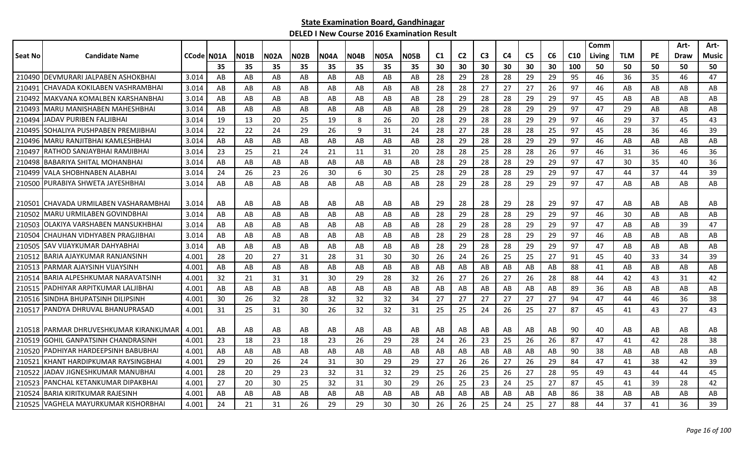**State Examination Board, Gandhinagar**

**DELED I New Course 2016 Examination Result**

| Seat No | Candidate Name | CCode | N01A | N01B | N02A | N02B | N04A | N04B | N05A | N05B | C1 | C2 | C3 | C4 | C5 | C6 | C10 | Comm Living | TLM | PE | Art-Draw | Art-Music |
|---|---|---|---|---|---|---|---|---|---|---|---|---|---|---|---|---|---|---|---|---|---|---|
| | | | 35 | 35 | 35 | 35 | 35 | 35 | 35 | 35 | 30 | 30 | 30 | 30 | 30 | 30 | 100 | 50 | 50 | 50 | 50 | 50 |
| 210490 | DEVMURARI JALPABEN ASHOKBHAI | 3.014 | AB | AB | AB | AB | AB | AB | AB | AB | 28 | 29 | 28 | 28 | 29 | 29 | 95 | 46 | 36 | 35 | 46 | 47 |
| 210491 | CHAVADA KOKILABEN VASHRAMBHAI | 3.014 | AB | AB | AB | AB | AB | AB | AB | AB | 28 | 28 | 27 | 27 | 27 | 26 | 97 | 46 | AB | AB | AB | AB |
| 210492 | MAKVANA KOMALBEN KARSHANBHAI | 3.014 | AB | AB | AB | AB | AB | AB | AB | AB | 28 | 29 | 28 | 28 | 29 | 29 | 97 | 45 | AB | AB | AB | AB |
| 210493 | MARU MANISHABEN MAHESHBHAI | 3.014 | AB | AB | AB | AB | AB | AB | AB | AB | 28 | 29 | 28 | 28 | 29 | 29 | 97 | 47 | 29 | AB | AB | AB |
| 210494 | JADAV PURIBEN FALJIBHAI | 3.014 | 19 | 13 | 20 | 25 | 19 | 8 | 26 | 20 | 28 | 29 | 28 | 28 | 29 | 29 | 97 | 46 | 29 | 37 | 45 | 43 |
| 210495 | SOHALIYA PUSHPABEN PREMJIBHAI | 3.014 | 22 | 22 | 24 | 29 | 26 | 9 | 31 | 24 | 28 | 27 | 28 | 28 | 28 | 25 | 97 | 45 | 28 | 36 | 46 | 39 |
| 210496 | MARU RANJITBHAI KAMLESHBHAI | 3.014 | AB | AB | AB | AB | AB | AB | AB | AB | 28 | 29 | 28 | 28 | 29 | 29 | 97 | 46 | AB | AB | AB | AB |
| 210497 | RATHOD SANJAYBHAI RAMJIBHAI | 3.014 | 23 | 25 | 21 | 24 | 21 | 11 | 31 | 20 | 28 | 28 | 25 | 28 | 28 | 26 | 97 | 46 | 31 | 36 | 46 | 36 |
| 210498 | BABARIYA SHITAL MOHANBHAI | 3.014 | AB | AB | AB | AB | AB | AB | AB | AB | 28 | 29 | 28 | 28 | 29 | 29 | 97 | 47 | 30 | 35 | 40 | 36 |
| 210499 | VALA SHOBHNABEN ALABHAI | 3.014 | 24 | 26 | 23 | 26 | 30 | 6 | 30 | 25 | 28 | 29 | 28 | 28 | 29 | 29 | 97 | 47 | 44 | 37 | 44 | 39 |
| 210500 | PURABIYA SHWETA JAYESHBHAI | 3.014 | AB | AB | AB | AB | AB | AB | AB | AB | 28 | 29 | 28 | 28 | 29 | 29 | 97 | 47 | AB | AB | AB | AB |
| 210501 | CHAVADA URMILABEN VASHARAMBHAI | 3.014 | AB | AB | AB | AB | AB | AB | AB | AB | 29 | 28 | 28 | 29 | 28 | 29 | 97 | 47 | AB | AB | AB | AB |
| 210502 | MARU URMILABEN GOVINDBHAI | 3.014 | AB | AB | AB | AB | AB | AB | AB | AB | 28 | 29 | 28 | 28 | 29 | 29 | 97 | 46 | 30 | AB | AB | AB |
| 210503 | OLAKIYA VARSHABEN MANSUKHBHAI | 3.014 | AB | AB | AB | AB | AB | AB | AB | AB | 28 | 29 | 28 | 28 | 29 | 29 | 97 | 47 | AB | AB | 39 | 47 |
| 210504 | CHAUHAN VIDHYABEN PRAGJIBHAI | 3.014 | AB | AB | AB | AB | AB | AB | AB | AB | 28 | 29 | 28 | 28 | 29 | 29 | 97 | 46 | AB | AB | AB | AB |
| 210505 | SAV VIJAYKUMAR DAHYABHAI | 3.014 | AB | AB | AB | AB | AB | AB | AB | AB | 28 | 29 | 28 | 28 | 29 | 29 | 97 | 47 | AB | AB | AB | AB |
| 210512 | BARIA AJAYKUMAR RANJANSINH | 4.001 | 28 | 20 | 27 | 31 | 28 | 31 | 30 | 30 | 26 | 24 | 26 | 25 | 25 | 27 | 91 | 45 | 40 | 33 | 34 | 39 |
| 210513 | PARMAR AJAYSINH VIJAYSINH | 4.001 | AB | AB | AB | AB | AB | AB | AB | AB | AB | AB | AB | AB | AB | AB | 88 | 41 | AB | AB | AB | AB |
| 210514 | BARIA ALPESHKUMAR NARAVATSINH | 4.001 | 32 | 21 | 31 | 31 | 30 | 29 | 28 | 32 | 26 | 27 | 26 | 27 | 26 | 28 | 88 | 44 | 42 | 43 | 31 | 42 |
| 210515 | PADHIYAR ARPITKUMAR LALJIBHAI | 4.001 | AB | AB | AB | AB | AB | AB | AB | AB | AB | AB | AB | AB | AB | AB | 89 | 36 | AB | AB | AB | AB |
| 210516 | SINDHA BHUPATSINH DILIPSINH | 4.001 | 30 | 26 | 32 | 28 | 32 | 32 | 32 | 34 | 27 | 27 | 27 | 27 | 27 | 27 | 94 | 47 | 44 | 46 | 36 | 38 |
| 210517 | PANDYA DHRUVAL BHANUPRASAD | 4.001 | 31 | 25 | 31 | 30 | 26 | 32 | 32 | 31 | 25 | 25 | 24 | 26 | 25 | 27 | 87 | 45 | 41 | 43 | 27 | 43 |
| 210518 | PARMAR DHRUVESHKUMAR KIRANKUMAR | 4.001 | AB | AB | AB | AB | AB | AB | AB | AB | AB | AB | AB | AB | AB | AB | 90 | 40 | AB | AB | AB | AB |
| 210519 | GOHIL GANPATSINH CHANDRASINH | 4.001 | 23 | 18 | 23 | 18 | 23 | 26 | 29 | 28 | 24 | 26 | 23 | 25 | 26 | 26 | 87 | 47 | 41 | 42 | 28 | 38 |
| 210520 | PADHIYAR HARDEEPSINH BABUBHAI | 4.001 | AB | AB | AB | AB | AB | AB | AB | AB | AB | AB | AB | AB | AB | AB | 90 | 38 | AB | AB | AB | AB |
| 210521 | KHANT HARDIPKUMAR RAYSINGBHAI | 4.001 | 29 | 20 | 26 | 24 | 31 | 30 | 29 | 29 | 27 | 26 | 26 | 27 | 26 | 29 | 84 | 47 | 41 | 38 | 42 | 39 |
| 210522 | JADAV JIGNESHKUMAR MANUBHAI | 4.001 | 28 | 20 | 29 | 23 | 32 | 31 | 32 | 29 | 25 | 26 | 25 | 26 | 27 | 28 | 95 | 49 | 43 | 44 | 44 | 45 |
| 210523 | PANCHAL KETANKUMAR DIPAKBHAI | 4.001 | 27 | 20 | 30 | 25 | 32 | 31 | 30 | 29 | 26 | 25 | 23 | 24 | 25 | 27 | 87 | 45 | 41 | 39 | 28 | 42 |
| 210524 | BARIA KIRITKUMAR RAJESINH | 4.001 | AB | AB | AB | AB | AB | AB | AB | AB | AB | AB | AB | AB | AB | AB | 86 | 38 | AB | AB | AB | AB |
| 210525 | VAGHELA MAYURKUMAR KISHORBHAI | 4.001 | 24 | 21 | 31 | 26 | 29 | 29 | 30 | 30 | 26 | 26 | 25 | 24 | 25 | 27 | 88 | 44 | 37 | 41 | 36 | 39 |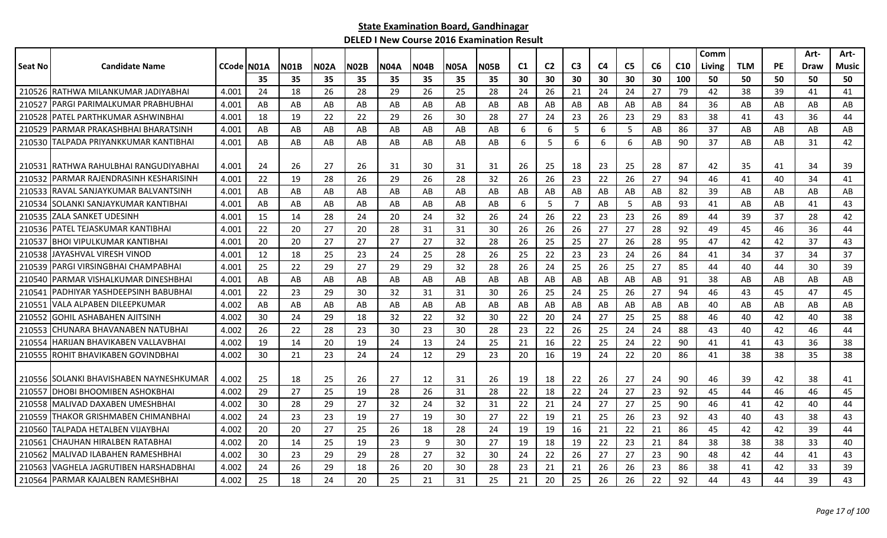**State Examination Board, Gandhinagar**

**DELED I New Course 2016 Examination Result**

| Seat No | Candidate Name | CCode | N01A | N01B | N02A | N02B | N04A | N04B | N05A | N05B | C1 | C2 | C3 | C4 | C5 | C6 | C10 | Comm Living | TLM | PE | Art-Draw | Art-Music |
|---|---|---|---|---|---|---|---|---|---|---|---|---|---|---|---|---|---|---|---|---|---|---|
| | | | 35 | 35 | 35 | 35 | 35 | 35 | 35 | 35 | 30 | 30 | 30 | 30 | 30 | 30 | 100 | 50 | 50 | 50 | 50 | 50 |
| 210526 | RATHWA MILANKUMAR JADIYABHAI | 4.001 | 24 | 18 | 26 | 28 | 29 | 26 | 25 | 28 | 24 | 26 | 21 | 24 | 24 | 27 | 79 | 42 | 38 | 39 | 41 | 41 |
| 210527 | PARGI PARIMALKUMAR PRABHUBHAI | 4.001 | AB | AB | AB | AB | AB | AB | AB | AB | AB | AB | AB | AB | AB | AB | 84 | 36 | AB | AB | AB | AB |
| 210528 | PATEL PARTHKUMAR ASHWINBHAI | 4.001 | 18 | 19 | 22 | 22 | 29 | 26 | 30 | 28 | 27 | 24 | 23 | 26 | 23 | 29 | 83 | 38 | 41 | 43 | 36 | 44 |
| 210529 | PARMAR PRAKASHBHAI BHARATSINH | 4.001 | AB | AB | AB | AB | AB | AB | AB | AB | 6 | 6 | 5 | 6 | 5 | AB | 86 | 37 | AB | AB | AB | AB |
| 210530 | TALPADA PRIYANKKUMAR KANTIBHAI | 4.001 | AB | AB | AB | AB | AB | AB | AB | AB | 6 | 5 | 6 | 6 | 6 | AB | 90 | 37 | AB | AB | 31 | 42 |
| 210531 | RATHWA RAHULBHAI RANGUDIYABHAI | 4.001 | 24 | 26 | 27 | 26 | 31 | 30 | 31 | 31 | 26 | 25 | 18 | 23 | 25 | 28 | 87 | 42 | 35 | 41 | 34 | 39 |
| 210532 | PARMAR RAJENDRASINH KESHARISINH | 4.001 | 22 | 19 | 28 | 26 | 29 | 26 | 28 | 32 | 26 | 26 | 23 | 22 | 26 | 27 | 94 | 46 | 41 | 40 | 34 | 41 |
| 210533 | RAVAL SANJAYKUMAR BALVANTSINH | 4.001 | AB | AB | AB | AB | AB | AB | AB | AB | AB | AB | AB | AB | AB | AB | 82 | 39 | AB | AB | AB | AB |
| 210534 | SOLANKI SANJAYKUMAR KANTIBHAI | 4.001 | AB | AB | AB | AB | AB | AB | AB | AB | 6 | 5 | 7 | AB | 5 | AB | 93 | 41 | AB | AB | 41 | 43 |
| 210535 | ZALA SANKET UDESINH | 4.001 | 15 | 14 | 28 | 24 | 20 | 24 | 32 | 26 | 24 | 26 | 22 | 23 | 23 | 26 | 89 | 44 | 39 | 37 | 28 | 42 |
| 210536 | PATEL TEJASKUMAR KANTIBHAI | 4.001 | 22 | 20 | 27 | 20 | 28 | 31 | 31 | 30 | 26 | 26 | 26 | 27 | 27 | 28 | 92 | 49 | 45 | 46 | 36 | 44 |
| 210537 | BHOI VIPULKUMAR KANTIBHAI | 4.001 | 20 | 20 | 27 | 27 | 27 | 27 | 32 | 28 | 26 | 25 | 25 | 27 | 26 | 28 | 95 | 47 | 42 | 42 | 37 | 43 |
| 210538 | JAYASHVAL VIRESH VINOD | 4.001 | 12 | 18 | 25 | 23 | 24 | 25 | 28 | 26 | 25 | 22 | 23 | 23 | 24 | 26 | 84 | 41 | 34 | 37 | 34 | 37 |
| 210539 | PARGI VIRSINGBHAI CHAMPABHAI | 4.001 | 25 | 22 | 29 | 27 | 29 | 29 | 32 | 28 | 26 | 24 | 25 | 26 | 25 | 27 | 85 | 44 | 40 | 44 | 30 | 39 |
| 210540 | PARMAR VISHALKUMAR DINESHBHAI | 4.001 | AB | AB | AB | AB | AB | AB | AB | AB | AB | AB | AB | AB | AB | AB | 91 | 38 | AB | AB | AB | AB |
| 210541 | PADHIYAR YASHDEEPSINH BABUBHAI | 4.001 | 22 | 23 | 29 | 30 | 32 | 31 | 31 | 30 | 26 | 25 | 24 | 25 | 26 | 27 | 94 | 46 | 43 | 45 | 47 | 45 |
| 210551 | VALA ALPABEN DILEEPKUMAR | 4.002 | AB | AB | AB | AB | AB | AB | AB | AB | AB | AB | AB | AB | AB | AB | AB | 40 | AB | AB | AB | AB |
| 210552 | GOHIL ASHABAHEN AJITSINH | 4.002 | 30 | 24 | 29 | 18 | 32 | 22 | 32 | 30 | 22 | 20 | 24 | 27 | 25 | 25 | 88 | 46 | 40 | 42 | 40 | 38 |
| 210553 | CHUNARA BHAVANABEN NATUBHAI | 4.002 | 26 | 22 | 28 | 23 | 30 | 23 | 30 | 28 | 23 | 22 | 26 | 25 | 24 | 24 | 88 | 43 | 40 | 42 | 46 | 44 |
| 210554 | HARIJAN BHAVIKABEN VALLAVBHAI | 4.002 | 19 | 14 | 20 | 19 | 24 | 13 | 24 | 25 | 21 | 16 | 22 | 25 | 24 | 22 | 90 | 41 | 41 | 43 | 36 | 38 |
| 210555 | ROHIT BHAVIKABEN GOVINDBHAI | 4.002 | 30 | 21 | 23 | 24 | 24 | 12 | 29 | 23 | 20 | 16 | 19 | 24 | 22 | 20 | 86 | 41 | 38 | 38 | 35 | 38 |
| 210556 | SOLANKI BHAVISHABEN NAYNESHKUMAR | 4.002 | 25 | 18 | 25 | 26 | 27 | 12 | 31 | 26 | 19 | 18 | 22 | 26 | 27 | 24 | 90 | 46 | 39 | 42 | 38 | 41 |
| 210557 | DHOBI BHOOMIBEN ASHOKBHAI | 4.002 | 29 | 27 | 25 | 19 | 28 | 26 | 31 | 28 | 22 | 18 | 22 | 24 | 27 | 23 | 92 | 45 | 44 | 46 | 46 | 45 |
| 210558 | MALIVAD DAXABEN UMESHBHAI | 4.002 | 30 | 28 | 29 | 27 | 32 | 24 | 32 | 31 | 22 | 21 | 24 | 27 | 27 | 25 | 90 | 46 | 41 | 42 | 40 | 44 |
| 210559 | THAKOR GRISHMABEN CHIMANBHAI | 4.002 | 24 | 23 | 23 | 19 | 27 | 19 | 30 | 27 | 22 | 19 | 21 | 25 | 26 | 23 | 92 | 43 | 40 | 43 | 38 | 43 |
| 210560 | TALPADA HETALBEN VIJAYBHAI | 4.002 | 20 | 20 | 27 | 25 | 26 | 18 | 28 | 24 | 19 | 19 | 16 | 21 | 22 | 21 | 86 | 45 | 42 | 42 | 39 | 44 |
| 210561 | CHAUHAN HIRALBEN RATABHAI | 4.002 | 20 | 14 | 25 | 19 | 23 | 9 | 30 | 27 | 19 | 18 | 19 | 22 | 23 | 21 | 84 | 38 | 38 | 38 | 33 | 40 |
| 210562 | MALIVAD ILABAHEN RAMESHBHAI | 4.002 | 30 | 23 | 29 | 29 | 28 | 27 | 32 | 30 | 24 | 22 | 26 | 27 | 27 | 23 | 90 | 48 | 42 | 44 | 41 | 43 |
| 210563 | VAGHELA JAGRUTIBEN HARSHADBHAI | 4.002 | 24 | 26 | 29 | 18 | 26 | 20 | 30 | 28 | 23 | 21 | 21 | 26 | 26 | 23 | 86 | 38 | 41 | 42 | 33 | 39 |
| 210564 | PARMAR KAJALBEN RAMESHBHAI | 4.002 | 25 | 18 | 24 | 20 | 25 | 21 | 31 | 25 | 21 | 20 | 25 | 26 | 26 | 22 | 92 | 44 | 43 | 44 | 39 | 43 |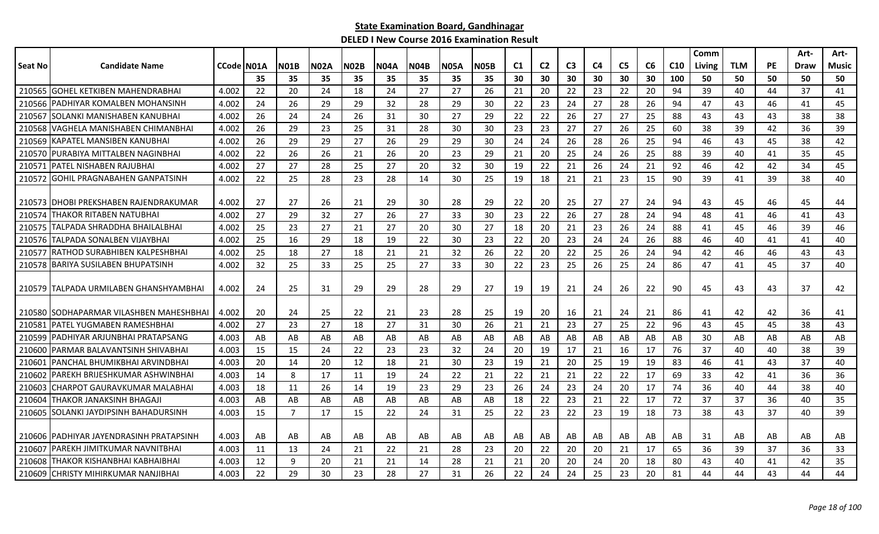## State Examination Board, Gandhinagar

### DELED I New Course 2016 Examination Result

| Seat No | Candidate Name | CCode | N01A | N01B | N02A | N02B | N04A | N04B | N05A | N05B | C1 | C2 | C3 | C4 | C5 | C6 | C10 | Comm Living | TLM | PE | Art-Draw | Art-Music |
|---|---|---|---|---|---|---|---|---|---|---|---|---|---|---|---|---|---|---|---|---|---|---|
| | | | 35 | 35 | 35 | 35 | 35 | 35 | 35 | 35 | 30 | 30 | 30 | 30 | 30 | 30 | 100 | 50 | 50 | 50 | 50 | 50 |
| 210565 | GOHEL KETKIBEN MAHENDRABHAI | 4.002 | 22 | 20 | 24 | 18 | 24 | 27 | 27 | 26 | 21 | 20 | 22 | 23 | 22 | 20 | 94 | 39 | 40 | 44 | 37 | 41 |
| 210566 | PADHIYAR KOMALBEN MOHANSINH | 4.002 | 24 | 26 | 29 | 29 | 32 | 28 | 29 | 30 | 22 | 23 | 24 | 27 | 28 | 26 | 94 | 47 | 43 | 46 | 41 | 45 |
| 210567 | SOLANKI MANISHABEN KANUBHAI | 4.002 | 26 | 24 | 24 | 26 | 31 | 30 | 27 | 29 | 22 | 22 | 26 | 27 | 27 | 25 | 88 | 43 | 43 | 43 | 38 | 38 |
| 210568 | VAGHELA MANISHABEN CHIMANBHAI | 4.002 | 26 | 29 | 23 | 25 | 31 | 28 | 30 | 30 | 23 | 23 | 27 | 27 | 26 | 25 | 60 | 38 | 39 | 42 | 36 | 39 |
| 210569 | KAPATEL MANSIBEN KANUBHAI | 4.002 | 26 | 29 | 29 | 27 | 26 | 29 | 29 | 30 | 24 | 24 | 26 | 28 | 26 | 25 | 94 | 46 | 43 | 45 | 38 | 42 |
| 210570 | PURABIYA MITTALBEN NAGINBHAI | 4.002 | 22 | 26 | 26 | 21 | 26 | 20 | 23 | 29 | 21 | 20 | 25 | 24 | 26 | 25 | 88 | 39 | 40 | 41 | 35 | 45 |
| 210571 | PATEL NISHABEN RAJUBHAI | 4.002 | 27 | 27 | 28 | 25 | 27 | 20 | 32 | 30 | 19 | 22 | 21 | 26 | 24 | 21 | 92 | 46 | 42 | 42 | 34 | 45 |
| 210572 | GOHIL PRAGNABAHEN GANPATSINH | 4.002 | 22 | 25 | 28 | 23 | 28 | 14 | 30 | 25 | 19 | 18 | 21 | 21 | 23 | 15 | 90 | 39 | 41 | 39 | 38 | 40 |
| 210573 | DHOBI PREKSHABEN RAJENDRAKUMAR | 4.002 | 27 | 27 | 26 | 21 | 29 | 30 | 28 | 29 | 22 | 20 | 25 | 27 | 27 | 24 | 94 | 43 | 45 | 46 | 45 | 44 |
| 210574 | THAKOR RITABEN NATUBHAI | 4.002 | 27 | 29 | 32 | 27 | 26 | 27 | 33 | 30 | 23 | 22 | 26 | 27 | 28 | 24 | 94 | 48 | 41 | 46 | 41 | 43 |
| 210575 | TALPADA SHRADDHA BHAILALBHAI | 4.002 | 25 | 23 | 27 | 21 | 27 | 20 | 30 | 27 | 18 | 20 | 21 | 23 | 26 | 24 | 88 | 41 | 45 | 46 | 39 | 46 |
| 210576 | TALPADA SONALBEN VIJAYBHAI | 4.002 | 25 | 16 | 29 | 18 | 19 | 22 | 30 | 23 | 22 | 20 | 23 | 24 | 24 | 26 | 88 | 46 | 40 | 41 | 41 | 40 |
| 210577 | RATHOD SURABHIBEN KALPESHBHAI | 4.002 | 25 | 18 | 27 | 18 | 21 | 21 | 32 | 26 | 22 | 20 | 22 | 25 | 26 | 24 | 94 | 42 | 46 | 46 | 43 | 43 |
| 210578 | BARIYA SUSILABEN BHUPATSINH | 4.002 | 32 | 25 | 33 | 25 | 25 | 27 | 33 | 30 | 22 | 23 | 25 | 26 | 25 | 24 | 86 | 47 | 41 | 45 | 37 | 40 |
| 210579 | TALPADA URMILABEN GHANSHYAMBHAI | 4.002 | 24 | 25 | 31 | 29 | 29 | 28 | 29 | 27 | 19 | 19 | 21 | 24 | 26 | 22 | 90 | 45 | 43 | 43 | 37 | 42 |
| 210580 | SODHAPARMAR VILASHBEN MAHESHBHAI | 4.002 | 20 | 24 | 25 | 22 | 21 | 23 | 28 | 25 | 19 | 20 | 16 | 21 | 24 | 21 | 86 | 41 | 42 | 42 | 36 | 41 |
| 210581 | PATEL YUGMABEN RAMESHBHAI | 4.002 | 27 | 23 | 27 | 18 | 27 | 31 | 30 | 26 | 21 | 21 | 23 | 27 | 25 | 22 | 96 | 43 | 45 | 45 | 38 | 43 |
| 210599 | PADHIYAR ARJUNBHAI PRATAPSANG | 4.003 | AB | AB | AB | AB | AB | AB | AB | AB | AB | AB | AB | AB | AB | AB | AB | 30 | AB | AB | AB | AB |
| 210600 | PARMAR BALAVANTSINH SHIVABHAI | 4.003 | 15 | 15 | 24 | 22 | 23 | 23 | 32 | 24 | 20 | 19 | 17 | 21 | 16 | 17 | 76 | 37 | 40 | 40 | 38 | 39 |
| 210601 | PANCHAL BHUMIKBHAI ARVINDBHAI | 4.003 | 20 | 14 | 20 | 12 | 18 | 21 | 30 | 23 | 19 | 21 | 20 | 25 | 19 | 19 | 83 | 46 | 41 | 43 | 37 | 40 |
| 210602 | PAREKH BRIJESHKUMAR ASHWINBHAI | 4.003 | 14 | 8 | 17 | 11 | 19 | 24 | 22 | 21 | 22 | 21 | 21 | 22 | 22 | 17 | 69 | 33 | 42 | 41 | 36 | 36 |
| 210603 | CHARPOT GAURAVKUMAR MALABHAI | 4.003 | 18 | 11 | 26 | 14 | 19 | 23 | 29 | 23 | 26 | 24 | 23 | 24 | 20 | 17 | 74 | 36 | 40 | 44 | 38 | 40 |
| 210604 | THAKOR JANAKSINH BHAGAJI | 4.003 | AB | AB | AB | AB | AB | AB | AB | AB | 18 | 22 | 23 | 21 | 22 | 17 | 72 | 37 | 37 | 36 | 40 | 35 |
| 210605 | SOLANKI JAYDIPSINH BAHADURSINH | 4.003 | 15 | 7 | 17 | 15 | 22 | 24 | 31 | 25 | 22 | 23 | 22 | 23 | 19 | 18 | 73 | 38 | 43 | 37 | 40 | 39 |
| 210606 | PADHIYAR JAYENDRASINH PRATAPSINH | 4.003 | AB | AB | AB | AB | AB | AB | AB | AB | AB | AB | AB | AB | AB | AB | AB | 31 | AB | AB | AB | AB |
| 210607 | PAREKH JIMITKUMAR NAVNITBHAI | 4.003 | 11 | 13 | 24 | 21 | 22 | 21 | 28 | 23 | 20 | 22 | 20 | 20 | 21 | 17 | 65 | 36 | 39 | 37 | 36 | 33 |
| 210608 | THAKOR KISHANBHAI KABHAIBHAI | 4.003 | 12 | 9 | 20 | 21 | 21 | 14 | 28 | 21 | 21 | 20 | 20 | 24 | 20 | 18 | 80 | 43 | 40 | 41 | 42 | 35 |
| 210609 | CHRISTY MIHIRKUMAR NANJIBHAI | 4.003 | 22 | 29 | 30 | 23 | 28 | 27 | 31 | 26 | 22 | 24 | 24 | 25 | 23 | 20 | 81 | 44 | 44 | 43 | 44 | 44 |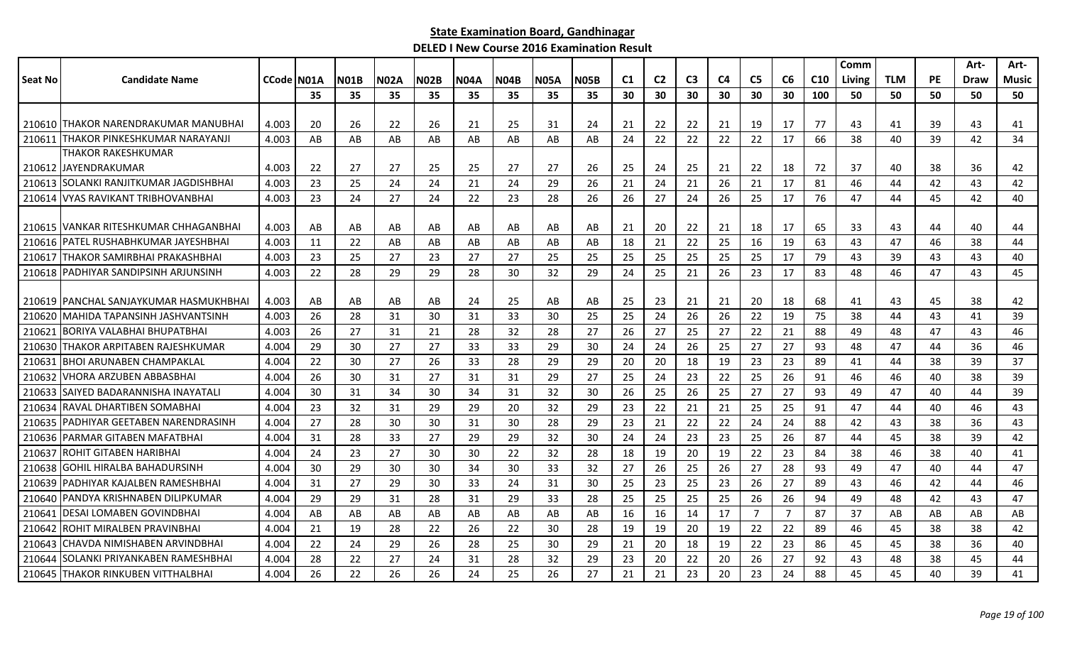# State Examination Board, Gandhinagar

## DELED I New Course 2016 Examination Result

| Seat No | Candidate Name | CCode | N01A | N01B | N02A | N02B | N04A | N04B | N05A | N05B | C1 | C2 | C3 | C4 | C5 | C6 | C10 | Comm Living | TLM | PE | Art-Draw | Art-Music |
|---|---|---|---|---|---|---|---|---|---|---|---|---|---|---|---|---|---|---|---|---|---|---|
| | | | 35 | 35 | 35 | 35 | 35 | 35 | 35 | 35 | 30 | 30 | 30 | 30 | 30 | 30 | 100 | 50 | 50 | 50 | 50 | 50 |
| 210610 | THAKOR NARENDRAKUMAR MANUBHAI | 4.003 | 20 | 26 | 22 | 26 | 21 | 25 | 31 | 24 | 21 | 22 | 22 | 21 | 19 | 17 | 77 | 43 | 41 | 39 | 43 | 41 |
| 210611 | THAKOR PINKESHKUMAR NARAYANJI | 4.003 | AB | AB | AB | AB | AB | AB | AB | AB | 24 | 22 | 22 | 22 | 22 | 17 | 66 | 38 | 40 | 39 | 42 | 34 |
| 210612 | THAKOR RAKESHKUMAR JAYENDRAKUMAR | 4.003 | 22 | 27 | 27 | 25 | 25 | 27 | 27 | 26 | 25 | 24 | 25 | 21 | 22 | 18 | 72 | 37 | 40 | 38 | 36 | 42 |
| 210613 | SOLANKI RANJITKUMAR JAGDISHBHAI | 4.003 | 23 | 25 | 24 | 24 | 21 | 24 | 29 | 26 | 21 | 24 | 21 | 26 | 21 | 17 | 81 | 46 | 44 | 42 | 43 | 42 |
| 210614 | VYAS RAVIKANT TRIBHOVANBHAI | 4.003 | 23 | 24 | 27 | 24 | 22 | 23 | 28 | 26 | 26 | 27 | 24 | 26 | 25 | 17 | 76 | 47 | 44 | 45 | 42 | 40 |
| 210615 | VANKAR RITESHKUMAR CHHAGANBHAI | 4.003 | AB | AB | AB | AB | AB | AB | AB | AB | 21 | 20 | 22 | 21 | 18 | 17 | 65 | 33 | 43 | 44 | 40 | 44 |
| 210616 | PATEL RUSHABHKUMAR JAYESHBHAI | 4.003 | 11 | 22 | AB | AB | AB | AB | AB | AB | 18 | 21 | 22 | 25 | 16 | 19 | 63 | 43 | 47 | 46 | 38 | 44 |
| 210617 | THAKOR SAMIRBHAI PRAKASHBHAI | 4.003 | 23 | 25 | 27 | 23 | 27 | 27 | 25 | 25 | 25 | 25 | 25 | 25 | 25 | 17 | 79 | 43 | 39 | 43 | 43 | 40 |
| 210618 | PADHIYAR SANDIPSINH ARJUNSINH | 4.003 | 22 | 28 | 29 | 29 | 28 | 30 | 32 | 29 | 24 | 25 | 21 | 26 | 23 | 17 | 83 | 48 | 46 | 47 | 43 | 45 |
| 210619 | PANCHAL SANJAYKUMAR HASMUKHBHAI | 4.003 | AB | AB | AB | AB | 24 | 25 | AB | AB | 25 | 23 | 21 | 21 | 20 | 18 | 68 | 41 | 43 | 45 | 38 | 42 |
| 210620 | MAHIDA TAPANSINH JASHVANTSINH | 4.003 | 26 | 28 | 31 | 30 | 31 | 33 | 30 | 25 | 25 | 24 | 26 | 26 | 22 | 19 | 75 | 38 | 44 | 43 | 41 | 39 |
| 210621 | BORIYA VALABHAI BHUPATBHAI | 4.003 | 26 | 27 | 31 | 21 | 28 | 32 | 28 | 27 | 26 | 27 | 25 | 27 | 22 | 21 | 88 | 49 | 48 | 47 | 43 | 46 |
| 210630 | THAKOR ARPITABEN RAJESHKUMAR | 4.004 | 29 | 30 | 27 | 27 | 33 | 33 | 29 | 30 | 24 | 24 | 26 | 25 | 27 | 27 | 93 | 48 | 47 | 44 | 36 | 46 |
| 210631 | BHOI ARUNABEN CHAMPAKLAL | 4.004 | 22 | 30 | 27 | 26 | 33 | 28 | 29 | 29 | 20 | 20 | 18 | 19 | 23 | 23 | 89 | 41 | 44 | 38 | 39 | 37 |
| 210632 | VHORA ARZUBEN ABBASBHAI | 4.004 | 26 | 30 | 31 | 27 | 31 | 31 | 29 | 27 | 25 | 24 | 23 | 22 | 25 | 26 | 91 | 46 | 46 | 40 | 38 | 39 |
| 210633 | SAIYED BADARANNISHA INAYATALI | 4.004 | 30 | 31 | 34 | 30 | 34 | 31 | 32 | 30 | 26 | 25 | 26 | 25 | 27 | 27 | 93 | 49 | 47 | 40 | 44 | 39 |
| 210634 | RAVAL DHARTIBEN SOMABHAI | 4.004 | 23 | 32 | 31 | 29 | 29 | 20 | 32 | 29 | 23 | 22 | 21 | 21 | 25 | 25 | 91 | 47 | 44 | 40 | 46 | 43 |
| 210635 | PADHIYAR GEETABEN NARENDRASINH | 4.004 | 27 | 28 | 30 | 30 | 31 | 30 | 28 | 29 | 23 | 21 | 22 | 22 | 24 | 24 | 88 | 42 | 43 | 38 | 36 | 43 |
| 210636 | PARMAR GITABEN MAFATBHAI | 4.004 | 31 | 28 | 33 | 27 | 29 | 29 | 32 | 30 | 24 | 24 | 23 | 23 | 25 | 26 | 87 | 44 | 45 | 38 | 39 | 42 |
| 210637 | ROHIT GITABEN HARIBHAI | 4.004 | 24 | 23 | 27 | 30 | 30 | 22 | 32 | 28 | 18 | 19 | 20 | 19 | 22 | 23 | 84 | 38 | 46 | 38 | 40 | 41 |
| 210638 | GOHIL HIRALBA BAHADURSINH | 4.004 | 30 | 29 | 30 | 30 | 34 | 30 | 33 | 32 | 27 | 26 | 25 | 26 | 27 | 28 | 93 | 49 | 47 | 40 | 44 | 47 |
| 210639 | PADHIYAR KAJALBEN RAMESHBHAI | 4.004 | 31 | 27 | 29 | 30 | 33 | 24 | 31 | 30 | 25 | 23 | 25 | 23 | 26 | 27 | 89 | 43 | 46 | 42 | 44 | 46 |
| 210640 | PANDYA KRISHNABEN DILIPKUMAR | 4.004 | 29 | 29 | 31 | 28 | 31 | 29 | 33 | 28 | 25 | 25 | 25 | 25 | 26 | 26 | 94 | 49 | 48 | 42 | 43 | 47 |
| 210641 | DESAI LOMABEN GOVINDBHAI | 4.004 | AB | AB | AB | AB | AB | AB | AB | AB | 16 | 16 | 14 | 17 | 7 | 7 | 87 | 37 | AB | AB | AB | AB |
| 210642 | ROHIT MIRALBEN PRAVINBHAI | 4.004 | 21 | 19 | 28 | 22 | 26 | 22 | 30 | 28 | 19 | 19 | 20 | 19 | 22 | 22 | 89 | 46 | 45 | 38 | 38 | 42 |
| 210643 | CHAVDA NIMISHABEN ARVINDBHAI | 4.004 | 22 | 24 | 29 | 26 | 28 | 25 | 30 | 29 | 21 | 20 | 18 | 19 | 22 | 23 | 86 | 45 | 45 | 38 | 36 | 40 |
| 210644 | SOLANKI PRIYANKABEN RAMESHBHAI | 4.004 | 28 | 22 | 27 | 24 | 31 | 28 | 32 | 29 | 23 | 20 | 22 | 20 | 26 | 27 | 92 | 43 | 48 | 38 | 45 | 44 |
| 210645 | THAKOR RINKUBEN VITTHALBHAI | 4.004 | 26 | 22 | 26 | 26 | 24 | 25 | 26 | 27 | 21 | 21 | 23 | 20 | 23 | 24 | 88 | 45 | 45 | 40 | 39 | 41 |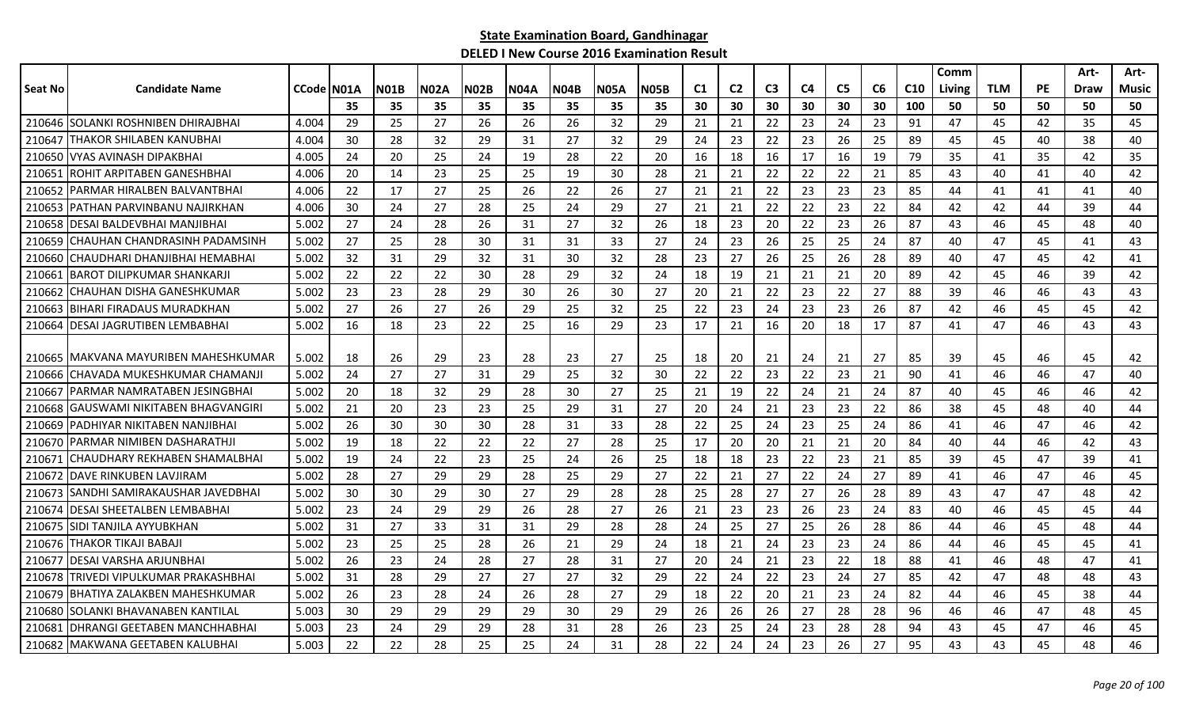## State Examination Board, Gandhinagar

### DELED I New Course 2016 Examination Result

| Seat No | Candidate Name | CCode | N01A | N01B | N02A | N02B | N04A | N04B | N05A | N05B | C1 | C2 | C3 | C4 | C5 | C6 | C10 | Comm Living | TLM | PE | Art-Draw | Art-Music |
|---|---|---|---|---|---|---|---|---|---|---|---|---|---|---|---|---|---|---|---|---|---|---|
| | | | 35 | 35 | 35 | 35 | 35 | 35 | 35 | 35 | 30 | 30 | 30 | 30 | 30 | 30 | 100 | 50 | 50 | 50 | 50 | 50 |
| 210646 | SOLANKI ROSHNIBEN DHIRAJBHAI | 4.004 | 29 | 25 | 27 | 26 | 26 | 26 | 32 | 29 | 21 | 21 | 22 | 23 | 24 | 23 | 91 | 47 | 45 | 42 | 35 | 45 |
| 210647 | THAKOR SHILABEN KANUBHAI | 4.004 | 30 | 28 | 32 | 29 | 31 | 27 | 32 | 29 | 24 | 23 | 22 | 23 | 26 | 25 | 89 | 45 | 45 | 40 | 38 | 40 |
| 210650 | VYAS AVINASH DIPAKBHAI | 4.005 | 24 | 20 | 25 | 24 | 19 | 28 | 22 | 20 | 16 | 18 | 16 | 17 | 16 | 19 | 79 | 35 | 41 | 35 | 42 | 35 |
| 210651 | ROHIT ARPITABEN GANESHBHAI | 4.006 | 20 | 14 | 23 | 25 | 25 | 19 | 30 | 28 | 21 | 21 | 22 | 22 | 22 | 21 | 85 | 43 | 40 | 41 | 40 | 42 |
| 210652 | PARMAR HIRALBEN BALVANTBHAI | 4.006 | 22 | 17 | 27 | 25 | 26 | 22 | 26 | 27 | 21 | 21 | 22 | 23 | 23 | 23 | 85 | 44 | 41 | 41 | 41 | 40 |
| 210653 | PATHAN PARVINBANU NAJIRKHAN | 4.006 | 30 | 24 | 27 | 28 | 25 | 24 | 29 | 27 | 21 | 21 | 22 | 22 | 23 | 22 | 84 | 42 | 42 | 44 | 39 | 44 |
| 210658 | DESAI BALDEVBHAI MANJIBHAI | 5.002 | 27 | 24 | 28 | 26 | 31 | 27 | 32 | 26 | 18 | 23 | 20 | 22 | 23 | 26 | 87 | 43 | 46 | 45 | 48 | 40 |
| 210659 | CHAUHAN CHANDRASINH PADAMSINH | 5.002 | 27 | 25 | 28 | 30 | 31 | 31 | 33 | 27 | 24 | 23 | 26 | 25 | 25 | 24 | 87 | 40 | 47 | 45 | 41 | 43 |
| 210660 | CHAUDHARI DHANJIBHAI HEMABHAI | 5.002 | 32 | 31 | 29 | 32 | 31 | 30 | 32 | 28 | 23 | 27 | 26 | 25 | 26 | 28 | 89 | 40 | 47 | 45 | 42 | 41 |
| 210661 | BAROT DILIPKUMAR SHANKARJI | 5.002 | 22 | 22 | 22 | 30 | 28 | 29 | 32 | 24 | 18 | 19 | 21 | 21 | 21 | 20 | 89 | 42 | 45 | 46 | 39 | 42 |
| 210662 | CHAUHAN DISHA GANESHKUMAR | 5.002 | 23 | 23 | 28 | 29 | 30 | 26 | 30 | 27 | 20 | 21 | 22 | 23 | 22 | 27 | 88 | 39 | 46 | 46 | 43 | 43 |
| 210663 | BIHARI FIRADAUS MURADKHAN | 5.002 | 27 | 26 | 27 | 26 | 29 | 25 | 32 | 25 | 22 | 23 | 24 | 23 | 23 | 26 | 87 | 42 | 46 | 45 | 45 | 42 |
| 210664 | DESAI JAGRUTIBEN LEMBABHAI | 5.002 | 16 | 18 | 23 | 22 | 25 | 16 | 29 | 23 | 17 | 21 | 16 | 20 | 18 | 17 | 87 | 41 | 47 | 46 | 43 | 43 |
| 210665 | MAKVANA MAYURIBEN MAHESHKUMAR | 5.002 | 18 | 26 | 29 | 23 | 28 | 23 | 27 | 25 | 18 | 20 | 21 | 24 | 21 | 27 | 85 | 39 | 45 | 46 | 45 | 42 |
| 210666 | CHAVADA MUKESHKUMAR CHAMANJI | 5.002 | 24 | 27 | 27 | 31 | 29 | 25 | 32 | 30 | 22 | 22 | 23 | 22 | 23 | 21 | 90 | 41 | 46 | 46 | 47 | 40 |
| 210667 | PARMAR NAMRATABEN JESINGBHAI | 5.002 | 20 | 18 | 32 | 29 | 28 | 30 | 27 | 25 | 21 | 19 | 22 | 24 | 21 | 24 | 87 | 40 | 45 | 46 | 46 | 42 |
| 210668 | GAUSWAMI NIKITABEN BHAGVANGIRI | 5.002 | 21 | 20 | 23 | 23 | 25 | 29 | 31 | 27 | 20 | 24 | 21 | 23 | 23 | 22 | 86 | 38 | 45 | 48 | 40 | 44 |
| 210669 | PADHIYAR NIKITABEN NANJIBHAI | 5.002 | 26 | 30 | 30 | 30 | 28 | 31 | 33 | 28 | 22 | 25 | 24 | 23 | 25 | 24 | 86 | 41 | 46 | 47 | 46 | 42 |
| 210670 | PARMAR NIMIBEN DASHARATHJI | 5.002 | 19 | 18 | 22 | 22 | 22 | 27 | 28 | 25 | 17 | 20 | 20 | 21 | 21 | 20 | 84 | 40 | 44 | 46 | 42 | 43 |
| 210671 | CHAUDHARY REKHABEN SHAMALBHAI | 5.002 | 19 | 24 | 22 | 23 | 25 | 24 | 26 | 25 | 18 | 18 | 23 | 22 | 23 | 21 | 85 | 39 | 45 | 47 | 39 | 41 |
| 210672 | DAVE RINKUBEN LAVJIRAM | 5.002 | 28 | 27 | 29 | 29 | 28 | 25 | 29 | 27 | 22 | 21 | 27 | 22 | 24 | 27 | 89 | 41 | 46 | 47 | 46 | 45 |
| 210673 | SANDHI SAMIRAKAUSHAR JAVEDBHAI | 5.002 | 30 | 30 | 29 | 30 | 27 | 29 | 28 | 28 | 25 | 28 | 27 | 27 | 26 | 28 | 89 | 43 | 47 | 47 | 48 | 42 |
| 210674 | DESAI SHEETALBEN LEMBABHAI | 5.002 | 23 | 24 | 29 | 29 | 26 | 28 | 27 | 26 | 21 | 23 | 23 | 26 | 23 | 24 | 83 | 40 | 46 | 45 | 45 | 44 |
| 210675 | SIDI TANJILA AYYUBKHAN | 5.002 | 31 | 27 | 33 | 31 | 31 | 29 | 28 | 28 | 24 | 25 | 27 | 25 | 26 | 28 | 86 | 44 | 46 | 45 | 48 | 44 |
| 210676 | THAKOR TIKAJI BABAJI | 5.002 | 23 | 25 | 25 | 28 | 26 | 21 | 29 | 24 | 18 | 21 | 24 | 23 | 23 | 24 | 86 | 44 | 46 | 45 | 45 | 41 |
| 210677 | DESAI VARSHA ARJUNBHAI | 5.002 | 26 | 23 | 24 | 28 | 27 | 28 | 31 | 27 | 20 | 24 | 21 | 23 | 22 | 18 | 88 | 41 | 46 | 48 | 47 | 41 |
| 210678 | TRIVEDI VIPULKUMAR PRAKASHBHAI | 5.002 | 31 | 28 | 29 | 27 | 27 | 27 | 32 | 29 | 22 | 24 | 22 | 23 | 24 | 27 | 85 | 42 | 47 | 48 | 48 | 43 |
| 210679 | BHATIYA ZALAKBEN MAHESHKUMAR | 5.002 | 26 | 23 | 28 | 24 | 26 | 28 | 27 | 29 | 18 | 22 | 20 | 21 | 23 | 24 | 82 | 44 | 46 | 45 | 38 | 44 |
| 210680 | SOLANKI BHAVANABEN KANTILAL | 5.003 | 30 | 29 | 29 | 29 | 29 | 30 | 29 | 29 | 26 | 26 | 26 | 27 | 28 | 28 | 96 | 46 | 46 | 47 | 48 | 45 |
| 210681 | DHRANGI GEETABEN MANCHHABHAI | 5.003 | 23 | 24 | 29 | 29 | 28 | 31 | 28 | 26 | 23 | 25 | 24 | 23 | 28 | 28 | 94 | 43 | 45 | 47 | 46 | 45 |
| 210682 | MAKWANA GEETABEN KALUBHAI | 5.003 | 22 | 22 | 28 | 25 | 25 | 24 | 31 | 28 | 22 | 24 | 24 | 23 | 26 | 27 | 95 | 43 | 43 | 45 | 48 | 46 |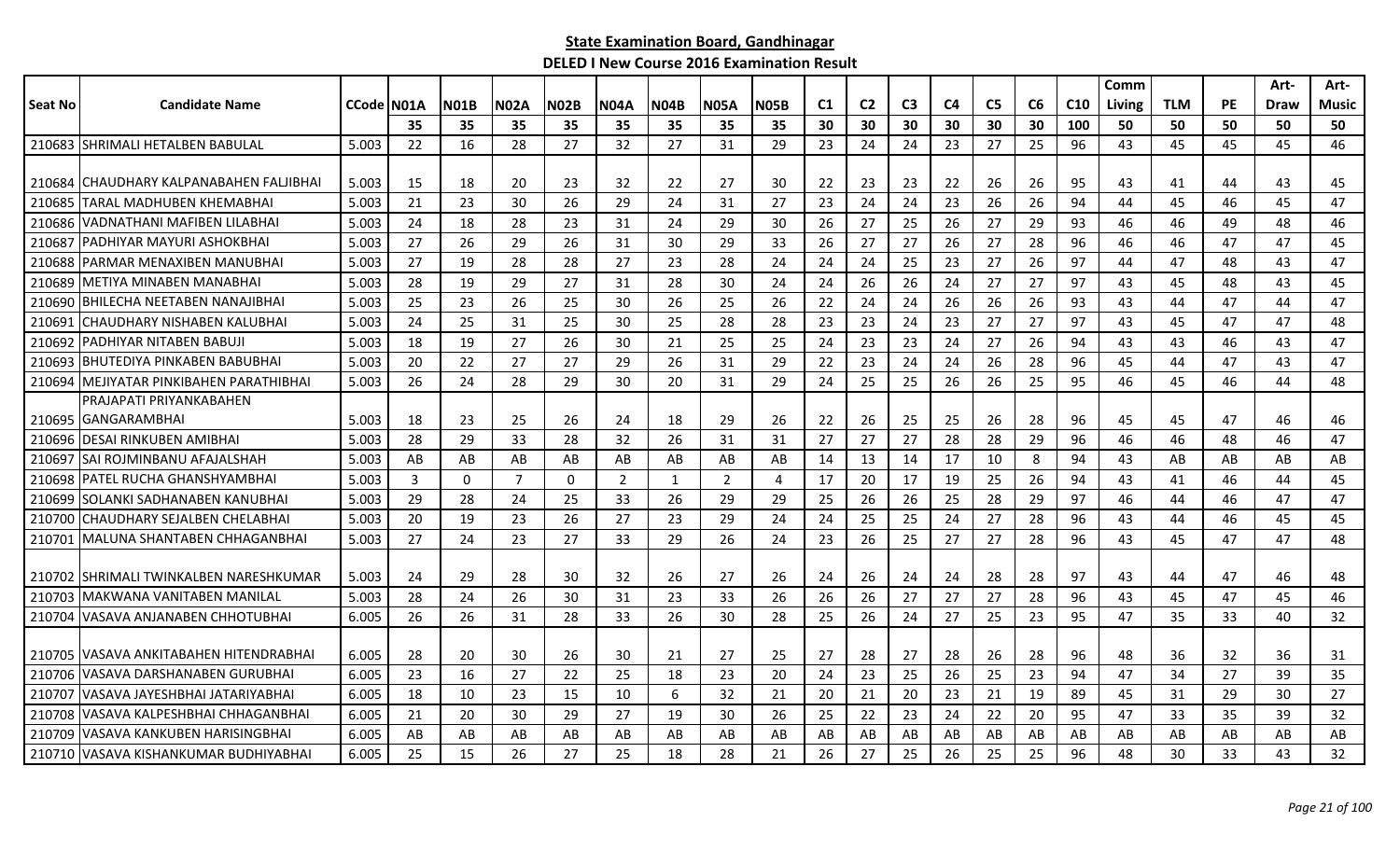**State Examination Board, Gandhinagar**

**DELED I New Course 2016 Examination Result**

| Seat No | Candidate Name | CCode | N01A | N01B | N02A | N02B | N04A | N04B | N05A | N05B | C1 | C2 | C3 | C4 | C5 | C6 | C10 | Comm Living | TLM | PE | Art-Draw | Art-Music |
|---|---|---|---|---|---|---|---|---|---|---|---|---|---|---|---|---|---|---|---|---|---|---|
| | | | 35 | 35 | 35 | 35 | 35 | 35 | 35 | 35 | 30 | 30 | 30 | 30 | 30 | 30 | 100 | 50 | 50 | 50 | 50 | 50 |
| 210683 | SHRIMALI HETALBEN BABULAL | 5.003 | 22 | 16 | 28 | 27 | 32 | 27 | 31 | 29 | 23 | 24 | 24 | 23 | 27 | 25 | 96 | 43 | 45 | 45 | 45 | 46 |
| 210684 | CHAUDHARY KALPANABAHEN FALJIBHAI | 5.003 | 15 | 18 | 20 | 23 | 32 | 22 | 27 | 30 | 22 | 23 | 23 | 22 | 26 | 26 | 95 | 43 | 41 | 44 | 43 | 45 |
| 210685 | TARAL MADHUBEN KHEMABHAI | 5.003 | 21 | 23 | 30 | 26 | 29 | 24 | 31 | 27 | 23 | 24 | 24 | 23 | 26 | 26 | 94 | 44 | 45 | 46 | 45 | 47 |
| 210686 | VADNATHANI MAFIBEN LILABHAI | 5.003 | 24 | 18 | 28 | 23 | 31 | 24 | 29 | 30 | 26 | 27 | 25 | 26 | 27 | 29 | 93 | 46 | 46 | 49 | 48 | 46 |
| 210687 | PADHIYAR MAYURI ASHOKBHAI | 5.003 | 27 | 26 | 29 | 26 | 31 | 30 | 29 | 33 | 26 | 27 | 27 | 26 | 27 | 28 | 96 | 46 | 46 | 47 | 47 | 45 |
| 210688 | PARMAR MENAXIBEN MANUBHAI | 5.003 | 27 | 19 | 28 | 28 | 27 | 23 | 28 | 24 | 24 | 24 | 25 | 23 | 27 | 26 | 97 | 44 | 47 | 48 | 43 | 47 |
| 210689 | METIYA MINABEN MANABHAI | 5.003 | 28 | 19 | 29 | 27 | 31 | 28 | 30 | 24 | 24 | 26 | 26 | 24 | 27 | 27 | 97 | 43 | 45 | 48 | 43 | 45 |
| 210690 | BHILECHA NEETABEN NANAJIBHAI | 5.003 | 25 | 23 | 26 | 25 | 30 | 26 | 25 | 26 | 22 | 24 | 24 | 26 | 26 | 26 | 93 | 43 | 44 | 47 | 44 | 47 |
| 210691 | CHAUDHARY NISHABEN KALUBHAI | 5.003 | 24 | 25 | 31 | 25 | 30 | 25 | 28 | 28 | 23 | 23 | 24 | 23 | 27 | 27 | 97 | 43 | 45 | 47 | 47 | 48 |
| 210692 | PADHIYAR NITABEN BABUJI | 5.003 | 18 | 19 | 27 | 26 | 30 | 21 | 25 | 25 | 24 | 23 | 23 | 24 | 27 | 26 | 94 | 43 | 43 | 46 | 43 | 47 |
| 210693 | BHUTEDIYA PINKABEN BABUBHAI | 5.003 | 20 | 22 | 27 | 27 | 29 | 26 | 31 | 29 | 22 | 23 | 24 | 24 | 26 | 28 | 96 | 45 | 44 | 47 | 43 | 47 |
| 210694 | MEJIYATAR PINKIBAHEN PARATHIBHAI | 5.003 | 26 | 24 | 28 | 29 | 30 | 20 | 31 | 29 | 24 | 25 | 25 | 26 | 26 | 25 | 95 | 46 | 45 | 46 | 44 | 48 |
| 210695 | PRAJAPATI PRIYANKABAHEN GANGARAMBHAI | 5.003 | 18 | 23 | 25 | 26 | 24 | 18 | 29 | 26 | 22 | 26 | 25 | 25 | 26 | 28 | 96 | 45 | 45 | 47 | 46 | 46 |
| 210696 | DESAI RINKUBEN AMIBHAI | 5.003 | 28 | 29 | 33 | 28 | 32 | 26 | 31 | 31 | 27 | 27 | 27 | 28 | 28 | 29 | 96 | 46 | 46 | 48 | 46 | 47 |
| 210697 | SAI ROJMINBANU AFAJALSHAH | 5.003 | AB | AB | AB | AB | AB | AB | AB | AB | 14 | 13 | 14 | 17 | 10 | 8 | 94 | 43 | AB | AB | AB | AB |
| 210698 | PATEL RUCHA GHANSHYAMBHAI | 5.003 | 3 | 0 | 7 | 0 | 2 | 1 | 2 | 4 | 17 | 20 | 17 | 19 | 25 | 26 | 94 | 43 | 41 | 46 | 44 | 45 |
| 210699 | SOLANKI SADHANABEN KANUBHAI | 5.003 | 29 | 28 | 24 | 25 | 33 | 26 | 29 | 29 | 25 | 26 | 26 | 25 | 28 | 29 | 97 | 46 | 44 | 46 | 47 | 47 |
| 210700 | CHAUDHARY SEJALBEN CHELABHAI | 5.003 | 20 | 19 | 23 | 26 | 27 | 23 | 29 | 24 | 24 | 25 | 25 | 24 | 27 | 28 | 96 | 43 | 44 | 46 | 45 | 45 |
| 210701 | MALUNA SHANTABEN CHHAGANBHAI | 5.003 | 27 | 24 | 23 | 27 | 33 | 29 | 26 | 24 | 23 | 26 | 25 | 27 | 27 | 28 | 96 | 43 | 45 | 47 | 47 | 48 |
| 210702 | SHRIMALI TWINKALBEN NARESHKUMAR | 5.003 | 24 | 29 | 28 | 30 | 32 | 26 | 27 | 26 | 24 | 26 | 24 | 24 | 28 | 28 | 97 | 43 | 44 | 47 | 46 | 48 |
| 210703 | MAKWANA VANITABEN MANILAL | 5.003 | 28 | 24 | 26 | 30 | 31 | 23 | 33 | 26 | 26 | 26 | 27 | 27 | 27 | 28 | 96 | 43 | 45 | 47 | 45 | 46 |
| 210704 | VASAVA ANJANABEN CHHOTUBHAI | 6.005 | 26 | 26 | 31 | 28 | 33 | 26 | 30 | 28 | 25 | 26 | 24 | 27 | 25 | 23 | 95 | 47 | 35 | 33 | 40 | 32 |
| 210705 | VASAVA ANKITABAHEN HITENDRABHAI | 6.005 | 28 | 20 | 30 | 26 | 30 | 21 | 27 | 25 | 27 | 28 | 27 | 28 | 26 | 28 | 96 | 48 | 36 | 32 | 36 | 31 |
| 210706 | VASAVA DARSHANABEN GURUBHAI | 6.005 | 23 | 16 | 27 | 22 | 25 | 18 | 23 | 20 | 24 | 23 | 25 | 26 | 25 | 23 | 94 | 47 | 34 | 27 | 39 | 35 |
| 210707 | VASAVA JAYESHBHAI JATARIYABHAI | 6.005 | 18 | 10 | 23 | 15 | 10 | 6 | 32 | 21 | 20 | 21 | 20 | 23 | 21 | 19 | 89 | 45 | 31 | 29 | 30 | 27 |
| 210708 | VASAVA KALPESHBHAI CHHAGANBHAI | 6.005 | 21 | 20 | 30 | 29 | 27 | 19 | 30 | 26 | 25 | 22 | 23 | 24 | 22 | 20 | 95 | 47 | 33 | 35 | 39 | 32 |
| 210709 | VASAVA KANKUBEN HARISINGBHAI | 6.005 | AB | AB | AB | AB | AB | AB | AB | AB | AB | AB | AB | AB | AB | AB | AB | AB | AB | AB | AB | AB |
| 210710 | VASAVA KISHANKUMAR BUDHIYABHAI | 6.005 | 25 | 15 | 26 | 27 | 25 | 18 | 28 | 21 | 26 | 27 | 25 | 26 | 25 | 25 | 96 | 48 | 30 | 33 | 43 | 32 |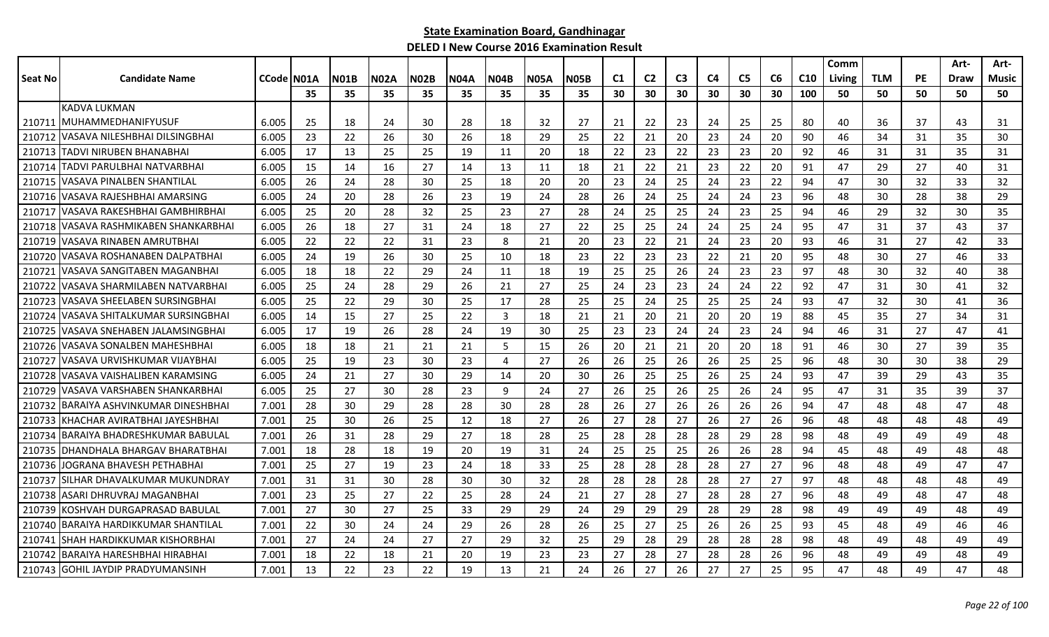**State Examination Board, Gandhinagar**

**DELED I New Course 2016 Examination Result**

| Seat No | Candidate Name | CCode | N01A | N01B | N02A | N02B | N04A | N04B | N05A | N05B | C1 | C2 | C3 | C4 | C5 | C6 | C10 | Comm Living | TLM | PE | Art-Draw | Art-Music |
|---|---|---|---|---|---|---|---|---|---|---|---|---|---|---|---|---|---|---|---|---|---|---|
| | | | 35 | 35 | 35 | 35 | 35 | 35 | 35 | 35 | 30 | 30 | 30 | 30 | 30 | 30 | 100 | 50 | 50 | 50 | 50 | 50 |
| 210711 | KADVA LUKMAN MUHAMMEDHANIFYUSUF | 6.005 | 25 | 18 | 24 | 30 | 28 | 18 | 32 | 27 | 21 | 22 | 23 | 24 | 25 | 25 | 80 | 40 | 36 | 37 | 43 | 31 |
| 210712 | VASAVA NILESHBHAI DILSINGBHAI | 6.005 | 23 | 22 | 26 | 30 | 26 | 18 | 29 | 25 | 22 | 21 | 20 | 23 | 24 | 20 | 90 | 46 | 34 | 31 | 35 | 30 |
| 210713 | TADVI NIRUBEN BHANABHAI | 6.005 | 17 | 13 | 25 | 25 | 19 | 11 | 20 | 18 | 22 | 23 | 22 | 23 | 23 | 20 | 92 | 46 | 31 | 31 | 35 | 31 |
| 210714 | TADVI PARULBHAI NATVARBHAI | 6.005 | 15 | 14 | 16 | 27 | 14 | 13 | 11 | 18 | 21 | 22 | 21 | 23 | 22 | 20 | 91 | 47 | 29 | 27 | 40 | 31 |
| 210715 | VASAVA PINALBEN SHANTILAL | 6.005 | 26 | 24 | 28 | 30 | 25 | 18 | 20 | 20 | 23 | 24 | 25 | 24 | 23 | 22 | 94 | 47 | 30 | 32 | 33 | 32 |
| 210716 | VASAVA RAJESHBHAI AMARSING | 6.005 | 24 | 20 | 28 | 26 | 23 | 19 | 24 | 28 | 26 | 24 | 25 | 24 | 24 | 23 | 96 | 48 | 30 | 28 | 38 | 29 |
| 210717 | VASAVA RAKESHBHAI GAMBHIRBHAI | 6.005 | 25 | 20 | 28 | 32 | 25 | 23 | 27 | 28 | 24 | 25 | 25 | 24 | 23 | 25 | 94 | 46 | 29 | 32 | 30 | 35 |
| 210718 | VASAVA RASHMIKABEN SHANKARBHAI | 6.005 | 26 | 18 | 27 | 31 | 24 | 18 | 27 | 22 | 25 | 25 | 24 | 24 | 25 | 24 | 95 | 47 | 31 | 37 | 43 | 37 |
| 210719 | VASAVA RINABEN AMRUTBHAI | 6.005 | 22 | 22 | 22 | 31 | 23 | 8 | 21 | 20 | 23 | 22 | 21 | 24 | 23 | 20 | 93 | 46 | 31 | 27 | 42 | 33 |
| 210720 | VASAVA ROSHANABEN DALPATBHAI | 6.005 | 24 | 19 | 26 | 30 | 25 | 10 | 18 | 23 | 22 | 23 | 23 | 22 | 21 | 20 | 95 | 48 | 30 | 27 | 46 | 33 |
| 210721 | VASAVA SANGITABEN MAGANBHAI | 6.005 | 18 | 18 | 22 | 29 | 24 | 11 | 18 | 19 | 25 | 25 | 26 | 24 | 23 | 23 | 97 | 48 | 30 | 32 | 40 | 38 |
| 210722 | VASAVA SHARMILABEN NATVARBHAI | 6.005 | 25 | 24 | 28 | 29 | 26 | 21 | 27 | 25 | 24 | 23 | 23 | 24 | 24 | 22 | 92 | 47 | 31 | 30 | 41 | 32 |
| 210723 | VASAVA SHEELABEN SURSINGBHAI | 6.005 | 25 | 22 | 29 | 30 | 25 | 17 | 28 | 25 | 25 | 24 | 25 | 25 | 25 | 24 | 93 | 47 | 32 | 30 | 41 | 36 |
| 210724 | VASAVA SHITALKUMAR SURSINGBHAI | 6.005 | 14 | 15 | 27 | 25 | 22 | 3 | 18 | 21 | 21 | 20 | 21 | 20 | 20 | 19 | 88 | 45 | 35 | 27 | 34 | 31 |
| 210725 | VASAVA SNEHABEN JALAMSINGBHAI | 6.005 | 17 | 19 | 26 | 28 | 24 | 19 | 30 | 25 | 23 | 23 | 24 | 24 | 23 | 24 | 94 | 46 | 31 | 27 | 47 | 41 |
| 210726 | VASAVA SONALBEN MAHESHBHAI | 6.005 | 18 | 18 | 21 | 21 | 21 | 5 | 15 | 26 | 20 | 21 | 21 | 20 | 20 | 18 | 91 | 46 | 30 | 27 | 39 | 35 |
| 210727 | VASAVA URVISHKUMAR VIJAYBHAI | 6.005 | 25 | 19 | 23 | 30 | 23 | 4 | 27 | 26 | 26 | 25 | 26 | 26 | 25 | 25 | 96 | 48 | 30 | 30 | 38 | 29 |
| 210728 | VASAVA VAISHALIBEN KARAMSING | 6.005 | 24 | 21 | 27 | 30 | 29 | 14 | 20 | 30 | 26 | 25 | 25 | 26 | 25 | 24 | 93 | 47 | 39 | 29 | 43 | 35 |
| 210729 | VASAVA VARSHABEN SHANKARBHAI | 6.005 | 25 | 27 | 30 | 28 | 23 | 9 | 24 | 27 | 26 | 25 | 26 | 25 | 26 | 24 | 95 | 47 | 31 | 35 | 39 | 37 |
| 210732 | BARAIYA ASHVINKUMAR DINESHBHAI | 7.001 | 28 | 30 | 29 | 28 | 28 | 30 | 28 | 28 | 26 | 27 | 26 | 26 | 26 | 26 | 94 | 47 | 48 | 48 | 47 | 48 |
| 210733 | KHACHAR AVIRATBHAI JAYESHBHAI | 7.001 | 25 | 30 | 26 | 25 | 12 | 18 | 27 | 26 | 27 | 28 | 27 | 26 | 27 | 26 | 96 | 48 | 48 | 48 | 48 | 49 |
| 210734 | BARAIYA BHADRESHKUMAR BABULAL | 7.001 | 26 | 31 | 28 | 29 | 27 | 18 | 28 | 25 | 28 | 28 | 28 | 28 | 29 | 28 | 98 | 48 | 49 | 49 | 49 | 48 |
| 210735 | DHANDHALA BHARGAV BHARATBHAI | 7.001 | 18 | 28 | 18 | 19 | 20 | 19 | 31 | 24 | 25 | 25 | 25 | 26 | 26 | 28 | 94 | 45 | 48 | 49 | 48 | 48 |
| 210736 | JOGRANA BHAVESH PETHABHAI | 7.001 | 25 | 27 | 19 | 23 | 24 | 18 | 33 | 25 | 28 | 28 | 28 | 28 | 27 | 27 | 96 | 48 | 48 | 49 | 47 | 47 |
| 210737 | SILHAR DHAVALKUMAR MUKUNDRAY | 7.001 | 31 | 31 | 30 | 28 | 30 | 30 | 32 | 28 | 28 | 28 | 28 | 28 | 27 | 27 | 97 | 48 | 48 | 48 | 48 | 49 |
| 210738 | ASARI DHRUVRAJ MAGANBHAI | 7.001 | 23 | 25 | 27 | 22 | 25 | 28 | 24 | 21 | 27 | 28 | 27 | 28 | 28 | 27 | 96 | 48 | 49 | 48 | 47 | 48 |
| 210739 | KOSHVAH DURGAPRASAD BABULAL | 7.001 | 27 | 30 | 27 | 25 | 33 | 29 | 29 | 24 | 29 | 29 | 29 | 28 | 29 | 28 | 98 | 49 | 49 | 49 | 48 | 49 |
| 210740 | BARAIYA HARDIKKUMAR SHANTILAL | 7.001 | 22 | 30 | 24 | 24 | 29 | 26 | 28 | 26 | 25 | 27 | 25 | 26 | 26 | 25 | 93 | 45 | 48 | 49 | 46 | 46 |
| 210741 | SHAH HARDIKKUMAR KISHORBHAI | 7.001 | 27 | 24 | 24 | 27 | 27 | 29 | 32 | 25 | 29 | 28 | 29 | 28 | 28 | 28 | 98 | 48 | 49 | 48 | 49 | 49 |
| 210742 | BARAIYA HARESHBHAI HIRABHAI | 7.001 | 18 | 22 | 18 | 21 | 20 | 19 | 23 | 23 | 27 | 28 | 27 | 28 | 28 | 26 | 96 | 48 | 49 | 49 | 48 | 49 |
| 210743 | GOHIL JAYDIP PRADYUMANSINH | 7.001 | 13 | 22 | 23 | 22 | 19 | 13 | 21 | 24 | 26 | 27 | 26 | 27 | 27 | 25 | 95 | 47 | 48 | 49 | 47 | 48 |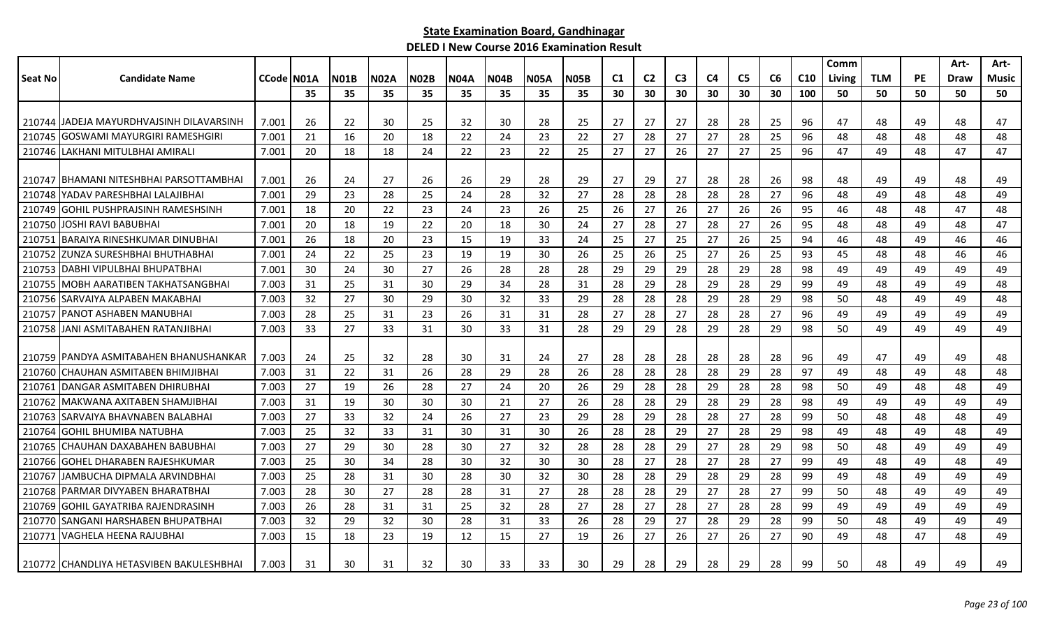**State Examination Board, Gandhinagar**

**DELED I New Course 2016 Examination Result**

| Seat No | Candidate Name | CCode | N01A | N01B | N02A | N02B | N04A | N04B | N05A | N05B | C1 | C2 | C3 | C4 | C5 | C6 | C10 | Comm Living | TLM | PE | Art-Draw | Art-Music |
|---|---|---|---|---|---|---|---|---|---|---|---|---|---|---|---|---|---|---|---|---|---|---|
| | | | 35 | 35 | 35 | 35 | 35 | 35 | 35 | 35 | 30 | 30 | 30 | 30 | 30 | 30 | 100 | 50 | 50 | 50 | 50 | 50 |
| 210744 | JADEJA MAYURDHVAJSINH DILAVARSINH | 7.001 | 26 | 22 | 30 | 25 | 32 | 30 | 28 | 25 | 27 | 27 | 27 | 28 | 28 | 25 | 96 | 47 | 48 | 49 | 48 | 47 |
| 210745 | GOSWAMI MAYURGIRI RAMESHGIRI | 7.001 | 21 | 16 | 20 | 18 | 22 | 24 | 23 | 22 | 27 | 28 | 27 | 27 | 28 | 25 | 96 | 48 | 48 | 48 | 48 | 48 |
| 210746 | LAKHANI MITULBHAI AMIRALI | 7.001 | 20 | 18 | 18 | 24 | 22 | 23 | 22 | 25 | 27 | 27 | 26 | 27 | 27 | 25 | 96 | 47 | 49 | 48 | 47 | 47 |
| 210747 | BHAMANI NITESHBHAI PARSOTTAMBHAI | 7.001 | 26 | 24 | 27 | 26 | 26 | 29 | 28 | 29 | 27 | 29 | 27 | 28 | 28 | 26 | 98 | 48 | 49 | 49 | 48 | 49 |
| 210748 | YADAV PARESHBHAI LALAJIBHAI | 7.001 | 29 | 23 | 28 | 25 | 24 | 28 | 32 | 27 | 28 | 28 | 28 | 28 | 28 | 27 | 96 | 48 | 49 | 48 | 48 | 49 |
| 210749 | GOHIL PUSHPRAJSINH RAMESHSINH | 7.001 | 18 | 20 | 22 | 23 | 24 | 23 | 26 | 25 | 26 | 27 | 26 | 27 | 26 | 26 | 95 | 46 | 48 | 48 | 47 | 48 |
| 210750 | JOSHI RAVI BABUBHAI | 7.001 | 20 | 18 | 19 | 22 | 20 | 18 | 30 | 24 | 27 | 28 | 27 | 28 | 27 | 26 | 95 | 48 | 48 | 49 | 48 | 47 |
| 210751 | BARAIYA RINESHKUMAR DINUBHAI | 7.001 | 26 | 18 | 20 | 23 | 15 | 19 | 33 | 24 | 25 | 27 | 25 | 27 | 26 | 25 | 94 | 46 | 48 | 49 | 46 | 46 |
| 210752 | ZUNZA SURESHBHAI BHUTHABHAI | 7.001 | 24 | 22 | 25 | 23 | 19 | 19 | 30 | 26 | 25 | 26 | 25 | 27 | 26 | 25 | 93 | 45 | 48 | 48 | 46 | 46 |
| 210753 | DABHI VIPULBHAI BHUPATBHAI | 7.001 | 30 | 24 | 30 | 27 | 26 | 28 | 28 | 28 | 29 | 29 | 29 | 28 | 29 | 28 | 98 | 49 | 49 | 49 | 49 | 49 |
| 210755 | MOBH AARATIBEN TAKHATSANGBHAI | 7.003 | 31 | 25 | 31 | 30 | 29 | 34 | 28 | 31 | 28 | 29 | 28 | 29 | 28 | 29 | 99 | 49 | 48 | 49 | 49 | 48 |
| 210756 | SARVAIYA ALPABEN MAKABHAI | 7.003 | 32 | 27 | 30 | 29 | 30 | 32 | 33 | 29 | 28 | 28 | 28 | 29 | 28 | 29 | 98 | 50 | 48 | 49 | 49 | 48 |
| 210757 | PANOT ASHABEN MANUBHAI | 7.003 | 28 | 25 | 31 | 23 | 26 | 31 | 31 | 28 | 27 | 28 | 27 | 28 | 28 | 27 | 96 | 49 | 49 | 49 | 49 | 49 |
| 210758 | JANI ASMITABAHEN RATANJIBHAI | 7.003 | 33 | 27 | 33 | 31 | 30 | 33 | 31 | 28 | 29 | 29 | 28 | 29 | 28 | 29 | 98 | 50 | 49 | 49 | 49 | 49 |
| 210759 | PANDYA ASMITABAHEN BHANUSHANKAR | 7.003 | 24 | 25 | 32 | 28 | 30 | 31 | 24 | 27 | 28 | 28 | 28 | 28 | 28 | 28 | 96 | 49 | 47 | 49 | 49 | 48 |
| 210760 | CHAUHAN ASMITABEN BHIMJIBHAI | 7.003 | 31 | 22 | 31 | 26 | 28 | 29 | 28 | 26 | 28 | 28 | 28 | 28 | 29 | 28 | 97 | 49 | 48 | 49 | 48 | 48 |
| 210761 | DANGAR ASMITABEN DHIRUBHAI | 7.003 | 27 | 19 | 26 | 28 | 27 | 24 | 20 | 26 | 29 | 28 | 28 | 29 | 28 | 28 | 98 | 50 | 49 | 48 | 48 | 49 |
| 210762 | MAKWANA AXITABEN SHAMJIBHAI | 7.003 | 31 | 19 | 30 | 30 | 30 | 21 | 27 | 26 | 28 | 28 | 29 | 28 | 29 | 28 | 98 | 49 | 49 | 49 | 49 | 49 |
| 210763 | SARVAIYA BHAVNABEN BALABHAI | 7.003 | 27 | 33 | 32 | 24 | 26 | 27 | 23 | 29 | 28 | 29 | 28 | 28 | 27 | 28 | 99 | 50 | 48 | 48 | 48 | 49 |
| 210764 | GOHIL BHUMIBA NATUBHA | 7.003 | 25 | 32 | 33 | 31 | 30 | 31 | 30 | 26 | 28 | 28 | 29 | 27 | 28 | 29 | 98 | 49 | 48 | 49 | 48 | 49 |
| 210765 | CHAUHAN DAXABAHEN BABUBHAI | 7.003 | 27 | 29 | 30 | 28 | 30 | 27 | 32 | 28 | 28 | 28 | 29 | 27 | 28 | 29 | 98 | 50 | 48 | 49 | 49 | 49 |
| 210766 | GOHEL DHARABEN RAJESHKUMAR | 7.003 | 25 | 30 | 34 | 28 | 30 | 32 | 30 | 30 | 28 | 27 | 28 | 27 | 28 | 27 | 99 | 49 | 48 | 49 | 48 | 49 |
| 210767 | JAMBUCHA DIPMALA ARVINDBHAI | 7.003 | 25 | 28 | 31 | 30 | 28 | 30 | 32 | 30 | 28 | 28 | 29 | 28 | 29 | 28 | 99 | 49 | 48 | 49 | 49 | 49 |
| 210768 | PARMAR DIVYABEN BHARATBHAI | 7.003 | 28 | 30 | 27 | 28 | 28 | 31 | 27 | 28 | 28 | 28 | 29 | 27 | 28 | 27 | 99 | 50 | 48 | 49 | 49 | 49 |
| 210769 | GOHIL GAYATRIBA RAJENDRASINH | 7.003 | 26 | 28 | 31 | 31 | 25 | 32 | 28 | 27 | 28 | 27 | 28 | 27 | 28 | 28 | 99 | 49 | 49 | 49 | 49 | 49 |
| 210770 | SANGANI HARSHABEN BHUPATBHAI | 7.003 | 32 | 29 | 32 | 30 | 28 | 31 | 33 | 26 | 28 | 29 | 27 | 28 | 29 | 28 | 99 | 50 | 48 | 49 | 49 | 49 |
| 210771 | VAGHELA HEENA RAJUBHAI | 7.003 | 15 | 18 | 23 | 19 | 12 | 15 | 27 | 19 | 26 | 27 | 26 | 27 | 26 | 27 | 90 | 49 | 48 | 47 | 48 | 49 |
| 210772 | CHANDLIYA HETASVIBEN BAKULESHBHAI | 7.003 | 31 | 30 | 31 | 32 | 30 | 33 | 33 | 30 | 29 | 28 | 29 | 28 | 29 | 28 | 99 | 50 | 48 | 49 | 49 | 49 |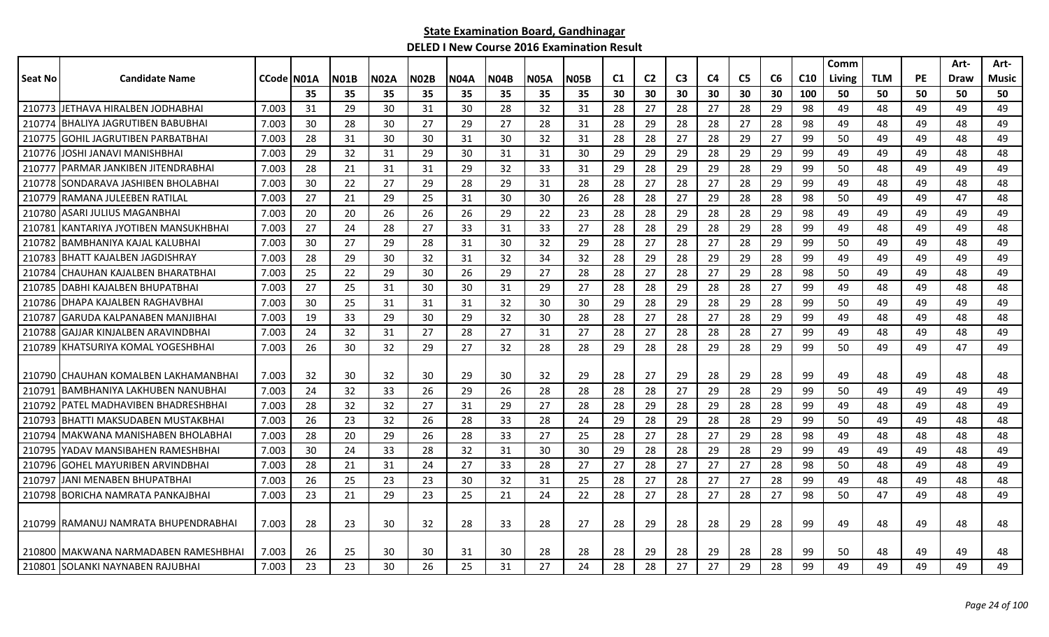# State Examination Board, Gandhinagar

## DELED I New Course 2016 Examination Result

| Seat No | Candidate Name | CCode | N01A | N01B | N02A | N02B | N04A | N04B | N05A | N05B | C1 | C2 | C3 | C4 | C5 | C6 | C10 | Comm Living | TLM | PE | Art-Draw | Art-Music |
|---|---|---|---|---|---|---|---|---|---|---|---|---|---|---|---|---|---|---|---|---|---|---|
| | | | 35 | 35 | 35 | 35 | 35 | 35 | 35 | 35 | 30 | 30 | 30 | 30 | 30 | 30 | 100 | 50 | 50 | 50 | 50 | 50 |
| 210773 | JETHAVA HIRALBEN JODHABHAI | 7.003 | 31 | 29 | 30 | 31 | 30 | 28 | 32 | 31 | 28 | 27 | 28 | 27 | 28 | 29 | 98 | 49 | 48 | 49 | 49 | 49 |
| 210774 | BHALIYA JAGRUTIBEN BABUBHAI | 7.003 | 30 | 28 | 30 | 27 | 29 | 27 | 28 | 31 | 28 | 29 | 28 | 28 | 27 | 28 | 98 | 49 | 48 | 49 | 48 | 49 |
| 210775 | GOHIL JAGRUTIBEN PARBATBHAI | 7.003 | 28 | 31 | 30 | 30 | 31 | 30 | 32 | 31 | 28 | 28 | 27 | 28 | 29 | 27 | 99 | 50 | 49 | 49 | 48 | 49 |
| 210776 | JOSHI JANAVI MANISHBHAI | 7.003 | 29 | 32 | 31 | 29 | 30 | 31 | 31 | 30 | 29 | 29 | 29 | 28 | 29 | 29 | 99 | 49 | 49 | 49 | 48 | 48 |
| 210777 | PARMAR JANKIBEN JITENDRABHAI | 7.003 | 28 | 21 | 31 | 31 | 29 | 32 | 33 | 31 | 29 | 28 | 29 | 29 | 28 | 29 | 99 | 50 | 48 | 49 | 49 | 49 |
| 210778 | SONDARAVA JASHIBEN BHOLABHAI | 7.003 | 30 | 22 | 27 | 29 | 28 | 29 | 31 | 28 | 28 | 27 | 28 | 27 | 28 | 29 | 99 | 49 | 48 | 49 | 48 | 48 |
| 210779 | RAMANA JULEEBEN RATILAL | 7.003 | 27 | 21 | 29 | 25 | 31 | 30 | 30 | 26 | 28 | 28 | 27 | 29 | 28 | 28 | 98 | 50 | 49 | 49 | 47 | 48 |
| 210780 | ASARI JULIUS MAGANBHAI | 7.003 | 20 | 20 | 26 | 26 | 26 | 29 | 22 | 23 | 28 | 28 | 29 | 28 | 28 | 29 | 98 | 49 | 49 | 49 | 49 | 49 |
| 210781 | KANTARIYA JYOTIBEN MANSUKHBHAI | 7.003 | 27 | 24 | 28 | 27 | 33 | 31 | 33 | 27 | 28 | 28 | 29 | 28 | 29 | 28 | 99 | 49 | 48 | 49 | 49 | 48 |
| 210782 | BAMBHANIYA KAJAL KALUBHAI | 7.003 | 30 | 27 | 29 | 28 | 31 | 30 | 32 | 29 | 28 | 27 | 28 | 27 | 28 | 29 | 99 | 50 | 49 | 49 | 48 | 49 |
| 210783 | BHATT KAJALBEN JAGDISHRAY | 7.003 | 28 | 29 | 30 | 32 | 31 | 32 | 34 | 32 | 28 | 29 | 28 | 29 | 29 | 28 | 99 | 49 | 49 | 49 | 49 | 49 |
| 210784 | CHAUHAN KAJALBEN BHARATBHAI | 7.003 | 25 | 22 | 29 | 30 | 26 | 29 | 27 | 28 | 28 | 27 | 28 | 27 | 29 | 28 | 98 | 50 | 49 | 49 | 48 | 49 |
| 210785 | DABHI KAJALBEN BHUPATBHAI | 7.003 | 27 | 25 | 31 | 30 | 30 | 31 | 29 | 27 | 28 | 28 | 29 | 28 | 28 | 27 | 99 | 49 | 48 | 49 | 48 | 48 |
| 210786 | DHAPA KAJALBEN RAGHAVBHAI | 7.003 | 30 | 25 | 31 | 31 | 31 | 32 | 30 | 30 | 29 | 28 | 29 | 28 | 29 | 28 | 99 | 50 | 49 | 49 | 49 | 49 |
| 210787 | GARUDA KALPANABEN MANJIBHAI | 7.003 | 19 | 33 | 29 | 30 | 29 | 32 | 30 | 28 | 28 | 27 | 28 | 27 | 28 | 29 | 99 | 49 | 48 | 49 | 48 | 48 |
| 210788 | GAJJAR KINJALBEN ARAVINDBHAI | 7.003 | 24 | 32 | 31 | 27 | 28 | 27 | 31 | 27 | 28 | 27 | 28 | 28 | 28 | 27 | 99 | 49 | 48 | 49 | 48 | 49 |
| 210789 | KHATSURIYA KOMAL YOGESHBHAI | 7.003 | 26 | 30 | 32 | 29 | 27 | 32 | 28 | 28 | 29 | 28 | 28 | 29 | 28 | 29 | 99 | 50 | 49 | 49 | 47 | 49 |
| 210790 | CHAUHAN KOMALBEN LAKHAMANBHAI | 7.003 | 32 | 30 | 32 | 30 | 29 | 30 | 32 | 29 | 28 | 27 | 29 | 28 | 29 | 28 | 99 | 49 | 48 | 49 | 48 | 48 |
| 210791 | BAMBHANIYA LAKHUBEN NANUBHAI | 7.003 | 24 | 32 | 33 | 26 | 29 | 26 | 28 | 28 | 28 | 28 | 27 | 29 | 28 | 29 | 99 | 50 | 49 | 49 | 49 | 49 |
| 210792 | PATEL MADHAVIBEN BHADRESHBHAI | 7.003 | 28 | 32 | 32 | 27 | 31 | 29 | 27 | 28 | 28 | 29 | 28 | 29 | 28 | 28 | 99 | 49 | 48 | 49 | 48 | 49 |
| 210793 | BHATTI MAKSUDABEN MUSTAKBHAI | 7.003 | 26 | 23 | 32 | 26 | 28 | 33 | 28 | 24 | 29 | 28 | 29 | 28 | 28 | 29 | 99 | 50 | 49 | 49 | 48 | 48 |
| 210794 | MAKWANA MANISHABEN BHOLABHAI | 7.003 | 28 | 20 | 29 | 26 | 28 | 33 | 27 | 25 | 28 | 27 | 28 | 27 | 29 | 28 | 98 | 49 | 48 | 48 | 48 | 48 |
| 210795 | YADAV MANSIBAHEN RAMESHBHAI | 7.003 | 30 | 24 | 33 | 28 | 32 | 31 | 30 | 30 | 29 | 28 | 28 | 29 | 28 | 29 | 99 | 49 | 49 | 49 | 48 | 49 |
| 210796 | GOHEL MAYURIBEN ARVINDBHAI | 7.003 | 28 | 21 | 31 | 24 | 27 | 33 | 28 | 27 | 27 | 28 | 27 | 27 | 27 | 28 | 98 | 50 | 48 | 49 | 48 | 49 |
| 210797 | JANI MENABEN BHUPATBHAI | 7.003 | 26 | 25 | 23 | 23 | 30 | 32 | 31 | 25 | 28 | 27 | 28 | 27 | 27 | 28 | 99 | 49 | 48 | 49 | 48 | 48 |
| 210798 | BORICHA NAMRATA PANKAJBHAI | 7.003 | 23 | 21 | 29 | 23 | 25 | 21 | 24 | 22 | 28 | 27 | 28 | 27 | 28 | 27 | 98 | 50 | 47 | 49 | 48 | 49 |
| 210799 | RAMANUJ NAMRATA BHUPENDRABHAI | 7.003 | 28 | 23 | 30 | 32 | 28 | 33 | 28 | 27 | 28 | 29 | 28 | 28 | 29 | 28 | 99 | 49 | 48 | 49 | 48 | 48 |
| 210800 | MAKWANA NARMADABEN RAMESHBHAI | 7.003 | 26 | 25 | 30 | 30 | 31 | 30 | 28 | 28 | 28 | 29 | 28 | 29 | 28 | 28 | 99 | 50 | 48 | 49 | 49 | 48 |
| 210801 | SOLANKI NAYNABEN RAJUBHAI | 7.003 | 23 | 23 | 30 | 26 | 25 | 31 | 27 | 24 | 28 | 28 | 27 | 27 | 29 | 28 | 99 | 49 | 49 | 49 | 49 | 49 |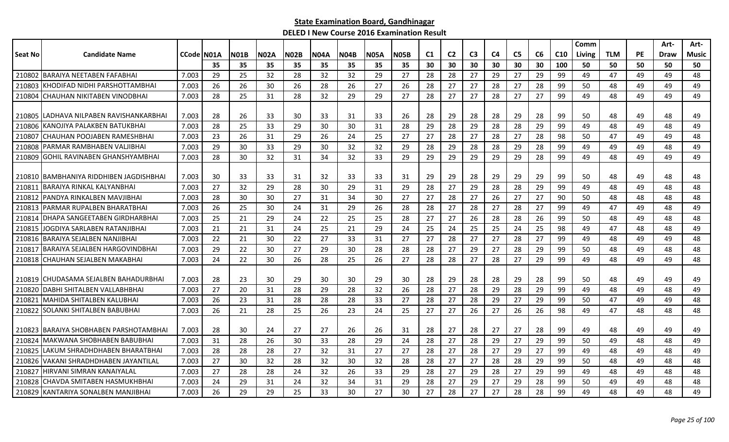## State Examination Board, Gandhinagar

### DELED I New Course 2016 Examination Result

| Seat No | Candidate Name | CCode | N01A | N01B | N02A | N02B | N04A | N04B | N05A | N05B | C1 | C2 | C3 | C4 | C5 | C6 | C10 | Comm Living | TLM | PE | Art-Draw | Art-Music |
|---|---|---|---|---|---|---|---|---|---|---|---|---|---|---|---|---|---|---|---|---|---|---|
| | | | 35 | 35 | 35 | 35 | 35 | 35 | 35 | 35 | 30 | 30 | 30 | 30 | 30 | 30 | 100 | 50 | 50 | 50 | 50 | 50 |
| 210802 | BARAIYA NEETABEN FAFABHAI | 7.003 | 29 | 25 | 32 | 28 | 32 | 32 | 29 | 27 | 28 | 28 | 27 | 29 | 27 | 29 | 99 | 49 | 47 | 49 | 49 | 48 |
| 210803 | KHODIFAD NIDHI PARSHOTTAMBHAI | 7.003 | 26 | 26 | 30 | 26 | 28 | 26 | 27 | 26 | 28 | 27 | 27 | 28 | 27 | 28 | 99 | 50 | 48 | 49 | 49 | 49 |
| 210804 | CHAUHAN NIKITABEN VINODBHAI | 7.003 | 28 | 25 | 31 | 28 | 32 | 29 | 29 | 27 | 28 | 27 | 27 | 28 | 27 | 27 | 99 | 49 | 48 | 49 | 49 | 49 |
| 210805 | LADHAVA NILPABEN RAVISHANKARBHAI | 7.003 | 28 | 26 | 33 | 30 | 33 | 31 | 33 | 26 | 28 | 29 | 28 | 28 | 29 | 28 | 99 | 50 | 48 | 49 | 48 | 49 |
| 210806 | KANOJIYA PALAKBEN BATUKBHAI | 7.003 | 28 | 25 | 33 | 29 | 30 | 30 | 31 | 28 | 29 | 28 | 29 | 28 | 28 | 29 | 99 | 49 | 48 | 49 | 48 | 49 |
| 210807 | CHAUHAN POOJABEN RAMESHBHAI | 7.003 | 23 | 26 | 31 | 29 | 26 | 24 | 25 | 27 | 27 | 28 | 27 | 28 | 27 | 28 | 98 | 50 | 47 | 49 | 49 | 48 |
| 210808 | PARMAR RAMBHABEN VALJIBHAI | 7.003 | 29 | 30 | 33 | 29 | 30 | 32 | 32 | 29 | 28 | 29 | 28 | 28 | 29 | 28 | 99 | 49 | 49 | 49 | 48 | 49 |
| 210809 | GOHIL RAVINABEN GHANSHYAMBHAI | 7.003 | 28 | 30 | 32 | 31 | 34 | 32 | 33 | 29 | 29 | 29 | 29 | 29 | 29 | 28 | 99 | 49 | 48 | 49 | 49 | 49 |
| 210810 | BAMBHANIYA RIDDHIBEN JAGDISHBHAI | 7.003 | 30 | 33 | 33 | 31 | 32 | 33 | 33 | 31 | 29 | 29 | 28 | 29 | 29 | 29 | 99 | 50 | 48 | 49 | 48 | 48 |
| 210811 | BARAIYA RINKAL KALYANBHAI | 7.003 | 27 | 32 | 29 | 28 | 30 | 29 | 31 | 29 | 28 | 27 | 29 | 28 | 28 | 29 | 99 | 49 | 48 | 49 | 48 | 48 |
| 210812 | PANDYA RINKALBEN MAVJIBHAI | 7.003 | 28 | 30 | 30 | 27 | 31 | 34 | 30 | 27 | 27 | 28 | 27 | 26 | 27 | 27 | 90 | 50 | 48 | 48 | 48 | 48 |
| 210813 | PARMAR RUPALBEN BHARATBHAI | 7.003 | 26 | 25 | 30 | 24 | 31 | 29 | 26 | 28 | 28 | 27 | 28 | 27 | 28 | 27 | 99 | 49 | 47 | 49 | 48 | 49 |
| 210814 | DHAPA SANGEETABEN GIRDHARBHAI | 7.003 | 25 | 21 | 29 | 24 | 22 | 25 | 25 | 28 | 27 | 27 | 26 | 28 | 28 | 26 | 99 | 50 | 48 | 49 | 48 | 48 |
| 210815 | JOGDIYA SARLABEN RATANJIBHAI | 7.003 | 21 | 21 | 31 | 24 | 25 | 21 | 29 | 24 | 25 | 24 | 25 | 25 | 24 | 25 | 98 | 49 | 47 | 48 | 48 | 49 |
| 210816 | BARAIYA SEJALBEN NANJIBHAI | 7.003 | 22 | 21 | 30 | 22 | 27 | 33 | 31 | 27 | 27 | 28 | 27 | 27 | 28 | 27 | 99 | 49 | 48 | 49 | 49 | 48 |
| 210817 | BARAIYA SEJALBEN HARGOVINDBHAI | 7.003 | 29 | 22 | 30 | 27 | 29 | 30 | 28 | 28 | 28 | 27 | 29 | 27 | 28 | 29 | 99 | 50 | 48 | 49 | 48 | 48 |
| 210818 | CHAUHAN SEJALBEN MAKABHAI | 7.003 | 24 | 22 | 30 | 26 | 28 | 25 | 26 | 27 | 28 | 28 | 27 | 28 | 27 | 29 | 99 | 49 | 48 | 49 | 49 | 48 |
| 210819 | CHUDASAMA SEJALBEN BAHADURBHAI | 7.003 | 28 | 23 | 30 | 29 | 30 | 30 | 29 | 30 | 28 | 29 | 28 | 28 | 29 | 28 | 99 | 50 | 48 | 49 | 49 | 49 |
| 210820 | DABHI SHITALBEN VALLABHBHAI | 7.003 | 27 | 20 | 31 | 28 | 29 | 28 | 32 | 26 | 28 | 27 | 28 | 29 | 28 | 29 | 99 | 49 | 48 | 49 | 48 | 49 |
| 210821 | MAHIDA SHITALBEN KALUBHAI | 7.003 | 26 | 23 | 31 | 28 | 28 | 28 | 33 | 27 | 28 | 27 | 28 | 29 | 27 | 29 | 99 | 50 | 47 | 49 | 49 | 48 |
| 210822 | SOLANKI SHITALBEN BABUBHAI | 7.003 | 26 | 21 | 28 | 25 | 26 | 23 | 24 | 25 | 27 | 27 | 26 | 27 | 26 | 26 | 98 | 49 | 47 | 48 | 48 | 48 |
| 210823 | BARAIYA SHOBHABEN PARSHOTAMBHAI | 7.003 | 28 | 30 | 24 | 27 | 27 | 26 | 26 | 31 | 28 | 27 | 28 | 27 | 27 | 28 | 99 | 49 | 48 | 49 | 49 | 49 |
| 210824 | MAKWANA SHOBHABEN BABUBHAI | 7.003 | 31 | 28 | 26 | 30 | 33 | 28 | 29 | 24 | 28 | 27 | 28 | 29 | 27 | 29 | 99 | 50 | 49 | 48 | 48 | 49 |
| 210825 | LAKUM SHRADHDHABEN BHARATBHAI | 7.003 | 28 | 28 | 28 | 27 | 32 | 31 | 27 | 27 | 28 | 27 | 28 | 27 | 29 | 27 | 99 | 49 | 48 | 49 | 48 | 49 |
| 210826 | VAKANI SHRADHDHABEN JAYANTILAL | 7.003 | 27 | 30 | 32 | 28 | 32 | 30 | 32 | 28 | 28 | 27 | 27 | 28 | 28 | 29 | 99 | 50 | 48 | 49 | 48 | 48 |
| 210827 | HIRVANI SIMRAN KANAIYALAL | 7.003 | 27 | 28 | 28 | 24 | 32 | 26 | 33 | 29 | 28 | 27 | 29 | 28 | 27 | 29 | 99 | 49 | 48 | 49 | 48 | 48 |
| 210828 | CHAVDA SMITABEN HASMUKHBHAI | 7.003 | 24 | 29 | 31 | 24 | 32 | 34 | 31 | 29 | 28 | 27 | 29 | 27 | 29 | 28 | 99 | 50 | 49 | 49 | 48 | 48 |
| 210829 | KANTARIYA SONALBEN MANJIBHAI | 7.003 | 26 | 29 | 29 | 25 | 33 | 30 | 27 | 30 | 27 | 28 | 27 | 27 | 28 | 28 | 99 | 49 | 48 | 49 | 48 | 49 |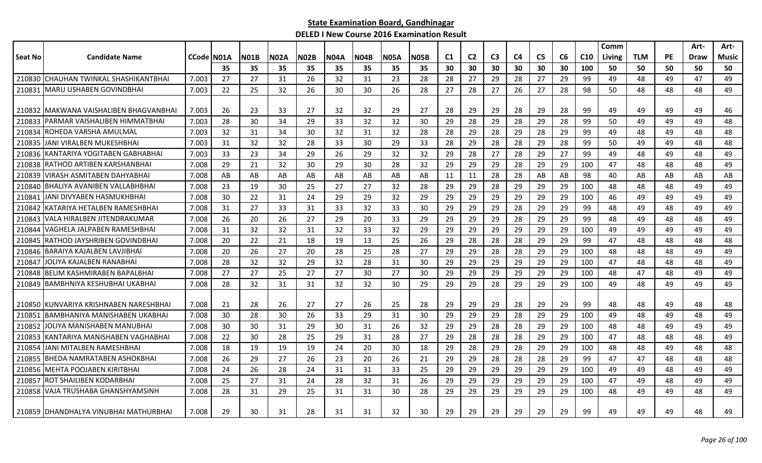**State Examination Board, Gandhinagar**

**DELED I New Course 2016 Examination Result**

| Seat No | Candidate Name | CCode | N01A | N01B | N02A | N02B | N04A | N04B | N05A | N05B | C1 | C2 | C3 | C4 | C5 | C6 | C10 | Comm Living | TLM | PE | Art- Draw | Art- Music |
|---|---|---|---|---|---|---|---|---|---|---|---|---|---|---|---|---|---|---|---|---|---|---|
| | | | 35 | 35 | 35 | 35 | 35 | 35 | 35 | 35 | 30 | 30 | 30 | 30 | 30 | 30 | 100 | 50 | 50 | 50 | 50 | 50 |
| 210830 | CHAUHAN TWINKAL SHASHIKANTBHAI | 7.003 | 27 | 27 | 31 | 26 | 32 | 31 | 23 | 28 | 28 | 27 | 29 | 28 | 27 | 29 | 99 | 49 | 48 | 49 | 47 | 49 |
| 210831 | MARU USHABEN GOVINDBHAI | 7.003 | 22 | 25 | 32 | 26 | 30 | 30 | 26 | 28 | 27 | 28 | 27 | 26 | 27 | 28 | 98 | 50 | 48 | 48 | 48 | 49 |
| 210832 | MAKWANA VAISHALIBEN BHAGVANBHAI | 7.003 | 26 | 23 | 33 | 27 | 32 | 32 | 29 | 27 | 28 | 29 | 29 | 28 | 29 | 28 | 99 | 49 | 49 | 49 | 49 | 46 |
| 210833 | PARMAR VAISHALIBEN HIMMATBHAI | 7.003 | 28 | 30 | 34 | 29 | 33 | 32 | 32 | 30 | 29 | 28 | 29 | 28 | 29 | 28 | 99 | 50 | 49 | 49 | 49 | 48 |
| 210834 | ROHEDA VARSHA AMULMAL | 7.003 | 32 | 31 | 34 | 30 | 32 | 31 | 32 | 28 | 28 | 29 | 28 | 29 | 28 | 29 | 99 | 49 | 48 | 49 | 48 | 48 |
| 210835 | JANI VIRALBEN MUKESHBHAI | 7.003 | 31 | 32 | 32 | 28 | 33 | 30 | 29 | 33 | 28 | 29 | 28 | 28 | 29 | 28 | 99 | 50 | 49 | 49 | 48 | 48 |
| 210836 | KANTARIYA YOGITABEN GABHABHAI | 7.003 | 33 | 23 | 34 | 29 | 26 | 29 | 32 | 32 | 29 | 28 | 27 | 28 | 29 | 27 | 99 | 49 | 48 | 49 | 48 | 49 |
| 210838 | RATHOD ARTIBEN KARSHANBHAI | 7.008 | 29 | 21 | 32 | 30 | 29 | 30 | 28 | 32 | 29 | 29 | 29 | 28 | 29 | 29 | 100 | 47 | 48 | 48 | 48 | 49 |
| 210839 | VIRASH ASMITABEN DAHYABHAI | 7.008 | AB | AB | AB | AB | AB | AB | AB | AB | 11 | 11 | 28 | 28 | AB | AB | 98 | 40 | AB | AB | AB | AB |
| 210840 | BHALIYA AVANIBEN VALLABHBHAI | 7.008 | 23 | 19 | 30 | 25 | 27 | 27 | 32 | 28 | 29 | 29 | 28 | 29 | 29 | 29 | 100 | 48 | 48 | 48 | 49 | 49 |
| 210841 | JANI DIVYABEN HASMUKHBHAI | 7.008 | 30 | 22 | 31 | 24 | 29 | 29 | 32 | 29 | 29 | 29 | 29 | 29 | 29 | 29 | 100 | 46 | 49 | 49 | 49 | 49 |
| 210842 | KATARIYA HETALBEN RAMESHBHAI | 7.008 | 31 | 27 | 33 | 31 | 33 | 32 | 33 | 30 | 29 | 29 | 29 | 28 | 29 | 29 | 99 | 48 | 49 | 48 | 49 | 49 |
| 210843 | VALA HIRALBEN JITENDRAKUMAR | 7.008 | 26 | 20 | 26 | 27 | 29 | 20 | 33 | 29 | 29 | 29 | 29 | 28 | 29 | 29 | 99 | 48 | 49 | 48 | 48 | 49 |
| 210844 | VAGHELA JALPABEN RAMESHBHAI | 7.008 | 31 | 32 | 32 | 31 | 32 | 33 | 32 | 29 | 29 | 29 | 29 | 29 | 29 | 29 | 100 | 49 | 49 | 49 | 49 | 49 |
| 210845 | RATHOD JAYSHRIBEN GOVINDBHAI | 7.008 | 20 | 22 | 21 | 18 | 19 | 13 | 25 | 26 | 29 | 28 | 28 | 28 | 29 | 29 | 99 | 47 | 48 | 48 | 48 | 48 |
| 210846 | BARAIYA KAJALBEN LAVJIBHAI | 7.008 | 20 | 26 | 27 | 20 | 28 | 25 | 28 | 27 | 29 | 29 | 28 | 28 | 29 | 29 | 100 | 48 | 48 | 48 | 49 | 49 |
| 210847 | JOLIYA KAJALBEN RANABHAI | 7.008 | 28 | 32 | 32 | 29 | 32 | 28 | 31 | 30 | 29 | 29 | 29 | 29 | 29 | 29 | 100 | 47 | 48 | 48 | 48 | 49 |
| 210848 | BELIM KASHMIRABEN BAPALBHAI | 7.008 | 27 | 27 | 25 | 27 | 27 | 30 | 27 | 30 | 29 | 29 | 29 | 29 | 29 | 29 | 100 | 48 | 47 | 48 | 49 | 49 |
| 210849 | BAMBHNIYA KESHUBHAI UKABHAI | 7.008 | 28 | 32 | 31 | 31 | 32 | 32 | 30 | 29 | 29 | 29 | 28 | 29 | 29 | 29 | 100 | 49 | 48 | 49 | 49 | 49 |
| 210850 | KUNVARIYA KRISHNABEN NARESHBHAI | 7.008 | 21 | 28 | 26 | 27 | 27 | 26 | 25 | 28 | 29 | 29 | 29 | 28 | 29 | 29 | 99 | 48 | 48 | 49 | 48 | 48 |
| 210851 | BAMBHANIYA MANISHABEN UKABHAI | 7.008 | 30 | 28 | 30 | 26 | 33 | 29 | 31 | 30 | 29 | 29 | 29 | 28 | 29 | 29 | 100 | 49 | 48 | 49 | 48 | 49 |
| 210852 | JOLIYA MANISHABEN MANUBHAI | 7.008 | 30 | 30 | 31 | 29 | 30 | 31 | 26 | 32 | 29 | 29 | 28 | 28 | 29 | 29 | 100 | 48 | 48 | 49 | 49 | 49 |
| 210853 | KANTARIYA MANISHABEN VAGHABHAI | 7.008 | 22 | 30 | 28 | 25 | 29 | 31 | 28 | 27 | 29 | 28 | 28 | 28 | 29 | 29 | 100 | 47 | 48 | 48 | 48 | 49 |
| 210854 | JANI MITALBEN RAMESHBHAI | 7.008 | 18 | 19 | 19 | 19 | 24 | 20 | 30 | 18 | 29 | 28 | 29 | 28 | 29 | 29 | 100 | 48 | 48 | 49 | 48 | 48 |
| 210855 | BHEDA NAMRATABEN ASHOKBHAI | 7.008 | 26 | 29 | 27 | 26 | 23 | 20 | 26 | 21 | 29 | 29 | 28 | 28 | 28 | 29 | 99 | 47 | 47 | 48 | 48 | 48 |
| 210856 | MEHTA POOJABEN KIRITBHAI | 7.008 | 24 | 26 | 28 | 24 | 31 | 31 | 33 | 25 | 29 | 29 | 29 | 29 | 29 | 29 | 100 | 49 | 49 | 48 | 49 | 49 |
| 210857 | ROT SHAILIBEN KODARBHAI | 7.008 | 25 | 27 | 31 | 24 | 28 | 32 | 31 | 26 | 29 | 29 | 29 | 29 | 29 | 29 | 100 | 47 | 49 | 48 | 49 | 49 |
| 210858 | VAJA TRUSHABA GHANSHYAMSINH | 7.008 | 28 | 31 | 29 | 25 | 31 | 31 | 30 | 28 | 29 | 29 | 29 | 29 | 29 | 29 | 100 | 48 | 49 | 49 | 48 | 49 |
| 210859 | DHANDHALYA VINUBHAI MATHURBHAI | 7.008 | 29 | 30 | 31 | 28 | 31 | 31 | 32 | 30 | 29 | 29 | 29 | 29 | 29 | 29 | 99 | 49 | 49 | 49 | 48 | 49 |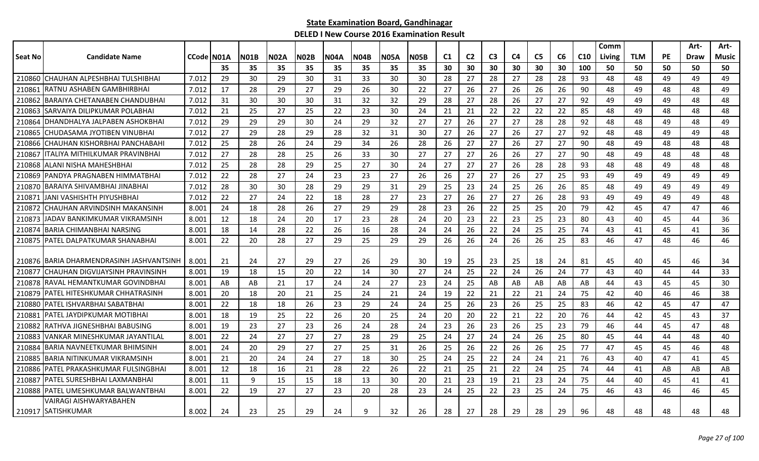**State Examination Board, Gandhinagar**

**DELED I New Course 2016 Examination Result**

| Seat No | Candidate Name | CCode | N01A | N01B | N02A | N02B | N04A | N04B | N05A | N05B | C1 | C2 | C3 | C4 | C5 | C6 | C10 | Comm Living | TLM | PE | Art-Draw | Art-Music |
|---|---|---|---|---|---|---|---|---|---|---|---|---|---|---|---|---|---|---|---|---|---|---|
| | | | 35 | 35 | 35 | 35 | 35 | 35 | 35 | 35 | 30 | 30 | 30 | 30 | 30 | 30 | 100 | 50 | 50 | 50 | 50 | 50 |
| 210860 | CHAUHAN ALPESHBHAI TULSHIBHAI | 7.012 | 29 | 30 | 29 | 30 | 31 | 33 | 30 | 30 | 28 | 27 | 28 | 27 | 28 | 28 | 93 | 48 | 48 | 49 | 49 | 49 |
| 210861 | RATNU ASHABEN GAMBHIRBHAI | 7.012 | 17 | 28 | 29 | 27 | 29 | 26 | 30 | 22 | 27 | 26 | 27 | 26 | 26 | 26 | 90 | 48 | 49 | 48 | 48 | 49 |
| 210862 | BARAIYA CHETANABEN CHANDUBHAI | 7.012 | 31 | 30 | 30 | 30 | 31 | 32 | 32 | 29 | 28 | 27 | 28 | 26 | 27 | 27 | 92 | 49 | 49 | 49 | 48 | 48 |
| 210863 | SARVAIYA DILIPKUMAR POLABHAI | 7.012 | 21 | 25 | 27 | 25 | 22 | 23 | 30 | 24 | 21 | 21 | 22 | 22 | 22 | 22 | 85 | 48 | 49 | 48 | 48 | 48 |
| 210864 | DHANDHALYA JALPABEN ASHOKBHAI | 7.012 | 29 | 29 | 29 | 30 | 24 | 29 | 32 | 27 | 27 | 26 | 27 | 27 | 28 | 28 | 92 | 48 | 48 | 49 | 48 | 49 |
| 210865 | CHUDASAMA JYOTIBEN VINUBHAI | 7.012 | 27 | 29 | 28 | 29 | 28 | 32 | 31 | 30 | 27 | 26 | 27 | 26 | 27 | 27 | 92 | 48 | 48 | 49 | 49 | 48 |
| 210866 | CHAUHAN KISHORBHAI PANCHABAHI | 7.012 | 25 | 28 | 26 | 24 | 29 | 34 | 26 | 28 | 26 | 27 | 27 | 26 | 27 | 27 | 90 | 48 | 49 | 48 | 48 | 48 |
| 210867 | ITALIYA MITHILKUMAR PRAVINBHAI | 7.012 | 27 | 28 | 28 | 25 | 26 | 33 | 30 | 27 | 27 | 27 | 26 | 26 | 27 | 27 | 90 | 48 | 49 | 48 | 48 | 48 |
| 210868 | ALANI NISHA MAHESHBHAI | 7.012 | 25 | 28 | 28 | 29 | 25 | 27 | 30 | 24 | 27 | 27 | 27 | 26 | 28 | 28 | 93 | 48 | 48 | 49 | 48 | 48 |
| 210869 | PANDYA PRAGNABEN HIMMATBHAI | 7.012 | 22 | 28 | 27 | 24 | 23 | 23 | 27 | 26 | 26 | 27 | 27 | 26 | 27 | 25 | 93 | 49 | 49 | 49 | 49 | 49 |
| 210870 | BARAIYA SHIVAMBHAI JINABHAI | 7.012 | 28 | 30 | 30 | 28 | 29 | 29 | 31 | 29 | 25 | 23 | 24 | 25 | 26 | 26 | 85 | 48 | 49 | 49 | 49 | 49 |
| 210871 | JANI VASHISHTH PIYUSHBHAI | 7.012 | 22 | 27 | 24 | 22 | 18 | 28 | 27 | 23 | 27 | 26 | 27 | 27 | 26 | 28 | 93 | 49 | 49 | 49 | 49 | 48 |
| 210872 | CHAUHAN ARVINDSINH MAKANSINH | 8.001 | 24 | 18 | 28 | 26 | 27 | 29 | 29 | 28 | 23 | 26 | 22 | 25 | 25 | 20 | 79 | 42 | 45 | 47 | 47 | 46 |
| 210873 | JADAV BANKIMKUMAR VIKRAMSINH | 8.001 | 12 | 18 | 24 | 20 | 17 | 23 | 28 | 24 | 20 | 23 | 22 | 23 | 25 | 23 | 80 | 43 | 40 | 45 | 44 | 36 |
| 210874 | BARIA CHIMANBHAI NARSING | 8.001 | 18 | 14 | 28 | 22 | 26 | 16 | 28 | 24 | 24 | 26 | 22 | 24 | 25 | 25 | 74 | 43 | 41 | 45 | 41 | 36 |
| 210875 | PATEL DALPATKUMAR SHANABHAI | 8.001 | 22 | 20 | 28 | 27 | 29 | 25 | 29 | 29 | 26 | 26 | 24 | 26 | 26 | 25 | 83 | 46 | 47 | 48 | 46 | 46 |
| 210876 | BARIA DHARMENDRASINH JASHVANTSINH | 8.001 | 21 | 24 | 27 | 29 | 27 | 26 | 29 | 30 | 19 | 25 | 23 | 25 | 18 | 24 | 81 | 45 | 40 | 45 | 46 | 34 |
| 210877 | CHAUHAN DIGVIJAYSINH PRAVINSINH | 8.001 | 19 | 18 | 15 | 20 | 22 | 14 | 30 | 27 | 24 | 25 | 22 | 24 | 26 | 24 | 77 | 43 | 40 | 44 | 44 | 33 |
| 210878 | RAVAL HEMANTKUMAR GOVINDBHAI | 8.001 | AB | AB | 21 | 17 | 24 | 24 | 27 | 23 | 24 | 25 | AB | AB | AB | AB | AB | 44 | 43 | 45 | 45 | 30 |
| 210879 | PATEL HITESHKUMAR CHHATRASINH | 8.001 | 20 | 18 | 20 | 21 | 25 | 24 | 21 | 24 | 19 | 22 | 21 | 22 | 21 | 24 | 75 | 42 | 40 | 46 | 46 | 38 |
| 210880 | PATEL ISHVARBHAI SABATBHAI | 8.001 | 22 | 18 | 18 | 26 | 23 | 29 | 24 | 24 | 25 | 26 | 23 | 26 | 25 | 25 | 83 | 46 | 42 | 45 | 47 | 47 |
| 210881 | PATEL JAYDIPKUMAR MOTIBHAI | 8.001 | 18 | 19 | 25 | 22 | 26 | 20 | 25 | 24 | 20 | 20 | 22 | 21 | 22 | 20 | 76 | 44 | 42 | 45 | 43 | 37 |
| 210882 | RATHVA JIGNESHBHAI BABUSING | 8.001 | 19 | 23 | 27 | 23 | 26 | 24 | 28 | 24 | 23 | 26 | 23 | 26 | 25 | 23 | 79 | 46 | 44 | 45 | 47 | 48 |
| 210883 | VANKAR MINESHKUMAR JAYANTILAL | 8.001 | 22 | 24 | 27 | 27 | 27 | 28 | 29 | 25 | 24 | 27 | 24 | 24 | 26 | 25 | 80 | 45 | 44 | 44 | 48 | 40 |
| 210884 | BARIA NAVNEETKUMAR BHIMSINH | 8.001 | 24 | 20 | 29 | 27 | 27 | 25 | 31 | 26 | 25 | 26 | 22 | 26 | 26 | 25 | 77 | 47 | 45 | 45 | 46 | 48 |
| 210885 | BARIA NITINKUMAR VIKRAMSINH | 8.001 | 21 | 20 | 24 | 24 | 27 | 18 | 30 | 25 | 24 | 25 | 22 | 24 | 24 | 21 | 76 | 43 | 40 | 47 | 41 | 45 |
| 210886 | PATEL PRAKASHKUMAR FULSINGBHAI | 8.001 | 12 | 18 | 16 | 21 | 28 | 22 | 26 | 22 | 21 | 25 | 21 | 22 | 24 | 25 | 74 | 44 | 41 | AB | AB | AB |
| 210887 | PATEL SURESHBHAI LAXMANBHAI | 8.001 | 11 | 9 | 15 | 15 | 18 | 13 | 30 | 20 | 21 | 23 | 19 | 21 | 23 | 24 | 75 | 44 | 40 | 45 | 41 | 41 |
| 210888 | PATEL UMESHKUMAR BALWANTBHAI | 8.001 | 22 | 19 | 27 | 27 | 23 | 20 | 28 | 23 | 24 | 25 | 22 | 23 | 25 | 24 | 75 | 46 | 43 | 46 | 46 | 45 |
| 210917 | VAIRAGI AISHWARYABAHEN SATISHKUMAR | 8.002 | 24 | 23 | 25 | 29 | 24 | 9 | 32 | 26 | 28 | 27 | 28 | 29 | 28 | 29 | 96 | 48 | 48 | 48 | 48 | 48 |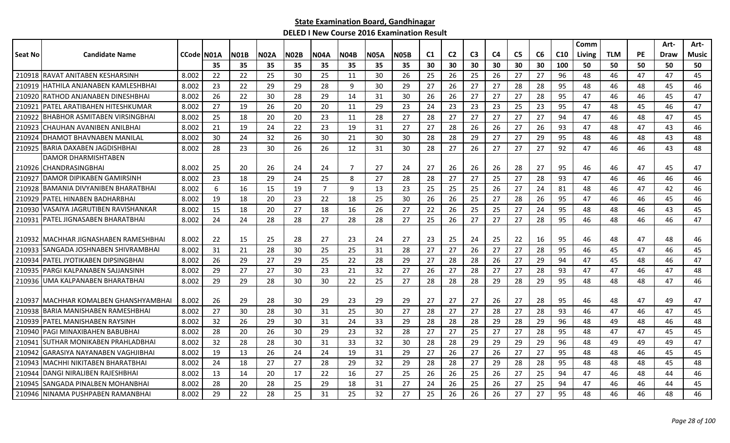**State Examination Board, Gandhinagar**

**DELED I New Course 2016 Examination Result**

| Seat No | Candidate Name | CCode | N01A | N01B | N02A | N02B | N04A | N04B | N05A | N05B | C1 | C2 | C3 | C4 | C5 | C6 | C10 | Comm Living | TLM | PE | Art-Draw | Art-Music |
|---|---|---|---|---|---|---|---|---|---|---|---|---|---|---|---|---|---|---|---|---|---|---|
| | | | 35 | 35 | 35 | 35 | 35 | 35 | 35 | 35 | 30 | 30 | 30 | 30 | 30 | 30 | 100 | 50 | 50 | 50 | 50 | 50 |
| 210918 | RAVAT ANITABEN KESHARSINH | 8.002 | 22 | 22 | 25 | 30 | 25 | 11 | 30 | 26 | 25 | 26 | 25 | 26 | 27 | 27 | 96 | 48 | 46 | 47 | 47 | 45 |
| 210919 | HATHILA ANJANABEN KAMLESHBHAI | 8.002 | 23 | 22 | 29 | 29 | 28 | 9 | 30 | 29 | 27 | 26 | 27 | 27 | 28 | 28 | 95 | 48 | 46 | 48 | 45 | 46 |
| 210920 | RATHOD ANJANABEN DINESHBHAI | 8.002 | 26 | 22 | 30 | 28 | 29 | 14 | 31 | 30 | 26 | 26 | 27 | 27 | 27 | 28 | 95 | 47 | 46 | 46 | 45 | 47 |
| 210921 | PATEL ARATIBAHEN HITESHKUMAR | 8.002 | 27 | 19 | 26 | 20 | 20 | 11 | 29 | 23 | 24 | 23 | 23 | 23 | 25 | 23 | 95 | 47 | 48 | 45 | 46 | 47 |
| 210922 | BHABHOR ASMITABEN VIRSINGBHAI | 8.002 | 25 | 18 | 20 | 20 | 23 | 11 | 28 | 27 | 28 | 27 | 27 | 27 | 27 | 27 | 94 | 47 | 46 | 48 | 47 | 45 |
| 210923 | CHAUHAN AVANIBEN ANILBHAI | 8.002 | 21 | 19 | 24 | 22 | 23 | 19 | 31 | 27 | 27 | 28 | 26 | 26 | 27 | 26 | 93 | 47 | 48 | 47 | 43 | 46 |
| 210924 | DHAMOT BHAVNABEN MANILAL | 8.002 | 30 | 24 | 32 | 26 | 30 | 21 | 30 | 30 | 28 | 28 | 29 | 27 | 27 | 29 | 95 | 48 | 46 | 48 | 43 | 48 |
| 210925 | BARIA DAXABEN JAGDISHBHAI | 8.002 | 28 | 23 | 30 | 26 | 26 | 12 | 31 | 30 | 28 | 27 | 26 | 27 | 27 | 27 | 92 | 47 | 46 | 46 | 43 | 48 |
| 210926 | DAMOR DHARMISHTABEN CHANDRASINGBHAI | 8.002 | 25 | 20 | 26 | 24 | 24 | 7 | 27 | 24 | 27 | 26 | 26 | 26 | 28 | 27 | 95 | 46 | 46 | 47 | 45 | 47 |
| 210927 | DAMOR DIPIKABEN GAMIRSINH | 8.002 | 23 | 18 | 29 | 24 | 25 | 8 | 27 | 28 | 28 | 27 | 27 | 25 | 27 | 28 | 93 | 47 | 46 | 46 | 46 | 46 |
| 210928 | BAMANIA DIVYANIBEN BHARATBHAI | 8.002 | 6 | 16 | 15 | 19 | 7 | 9 | 13 | 23 | 25 | 25 | 25 | 26 | 27 | 24 | 81 | 48 | 46 | 47 | 42 | 46 |
| 210929 | PATEL HINABEN BADHARBHAI | 8.002 | 19 | 18 | 20 | 23 | 22 | 18 | 25 | 30 | 26 | 26 | 25 | 27 | 28 | 26 | 95 | 47 | 46 | 46 | 45 | 46 |
| 210930 | VASAIYA JAGRUTIBEN RAVISHANKAR | 8.002 | 15 | 18 | 20 | 27 | 18 | 16 | 26 | 27 | 22 | 26 | 25 | 25 | 27 | 24 | 95 | 48 | 48 | 46 | 43 | 45 |
| 210931 | PATEL JIGNASABEN BHARATBHAI | 8.002 | 24 | 24 | 28 | 28 | 27 | 28 | 28 | 27 | 25 | 26 | 27 | 27 | 27 | 28 | 95 | 46 | 48 | 46 | 46 | 47 |
| 210932 | MACHHAR JIGNASHABEN RAMESHBHAI | 8.002 | 22 | 15 | 25 | 28 | 27 | 23 | 24 | 27 | 23 | 25 | 24 | 25 | 22 | 16 | 95 | 46 | 48 | 47 | 48 | 46 |
| 210933 | SANGADA JOSHNABEN SHIVRAMBHAI | 8.002 | 31 | 21 | 28 | 30 | 25 | 25 | 31 | 28 | 27 | 27 | 26 | 27 | 27 | 28 | 95 | 46 | 45 | 47 | 46 | 45 |
| 210934 | PATEL JYOTIKABEN DIPSINGBHAI | 8.002 | 26 | 29 | 27 | 29 | 25 | 22 | 28 | 29 | 27 | 28 | 28 | 26 | 27 | 29 | 94 | 47 | 45 | 48 | 46 | 47 |
| 210935 | PARGI KALPANABEN SAJJANSINH | 8.002 | 29 | 27 | 27 | 30 | 23 | 21 | 32 | 27 | 26 | 27 | 28 | 27 | 27 | 28 | 93 | 47 | 47 | 46 | 47 | 48 |
| 210936 | UMA KALPANABEN BHARATBHAI | 8.002 | 29 | 29 | 28 | 30 | 30 | 22 | 25 | 27 | 28 | 28 | 28 | 29 | 28 | 29 | 95 | 48 | 48 | 48 | 47 | 46 |
| 210937 | MACHHAR KOMALBEN GHANSHYAMBHAI | 8.002 | 26 | 29 | 28 | 30 | 29 | 23 | 29 | 29 | 27 | 27 | 27 | 26 | 27 | 28 | 95 | 46 | 48 | 47 | 49 | 47 |
| 210938 | BARIA MANISHABEN RAMESHBHAI | 8.002 | 27 | 30 | 28 | 30 | 31 | 25 | 30 | 27 | 28 | 27 | 27 | 28 | 27 | 28 | 93 | 46 | 47 | 46 | 47 | 45 |
| 210939 | PATEL MANISHABEN RAYSINH | 8.002 | 32 | 26 | 29 | 30 | 31 | 24 | 33 | 29 | 28 | 28 | 28 | 29 | 28 | 29 | 96 | 48 | 49 | 48 | 46 | 48 |
| 210940 | PAGI MINAXIBAHEN BABUBHAI | 8.002 | 28 | 20 | 26 | 30 | 29 | 23 | 32 | 28 | 27 | 27 | 25 | 27 | 27 | 28 | 95 | 48 | 47 | 47 | 45 | 45 |
| 210941 | SUTHAR MONIKABEN PRAHLADBHAI | 8.002 | 32 | 28 | 28 | 30 | 31 | 33 | 32 | 30 | 28 | 28 | 29 | 29 | 29 | 29 | 96 | 48 | 49 | 49 | 49 | 47 |
| 210942 | GARASIYA NAYANABEN VAGHJIBHAI | 8.002 | 19 | 13 | 26 | 24 | 24 | 19 | 31 | 29 | 27 | 26 | 27 | 26 | 27 | 27 | 95 | 48 | 48 | 46 | 45 | 45 |
| 210943 | MACHHI NIKITABEN BHARATBHAI | 8.002 | 24 | 18 | 27 | 27 | 28 | 29 | 32 | 29 | 28 | 28 | 27 | 29 | 28 | 28 | 95 | 48 | 48 | 48 | 45 | 48 |
| 210944 | DANGI NIRALIBEN RAJESHBHAI | 8.002 | 13 | 14 | 20 | 17 | 22 | 16 | 27 | 25 | 26 | 26 | 25 | 26 | 27 | 25 | 94 | 47 | 46 | 48 | 44 | 46 |
| 210945 | SANGADA PINALBEN MOHANBHAI | 8.002 | 28 | 20 | 28 | 25 | 29 | 18 | 31 | 27 | 24 | 26 | 25 | 26 | 27 | 25 | 94 | 47 | 46 | 46 | 44 | 45 |
| 210946 | NINAMA PUSHPABEN RAMANBHAI | 8.002 | 29 | 22 | 28 | 25 | 31 | 25 | 32 | 27 | 25 | 26 | 26 | 26 | 27 | 27 | 95 | 48 | 46 | 46 | 48 | 46 |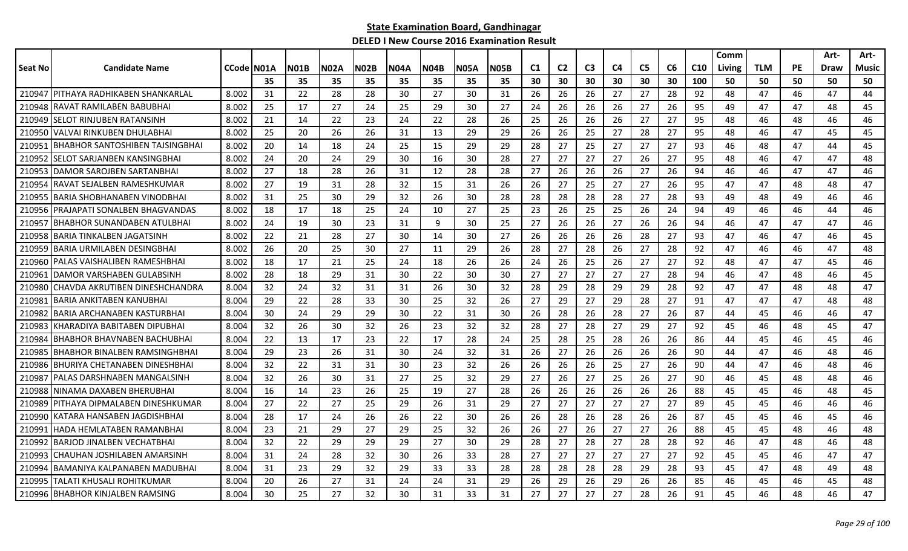**State Examination Board, Gandhinagar**

**DELED I New Course 2016 Examination Result**

| Seat No | Candidate Name | CCode | N01A | N01B | N02A | N02B | N04A | N04B | N05A | N05B | C1 | C2 | C3 | C4 | C5 | C6 | C10 | Comm Living | TLM | PE | Art-Draw | Art-Music |
|---|---|---|---|---|---|---|---|---|---|---|---|---|---|---|---|---|---|---|---|---|---|---|
| | | | 35 | 35 | 35 | 35 | 35 | 35 | 35 | 35 | 30 | 30 | 30 | 30 | 30 | 30 | 100 | 50 | 50 | 50 | 50 | 50 |
| 210947 | PITHAYA RADHIKABEN SHANKARLAL | 8.002 | 31 | 22 | 28 | 28 | 30 | 27 | 30 | 31 | 26 | 26 | 26 | 27 | 27 | 28 | 92 | 48 | 47 | 46 | 47 | 44 |
| 210948 | RAVAT RAMILABEN BABUBHAI | 8.002 | 25 | 17 | 27 | 24 | 25 | 29 | 30 | 27 | 24 | 26 | 26 | 26 | 27 | 26 | 95 | 49 | 47 | 47 | 48 | 45 |
| 210949 | SELOT RINJUBEN RATANSINH | 8.002 | 21 | 14 | 22 | 23 | 24 | 22 | 28 | 26 | 25 | 26 | 26 | 26 | 27 | 27 | 95 | 48 | 46 | 48 | 46 | 46 |
| 210950 | VALVAI RINKUBEN DHULABHAI | 8.002 | 25 | 20 | 26 | 26 | 31 | 13 | 29 | 29 | 26 | 26 | 25 | 27 | 28 | 27 | 95 | 48 | 46 | 47 | 45 | 45 |
| 210951 | BHABHOR SANTOSHIBEN TAJSINGBHAI | 8.002 | 20 | 14 | 18 | 24 | 25 | 15 | 29 | 29 | 28 | 27 | 25 | 27 | 27 | 27 | 93 | 46 | 48 | 47 | 44 | 45 |
| 210952 | SELOT SARJANBEN KANSINGBHAI | 8.002 | 24 | 20 | 24 | 29 | 30 | 16 | 30 | 28 | 27 | 27 | 27 | 27 | 26 | 27 | 95 | 48 | 46 | 47 | 47 | 48 |
| 210953 | DAMOR SAROJBEN SARTANBHAI | 8.002 | 27 | 18 | 28 | 26 | 31 | 12 | 28 | 28 | 27 | 26 | 26 | 26 | 27 | 26 | 94 | 46 | 46 | 47 | 47 | 46 |
| 210954 | RAVAT SEJALBEN RAMESHKUMAR | 8.002 | 27 | 19 | 31 | 28 | 32 | 15 | 31 | 26 | 26 | 27 | 25 | 27 | 27 | 26 | 95 | 47 | 47 | 48 | 48 | 47 |
| 210955 | BARIA SHOBHANABEN VINODBHAI | 8.002 | 31 | 25 | 30 | 29 | 32 | 26 | 30 | 28 | 28 | 28 | 28 | 28 | 27 | 28 | 93 | 49 | 48 | 49 | 46 | 46 |
| 210956 | PRAJAPATI SONALBEN BHAGVANDAS | 8.002 | 18 | 17 | 18 | 25 | 24 | 10 | 27 | 25 | 23 | 26 | 25 | 25 | 26 | 24 | 94 | 49 | 46 | 46 | 44 | 46 |
| 210957 | BHABHOR SUNANDABEN ATULBHAI | 8.002 | 24 | 19 | 30 | 23 | 31 | 9 | 30 | 25 | 27 | 26 | 26 | 27 | 26 | 26 | 94 | 46 | 47 | 47 | 47 | 46 |
| 210958 | BARIA TINKALBEN JAGATSINH | 8.002 | 22 | 21 | 28 | 27 | 30 | 14 | 30 | 27 | 26 | 26 | 26 | 26 | 28 | 27 | 93 | 47 | 46 | 47 | 46 | 45 |
| 210959 | BARIA URMILABEN DESINGBHAI | 8.002 | 26 | 20 | 25 | 30 | 27 | 11 | 29 | 26 | 28 | 27 | 28 | 26 | 27 | 28 | 92 | 47 | 46 | 46 | 47 | 48 |
| 210960 | PALAS VAISHALIBEN RAMESHBHAI | 8.002 | 18 | 17 | 21 | 25 | 24 | 18 | 26 | 26 | 24 | 26 | 25 | 26 | 27 | 27 | 92 | 48 | 47 | 47 | 45 | 46 |
| 210961 | DAMOR VARSHABEN GULABSINH | 8.002 | 28 | 18 | 29 | 31 | 30 | 22 | 30 | 30 | 27 | 27 | 27 | 27 | 27 | 28 | 94 | 46 | 47 | 48 | 46 | 45 |
| 210980 | CHAVDA AKRUTIBEN DINESHCHANDRA | 8.004 | 32 | 24 | 32 | 31 | 31 | 26 | 30 | 32 | 28 | 29 | 28 | 29 | 29 | 28 | 92 | 47 | 47 | 48 | 48 | 47 |
| 210981 | BARIA ANKITABEN KANUBHAI | 8.004 | 29 | 22 | 28 | 33 | 30 | 25 | 32 | 26 | 27 | 29 | 27 | 29 | 28 | 27 | 91 | 47 | 47 | 47 | 48 | 48 |
| 210982 | BARIA ARCHANABEN KASTURBHAI | 8.004 | 30 | 24 | 29 | 29 | 30 | 22 | 31 | 30 | 26 | 28 | 26 | 28 | 27 | 26 | 87 | 44 | 45 | 46 | 46 | 47 |
| 210983 | KHARADIYA BABITABEN DIPUBHAI | 8.004 | 32 | 26 | 30 | 32 | 26 | 23 | 32 | 32 | 28 | 27 | 28 | 27 | 29 | 27 | 92 | 45 | 46 | 48 | 45 | 47 |
| 210984 | BHABHOR BHAVNABEN BACHUBHAI | 8.004 | 22 | 13 | 17 | 23 | 22 | 17 | 28 | 24 | 25 | 28 | 25 | 28 | 26 | 26 | 86 | 44 | 45 | 46 | 45 | 46 |
| 210985 | BHABHOR BINALBEN RAMSINGHBHAI | 8.004 | 29 | 23 | 26 | 31 | 30 | 24 | 32 | 31 | 26 | 27 | 26 | 26 | 26 | 26 | 90 | 44 | 47 | 46 | 48 | 46 |
| 210986 | BHURIYA CHETANABEN DINESHBHAI | 8.004 | 32 | 22 | 31 | 31 | 30 | 23 | 32 | 26 | 26 | 26 | 26 | 25 | 27 | 26 | 90 | 44 | 47 | 46 | 48 | 46 |
| 210987 | PALAS DARSHNABEN MANGALSINH | 8.004 | 32 | 26 | 30 | 31 | 27 | 25 | 32 | 29 | 27 | 26 | 27 | 25 | 26 | 27 | 90 | 46 | 45 | 48 | 48 | 46 |
| 210988 | NINAMA DAXABEN BHERUBHAI | 8.004 | 16 | 14 | 23 | 26 | 25 | 19 | 27 | 28 | 26 | 26 | 26 | 26 | 26 | 26 | 88 | 45 | 45 | 46 | 48 | 45 |
| 210989 | PITHAYA DIPMALABEN DINESHKUMAR | 8.004 | 27 | 22 | 27 | 25 | 29 | 26 | 31 | 29 | 27 | 27 | 27 | 27 | 27 | 27 | 89 | 45 | 45 | 46 | 46 | 46 |
| 210990 | KATARA HANSABEN JAGDISHBHAI | 8.004 | 28 | 17 | 24 | 26 | 26 | 22 | 30 | 26 | 26 | 28 | 26 | 28 | 26 | 26 | 87 | 45 | 45 | 46 | 45 | 46 |
| 210991 | HADA HEMLATABEN RAMANBHAI | 8.004 | 23 | 21 | 29 | 27 | 29 | 25 | 32 | 26 | 26 | 27 | 26 | 27 | 27 | 26 | 88 | 45 | 45 | 48 | 46 | 48 |
| 210992 | BARJOD JINALBEN VECHATBHAI | 8.004 | 32 | 22 | 29 | 29 | 29 | 27 | 30 | 29 | 28 | 27 | 28 | 27 | 28 | 28 | 92 | 46 | 47 | 48 | 46 | 48 |
| 210993 | CHAUHAN JOSHILABEN AMARSINH | 8.004 | 31 | 24 | 28 | 32 | 30 | 26 | 33 | 28 | 27 | 27 | 27 | 27 | 27 | 27 | 92 | 45 | 45 | 46 | 47 | 47 |
| 210994 | BAMANIYA KALPANABEN MADUBHAI | 8.004 | 31 | 23 | 29 | 32 | 29 | 33 | 33 | 28 | 28 | 28 | 28 | 28 | 29 | 28 | 93 | 45 | 47 | 48 | 49 | 48 |
| 210995 | TALATI KHUSALI ROHITKUMAR | 8.004 | 20 | 26 | 27 | 31 | 24 | 24 | 31 | 29 | 26 | 29 | 26 | 29 | 26 | 26 | 85 | 46 | 45 | 46 | 45 | 48 |
| 210996 | BHABHOR KINJALBEN RAMSING | 8.004 | 30 | 25 | 27 | 32 | 30 | 31 | 33 | 31 | 27 | 27 | 27 | 27 | 28 | 26 | 91 | 45 | 46 | 48 | 46 | 47 |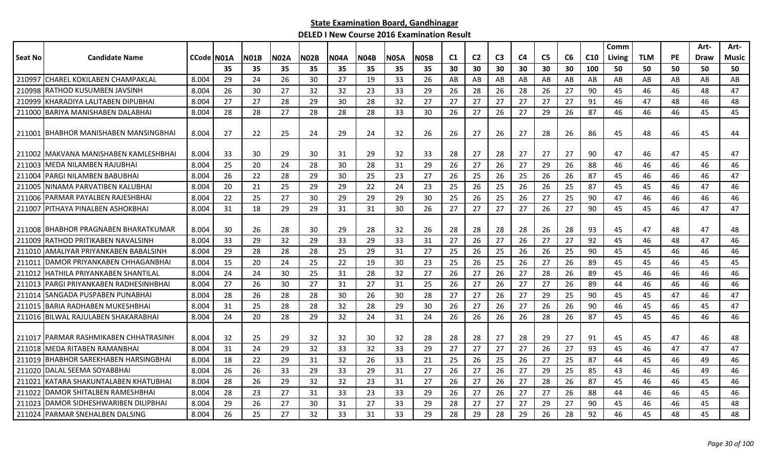**State Examination Board, Gandhinagar**

**DELED I New Course 2016 Examination Result**

| Seat No | Candidate Name | CCode | N01A | N01B | N02A | N02B | N04A | N04B | N05A | N05B | C1 | C2 | C3 | C4 | C5 | C6 | C10 | Comm Living | TLM | PE | Art-Draw | Art-Music |
|---|---|---|---|---|---|---|---|---|---|---|---|---|---|---|---|---|---|---|---|---|---|---|
| | | | 35 | 35 | 35 | 35 | 35 | 35 | 35 | 35 | 30 | 30 | 30 | 30 | 30 | 30 | 100 | 50 | 50 | 50 | 50 | 50 |
| 210997 | CHAREL KOKILABEN CHAMPAKLAL | 8.004 | 29 | 24 | 26 | 30 | 27 | 19 | 33 | 26 | AB | AB | AB | AB | AB | AB | AB | AB | AB | AB | AB | AB |
| 210998 | RATHOD KUSUMBEN JAVSINH | 8.004 | 26 | 30 | 27 | 32 | 32 | 23 | 33 | 29 | 26 | 28 | 26 | 28 | 26 | 27 | 90 | 45 | 46 | 46 | 48 | 47 |
| 210999 | KHARADIYA LALITABEN DIPUBHAI | 8.004 | 27 | 27 | 28 | 29 | 30 | 28 | 32 | 27 | 27 | 27 | 27 | 27 | 27 | 27 | 91 | 46 | 47 | 48 | 46 | 48 |
| 211000 | BARIYA MANISHABEN DALABHAI | 8.004 | 28 | 28 | 27 | 28 | 28 | 28 | 33 | 30 | 26 | 27 | 26 | 27 | 29 | 26 | 87 | 46 | 46 | 46 | 45 | 45 |
| 211001 | BHABHOR MANISHABEN MANSINGBHAI | 8.004 | 27 | 22 | 25 | 24 | 29 | 24 | 32 | 26 | 26 | 27 | 26 | 27 | 28 | 26 | 86 | 45 | 48 | 46 | 45 | 44 |
| 211002 | MAKVANA MANISHABEN KAMLESHBHAI | 8.004 | 33 | 30 | 29 | 30 | 31 | 29 | 32 | 33 | 28 | 27 | 28 | 27 | 27 | 27 | 90 | 47 | 46 | 47 | 45 | 47 |
| 211003 | MEDA NILAMBEN RAJUBHAI | 8.004 | 25 | 20 | 24 | 28 | 30 | 28 | 31 | 29 | 26 | 27 | 26 | 27 | 29 | 26 | 88 | 46 | 46 | 46 | 46 | 46 |
| 211004 | PARGI NILAMBEN BABUBHAI | 8.004 | 26 | 22 | 28 | 29 | 30 | 25 | 23 | 27 | 26 | 25 | 26 | 25 | 26 | 26 | 87 | 45 | 46 | 46 | 46 | 47 |
| 211005 | NINAMA PARVATIBEN KALUBHAI | 8.004 | 20 | 21 | 25 | 29 | 29 | 22 | 24 | 23 | 25 | 26 | 25 | 26 | 26 | 25 | 87 | 45 | 45 | 46 | 47 | 46 |
| 211006 | PARMAR PAYALBEN RAJESHBHAI | 8.004 | 22 | 25 | 27 | 30 | 29 | 29 | 29 | 30 | 25 | 26 | 25 | 26 | 27 | 25 | 90 | 47 | 46 | 46 | 46 | 46 |
| 211007 | PITHAYA PINALBEN ASHOKBHAI | 8.004 | 31 | 18 | 29 | 29 | 31 | 31 | 30 | 26 | 27 | 27 | 27 | 27 | 26 | 27 | 90 | 45 | 45 | 46 | 47 | 47 |
| 211008 | BHABHOR PRAGNABEN BHARATKUMAR | 8.004 | 30 | 26 | 28 | 30 | 29 | 28 | 32 | 26 | 28 | 28 | 28 | 28 | 26 | 28 | 93 | 45 | 47 | 48 | 47 | 48 |
| 211009 | RATHOD PRITIKABEN NAVALSINH | 8.004 | 33 | 29 | 32 | 29 | 33 | 29 | 33 | 31 | 27 | 26 | 27 | 26 | 27 | 27 | 92 | 45 | 46 | 48 | 47 | 46 |
| 211010 | AMALIYAR PRIYANKABEN BABALSINH | 8.004 | 29 | 28 | 28 | 28 | 25 | 29 | 31 | 27 | 25 | 26 | 25 | 26 | 26 | 25 | 90 | 45 | 45 | 46 | 46 | 46 |
| 211011 | DAMOR PRIYANKABEN CHHAGANBHAI | 8.004 | 15 | 20 | 24 | 25 | 22 | 19 | 30 | 23 | 25 | 26 | 25 | 26 | 27 | 26 | 89 | 45 | 45 | 46 | 45 | 45 |
| 211012 | HATHILA PRIYANKABEN SHANTILAL | 8.004 | 24 | 24 | 30 | 25 | 31 | 28 | 32 | 27 | 26 | 27 | 26 | 27 | 28 | 26 | 89 | 45 | 46 | 46 | 46 | 46 |
| 211013 | PARGI PRIYANKABEN RADHESINHBHAI | 8.004 | 27 | 26 | 30 | 27 | 31 | 27 | 31 | 25 | 26 | 27 | 26 | 27 | 27 | 26 | 89 | 44 | 46 | 46 | 46 | 46 |
| 211014 | SANGADA PUSPABEN PUNABHAI | 8.004 | 28 | 26 | 28 | 28 | 30 | 26 | 30 | 28 | 27 | 27 | 26 | 27 | 29 | 25 | 90 | 45 | 45 | 47 | 46 | 47 |
| 211015 | BARIA RADHABEN MUKESHBHAI | 8.004 | 31 | 25 | 28 | 28 | 32 | 28 | 29 | 30 | 26 | 27 | 26 | 27 | 26 | 26 | 90 | 46 | 45 | 46 | 45 | 47 |
| 211016 | BILWAL RAJULABEN SHAKARABHAI | 8.004 | 24 | 20 | 28 | 29 | 32 | 24 | 31 | 24 | 26 | 26 | 26 | 26 | 28 | 26 | 87 | 45 | 45 | 46 | 46 | 46 |
| 211017 | PARMAR RASHMIKABEN CHHATRASINH | 8.004 | 32 | 25 | 29 | 32 | 32 | 30 | 32 | 28 | 28 | 28 | 27 | 28 | 29 | 27 | 91 | 45 | 45 | 47 | 46 | 48 |
| 211018 | MEDA RITABEN RAMANBHAI | 8.004 | 31 | 24 | 29 | 32 | 33 | 32 | 33 | 29 | 27 | 27 | 27 | 27 | 26 | 27 | 93 | 45 | 46 | 47 | 47 | 47 |
| 211019 | BHABHOR SAREKHABEN HARSINGBHAI | 8.004 | 18 | 22 | 29 | 31 | 32 | 26 | 33 | 21 | 25 | 26 | 25 | 26 | 27 | 25 | 87 | 44 | 45 | 46 | 49 | 46 |
| 211020 | DALAL SEEMA SOYABBHAI | 8.004 | 26 | 26 | 33 | 29 | 33 | 29 | 31 | 27 | 26 | 27 | 26 | 27 | 29 | 25 | 85 | 43 | 46 | 46 | 49 | 46 |
| 211021 | KATARA SHAKUNTALABEN KHATUBHAI | 8.004 | 28 | 26 | 29 | 32 | 32 | 23 | 31 | 27 | 26 | 27 | 26 | 27 | 28 | 26 | 87 | 45 | 46 | 46 | 45 | 46 |
| 211022 | DAMOR SHITALBEN RAMESHBHAI | 8.004 | 28 | 23 | 27 | 31 | 33 | 23 | 33 | 29 | 26 | 27 | 26 | 27 | 27 | 26 | 88 | 44 | 46 | 46 | 45 | 46 |
| 211023 | DAMOR SIDHESHWARIBEN DILIPBHAI | 8.004 | 29 | 26 | 27 | 30 | 31 | 27 | 33 | 29 | 28 | 27 | 27 | 27 | 29 | 27 | 90 | 45 | 46 | 46 | 45 | 48 |
| 211024 | PARMAR SNEHALBEN DALSING | 8.004 | 26 | 25 | 27 | 32 | 33 | 31 | 33 | 29 | 28 | 29 | 28 | 29 | 26 | 28 | 92 | 46 | 45 | 48 | 45 | 48 |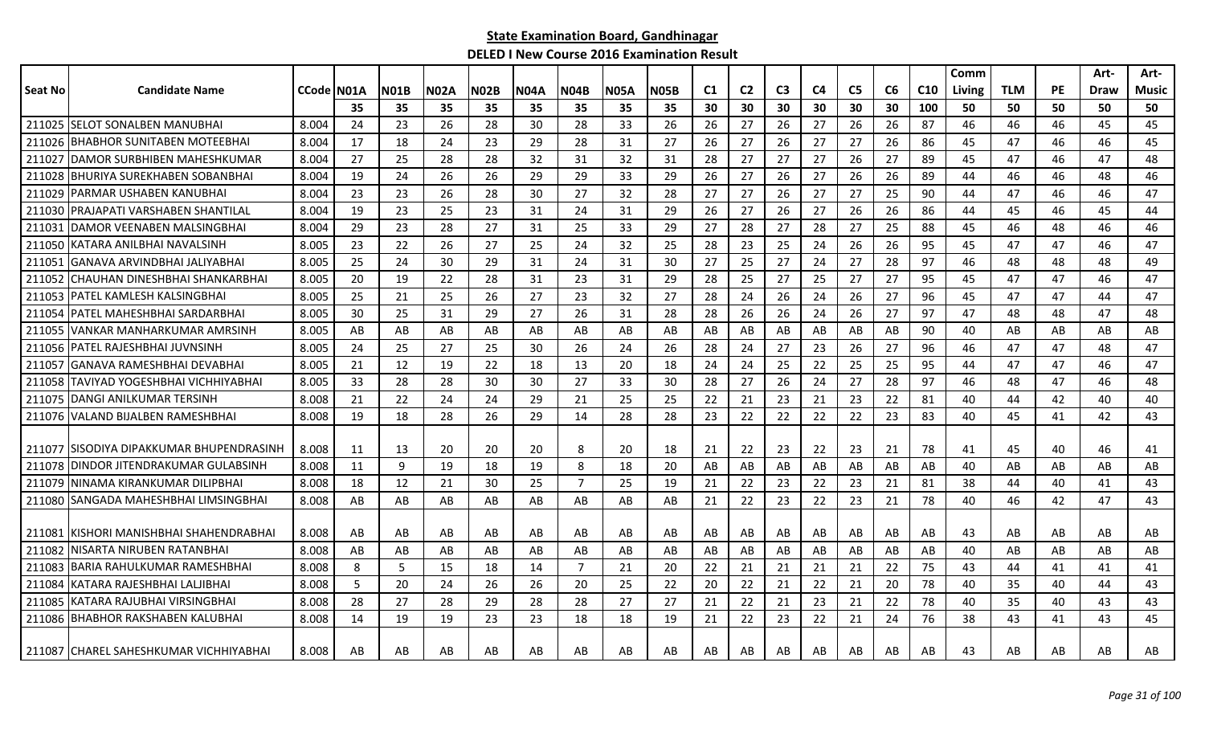## State Examination Board, Gandhinagar

### DELED I New Course 2016 Examination Result

| Seat No | Candidate Name | CCode | N01A | N01B | N02A | N02B | N04A | N04B | N05A | N05B | C1 | C2 | C3 | C4 | C5 | C6 | C10 | Comm Living | TLM | PE | Art-Draw | Art-Music |
|---|---|---|---|---|---|---|---|---|---|---|---|---|---|---|---|---|---|---|---|---|---|---|
| | | | 35 | 35 | 35 | 35 | 35 | 35 | 35 | 35 | 30 | 30 | 30 | 30 | 30 | 30 | 100 | 50 | 50 | 50 | 50 | 50 |
| 211025 | SELOT SONALBEN MANUBHAI | 8.004 | 24 | 23 | 26 | 28 | 30 | 28 | 33 | 26 | 26 | 27 | 26 | 27 | 26 | 26 | 87 | 46 | 46 | 46 | 45 | 45 |
| 211026 | BHABHOR SUNITABEN MOTEEBHAI | 8.004 | 17 | 18 | 24 | 23 | 29 | 28 | 31 | 27 | 26 | 27 | 26 | 27 | 27 | 26 | 86 | 45 | 47 | 46 | 46 | 45 |
| 211027 | DAMOR SURBHIBEN MAHESHKUMAR | 8.004 | 27 | 25 | 28 | 28 | 32 | 31 | 32 | 31 | 28 | 27 | 27 | 27 | 26 | 27 | 89 | 45 | 47 | 46 | 47 | 48 |
| 211028 | BHURIYA SUREKHABEN SOBANBHAI | 8.004 | 19 | 24 | 26 | 26 | 29 | 29 | 33 | 29 | 26 | 27 | 26 | 27 | 26 | 26 | 89 | 44 | 46 | 46 | 48 | 46 |
| 211029 | PARMAR USHABEN KANUBHAI | 8.004 | 23 | 23 | 26 | 28 | 30 | 27 | 32 | 28 | 27 | 27 | 26 | 27 | 27 | 25 | 90 | 44 | 47 | 46 | 46 | 47 |
| 211030 | PRAJAPATI VARSHABEN SHANTILAL | 8.004 | 19 | 23 | 25 | 23 | 31 | 24 | 31 | 29 | 26 | 27 | 26 | 27 | 26 | 26 | 86 | 44 | 45 | 46 | 45 | 44 |
| 211031 | DAMOR VEENABEN MALSINGBHAI | 8.004 | 29 | 23 | 28 | 27 | 31 | 25 | 33 | 29 | 27 | 28 | 27 | 28 | 27 | 25 | 88 | 45 | 46 | 48 | 46 | 46 |
| 211050 | KATARA ANILBHAI NAVALSINH | 8.005 | 23 | 22 | 26 | 27 | 25 | 24 | 32 | 25 | 28 | 23 | 25 | 24 | 26 | 26 | 95 | 45 | 47 | 47 | 46 | 47 |
| 211051 | GANAVA ARVINDBHAI JALIYABHAI | 8.005 | 25 | 24 | 30 | 29 | 31 | 24 | 31 | 30 | 27 | 25 | 27 | 24 | 27 | 28 | 97 | 46 | 48 | 48 | 48 | 49 |
| 211052 | CHAUHAN DINESHBHAI SHANKARBHAI | 8.005 | 20 | 19 | 22 | 28 | 31 | 23 | 31 | 29 | 28 | 25 | 27 | 25 | 27 | 27 | 95 | 45 | 47 | 47 | 46 | 47 |
| 211053 | PATEL KAMLESH KALSINGBHAI | 8.005 | 25 | 21 | 25 | 26 | 27 | 23 | 32 | 27 | 28 | 24 | 26 | 24 | 26 | 27 | 96 | 45 | 47 | 47 | 44 | 47 |
| 211054 | PATEL MAHESHBHAI SARDARBHAI | 8.005 | 30 | 25 | 31 | 29 | 27 | 26 | 31 | 28 | 28 | 26 | 26 | 24 | 26 | 27 | 97 | 47 | 48 | 48 | 47 | 48 |
| 211055 | VANKAR MANHARKUMAR AMRSINH | 8.005 | AB | AB | AB | AB | AB | AB | AB | AB | AB | AB | AB | AB | AB | AB | 90 | 40 | AB | AB | AB | AB |
| 211056 | PATEL RAJESHBHAI JUVNSINH | 8.005 | 24 | 25 | 27 | 25 | 30 | 26 | 24 | 26 | 28 | 24 | 27 | 23 | 26 | 27 | 96 | 46 | 47 | 47 | 48 | 47 |
| 211057 | GANAVA RAMESHBHAI DEVABHAI | 8.005 | 21 | 12 | 19 | 22 | 18 | 13 | 20 | 18 | 24 | 24 | 25 | 22 | 25 | 25 | 95 | 44 | 47 | 47 | 46 | 47 |
| 211058 | TAVIYAD YOGESHBHAI VICHHIYABHAI | 8.005 | 33 | 28 | 28 | 30 | 30 | 27 | 33 | 30 | 28 | 27 | 26 | 24 | 27 | 28 | 97 | 46 | 48 | 47 | 46 | 48 |
| 211075 | DANGI ANILKUMAR TERSINH | 8.008 | 21 | 22 | 24 | 24 | 29 | 21 | 25 | 25 | 22 | 21 | 23 | 21 | 23 | 22 | 81 | 40 | 44 | 42 | 40 | 40 |
| 211076 | VALAND BIJALBEN RAMESHBHAI | 8.008 | 19 | 18 | 28 | 26 | 29 | 14 | 28 | 28 | 23 | 22 | 22 | 22 | 22 | 23 | 83 | 40 | 45 | 41 | 42 | 43 |
| 211077 | SISODIYA DIPAKKUMAR BHUPENDRASINH | 8.008 | 11 | 13 | 20 | 20 | 20 | 8 | 20 | 18 | 21 | 22 | 23 | 22 | 23 | 21 | 78 | 41 | 45 | 40 | 46 | 41 |
| 211078 | DINDOR JITENDRAKUMAR GULABSINH | 8.008 | 11 | 9 | 19 | 18 | 19 | 8 | 18 | 20 | AB | AB | AB | AB | AB | AB | AB | 40 | AB | AB | AB | AB |
| 211079 | NINAMA KIRANKUMAR DILIPBHAI | 8.008 | 18 | 12 | 21 | 30 | 25 | 7 | 25 | 19 | 21 | 22 | 23 | 22 | 23 | 21 | 81 | 38 | 44 | 40 | 41 | 43 |
| 211080 | SANGADA MAHESHBHAI LIMSINGBHAI | 8.008 | AB | AB | AB | AB | AB | AB | AB | AB | 21 | 22 | 23 | 22 | 23 | 21 | 78 | 40 | 46 | 42 | 47 | 43 |
| 211081 | KISHORI MANISHBHAI SHAHENDRABHAI | 8.008 | AB | AB | AB | AB | AB | AB | AB | AB | AB | AB | AB | AB | AB | AB | AB | 43 | AB | AB | AB | AB |
| 211082 | NISARTA NIRUBEN RATANBHAI | 8.008 | AB | AB | AB | AB | AB | AB | AB | AB | AB | AB | AB | AB | AB | AB | AB | 40 | AB | AB | AB | AB |
| 211083 | BARIA RAHULKUMAR RAMESHBHAI | 8.008 | 8 | 5 | 15 | 18 | 14 | 7 | 21 | 20 | 22 | 21 | 21 | 21 | 21 | 22 | 75 | 43 | 44 | 41 | 41 | 41 |
| 211084 | KATARA RAJESHBHAI LALJIBHAI | 8.008 | 5 | 20 | 24 | 26 | 26 | 20 | 25 | 22 | 20 | 22 | 21 | 22 | 21 | 20 | 78 | 40 | 35 | 40 | 44 | 43 |
| 211085 | KATARA RAJUBHAI VIRSINGBHAI | 8.008 | 28 | 27 | 28 | 29 | 28 | 28 | 27 | 27 | 21 | 22 | 21 | 23 | 21 | 22 | 78 | 40 | 35 | 40 | 43 | 43 |
| 211086 | BHABHOR RAKSHABEN KALUBHAI | 8.008 | 14 | 19 | 19 | 23 | 23 | 18 | 18 | 19 | 21 | 22 | 23 | 22 | 21 | 24 | 76 | 38 | 43 | 41 | 43 | 45 |
| 211087 | CHAREL SAHESHKUMAR VICHHIYABHAI | 8.008 | AB | AB | AB | AB | AB | AB | AB | AB | AB | AB | AB | AB | AB | AB | AB | 43 | AB | AB | AB | AB |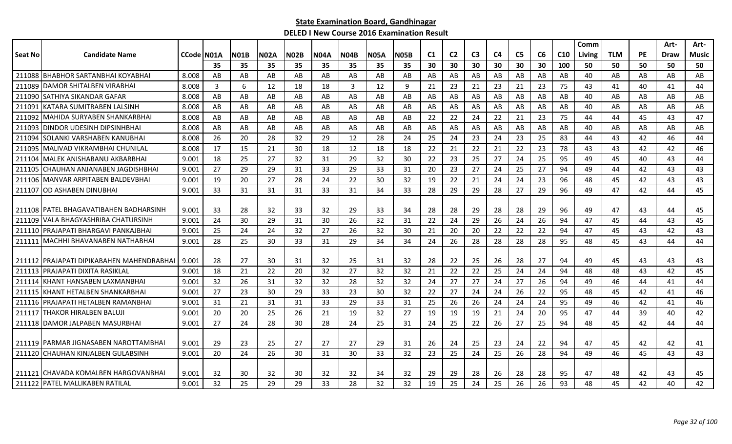## State Examination Board, Gandhinagar

### DELED I New Course 2016 Examination Result

| Seat No | Candidate Name | CCode | N01A | N01B | N02A | N02B | N04A | N04B | N05A | N05B | C1 | C2 | C3 | C4 | C5 | C6 | C10 | Comm Living | TLM | PE | Art-Draw | Art-Music |
|---|---|---|---|---|---|---|---|---|---|---|---|---|---|---|---|---|---|---|---|---|---|---|
| | | | 35 | 35 | 35 | 35 | 35 | 35 | 35 | 35 | 30 | 30 | 30 | 30 | 30 | 30 | 100 | 50 | 50 | 50 | 50 | 50 |
| 211088 | BHABHOR SARTANBHAI KOYABHAI | 8.008 | AB | AB | AB | AB | AB | AB | AB | AB | AB | AB | AB | AB | AB | AB | AB | 40 | AB | AB | AB | AB |
| 211089 | DAMOR SHITALBEN VIRABHAI | 8.008 | 3 | 6 | 12 | 18 | 18 | 3 | 12 | 9 | 21 | 23 | 21 | 23 | 21 | 23 | 75 | 43 | 41 | 40 | 41 | 44 |
| 211090 | SATHIYA SIKANDAR GAFAR | 8.008 | AB | AB | AB | AB | AB | AB | AB | AB | AB | AB | AB | AB | AB | AB | AB | 40 | AB | AB | AB | AB |
| 211091 | KATARA SUMITRABEN LALSINH | 8.008 | AB | AB | AB | AB | AB | AB | AB | AB | AB | AB | AB | AB | AB | AB | AB | 40 | AB | AB | AB | AB |
| 211092 | MAHIDA SURYABEN SHANKARBHAI | 8.008 | AB | AB | AB | AB | AB | AB | AB | AB | 22 | 22 | 24 | 22 | 21 | 23 | 75 | 44 | 44 | 45 | 43 | 47 |
| 211093 | DINDOR UDESINH DIPSINHBHAI | 8.008 | AB | AB | AB | AB | AB | AB | AB | AB | AB | AB | AB | AB | AB | AB | AB | 40 | AB | AB | AB | AB |
| 211094 | SOLANKI VARSHABEN KANUBHAI | 8.008 | 26 | 20 | 28 | 32 | 29 | 12 | 28 | 24 | 25 | 24 | 23 | 24 | 23 | 25 | 83 | 44 | 43 | 42 | 46 | 44 |
| 211095 | MALIVAD VIKRAMBHAI CHUNILAL | 8.008 | 17 | 15 | 21 | 30 | 18 | 12 | 18 | 18 | 22 | 21 | 22 | 21 | 22 | 23 | 78 | 43 | 43 | 42 | 42 | 46 |
| 211104 | MALEK ANISHABANU AKBARBHAI | 9.001 | 18 | 25 | 27 | 32 | 31 | 29 | 32 | 30 | 22 | 23 | 25 | 27 | 24 | 25 | 95 | 49 | 45 | 40 | 43 | 44 |
| 211105 | CHAUHAN ANJANABEN JAGDISHBHAI | 9.001 | 27 | 29 | 29 | 31 | 33 | 29 | 33 | 31 | 20 | 23 | 27 | 24 | 25 | 27 | 94 | 49 | 44 | 42 | 43 | 43 |
| 211106 | MANVAR ARPITABEN BALDEVBHAI | 9.001 | 19 | 20 | 27 | 28 | 24 | 22 | 30 | 32 | 19 | 22 | 21 | 24 | 24 | 23 | 96 | 48 | 45 | 42 | 43 | 43 |
| 211107 | OD ASHABEN DINUBHAI | 9.001 | 33 | 31 | 31 | 31 | 33 | 31 | 34 | 33 | 28 | 29 | 29 | 28 | 27 | 29 | 96 | 49 | 47 | 42 | 44 | 45 |
| 211108 | PATEL BHAGAVATIBAHEN BADHARSINH | 9.001 | 33 | 28 | 32 | 33 | 32 | 29 | 33 | 34 | 28 | 28 | 29 | 28 | 28 | 29 | 96 | 49 | 47 | 43 | 44 | 45 |
| 211109 | VALA BHAGYASHRIBA CHATURSINH | 9.001 | 24 | 30 | 29 | 31 | 30 | 26 | 32 | 31 | 22 | 24 | 29 | 26 | 24 | 26 | 94 | 47 | 45 | 44 | 43 | 45 |
| 211110 | PRAJAPATI BHARGAVI PANKAJBHAI | 9.001 | 25 | 24 | 24 | 32 | 27 | 26 | 32 | 30 | 21 | 20 | 20 | 22 | 22 | 22 | 94 | 47 | 45 | 43 | 42 | 43 |
| 211111 | MACHHI BHAVANABEN NATHABHAI | 9.001 | 28 | 25 | 30 | 33 | 31 | 29 | 34 | 34 | 24 | 26 | 28 | 28 | 28 | 28 | 95 | 48 | 45 | 43 | 44 | 44 |
| 211112 | PRAJAPATI DIPIKABAHEN MAHENDRABHAI | 9.001 | 28 | 27 | 30 | 31 | 32 | 25 | 31 | 32 | 28 | 22 | 25 | 26 | 28 | 27 | 94 | 49 | 45 | 43 | 43 | 43 |
| 211113 | PRAJAPATI DIXITA RASIKLAL | 9.001 | 18 | 21 | 22 | 20 | 32 | 27 | 32 | 32 | 21 | 22 | 22 | 25 | 24 | 24 | 94 | 48 | 48 | 43 | 42 | 45 |
| 211114 | KHANT HANSABEN LAXMANBHAI | 9.001 | 32 | 26 | 31 | 32 | 32 | 28 | 32 | 32 | 24 | 27 | 27 | 24 | 27 | 26 | 94 | 49 | 46 | 44 | 41 | 44 |
| 211115 | KHANT HETALBEN SHANKARBHAI | 9.001 | 27 | 23 | 30 | 29 | 33 | 23 | 30 | 32 | 22 | 27 | 24 | 24 | 26 | 22 | 95 | 48 | 45 | 42 | 41 | 46 |
| 211116 | PRAJAPATI HETALBEN RAMANBHAI | 9.001 | 31 | 21 | 31 | 31 | 33 | 29 | 33 | 31 | 25 | 26 | 26 | 24 | 24 | 24 | 95 | 49 | 46 | 42 | 41 | 46 |
| 211117 | THAKOR HIRALBEN BALUJI | 9.001 | 20 | 20 | 25 | 26 | 21 | 19 | 32 | 27 | 19 | 19 | 19 | 21 | 24 | 20 | 95 | 47 | 44 | 39 | 40 | 42 |
| 211118 | DAMOR JALPABEN MASURBHAI | 9.001 | 27 | 24 | 28 | 30 | 28 | 24 | 25 | 31 | 24 | 25 | 22 | 26 | 27 | 25 | 94 | 48 | 45 | 42 | 44 | 44 |
| 211119 | PARMAR JIGNASABEN NAROTTAMBHAI | 9.001 | 29 | 23 | 25 | 27 | 27 | 27 | 29 | 31 | 26 | 24 | 25 | 23 | 24 | 22 | 94 | 47 | 45 | 42 | 42 | 41 |
| 211120 | CHAUHAN KINJALBEN GULABSINH | 9.001 | 20 | 24 | 26 | 30 | 31 | 30 | 33 | 32 | 23 | 25 | 24 | 25 | 26 | 28 | 94 | 49 | 46 | 45 | 43 | 43 |
| 211121 | CHAVADA KOMALBEN HARGOVANBHAI | 9.001 | 32 | 30 | 32 | 30 | 32 | 32 | 34 | 32 | 29 | 29 | 28 | 26 | 28 | 28 | 95 | 47 | 48 | 42 | 43 | 45 |
| 211122 | PATEL MALLIKABEN RATILAL | 9.001 | 32 | 25 | 29 | 29 | 33 | 28 | 32 | 32 | 19 | 25 | 24 | 25 | 26 | 26 | 93 | 48 | 45 | 42 | 40 | 42 |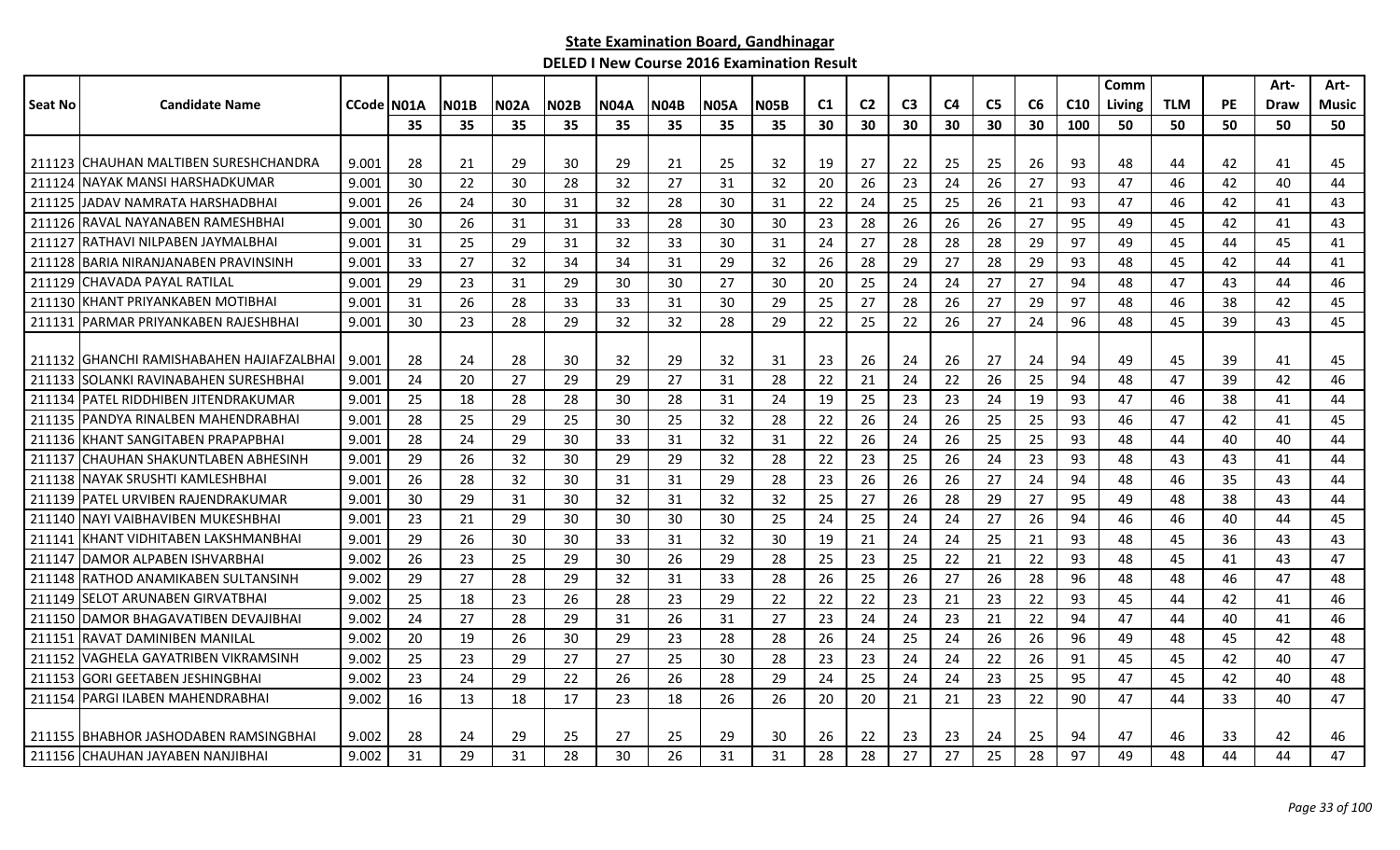**State Examination Board, Gandhinagar**

**DELED I New Course 2016 Examination Result**

| Seat No | Candidate Name | CCode | N01A | N01B | N02A | N02B | N04A | N04B | N05A | N05B | C1 | C2 | C3 | C4 | C5 | C6 | C10 | Comm Living | TLM | PE | Art-Draw | Art-Music |
|---|---|---|---|---|---|---|---|---|---|---|---|---|---|---|---|---|---|---|---|---|---|---|
| | | | 35 | 35 | 35 | 35 | 35 | 35 | 35 | 35 | 30 | 30 | 30 | 30 | 30 | 30 | 100 | 50 | 50 | 50 | 50 | 50 |
| 211123 | CHAUHAN MALTIBEN SURESHCHANDRA | 9.001 | 28 | 21 | 29 | 30 | 29 | 21 | 25 | 32 | 19 | 27 | 22 | 25 | 25 | 26 | 93 | 48 | 44 | 42 | 41 | 45 |
| 211124 | NAYAK MANSI HARSHADKUMAR | 9.001 | 30 | 22 | 30 | 28 | 32 | 27 | 31 | 32 | 20 | 26 | 23 | 24 | 26 | 27 | 93 | 47 | 46 | 42 | 40 | 44 |
| 211125 | JADAV NAMRATA HARSHADBHAI | 9.001 | 26 | 24 | 30 | 31 | 32 | 28 | 30 | 31 | 22 | 24 | 25 | 25 | 26 | 21 | 93 | 47 | 46 | 42 | 41 | 43 |
| 211126 | RAVAL NAYANABEN RAMESHBHAI | 9.001 | 30 | 26 | 31 | 31 | 33 | 28 | 30 | 30 | 23 | 28 | 26 | 26 | 26 | 27 | 95 | 49 | 45 | 42 | 41 | 43 |
| 211127 | RATHAVI NILPABEN JAYMALBHAI | 9.001 | 31 | 25 | 29 | 31 | 32 | 33 | 30 | 31 | 24 | 27 | 28 | 28 | 28 | 29 | 97 | 49 | 45 | 44 | 45 | 41 |
| 211128 | BARIA NIRANJANABEN PRAVINSINH | 9.001 | 33 | 27 | 32 | 34 | 34 | 31 | 29 | 32 | 26 | 28 | 29 | 27 | 28 | 29 | 93 | 48 | 45 | 42 | 44 | 41 |
| 211129 | CHAVADA PAYAL RATILAL | 9.001 | 29 | 23 | 31 | 29 | 30 | 30 | 27 | 30 | 20 | 25 | 24 | 24 | 27 | 27 | 94 | 48 | 47 | 43 | 44 | 46 |
| 211130 | KHANT PRIYANKABEN MOTIBHAI | 9.001 | 31 | 26 | 28 | 33 | 33 | 31 | 30 | 29 | 25 | 27 | 28 | 26 | 27 | 29 | 97 | 48 | 46 | 38 | 42 | 45 |
| 211131 | PARMAR PRIYANKABEN RAJESHBHAI | 9.001 | 30 | 23 | 28 | 29 | 32 | 32 | 28 | 29 | 22 | 25 | 22 | 26 | 27 | 24 | 96 | 48 | 45 | 39 | 43 | 45 |
| 211132 | GHANCHI RAMISHABAHEN HAJIAFZALBHAI | 9.001 | 28 | 24 | 28 | 30 | 32 | 29 | 32 | 31 | 23 | 26 | 24 | 26 | 27 | 24 | 94 | 49 | 45 | 39 | 41 | 45 |
| 211133 | SOLANKI RAVINABAHEN SURESHBHAI | 9.001 | 24 | 20 | 27 | 29 | 29 | 27 | 31 | 28 | 22 | 21 | 24 | 22 | 26 | 25 | 94 | 48 | 47 | 39 | 42 | 46 |
| 211134 | PATEL RIDDHIBEN JITENDRAKUMAR | 9.001 | 25 | 18 | 28 | 28 | 30 | 28 | 31 | 24 | 19 | 25 | 23 | 23 | 24 | 19 | 93 | 47 | 46 | 38 | 41 | 44 |
| 211135 | PANDYA RINALBEN MAHENDRABHAI | 9.001 | 28 | 25 | 29 | 25 | 30 | 25 | 32 | 28 | 22 | 26 | 24 | 26 | 25 | 25 | 93 | 46 | 47 | 42 | 41 | 45 |
| 211136 | KHANT SANGITABEN PRAPAPBHAI | 9.001 | 28 | 24 | 29 | 30 | 33 | 31 | 32 | 31 | 22 | 26 | 24 | 26 | 25 | 25 | 93 | 48 | 44 | 40 | 40 | 44 |
| 211137 | CHAUHAN SHAKUNTLABEN ABHESINH | 9.001 | 29 | 26 | 32 | 30 | 29 | 29 | 32 | 28 | 22 | 23 | 25 | 26 | 24 | 23 | 93 | 48 | 43 | 43 | 41 | 44 |
| 211138 | NAYAK SRUSHTI KAMLESHBHAI | 9.001 | 26 | 28 | 32 | 30 | 31 | 31 | 29 | 28 | 23 | 26 | 26 | 26 | 27 | 24 | 94 | 48 | 46 | 35 | 43 | 44 |
| 211139 | PATEL URVIBEN RAJENDRAKUMAR | 9.001 | 30 | 29 | 31 | 30 | 32 | 31 | 32 | 32 | 25 | 27 | 26 | 28 | 29 | 27 | 95 | 49 | 48 | 38 | 43 | 44 |
| 211140 | NAYI VAIBHAVIBEN MUKESHBHAI | 9.001 | 23 | 21 | 29 | 30 | 30 | 30 | 30 | 25 | 24 | 25 | 24 | 24 | 27 | 26 | 94 | 46 | 46 | 40 | 44 | 45 |
| 211141 | KHANT VIDHITABEN LAKSHMANBHAI | 9.001 | 29 | 26 | 30 | 30 | 33 | 31 | 32 | 30 | 19 | 21 | 24 | 24 | 25 | 21 | 93 | 48 | 45 | 36 | 43 | 43 |
| 211147 | DAMOR ALPABEN ISHVARBHAI | 9.002 | 26 | 23 | 25 | 29 | 30 | 26 | 29 | 28 | 25 | 23 | 25 | 22 | 21 | 22 | 93 | 48 | 45 | 41 | 43 | 47 |
| 211148 | RATHOD ANAMIKABEN SULTANSINH | 9.002 | 29 | 27 | 28 | 29 | 32 | 31 | 33 | 28 | 26 | 25 | 26 | 27 | 26 | 28 | 96 | 48 | 48 | 46 | 47 | 48 |
| 211149 | SELOT ARUNABEN GIRVATBHAI | 9.002 | 25 | 18 | 23 | 26 | 28 | 23 | 29 | 22 | 22 | 22 | 23 | 21 | 23 | 22 | 93 | 45 | 44 | 42 | 41 | 46 |
| 211150 | DAMOR BHAGAVATIBEN DEVAJIBHAI | 9.002 | 24 | 27 | 28 | 29 | 31 | 26 | 31 | 27 | 23 | 24 | 24 | 23 | 21 | 22 | 94 | 47 | 44 | 40 | 41 | 46 |
| 211151 | RAVAT DAMINIBEN MANILAL | 9.002 | 20 | 19 | 26 | 30 | 29 | 23 | 28 | 28 | 26 | 24 | 25 | 24 | 26 | 26 | 96 | 49 | 48 | 45 | 42 | 48 |
| 211152 | VAGHELA GAYATRIBEN VIKRAMSINH | 9.002 | 25 | 23 | 29 | 27 | 27 | 25 | 30 | 28 | 23 | 23 | 24 | 24 | 22 | 26 | 91 | 45 | 45 | 42 | 40 | 47 |
| 211153 | GORI GEETABEN JESHINGBHAI | 9.002 | 23 | 24 | 29 | 22 | 26 | 26 | 28 | 29 | 24 | 25 | 24 | 24 | 23 | 25 | 95 | 47 | 45 | 42 | 40 | 48 |
| 211154 | PARGI ILABEN MAHENDRABHAI | 9.002 | 16 | 13 | 18 | 17 | 23 | 18 | 26 | 26 | 20 | 20 | 21 | 21 | 23 | 22 | 90 | 47 | 44 | 33 | 40 | 47 |
| 211155 | BHABHOR JASHODABEN RAMSINGBHAI | 9.002 | 28 | 24 | 29 | 25 | 27 | 25 | 29 | 30 | 26 | 22 | 23 | 23 | 24 | 25 | 94 | 47 | 46 | 33 | 42 | 46 |
| 211156 | CHAUHAN JAYABEN NANJIBHAI | 9.002 | 31 | 29 | 31 | 28 | 30 | 26 | 31 | 31 | 28 | 28 | 27 | 27 | 25 | 28 | 97 | 49 | 48 | 44 | 44 | 47 |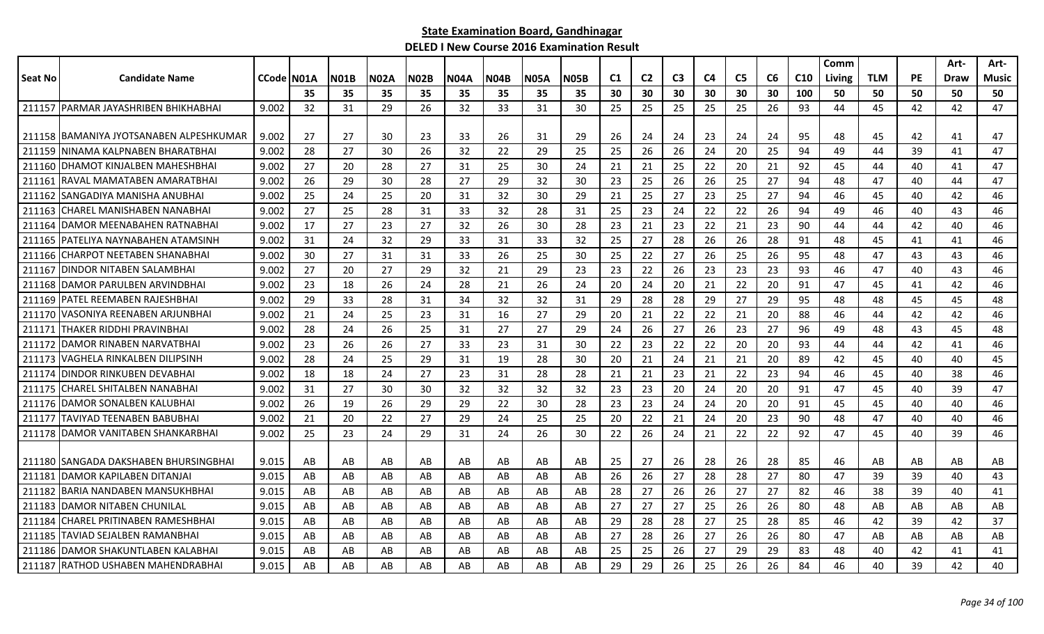**State Examination Board, Gandhinagar**

**DELED I New Course 2016 Examination Result**

| Seat No | Candidate Name | CCode | N01A | N01B | N02A | N02B | N04A | N04B | N05A | N05B | C1 | C2 | C3 | C4 | C5 | C6 | C10 | Comm Living | TLM | PE | Art-Draw | Art-Music |
|---|---|---|---|---|---|---|---|---|---|---|---|---|---|---|---|---|---|---|---|---|---|---|
| | | | 35 | 35 | 35 | 35 | 35 | 35 | 35 | 35 | 30 | 30 | 30 | 30 | 30 | 30 | 100 | 50 | 50 | 50 | 50 | 50 |
| 211157 | PARMAR JAYASHRIBEN BHIKHABHAI | 9.002 | 32 | 31 | 29 | 26 | 32 | 33 | 31 | 30 | 25 | 25 | 25 | 25 | 25 | 26 | 93 | 44 | 45 | 42 | 42 | 47 |
| 211158 | BAMANIYA JYOTSANABEN ALPESHKUMAR | 9.002 | 27 | 27 | 30 | 23 | 33 | 26 | 31 | 29 | 26 | 24 | 24 | 23 | 24 | 24 | 95 | 48 | 45 | 42 | 41 | 47 |
| 211159 | NINAMA KALPNABEN BHARATBHAI | 9.002 | 28 | 27 | 30 | 26 | 32 | 22 | 29 | 25 | 25 | 26 | 26 | 24 | 20 | 25 | 94 | 49 | 44 | 39 | 41 | 47 |
| 211160 | DHAMOT KINJALBEN MAHESHBHAI | 9.002 | 27 | 20 | 28 | 27 | 31 | 25 | 30 | 24 | 21 | 21 | 25 | 22 | 20 | 21 | 92 | 45 | 44 | 40 | 41 | 47 |
| 211161 | RAVAL MAMATABEN AMARATBHAI | 9.002 | 26 | 29 | 30 | 28 | 27 | 29 | 32 | 30 | 23 | 25 | 26 | 26 | 25 | 27 | 94 | 48 | 47 | 40 | 44 | 47 |
| 211162 | SANGADIYA MANISHA ANUBHAI | 9.002 | 25 | 24 | 25 | 20 | 31 | 32 | 30 | 29 | 21 | 25 | 27 | 23 | 25 | 27 | 94 | 46 | 45 | 40 | 42 | 46 |
| 211163 | CHAREL MANISHABEN NANABHAI | 9.002 | 27 | 25 | 28 | 31 | 33 | 32 | 28 | 31 | 25 | 23 | 24 | 22 | 22 | 26 | 94 | 49 | 46 | 40 | 43 | 46 |
| 211164 | DAMOR MEENABAHEN RATNABHAI | 9.002 | 17 | 27 | 23 | 27 | 32 | 26 | 30 | 28 | 23 | 21 | 23 | 22 | 21 | 23 | 90 | 44 | 44 | 42 | 40 | 46 |
| 211165 | PATELIYA NAYNABAHEN ATAMSINH | 9.002 | 31 | 24 | 32 | 29 | 33 | 31 | 33 | 32 | 25 | 27 | 28 | 26 | 26 | 28 | 91 | 48 | 45 | 41 | 41 | 46 |
| 211166 | CHARPOT NEETABEN SHANABHAI | 9.002 | 30 | 27 | 31 | 31 | 33 | 26 | 25 | 30 | 25 | 22 | 27 | 26 | 25 | 26 | 95 | 48 | 47 | 43 | 43 | 46 |
| 211167 | DINDOR NITABEN SALAMBHAI | 9.002 | 27 | 20 | 27 | 29 | 32 | 21 | 29 | 23 | 23 | 22 | 26 | 23 | 23 | 23 | 93 | 46 | 47 | 40 | 43 | 46 |
| 211168 | DAMOR PARULBEN ARVINDBHAI | 9.002 | 23 | 18 | 26 | 24 | 28 | 21 | 26 | 24 | 20 | 24 | 20 | 21 | 22 | 20 | 91 | 47 | 45 | 41 | 42 | 46 |
| 211169 | PATEL REEMABEN RAJESHBHAI | 9.002 | 29 | 33 | 28 | 31 | 34 | 32 | 32 | 31 | 29 | 28 | 28 | 29 | 27 | 29 | 95 | 48 | 48 | 45 | 45 | 48 |
| 211170 | VASONIYA REENABEN ARJUNBHAI | 9.002 | 21 | 24 | 25 | 23 | 31 | 16 | 27 | 29 | 20 | 21 | 22 | 22 | 21 | 20 | 88 | 46 | 44 | 42 | 42 | 46 |
| 211171 | THAKER RIDDHI PRAVINBHAI | 9.002 | 28 | 24 | 26 | 25 | 31 | 27 | 27 | 29 | 24 | 26 | 27 | 26 | 23 | 27 | 96 | 49 | 48 | 43 | 45 | 48 |
| 211172 | DAMOR RINABEN NARVATBHAI | 9.002 | 23 | 26 | 26 | 27 | 33 | 23 | 31 | 30 | 22 | 23 | 22 | 22 | 20 | 20 | 93 | 44 | 44 | 42 | 41 | 46 |
| 211173 | VAGHELA RINKALBEN DILIPSINH | 9.002 | 28 | 24 | 25 | 29 | 31 | 19 | 28 | 30 | 20 | 21 | 24 | 21 | 21 | 20 | 89 | 42 | 45 | 40 | 40 | 45 |
| 211174 | DINDOR RINKUBEN DEVABHAI | 9.002 | 18 | 18 | 24 | 27 | 23 | 31 | 28 | 28 | 21 | 21 | 23 | 21 | 22 | 23 | 94 | 46 | 45 | 40 | 38 | 46 |
| 211175 | CHAREL SHITALBEN NANABHAI | 9.002 | 31 | 27 | 30 | 30 | 32 | 32 | 32 | 32 | 23 | 23 | 20 | 24 | 20 | 20 | 91 | 47 | 45 | 40 | 39 | 47 |
| 211176 | DAMOR SONALBEN KALUBHAI | 9.002 | 26 | 19 | 26 | 29 | 29 | 22 | 30 | 28 | 23 | 23 | 24 | 24 | 20 | 20 | 91 | 45 | 45 | 40 | 40 | 46 |
| 211177 | TAVIYAD TEENABEN BABUBHAI | 9.002 | 21 | 20 | 22 | 27 | 29 | 24 | 25 | 25 | 20 | 22 | 21 | 24 | 20 | 23 | 90 | 48 | 47 | 40 | 40 | 46 |
| 211178 | DAMOR VANITABEN SHANKARBHAI | 9.002 | 25 | 23 | 24 | 29 | 31 | 24 | 26 | 30 | 22 | 26 | 24 | 21 | 22 | 22 | 92 | 47 | 45 | 40 | 39 | 46 |
| 211180 | SANGADA DAKSHABEN BHURSINGBHAI | 9.015 | AB | AB | AB | AB | AB | AB | AB | AB | 25 | 27 | 26 | 28 | 26 | 28 | 85 | 46 | AB | AB | AB | AB |
| 211181 | DAMOR KAPILABEN DITANJAI | 9.015 | AB | AB | AB | AB | AB | AB | AB | AB | 26 | 26 | 27 | 28 | 28 | 27 | 80 | 47 | 39 | 39 | 40 | 43 |
| 211182 | BARIA NANDABEN MANSUKHBHAI | 9.015 | AB | AB | AB | AB | AB | AB | AB | AB | 28 | 27 | 26 | 26 | 27 | 27 | 82 | 46 | 38 | 39 | 40 | 41 |
| 211183 | DAMOR NITABEN CHUNILAL | 9.015 | AB | AB | AB | AB | AB | AB | AB | AB | 27 | 27 | 27 | 25 | 26 | 26 | 80 | 48 | AB | AB | AB | AB |
| 211184 | CHAREL PRITINABEN RAMESHBHAI | 9.015 | AB | AB | AB | AB | AB | AB | AB | AB | 29 | 28 | 28 | 27 | 25 | 28 | 85 | 46 | 42 | 39 | 42 | 37 |
| 211185 | TAVIAD SEJALBEN RAMANBHAI | 9.015 | AB | AB | AB | AB | AB | AB | AB | AB | 27 | 28 | 26 | 27 | 26 | 26 | 80 | 47 | AB | AB | AB | AB |
| 211186 | DAMOR SHAKUNTLABEN KALABHAI | 9.015 | AB | AB | AB | AB | AB | AB | AB | AB | 25 | 25 | 26 | 27 | 29 | 29 | 83 | 48 | 40 | 42 | 41 | 41 |
| 211187 | RATHOD USHABEN MAHENDRABHAI | 9.015 | AB | AB | AB | AB | AB | AB | AB | AB | 29 | 29 | 26 | 25 | 26 | 26 | 84 | 46 | 40 | 39 | 42 | 40 |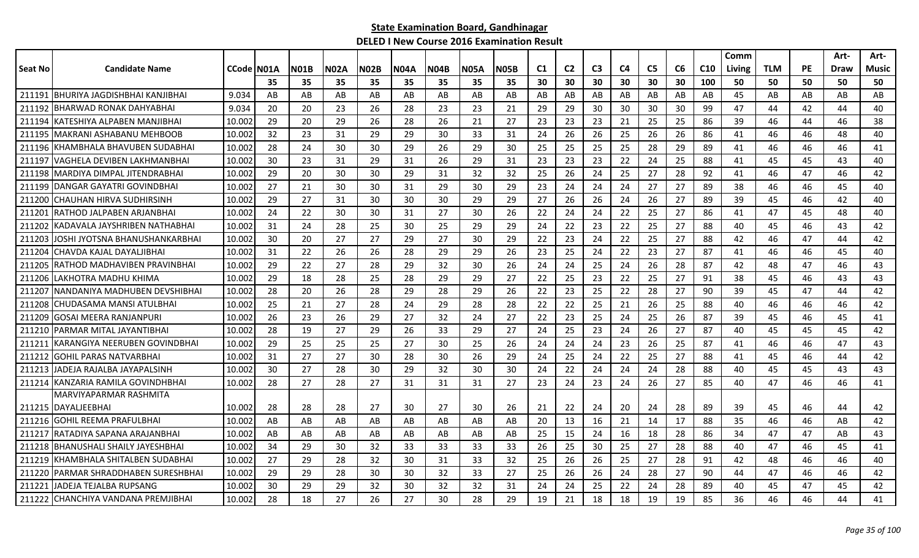## State Examination Board, Gandhinagar

### DELED I New Course 2016 Examination Result

| Seat No | Candidate Name | CCode | N01A | N01B | N02A | N02B | N04A | N04B | N05A | N05B | C1 | C2 | C3 | C4 | C5 | C6 | C10 | Comm Living | TLM | PE | Art-Draw | Art-Music |
|---|---|---|---|---|---|---|---|---|---|---|---|---|---|---|---|---|---|---|---|---|---|---|
| | | | 35 | 35 | 35 | 35 | 35 | 35 | 35 | 35 | 30 | 30 | 30 | 30 | 30 | 30 | 100 | 50 | 50 | 50 | 50 | 50 |
| 211191 | BHURIYA JAGDISHBHAI KANJIBHAI | 9.034 | AB | AB | AB | AB | AB | AB | AB | AB | AB | AB | AB | AB | AB | AB | AB | 45 | AB | AB | AB | AB |
| 211192 | BHARWAD RONAK DAHYABHAI | 9.034 | 20 | 20 | 23 | 26 | 28 | 23 | 23 | 21 | 29 | 29 | 30 | 30 | 30 | 30 | 99 | 47 | 44 | 42 | 44 | 40 |
| 211194 | KATESHIYA ALPABEN MANJIBHAI | 10.002 | 29 | 20 | 29 | 26 | 28 | 26 | 21 | 27 | 23 | 23 | 23 | 21 | 25 | 25 | 86 | 39 | 46 | 44 | 46 | 38 |
| 211195 | MAKRANI ASHABANU MEHBOOB | 10.002 | 32 | 23 | 31 | 29 | 29 | 30 | 33 | 31 | 24 | 26 | 26 | 25 | 26 | 26 | 86 | 41 | 46 | 46 | 48 | 40 |
| 211196 | KHAMBHALA BHAVUBEN SUDABHAI | 10.002 | 28 | 24 | 30 | 30 | 29 | 26 | 29 | 30 | 25 | 25 | 25 | 25 | 28 | 29 | 89 | 41 | 46 | 46 | 46 | 41 |
| 211197 | VAGHELA DEVIBEN LAKHMANBHAI | 10.002 | 30 | 23 | 31 | 29 | 31 | 26 | 29 | 31 | 23 | 23 | 23 | 22 | 24 | 25 | 88 | 41 | 45 | 45 | 43 | 40 |
| 211198 | MARDIYA DIMPAL JITENDRABHAI | 10.002 | 29 | 20 | 30 | 30 | 29 | 31 | 32 | 32 | 25 | 26 | 24 | 25 | 27 | 28 | 92 | 41 | 46 | 47 | 46 | 42 |
| 211199 | DANGAR GAYATRI GOVINDBHAI | 10.002 | 27 | 21 | 30 | 30 | 31 | 29 | 30 | 29 | 23 | 24 | 24 | 24 | 27 | 27 | 89 | 38 | 46 | 46 | 45 | 40 |
| 211200 | CHAUHAN HIRVA SUDHIRSINH | 10.002 | 29 | 27 | 31 | 30 | 30 | 30 | 29 | 29 | 27 | 26 | 26 | 24 | 26 | 27 | 89 | 39 | 45 | 46 | 42 | 40 |
| 211201 | RATHOD JALPABEN ARJANBHAI | 10.002 | 24 | 22 | 30 | 30 | 31 | 27 | 30 | 26 | 22 | 24 | 24 | 22 | 25 | 27 | 86 | 41 | 47 | 45 | 48 | 40 |
| 211202 | KADAVALA JAYSHRIBEN NATHABHAI | 10.002 | 31 | 24 | 28 | 25 | 30 | 25 | 29 | 29 | 24 | 22 | 23 | 22 | 25 | 27 | 88 | 40 | 45 | 46 | 43 | 42 |
| 211203 | JOSHI JYOTSNA BHANUSHANKARBHAI | 10.002 | 30 | 20 | 27 | 27 | 29 | 27 | 30 | 29 | 22 | 23 | 24 | 22 | 25 | 27 | 88 | 42 | 46 | 47 | 44 | 42 |
| 211204 | CHAVDA KAJAL DAYALJIBHAI | 10.002 | 31 | 22 | 26 | 26 | 28 | 29 | 29 | 26 | 23 | 25 | 24 | 22 | 23 | 27 | 87 | 41 | 46 | 46 | 45 | 40 |
| 211205 | RATHOD MADHAVIBEN PRAVINBHAI | 10.002 | 29 | 22 | 27 | 28 | 29 | 32 | 30 | 26 | 24 | 24 | 25 | 24 | 26 | 28 | 87 | 42 | 48 | 47 | 46 | 43 |
| 211206 | LAKHOTRA MADHU KHIMA | 10.002 | 29 | 18 | 28 | 25 | 28 | 29 | 29 | 27 | 22 | 25 | 23 | 22 | 25 | 27 | 91 | 38 | 45 | 46 | 43 | 43 |
| 211207 | NANDANIYA MADHUBEN DEVSHIBHAI | 10.002 | 28 | 20 | 26 | 28 | 29 | 28 | 29 | 26 | 22 | 23 | 25 | 22 | 28 | 27 | 90 | 39 | 45 | 47 | 44 | 42 |
| 211208 | CHUDASAMA MANSI ATULBHAI | 10.002 | 25 | 21 | 27 | 28 | 24 | 29 | 28 | 28 | 22 | 22 | 25 | 21 | 26 | 25 | 88 | 40 | 46 | 46 | 46 | 42 |
| 211209 | GOSAI MEERA RANJANPURI | 10.002 | 26 | 23 | 26 | 29 | 27 | 32 | 24 | 27 | 22 | 23 | 25 | 24 | 25 | 26 | 87 | 39 | 45 | 46 | 45 | 41 |
| 211210 | PARMAR MITAL JAYANTIBHAI | 10.002 | 28 | 19 | 27 | 29 | 26 | 33 | 29 | 27 | 24 | 25 | 23 | 24 | 26 | 27 | 87 | 40 | 45 | 45 | 45 | 42 |
| 211211 | KARANGIYA NEERUBEN GOVINDBHAI | 10.002 | 29 | 25 | 25 | 25 | 27 | 30 | 25 | 26 | 24 | 24 | 24 | 23 | 26 | 25 | 87 | 41 | 46 | 46 | 47 | 43 |
| 211212 | GOHIL PARAS NATVARBHAI | 10.002 | 31 | 27 | 27 | 30 | 28 | 30 | 26 | 29 | 24 | 25 | 24 | 22 | 25 | 27 | 88 | 41 | 45 | 46 | 44 | 42 |
| 211213 | JADEJA RAJALBA JAYAPALSINH | 10.002 | 30 | 27 | 28 | 30 | 29 | 32 | 30 | 30 | 24 | 22 | 24 | 24 | 24 | 28 | 88 | 40 | 45 | 45 | 43 | 43 |
| 211214 | KANZARIA RAMILA GOVINDHBHAI | 10.002 | 28 | 27 | 28 | 27 | 31 | 31 | 31 | 27 | 23 | 24 | 23 | 24 | 26 | 27 | 85 | 40 | 47 | 46 | 46 | 41 |
| 211215 | MARVIYAPARMAR RASHMITA DAYALJEEBHAI | 10.002 | 28 | 28 | 28 | 27 | 30 | 27 | 30 | 26 | 21 | 22 | 24 | 20 | 24 | 28 | 89 | 39 | 45 | 46 | 44 | 42 |
| 211216 | GOHIL REEMA PRAFULBHAI | 10.002 | AB | AB | AB | AB | AB | AB | AB | AB | 20 | 13 | 16 | 21 | 14 | 17 | 88 | 35 | 46 | 46 | AB | 42 |
| 211217 | RATADIYA SAPANA ARAJANBHAI | 10.002 | AB | AB | AB | AB | AB | AB | AB | AB | 25 | 15 | 24 | 16 | 18 | 28 | 86 | 34 | 47 | 47 | AB | 43 |
| 211218 | BHANUSHALI SHAILY JAYESHBHAI | 10.002 | 34 | 29 | 30 | 32 | 33 | 33 | 33 | 33 | 26 | 25 | 30 | 25 | 27 | 28 | 88 | 40 | 47 | 46 | 45 | 41 |
| 211219 | KHAMBHALA SHITALBEN SUDABHAI | 10.002 | 27 | 29 | 28 | 32 | 30 | 31 | 33 | 32 | 25 | 26 | 26 | 25 | 27 | 28 | 91 | 42 | 48 | 46 | 46 | 40 |
| 211220 | PARMAR SHRADDHABEN SURESHBHAI | 10.002 | 29 | 29 | 28 | 30 | 30 | 32 | 33 | 27 | 25 | 26 | 26 | 24 | 28 | 27 | 90 | 44 | 47 | 46 | 46 | 42 |
| 211221 | JADEJA TEJALBA RUPSANG | 10.002 | 30 | 29 | 29 | 32 | 30 | 32 | 32 | 31 | 24 | 24 | 25 | 22 | 24 | 28 | 89 | 40 | 45 | 47 | 45 | 42 |
| 211222 | CHANCHIYA VANDANA PREMJIBHAI | 10.002 | 28 | 18 | 27 | 26 | 27 | 30 | 28 | 29 | 19 | 21 | 18 | 18 | 19 | 19 | 85 | 36 | 46 | 46 | 44 | 41 |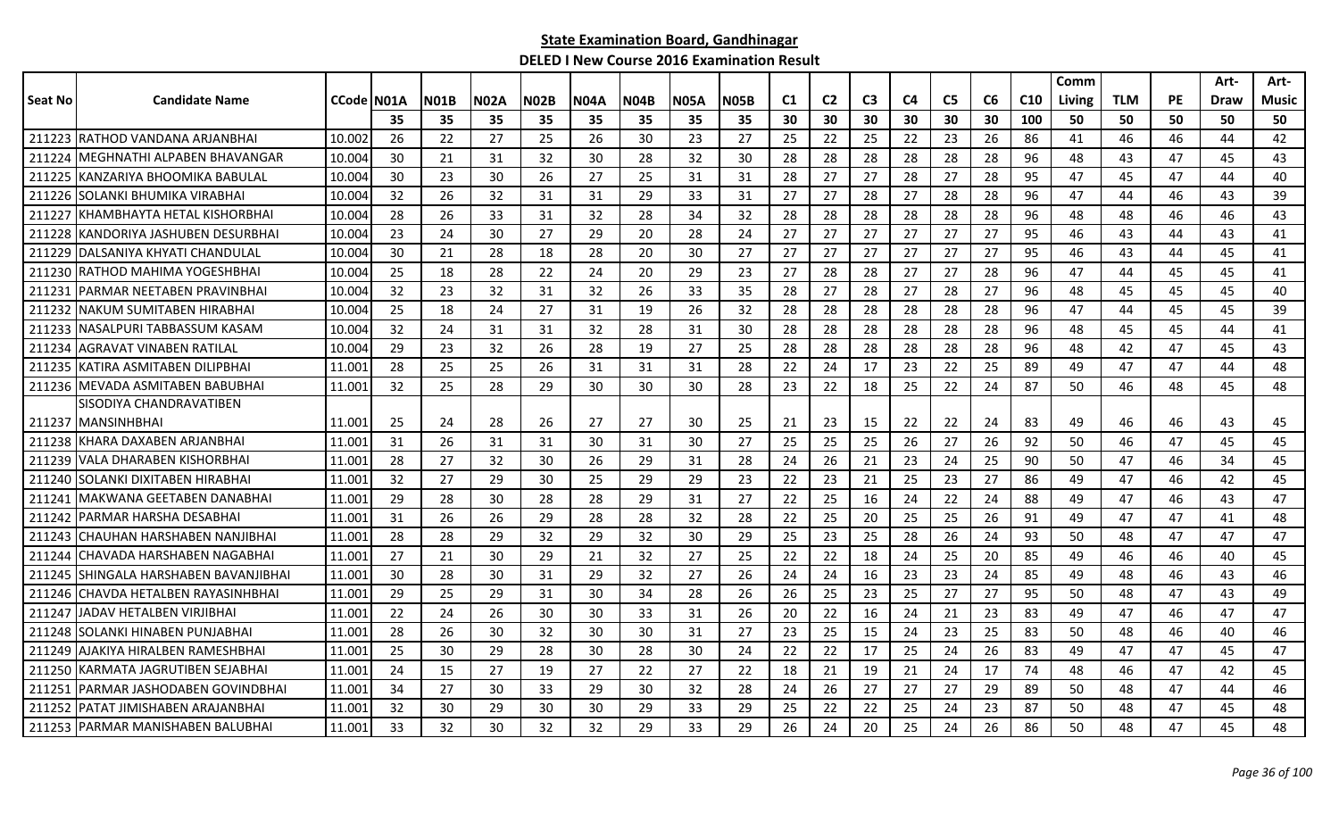**State Examination Board, Gandhinagar**

**DELED I New Course 2016 Examination Result**

| Seat No | Candidate Name | CCode | N01A | N01B | N02A | N02B | N04A | N04B | N05A | N05B | C1 | C2 | C3 | C4 | C5 | C6 | C10 | Comm Living | TLM | PE | Art-Draw | Art-Music |
|---|---|---|---|---|---|---|---|---|---|---|---|---|---|---|---|---|---|---|---|---|---|---|
| | | | 35 | 35 | 35 | 35 | 35 | 35 | 35 | 35 | 30 | 30 | 30 | 30 | 30 | 30 | 100 | 50 | 50 | 50 | 50 | 50 |
| 211223 | RATHOD VANDANA ARJANBHAI | 10.002 | 26 | 22 | 27 | 25 | 26 | 30 | 23 | 27 | 25 | 22 | 25 | 22 | 23 | 26 | 86 | 41 | 46 | 46 | 44 | 42 |
| 211224 | MEGHNATHI ALPABEN BHAVANGAR | 10.004 | 30 | 21 | 31 | 32 | 30 | 28 | 32 | 30 | 28 | 28 | 28 | 28 | 28 | 28 | 96 | 48 | 43 | 47 | 45 | 43 |
| 211225 | KANZARIYA BHOOMIKA BABULAL | 10.004 | 30 | 23 | 30 | 26 | 27 | 25 | 31 | 31 | 28 | 27 | 27 | 28 | 27 | 28 | 95 | 47 | 45 | 47 | 44 | 40 |
| 211226 | SOLANKI BHUMIKA VIRABHAI | 10.004 | 32 | 26 | 32 | 31 | 31 | 29 | 33 | 31 | 27 | 27 | 28 | 27 | 28 | 28 | 96 | 47 | 44 | 46 | 43 | 39 |
| 211227 | KHAMBHAYTA HETAL KISHORBHAI | 10.004 | 28 | 26 | 33 | 31 | 32 | 28 | 34 | 32 | 28 | 28 | 28 | 28 | 28 | 28 | 96 | 48 | 48 | 46 | 46 | 43 |
| 211228 | KANDORIYA JASHUBEN DESURBHAI | 10.004 | 23 | 24 | 30 | 27 | 29 | 20 | 28 | 24 | 27 | 27 | 27 | 27 | 27 | 27 | 95 | 46 | 43 | 44 | 43 | 41 |
| 211229 | DALSANIYA KHYATI CHANDULAL | 10.004 | 30 | 21 | 28 | 18 | 28 | 20 | 30 | 27 | 27 | 27 | 27 | 27 | 27 | 27 | 95 | 46 | 43 | 44 | 45 | 41 |
| 211230 | RATHOD MAHIMA YOGESHBHAI | 10.004 | 25 | 18 | 28 | 22 | 24 | 20 | 29 | 23 | 27 | 28 | 28 | 27 | 27 | 28 | 96 | 47 | 44 | 45 | 45 | 41 |
| 211231 | PARMAR NEETABEN PRAVINBHAI | 10.004 | 32 | 23 | 32 | 31 | 32 | 26 | 33 | 35 | 28 | 27 | 28 | 27 | 28 | 27 | 96 | 48 | 45 | 45 | 45 | 40 |
| 211232 | NAKUM SUMITABEN HIRABHAI | 10.004 | 25 | 18 | 24 | 27 | 31 | 19 | 26 | 32 | 28 | 28 | 28 | 28 | 28 | 28 | 96 | 47 | 44 | 45 | 45 | 39 |
| 211233 | NASALPURI TABBASSUM KASAM | 10.004 | 32 | 24 | 31 | 31 | 32 | 28 | 31 | 30 | 28 | 28 | 28 | 28 | 28 | 28 | 96 | 48 | 45 | 45 | 44 | 41 |
| 211234 | AGRAVAT VINABEN RATILAL | 10.004 | 29 | 23 | 32 | 26 | 28 | 19 | 27 | 25 | 28 | 28 | 28 | 28 | 28 | 28 | 96 | 48 | 42 | 47 | 45 | 43 |
| 211235 | KATIRA ASMITABEN DILIPBHAI | 11.001 | 28 | 25 | 25 | 26 | 31 | 31 | 31 | 28 | 22 | 24 | 17 | 23 | 22 | 25 | 89 | 49 | 47 | 47 | 44 | 48 |
| 211236 | MEVADA ASMITABEN BABUBHAI | 11.001 | 32 | 25 | 28 | 29 | 30 | 30 | 30 | 28 | 23 | 22 | 18 | 25 | 22 | 24 | 87 | 50 | 46 | 48 | 45 | 48 |
| 211237 | SISODIYA CHANDRAVATIBEN MANSINHBHAI | 11.001 | 25 | 24 | 28 | 26 | 27 | 27 | 30 | 25 | 21 | 23 | 15 | 22 | 22 | 24 | 83 | 49 | 46 | 46 | 43 | 45 |
| 211238 | KHARA DAXABEN ARJANBHAI | 11.001 | 31 | 26 | 31 | 31 | 30 | 31 | 30 | 27 | 25 | 25 | 25 | 26 | 27 | 26 | 92 | 50 | 46 | 47 | 45 | 45 |
| 211239 | VALA DHARABEN KISHORBHAI | 11.001 | 28 | 27 | 32 | 30 | 26 | 29 | 31 | 28 | 24 | 26 | 21 | 23 | 24 | 25 | 90 | 50 | 47 | 46 | 34 | 45 |
| 211240 | SOLANKI DIXITABEN HIRABHAI | 11.001 | 32 | 27 | 29 | 30 | 25 | 29 | 29 | 23 | 22 | 23 | 21 | 25 | 23 | 27 | 86 | 49 | 47 | 46 | 42 | 45 |
| 211241 | MAKWANA GEETABEN DANABHAI | 11.001 | 29 | 28 | 30 | 28 | 28 | 29 | 31 | 27 | 22 | 25 | 16 | 24 | 22 | 24 | 88 | 49 | 47 | 46 | 43 | 47 |
| 211242 | PARMAR HARSHA DESABHAI | 11.001 | 31 | 26 | 26 | 29 | 28 | 28 | 32 | 28 | 22 | 25 | 20 | 25 | 25 | 26 | 91 | 49 | 47 | 47 | 41 | 48 |
| 211243 | CHAUHAN HARSHABEN NANJIBHAI | 11.001 | 28 | 28 | 29 | 32 | 29 | 32 | 30 | 29 | 25 | 23 | 25 | 28 | 26 | 24 | 93 | 50 | 48 | 47 | 47 | 47 |
| 211244 | CHAVDA HARSHABEN NAGABHAI | 11.001 | 27 | 21 | 30 | 29 | 21 | 32 | 27 | 25 | 22 | 22 | 18 | 24 | 25 | 20 | 85 | 49 | 46 | 46 | 40 | 45 |
| 211245 | SHINGALA HARSHABEN BAVANJIBHAI | 11.001 | 30 | 28 | 30 | 31 | 29 | 32 | 27 | 26 | 24 | 24 | 16 | 23 | 23 | 24 | 85 | 49 | 48 | 46 | 43 | 46 |
| 211246 | CHAVDA HETALBEN RAYASINHBHAI | 11.001 | 29 | 25 | 29 | 31 | 30 | 34 | 28 | 26 | 26 | 25 | 23 | 25 | 27 | 27 | 95 | 50 | 48 | 47 | 43 | 49 |
| 211247 | JADAV HETALBEN VIRJIBHAI | 11.001 | 22 | 24 | 26 | 30 | 30 | 33 | 31 | 26 | 20 | 22 | 16 | 24 | 21 | 23 | 83 | 49 | 47 | 46 | 47 | 47 |
| 211248 | SOLANKI HINABEN PUNJABHAI | 11.001 | 28 | 26 | 30 | 32 | 30 | 30 | 31 | 27 | 23 | 25 | 15 | 24 | 23 | 25 | 83 | 50 | 48 | 46 | 40 | 46 |
| 211249 | AJAKIYA HIRALBEN RAMESHBHAI | 11.001 | 25 | 30 | 29 | 28 | 30 | 28 | 30 | 24 | 22 | 22 | 17 | 25 | 24 | 26 | 83 | 49 | 47 | 47 | 45 | 47 |
| 211250 | KARMATA JAGRUTIBEN SEJABHAI | 11.001 | 24 | 15 | 27 | 19 | 27 | 22 | 27 | 22 | 18 | 21 | 19 | 21 | 24 | 17 | 74 | 48 | 46 | 47 | 42 | 45 |
| 211251 | PARMAR JASHODABEN GOVINDBHAI | 11.001 | 34 | 27 | 30 | 33 | 29 | 30 | 32 | 28 | 24 | 26 | 27 | 27 | 27 | 29 | 89 | 50 | 48 | 47 | 44 | 46 |
| 211252 | PATAT JIMISHABEN ARAJANBHAI | 11.001 | 32 | 30 | 29 | 30 | 30 | 29 | 33 | 29 | 25 | 22 | 22 | 25 | 24 | 23 | 87 | 50 | 48 | 47 | 45 | 48 |
| 211253 | PARMAR MANISHABEN BALUBHAI | 11.001 | 33 | 32 | 30 | 32 | 32 | 29 | 33 | 29 | 26 | 24 | 20 | 25 | 24 | 26 | 86 | 50 | 48 | 47 | 45 | 48 |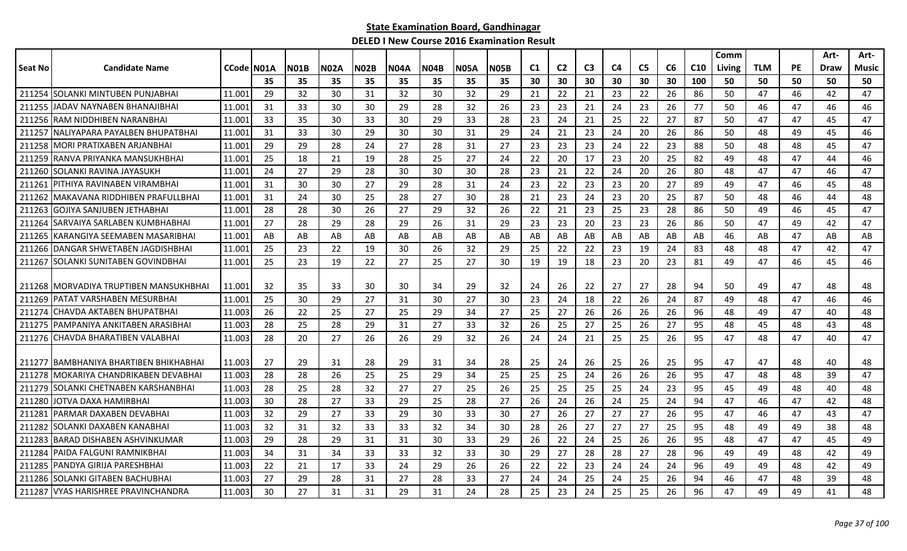**State Examination Board, Gandhinagar**

**DELED I New Course 2016 Examination Result**

| Seat No | Candidate Name | CCode | N01A | N01B | N02A | N02B | N04A | N04B | N05A | N05B | C1 | C2 | C3 | C4 | C5 | C6 | C10 | Comm Living | TLM | PE | Art-Draw | Art-Music |
|---|---|---|---|---|---|---|---|---|---|---|---|---|---|---|---|---|---|---|---|---|---|---|
| | | | 35 | 35 | 35 | 35 | 35 | 35 | 35 | 35 | 30 | 30 | 30 | 30 | 30 | 30 | 100 | 50 | 50 | 50 | 50 | 50 |
| 211254 | SOLANKI MINTUBEN PUNJABHAI | 11.001 | 29 | 32 | 30 | 31 | 32 | 30 | 32 | 29 | 21 | 22 | 21 | 23 | 22 | 26 | 86 | 50 | 47 | 46 | 42 | 47 |
| 211255 | JADAV NAYNABEN BHANAJIBHAI | 11.001 | 31 | 33 | 30 | 30 | 29 | 28 | 32 | 26 | 23 | 23 | 21 | 24 | 23 | 26 | 77 | 50 | 46 | 47 | 46 | 46 |
| 211256 | RAM NIDDHIBEN NARANBHAI | 11.001 | 33 | 35 | 30 | 33 | 30 | 29 | 33 | 28 | 23 | 24 | 21 | 25 | 22 | 27 | 87 | 50 | 47 | 47 | 45 | 47 |
| 211257 | NALIYAPARA PAYALBEN BHUPATBHAI | 11.001 | 31 | 33 | 30 | 29 | 30 | 30 | 31 | 29 | 24 | 21 | 23 | 24 | 20 | 26 | 86 | 50 | 48 | 49 | 45 | 46 |
| 211258 | MORI PRATIXABEN ARJANBHAI | 11.001 | 29 | 29 | 28 | 24 | 27 | 28 | 31 | 27 | 23 | 23 | 23 | 24 | 22 | 23 | 88 | 50 | 48 | 48 | 45 | 47 |
| 211259 | RANVA PRIYANKA MANSUKHBHAI | 11.001 | 25 | 18 | 21 | 19 | 28 | 25 | 27 | 24 | 22 | 20 | 17 | 23 | 20 | 25 | 82 | 49 | 48 | 47 | 44 | 46 |
| 211260 | SOLANKI RAVINA JAYASUKH | 11.001 | 24 | 27 | 29 | 28 | 30 | 30 | 30 | 28 | 23 | 21 | 22 | 24 | 20 | 26 | 80 | 48 | 47 | 47 | 46 | 47 |
| 211261 | PITHIYA RAVINABEN VIRAMBHAI | 11.001 | 31 | 30 | 30 | 27 | 29 | 28 | 31 | 24 | 23 | 22 | 23 | 23 | 20 | 27 | 89 | 49 | 47 | 46 | 45 | 48 |
| 211262 | MAKAVANA RIDDHIBEN PRAFULLBHAI | 11.001 | 31 | 24 | 30 | 25 | 28 | 27 | 30 | 28 | 21 | 23 | 24 | 23 | 20 | 25 | 87 | 50 | 48 | 46 | 44 | 48 |
| 211263 | GOJIYA SANJUBEN JETHABHAI | 11.001 | 28 | 28 | 30 | 26 | 27 | 29 | 32 | 26 | 22 | 21 | 23 | 25 | 23 | 28 | 86 | 50 | 49 | 46 | 45 | 47 |
| 211264 | SARVAIYA SARLABEN KUMBHABHAI | 11.001 | 27 | 28 | 29 | 28 | 29 | 26 | 31 | 29 | 23 | 23 | 20 | 23 | 23 | 26 | 86 | 50 | 47 | 49 | 42 | 47 |
| 211265 | KARANGIYA SEEMABEN MASARIBHAI | 11.001 | AB | AB | AB | AB | AB | AB | AB | AB | AB | AB | AB | AB | AB | AB | AB | 46 | AB | 47 | AB | AB |
| 211266 | DANGAR SHWETABEN JAGDISHBHAI | 11.001 | 25 | 23 | 22 | 19 | 30 | 26 | 32 | 29 | 25 | 22 | 22 | 23 | 19 | 24 | 83 | 48 | 48 | 47 | 42 | 47 |
| 211267 | SOLANKI SUNITABEN GOVINDBHAI | 11.001 | 25 | 23 | 19 | 22 | 27 | 25 | 27 | 30 | 19 | 19 | 18 | 23 | 20 | 23 | 81 | 49 | 47 | 46 | 45 | 46 |
| 211268 | MORVADIYA TRUPTIBEN MANSUKHBHAI | 11.001 | 32 | 35 | 33 | 30 | 30 | 34 | 29 | 32 | 24 | 26 | 22 | 27 | 27 | 28 | 94 | 50 | 49 | 47 | 48 | 48 |
| 211269 | PATAT VARSHABEN MESURBHAI | 11.001 | 25 | 30 | 29 | 27 | 31 | 30 | 27 | 30 | 23 | 24 | 18 | 22 | 26 | 24 | 87 | 49 | 48 | 47 | 46 | 46 |
| 211274 | CHAVDA AKTABEN BHUPATBHAI | 11.003 | 26 | 22 | 25 | 27 | 25 | 29 | 34 | 27 | 25 | 27 | 26 | 26 | 26 | 26 | 96 | 48 | 49 | 47 | 40 | 48 |
| 211275 | PAMPANIYA ANKITABEN ARASIBHAI | 11.003 | 28 | 25 | 28 | 29 | 31 | 27 | 33 | 32 | 26 | 25 | 27 | 25 | 26 | 27 | 95 | 48 | 45 | 48 | 43 | 48 |
| 211276 | CHAVDA BHARATIBEN VALABHAI | 11.003 | 28 | 20 | 27 | 26 | 26 | 29 | 32 | 26 | 24 | 24 | 21 | 25 | 25 | 26 | 95 | 47 | 48 | 47 | 40 | 47 |
| 211277 | BAMBHANIYA BHARTIBEN BHIKHABHAI | 11.003 | 27 | 29 | 31 | 28 | 29 | 31 | 34 | 28 | 25 | 24 | 26 | 25 | 26 | 25 | 95 | 47 | 47 | 48 | 40 | 48 |
| 211278 | MOKARIYA CHANDRIKABEN DEVABHAI | 11.003 | 28 | 28 | 26 | 25 | 25 | 29 | 34 | 25 | 25 | 25 | 24 | 26 | 26 | 26 | 95 | 47 | 48 | 48 | 39 | 47 |
| 211279 | SOLANKI CHETNABEN KARSHANBHAI | 11.003 | 28 | 25 | 28 | 32 | 27 | 27 | 25 | 26 | 25 | 25 | 25 | 25 | 24 | 23 | 95 | 45 | 49 | 48 | 40 | 48 |
| 211280 | JOTVA DAXA HAMIRBHAI | 11.003 | 30 | 28 | 27 | 33 | 29 | 25 | 28 | 27 | 26 | 24 | 26 | 24 | 25 | 24 | 94 | 47 | 46 | 47 | 42 | 48 |
| 211281 | PARMAR DAXABEN DEVABHAI | 11.003 | 32 | 29 | 27 | 33 | 29 | 30 | 33 | 30 | 27 | 26 | 27 | 27 | 27 | 26 | 95 | 47 | 46 | 47 | 43 | 47 |
| 211282 | SOLANKI DAXABEN KANABHAI | 11.003 | 32 | 31 | 32 | 33 | 33 | 32 | 34 | 30 | 28 | 26 | 27 | 27 | 27 | 25 | 95 | 48 | 49 | 49 | 38 | 48 |
| 211283 | BARAD DISHABEN ASHVINKUMAR | 11.003 | 29 | 28 | 29 | 31 | 31 | 30 | 33 | 29 | 26 | 22 | 24 | 25 | 26 | 26 | 95 | 48 | 47 | 47 | 45 | 49 |
| 211284 | PAIDA FALGUNI RAMNIKBHAI | 11.003 | 34 | 31 | 34 | 33 | 33 | 32 | 33 | 30 | 29 | 27 | 28 | 28 | 27 | 28 | 96 | 49 | 49 | 48 | 42 | 49 |
| 211285 | PANDYA GIRIJA PARESHBHAI | 11.003 | 22 | 21 | 17 | 33 | 24 | 29 | 26 | 26 | 22 | 22 | 23 | 24 | 24 | 24 | 96 | 49 | 49 | 48 | 42 | 49 |
| 211286 | SOLANKI GITABEN BACHUBHAI | 11.003 | 27 | 29 | 28 | 31 | 27 | 28 | 33 | 27 | 24 | 24 | 25 | 24 | 25 | 26 | 94 | 46 | 47 | 48 | 39 | 48 |
| 211287 | VYAS HARISHREE PRAVINCHANDRA | 11.003 | 30 | 27 | 31 | 31 | 29 | 31 | 24 | 28 | 25 | 23 | 24 | 25 | 25 | 26 | 96 | 47 | 49 | 49 | 41 | 48 |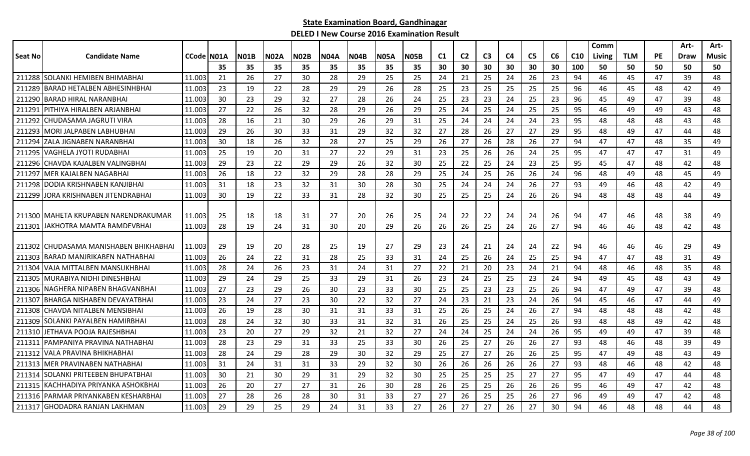# State Examination Board, Gandhinagar

## DELED I New Course 2016 Examination Result

| Seat No | Candidate Name | CCode | N01A | N01B | N02A | N02B | N04A | N04B | N05A | N05B | C1 | C2 | C3 | C4 | C5 | C6 | C10 | Comm Living | TLM | PE | Art-Draw | Art-Music |
|---|---|---|---|---|---|---|---|---|---|---|---|---|---|---|---|---|---|---|---|---|---|---|
| | | | 35 | 35 | 35 | 35 | 35 | 35 | 35 | 35 | 30 | 30 | 30 | 30 | 30 | 30 | 100 | 50 | 50 | 50 | 50 | 50 |
| 211288 | SOLANKI HEMIBEN BHIMABHAI | 11.003 | 21 | 26 | 27 | 30 | 28 | 29 | 25 | 25 | 24 | 21 | 25 | 24 | 26 | 23 | 94 | 46 | 45 | 47 | 39 | 48 |
| 211289 | BARAD HETALBEN ABHESINHBHAI | 11.003 | 23 | 19 | 22 | 28 | 29 | 29 | 26 | 28 | 25 | 23 | 25 | 25 | 25 | 25 | 96 | 46 | 45 | 48 | 42 | 49 |
| 211290 | BARAD HIRAL NARANBHAI | 11.003 | 30 | 23 | 29 | 32 | 27 | 28 | 26 | 24 | 25 | 23 | 23 | 24 | 25 | 23 | 96 | 45 | 49 | 47 | 39 | 48 |
| 211291 | PITHIYA HIRALBEN ARJANBHAI | 11.003 | 27 | 22 | 26 | 32 | 28 | 29 | 26 | 29 | 25 | 24 | 25 | 24 | 25 | 25 | 95 | 46 | 49 | 49 | 43 | 48 |
| 211292 | CHUDASAMA JAGRUTI VIRA | 11.003 | 28 | 16 | 21 | 30 | 29 | 26 | 29 | 31 | 25 | 24 | 24 | 24 | 24 | 23 | 95 | 48 | 48 | 48 | 43 | 48 |
| 211293 | MORI JALPABEN LABHUBHAI | 11.003 | 29 | 26 | 30 | 33 | 31 | 29 | 32 | 32 | 27 | 28 | 26 | 27 | 27 | 29 | 95 | 48 | 49 | 47 | 44 | 48 |
| 211294 | ZALA JIGNABEN NARANBHAI | 11.003 | 30 | 18 | 26 | 32 | 28 | 27 | 25 | 29 | 26 | 27 | 26 | 28 | 26 | 27 | 94 | 47 | 47 | 48 | 35 | 49 |
| 211295 | VAGHELA JYOTI RUDABHAI | 11.003 | 25 | 19 | 20 | 31 | 27 | 22 | 29 | 31 | 23 | 25 | 26 | 26 | 24 | 25 | 95 | 47 | 47 | 47 | 31 | 49 |
| 211296 | CHAVDA KAJALBEN VALINGBHAI | 11.003 | 29 | 23 | 22 | 29 | 29 | 26 | 32 | 30 | 25 | 22 | 25 | 24 | 23 | 25 | 95 | 45 | 47 | 48 | 42 | 48 |
| 211297 | MER KAJALBEN NAGABHAI | 11.003 | 26 | 18 | 22 | 32 | 29 | 28 | 28 | 29 | 25 | 24 | 25 | 26 | 26 | 24 | 96 | 48 | 49 | 48 | 45 | 49 |
| 211298 | DODIA KRISHNABEN KANJIBHAI | 11.003 | 31 | 18 | 23 | 32 | 31 | 30 | 28 | 30 | 25 | 24 | 24 | 24 | 26 | 27 | 93 | 49 | 46 | 48 | 42 | 49 |
| 211299 | JORA KRISHNABEN JITENDRABHAI | 11.003 | 30 | 19 | 22 | 33 | 31 | 28 | 32 | 30 | 25 | 25 | 25 | 24 | 26 | 26 | 94 | 48 | 48 | 48 | 44 | 49 |
| 211300 | MAHETA KRUPABEN NARENDRAKUMAR | 11.003 | 25 | 18 | 18 | 31 | 27 | 20 | 26 | 25 | 24 | 22 | 22 | 24 | 24 | 26 | 94 | 47 | 46 | 48 | 38 | 49 |
| 211301 | JAKHOTRA MAMTA RAMDEVBHAI | 11.003 | 28 | 19 | 24 | 31 | 30 | 20 | 29 | 26 | 26 | 26 | 25 | 24 | 26 | 27 | 94 | 46 | 46 | 48 | 42 | 48 |
| 211302 | CHUDASAMA MANISHABEN BHIKHABHAI | 11.003 | 29 | 19 | 20 | 28 | 25 | 19 | 27 | 29 | 23 | 24 | 21 | 24 | 24 | 22 | 94 | 46 | 46 | 46 | 29 | 49 |
| 211303 | BARAD MANJRIKABEN NATHABHAI | 11.003 | 26 | 24 | 22 | 31 | 28 | 25 | 33 | 31 | 24 | 25 | 26 | 24 | 25 | 25 | 94 | 47 | 47 | 48 | 31 | 49 |
| 211304 | VAJA MITTALBEN MANSUKHBHAI | 11.003 | 28 | 24 | 26 | 23 | 31 | 24 | 31 | 27 | 22 | 21 | 20 | 23 | 24 | 21 | 94 | 48 | 46 | 48 | 35 | 48 |
| 211305 | MURABIYA NIDHI DINESHBHAI | 11.003 | 29 | 24 | 29 | 25 | 33 | 29 | 31 | 26 | 23 | 24 | 25 | 25 | 23 | 24 | 94 | 49 | 45 | 48 | 43 | 49 |
| 211306 | NAGHERA NIPABEN BHAGVANBHAI | 11.003 | 27 | 23 | 29 | 26 | 30 | 23 | 33 | 30 | 25 | 25 | 23 | 23 | 25 | 26 | 94 | 47 | 49 | 47 | 39 | 48 |
| 211307 | BHARGA NISHABEN DEVAYATBHAI | 11.003 | 23 | 24 | 27 | 23 | 30 | 22 | 32 | 27 | 24 | 23 | 21 | 23 | 24 | 26 | 94 | 45 | 46 | 47 | 44 | 49 |
| 211308 | CHAVDA NITALBEN MENSIBHAI | 11.003 | 26 | 19 | 28 | 30 | 31 | 31 | 33 | 31 | 25 | 26 | 25 | 24 | 26 | 27 | 94 | 48 | 48 | 48 | 42 | 48 |
| 211309 | SOLANKI PAYALBEN HAMIRBHAI | 11.003 | 28 | 24 | 32 | 30 | 33 | 31 | 32 | 31 | 26 | 25 | 25 | 24 | 25 | 26 | 93 | 48 | 48 | 49 | 42 | 48 |
| 211310 | JETHAVA POOJA RAJESHBHAI | 11.003 | 23 | 20 | 27 | 29 | 32 | 21 | 32 | 27 | 24 | 24 | 25 | 24 | 24 | 26 | 95 | 49 | 49 | 47 | 39 | 48 |
| 211311 | PAMPANIYA PRAVINA NATHABHAI | 11.003 | 28 | 23 | 29 | 31 | 33 | 25 | 33 | 30 | 26 | 25 | 27 | 26 | 26 | 27 | 93 | 48 | 46 | 48 | 39 | 49 |
| 211312 | VALA PRAVINA BHIKHABHAI | 11.003 | 28 | 24 | 29 | 28 | 29 | 30 | 32 | 29 | 25 | 27 | 27 | 26 | 26 | 25 | 95 | 47 | 49 | 48 | 43 | 49 |
| 211313 | MER PRAVINABEN NATHABHAI | 11.003 | 31 | 24 | 31 | 31 | 33 | 29 | 32 | 30 | 26 | 26 | 26 | 26 | 26 | 27 | 93 | 48 | 46 | 48 | 42 | 48 |
| 211314 | SOLANKI PRITEEBEN BHUPATBHAI | 11.003 | 30 | 21 | 30 | 29 | 31 | 29 | 32 | 30 | 25 | 25 | 25 | 25 | 27 | 27 | 95 | 47 | 49 | 47 | 44 | 48 |
| 211315 | KACHHADIYA PRIYANKA ASHOKBHAI | 11.003 | 26 | 20 | 27 | 27 | 31 | 26 | 30 | 28 | 26 | 25 | 25 | 26 | 26 | 26 | 95 | 46 | 49 | 47 | 42 | 48 |
| 211316 | PARMAR PRIYANKABEN KESHARBHAI | 11.003 | 27 | 28 | 26 | 28 | 30 | 31 | 33 | 27 | 27 | 26 | 25 | 25 | 26 | 27 | 96 | 49 | 49 | 47 | 42 | 48 |
| 211317 | GHODADRA RANJAN LAKHMAN | 11.003 | 29 | 29 | 25 | 29 | 24 | 31 | 33 | 27 | 26 | 27 | 27 | 26 | 27 | 30 | 94 | 46 | 48 | 48 | 44 | 48 |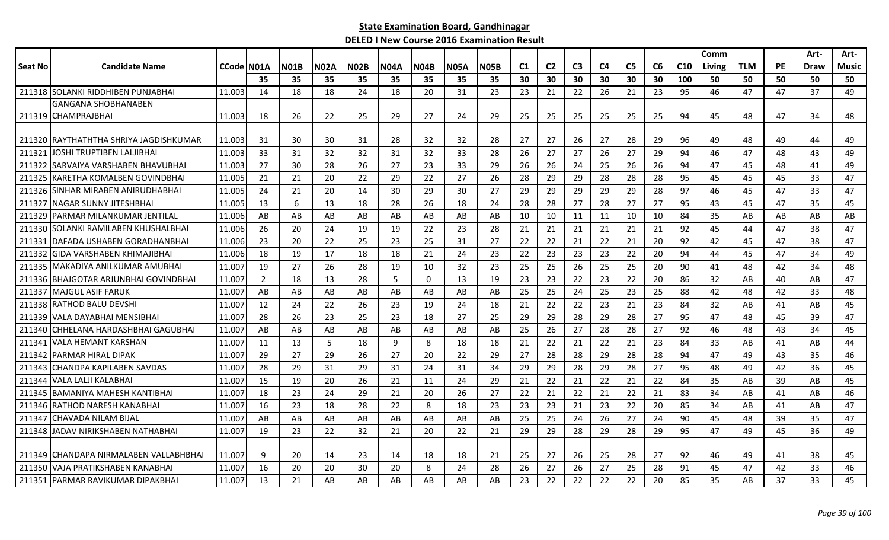**State Examination Board, Gandhinagar**

**DELED I New Course 2016 Examination Result**

| Seat No | Candidate Name | CCode | N01A | N01B | N02A | N02B | N04A | N04B | N05A | N05B | C1 | C2 | C3 | C4 | C5 | C6 | C10 | Comm Living | TLM | PE | Art-Draw | Art-Music |
|---|---|---|---|---|---|---|---|---|---|---|---|---|---|---|---|---|---|---|---|---|---|---|
| | | | 35 | 35 | 35 | 35 | 35 | 35 | 35 | 35 | 30 | 30 | 30 | 30 | 30 | 30 | 100 | 50 | 50 | 50 | 50 | 50 |
| 211318 | SOLANKI RIDDHIBEN PUNJABHAI | 11.003 | 14 | 18 | 18 | 24 | 18 | 20 | 31 | 23 | 23 | 21 | 22 | 26 | 21 | 23 | 95 | 46 | 47 | 47 | 37 | 49 |
| 211319 | GANGANA SHOBHANABEN CHAMPRAJBHAI | 11.003 | 18 | 26 | 22 | 25 | 29 | 27 | 24 | 29 | 25 | 25 | 25 | 25 | 25 | 25 | 94 | 45 | 48 | 47 | 34 | 48 |
| 211320 | RAYTHATHTHA SHRIYA JAGDISHKUMAR | 11.003 | 31 | 30 | 30 | 31 | 28 | 32 | 32 | 28 | 27 | 27 | 26 | 27 | 28 | 29 | 96 | 49 | 48 | 49 | 44 | 49 |
| 211321 | JOSHI TRUPTIBEN LALJIBHAI | 11.003 | 33 | 31 | 32 | 32 | 31 | 32 | 33 | 28 | 26 | 27 | 27 | 26 | 27 | 29 | 94 | 46 | 47 | 48 | 43 | 49 |
| 211322 | SARVAIYA VARSHABEN BHAVUBHAI | 11.003 | 27 | 30 | 28 | 26 | 27 | 23 | 33 | 29 | 26 | 26 | 24 | 25 | 26 | 26 | 94 | 47 | 45 | 48 | 41 | 49 |
| 211325 | KARETHA KOMALBEN GOVINDBHAI | 11.005 | 21 | 21 | 20 | 22 | 29 | 22 | 27 | 26 | 28 | 29 | 29 | 28 | 28 | 28 | 95 | 45 | 45 | 45 | 33 | 47 |
| 211326 | SINHAR MIRABEN ANIRUDHABHAI | 11.005 | 24 | 21 | 20 | 14 | 30 | 29 | 30 | 27 | 29 | 29 | 29 | 29 | 29 | 28 | 97 | 46 | 45 | 47 | 33 | 47 |
| 211327 | NAGAR SUNNY JITESHBHAI | 11.005 | 13 | 6 | 13 | 18 | 28 | 26 | 18 | 24 | 28 | 28 | 27 | 28 | 27 | 27 | 95 | 43 | 45 | 47 | 35 | 45 |
| 211329 | PARMAR MILANKUMAR JENTILAL | 11.006 | AB | AB | AB | AB | AB | AB | AB | AB | 10 | 10 | 11 | 11 | 10 | 10 | 84 | 35 | AB | AB | AB | AB |
| 211330 | SOLANKI RAMILABEN KHUSHALBHAI | 11.006 | 26 | 20 | 24 | 19 | 19 | 22 | 23 | 28 | 21 | 21 | 21 | 21 | 21 | 21 | 92 | 45 | 44 | 47 | 38 | 47 |
| 211331 | DAFADA USHABEN GORADHANBHAI | 11.006 | 23 | 20 | 22 | 25 | 23 | 25 | 31 | 27 | 22 | 22 | 21 | 22 | 21 | 20 | 92 | 42 | 45 | 47 | 38 | 47 |
| 211332 | GIDA VARSHABEN KHIMAJIBHAI | 11.006 | 18 | 19 | 17 | 18 | 18 | 21 | 24 | 23 | 22 | 23 | 23 | 23 | 22 | 20 | 94 | 44 | 45 | 47 | 34 | 49 |
| 211335 | MAKADIYA ANILKUMAR AMUBHAI | 11.007 | 19 | 27 | 26 | 28 | 19 | 10 | 32 | 23 | 25 | 25 | 26 | 25 | 25 | 20 | 90 | 41 | 48 | 42 | 34 | 48 |
| 211336 | BHAJGOTAR ARJUNBHAI GOVINDBHAI | 11.007 | 2 | 18 | 13 | 28 | 5 | 0 | 13 | 19 | 23 | 23 | 22 | 23 | 22 | 20 | 86 | 32 | AB | 40 | AB | 47 |
| 211337 | MAJGUL ASIF FARUK | 11.007 | AB | AB | AB | AB | AB | AB | AB | AB | 25 | 25 | 24 | 25 | 23 | 25 | 88 | 42 | 48 | 42 | 33 | 48 |
| 211338 | RATHOD BALU DEVSHI | 11.007 | 12 | 24 | 22 | 26 | 23 | 19 | 24 | 18 | 21 | 22 | 22 | 23 | 21 | 23 | 84 | 32 | AB | 41 | AB | 45 |
| 211339 | VALA DAYABHAI MENSIBHAI | 11.007 | 28 | 26 | 23 | 25 | 23 | 18 | 27 | 25 | 29 | 29 | 28 | 29 | 28 | 27 | 95 | 47 | 48 | 45 | 39 | 47 |
| 211340 | CHHELANA HARDASHBHAI GAGUBHAI | 11.007 | AB | AB | AB | AB | AB | AB | AB | AB | 25 | 26 | 27 | 28 | 28 | 27 | 92 | 46 | 48 | 43 | 34 | 45 |
| 211341 | VALA HEMANT KARSHAN | 11.007 | 11 | 13 | 5 | 18 | 9 | 8 | 18 | 18 | 21 | 22 | 21 | 22 | 21 | 23 | 84 | 33 | AB | 41 | AB | 44 |
| 211342 | PARMAR HIRAL DIPAK | 11.007 | 29 | 27 | 29 | 26 | 27 | 20 | 22 | 29 | 27 | 28 | 28 | 29 | 28 | 28 | 94 | 47 | 49 | 43 | 35 | 46 |
| 211343 | CHANDPA KAPILABEN SAVDAS | 11.007 | 28 | 29 | 31 | 29 | 31 | 24 | 31 | 34 | 29 | 29 | 28 | 29 | 28 | 27 | 95 | 48 | 49 | 42 | 36 | 45 |
| 211344 | VALA LALJI KALABHAI | 11.007 | 15 | 19 | 20 | 26 | 21 | 11 | 24 | 29 | 21 | 22 | 21 | 22 | 21 | 22 | 84 | 35 | AB | 39 | AB | 45 |
| 211345 | BAMANIYA MAHESH KANTIBHAI | 11.007 | 18 | 23 | 24 | 29 | 21 | 20 | 26 | 27 | 22 | 21 | 22 | 21 | 22 | 21 | 83 | 34 | AB | 41 | AB | 46 |
| 211346 | RATHOD NARESH KANABHAI | 11.007 | 16 | 23 | 18 | 28 | 22 | 8 | 18 | 23 | 23 | 23 | 21 | 23 | 22 | 20 | 85 | 34 | AB | 41 | AB | 47 |
| 211347 | CHAVADA NILAM BIJAL | 11.007 | AB | AB | AB | AB | AB | AB | AB | AB | 25 | 25 | 24 | 26 | 27 | 24 | 90 | 45 | 48 | 39 | 35 | 47 |
| 211348 | JADAV NIRIKSHABEN NATHABHAI | 11.007 | 19 | 23 | 22 | 32 | 21 | 20 | 22 | 21 | 29 | 29 | 28 | 29 | 28 | 29 | 95 | 47 | 49 | 45 | 36 | 49 |
| 211349 | CHANDAPA NIRMALABEN VALLABHBHAI | 11.007 | 9 | 20 | 14 | 23 | 14 | 18 | 18 | 21 | 25 | 27 | 26 | 25 | 28 | 27 | 92 | 46 | 49 | 41 | 38 | 45 |
| 211350 | VAJA PRATIKSHABEN KANABHAI | 11.007 | 16 | 20 | 20 | 30 | 20 | 8 | 24 | 28 | 26 | 27 | 26 | 27 | 25 | 28 | 91 | 45 | 47 | 42 | 33 | 46 |
| 211351 | PARMAR RAVIKUMAR DIPAKBHAI | 11.007 | 13 | 21 | AB | AB | AB | AB | AB | AB | 23 | 22 | 22 | 22 | 22 | 20 | 85 | 35 | AB | 37 | 33 | 45 |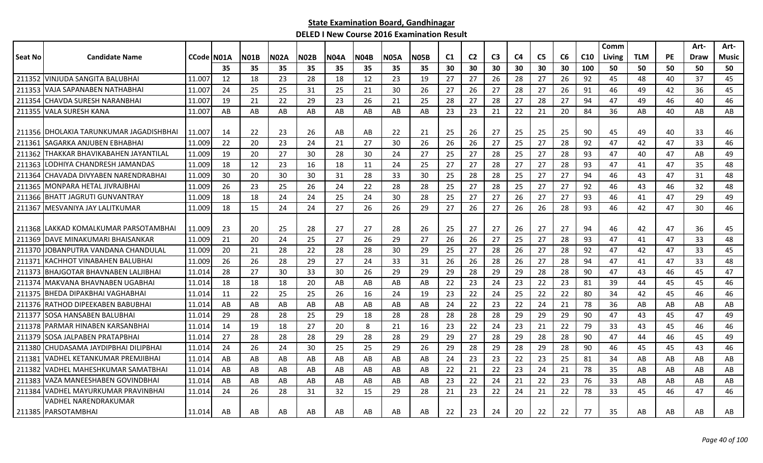**State Examination Board, Gandhinagar**

**DELED I New Course 2016 Examination Result**

| Seat No | Candidate Name | CCode | N01A | N01B | N02A | N02B | N04A | N04B | N05A | N05B | C1 | C2 | C3 | C4 | C5 | C6 | C10 | Comm Living | TLM | PE | Art-Draw | Art-Music |
|---|---|---|---|---|---|---|---|---|---|---|---|---|---|---|---|---|---|---|---|---|---|---|
| | | | 35 | 35 | 35 | 35 | 35 | 35 | 35 | 35 | 30 | 30 | 30 | 30 | 30 | 30 | 100 | 50 | 50 | 50 | 50 | 50 |
| 211352 | VINJUDA SANGITA BALUBHAI | 11.007 | 12 | 18 | 23 | 28 | 18 | 12 | 23 | 19 | 27 | 27 | 26 | 28 | 27 | 26 | 92 | 45 | 48 | 40 | 37 | 45 |
| 211353 | VAJA SAPANABEN NATHABHAI | 11.007 | 24 | 25 | 25 | 31 | 25 | 21 | 30 | 26 | 27 | 26 | 27 | 28 | 27 | 26 | 91 | 46 | 49 | 42 | 36 | 45 |
| 211354 | CHAVDA SURESH NARANBHAI | 11.007 | 19 | 21 | 22 | 29 | 23 | 26 | 21 | 25 | 28 | 27 | 28 | 27 | 28 | 27 | 94 | 47 | 49 | 46 | 40 | 46 |
| 211355 | VALA SURESH KANA | 11.007 | AB | AB | AB | AB | AB | AB | AB | AB | 23 | 23 | 21 | 22 | 21 | 20 | 84 | 36 | AB | 40 | AB | AB |
| 211356 | DHOLAKIA TARUNKUMAR JAGADISHBHAI | 11.007 | 14 | 22 | 23 | 26 | AB | AB | 22 | 21 | 25 | 26 | 27 | 25 | 25 | 25 | 90 | 45 | 49 | 40 | 33 | 46 |
| 211361 | SAGARKA ANJUBEN EBHABHAI | 11.009 | 22 | 20 | 23 | 24 | 21 | 27 | 30 | 26 | 26 | 26 | 27 | 25 | 27 | 28 | 92 | 47 | 42 | 47 | 33 | 46 |
| 211362 | THAKKAR BHAVIKABAHEN JAYANTILAL | 11.009 | 19 | 20 | 27 | 30 | 28 | 30 | 24 | 27 | 25 | 27 | 28 | 25 | 27 | 28 | 93 | 47 | 40 | 47 | AB | 49 |
| 211363 | LODHIYA CHANDRESH JAMANDAS | 11.009 | 18 | 12 | 23 | 16 | 18 | 11 | 24 | 25 | 27 | 27 | 28 | 27 | 27 | 28 | 93 | 47 | 41 | 47 | 35 | 48 |
| 211364 | CHAVADA DIVYABEN NARENDRABHAI | 11.009 | 30 | 20 | 30 | 30 | 31 | 28 | 33 | 30 | 25 | 28 | 28 | 25 | 27 | 27 | 94 | 46 | 43 | 47 | 31 | 48 |
| 211365 | MONPARA HETAL JIVRAJBHAI | 11.009 | 26 | 23 | 25 | 26 | 24 | 22 | 28 | 28 | 25 | 27 | 28 | 25 | 27 | 27 | 92 | 46 | 43 | 46 | 32 | 48 |
| 211366 | BHATT JAGRUTI GUNVANTRAY | 11.009 | 18 | 18 | 24 | 24 | 25 | 24 | 30 | 28 | 25 | 27 | 27 | 26 | 27 | 27 | 93 | 46 | 41 | 47 | 29 | 49 |
| 211367 | MESVANIYA JAY LALITKUMAR | 11.009 | 18 | 15 | 24 | 24 | 27 | 26 | 26 | 29 | 27 | 26 | 27 | 26 | 26 | 28 | 93 | 46 | 42 | 47 | 30 | 46 |
| 211368 | LAKKAD KOMALKUMAR PARSOTAMBHAI | 11.009 | 23 | 20 | 25 | 28 | 27 | 27 | 28 | 26 | 25 | 27 | 27 | 26 | 27 | 27 | 94 | 46 | 42 | 47 | 36 | 45 |
| 211369 | DAVE MINAKUMARI BHAISANKAR | 11.009 | 21 | 20 | 24 | 25 | 27 | 26 | 29 | 27 | 26 | 26 | 27 | 25 | 27 | 28 | 93 | 47 | 41 | 47 | 33 | 48 |
| 211370 | JOBANPUTRA VANDANA CHANDULAL | 11.009 | 20 | 21 | 28 | 22 | 28 | 28 | 30 | 29 | 25 | 27 | 28 | 26 | 27 | 28 | 92 | 47 | 42 | 47 | 33 | 45 |
| 211371 | KACHHOT VINABAHEN BALUBHAI | 11.009 | 26 | 26 | 28 | 29 | 27 | 24 | 33 | 31 | 26 | 26 | 28 | 26 | 27 | 28 | 94 | 47 | 41 | 47 | 33 | 48 |
| 211373 | BHAJGOTAR BHAVNABEN LALJIBHAI | 11.014 | 28 | 27 | 30 | 33 | 30 | 26 | 29 | 29 | 29 | 28 | 29 | 29 | 28 | 28 | 90 | 47 | 43 | 46 | 45 | 47 |
| 211374 | MAKVANA BHAVNABEN UGABHAI | 11.014 | 18 | 18 | 18 | 20 | AB | AB | AB | AB | 22 | 23 | 24 | 23 | 22 | 23 | 81 | 39 | 44 | 45 | 45 | 46 |
| 211375 | BHEDA DIPAKBHAI VAGHABHAI | 11.014 | 11 | 22 | 25 | 25 | 26 | 16 | 24 | 19 | 23 | 22 | 24 | 25 | 22 | 22 | 80 | 34 | 42 | 45 | 46 | 46 |
| 211376 | RATHOD DIPEEKABEN BABUBHAI | 11.014 | AB | AB | AB | AB | AB | AB | AB | AB | 24 | 22 | 23 | 22 | 24 | 21 | 78 | 36 | AB | AB | AB | AB |
| 211377 | SOSA HANSABEN BALUBHAI | 11.014 | 29 | 28 | 28 | 25 | 29 | 18 | 28 | 28 | 28 | 28 | 28 | 29 | 29 | 29 | 90 | 47 | 43 | 45 | 47 | 49 |
| 211378 | PARMAR HINABEN KARSANBHAI | 11.014 | 14 | 19 | 18 | 27 | 20 | 8 | 21 | 16 | 23 | 22 | 24 | 23 | 21 | 22 | 79 | 33 | 43 | 45 | 46 | 46 |
| 211379 | SOSA JALPABEN PRATAPBHAI | 11.014 | 27 | 28 | 28 | 28 | 29 | 28 | 28 | 29 | 29 | 27 | 28 | 29 | 28 | 28 | 90 | 47 | 44 | 46 | 45 | 49 |
| 211380 | CHUDASAMA JAYDIPBHAI DILIPBHAI | 11.014 | 24 | 26 | 24 | 30 | 25 | 25 | 29 | 26 | 29 | 28 | 29 | 28 | 29 | 28 | 90 | 46 | 45 | 45 | 43 | 46 |
| 211381 | VADHEL KETANKUMAR PREMJIBHAI | 11.014 | AB | AB | AB | AB | AB | AB | AB | AB | 24 | 23 | 23 | 22 | 23 | 25 | 81 | 34 | AB | AB | AB | AB |
| 211382 | VADHEL MAHESHKUMAR SAMATBHAI | 11.014 | AB | AB | AB | AB | AB | AB | AB | AB | 22 | 21 | 22 | 23 | 24 | 21 | 78 | 35 | AB | AB | AB | AB |
| 211383 | VAZA MANEESHABEN GOVINDBHAI | 11.014 | AB | AB | AB | AB | AB | AB | AB | AB | 23 | 22 | 24 | 21 | 22 | 23 | 76 | 33 | AB | AB | AB | AB |
| 211384 | VADHEL MAYURKUMAR PRAVINBHAI | 11.014 | 24 | 26 | 28 | 31 | 32 | 15 | 29 | 28 | 21 | 23 | 22 | 24 | 21 | 22 | 78 | 33 | 45 | 46 | 47 | 46 |
| 211385 | VADHEL NARENDRAKUMAR PARSOTAMBHAI | 11.014 | AB | AB | AB | AB | AB | AB | AB | AB | 22 | 23 | 24 | 20 | 22 | 22 | 77 | 35 | AB | AB | AB | AB |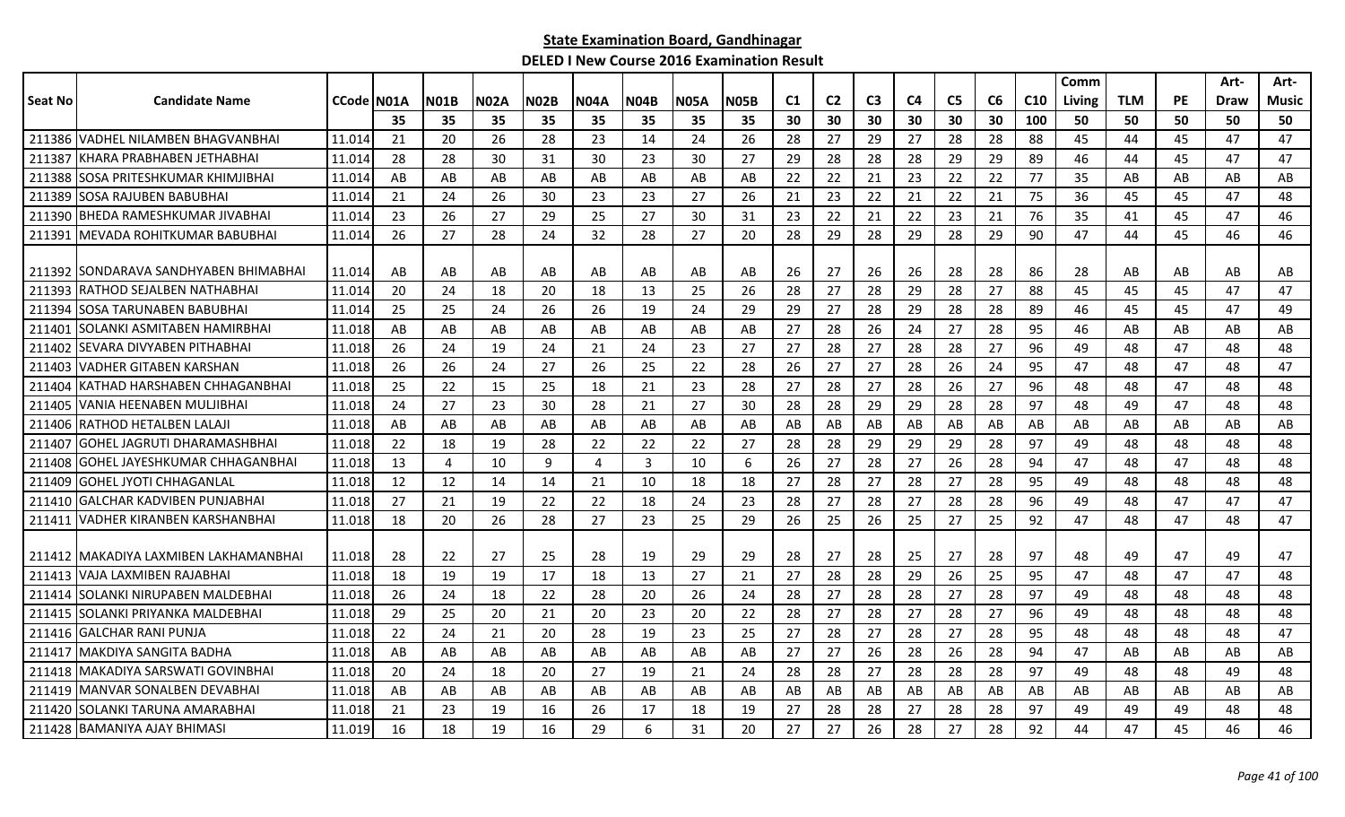**State Examination Board, Gandhinagar**

**DELED I New Course 2016 Examination Result**

| Seat No | Candidate Name | CCode | N01A | N01B | N02A | N02B | N04A | N04B | N05A | N05B | C1 | C2 | C3 | C4 | C5 | C6 | C10 | Comm Living | TLM | PE | Art-Draw | Art-Music |
|---|---|---|---|---|---|---|---|---|---|---|---|---|---|---|---|---|---|---|---|---|---|---|
| | | | 35 | 35 | 35 | 35 | 35 | 35 | 35 | 35 | 30 | 30 | 30 | 30 | 30 | 30 | 100 | 50 | 50 | 50 | 50 | 50 |
| 211386 | VADHEL NILAMBEN BHAGVANBHAI | 11.014 | 21 | 20 | 26 | 28 | 23 | 14 | 24 | 26 | 28 | 27 | 29 | 27 | 28 | 28 | 88 | 45 | 44 | 45 | 47 | 47 |
| 211387 | KHARA PRABHABEN JETHABHAI | 11.014 | 28 | 28 | 30 | 31 | 30 | 23 | 30 | 27 | 29 | 28 | 28 | 28 | 29 | 29 | 89 | 46 | 44 | 45 | 47 | 47 |
| 211388 | SOSA PRITESHKUMAR KHIMJIBHAI | 11.014 | AB | AB | AB | AB | AB | AB | AB | AB | 22 | 22 | 21 | 23 | 22 | 22 | 77 | 35 | AB | AB | AB | AB |
| 211389 | SOSA RAJUBEN BABUBHAI | 11.014 | 21 | 24 | 26 | 30 | 23 | 23 | 27 | 26 | 21 | 23 | 22 | 21 | 22 | 21 | 75 | 36 | 45 | 45 | 47 | 48 |
| 211390 | BHEDA RAMESHKUMAR JIVABHAI | 11.014 | 23 | 26 | 27 | 29 | 25 | 27 | 30 | 31 | 23 | 22 | 21 | 22 | 23 | 21 | 76 | 35 | 41 | 45 | 47 | 46 |
| 211391 | MEVADA ROHITKUMAR BABUBHAI | 11.014 | 26 | 27 | 28 | 24 | 32 | 28 | 27 | 20 | 28 | 29 | 28 | 29 | 28 | 29 | 90 | 47 | 44 | 45 | 46 | 46 |
| 211392 | SONDARAVA SANDHYABEN BHIMABHAI | 11.014 | AB | AB | AB | AB | AB | AB | AB | AB | 26 | 27 | 26 | 26 | 28 | 28 | 86 | 28 | AB | AB | AB | AB |
| 211393 | RATHOD SEJALBEN NATHABHAI | 11.014 | 20 | 24 | 18 | 20 | 18 | 13 | 25 | 26 | 28 | 27 | 28 | 29 | 28 | 27 | 88 | 45 | 45 | 45 | 47 | 47 |
| 211394 | SOSA TARUNABEN BABUBHAI | 11.014 | 25 | 25 | 24 | 26 | 26 | 19 | 24 | 29 | 29 | 27 | 28 | 29 | 28 | 28 | 89 | 46 | 45 | 45 | 47 | 49 |
| 211401 | SOLANKI ASMITABEN HAMIRBHAI | 11.018 | AB | AB | AB | AB | AB | AB | AB | AB | 27 | 28 | 26 | 24 | 27 | 28 | 95 | 46 | AB | AB | AB | AB |
| 211402 | SEVARA DIVYABEN PITHABHAI | 11.018 | 26 | 24 | 19 | 24 | 21 | 24 | 23 | 27 | 27 | 28 | 27 | 28 | 28 | 27 | 96 | 49 | 48 | 47 | 48 | 48 |
| 211403 | VADHER GITABEN KARSHAN | 11.018 | 26 | 26 | 24 | 27 | 26 | 25 | 22 | 28 | 26 | 27 | 27 | 28 | 26 | 24 | 95 | 47 | 48 | 47 | 48 | 47 |
| 211404 | KATHAD HARSHABEN CHHAGANBHAI | 11.018 | 25 | 22 | 15 | 25 | 18 | 21 | 23 | 28 | 27 | 28 | 27 | 28 | 26 | 27 | 96 | 48 | 48 | 47 | 48 | 48 |
| 211405 | VANIA HEENABEN MULJIBHAI | 11.018 | 24 | 27 | 23 | 30 | 28 | 21 | 27 | 30 | 28 | 28 | 29 | 29 | 28 | 28 | 97 | 48 | 49 | 47 | 48 | 48 |
| 211406 | RATHOD HETALBEN LALAJI | 11.018 | AB | AB | AB | AB | AB | AB | AB | AB | AB | AB | AB | AB | AB | AB | AB | AB | AB | AB | AB | AB |
| 211407 | GOHEL JAGRUTI DHARAMASHBHAI | 11.018 | 22 | 18 | 19 | 28 | 22 | 22 | 22 | 27 | 28 | 28 | 29 | 29 | 29 | 28 | 97 | 49 | 48 | 48 | 48 | 48 |
| 211408 | GOHEL JAYESHKUMAR CHHAGANBHAI | 11.018 | 13 | 4 | 10 | 9 | 4 | 3 | 10 | 6 | 26 | 27 | 28 | 27 | 26 | 28 | 94 | 47 | 48 | 47 | 48 | 48 |
| 211409 | GOHEL JYOTI CHHAGANLAL | 11.018 | 12 | 12 | 14 | 14 | 21 | 10 | 18 | 18 | 27 | 28 | 27 | 28 | 27 | 28 | 95 | 49 | 48 | 48 | 48 | 48 |
| 211410 | GALCHAR KADVIBEN PUNJABHAI | 11.018 | 27 | 21 | 19 | 22 | 22 | 18 | 24 | 23 | 28 | 27 | 28 | 27 | 28 | 28 | 96 | 49 | 48 | 47 | 47 | 47 |
| 211411 | VADHER KIRANBEN KARSHANBHAI | 11.018 | 18 | 20 | 26 | 28 | 27 | 23 | 25 | 29 | 26 | 25 | 26 | 25 | 27 | 25 | 92 | 47 | 48 | 47 | 48 | 47 |
| 211412 | MAKADIYA LAXMIBEN LAKHAMANBHAI | 11.018 | 28 | 22 | 27 | 25 | 28 | 19 | 29 | 29 | 28 | 27 | 28 | 25 | 27 | 28 | 97 | 48 | 49 | 47 | 49 | 47 |
| 211413 | VAJA LAXMIBEN RAJABHAI | 11.018 | 18 | 19 | 19 | 17 | 18 | 13 | 27 | 21 | 27 | 28 | 28 | 29 | 26 | 25 | 95 | 47 | 48 | 47 | 47 | 48 |
| 211414 | SOLANKI NIRUPABEN MALDEBHAI | 11.018 | 26 | 24 | 18 | 22 | 28 | 20 | 26 | 24 | 28 | 27 | 28 | 28 | 27 | 28 | 97 | 49 | 48 | 48 | 48 | 48 |
| 211415 | SOLANKI PRIYANKA MALDEBHAI | 11.018 | 29 | 25 | 20 | 21 | 20 | 23 | 20 | 22 | 28 | 27 | 28 | 27 | 28 | 27 | 96 | 49 | 48 | 48 | 48 | 48 |
| 211416 | GALCHAR RANI PUNJA | 11.018 | 22 | 24 | 21 | 20 | 28 | 19 | 23 | 25 | 27 | 28 | 27 | 28 | 27 | 28 | 95 | 48 | 48 | 48 | 48 | 47 |
| 211417 | MAKDIYA SANGITA BADHA | 11.018 | AB | AB | AB | AB | AB | AB | AB | AB | 27 | 27 | 26 | 28 | 26 | 28 | 94 | 47 | AB | AB | AB | AB |
| 211418 | MAKADIYA SARSWATI GOVINBHAI | 11.018 | 20 | 24 | 18 | 20 | 27 | 19 | 21 | 24 | 28 | 28 | 27 | 28 | 28 | 28 | 97 | 49 | 48 | 48 | 49 | 48 |
| 211419 | MANVAR SONALBEN DEVABHAI | 11.018 | AB | AB | AB | AB | AB | AB | AB | AB | AB | AB | AB | AB | AB | AB | AB | AB | AB | AB | AB | AB |
| 211420 | SOLANKI TARUNA AMARABHAI | 11.018 | 21 | 23 | 19 | 16 | 26 | 17 | 18 | 19 | 27 | 28 | 28 | 27 | 28 | 28 | 97 | 49 | 49 | 49 | 48 | 48 |
| 211428 | BAMANIYA AJAY BHIMASI | 11.019 | 16 | 18 | 19 | 16 | 29 | 6 | 31 | 20 | 27 | 27 | 26 | 28 | 27 | 28 | 92 | 44 | 47 | 45 | 46 | 46 |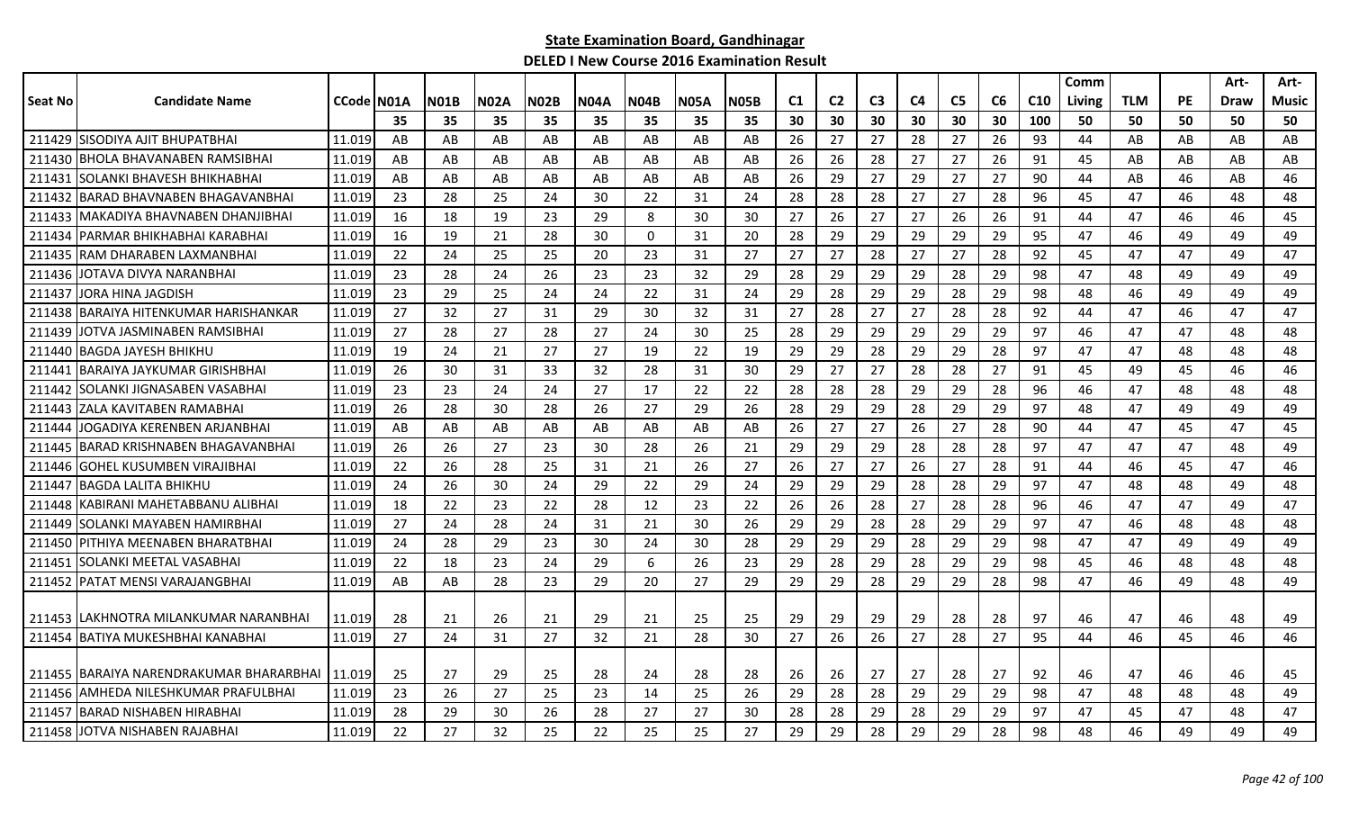## State Examination Board, Gandhinagar

### DELED I New Course 2016 Examination Result

| Seat No | Candidate Name | CCode | N01A | N01B | N02A | N02B | N04A | N04B | N05A | N05B | C1 | C2 | C3 | C4 | C5 | C6 | C10 | Comm Living | TLM | PE | Art-Draw | Art-Music |
|---|---|---|---|---|---|---|---|---|---|---|---|---|---|---|---|---|---|---|---|---|---|---|
| | | | 35 | 35 | 35 | 35 | 35 | 35 | 35 | 35 | 30 | 30 | 30 | 30 | 30 | 30 | 100 | 50 | 50 | 50 | 50 | 50 |
| 211429 | SISODIYA AJIT BHUPATBHAI | 11.019 | AB | AB | AB | AB | AB | AB | AB | AB | 26 | 27 | 27 | 28 | 27 | 26 | 93 | 44 | AB | AB | AB | AB |
| 211430 | BHOLA BHAVANABEN RAMSIBHAI | 11.019 | AB | AB | AB | AB | AB | AB | AB | AB | 26 | 26 | 28 | 27 | 27 | 26 | 91 | 45 | AB | AB | AB | AB |
| 211431 | SOLANKI BHAVESH BHIKHABHAI | 11.019 | AB | AB | AB | AB | AB | AB | AB | AB | 26 | 29 | 27 | 29 | 27 | 27 | 90 | 44 | AB | 46 | AB | 46 |
| 211432 | BARAD BHAVNABEN BHAGAVANBHAI | 11.019 | 23 | 28 | 25 | 24 | 30 | 22 | 31 | 24 | 28 | 28 | 28 | 27 | 27 | 28 | 96 | 45 | 47 | 46 | 48 | 48 |
| 211433 | MAKADIYA BHAVNABEN DHANJIBHAI | 11.019 | 16 | 18 | 19 | 23 | 29 | 8 | 30 | 30 | 27 | 26 | 27 | 27 | 26 | 26 | 91 | 44 | 47 | 46 | 46 | 45 |
| 211434 | PARMAR BHIKHABHAI KARABHAI | 11.019 | 16 | 19 | 21 | 28 | 30 | 0 | 31 | 20 | 28 | 29 | 29 | 29 | 29 | 29 | 95 | 47 | 46 | 49 | 49 | 49 |
| 211435 | RAM DHARABEN LAXMANBHAI | 11.019 | 22 | 24 | 25 | 25 | 20 | 23 | 31 | 27 | 27 | 27 | 28 | 27 | 27 | 28 | 92 | 45 | 47 | 47 | 49 | 47 |
| 211436 | JOTAVA DIVYA NARANBHAI | 11.019 | 23 | 28 | 24 | 26 | 23 | 23 | 32 | 29 | 28 | 29 | 29 | 29 | 28 | 29 | 98 | 47 | 48 | 49 | 49 | 49 |
| 211437 | JORA HINA JAGDISH | 11.019 | 23 | 29 | 25 | 24 | 24 | 22 | 31 | 24 | 29 | 28 | 29 | 29 | 28 | 29 | 98 | 48 | 46 | 49 | 49 | 49 |
| 211438 | BARAIYA HITENKUMAR HARISHANKAR | 11.019 | 27 | 32 | 27 | 31 | 29 | 30 | 32 | 31 | 27 | 28 | 27 | 27 | 28 | 28 | 92 | 44 | 47 | 46 | 47 | 47 |
| 211439 | JOTVA JASMINABEN RAMSIBHAI | 11.019 | 27 | 28 | 27 | 28 | 27 | 24 | 30 | 25 | 28 | 29 | 29 | 29 | 29 | 29 | 97 | 46 | 47 | 47 | 48 | 48 |
| 211440 | BAGDA JAYESH BHIKHU | 11.019 | 19 | 24 | 21 | 27 | 27 | 19 | 22 | 19 | 29 | 29 | 28 | 29 | 29 | 28 | 97 | 47 | 47 | 48 | 48 | 48 |
| 211441 | BARAIYA JAYKUMAR GIRISHBHAI | 11.019 | 26 | 30 | 31 | 33 | 32 | 28 | 31 | 30 | 29 | 27 | 27 | 28 | 28 | 27 | 91 | 45 | 49 | 45 | 46 | 46 |
| 211442 | SOLANKI JIGNASABEN VASABHAI | 11.019 | 23 | 23 | 24 | 24 | 27 | 17 | 22 | 22 | 28 | 28 | 28 | 29 | 29 | 28 | 96 | 46 | 47 | 48 | 48 | 48 |
| 211443 | ZALA KAVITABEN RAMABHAI | 11.019 | 26 | 28 | 30 | 28 | 26 | 27 | 29 | 26 | 28 | 29 | 29 | 28 | 29 | 29 | 97 | 48 | 47 | 49 | 49 | 49 |
| 211444 | JOGADIYA KERENBEN ARJANBHAI | 11.019 | AB | AB | AB | AB | AB | AB | AB | AB | 26 | 27 | 27 | 26 | 27 | 28 | 90 | 44 | 47 | 45 | 47 | 45 |
| 211445 | BARAD KRISHNABEN BHAGAVANBHAI | 11.019 | 26 | 26 | 27 | 23 | 30 | 28 | 26 | 21 | 29 | 29 | 29 | 28 | 28 | 28 | 97 | 47 | 47 | 47 | 48 | 49 |
| 211446 | GOHEL KUSUMBEN VIRAJIBHAI | 11.019 | 22 | 26 | 28 | 25 | 31 | 21 | 26 | 27 | 26 | 27 | 27 | 26 | 27 | 28 | 91 | 44 | 46 | 45 | 47 | 46 |
| 211447 | BAGDA LALITA BHIKHU | 11.019 | 24 | 26 | 30 | 24 | 29 | 22 | 29 | 24 | 29 | 29 | 29 | 28 | 28 | 29 | 97 | 47 | 48 | 48 | 49 | 48 |
| 211448 | KABIRANI MAHETABBANU ALIBHAI | 11.019 | 18 | 22 | 23 | 22 | 28 | 12 | 23 | 22 | 26 | 26 | 28 | 27 | 28 | 28 | 96 | 46 | 47 | 47 | 49 | 47 |
| 211449 | SOLANKI MAYABEN HAMIRBHAI | 11.019 | 27 | 24 | 28 | 24 | 31 | 21 | 30 | 26 | 29 | 29 | 28 | 28 | 29 | 29 | 97 | 47 | 46 | 48 | 48 | 48 |
| 211450 | PITHIYA MEENABEN BHARATBHAI | 11.019 | 24 | 28 | 29 | 23 | 30 | 24 | 30 | 28 | 29 | 29 | 29 | 28 | 29 | 29 | 98 | 47 | 47 | 49 | 49 | 49 |
| 211451 | SOLANKI MEETAL VASABHAI | 11.019 | 22 | 18 | 23 | 24 | 29 | 6 | 26 | 23 | 29 | 28 | 29 | 28 | 29 | 29 | 98 | 45 | 46 | 48 | 48 | 48 |
| 211452 | PATAT MENSI VARAJANGBHAI | 11.019 | AB | AB | 28 | 23 | 29 | 20 | 27 | 29 | 29 | 29 | 28 | 29 | 29 | 28 | 98 | 47 | 46 | 49 | 48 | 49 |
| 211453 | LAKHNOTRA MILANKUMAR NARANBHAI | 11.019 | 28 | 21 | 26 | 21 | 29 | 21 | 25 | 25 | 29 | 29 | 29 | 29 | 28 | 28 | 97 | 46 | 47 | 46 | 48 | 49 |
| 211454 | BATIYA MUKESHBHAI KANABHAI | 11.019 | 27 | 24 | 31 | 27 | 32 | 21 | 28 | 30 | 27 | 26 | 26 | 27 | 28 | 27 | 95 | 44 | 46 | 45 | 46 | 46 |
| 211455 | BARAIYA NARENDRAKUMAR BHARARBHAI | 11.019 | 25 | 27 | 29 | 25 | 28 | 24 | 28 | 28 | 26 | 26 | 27 | 27 | 28 | 27 | 92 | 46 | 47 | 46 | 46 | 45 |
| 211456 | AMHEDA NILESHKUMAR PRAFULBHAI | 11.019 | 23 | 26 | 27 | 25 | 23 | 14 | 25 | 26 | 29 | 28 | 28 | 29 | 29 | 29 | 98 | 47 | 48 | 48 | 48 | 49 |
| 211457 | BARAD NISHABEN HIRABHAI | 11.019 | 28 | 29 | 30 | 26 | 28 | 27 | 27 | 30 | 28 | 28 | 29 | 28 | 29 | 29 | 97 | 47 | 45 | 47 | 48 | 47 |
| 211458 | JOTVA NISHABEN RAJABHAI | 11.019 | 22 | 27 | 32 | 25 | 22 | 25 | 25 | 27 | 29 | 29 | 28 | 29 | 29 | 28 | 98 | 48 | 46 | 49 | 49 | 49 |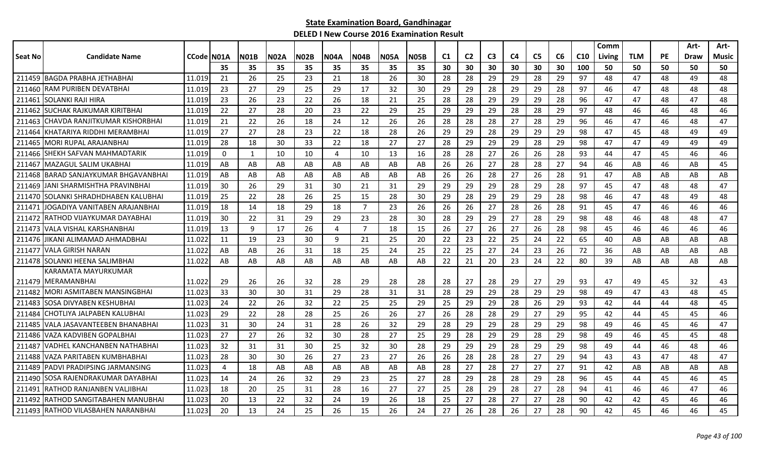## State Examination Board, Gandhinagar

### DELED I New Course 2016 Examination Result

| Seat No | Candidate Name | CCode | N01A | N01B | N02A | N02B | N04A | N04B | N05A | N05B | C1 | C2 | C3 | C4 | C5 | C6 | C10 | Comm Living | TLM | PE | Art-Draw | Art-Music |
|---|---|---|---|---|---|---|---|---|---|---|---|---|---|---|---|---|---|---|---|---|---|---|
| | | | 35 | 35 | 35 | 35 | 35 | 35 | 35 | 35 | 30 | 30 | 30 | 30 | 30 | 30 | 100 | 50 | 50 | 50 | 50 | 50 |
| 211459 | BAGDA PRABHA JETHABHAI | 11.019 | 21 | 26 | 25 | 23 | 21 | 18 | 26 | 30 | 28 | 28 | 29 | 29 | 28 | 29 | 97 | 48 | 47 | 48 | 49 | 48 |
| 211460 | RAM PURIBEN DEVATBHAI | 11.019 | 23 | 27 | 29 | 25 | 29 | 17 | 32 | 30 | 29 | 29 | 28 | 29 | 29 | 28 | 97 | 46 | 47 | 48 | 48 | 48 |
| 211461 | SOLANKI RAJI HIRA | 11.019 | 23 | 26 | 23 | 22 | 26 | 18 | 21 | 25 | 28 | 28 | 29 | 29 | 29 | 28 | 96 | 47 | 47 | 48 | 47 | 48 |
| 211462 | SUCHAK RAJKUMAR KIRITBHAI | 11.019 | 22 | 27 | 28 | 20 | 23 | 22 | 29 | 25 | 29 | 29 | 29 | 28 | 28 | 29 | 97 | 48 | 46 | 46 | 48 | 46 |
| 211463 | CHAVDA RANJITKUMAR KISHORBHAI | 11.019 | 21 | 22 | 26 | 18 | 24 | 12 | 26 | 26 | 28 | 28 | 28 | 27 | 28 | 29 | 96 | 46 | 47 | 46 | 48 | 47 |
| 211464 | KHATARIYA RIDDHI MERAMBHAI | 11.019 | 27 | 27 | 28 | 23 | 22 | 18 | 28 | 26 | 29 | 29 | 28 | 29 | 29 | 29 | 98 | 47 | 45 | 48 | 49 | 49 |
| 211465 | MORI RUPAL ARAJANBHAI | 11.019 | 28 | 18 | 30 | 33 | 22 | 18 | 27 | 27 | 28 | 29 | 29 | 29 | 28 | 29 | 98 | 47 | 47 | 49 | 49 | 49 |
| 211466 | SHEKH SAFVAN MAHMADTARIK | 11.019 | 0 | 1 | 10 | 10 | 4 | 10 | 13 | 16 | 28 | 28 | 27 | 26 | 26 | 28 | 93 | 44 | 47 | 45 | 46 | 46 |
| 211467 | MAZAGUL SALIM UKABHAI | 11.019 | AB | AB | AB | AB | AB | AB | AB | AB | 26 | 26 | 27 | 28 | 28 | 27 | 94 | 46 | AB | 46 | AB | 45 |
| 211468 | BARAD SANJAYKUMAR BHGAVANBHAI | 11.019 | AB | AB | AB | AB | AB | AB | AB | AB | 26 | 26 | 28 | 27 | 26 | 28 | 91 | 47 | AB | AB | AB | AB |
| 211469 | JANI SHARMISHTHA PRAVINBHAI | 11.019 | 30 | 26 | 29 | 31 | 30 | 21 | 31 | 29 | 29 | 29 | 29 | 28 | 29 | 28 | 97 | 45 | 47 | 48 | 48 | 47 |
| 211470 | SOLANKI SHRADHDHABEN KALUBHAI | 11.019 | 25 | 22 | 28 | 26 | 25 | 15 | 28 | 30 | 29 | 28 | 29 | 29 | 29 | 28 | 98 | 46 | 47 | 48 | 49 | 48 |
| 211471 | JOGADIYA VANITABEN ARAJANBHAI | 11.019 | 18 | 14 | 18 | 29 | 18 | 7 | 23 | 26 | 26 | 26 | 27 | 28 | 26 | 28 | 91 | 45 | 47 | 46 | 46 | 46 |
| 211472 | RATHOD VIJAYKUMAR DAYABHAI | 11.019 | 30 | 22 | 31 | 29 | 29 | 23 | 28 | 30 | 28 | 29 | 29 | 27 | 28 | 29 | 98 | 48 | 46 | 48 | 48 | 47 |
| 211473 | VALA VISHAL KARSHANBHAI | 11.019 | 13 | 9 | 17 | 26 | 4 | 7 | 18 | 15 | 26 | 27 | 26 | 27 | 26 | 28 | 98 | 45 | 46 | 46 | 46 | 46 |
| 211476 | JIKANI ALIMAMAD AHMADBHAI | 11.022 | 11 | 19 | 23 | 30 | 9 | 21 | 25 | 20 | 22 | 23 | 22 | 25 | 24 | 22 | 65 | 40 | AB | AB | AB | AB |
| 211477 | VALA GIRISH NARAN | 11.022 | AB | AB | 26 | 31 | 18 | 25 | 24 | 25 | 22 | 25 | 27 | 24 | 23 | 26 | 72 | 36 | AB | AB | AB | AB |
| 211478 | SOLANKI HEENA SALIMBHAI | 11.022 | AB | AB | AB | AB | AB | AB | AB | AB | 22 | 21 | 20 | 23 | 24 | 22 | 80 | 39 | AB | AB | AB | AB |
| 211479 | KARAMATA MAYURKUMAR MERAMANBHAI | 11.022 | 29 | 26 | 26 | 32 | 28 | 29 | 28 | 28 | 28 | 27 | 28 | 29 | 27 | 29 | 93 | 47 | 49 | 45 | 32 | 43 |
| 211482 | MORI ASMITABEN MANSINGBHAI | 11.023 | 33 | 30 | 30 | 31 | 29 | 28 | 31 | 31 | 28 | 29 | 29 | 28 | 29 | 29 | 98 | 49 | 47 | 43 | 48 | 45 |
| 211483 | SOSA DIVYABEN KESHUBHAI | 11.023 | 24 | 22 | 26 | 32 | 22 | 25 | 25 | 29 | 25 | 29 | 29 | 28 | 26 | 29 | 93 | 42 | 44 | 44 | 48 | 45 |
| 211484 | CHOTLIYA JALPABEN KALUBHAI | 11.023 | 29 | 22 | 28 | 28 | 25 | 26 | 26 | 27 | 26 | 28 | 28 | 29 | 27 | 29 | 95 | 42 | 44 | 45 | 45 | 46 |
| 211485 | VALA JASAVANTEEBEN BHANABHAI | 11.023 | 31 | 30 | 24 | 31 | 28 | 26 | 32 | 29 | 28 | 29 | 29 | 28 | 29 | 29 | 98 | 49 | 46 | 45 | 46 | 47 |
| 211486 | VAZA KADVIBEN GOPALBHAI | 11.023 | 27 | 27 | 26 | 32 | 30 | 28 | 27 | 25 | 29 | 28 | 29 | 29 | 28 | 29 | 98 | 49 | 46 | 45 | 45 | 48 |
| 211487 | VADHEL KANCHANBEN NATHABHAI | 11.023 | 32 | 31 | 31 | 30 | 25 | 32 | 30 | 28 | 29 | 29 | 29 | 28 | 29 | 29 | 98 | 49 | 44 | 46 | 48 | 46 |
| 211488 | VAZA PARITABEN KUMBHABHAI | 11.023 | 28 | 30 | 30 | 26 | 27 | 23 | 27 | 26 | 26 | 28 | 28 | 28 | 27 | 29 | 94 | 43 | 43 | 47 | 48 | 47 |
| 211489 | PADVI PRADIPSING JARMANSING | 11.023 | 4 | 18 | AB | AB | AB | AB | AB | AB | 28 | 27 | 28 | 27 | 27 | 27 | 91 | 42 | AB | AB | AB | AB |
| 211490 | SOSA RAJENDRAKUMAR DAYABHAI | 11.023 | 14 | 24 | 26 | 32 | 29 | 23 | 25 | 27 | 28 | 29 | 28 | 28 | 29 | 28 | 96 | 45 | 44 | 45 | 46 | 45 |
| 211491 | RATHOD RANJANBEN VALJIBHAI | 11.023 | 18 | 20 | 25 | 31 | 28 | 16 | 27 | 27 | 25 | 28 | 29 | 28 | 27 | 28 | 94 | 41 | 46 | 46 | 47 | 46 |
| 211492 | RATHOD SANGITABAHEN MANUBHAI | 11.023 | 20 | 13 | 22 | 32 | 24 | 19 | 26 | 18 | 25 | 27 | 28 | 27 | 27 | 28 | 90 | 42 | 42 | 45 | 46 | 46 |
| 211493 | RATHOD VILASBAHEN NARANBHAI | 11.023 | 20 | 13 | 24 | 25 | 26 | 15 | 26 | 24 | 27 | 26 | 28 | 26 | 27 | 28 | 90 | 42 | 45 | 46 | 46 | 45 |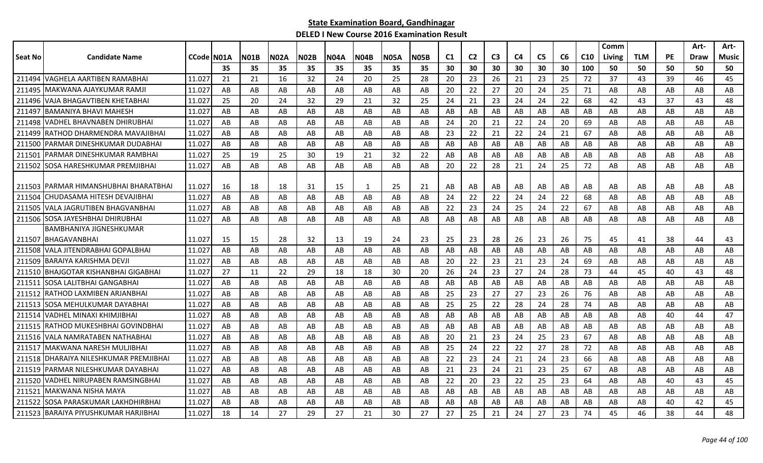## State Examination Board, Gandhinagar

### DELED I New Course 2016 Examination Result

| Seat No | Candidate Name | CCode | N01A | N01B | N02A | N02B | N04A | N04B | N05A | N05B | C1 | C2 | C3 | C4 | C5 | C6 | C10 | Comm Living | TLM | PE | Art-Draw | Art-Music |
|---|---|---|---|---|---|---|---|---|---|---|---|---|---|---|---|---|---|---|---|---|---|---|
| | | | 35 | 35 | 35 | 35 | 35 | 35 | 35 | 35 | 30 | 30 | 30 | 30 | 30 | 30 | 100 | 50 | 50 | 50 | 50 | 50 |
| 211494 | VAGHELA AARTIBEN RAMABHAI | 11.027 | 21 | 21 | 16 | 32 | 24 | 20 | 25 | 28 | 20 | 23 | 26 | 21 | 23 | 25 | 72 | 37 | 43 | 39 | 46 | 45 |
| 211495 | MAKWANA AJAYKUMAR RAMJI | 11.027 | AB | AB | AB | AB | AB | AB | AB | AB | 20 | 22 | 27 | 20 | 24 | 25 | 71 | AB | AB | AB | AB | AB |
| 211496 | VAJA BHAGAVTIBEN KHETABHAI | 11.027 | 25 | 20 | 24 | 32 | 29 | 21 | 32 | 25 | 24 | 21 | 23 | 24 | 24 | 22 | 68 | 42 | 43 | 37 | 43 | 48 |
| 211497 | BAMANIYA BHAVI MAHESH | 11.027 | AB | AB | AB | AB | AB | AB | AB | AB | AB | AB | AB | AB | AB | AB | AB | AB | AB | AB | AB | AB |
| 211498 | VADHEL BHAVNABEN DHIRUBHAI | 11.027 | AB | AB | AB | AB | AB | AB | AB | AB | 24 | 20 | 21 | 22 | 24 | 20 | 69 | AB | AB | AB | AB | AB |
| 211499 | RATHOD DHARMENDRA MAVAJIBHAI | 11.027 | AB | AB | AB | AB | AB | AB | AB | AB | 23 | 22 | 21 | 22 | 24 | 21 | 67 | AB | AB | AB | AB | AB |
| 211500 | PARMAR DINESHKUMAR DUDABHAI | 11.027 | AB | AB | AB | AB | AB | AB | AB | AB | AB | AB | AB | AB | AB | AB | AB | AB | AB | AB | AB | AB |
| 211501 | PARMAR DINESHKUMAR RAMBHAI | 11.027 | 25 | 19 | 25 | 30 | 19 | 21 | 32 | 22 | AB | AB | AB | AB | AB | AB | AB | AB | AB | AB | AB | AB |
| 211502 | SOSA HARESHKUMAR PREMJIBHAI | 11.027 | AB | AB | AB | AB | AB | AB | AB | AB | 20 | 22 | 28 | 21 | 24 | 25 | 72 | AB | AB | AB | AB | AB |
| 211503 | PARMAR HIMANSHUBHAI BHARATBHAI | 11.027 | 16 | 18 | 18 | 31 | 15 | 1 | 25 | 21 | AB | AB | AB | AB | AB | AB | AB | AB | AB | AB | AB | AB |
| 211504 | CHUDASAMA HITESH DEVAJIBHAI | 11.027 | AB | AB | AB | AB | AB | AB | AB | AB | 24 | 22 | 22 | 24 | 24 | 22 | 68 | AB | AB | AB | AB | AB |
| 211505 | VALA JAGRUTIBEN BHAGVANBHAI | 11.027 | AB | AB | AB | AB | AB | AB | AB | AB | 22 | 23 | 24 | 25 | 24 | 22 | 67 | AB | AB | AB | AB | AB |
| 211506 | SOSA JAYESHBHAI DHIRUBHAI | 11.027 | AB | AB | AB | AB | AB | AB | AB | AB | AB | AB | AB | AB | AB | AB | AB | AB | AB | AB | AB | AB |
| 211507 | BAMBHANIYA JIGNESHKUMAR BHAGAVANBHAI | 11.027 | 15 | 15 | 28 | 32 | 13 | 19 | 24 | 23 | 25 | 23 | 28 | 26 | 23 | 26 | 75 | 45 | 41 | 38 | 44 | 43 |
| 211508 | VALA JITENDRABHAI GOPALBHAI | 11.027 | AB | AB | AB | AB | AB | AB | AB | AB | AB | AB | AB | AB | AB | AB | AB | AB | AB | AB | AB | AB |
| 211509 | BARAIYA KARISHMA DEVJI | 11.027 | AB | AB | AB | AB | AB | AB | AB | AB | 20 | 22 | 23 | 21 | 23 | 24 | 69 | AB | AB | AB | AB | AB |
| 211510 | BHAJGOTAR KISHANBHAI GIGABHAI | 11.027 | 27 | 11 | 22 | 29 | 18 | 18 | 30 | 20 | 26 | 24 | 23 | 27 | 24 | 28 | 73 | 44 | 45 | 40 | 43 | 48 |
| 211511 | SOSA LALITBHAI GANGABHAI | 11.027 | AB | AB | AB | AB | AB | AB | AB | AB | AB | AB | AB | AB | AB | AB | AB | AB | AB | AB | AB | AB |
| 211512 | RATHOD LAXMIBEN ARJANBHAI | 11.027 | AB | AB | AB | AB | AB | AB | AB | AB | 25 | 23 | 27 | 27 | 23 | 26 | 76 | AB | AB | AB | AB | AB |
| 211513 | SOSA MEHULKUMAR DAYABHAI | 11.027 | AB | AB | AB | AB | AB | AB | AB | AB | 25 | 25 | 22 | 28 | 24 | 28 | 74 | AB | AB | AB | AB | AB |
| 211514 | VADHEL MINAXI KHIMJIBHAI | 11.027 | AB | AB | AB | AB | AB | AB | AB | AB | AB | AB | AB | AB | AB | AB | AB | AB | AB | 40 | 44 | 47 |
| 211515 | RATHOD MUKESHBHAI GOVINDBHAI | 11.027 | AB | AB | AB | AB | AB | AB | AB | AB | AB | AB | AB | AB | AB | AB | AB | AB | AB | AB | AB | AB |
| 211516 | VALA NAMRATABEN NATHABHAI | 11.027 | AB | AB | AB | AB | AB | AB | AB | AB | 20 | 21 | 23 | 24 | 25 | 23 | 67 | AB | AB | AB | AB | AB |
| 211517 | MAKWANA NARESH MULJIBHAI | 11.027 | AB | AB | AB | AB | AB | AB | AB | AB | 25 | 24 | 22 | 22 | 27 | 28 | 72 | AB | AB | AB | AB | AB |
| 211518 | DHARAIYA NILESHKUMAR PREMJIBHAI | 11.027 | AB | AB | AB | AB | AB | AB | AB | AB | 22 | 23 | 24 | 21 | 24 | 23 | 66 | AB | AB | AB | AB | AB |
| 211519 | PARMAR NILESHKUMAR DAYABHAI | 11.027 | AB | AB | AB | AB | AB | AB | AB | AB | 21 | 23 | 24 | 21 | 23 | 25 | 67 | AB | AB | AB | AB | AB |
| 211520 | VADHEL NIRUPABEN RAMSINGBHAI | 11.027 | AB | AB | AB | AB | AB | AB | AB | AB | 22 | 20 | 23 | 22 | 25 | 23 | 64 | AB | AB | 40 | 43 | 45 |
| 211521 | MAKWANA NISHA MAYA | 11.027 | AB | AB | AB | AB | AB | AB | AB | AB | AB | AB | AB | AB | AB | AB | AB | AB | AB | AB | AB | AB |
| 211522 | SOSA PARASKUMAR LAKHDHIRBHAI | 11.027 | AB | AB | AB | AB | AB | AB | AB | AB | AB | AB | AB | AB | AB | AB | AB | AB | AB | 40 | 42 | 45 |
| 211523 | BARAIYA PIYUSHKUMAR HARJIBHAI | 11.027 | 18 | 14 | 27 | 29 | 27 | 21 | 30 | 27 | 27 | 25 | 21 | 24 | 27 | 23 | 74 | 45 | 46 | 38 | 44 | 48 |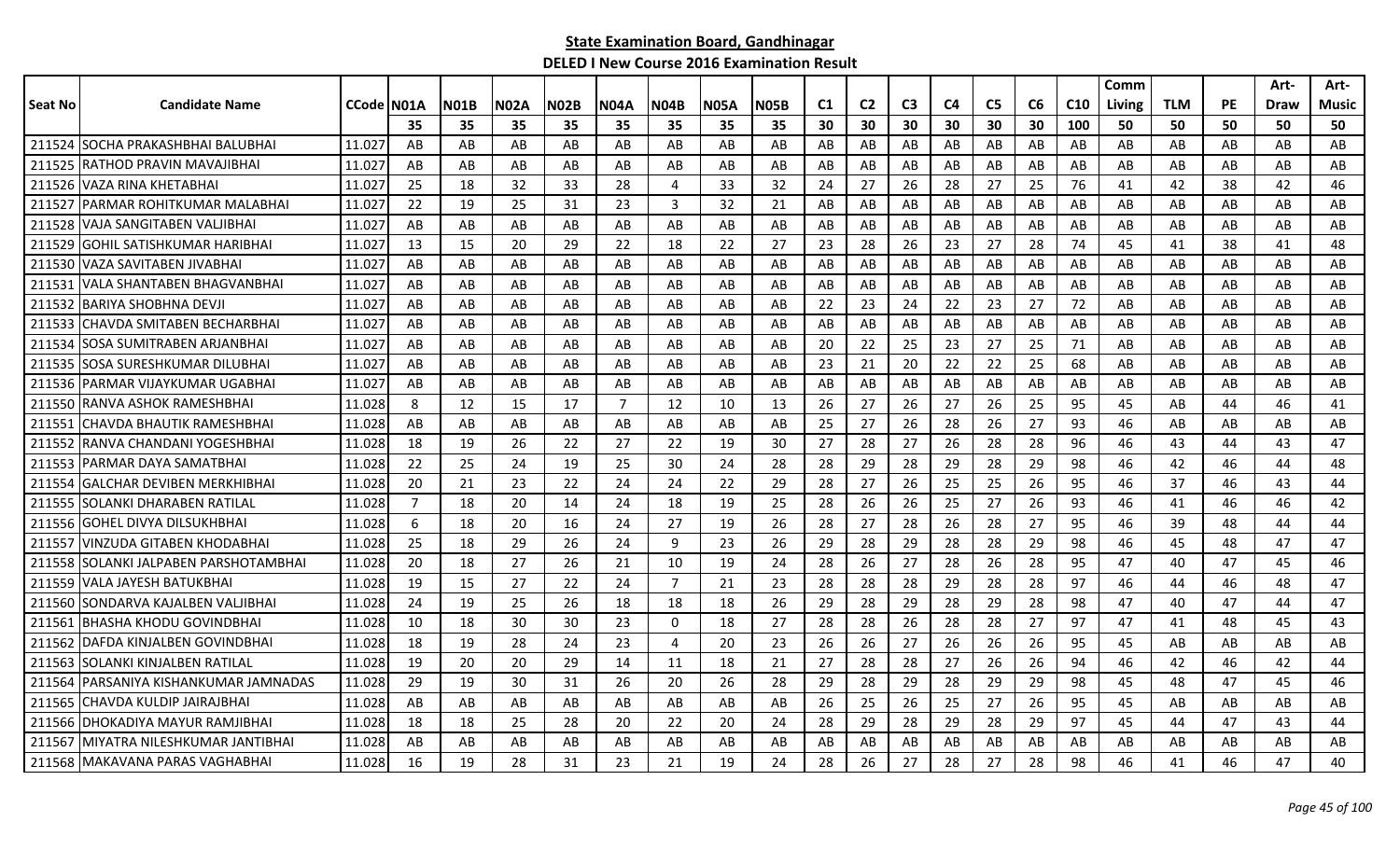## State Examination Board, Gandhinagar

## DELED I New Course 2016 Examination Result

| Seat No | Candidate Name | CCode | N01A | N01B | N02A | N02B | N04A | N04B | N05A | N05B | C1 | C2 | C3 | C4 | C5 | C6 | C10 | Comm Living | TLM | PE | Art-Draw | Art-Music |
|---|---|---|---|---|---|---|---|---|---|---|---|---|---|---|---|---|---|---|---|---|---|---|
| | | | 35 | 35 | 35 | 35 | 35 | 35 | 35 | 35 | 30 | 30 | 30 | 30 | 30 | 30 | 100 | 50 | 50 | 50 | 50 | 50 |
| 211524 | SOCHA PRAKASHBHAI BALUBHAI | 11.027 | AB | AB | AB | AB | AB | AB | AB | AB | AB | AB | AB | AB | AB | AB | AB | AB | AB | AB | AB | AB |
| 211525 | RATHOD PRAVIN MAVAJIBHAI | 11.027 | AB | AB | AB | AB | AB | AB | AB | AB | AB | AB | AB | AB | AB | AB | AB | AB | AB | AB | AB | AB |
| 211526 | VAZA RINA KHETABHAI | 11.027 | 25 | 18 | 32 | 33 | 28 | 4 | 33 | 32 | 24 | 27 | 26 | 28 | 27 | 25 | 76 | 41 | 42 | 38 | 42 | 46 |
| 211527 | PARMAR ROHITKUMAR MALABHAI | 11.027 | 22 | 19 | 25 | 31 | 23 | 3 | 32 | 21 | AB | AB | AB | AB | AB | AB | AB | AB | AB | AB | AB | AB |
| 211528 | VAJA SANGITABEN VALJIBHAI | 11.027 | AB | AB | AB | AB | AB | AB | AB | AB | AB | AB | AB | AB | AB | AB | AB | AB | AB | AB | AB | AB |
| 211529 | GOHIL SATISHKUMAR HARIBHAI | 11.027 | 13 | 15 | 20 | 29 | 22 | 18 | 22 | 27 | 23 | 28 | 26 | 23 | 27 | 28 | 74 | 45 | 41 | 38 | 41 | 48 |
| 211530 | VAZA SAVITABEN JIVABHAI | 11.027 | AB | AB | AB | AB | AB | AB | AB | AB | AB | AB | AB | AB | AB | AB | AB | AB | AB | AB | AB | AB |
| 211531 | VALA SHANTABEN BHAGVANBHAI | 11.027 | AB | AB | AB | AB | AB | AB | AB | AB | AB | AB | AB | AB | AB | AB | AB | AB | AB | AB | AB | AB |
| 211532 | BARIYA SHOBHNA DEVJI | 11.027 | AB | AB | AB | AB | AB | AB | AB | AB | 22 | 23 | 24 | 22 | 23 | 27 | 72 | AB | AB | AB | AB | AB |
| 211533 | CHAVDA SMITABEN BECHARBHAI | 11.027 | AB | AB | AB | AB | AB | AB | AB | AB | AB | AB | AB | AB | AB | AB | AB | AB | AB | AB | AB | AB |
| 211534 | SOSA SUMITRABEN ARJANBHAI | 11.027 | AB | AB | AB | AB | AB | AB | AB | AB | 20 | 22 | 25 | 23 | 27 | 25 | 71 | AB | AB | AB | AB | AB |
| 211535 | SOSA SURESHKUMAR DILUBHAI | 11.027 | AB | AB | AB | AB | AB | AB | AB | AB | 23 | 21 | 20 | 22 | 22 | 25 | 68 | AB | AB | AB | AB | AB |
| 211536 | PARMAR VIJAYKUMAR UGABHAI | 11.027 | AB | AB | AB | AB | AB | AB | AB | AB | AB | AB | AB | AB | AB | AB | AB | AB | AB | AB | AB | AB |
| 211550 | RANVA ASHOK RAMESHBHAI | 11.028 | 8 | 12 | 15 | 17 | 7 | 12 | 10 | 13 | 26 | 27 | 26 | 27 | 26 | 25 | 95 | 45 | AB | 44 | 46 | 41 |
| 211551 | CHAVDA BHAUTIK RAMESHBHAI | 11.028 | AB | AB | AB | AB | AB | AB | AB | AB | 25 | 27 | 26 | 28 | 26 | 27 | 93 | 46 | AB | AB | AB | AB |
| 211552 | RANVA CHANDANI YOGESHBHAI | 11.028 | 18 | 19 | 26 | 22 | 27 | 22 | 19 | 30 | 27 | 28 | 27 | 26 | 28 | 28 | 96 | 46 | 43 | 44 | 43 | 47 |
| 211553 | PARMAR DAYA SAMATBHAI | 11.028 | 22 | 25 | 24 | 19 | 25 | 30 | 24 | 28 | 28 | 29 | 28 | 29 | 28 | 29 | 98 | 46 | 42 | 46 | 44 | 48 |
| 211554 | GALCHAR DEVIBEN MERKHIBHAI | 11.028 | 20 | 21 | 23 | 22 | 24 | 24 | 22 | 29 | 28 | 27 | 26 | 25 | 25 | 26 | 95 | 46 | 37 | 46 | 43 | 44 |
| 211555 | SOLANKI DHARABEN RATILAL | 11.028 | 7 | 18 | 20 | 14 | 24 | 18 | 19 | 25 | 28 | 26 | 26 | 25 | 27 | 26 | 93 | 46 | 41 | 46 | 46 | 42 |
| 211556 | GOHEL DIVYA DILSUKHBHAI | 11.028 | 6 | 18 | 20 | 16 | 24 | 27 | 19 | 26 | 28 | 27 | 28 | 26 | 28 | 27 | 95 | 46 | 39 | 48 | 44 | 44 |
| 211557 | VINZUDA GITABEN KHODABHAI | 11.028 | 25 | 18 | 29 | 26 | 24 | 9 | 23 | 26 | 29 | 28 | 29 | 28 | 28 | 29 | 98 | 46 | 45 | 48 | 47 | 47 |
| 211558 | SOLANKI JALPABEN PARSHOTAMBHAI | 11.028 | 20 | 18 | 27 | 26 | 21 | 10 | 19 | 24 | 28 | 26 | 27 | 28 | 26 | 28 | 95 | 47 | 40 | 47 | 45 | 46 |
| 211559 | VALA JAYESH BATUKBHAI | 11.028 | 19 | 15 | 27 | 22 | 24 | 7 | 21 | 23 | 28 | 28 | 28 | 29 | 28 | 28 | 97 | 46 | 44 | 46 | 48 | 47 |
| 211560 | SONDARVA KAJALBEN VALJIBHAI | 11.028 | 24 | 19 | 25 | 26 | 18 | 18 | 18 | 26 | 29 | 28 | 29 | 28 | 29 | 28 | 98 | 47 | 40 | 47 | 44 | 47 |
| 211561 | BHASHA KHODU GOVINDBHAI | 11.028 | 10 | 18 | 30 | 30 | 23 | 0 | 18 | 27 | 28 | 28 | 26 | 28 | 28 | 27 | 97 | 47 | 41 | 48 | 45 | 43 |
| 211562 | DAFDA KINJALBEN GOVINDBHAI | 11.028 | 18 | 19 | 28 | 24 | 23 | 4 | 20 | 23 | 26 | 26 | 27 | 26 | 26 | 26 | 95 | 45 | AB | AB | AB | AB |
| 211563 | SOLANKI KINJALBEN RATILAL | 11.028 | 19 | 20 | 20 | 29 | 14 | 11 | 18 | 21 | 27 | 28 | 28 | 27 | 26 | 26 | 94 | 46 | 42 | 46 | 42 | 44 |
| 211564 | PARSANIYA KISHANKUMAR JAMNADAS | 11.028 | 29 | 19 | 30 | 31 | 26 | 20 | 26 | 28 | 29 | 28 | 29 | 28 | 29 | 29 | 98 | 45 | 48 | 47 | 45 | 46 |
| 211565 | CHAVDA KULDIP JAIRAJBHAI | 11.028 | AB | AB | AB | AB | AB | AB | AB | AB | 26 | 25 | 26 | 25 | 27 | 26 | 95 | 45 | AB | AB | AB | AB |
| 211566 | DHOKADIYA MAYUR RAMJIBHAI | 11.028 | 18 | 18 | 25 | 28 | 20 | 22 | 20 | 24 | 28 | 29 | 28 | 29 | 28 | 29 | 97 | 45 | 44 | 47 | 43 | 44 |
| 211567 | MIYATRA NILESHKUMAR JANTIBHAI | 11.028 | AB | AB | AB | AB | AB | AB | AB | AB | AB | AB | AB | AB | AB | AB | AB | AB | AB | AB | AB | AB |
| 211568 | MAKAVANA PARAS VAGHABHAI | 11.028 | 16 | 19 | 28 | 31 | 23 | 21 | 19 | 24 | 28 | 26 | 27 | 28 | 27 | 28 | 98 | 46 | 41 | 46 | 47 | 40 |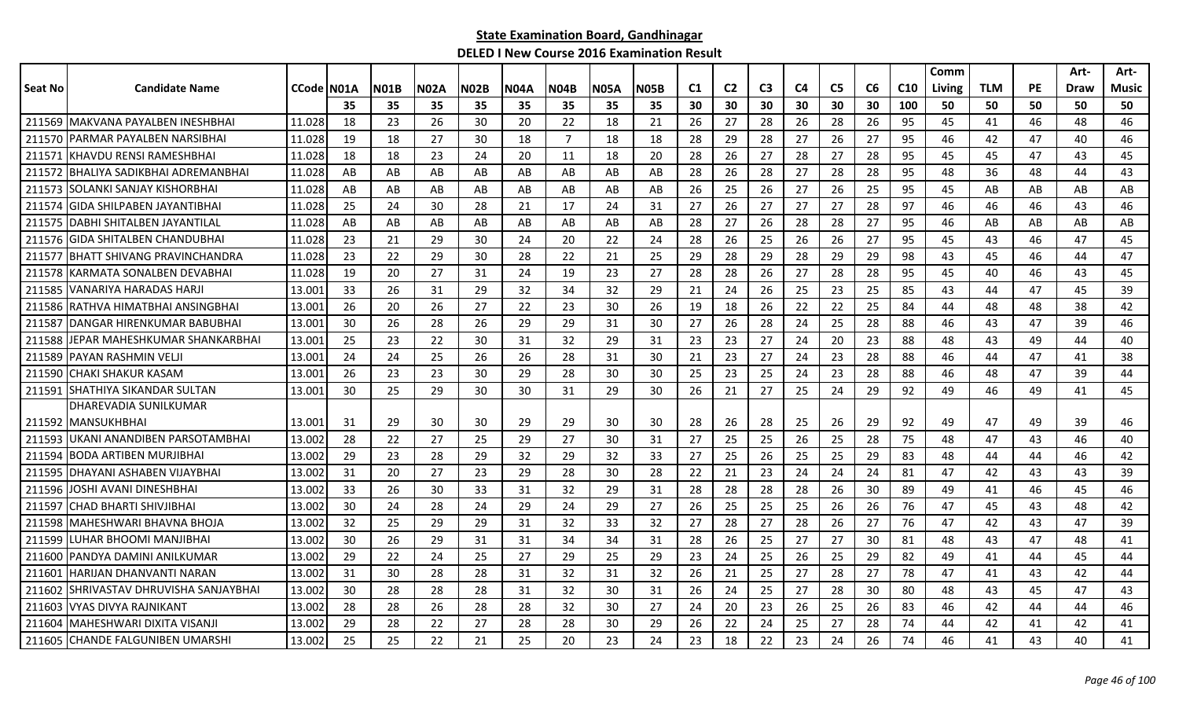**State Examination Board, Gandhinagar**

**DELED I New Course 2016 Examination Result**

| Seat No | Candidate Name | CCode | N01A | N01B | N02A | N02B | N04A | N04B | N05A | N05B | C1 | C2 | C3 | C4 | C5 | C6 | C10 | Comm Living | TLM | PE | Art-Draw | Art-Music |
|---|---|---|---|---|---|---|---|---|---|---|---|---|---|---|---|---|---|---|---|---|---|---|
| | | | 35 | 35 | 35 | 35 | 35 | 35 | 35 | 35 | 30 | 30 | 30 | 30 | 30 | 30 | 100 | 50 | 50 | 50 | 50 | 50 |
| 211569 | MAKVANA PAYALBEN INESHBHAI | 11.028 | 18 | 23 | 26 | 30 | 20 | 22 | 18 | 21 | 26 | 27 | 28 | 26 | 28 | 26 | 95 | 45 | 41 | 46 | 48 | 46 |
| 211570 | PARMAR PAYALBEN NARSIBHAI | 11.028 | 19 | 18 | 27 | 30 | 18 | 7 | 18 | 18 | 28 | 29 | 28 | 27 | 26 | 27 | 95 | 46 | 42 | 47 | 40 | 46 |
| 211571 | KHAVDU RENSI RAMESHBHAI | 11.028 | 18 | 18 | 23 | 24 | 20 | 11 | 18 | 20 | 28 | 26 | 27 | 28 | 27 | 28 | 95 | 45 | 45 | 47 | 43 | 45 |
| 211572 | BHALIYA SADIKBHAI ADREMANBHAI | 11.028 | AB | AB | AB | AB | AB | AB | AB | AB | 28 | 26 | 28 | 27 | 28 | 28 | 95 | 48 | 36 | 48 | 44 | 43 |
| 211573 | SOLANKI SANJAY KISHORBHAI | 11.028 | AB | AB | AB | AB | AB | AB | AB | AB | 26 | 25 | 26 | 27 | 26 | 25 | 95 | 45 | AB | AB | AB | AB |
| 211574 | GIDA SHILPABEN JAYANTIBHAI | 11.028 | 25 | 24 | 30 | 28 | 21 | 17 | 24 | 31 | 27 | 26 | 27 | 27 | 27 | 28 | 97 | 46 | 46 | 46 | 43 | 46 |
| 211575 | DABHI SHITALBEN JAYANTILAL | 11.028 | AB | AB | AB | AB | AB | AB | AB | AB | 28 | 27 | 26 | 28 | 28 | 27 | 95 | 46 | AB | AB | AB | AB |
| 211576 | GIDA SHITALBEN CHANDUBHAI | 11.028 | 23 | 21 | 29 | 30 | 24 | 20 | 22 | 24 | 28 | 26 | 25 | 26 | 26 | 27 | 95 | 45 | 43 | 46 | 47 | 45 |
| 211577 | BHATT SHIVANG PRAVINCHANDRA | 11.028 | 23 | 22 | 29 | 30 | 28 | 22 | 21 | 25 | 29 | 28 | 29 | 28 | 29 | 29 | 98 | 43 | 45 | 46 | 44 | 47 |
| 211578 | KARMATA SONALBEN DEVABHAI | 11.028 | 19 | 20 | 27 | 31 | 24 | 19 | 23 | 27 | 28 | 28 | 26 | 27 | 28 | 28 | 95 | 45 | 40 | 46 | 43 | 45 |
| 211585 | VANARIYA HARADAS HARJI | 13.001 | 33 | 26 | 31 | 29 | 32 | 34 | 32 | 29 | 21 | 24 | 26 | 25 | 23 | 25 | 85 | 43 | 44 | 47 | 45 | 39 |
| 211586 | RATHVA HIMATBHAI ANSINGBHAI | 13.001 | 26 | 20 | 26 | 27 | 22 | 23 | 30 | 26 | 19 | 18 | 26 | 22 | 22 | 25 | 84 | 44 | 48 | 48 | 38 | 42 |
| 211587 | DANGAR HIRENKUMAR BABUBHAI | 13.001 | 30 | 26 | 28 | 26 | 29 | 29 | 31 | 30 | 27 | 26 | 28 | 24 | 25 | 28 | 88 | 46 | 43 | 47 | 39 | 46 |
| 211588 | JEPAR MAHESHKUMAR SHANKARBHAI | 13.001 | 25 | 23 | 22 | 30 | 31 | 32 | 29 | 31 | 23 | 23 | 27 | 24 | 20 | 23 | 88 | 48 | 43 | 49 | 44 | 40 |
| 211589 | PAYAN RASHMIN VELJI | 13.001 | 24 | 24 | 25 | 26 | 26 | 28 | 31 | 30 | 21 | 23 | 27 | 24 | 23 | 28 | 88 | 46 | 44 | 47 | 41 | 38 |
| 211590 | CHAKI SHAKUR KASAM | 13.001 | 26 | 23 | 23 | 30 | 29 | 28 | 30 | 30 | 25 | 23 | 25 | 24 | 23 | 28 | 88 | 46 | 48 | 47 | 39 | 44 |
| 211591 | SHATHIYA SIKANDAR SULTAN | 13.001 | 30 | 25 | 29 | 30 | 30 | 31 | 29 | 30 | 26 | 21 | 27 | 25 | 24 | 29 | 92 | 49 | 46 | 49 | 41 | 45 |
| 211592 | DHAREVADIA SUNILKUMAR MANSUKHBHAI | 13.001 | 31 | 29 | 30 | 30 | 29 | 29 | 30 | 30 | 28 | 26 | 28 | 25 | 26 | 29 | 92 | 49 | 47 | 49 | 39 | 46 |
| 211593 | UKANI ANANDIBEN PARSOTAMBHAI | 13.002 | 28 | 22 | 27 | 25 | 29 | 27 | 30 | 31 | 27 | 25 | 25 | 26 | 25 | 28 | 75 | 48 | 47 | 43 | 46 | 40 |
| 211594 | BODA ARTIBEN MURJIBHAI | 13.002 | 29 | 23 | 28 | 29 | 32 | 29 | 32 | 33 | 27 | 25 | 26 | 25 | 25 | 29 | 83 | 48 | 44 | 44 | 46 | 42 |
| 211595 | DHAYANI ASHABEN VIJAYBHAI | 13.002 | 31 | 20 | 27 | 23 | 29 | 28 | 30 | 28 | 22 | 21 | 23 | 24 | 24 | 24 | 81 | 47 | 42 | 43 | 43 | 39 |
| 211596 | JOSHI AVANI DINESHBHAI | 13.002 | 33 | 26 | 30 | 33 | 31 | 32 | 29 | 31 | 28 | 28 | 28 | 28 | 26 | 30 | 89 | 49 | 41 | 46 | 45 | 46 |
| 211597 | CHAD BHARTI SHIVJIBHAI | 13.002 | 30 | 24 | 28 | 24 | 29 | 24 | 29 | 27 | 26 | 25 | 25 | 25 | 26 | 26 | 76 | 47 | 45 | 43 | 48 | 42 |
| 211598 | MAHESHWARI BHAVNA BHOJA | 13.002 | 32 | 25 | 29 | 29 | 31 | 32 | 33 | 32 | 27 | 28 | 27 | 28 | 26 | 27 | 76 | 47 | 42 | 43 | 47 | 39 |
| 211599 | LUHAR BHOOMI MANJIBHAI | 13.002 | 30 | 26 | 29 | 31 | 31 | 34 | 34 | 31 | 28 | 26 | 25 | 27 | 27 | 30 | 81 | 48 | 43 | 47 | 48 | 41 |
| 211600 | PANDYA DAMINI ANILKUMAR | 13.002 | 29 | 22 | 24 | 25 | 27 | 29 | 25 | 29 | 23 | 24 | 25 | 26 | 25 | 29 | 82 | 49 | 41 | 44 | 45 | 44 |
| 211601 | HARIJAN DHANVANTI NARAN | 13.002 | 31 | 30 | 28 | 28 | 31 | 32 | 31 | 32 | 26 | 21 | 25 | 27 | 28 | 27 | 78 | 47 | 41 | 43 | 42 | 44 |
| 211602 | SHRIVASTAV DHRUVISHA SANJAYBHAI | 13.002 | 30 | 28 | 28 | 28 | 31 | 32 | 30 | 31 | 26 | 24 | 25 | 27 | 28 | 30 | 80 | 48 | 43 | 45 | 47 | 43 |
| 211603 | VYAS DIVYA RAJNIKANT | 13.002 | 28 | 28 | 26 | 28 | 28 | 32 | 30 | 27 | 24 | 20 | 23 | 26 | 25 | 26 | 83 | 46 | 42 | 44 | 44 | 46 |
| 211604 | MAHESHWARI DIXITA VISANJI | 13.002 | 29 | 28 | 22 | 27 | 28 | 28 | 30 | 29 | 26 | 22 | 24 | 25 | 27 | 28 | 74 | 44 | 42 | 41 | 42 | 41 |
| 211605 | CHANDE FALGUNIBEN UMARSHI | 13.002 | 25 | 25 | 22 | 21 | 25 | 20 | 23 | 24 | 23 | 18 | 22 | 23 | 24 | 26 | 74 | 46 | 41 | 43 | 40 | 41 |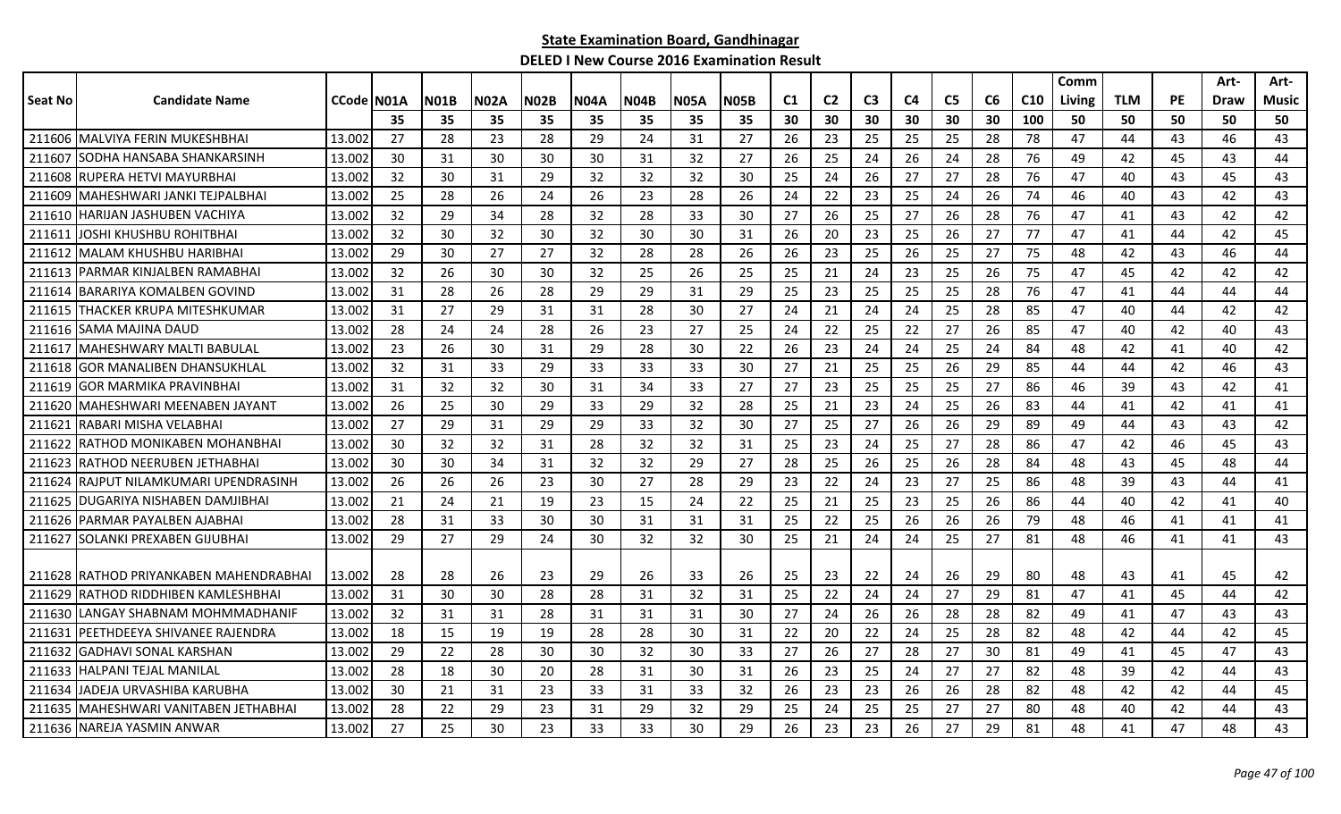## State Examination Board, Gandhinagar

### DELED I New Course 2016 Examination Result

| Seat No | Candidate Name | CCode | N01A | N01B | N02A | N02B | N04A | N04B | N05A | N05B | C1 | C2 | C3 | C4 | C5 | C6 | C10 | Comm Living | TLM | PE | Art-Draw | Art-Music |
|---|---|---|---|---|---|---|---|---|---|---|---|---|---|---|---|---|---|---|---|---|---|---|
| | | | 35 | 35 | 35 | 35 | 35 | 35 | 35 | 35 | 30 | 30 | 30 | 30 | 30 | 30 | 100 | 50 | 50 | 50 | 50 | 50 |
| 211606 | MALVIYA FERIN MUKESHBHAI | 13.002 | 27 | 28 | 23 | 28 | 29 | 24 | 31 | 27 | 26 | 23 | 25 | 25 | 25 | 28 | 78 | 47 | 44 | 43 | 46 | 43 |
| 211607 | SODHA HANSABA SHANKARSINH | 13.002 | 30 | 31 | 30 | 30 | 30 | 31 | 32 | 27 | 26 | 25 | 24 | 26 | 24 | 28 | 76 | 49 | 42 | 45 | 43 | 44 |
| 211608 | RUPERA HETVI MAYURBHAI | 13.002 | 32 | 30 | 31 | 29 | 32 | 32 | 32 | 30 | 25 | 24 | 26 | 27 | 27 | 28 | 76 | 47 | 40 | 43 | 45 | 43 |
| 211609 | MAHESHWARI JANKI TEJPALBHAI | 13.002 | 25 | 28 | 26 | 24 | 26 | 23 | 28 | 26 | 24 | 22 | 23 | 25 | 24 | 26 | 74 | 46 | 40 | 43 | 42 | 43 |
| 211610 | HARIJAN JASHUBEN VACHIYA | 13.002 | 32 | 29 | 34 | 28 | 32 | 28 | 33 | 30 | 27 | 26 | 25 | 27 | 26 | 28 | 76 | 47 | 41 | 43 | 42 | 42 |
| 211611 | JOSHI KHUSHBU ROHITBHAI | 13.002 | 32 | 30 | 32 | 30 | 32 | 30 | 30 | 31 | 26 | 20 | 23 | 25 | 26 | 27 | 77 | 47 | 41 | 44 | 42 | 45 |
| 211612 | MALAM KHUSHBU HARIBHAI | 13.002 | 29 | 30 | 27 | 27 | 32 | 28 | 28 | 26 | 26 | 23 | 25 | 26 | 25 | 27 | 75 | 48 | 42 | 43 | 46 | 44 |
| 211613 | PARMAR KINJALBEN RAMABHAI | 13.002 | 32 | 26 | 30 | 30 | 32 | 25 | 26 | 25 | 25 | 21 | 24 | 23 | 25 | 26 | 75 | 47 | 45 | 42 | 42 | 42 |
| 211614 | BARARIYA KOMALBEN GOVIND | 13.002 | 31 | 28 | 26 | 28 | 29 | 29 | 31 | 29 | 25 | 23 | 25 | 25 | 25 | 28 | 76 | 47 | 41 | 44 | 44 | 44 |
| 211615 | THACKER KRUPA MITESHKUMAR | 13.002 | 31 | 27 | 29 | 31 | 31 | 28 | 30 | 27 | 24 | 21 | 24 | 24 | 25 | 28 | 85 | 47 | 40 | 44 | 42 | 42 |
| 211616 | SAMA MAJINA DAUD | 13.002 | 28 | 24 | 24 | 28 | 26 | 23 | 27 | 25 | 24 | 22 | 25 | 22 | 27 | 26 | 85 | 47 | 40 | 42 | 40 | 43 |
| 211617 | MAHESHWARY MALTI BABULAL | 13.002 | 23 | 26 | 30 | 31 | 29 | 28 | 30 | 22 | 26 | 23 | 24 | 24 | 25 | 24 | 84 | 48 | 42 | 41 | 40 | 42 |
| 211618 | GOR MANALIBEN DHANSUKHLAL | 13.002 | 32 | 31 | 33 | 29 | 33 | 33 | 33 | 30 | 27 | 21 | 25 | 25 | 26 | 29 | 85 | 44 | 44 | 42 | 46 | 43 |
| 211619 | GOR MARMIKA PRAVINBHAI | 13.002 | 31 | 32 | 32 | 30 | 31 | 34 | 33 | 27 | 27 | 23 | 25 | 25 | 25 | 27 | 86 | 46 | 39 | 43 | 42 | 41 |
| 211620 | MAHESHWARI MEENABEN JAYANT | 13.002 | 26 | 25 | 30 | 29 | 33 | 29 | 32 | 28 | 25 | 21 | 23 | 24 | 25 | 26 | 83 | 44 | 41 | 42 | 41 | 41 |
| 211621 | RABARI MISHA VELABHAI | 13.002 | 27 | 29 | 31 | 29 | 29 | 33 | 32 | 30 | 27 | 25 | 27 | 26 | 26 | 29 | 89 | 49 | 44 | 43 | 43 | 42 |
| 211622 | RATHOD MONIKABEN MOHANBHAI | 13.002 | 30 | 32 | 32 | 31 | 28 | 32 | 32 | 31 | 25 | 23 | 24 | 25 | 27 | 28 | 86 | 47 | 42 | 46 | 45 | 43 |
| 211623 | RATHOD NEERUBEN JETHABHAI | 13.002 | 30 | 30 | 34 | 31 | 32 | 32 | 29 | 27 | 28 | 25 | 26 | 25 | 26 | 28 | 84 | 48 | 43 | 45 | 48 | 44 |
| 211624 | RAJPUT NILAMKUMARI UPENDRASINH | 13.002 | 26 | 26 | 26 | 23 | 30 | 27 | 28 | 29 | 23 | 22 | 24 | 23 | 27 | 25 | 86 | 48 | 39 | 43 | 44 | 41 |
| 211625 | DUGARIYA NISHABEN DAMJIBHAI | 13.002 | 21 | 24 | 21 | 19 | 23 | 15 | 24 | 22 | 25 | 21 | 25 | 23 | 25 | 26 | 86 | 44 | 40 | 42 | 41 | 40 |
| 211626 | PARMAR PAYALBEN AJABHAI | 13.002 | 28 | 31 | 33 | 30 | 30 | 31 | 31 | 31 | 25 | 22 | 25 | 26 | 26 | 26 | 79 | 48 | 46 | 41 | 41 | 41 |
| 211627 | SOLANKI PREXABEN GIJUBHAI | 13.002 | 29 | 27 | 29 | 24 | 30 | 32 | 32 | 30 | 25 | 21 | 24 | 24 | 25 | 27 | 81 | 48 | 46 | 41 | 41 | 43 |
| 211628 | RATHOD PRIYANKABEN MAHENDRABHAI | 13.002 | 28 | 28 | 26 | 23 | 29 | 26 | 33 | 26 | 25 | 23 | 22 | 24 | 26 | 29 | 80 | 48 | 43 | 41 | 45 | 42 |
| 211629 | RATHOD RIDDHIBEN KAMLESHBHAI | 13.002 | 31 | 30 | 30 | 28 | 28 | 31 | 32 | 31 | 25 | 22 | 24 | 24 | 27 | 29 | 81 | 47 | 41 | 45 | 44 | 42 |
| 211630 | LANGAY SHABNAM MOHMMADHANIF | 13.002 | 32 | 31 | 31 | 28 | 31 | 31 | 31 | 30 | 27 | 24 | 26 | 26 | 28 | 28 | 82 | 49 | 41 | 47 | 43 | 43 |
| 211631 | PEETHDEEYA SHIVANEE RAJENDRA | 13.002 | 18 | 15 | 19 | 19 | 28 | 28 | 30 | 31 | 22 | 20 | 22 | 24 | 25 | 28 | 82 | 48 | 42 | 44 | 42 | 45 |
| 211632 | GADHAVI SONAL KARSHAN | 13.002 | 29 | 22 | 28 | 30 | 30 | 32 | 30 | 33 | 27 | 26 | 27 | 28 | 27 | 30 | 81 | 49 | 41 | 45 | 47 | 43 |
| 211633 | HALPANI TEJAL MANILAL | 13.002 | 28 | 18 | 30 | 20 | 28 | 31 | 30 | 31 | 26 | 23 | 25 | 24 | 27 | 27 | 82 | 48 | 39 | 42 | 44 | 43 |
| 211634 | JADEJA URVASHIBA KARUBHA | 13.002 | 30 | 21 | 31 | 23 | 33 | 31 | 33 | 32 | 26 | 23 | 23 | 26 | 26 | 28 | 82 | 48 | 42 | 42 | 44 | 45 |
| 211635 | MAHESHWARI VANITABEN JETHABHAI | 13.002 | 28 | 22 | 29 | 23 | 31 | 29 | 32 | 29 | 25 | 24 | 25 | 25 | 27 | 27 | 80 | 48 | 40 | 42 | 44 | 43 |
| 211636 | NAREJA YASMIN ANWAR | 13.002 | 27 | 25 | 30 | 23 | 33 | 33 | 30 | 29 | 26 | 23 | 23 | 26 | 27 | 29 | 81 | 48 | 41 | 47 | 48 | 43 |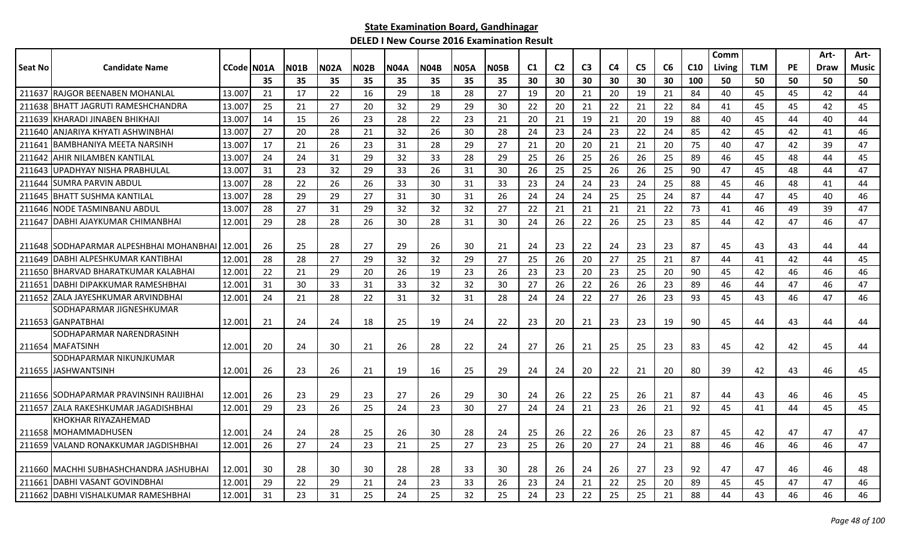## State Examination Board, Gandhinagar

### DELED I New Course 2016 Examination Result

| Seat No | Candidate Name | CCode | N01A | N01B | N02A | N02B | N04A | N04B | N05A | N05B | C1 | C2 | C3 | C4 | C5 | C6 | C10 | Comm Living | TLM | PE | Art-Draw | Art-Music |
|---|---|---|---|---|---|---|---|---|---|---|---|---|---|---|---|---|---|---|---|---|---|---|
| | | | 35 | 35 | 35 | 35 | 35 | 35 | 35 | 35 | 30 | 30 | 30 | 30 | 30 | 30 | 100 | 50 | 50 | 50 | 50 | 50 |
| 211637 | RAJGOR BEENABEN MOHANLAL | 13.007 | 21 | 17 | 22 | 16 | 29 | 18 | 28 | 27 | 19 | 20 | 21 | 20 | 19 | 21 | 84 | 40 | 45 | 45 | 42 | 44 |
| 211638 | BHATT JAGRUTI RAMESHCHANDRA | 13.007 | 25 | 21 | 27 | 20 | 32 | 29 | 29 | 30 | 22 | 20 | 21 | 22 | 21 | 22 | 84 | 41 | 45 | 45 | 42 | 45 |
| 211639 | KHARADI JINABEN BHIKHAJI | 13.007 | 14 | 15 | 26 | 23 | 28 | 22 | 23 | 21 | 20 | 21 | 19 | 21 | 20 | 19 | 88 | 40 | 45 | 44 | 40 | 44 |
| 211640 | ANJARIYA KHYATI ASHWINBHAI | 13.007 | 27 | 20 | 28 | 21 | 32 | 26 | 30 | 28 | 24 | 23 | 24 | 23 | 22 | 24 | 85 | 42 | 45 | 42 | 41 | 46 |
| 211641 | BAMBHANIYA MEETA NARSINH | 13.007 | 17 | 21 | 26 | 23 | 31 | 28 | 29 | 27 | 21 | 20 | 20 | 21 | 21 | 20 | 75 | 40 | 47 | 42 | 39 | 47 |
| 211642 | AHIR NILAMBEN KANTILAL | 13.007 | 24 | 24 | 31 | 29 | 32 | 33 | 28 | 29 | 25 | 26 | 25 | 26 | 26 | 25 | 89 | 46 | 45 | 48 | 44 | 45 |
| 211643 | UPADHYAY NISHA PRABHULAL | 13.007 | 31 | 23 | 32 | 29 | 33 | 26 | 31 | 30 | 26 | 25 | 25 | 26 | 26 | 25 | 90 | 47 | 45 | 48 | 44 | 47 |
| 211644 | SUMRA PARVIN ABDUL | 13.007 | 28 | 22 | 26 | 26 | 33 | 30 | 31 | 33 | 23 | 24 | 24 | 23 | 24 | 25 | 88 | 45 | 46 | 48 | 41 | 44 |
| 211645 | BHATT SUSHMA KANTILAL | 13.007 | 28 | 29 | 29 | 27 | 31 | 30 | 31 | 26 | 24 | 24 | 24 | 25 | 25 | 24 | 87 | 44 | 47 | 45 | 40 | 46 |
| 211646 | NODE TASMINBANU ABDUL | 13.007 | 28 | 27 | 31 | 29 | 32 | 32 | 32 | 27 | 22 | 21 | 21 | 21 | 21 | 22 | 73 | 41 | 46 | 49 | 39 | 47 |
| 211647 | DABHI AJAYKUMAR CHIMANBHAI | 12.001 | 29 | 28 | 28 | 26 | 30 | 28 | 31 | 30 | 24 | 26 | 22 | 26 | 25 | 23 | 85 | 44 | 42 | 47 | 46 | 47 |
| 211648 | SODHAPARMAR ALPESHBHAI MOHANBHAI | 12.001 | 26 | 25 | 28 | 27 | 29 | 26 | 30 | 21 | 24 | 23 | 22 | 24 | 23 | 23 | 87 | 45 | 43 | 43 | 44 | 44 |
| 211649 | DABHI ALPESHKUMAR KANTIBHAI | 12.001 | 28 | 28 | 27 | 29 | 32 | 32 | 29 | 27 | 25 | 26 | 20 | 27 | 25 | 21 | 87 | 44 | 41 | 42 | 44 | 45 |
| 211650 | BHARVAD BHARATKUMAR KALABHAI | 12.001 | 22 | 21 | 29 | 20 | 26 | 19 | 23 | 26 | 23 | 23 | 20 | 23 | 25 | 20 | 90 | 45 | 42 | 46 | 46 | 46 |
| 211651 | DABHI DIPAKKUMAR RAMESHBHAI | 12.001 | 31 | 30 | 33 | 31 | 33 | 32 | 32 | 30 | 27 | 26 | 22 | 26 | 26 | 23 | 89 | 46 | 44 | 47 | 46 | 47 |
| 211652 | ZALA JAYESHKUMAR ARVINDBHAI | 12.001 | 24 | 21 | 28 | 22 | 31 | 32 | 31 | 28 | 24 | 24 | 22 | 27 | 26 | 23 | 93 | 45 | 43 | 46 | 47 | 46 |
| 211653 | SODHAPARMAR JIGNESHKUMAR GANPATBHAI | 12.001 | 21 | 24 | 24 | 18 | 25 | 19 | 24 | 22 | 23 | 20 | 21 | 23 | 23 | 19 | 90 | 45 | 44 | 43 | 44 | 44 |
| 211654 | SODHAPARMAR NARENDRASINH MAFATSINH | 12.001 | 20 | 24 | 30 | 21 | 26 | 28 | 22 | 24 | 27 | 26 | 21 | 25 | 25 | 23 | 83 | 45 | 42 | 42 | 45 | 44 |
| 211655 | SODHAPARMAR NIKUNJKUMAR JASHWANTSINH | 12.001 | 26 | 23 | 26 | 21 | 19 | 16 | 25 | 29 | 24 | 24 | 20 | 22 | 21 | 20 | 80 | 39 | 42 | 43 | 46 | 45 |
| 211656 | SODHAPARMAR PRAVINSINH RAIJIBHAI | 12.001 | 26 | 23 | 29 | 23 | 27 | 26 | 29 | 30 | 24 | 26 | 22 | 25 | 26 | 21 | 87 | 44 | 43 | 46 | 46 | 45 |
| 211657 | ZALA RAKESHKUMAR JAGADISHBHAI | 12.001 | 29 | 23 | 26 | 25 | 24 | 23 | 30 | 27 | 24 | 24 | 21 | 23 | 26 | 21 | 92 | 45 | 41 | 44 | 45 | 45 |
| 211658 | KHOKHAR RIYAZAHEMAD MOHAMMADHUSEN | 12.001 | 24 | 24 | 28 | 25 | 26 | 30 | 28 | 24 | 25 | 26 | 22 | 26 | 26 | 23 | 87 | 45 | 42 | 47 | 47 | 47 |
| 211659 | VALAND RONAKKUMAR JAGDISHBHAI | 12.001 | 26 | 27 | 24 | 23 | 21 | 25 | 27 | 23 | 25 | 26 | 20 | 27 | 24 | 21 | 88 | 46 | 46 | 46 | 46 | 47 |
| 211660 | MACHHI SUBHASHCHANDRA JASHUBHAI | 12.001 | 30 | 28 | 30 | 30 | 28 | 28 | 33 | 30 | 28 | 26 | 24 | 26 | 27 | 23 | 92 | 47 | 47 | 46 | 46 | 48 |
| 211661 | DABHI VASANT GOVINDBHAI | 12.001 | 29 | 22 | 29 | 21 | 24 | 23 | 33 | 26 | 23 | 24 | 21 | 22 | 25 | 20 | 89 | 45 | 45 | 47 | 47 | 46 |
| 211662 | DABHI VISHALKUMAR RAMESHBHAI | 12.001 | 31 | 23 | 31 | 25 | 24 | 25 | 32 | 25 | 24 | 23 | 22 | 25 | 25 | 21 | 88 | 44 | 43 | 46 | 46 | 46 |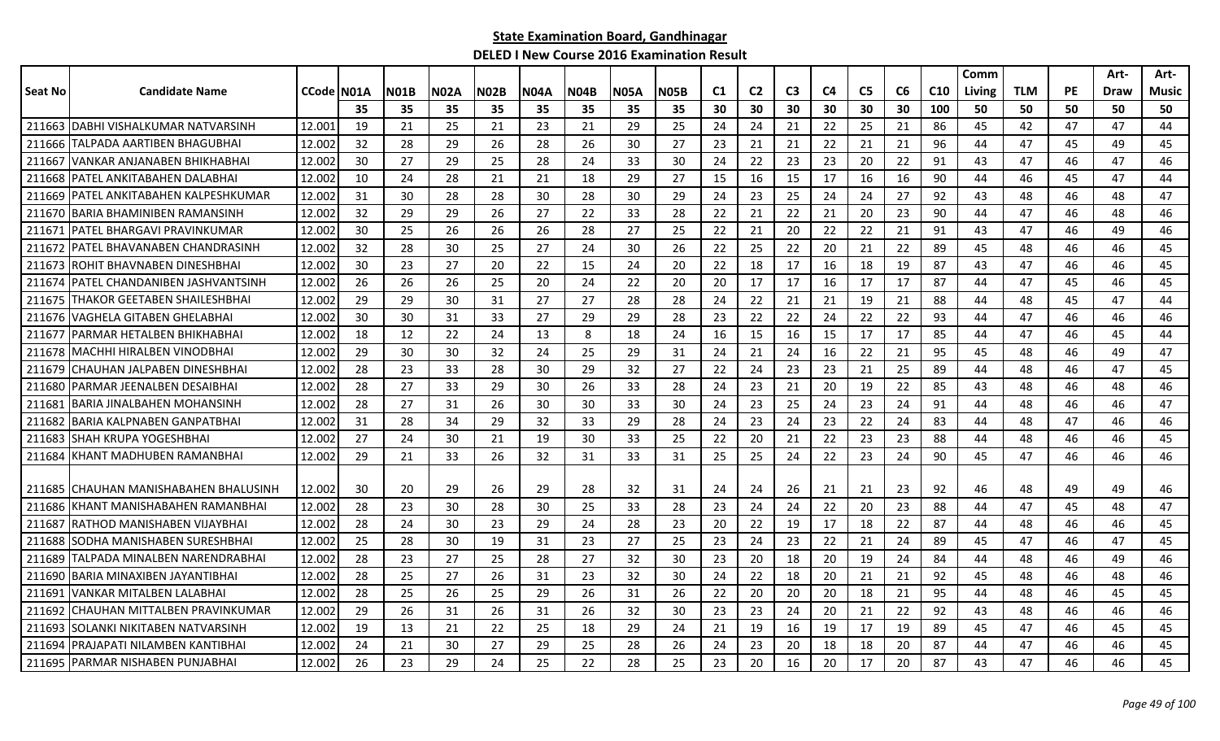**State Examination Board, Gandhinagar**

**DELED I New Course 2016 Examination Result**

| Seat No | Candidate Name | CCode | N01A | N01B | N02A | N02B | N04A | N04B | N05A | N05B | C1 | C2 | C3 | C4 | C5 | C6 | C10 | Comm Living | TLM | PE | Art-Draw | Art-Music |
|---|---|---|---|---|---|---|---|---|---|---|---|---|---|---|---|---|---|---|---|---|---|---|
| | | | 35 | 35 | 35 | 35 | 35 | 35 | 35 | 35 | 30 | 30 | 30 | 30 | 30 | 30 | 100 | 50 | 50 | 50 | 50 | 50 |
| 211663 | DABHI VISHALKUMAR NATVARSINH | 12.001 | 19 | 21 | 25 | 21 | 23 | 21 | 29 | 25 | 24 | 24 | 21 | 22 | 25 | 21 | 86 | 45 | 42 | 47 | 47 | 44 |
| 211666 | TALPADA AARTIBEN BHAGUBHAI | 12.002 | 32 | 28 | 29 | 26 | 28 | 26 | 30 | 27 | 23 | 21 | 21 | 22 | 21 | 21 | 96 | 44 | 47 | 45 | 49 | 45 |
| 211667 | VANKAR ANJANABEN BHIKHABHAI | 12.002 | 30 | 27 | 29 | 25 | 28 | 24 | 33 | 30 | 24 | 22 | 23 | 23 | 20 | 22 | 91 | 43 | 47 | 46 | 47 | 46 |
| 211668 | PATEL ANKITABAHEN DALABHAI | 12.002 | 10 | 24 | 28 | 21 | 21 | 18 | 29 | 27 | 15 | 16 | 15 | 17 | 16 | 16 | 90 | 44 | 46 | 45 | 47 | 44 |
| 211669 | PATEL ANKITABAHEN KALPESHKUMAR | 12.002 | 31 | 30 | 28 | 28 | 30 | 28 | 30 | 29 | 24 | 23 | 25 | 24 | 24 | 27 | 92 | 43 | 48 | 46 | 48 | 47 |
| 211670 | BARIA BHAMINIBEN RAMANSINH | 12.002 | 32 | 29 | 29 | 26 | 27 | 22 | 33 | 28 | 22 | 21 | 22 | 21 | 20 | 23 | 90 | 44 | 47 | 46 | 48 | 46 |
| 211671 | PATEL BHARGAVI PRAVINKUMAR | 12.002 | 30 | 25 | 26 | 26 | 26 | 28 | 27 | 25 | 22 | 21 | 20 | 22 | 22 | 21 | 91 | 43 | 47 | 46 | 49 | 46 |
| 211672 | PATEL BHAVANABEN CHANDRASINH | 12.002 | 32 | 28 | 30 | 25 | 27 | 24 | 30 | 26 | 22 | 25 | 22 | 20 | 21 | 22 | 89 | 45 | 48 | 46 | 46 | 45 |
| 211673 | ROHIT BHAVNABEN DINESHBHAI | 12.002 | 30 | 23 | 27 | 20 | 22 | 15 | 24 | 20 | 22 | 18 | 17 | 16 | 18 | 19 | 87 | 43 | 47 | 46 | 46 | 45 |
| 211674 | PATEL CHANDANIBEN JASHVANTSINH | 12.002 | 26 | 26 | 26 | 25 | 20 | 24 | 22 | 20 | 20 | 17 | 17 | 16 | 17 | 17 | 87 | 44 | 47 | 45 | 46 | 45 |
| 211675 | THAKOR GEETABEN SHAILESHBHAI | 12.002 | 29 | 29 | 30 | 31 | 27 | 27 | 28 | 28 | 24 | 22 | 21 | 21 | 19 | 21 | 88 | 44 | 48 | 45 | 47 | 44 |
| 211676 | VAGHELA GITABEN GHELABHAI | 12.002 | 30 | 30 | 31 | 33 | 27 | 29 | 29 | 28 | 23 | 22 | 22 | 24 | 22 | 22 | 93 | 44 | 47 | 46 | 46 | 46 |
| 211677 | PARMAR HETALBEN BHIKHABHAI | 12.002 | 18 | 12 | 22 | 24 | 13 | 8 | 18 | 24 | 16 | 15 | 16 | 15 | 17 | 17 | 85 | 44 | 47 | 46 | 45 | 44 |
| 211678 | MACHHI HIRALBEN VINODBHAI | 12.002 | 29 | 30 | 30 | 32 | 24 | 25 | 29 | 31 | 24 | 21 | 24 | 16 | 22 | 21 | 95 | 45 | 48 | 46 | 49 | 47 |
| 211679 | CHAUHAN JALPABEN DINESHBHAI | 12.002 | 28 | 23 | 33 | 28 | 30 | 29 | 32 | 27 | 22 | 24 | 23 | 23 | 21 | 25 | 89 | 44 | 48 | 46 | 47 | 45 |
| 211680 | PARMAR JEENALBEN DESAIBHAI | 12.002 | 28 | 27 | 33 | 29 | 30 | 26 | 33 | 28 | 24 | 23 | 21 | 20 | 19 | 22 | 85 | 43 | 48 | 46 | 48 | 46 |
| 211681 | BARIA JINALBAHEN MOHANSINH | 12.002 | 28 | 27 | 31 | 26 | 30 | 30 | 33 | 30 | 24 | 23 | 25 | 24 | 23 | 24 | 91 | 44 | 48 | 46 | 46 | 47 |
| 211682 | BARIA KALPNABEN GANPATBHAI | 12.002 | 31 | 28 | 34 | 29 | 32 | 33 | 29 | 28 | 24 | 23 | 24 | 23 | 22 | 24 | 83 | 44 | 48 | 47 | 46 | 46 |
| 211683 | SHAH KRUPA YOGESHBHAI | 12.002 | 27 | 24 | 30 | 21 | 19 | 30 | 33 | 25 | 22 | 20 | 21 | 22 | 23 | 23 | 88 | 44 | 48 | 46 | 46 | 45 |
| 211684 | KHANT MADHUBEN RAMANBHAI | 12.002 | 29 | 21 | 33 | 26 | 32 | 31 | 33 | 31 | 25 | 25 | 24 | 22 | 23 | 24 | 90 | 45 | 47 | 46 | 46 | 46 |
| 211685 | CHAUHAN MANISHABAHEN BHALUSINH | 12.002 | 30 | 20 | 29 | 26 | 29 | 28 | 32 | 31 | 24 | 24 | 26 | 21 | 21 | 23 | 92 | 46 | 48 | 49 | 49 | 46 |
| 211686 | KHANT MANISHABAHEN RAMANBHAI | 12.002 | 28 | 23 | 30 | 28 | 30 | 25 | 33 | 28 | 23 | 24 | 24 | 22 | 20 | 23 | 88 | 44 | 47 | 45 | 48 | 47 |
| 211687 | RATHOD MANISHABEN VIJAYBHAI | 12.002 | 28 | 24 | 30 | 23 | 29 | 24 | 28 | 23 | 20 | 22 | 19 | 17 | 18 | 22 | 87 | 44 | 48 | 46 | 46 | 45 |
| 211688 | SODHA MANISHABEN SURESHBHAI | 12.002 | 25 | 28 | 30 | 19 | 31 | 23 | 27 | 25 | 23 | 24 | 23 | 22 | 21 | 24 | 89 | 45 | 47 | 46 | 47 | 45 |
| 211689 | TALPADA MINALBEN NARENDRABHAI | 12.002 | 28 | 23 | 27 | 25 | 28 | 27 | 32 | 30 | 23 | 20 | 18 | 20 | 19 | 24 | 84 | 44 | 48 | 46 | 49 | 46 |
| 211690 | BARIA MINAXIBEN JAYANTIBHAI | 12.002 | 28 | 25 | 27 | 26 | 31 | 23 | 32 | 30 | 24 | 22 | 18 | 20 | 21 | 21 | 92 | 45 | 48 | 46 | 48 | 46 |
| 211691 | VANKAR MITALBEN LALABHAI | 12.002 | 28 | 25 | 26 | 25 | 29 | 26 | 31 | 26 | 22 | 20 | 20 | 20 | 18 | 21 | 95 | 44 | 48 | 46 | 45 | 45 |
| 211692 | CHAUHAN MITTALBEN PRAVINKUMAR | 12.002 | 29 | 26 | 31 | 26 | 31 | 26 | 32 | 30 | 23 | 23 | 24 | 20 | 21 | 22 | 92 | 43 | 48 | 46 | 46 | 46 |
| 211693 | SOLANKI NIKITABEN NATVARSINH | 12.002 | 19 | 13 | 21 | 22 | 25 | 18 | 29 | 24 | 21 | 19 | 16 | 19 | 17 | 19 | 89 | 45 | 47 | 46 | 45 | 45 |
| 211694 | PRAJAPATI NILAMBEN KANTIBHAI | 12.002 | 24 | 21 | 30 | 27 | 29 | 25 | 28 | 26 | 24 | 23 | 20 | 18 | 18 | 20 | 87 | 44 | 47 | 46 | 46 | 45 |
| 211695 | PARMAR NISHABEN PUNJABHAI | 12.002 | 26 | 23 | 29 | 24 | 25 | 22 | 28 | 25 | 23 | 20 | 16 | 20 | 17 | 20 | 87 | 43 | 47 | 46 | 46 | 45 |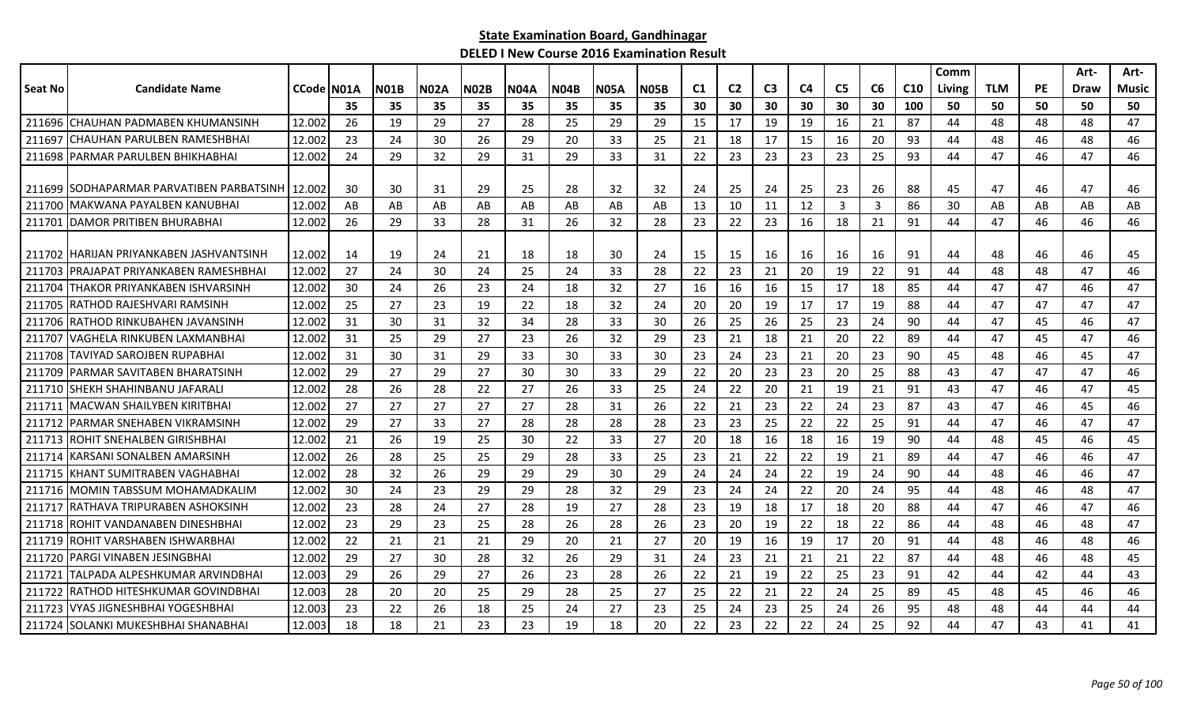**State Examination Board, Gandhinagar**

**DELED I New Course 2016 Examination Result**

| Seat No | Candidate Name | CCode | N01A | N01B | N02A | N02B | N04A | N04B | N05A | N05B | C1 | C2 | C3 | C4 | C5 | C6 | C10 | Comm Living | TLM | PE | Art-Draw | Art-Music |
|---|---|---|---|---|---|---|---|---|---|---|---|---|---|---|---|---|---|---|---|---|---|---|
| | | | 35 | 35 | 35 | 35 | 35 | 35 | 35 | 35 | 30 | 30 | 30 | 30 | 30 | 30 | 100 | 50 | 50 | 50 | 50 | 50 |
| 211696 | CHAUHAN PADMABEN KHUMANSINH | 12.002 | 26 | 19 | 29 | 27 | 28 | 25 | 29 | 29 | 15 | 17 | 19 | 19 | 16 | 21 | 87 | 44 | 48 | 48 | 48 | 47 |
| 211697 | CHAUHAN PARULBEN RAMESHBHAI | 12.002 | 23 | 24 | 30 | 26 | 29 | 20 | 33 | 25 | 21 | 18 | 17 | 15 | 16 | 20 | 93 | 44 | 48 | 46 | 48 | 46 |
| 211698 | PARMAR PARULBEN BHIKHABHAI | 12.002 | 24 | 29 | 32 | 29 | 31 | 29 | 33 | 31 | 22 | 23 | 23 | 23 | 23 | 25 | 93 | 44 | 47 | 46 | 47 | 46 |
| 211699 | SODHAPARMAR PARVATIBEN PARBATSINH | 12.002 | 30 | 30 | 31 | 29 | 25 | 28 | 32 | 32 | 24 | 25 | 24 | 25 | 23 | 26 | 88 | 45 | 47 | 46 | 47 | 46 |
| 211700 | MAKWANA PAYALBEN KANUBHAI | 12.002 | AB | AB | AB | AB | AB | AB | AB | AB | 13 | 10 | 11 | 12 | 3 | 3 | 86 | 30 | AB | AB | AB | AB |
| 211701 | DAMOR PRITIBEN BHURABHAI | 12.002 | 26 | 29 | 33 | 28 | 31 | 26 | 32 | 28 | 23 | 22 | 23 | 16 | 18 | 21 | 91 | 44 | 47 | 46 | 46 | 46 |
| 211702 | HARIJAN PRIYANKABEN JASHVANTSINH | 12.002 | 14 | 19 | 24 | 21 | 18 | 18 | 30 | 24 | 15 | 15 | 16 | 16 | 16 | 16 | 91 | 44 | 48 | 46 | 46 | 45 |
| 211703 | PRAJAPAT PRIYANKABEN RAMESHBHAI | 12.002 | 27 | 24 | 30 | 24 | 25 | 24 | 33 | 28 | 22 | 23 | 21 | 20 | 19 | 22 | 91 | 44 | 48 | 48 | 47 | 46 |
| 211704 | THAKOR PRIYANKABEN ISHVARSINH | 12.002 | 30 | 24 | 26 | 23 | 24 | 18 | 32 | 27 | 16 | 16 | 16 | 15 | 17 | 18 | 85 | 44 | 47 | 47 | 46 | 47 |
| 211705 | RATHOD RAJESHVARI RAMSINH | 12.002 | 25 | 27 | 23 | 19 | 22 | 18 | 32 | 24 | 20 | 20 | 19 | 17 | 17 | 19 | 88 | 44 | 47 | 47 | 47 | 47 |
| 211706 | RATHOD RINKUBAHEN JAVANSINH | 12.002 | 31 | 30 | 31 | 32 | 34 | 28 | 33 | 30 | 26 | 25 | 26 | 25 | 23 | 24 | 90 | 44 | 47 | 45 | 46 | 47 |
| 211707 | VAGHELA RINKUBEN LAXMANBHAI | 12.002 | 31 | 25 | 29 | 27 | 23 | 26 | 32 | 29 | 23 | 21 | 18 | 21 | 20 | 22 | 89 | 44 | 47 | 45 | 47 | 46 |
| 211708 | TAVIYAD SAROJBEN RUPABHAI | 12.002 | 31 | 30 | 31 | 29 | 33 | 30 | 33 | 30 | 23 | 24 | 23 | 21 | 20 | 23 | 90 | 45 | 48 | 46 | 45 | 47 |
| 211709 | PARMAR SAVITABEN BHARATSINH | 12.002 | 29 | 27 | 29 | 27 | 30 | 30 | 33 | 29 | 22 | 20 | 23 | 23 | 20 | 25 | 88 | 43 | 47 | 47 | 47 | 46 |
| 211710 | SHEKH SHAHINBANU JAFARALI | 12.002 | 28 | 26 | 28 | 22 | 27 | 26 | 33 | 25 | 24 | 22 | 20 | 21 | 19 | 21 | 91 | 43 | 47 | 46 | 47 | 45 |
| 211711 | MACWAN SHAILYBEN KIRITBHAI | 12.002 | 27 | 27 | 27 | 27 | 27 | 28 | 31 | 26 | 22 | 21 | 23 | 22 | 24 | 23 | 87 | 43 | 47 | 46 | 45 | 46 |
| 211712 | PARMAR SNEHABEN VIKRAMSINH | 12.002 | 29 | 27 | 33 | 27 | 28 | 28 | 28 | 28 | 23 | 23 | 25 | 22 | 22 | 25 | 91 | 44 | 47 | 46 | 47 | 47 |
| 211713 | ROHIT SNEHALBEN GIRISHBHAI | 12.002 | 21 | 26 | 19 | 25 | 30 | 22 | 33 | 27 | 20 | 18 | 16 | 18 | 16 | 19 | 90 | 44 | 48 | 45 | 46 | 45 |
| 211714 | KARSANI SONALBEN AMARSINH | 12.002 | 26 | 28 | 25 | 25 | 29 | 28 | 33 | 25 | 23 | 21 | 22 | 22 | 19 | 21 | 89 | 44 | 47 | 46 | 46 | 47 |
| 211715 | KHANT SUMITRABEN VAGHABHAI | 12.002 | 28 | 32 | 26 | 29 | 29 | 29 | 30 | 29 | 24 | 24 | 24 | 22 | 19 | 24 | 90 | 44 | 48 | 46 | 46 | 47 |
| 211716 | MOMIN TABSSUM MOHAMADKALIM | 12.002 | 30 | 24 | 23 | 29 | 29 | 28 | 32 | 29 | 23 | 24 | 24 | 22 | 20 | 24 | 95 | 44 | 48 | 46 | 48 | 47 |
| 211717 | RATHAVA TRIPURABEN ASHOKSINH | 12.002 | 23 | 28 | 24 | 27 | 28 | 19 | 27 | 28 | 23 | 19 | 18 | 17 | 18 | 20 | 88 | 44 | 47 | 46 | 47 | 46 |
| 211718 | ROHIT VANDANABEN DINESHBHAI | 12.002 | 23 | 29 | 23 | 25 | 28 | 26 | 28 | 26 | 23 | 20 | 19 | 22 | 18 | 22 | 86 | 44 | 48 | 46 | 48 | 47 |
| 211719 | ROHIT VARSHABEN ISHWARBHAI | 12.002 | 22 | 21 | 21 | 21 | 29 | 20 | 21 | 27 | 20 | 19 | 16 | 19 | 17 | 20 | 91 | 44 | 48 | 46 | 48 | 46 |
| 211720 | PARGI VINABEN JESINGBHAI | 12.002 | 29 | 27 | 30 | 28 | 32 | 26 | 29 | 31 | 24 | 23 | 21 | 21 | 21 | 22 | 87 | 44 | 48 | 46 | 48 | 45 |
| 211721 | TALPADA ALPESHKUMAR ARVINDBHAI | 12.003 | 29 | 26 | 29 | 27 | 26 | 23 | 28 | 26 | 22 | 21 | 19 | 22 | 25 | 23 | 91 | 42 | 44 | 42 | 44 | 43 |
| 211722 | RATHOD HITESHKUMAR GOVINDBHAI | 12.003 | 28 | 20 | 20 | 25 | 29 | 28 | 25 | 27 | 25 | 22 | 21 | 22 | 24 | 25 | 89 | 45 | 48 | 45 | 46 | 46 |
| 211723 | VYAS JIGNESHBHAI YOGESHBHAI | 12.003 | 23 | 22 | 26 | 18 | 25 | 24 | 27 | 23 | 25 | 24 | 23 | 25 | 24 | 26 | 95 | 48 | 48 | 44 | 44 | 44 |
| 211724 | SOLANKI MUKESHBHAI SHANABHAI | 12.003 | 18 | 18 | 21 | 23 | 23 | 19 | 18 | 20 | 22 | 23 | 22 | 22 | 24 | 25 | 92 | 44 | 47 | 43 | 41 | 41 |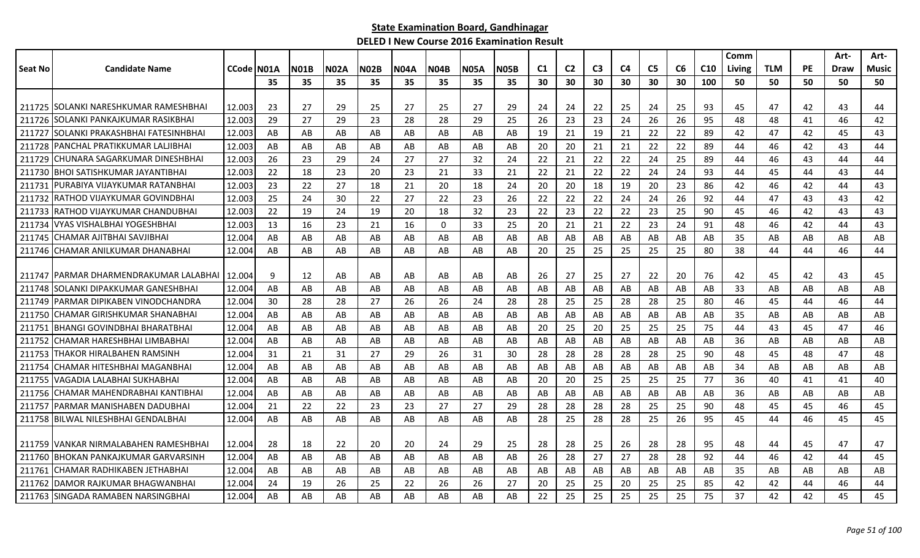**State Examination Board, Gandhinagar**

**DELED I New Course 2016 Examination Result**

| Seat No | Candidate Name | CCode | N01A | N01B | N02A | N02B | N04A | N04B | N05A | N05B | C1 | C2 | C3 | C4 | C5 | C6 | C10 | Comm Living | TLM | PE | Art-Draw | Art-Music |
|---|---|---|---|---|---|---|---|---|---|---|---|---|---|---|---|---|---|---|---|---|---|---|
| | | | 35 | 35 | 35 | 35 | 35 | 35 | 35 | 35 | 30 | 30 | 30 | 30 | 30 | 30 | 100 | 50 | 50 | 50 | 50 | 50 |
| 211725 | SOLANKI NARESHKUMAR RAMESHBHAI | 12.003 | 23 | 27 | 29 | 25 | 27 | 25 | 27 | 29 | 24 | 24 | 22 | 25 | 24 | 25 | 93 | 45 | 47 | 42 | 43 | 44 |
| 211726 | SOLANKI PANKAJKUMAR RASIKBHAI | 12.003 | 29 | 27 | 29 | 23 | 28 | 28 | 29 | 25 | 26 | 23 | 23 | 24 | 26 | 26 | 95 | 48 | 48 | 41 | 46 | 42 |
| 211727 | SOLANKI PRAKASHBHAI FATESINHBHAI | 12.003 | AB | AB | AB | AB | AB | AB | AB | AB | 19 | 21 | 19 | 21 | 22 | 22 | 89 | 42 | 47 | 42 | 45 | 43 |
| 211728 | PANCHAL PRATIKKUMAR LALJIBHAI | 12.003 | AB | AB | AB | AB | AB | AB | AB | AB | 20 | 20 | 21 | 21 | 22 | 22 | 89 | 44 | 46 | 42 | 43 | 44 |
| 211729 | CHUNARA SAGARKUMAR DINESHBHAI | 12.003 | 26 | 23 | 29 | 24 | 27 | 27 | 32 | 24 | 22 | 21 | 22 | 22 | 24 | 25 | 89 | 44 | 46 | 43 | 44 | 44 |
| 211730 | BHOI SATISHKUMAR JAYANTIBHAI | 12.003 | 22 | 18 | 23 | 20 | 23 | 21 | 33 | 21 | 22 | 21 | 22 | 22 | 24 | 24 | 93 | 44 | 45 | 44 | 43 | 44 |
| 211731 | PURABIYA VIJAYKUMAR RATANBHAI | 12.003 | 23 | 22 | 27 | 18 | 21 | 20 | 18 | 24 | 20 | 20 | 18 | 19 | 20 | 23 | 86 | 42 | 46 | 42 | 44 | 43 |
| 211732 | RATHOD VIJAYKUMAR GOVINDBHAI | 12.003 | 25 | 24 | 30 | 22 | 27 | 22 | 23 | 26 | 22 | 22 | 22 | 24 | 24 | 26 | 92 | 44 | 47 | 43 | 43 | 42 |
| 211733 | RATHOD VIJAYKUMAR CHANDUBHAI | 12.003 | 22 | 19 | 24 | 19 | 20 | 18 | 32 | 23 | 22 | 23 | 22 | 22 | 23 | 25 | 90 | 45 | 46 | 42 | 43 | 43 |
| 211734 | VYAS VISHALBHAI YOGESHBHAI | 12.003 | 13 | 16 | 23 | 21 | 16 | 0 | 33 | 25 | 20 | 21 | 21 | 22 | 23 | 24 | 91 | 48 | 46 | 42 | 44 | 43 |
| 211745 | CHAMAR AJITBHAI SAVJIBHAI | 12.004 | AB | AB | AB | AB | AB | AB | AB | AB | AB | AB | AB | AB | AB | AB | AB | 35 | AB | AB | AB | AB |
| 211746 | CHAMAR ANILKUMAR DHANABHAI | 12.004 | AB | AB | AB | AB | AB | AB | AB | AB | 20 | 25 | 25 | 25 | 25 | 25 | 80 | 38 | 44 | 44 | 46 | 44 |
| 211747 | PARMAR DHARMENDRAKUMAR LALABHAI | 12.004 | 9 | 12 | AB | AB | AB | AB | AB | AB | 26 | 27 | 25 | 27 | 22 | 20 | 76 | 42 | 45 | 42 | 43 | 45 |
| 211748 | SOLANKI DIPAKKUMAR GANESHBHAI | 12.004 | AB | AB | AB | AB | AB | AB | AB | AB | AB | AB | AB | AB | AB | AB | AB | 33 | AB | AB | AB | AB |
| 211749 | PARMAR DIPIKABEN VINODCHANDRA | 12.004 | 30 | 28 | 28 | 27 | 26 | 26 | 24 | 28 | 28 | 25 | 25 | 28 | 28 | 25 | 80 | 46 | 45 | 44 | 46 | 44 |
| 211750 | CHAMAR GIRISHKUMAR SHANABHAI | 12.004 | AB | AB | AB | AB | AB | AB | AB | AB | AB | AB | AB | AB | AB | AB | AB | 35 | AB | AB | AB | AB |
| 211751 | BHANGI GOVINDBHAI BHARATBHAI | 12.004 | AB | AB | AB | AB | AB | AB | AB | AB | 20 | 25 | 20 | 25 | 25 | 25 | 75 | 44 | 43 | 45 | 47 | 46 |
| 211752 | CHAMAR HARESHBHAI LIMBABHAI | 12.004 | AB | AB | AB | AB | AB | AB | AB | AB | AB | AB | AB | AB | AB | AB | AB | 36 | AB | AB | AB | AB |
| 211753 | THAKOR HIRALBAHEN RAMSINH | 12.004 | 31 | 21 | 31 | 27 | 29 | 26 | 31 | 30 | 28 | 28 | 28 | 28 | 28 | 25 | 90 | 48 | 45 | 48 | 47 | 48 |
| 211754 | CHAMAR HITESHBHAI MAGANBHAI | 12.004 | AB | AB | AB | AB | AB | AB | AB | AB | AB | AB | AB | AB | AB | AB | AB | 34 | AB | AB | AB | AB |
| 211755 | VAGADIA LALABHAI SUKHABHAI | 12.004 | AB | AB | AB | AB | AB | AB | AB | AB | 20 | 20 | 25 | 25 | 25 | 25 | 77 | 36 | 40 | 41 | 41 | 40 |
| 211756 | CHAMAR MAHENDRABHAI KANTIBHAI | 12.004 | AB | AB | AB | AB | AB | AB | AB | AB | AB | AB | AB | AB | AB | AB | AB | 36 | AB | AB | AB | AB |
| 211757 | PARMAR MANISHABEN DADUBHAI | 12.004 | 21 | 22 | 22 | 23 | 23 | 27 | 27 | 29 | 28 | 28 | 28 | 28 | 25 | 25 | 90 | 48 | 45 | 45 | 46 | 45 |
| 211758 | BILWAL NILESHBHAI GENDALBHAI | 12.004 | AB | AB | AB | AB | AB | AB | AB | AB | 28 | 25 | 28 | 28 | 25 | 26 | 95 | 45 | 44 | 46 | 45 | 45 |
| 211759 | VANKAR NIRMALABAHEN RAMESHBHAI | 12.004 | 28 | 18 | 22 | 20 | 20 | 24 | 29 | 25 | 28 | 28 | 25 | 26 | 28 | 28 | 95 | 48 | 44 | 45 | 47 | 47 |
| 211760 | BHOKAN PANKAJKUMAR GARVARSINH | 12.004 | AB | AB | AB | AB | AB | AB | AB | AB | 26 | 28 | 27 | 27 | 28 | 28 | 92 | 44 | 46 | 42 | 44 | 45 |
| 211761 | CHAMAR RADHIKABEN JETHABHAI | 12.004 | AB | AB | AB | AB | AB | AB | AB | AB | AB | AB | AB | AB | AB | AB | AB | 35 | AB | AB | AB | AB |
| 211762 | DAMOR RAJKUMAR BHAGWANBHAI | 12.004 | 24 | 19 | 26 | 25 | 22 | 26 | 26 | 27 | 20 | 25 | 25 | 20 | 25 | 25 | 85 | 42 | 42 | 44 | 46 | 44 |
| 211763 | SINGADA RAMABEN NARSINGBHAI | 12.004 | AB | AB | AB | AB | AB | AB | AB | AB | 22 | 25 | 25 | 25 | 25 | 25 | 75 | 37 | 42 | 42 | 45 | 45 |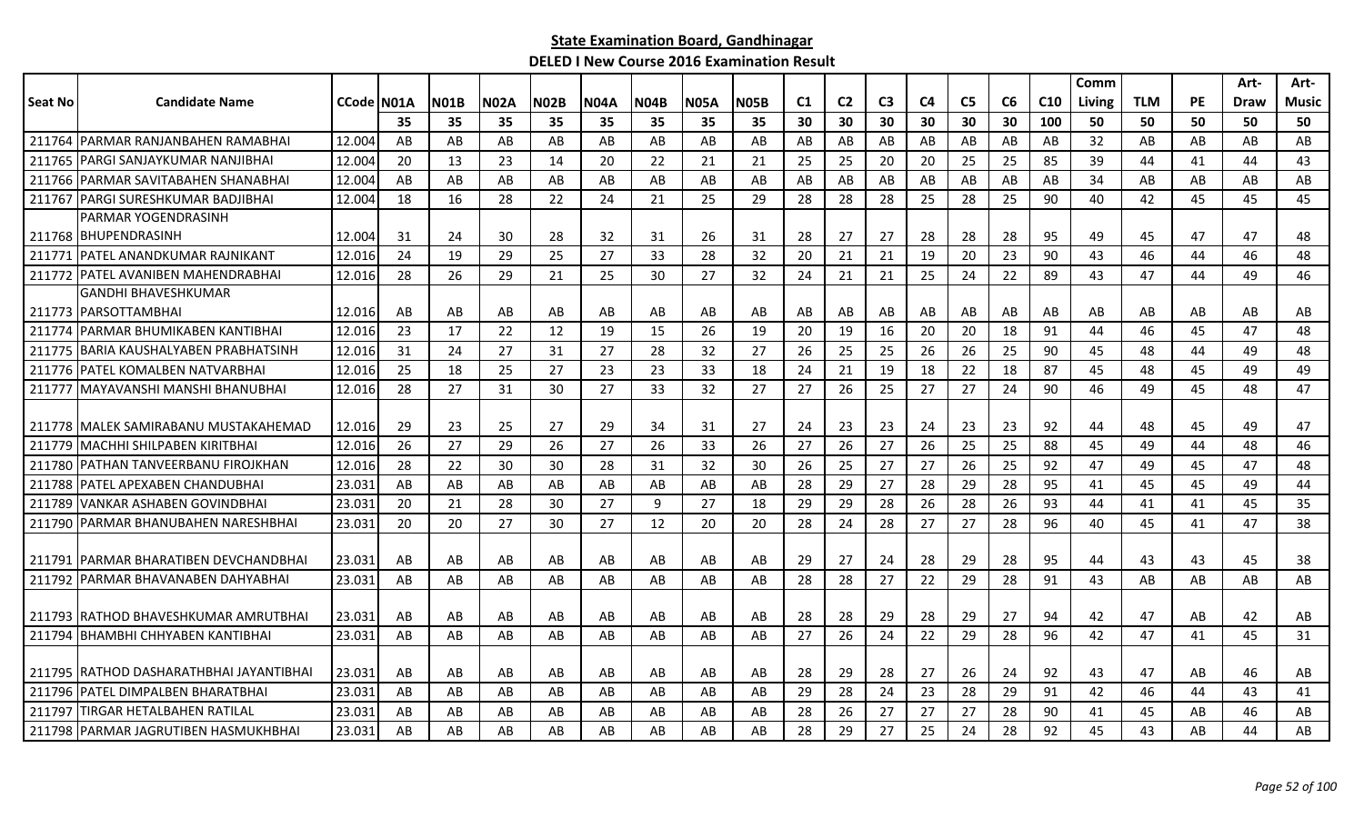**State Examination Board, Gandhinagar**

**DELED I New Course 2016 Examination Result**

| Seat No | Candidate Name | CCode | N01A | N01B | N02A | N02B | N04A | N04B | N05A | N05B | C1 | C2 | C3 | C4 | C5 | C6 | C10 | Comm Living | TLM | PE | Art-Draw | Art-Music |
|---|---|---|---|---|---|---|---|---|---|---|---|---|---|---|---|---|---|---|---|---|---|---|
| | | | 35 | 35 | 35 | 35 | 35 | 35 | 35 | 35 | 30 | 30 | 30 | 30 | 30 | 30 | 100 | 50 | 50 | 50 | 50 | 50 |
| 211764 | PARMAR RANJANBAHEN RAMABHAI | 12.004 | AB | AB | AB | AB | AB | AB | AB | AB | AB | AB | AB | AB | AB | AB | AB | 32 | AB | AB | AB | AB |
| 211765 | PARGI SANJAYKUMAR NANJIBHAI | 12.004 | 20 | 13 | 23 | 14 | 20 | 22 | 21 | 21 | 25 | 25 | 20 | 20 | 25 | 25 | 85 | 39 | 44 | 41 | 44 | 43 |
| 211766 | PARMAR SAVITABAHEN SHANABHAI | 12.004 | AB | AB | AB | AB | AB | AB | AB | AB | AB | AB | AB | AB | AB | AB | AB | 34 | AB | AB | AB | AB |
| 211767 | PARGI SURESHKUMAR BADJIBHAI | 12.004 | 18 | 16 | 28 | 22 | 24 | 21 | 25 | 29 | 28 | 28 | 28 | 25 | 28 | 25 | 90 | 40 | 42 | 45 | 45 | 45 |
| 211768 | PARMAR YOGENDRASINH BHUPENDRASINH | 12.004 | 31 | 24 | 30 | 28 | 32 | 31 | 26 | 31 | 28 | 27 | 27 | 28 | 28 | 28 | 95 | 49 | 45 | 47 | 47 | 48 |
| 211771 | PATEL ANANDKUMAR RAJNIKANT | 12.016 | 24 | 19 | 29 | 25 | 27 | 33 | 28 | 32 | 20 | 21 | 21 | 19 | 20 | 23 | 90 | 43 | 46 | 44 | 46 | 48 |
| 211772 | PATEL AVANIBEN MAHENDRABHAI | 12.016 | 28 | 26 | 29 | 21 | 25 | 30 | 27 | 32 | 24 | 21 | 21 | 25 | 24 | 22 | 89 | 43 | 47 | 44 | 49 | 46 |
| 211773 | GANDHI BHAVESHKUMAR PARSOTTAMBHAI | 12.016 | AB | AB | AB | AB | AB | AB | AB | AB | AB | AB | AB | AB | AB | AB | AB | AB | AB | AB | AB | AB |
| 211774 | PARMAR BHUMIKABEN KANTIBHAI | 12.016 | 23 | 17 | 22 | 12 | 19 | 15 | 26 | 19 | 20 | 19 | 16 | 20 | 20 | 18 | 91 | 44 | 46 | 45 | 47 | 48 |
| 211775 | BARIA KAUSHALYABEN PRABHATSINH | 12.016 | 31 | 24 | 27 | 31 | 27 | 28 | 32 | 27 | 26 | 25 | 25 | 26 | 26 | 25 | 90 | 45 | 48 | 44 | 49 | 48 |
| 211776 | PATEL KOMALBEN NATVARBHAI | 12.016 | 25 | 18 | 25 | 27 | 23 | 23 | 33 | 18 | 24 | 21 | 19 | 18 | 22 | 18 | 87 | 45 | 48 | 45 | 49 | 49 |
| 211777 | MAYAVANSHI MANSHI BHANUBHAI | 12.016 | 28 | 27 | 31 | 30 | 27 | 33 | 32 | 27 | 27 | 26 | 25 | 27 | 27 | 24 | 90 | 46 | 49 | 45 | 48 | 47 |
| 211778 | MALEK SAMIRABANU MUSTAKAHEMAD | 12.016 | 29 | 23 | 25 | 27 | 29 | 34 | 31 | 27 | 24 | 23 | 23 | 24 | 23 | 23 | 92 | 44 | 48 | 45 | 49 | 47 |
| 211779 | MACHHI SHILPABEN KIRITBHAI | 12.016 | 26 | 27 | 29 | 26 | 27 | 26 | 33 | 26 | 27 | 26 | 27 | 26 | 25 | 25 | 88 | 45 | 49 | 44 | 48 | 46 |
| 211780 | PATHAN TANVEERBANU FIROJKHAN | 12.016 | 28 | 22 | 30 | 30 | 28 | 31 | 32 | 30 | 26 | 25 | 27 | 27 | 26 | 25 | 92 | 47 | 49 | 45 | 47 | 48 |
| 211788 | PATEL APEXABEN CHANDUBHAI | 23.031 | AB | AB | AB | AB | AB | AB | AB | AB | 28 | 29 | 27 | 28 | 29 | 28 | 95 | 41 | 45 | 45 | 49 | 44 |
| 211789 | VANKAR ASHABEN GOVINDBHAI | 23.031 | 20 | 21 | 28 | 30 | 27 | 9 | 27 | 18 | 29 | 29 | 28 | 26 | 28 | 26 | 93 | 44 | 41 | 41 | 45 | 35 |
| 211790 | PARMAR BHANUBAHEN NARESHBHAI | 23.031 | 20 | 20 | 27 | 30 | 27 | 12 | 20 | 20 | 28 | 24 | 28 | 27 | 27 | 28 | 96 | 40 | 45 | 41 | 47 | 38 |
| 211791 | PARMAR BHARATIBEN DEVCHANDBHAI | 23.031 | AB | AB | AB | AB | AB | AB | AB | AB | 29 | 27 | 24 | 28 | 29 | 28 | 95 | 44 | 43 | 43 | 45 | 38 |
| 211792 | PARMAR BHAVANABEN DAHYABHAI | 23.031 | AB | AB | AB | AB | AB | AB | AB | AB | 28 | 28 | 27 | 22 | 29 | 28 | 91 | 43 | AB | AB | AB | AB |
| 211793 | RATHOD BHAVESHKUMAR AMRUTBHAI | 23.031 | AB | AB | AB | AB | AB | AB | AB | AB | 28 | 28 | 29 | 28 | 29 | 27 | 94 | 42 | 47 | AB | 42 | AB |
| 211794 | BHAMBHI CHHYABEN KANTIBHAI | 23.031 | AB | AB | AB | AB | AB | AB | AB | AB | 27 | 26 | 24 | 22 | 29 | 28 | 96 | 42 | 47 | 41 | 45 | 31 |
| 211795 | RATHOD DASHARATHBHAI JAYANTIBHAI | 23.031 | AB | AB | AB | AB | AB | AB | AB | AB | 28 | 29 | 28 | 27 | 26 | 24 | 92 | 43 | 47 | AB | 46 | AB |
| 211796 | PATEL DIMPALBEN BHARATBHAI | 23.031 | AB | AB | AB | AB | AB | AB | AB | AB | 29 | 28 | 24 | 23 | 28 | 29 | 91 | 42 | 46 | 44 | 43 | 41 |
| 211797 | TIRGAR HETALBAHEN RATILAL | 23.031 | AB | AB | AB | AB | AB | AB | AB | AB | 28 | 26 | 27 | 27 | 27 | 28 | 90 | 41 | 45 | AB | 46 | AB |
| 211798 | PARMAR JAGRUTIBEN HASMUKHBHAI | 23.031 | AB | AB | AB | AB | AB | AB | AB | AB | 28 | 29 | 27 | 25 | 24 | 28 | 92 | 45 | 43 | AB | 44 | AB |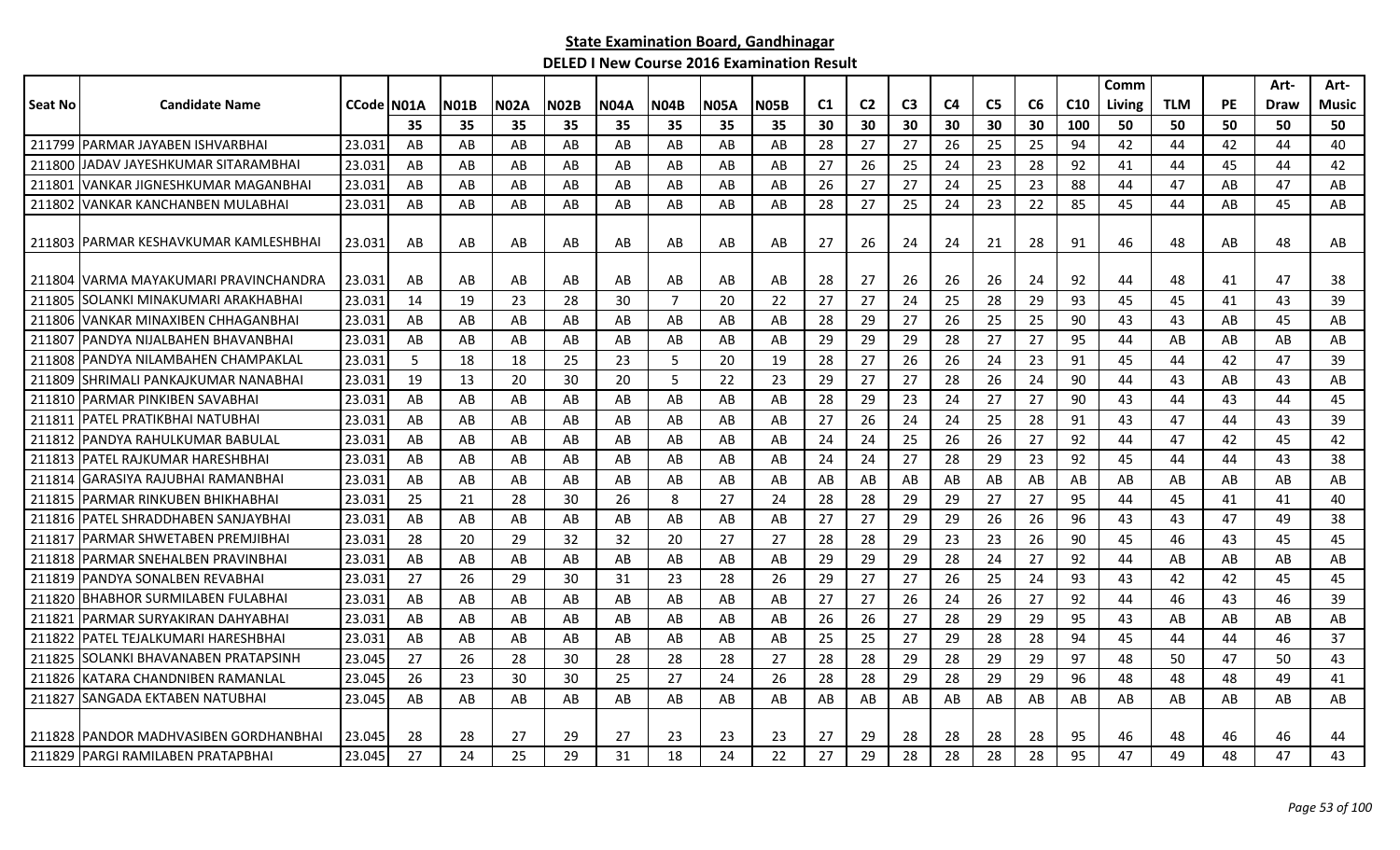**State Examination Board, Gandhinagar**

**DELED I New Course 2016 Examination Result**

| Seat No | Candidate Name | CCode | N01A | N01B | N02A | N02B | N04A | N04B | N05A | N05B | C1 | C2 | C3 | C4 | C5 | C6 | C10 | Comm Living | TLM | PE | Art-Draw | Art-Music |
|---|---|---|---|---|---|---|---|---|---|---|---|---|---|---|---|---|---|---|---|---|---|---|
| | | | 35 | 35 | 35 | 35 | 35 | 35 | 35 | 35 | 30 | 30 | 30 | 30 | 30 | 30 | 100 | 50 | 50 | 50 | 50 | 50 |
| 211799 | PARMAR JAYABEN ISHVARBHAI | 23.031 | AB | AB | AB | AB | AB | AB | AB | AB | 28 | 27 | 27 | 26 | 25 | 25 | 94 | 42 | 44 | 42 | 44 | 40 |
| 211800 | JADAV JAYESHKUMAR SITARAMBHAI | 23.031 | AB | AB | AB | AB | AB | AB | AB | AB | 27 | 26 | 25 | 24 | 23 | 28 | 92 | 41 | 44 | 45 | 44 | 42 |
| 211801 | VANKAR JIGNESHKUMAR MAGANBHAI | 23.031 | AB | AB | AB | AB | AB | AB | AB | AB | 26 | 27 | 27 | 24 | 25 | 23 | 88 | 44 | 47 | AB | 47 | AB |
| 211802 | VANKAR KANCHANBEN MULABHAI | 23.031 | AB | AB | AB | AB | AB | AB | AB | AB | 28 | 27 | 25 | 24 | 23 | 22 | 85 | 45 | 44 | AB | 45 | AB |
| 211803 | PARMAR KESHAVKUMAR KAMLESHBHAI | 23.031 | AB | AB | AB | AB | AB | AB | AB | AB | 27 | 26 | 24 | 24 | 21 | 28 | 91 | 46 | 48 | AB | 48 | AB |
| 211804 | VARMA MAYAKUMARI PRAVINCHANDRA | 23.031 | AB | AB | AB | AB | AB | AB | AB | AB | 28 | 27 | 26 | 26 | 26 | 24 | 92 | 44 | 48 | 41 | 47 | 38 |
| 211805 | SOLANKI MINAKUMARI ARAKHABHAI | 23.031 | 14 | 19 | 23 | 28 | 30 | 7 | 20 | 22 | 27 | 27 | 24 | 25 | 28 | 29 | 93 | 45 | 45 | 41 | 43 | 39 |
| 211806 | VANKAR MINAXIBEN CHHAGANBHAI | 23.031 | AB | AB | AB | AB | AB | AB | AB | AB | 28 | 29 | 27 | 26 | 25 | 25 | 90 | 43 | 43 | AB | 45 | AB |
| 211807 | PANDYA NIJALBAHEN BHAVANBHAI | 23.031 | AB | AB | AB | AB | AB | AB | AB | AB | 29 | 29 | 29 | 28 | 27 | 27 | 95 | 44 | AB | AB | AB | AB |
| 211808 | PANDYA NILAMBAHEN CHAMPAKLAL | 23.031 | 5 | 18 | 18 | 25 | 23 | 5 | 20 | 19 | 28 | 27 | 26 | 26 | 24 | 23 | 91 | 45 | 44 | 42 | 47 | 39 |
| 211809 | SHRIMALI PANKAJKUMAR NANABHAI | 23.031 | 19 | 13 | 20 | 30 | 20 | 5 | 22 | 23 | 29 | 27 | 27 | 28 | 26 | 24 | 90 | 44 | 43 | AB | 43 | AB |
| 211810 | PARMAR PINKIBEN SAVABHAI | 23.031 | AB | AB | AB | AB | AB | AB | AB | AB | 28 | 29 | 23 | 24 | 27 | 27 | 90 | 43 | 44 | 43 | 44 | 45 |
| 211811 | PATEL PRATIKBHAI NATUBHAI | 23.031 | AB | AB | AB | AB | AB | AB | AB | AB | 27 | 26 | 24 | 24 | 25 | 28 | 91 | 43 | 47 | 44 | 43 | 39 |
| 211812 | PANDYA RAHULKUMAR BABULAL | 23.031 | AB | AB | AB | AB | AB | AB | AB | AB | 24 | 24 | 25 | 26 | 26 | 27 | 92 | 44 | 47 | 42 | 45 | 42 |
| 211813 | PATEL RAJKUMAR HARESHBHAI | 23.031 | AB | AB | AB | AB | AB | AB | AB | AB | 24 | 24 | 27 | 28 | 29 | 23 | 92 | 45 | 44 | 44 | 43 | 38 |
| 211814 | GARASIYA RAJUBHAI RAMANBHAI | 23.031 | AB | AB | AB | AB | AB | AB | AB | AB | AB | AB | AB | AB | AB | AB | AB | AB | AB | AB | AB | AB |
| 211815 | PARMAR RINKUBEN BHIKHABHAI | 23.031 | 25 | 21 | 28 | 30 | 26 | 8 | 27 | 24 | 28 | 28 | 29 | 29 | 27 | 27 | 95 | 44 | 45 | 41 | 41 | 40 |
| 211816 | PATEL SHRADDHABEN SANJAYBHAI | 23.031 | AB | AB | AB | AB | AB | AB | AB | AB | 27 | 27 | 29 | 29 | 26 | 26 | 96 | 43 | 43 | 47 | 49 | 38 |
| 211817 | PARMAR SHWETABEN PREMJIBHAI | 23.031 | 28 | 20 | 29 | 32 | 32 | 20 | 27 | 27 | 28 | 28 | 29 | 23 | 23 | 26 | 90 | 45 | 46 | 43 | 45 | 45 |
| 211818 | PARMAR SNEHALBEN PRAVINBHAI | 23.031 | AB | AB | AB | AB | AB | AB | AB | AB | 29 | 29 | 29 | 28 | 24 | 27 | 92 | 44 | AB | AB | AB | AB |
| 211819 | PANDYA SONALBEN REVABHAI | 23.031 | 27 | 26 | 29 | 30 | 31 | 23 | 28 | 26 | 29 | 27 | 27 | 26 | 25 | 24 | 93 | 43 | 42 | 42 | 45 | 45 |
| 211820 | BHABHOR SURMILABEN FULABHAI | 23.031 | AB | AB | AB | AB | AB | AB | AB | AB | 27 | 27 | 26 | 24 | 26 | 27 | 92 | 44 | 46 | 43 | 46 | 39 |
| 211821 | PARMAR SURYAKIRAN DAHYABHAI | 23.031 | AB | AB | AB | AB | AB | AB | AB | AB | 26 | 26 | 27 | 28 | 29 | 29 | 95 | 43 | AB | AB | AB | AB |
| 211822 | PATEL TEJALKUMARI HARESHBHAI | 23.031 | AB | AB | AB | AB | AB | AB | AB | AB | 25 | 25 | 27 | 29 | 28 | 28 | 94 | 45 | 44 | 44 | 46 | 37 |
| 211825 | SOLANKI BHAVANABEN PRATAPSINH | 23.045 | 27 | 26 | 28 | 30 | 28 | 28 | 28 | 27 | 28 | 28 | 29 | 28 | 29 | 29 | 97 | 48 | 50 | 47 | 50 | 43 |
| 211826 | KATARA CHANDNIBEN RAMANLAL | 23.045 | 26 | 23 | 30 | 30 | 25 | 27 | 24 | 26 | 28 | 28 | 29 | 28 | 29 | 29 | 96 | 48 | 48 | 48 | 49 | 41 |
| 211827 | SANGADA EKTABEN NATUBHAI | 23.045 | AB | AB | AB | AB | AB | AB | AB | AB | AB | AB | AB | AB | AB | AB | AB | AB | AB | AB | AB | AB |
| 211828 | PANDOR MADHVASIBEN GORDHANBHAI | 23.045 | 28 | 28 | 27 | 29 | 27 | 23 | 23 | 23 | 27 | 29 | 28 | 28 | 28 | 28 | 95 | 46 | 48 | 46 | 46 | 44 |
| 211829 | PARGI RAMILABEN PRATAPBHAI | 23.045 | 27 | 24 | 25 | 29 | 31 | 18 | 24 | 22 | 27 | 29 | 28 | 28 | 28 | 28 | 95 | 47 | 49 | 48 | 47 | 43 |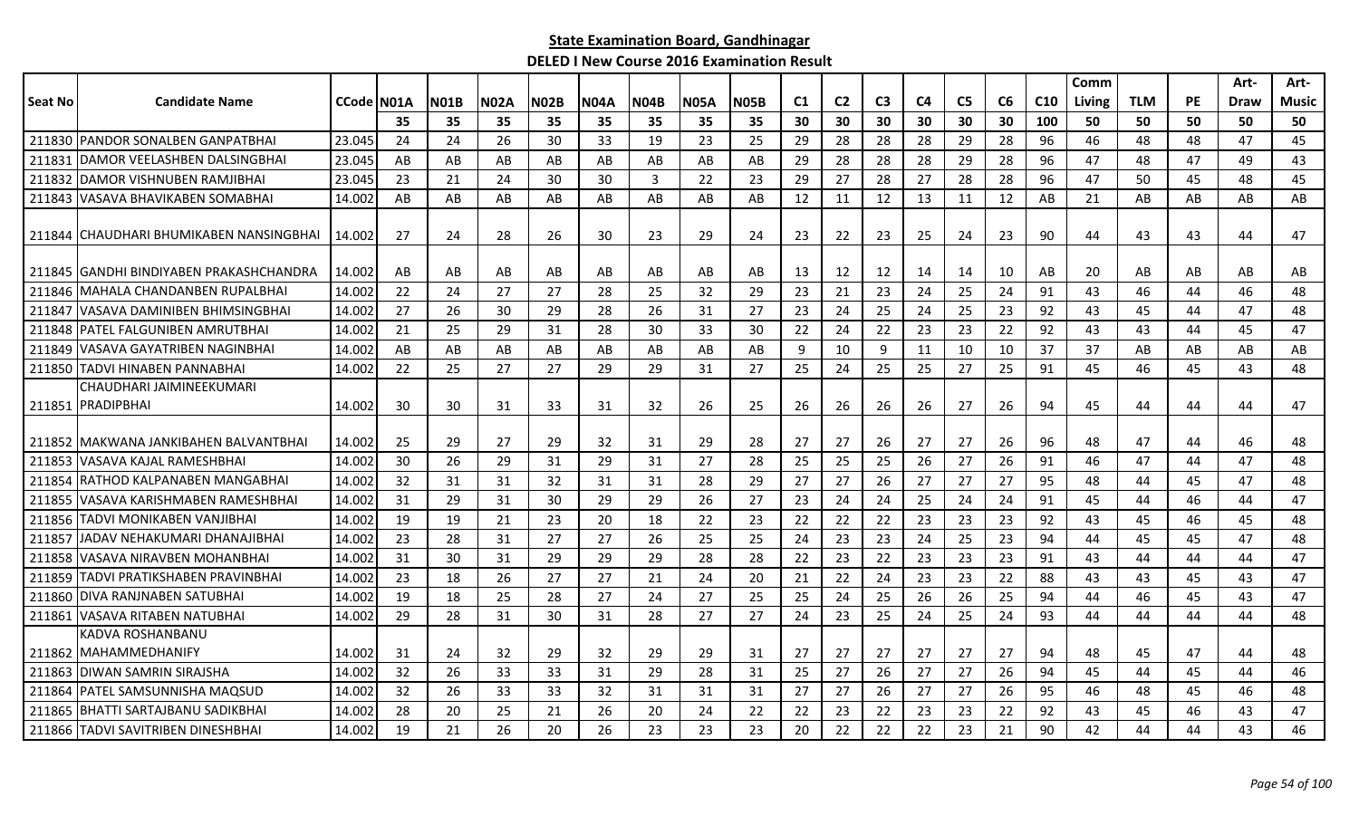## State Examination Board, Gandhinagar

### DELED I New Course 2016 Examination Result

| Seat No | Candidate Name | CCode | N01A | N01B | N02A | N02B | N04A | N04B | N05A | N05B | C1 | C2 | C3 | C4 | C5 | C6 | C10 | Comm Living | TLM | PE | Art-Draw | Art-Music |
|---|---|---|---|---|---|---|---|---|---|---|---|---|---|---|---|---|---|---|---|---|---|---|
| | | | 35 | 35 | 35 | 35 | 35 | 35 | 35 | 35 | 30 | 30 | 30 | 30 | 30 | 30 | 100 | 50 | 50 | 50 | 50 | 50 |
| 211830 | PANDOR SONALBEN GANPATBHAI | 23.045 | 24 | 24 | 26 | 30 | 33 | 19 | 23 | 25 | 29 | 28 | 28 | 28 | 29 | 28 | 96 | 46 | 48 | 48 | 47 | 45 |
| 211831 | DAMOR VEELASHBEN DALSINGBHAI | 23.045 | AB | AB | AB | AB | AB | AB | AB | AB | 29 | 28 | 28 | 28 | 29 | 28 | 96 | 47 | 48 | 47 | 49 | 43 |
| 211832 | DAMOR VISHNUBEN RAMJIBHAI | 23.045 | 23 | 21 | 24 | 30 | 30 | 3 | 22 | 23 | 29 | 27 | 28 | 27 | 28 | 28 | 96 | 47 | 50 | 45 | 48 | 45 |
| 211843 | VASAVA BHAVIKABEN SOMABHAI | 14.002 | AB | AB | AB | AB | AB | AB | AB | AB | 12 | 11 | 12 | 13 | 11 | 12 | AB | 21 | AB | AB | AB | AB |
| 211844 | CHAUDHARI BHUMIKABEN NANSINGBHAI | 14.002 | 27 | 24 | 28 | 26 | 30 | 23 | 29 | 24 | 23 | 22 | 23 | 25 | 24 | 23 | 90 | 44 | 43 | 43 | 44 | 47 |
| 211845 | GANDHI BINDIYABEN PRAKASHCHANDRA | 14.002 | AB | AB | AB | AB | AB | AB | AB | AB | 13 | 12 | 12 | 14 | 14 | 10 | AB | 20 | AB | AB | AB | AB |
| 211846 | MAHALA CHANDANBEN RUPALBHAI | 14.002 | 22 | 24 | 27 | 27 | 28 | 25 | 32 | 29 | 23 | 21 | 23 | 24 | 25 | 24 | 91 | 43 | 46 | 44 | 46 | 48 |
| 211847 | VASAVA DAMINIBEN BHIMSINGBHAI | 14.002 | 27 | 26 | 30 | 29 | 28 | 26 | 31 | 27 | 23 | 24 | 25 | 24 | 25 | 23 | 92 | 43 | 45 | 44 | 47 | 48 |
| 211848 | PATEL FALGUNIBEN AMRUTBHAI | 14.002 | 21 | 25 | 29 | 31 | 28 | 30 | 33 | 30 | 22 | 24 | 22 | 23 | 23 | 22 | 92 | 43 | 43 | 44 | 45 | 47 |
| 211849 | VASAVA GAYATRIBEN NAGINBHAI | 14.002 | AB | AB | AB | AB | AB | AB | AB | AB | 9 | 10 | 9 | 11 | 10 | 10 | 37 | 37 | AB | AB | AB | AB |
| 211850 | TADVI HINABEN PANNABHAI | 14.002 | 22 | 25 | 27 | 27 | 29 | 29 | 31 | 27 | 25 | 24 | 25 | 25 | 27 | 25 | 91 | 45 | 46 | 45 | 43 | 48 |
| 211851 | CHAUDHARI JAIMINEEKUMARI PRADIPBHAI | 14.002 | 30 | 30 | 31 | 33 | 31 | 32 | 26 | 25 | 26 | 26 | 26 | 26 | 27 | 26 | 94 | 45 | 44 | 44 | 44 | 47 |
| 211852 | MAKWANA JANKIBAHEN BALVANTBHAI | 14.002 | 25 | 29 | 27 | 29 | 32 | 31 | 29 | 28 | 27 | 27 | 26 | 27 | 27 | 26 | 96 | 48 | 47 | 44 | 46 | 48 |
| 211853 | VASAVA KAJAL RAMESHBHAI | 14.002 | 30 | 26 | 29 | 31 | 29 | 31 | 27 | 28 | 25 | 25 | 25 | 26 | 27 | 26 | 91 | 46 | 47 | 44 | 47 | 48 |
| 211854 | RATHOD KALPANABEN MANGABHAI | 14.002 | 32 | 31 | 31 | 32 | 31 | 31 | 28 | 29 | 27 | 27 | 26 | 27 | 27 | 27 | 95 | 48 | 44 | 45 | 47 | 48 |
| 211855 | VASAVA KARISHMABEN RAMESHBHAI | 14.002 | 31 | 29 | 31 | 30 | 29 | 29 | 26 | 27 | 23 | 24 | 24 | 25 | 24 | 24 | 91 | 45 | 44 | 46 | 44 | 47 |
| 211856 | TADVI MONIKABEN VANJIBHAI | 14.002 | 19 | 19 | 21 | 23 | 20 | 18 | 22 | 23 | 22 | 22 | 22 | 23 | 23 | 23 | 92 | 43 | 45 | 46 | 45 | 48 |
| 211857 | JADAV NEHAKUMARI DHANAJIBHAI | 14.002 | 23 | 28 | 31 | 27 | 27 | 26 | 25 | 25 | 24 | 23 | 23 | 24 | 25 | 23 | 94 | 44 | 45 | 45 | 47 | 48 |
| 211858 | VASAVA NIRAVBEN MOHANBHAI | 14.002 | 31 | 30 | 31 | 29 | 29 | 29 | 28 | 28 | 22 | 23 | 22 | 23 | 23 | 23 | 91 | 43 | 44 | 44 | 44 | 47 |
| 211859 | TADVI PRATIKSHABEN PRAVINBHAI | 14.002 | 23 | 18 | 26 | 27 | 27 | 21 | 24 | 20 | 21 | 22 | 24 | 23 | 23 | 22 | 88 | 43 | 43 | 45 | 43 | 47 |
| 211860 | DIVA RANJNABEN SATUBHAI | 14.002 | 19 | 18 | 25 | 28 | 27 | 24 | 27 | 25 | 25 | 24 | 25 | 26 | 26 | 25 | 94 | 44 | 46 | 45 | 43 | 47 |
| 211861 | VASAVA RITABEN NATUBHAI | 14.002 | 29 | 28 | 31 | 30 | 31 | 28 | 27 | 27 | 24 | 23 | 25 | 24 | 25 | 24 | 93 | 44 | 44 | 44 | 44 | 48 |
| 211862 | KADVA ROSHANBANU MAHAMMEDHANIFY | 14.002 | 31 | 24 | 32 | 29 | 32 | 29 | 29 | 31 | 27 | 27 | 27 | 27 | 27 | 27 | 94 | 48 | 45 | 47 | 44 | 48 |
| 211863 | DIWAN SAMRIN SIRAJSHA | 14.002 | 32 | 26 | 33 | 33 | 31 | 29 | 28 | 31 | 25 | 27 | 26 | 27 | 27 | 26 | 94 | 45 | 44 | 45 | 44 | 46 |
| 211864 | PATEL SAMSUNNISHA MAQSUD | 14.002 | 32 | 26 | 33 | 33 | 32 | 31 | 31 | 31 | 27 | 27 | 26 | 27 | 27 | 26 | 95 | 46 | 48 | 45 | 46 | 48 |
| 211865 | BHATTI SARTAJBANU SADIKBHAI | 14.002 | 28 | 20 | 25 | 21 | 26 | 20 | 24 | 22 | 22 | 23 | 22 | 23 | 23 | 22 | 92 | 43 | 45 | 46 | 43 | 47 |
| 211866 | TADVI SAVITRIBEN DINESHBHAI | 14.002 | 19 | 21 | 26 | 20 | 26 | 23 | 23 | 23 | 20 | 22 | 22 | 22 | 23 | 21 | 90 | 42 | 44 | 44 | 43 | 46 |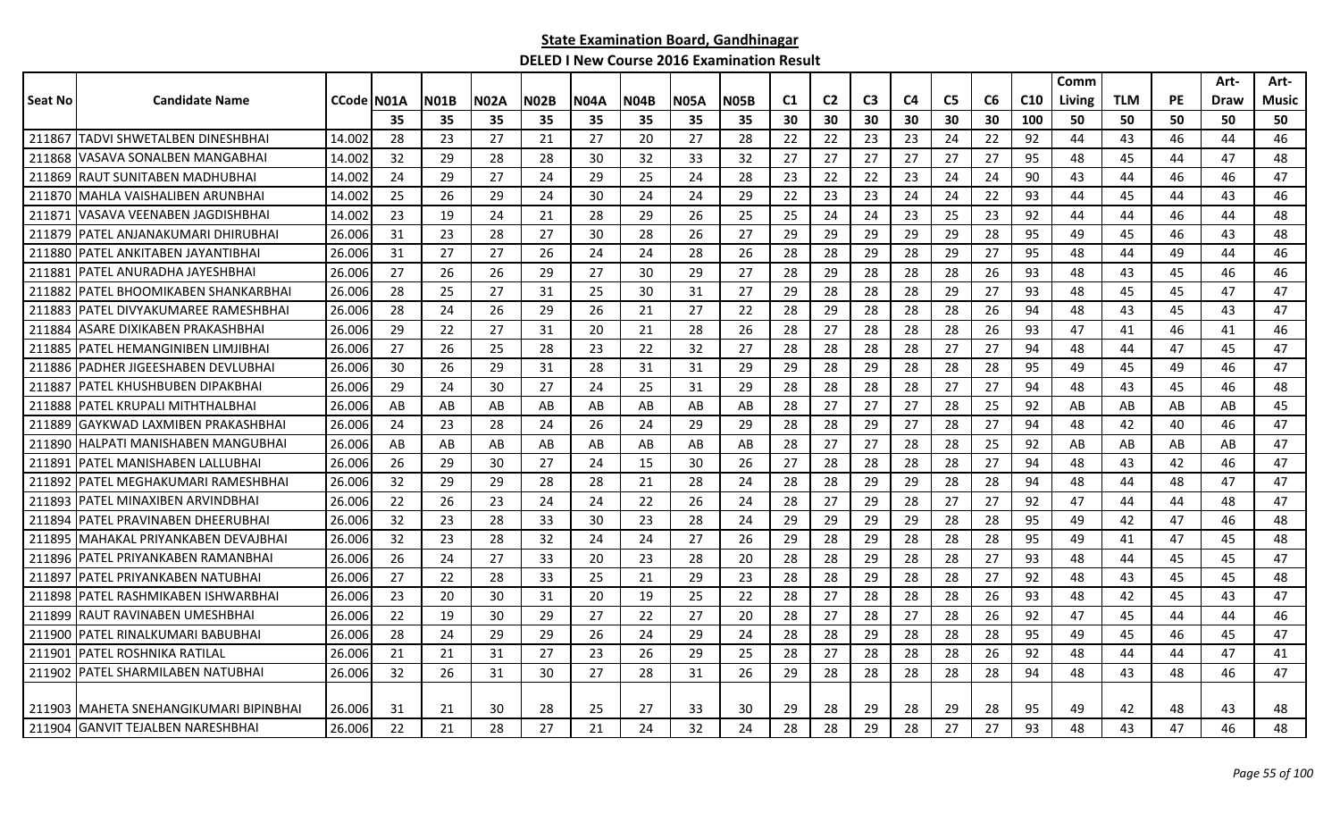**State Examination Board, Gandhinagar**

**DELED I New Course 2016 Examination Result**

| Seat No | Candidate Name | CCode | N01A | N01B | N02A | N02B | N04A | N04B | N05A | N05B | C1 | C2 | C3 | C4 | C5 | C6 | C10 | Comm Living | TLM | PE | Art-Draw | Art-Music |
|---|---|---|---|---|---|---|---|---|---|---|---|---|---|---|---|---|---|---|---|---|---|---|
| | | | 35 | 35 | 35 | 35 | 35 | 35 | 35 | 35 | 30 | 30 | 30 | 30 | 30 | 30 | 100 | 50 | 50 | 50 | 50 | 50 |
| 211867 | TADVI SHWETALBEN DINESHBHAI | 14.002 | 28 | 23 | 27 | 21 | 27 | 20 | 27 | 28 | 22 | 22 | 23 | 23 | 24 | 22 | 92 | 44 | 43 | 46 | 44 | 46 |
| 211868 | VASAVA SONALBEN MANGABHAI | 14.002 | 32 | 29 | 28 | 28 | 30 | 32 | 33 | 32 | 27 | 27 | 27 | 27 | 27 | 27 | 95 | 48 | 45 | 44 | 47 | 48 |
| 211869 | RAUT SUNITABEN MADHUBHAI | 14.002 | 24 | 29 | 27 | 24 | 29 | 25 | 24 | 28 | 23 | 22 | 22 | 23 | 24 | 24 | 90 | 43 | 44 | 46 | 46 | 47 |
| 211870 | MAHLA VAISHALIBEN ARUNBHAI | 14.002 | 25 | 26 | 29 | 24 | 30 | 24 | 24 | 29 | 22 | 23 | 23 | 24 | 24 | 22 | 93 | 44 | 45 | 44 | 43 | 46 |
| 211871 | VASAVA VEENABEN JAGDISHBHAI | 14.002 | 23 | 19 | 24 | 21 | 28 | 29 | 26 | 25 | 25 | 24 | 24 | 23 | 25 | 23 | 92 | 44 | 44 | 46 | 44 | 48 |
| 211879 | PATEL ANJANAKUMARI DHIRUBHAI | 26.006 | 31 | 23 | 28 | 27 | 30 | 28 | 26 | 27 | 29 | 29 | 29 | 29 | 29 | 28 | 95 | 49 | 45 | 46 | 43 | 48 |
| 211880 | PATEL ANKITABEN JAYANTIBHAI | 26.006 | 31 | 27 | 27 | 26 | 24 | 24 | 28 | 26 | 28 | 28 | 29 | 28 | 29 | 27 | 95 | 48 | 44 | 49 | 44 | 46 |
| 211881 | PATEL ANURADHA JAYESHBHAI | 26.006 | 27 | 26 | 26 | 29 | 27 | 30 | 29 | 27 | 28 | 29 | 28 | 28 | 28 | 26 | 93 | 48 | 43 | 45 | 46 | 46 |
| 211882 | PATEL BHOOMIKABEN SHANKARBHAI | 26.006 | 28 | 25 | 27 | 31 | 25 | 30 | 31 | 27 | 29 | 28 | 28 | 28 | 29 | 27 | 93 | 48 | 45 | 45 | 47 | 47 |
| 211883 | PATEL DIVYAKUMAREE RAMESHBHAI | 26.006 | 28 | 24 | 26 | 29 | 26 | 21 | 27 | 22 | 28 | 29 | 28 | 28 | 28 | 26 | 94 | 48 | 43 | 45 | 43 | 47 |
| 211884 | ASARE DIXIKABEN PRAKASHBHAI | 26.006 | 29 | 22 | 27 | 31 | 20 | 21 | 28 | 26 | 28 | 27 | 28 | 28 | 28 | 26 | 93 | 47 | 41 | 46 | 41 | 46 |
| 211885 | PATEL HEMANGINIBEN LIMJIBHAI | 26.006 | 27 | 26 | 25 | 28 | 23 | 22 | 32 | 27 | 28 | 28 | 28 | 28 | 27 | 27 | 94 | 48 | 44 | 47 | 45 | 47 |
| 211886 | PADHER JIGEESHABEN DEVLUBHAI | 26.006 | 30 | 26 | 29 | 31 | 28 | 31 | 31 | 29 | 29 | 28 | 29 | 28 | 28 | 28 | 95 | 49 | 45 | 49 | 46 | 47 |
| 211887 | PATEL KHUSHBUBEN DIPAKBHAI | 26.006 | 29 | 24 | 30 | 27 | 24 | 25 | 31 | 29 | 28 | 28 | 28 | 28 | 27 | 27 | 94 | 48 | 43 | 45 | 46 | 48 |
| 211888 | PATEL KRUPALI MITHTHALBHAI | 26.006 | AB | AB | AB | AB | AB | AB | AB | AB | 28 | 27 | 27 | 27 | 28 | 25 | 92 | AB | AB | AB | AB | 45 |
| 211889 | GAYKWAD LAXMIBEN PRAKASHBHAI | 26.006 | 24 | 23 | 28 | 24 | 26 | 24 | 29 | 29 | 28 | 28 | 29 | 27 | 28 | 27 | 94 | 48 | 42 | 40 | 46 | 47 |
| 211890 | HALPATI MANISHABEN MANGUBHAI | 26.006 | AB | AB | AB | AB | AB | AB | AB | AB | 28 | 27 | 27 | 28 | 28 | 25 | 92 | AB | AB | AB | AB | 47 |
| 211891 | PATEL MANISHABEN LALLUBHAI | 26.006 | 26 | 29 | 30 | 27 | 24 | 15 | 30 | 26 | 27 | 28 | 28 | 28 | 28 | 27 | 94 | 48 | 43 | 42 | 46 | 47 |
| 211892 | PATEL MEGHAKUMARI RAMESHBHAI | 26.006 | 32 | 29 | 29 | 28 | 28 | 21 | 28 | 24 | 28 | 28 | 29 | 29 | 28 | 28 | 94 | 48 | 44 | 48 | 47 | 47 |
| 211893 | PATEL MINAXIBEN ARVINDBHAI | 26.006 | 22 | 26 | 23 | 24 | 24 | 22 | 26 | 24 | 28 | 27 | 29 | 28 | 27 | 27 | 92 | 47 | 44 | 44 | 48 | 47 |
| 211894 | PATEL PRAVINABEN DHEERUBHAI | 26.006 | 32 | 23 | 28 | 33 | 30 | 23 | 28 | 24 | 29 | 29 | 29 | 29 | 28 | 28 | 95 | 49 | 42 | 47 | 46 | 48 |
| 211895 | MAHAKAL PRIYANKABEN DEVAJBHAI | 26.006 | 32 | 23 | 28 | 32 | 24 | 24 | 27 | 26 | 29 | 28 | 29 | 28 | 28 | 28 | 95 | 49 | 41 | 47 | 45 | 48 |
| 211896 | PATEL PRIYANKABEN RAMANBHAI | 26.006 | 26 | 24 | 27 | 33 | 20 | 23 | 28 | 20 | 28 | 28 | 29 | 28 | 28 | 27 | 93 | 48 | 44 | 45 | 45 | 47 |
| 211897 | PATEL PRIYANKABEN NATUBHAI | 26.006 | 27 | 22 | 28 | 33 | 25 | 21 | 29 | 23 | 28 | 28 | 29 | 28 | 28 | 27 | 92 | 48 | 43 | 45 | 45 | 48 |
| 211898 | PATEL RASHMIKABEN ISHWARBHAI | 26.006 | 23 | 20 | 30 | 31 | 20 | 19 | 25 | 22 | 28 | 27 | 28 | 28 | 28 | 26 | 93 | 48 | 42 | 45 | 43 | 47 |
| 211899 | RAUT RAVINABEN UMESHBHAI | 26.006 | 22 | 19 | 30 | 29 | 27 | 22 | 27 | 20 | 28 | 27 | 28 | 27 | 28 | 26 | 92 | 47 | 45 | 44 | 44 | 46 |
| 211900 | PATEL RINALKUMARI BABUBHAI | 26.006 | 28 | 24 | 29 | 29 | 26 | 24 | 29 | 24 | 28 | 28 | 29 | 28 | 28 | 28 | 95 | 49 | 45 | 46 | 45 | 47 |
| 211901 | PATEL ROSHNIKA RATILAL | 26.006 | 21 | 21 | 31 | 27 | 23 | 26 | 29 | 25 | 28 | 27 | 28 | 28 | 28 | 26 | 92 | 48 | 44 | 44 | 47 | 41 |
| 211902 | PATEL SHARMILABEN NATUBHAI | 26.006 | 32 | 26 | 31 | 30 | 27 | 28 | 31 | 26 | 29 | 28 | 28 | 28 | 28 | 28 | 94 | 48 | 43 | 48 | 46 | 47 |
| 211903 | MAHETA SNEHANGIKUMARI BIPINBHAI | 26.006 | 31 | 21 | 30 | 28 | 25 | 27 | 33 | 30 | 29 | 28 | 29 | 28 | 29 | 28 | 95 | 49 | 42 | 48 | 43 | 48 |
| 211904 | GANVIT TEJALBEN NARESHBHAI | 26.006 | 22 | 21 | 28 | 27 | 21 | 24 | 32 | 24 | 28 | 28 | 29 | 28 | 27 | 27 | 93 | 48 | 43 | 47 | 46 | 48 |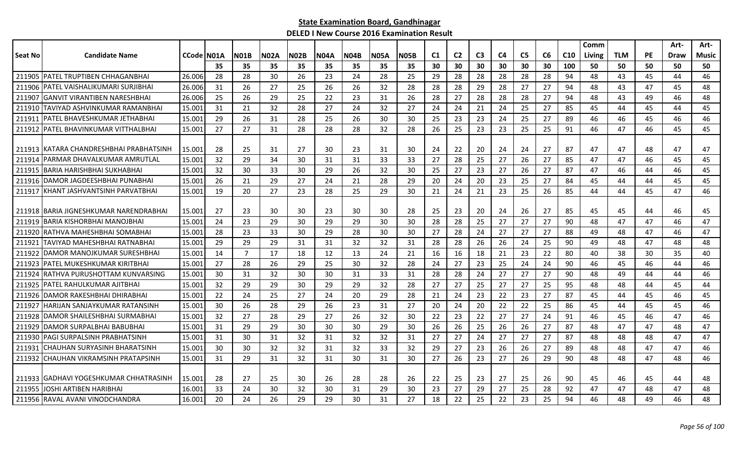## State Examination Board, Gandhinagar

### DELED I New Course 2016 Examination Result

| Seat No | Candidate Name | CCode | N01A | N01B | N02A | N02B | N04A | N04B | N05A | N05B | C1 | C2 | C3 | C4 | C5 | C6 | C10 | Comm Living | TLM | PE | Art-Draw | Art-Music |
|---|---|---|---|---|---|---|---|---|---|---|---|---|---|---|---|---|---|---|---|---|---|---|
| | | | 35 | 35 | 35 | 35 | 35 | 35 | 35 | 35 | 30 | 30 | 30 | 30 | 30 | 30 | 100 | 50 | 50 | 50 | 50 | 50 |
| 211905 | PATEL TRUPTIBEN CHHAGANBHAI | 26.006 | 28 | 28 | 30 | 26 | 23 | 24 | 28 | 25 | 29 | 28 | 28 | 28 | 28 | 28 | 94 | 48 | 43 | 45 | 44 | 46 |
| 211906 | PATEL VAISHALIKUMARI SURJIBHAI | 26.006 | 31 | 26 | 27 | 25 | 26 | 26 | 32 | 28 | 28 | 28 | 29 | 28 | 27 | 27 | 94 | 48 | 43 | 47 | 45 | 48 |
| 211907 | GANVIT VIRANTIBEN NARESHBHAI | 26.006 | 25 | 26 | 29 | 25 | 22 | 23 | 31 | 26 | 28 | 27 | 28 | 28 | 28 | 27 | 94 | 48 | 43 | 49 | 46 | 48 |
| 211910 | TAVIYAD ASHVINKUMAR RAMANBHAI | 15.001 | 31 | 21 | 32 | 28 | 27 | 24 | 32 | 27 | 24 | 24 | 21 | 24 | 25 | 27 | 85 | 45 | 44 | 45 | 44 | 45 |
| 211911 | PATEL BHAVESHKUMAR JETHABHAI | 15.001 | 29 | 26 | 31 | 28 | 25 | 26 | 30 | 30 | 25 | 23 | 23 | 24 | 25 | 27 | 89 | 46 | 46 | 45 | 46 | 46 |
| 211912 | PATEL BHAVINKUMAR VITTHALBHAI | 15.001 | 27 | 27 | 31 | 28 | 28 | 28 | 32 | 28 | 26 | 25 | 23 | 23 | 25 | 25 | 91 | 46 | 47 | 46 | 45 | 45 |
| 211913 | KATARA CHANDRESHBHAI PRABHATSINH | 15.001 | 28 | 25 | 31 | 27 | 30 | 23 | 31 | 30 | 24 | 22 | 20 | 24 | 24 | 27 | 87 | 47 | 47 | 48 | 47 | 47 |
| 211914 | PARMAR DHAVALKUMAR AMRUTLAL | 15.001 | 32 | 29 | 34 | 30 | 31 | 31 | 33 | 33 | 27 | 28 | 25 | 27 | 26 | 27 | 85 | 47 | 47 | 46 | 45 | 45 |
| 211915 | BARIA HARISHBHAI SUKHABHAI | 15.001 | 32 | 30 | 33 | 30 | 29 | 26 | 32 | 30 | 25 | 27 | 23 | 27 | 26 | 27 | 87 | 47 | 46 | 44 | 46 | 45 |
| 211916 | DAMOR JAGDEESHBHAI PUNABHAI | 15.001 | 26 | 21 | 29 | 27 | 24 | 21 | 28 | 29 | 20 | 24 | 20 | 23 | 25 | 27 | 84 | 45 | 44 | 44 | 45 | 45 |
| 211917 | KHANT JASHVANTSINH PARVATBHAI | 15.001 | 19 | 20 | 27 | 23 | 28 | 25 | 29 | 30 | 21 | 24 | 21 | 23 | 25 | 26 | 85 | 44 | 44 | 45 | 47 | 46 |
| 211918 | BARIA JIGNESHKUMAR NARENDRABHAI | 15.001 | 27 | 23 | 30 | 30 | 23 | 30 | 30 | 28 | 25 | 23 | 20 | 24 | 26 | 27 | 85 | 45 | 45 | 44 | 46 | 45 |
| 211919 | BARIA KISHORBHAI MANOJBHAI | 15.001 | 24 | 23 | 29 | 30 | 29 | 29 | 30 | 30 | 28 | 28 | 25 | 27 | 27 | 27 | 90 | 48 | 47 | 47 | 46 | 47 |
| 211920 | RATHVA MAHESHBHAI SOMABHAI | 15.001 | 28 | 23 | 33 | 30 | 29 | 28 | 30 | 30 | 27 | 28 | 24 | 27 | 27 | 27 | 88 | 49 | 48 | 47 | 46 | 47 |
| 211921 | TAVIYAD MAHESHBHAI RATNABHAI | 15.001 | 29 | 29 | 29 | 31 | 31 | 32 | 32 | 31 | 28 | 28 | 26 | 26 | 24 | 25 | 90 | 49 | 48 | 47 | 48 | 48 |
| 211922 | DAMOR MANOJKUMAR SURESHBHAI | 15.001 | 14 | 7 | 17 | 18 | 12 | 13 | 24 | 21 | 16 | 16 | 18 | 21 | 23 | 22 | 80 | 40 | 38 | 30 | 35 | 40 |
| 211923 | PATEL MUKESHKUMAR KIRITBHAI | 15.001 | 27 | 28 | 26 | 29 | 25 | 30 | 32 | 28 | 24 | 27 | 23 | 25 | 24 | 24 | 90 | 46 | 45 | 46 | 44 | 46 |
| 211924 | RATHVA PURUSHOTTAM KUNVARSING | 15.001 | 30 | 31 | 32 | 30 | 30 | 31 | 33 | 31 | 28 | 28 | 24 | 27 | 27 | 27 | 90 | 48 | 49 | 44 | 44 | 46 |
| 211925 | PATEL RAHULKUMAR AJITBHAI | 15.001 | 32 | 29 | 29 | 30 | 29 | 29 | 32 | 28 | 27 | 27 | 25 | 27 | 27 | 25 | 95 | 48 | 48 | 44 | 45 | 44 |
| 211926 | DAMOR RAKESHBHAI DHIRABHAI | 15.001 | 22 | 24 | 25 | 27 | 24 | 20 | 29 | 28 | 21 | 24 | 23 | 22 | 23 | 27 | 87 | 45 | 44 | 45 | 46 | 45 |
| 211927 | HARIJAN SANJAYKUMAR RATANSINH | 15.001 | 30 | 26 | 28 | 29 | 26 | 23 | 31 | 27 | 20 | 24 | 20 | 22 | 22 | 25 | 86 | 45 | 44 | 45 | 45 | 46 |
| 211928 | DAMOR SHAILESHBHAI SURMABHAI | 15.001 | 32 | 27 | 28 | 29 | 27 | 26 | 32 | 30 | 22 | 23 | 22 | 27 | 27 | 24 | 91 | 46 | 45 | 46 | 47 | 46 |
| 211929 | DAMOR SURPALBHAI BABUBHAI | 15.001 | 31 | 29 | 29 | 30 | 30 | 30 | 29 | 30 | 26 | 26 | 25 | 26 | 26 | 27 | 87 | 48 | 47 | 47 | 48 | 47 |
| 211930 | PAGI SURPALSINH PRABHATSINH | 15.001 | 31 | 30 | 31 | 32 | 31 | 32 | 32 | 31 | 27 | 27 | 24 | 27 | 27 | 27 | 87 | 48 | 48 | 48 | 47 | 47 |
| 211931 | CHAUHAN SURYASINH BHARATSINH | 15.001 | 30 | 30 | 32 | 32 | 31 | 32 | 33 | 32 | 29 | 27 | 23 | 26 | 26 | 27 | 89 | 48 | 48 | 47 | 47 | 46 |
| 211932 | CHAUHAN VIKRAMSINH PRATAPSINH | 15.001 | 31 | 29 | 31 | 32 | 31 | 30 | 31 | 30 | 27 | 26 | 23 | 27 | 26 | 29 | 90 | 48 | 48 | 47 | 48 | 46 |
| 211933 | GADHAVI YOGESHKUMAR CHHATRASINH | 15.001 | 28 | 27 | 25 | 30 | 26 | 28 | 28 | 26 | 22 | 25 | 23 | 27 | 25 | 26 | 90 | 45 | 46 | 45 | 44 | 48 |
| 211955 | JOSHI ARTIBEN HARIBHAI | 16.001 | 33 | 24 | 30 | 32 | 30 | 31 | 29 | 30 | 23 | 27 | 29 | 27 | 25 | 28 | 92 | 47 | 47 | 48 | 47 | 48 |
| 211956 | RAVAL AVANI VINODCHANDRA | 16.001 | 20 | 24 | 26 | 29 | 29 | 30 | 31 | 27 | 18 | 22 | 25 | 22 | 23 | 25 | 94 | 46 | 48 | 49 | 46 | 48 |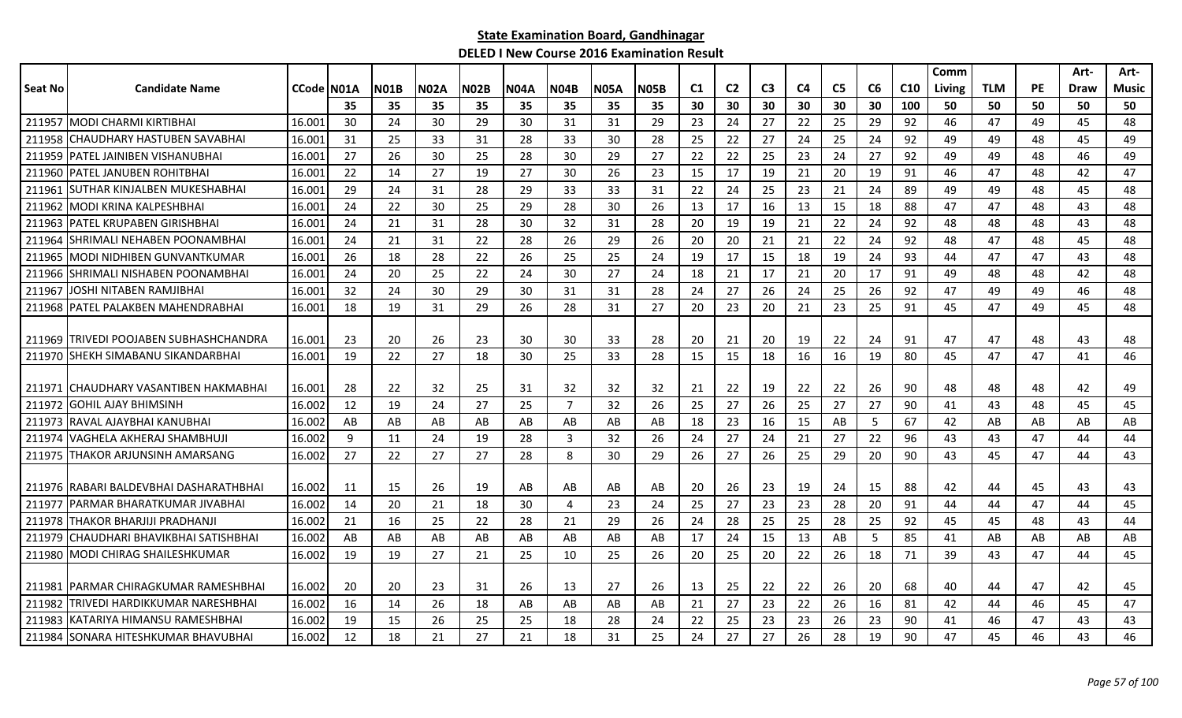**State Examination Board, Gandhinagar**

**DELED I New Course 2016 Examination Result**

| Seat No | Candidate Name | CCode | N01A | N01B | N02A | N02B | N04A | N04B | N05A | N05B | C1 | C2 | C3 | C4 | C5 | C6 | C10 | Comm Living | TLM | PE | Art-Draw | Art-Music |
|---|---|---|---|---|---|---|---|---|---|---|---|---|---|---|---|---|---|---|---|---|---|---|
| | | | 35 | 35 | 35 | 35 | 35 | 35 | 35 | 35 | 30 | 30 | 30 | 30 | 30 | 30 | 100 | 50 | 50 | 50 | 50 | 50 |
| 211957 | MODI CHARMI KIRTIBHAI | 16.001 | 30 | 24 | 30 | 29 | 30 | 31 | 31 | 29 | 23 | 24 | 27 | 22 | 25 | 29 | 92 | 46 | 47 | 49 | 45 | 48 |
| 211958 | CHAUDHARY HASTUBEN SAVABHAI | 16.001 | 31 | 25 | 33 | 31 | 28 | 33 | 30 | 28 | 25 | 22 | 27 | 24 | 25 | 24 | 92 | 49 | 49 | 48 | 45 | 49 |
| 211959 | PATEL JAINIBEN VISHANUBHAI | 16.001 | 27 | 26 | 30 | 25 | 28 | 30 | 29 | 27 | 22 | 22 | 25 | 23 | 24 | 27 | 92 | 49 | 49 | 48 | 46 | 49 |
| 211960 | PATEL JANUBEN ROHITBHAI | 16.001 | 22 | 14 | 27 | 19 | 27 | 30 | 26 | 23 | 15 | 17 | 19 | 21 | 20 | 19 | 91 | 46 | 47 | 48 | 42 | 47 |
| 211961 | SUTHAR KINJALBEN MUKESHABHAI | 16.001 | 29 | 24 | 31 | 28 | 29 | 33 | 33 | 31 | 22 | 24 | 25 | 23 | 21 | 24 | 89 | 49 | 49 | 48 | 45 | 48 |
| 211962 | MODI KRINA KALPESHBHAI | 16.001 | 24 | 22 | 30 | 25 | 29 | 28 | 30 | 26 | 13 | 17 | 16 | 13 | 15 | 18 | 88 | 47 | 47 | 48 | 43 | 48 |
| 211963 | PATEL KRUPABEN GIRISHBHAI | 16.001 | 24 | 21 | 31 | 28 | 30 | 32 | 31 | 28 | 20 | 19 | 19 | 21 | 22 | 24 | 92 | 48 | 48 | 48 | 43 | 48 |
| 211964 | SHRIMALI NEHABEN POONAMBHAI | 16.001 | 24 | 21 | 31 | 22 | 28 | 26 | 29 | 26 | 20 | 20 | 21 | 21 | 22 | 24 | 92 | 48 | 47 | 48 | 45 | 48 |
| 211965 | MODI NIDHIBEN GUNVANTKUMAR | 16.001 | 26 | 18 | 28 | 22 | 26 | 25 | 25 | 24 | 19 | 17 | 15 | 18 | 19 | 24 | 93 | 44 | 47 | 47 | 43 | 48 |
| 211966 | SHRIMALI NISHABEN POONAMBHAI | 16.001 | 24 | 20 | 25 | 22 | 24 | 30 | 27 | 24 | 18 | 21 | 17 | 21 | 20 | 17 | 91 | 49 | 48 | 48 | 42 | 48 |
| 211967 | JOSHI NITABEN RAMJIBHAI | 16.001 | 32 | 24 | 30 | 29 | 30 | 31 | 31 | 28 | 24 | 27 | 26 | 24 | 25 | 26 | 92 | 47 | 49 | 49 | 46 | 48 |
| 211968 | PATEL PALAKBEN MAHENDRABHAI | 16.001 | 18 | 19 | 31 | 29 | 26 | 28 | 31 | 27 | 20 | 23 | 20 | 21 | 23 | 25 | 91 | 45 | 47 | 49 | 45 | 48 |
| 211969 | TRIVEDI POOJABEN SUBHASHCHANDRA | 16.001 | 23 | 20 | 26 | 23 | 30 | 30 | 33 | 28 | 20 | 21 | 20 | 19 | 22 | 24 | 91 | 47 | 47 | 48 | 43 | 48 |
| 211970 | SHEKH SIMABANU SIKANDARBHAI | 16.001 | 19 | 22 | 27 | 18 | 30 | 25 | 33 | 28 | 15 | 15 | 18 | 16 | 16 | 19 | 80 | 45 | 47 | 47 | 41 | 46 |
| 211971 | CHAUDHARY VASANTIBEN HAKMABHAI | 16.001 | 28 | 22 | 32 | 25 | 31 | 32 | 32 | 32 | 21 | 22 | 19 | 22 | 22 | 26 | 90 | 48 | 48 | 48 | 42 | 49 |
| 211972 | GOHIL AJAY BHIMSINH | 16.002 | 12 | 19 | 24 | 27 | 25 | 7 | 32 | 26 | 25 | 27 | 26 | 25 | 27 | 27 | 90 | 41 | 43 | 48 | 45 | 45 |
| 211973 | RAVAL AJAYBHAI KANUBHAI | 16.002 | AB | AB | AB | AB | AB | AB | AB | AB | 18 | 23 | 16 | 15 | AB | 5 | 67 | 42 | AB | AB | AB | AB |
| 211974 | VAGHELA AKHERAJ SHAMBHUJI | 16.002 | 9 | 11 | 24 | 19 | 28 | 3 | 32 | 26 | 24 | 27 | 24 | 21 | 27 | 22 | 96 | 43 | 43 | 47 | 44 | 44 |
| 211975 | THAKOR ARJUNSINH AMARSANG | 16.002 | 27 | 22 | 27 | 27 | 28 | 8 | 30 | 29 | 26 | 27 | 26 | 25 | 29 | 20 | 90 | 43 | 45 | 47 | 44 | 43 |
| 211976 | RABARI BALDEVBHAI DASHARATHBHAI | 16.002 | 11 | 15 | 26 | 19 | AB | AB | AB | AB | 20 | 26 | 23 | 19 | 24 | 15 | 88 | 42 | 44 | 45 | 43 | 43 |
| 211977 | PARMAR BHARATKUMAR JIVABHAI | 16.002 | 14 | 20 | 21 | 18 | 30 | 4 | 23 | 24 | 25 | 27 | 23 | 23 | 28 | 20 | 91 | 44 | 44 | 47 | 44 | 45 |
| 211978 | THAKOR BHARJIJI PRADHANJI | 16.002 | 21 | 16 | 25 | 22 | 28 | 21 | 29 | 26 | 24 | 28 | 25 | 25 | 28 | 25 | 92 | 45 | 45 | 48 | 43 | 44 |
| 211979 | CHAUDHARI BHAVIKBHAI SATISHBHAI | 16.002 | AB | AB | AB | AB | AB | AB | AB | AB | 17 | 24 | 15 | 13 | AB | 5 | 85 | 41 | AB | AB | AB | AB |
| 211980 | MODI CHIRAG SHAILESHKUMAR | 16.002 | 19 | 19 | 27 | 21 | 25 | 10 | 25 | 26 | 20 | 25 | 20 | 22 | 26 | 18 | 71 | 39 | 43 | 47 | 44 | 45 |
| 211981 | PARMAR CHIRAGKUMAR RAMESHBHAI | 16.002 | 20 | 20 | 23 | 31 | 26 | 13 | 27 | 26 | 13 | 25 | 22 | 22 | 26 | 20 | 68 | 40 | 44 | 47 | 42 | 45 |
| 211982 | TRIVEDI HARDIKKUMAR NARESHBHAI | 16.002 | 16 | 14 | 26 | 18 | AB | AB | AB | AB | 21 | 27 | 23 | 22 | 26 | 16 | 81 | 42 | 44 | 46 | 45 | 47 |
| 211983 | KATARIYA HIMANSU RAMESHBHAI | 16.002 | 19 | 15 | 26 | 25 | 25 | 18 | 28 | 24 | 22 | 25 | 23 | 23 | 26 | 23 | 90 | 41 | 46 | 47 | 43 | 43 |
| 211984 | SONARA HITESHKUMAR BHAVUBHAI | 16.002 | 12 | 18 | 21 | 27 | 21 | 18 | 31 | 25 | 24 | 27 | 27 | 26 | 28 | 19 | 90 | 47 | 45 | 46 | 43 | 46 |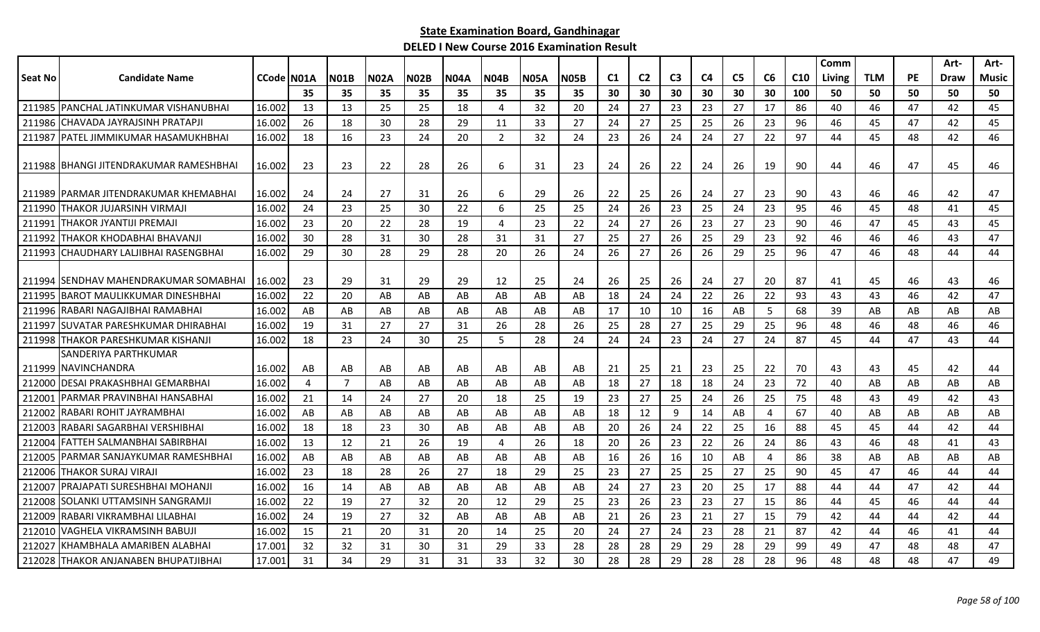**State Examination Board, Gandhinagar**

**DELED I New Course 2016 Examination Result**

| Seat No | Candidate Name | CCode | N01A | N01B | N02A | N02B | N04A | N04B | N05A | N05B | C1 | C2 | C3 | C4 | C5 | C6 | C10 | Comm Living | TLM | PE | Art-Draw | Art-Music |
|---|---|---|---|---|---|---|---|---|---|---|---|---|---|---|---|---|---|---|---|---|---|---|
| | | | 35 | 35 | 35 | 35 | 35 | 35 | 35 | 35 | 30 | 30 | 30 | 30 | 30 | 30 | 100 | 50 | 50 | 50 | 50 | 50 |
| 211985 | PANCHAL JATINKUMAR VISHANUBHAI | 16.002 | 13 | 13 | 25 | 25 | 18 | 4 | 32 | 20 | 24 | 27 | 23 | 23 | 27 | 17 | 86 | 40 | 46 | 47 | 42 | 45 |
| 211986 | CHAVADA JAYRAJSINH PRATAPJI | 16.002 | 26 | 18 | 30 | 28 | 29 | 11 | 33 | 27 | 24 | 27 | 25 | 25 | 26 | 23 | 96 | 46 | 45 | 47 | 42 | 45 |
| 211987 | PATEL JIMMIKUMAR HASAMUKHBHAI | 16.002 | 18 | 16 | 23 | 24 | 20 | 2 | 32 | 24 | 23 | 26 | 24 | 24 | 27 | 22 | 97 | 44 | 45 | 48 | 42 | 46 |
| 211988 | BHANGI JITENDRAKUMAR RAMESHBHAI | 16.002 | 23 | 23 | 22 | 28 | 26 | 6 | 31 | 23 | 24 | 26 | 22 | 24 | 26 | 19 | 90 | 44 | 46 | 47 | 45 | 46 |
| 211989 | PARMAR JITENDRAKUMAR KHEMABHAI | 16.002 | 24 | 24 | 27 | 31 | 26 | 6 | 29 | 26 | 22 | 25 | 26 | 24 | 27 | 23 | 90 | 43 | 46 | 46 | 42 | 47 |
| 211990 | THAKOR JUJARSINH VIRMAJI | 16.002 | 24 | 23 | 25 | 30 | 22 | 6 | 25 | 25 | 24 | 26 | 23 | 25 | 24 | 23 | 95 | 46 | 45 | 48 | 41 | 45 |
| 211991 | THAKOR JYANTIJI PREMAJI | 16.002 | 23 | 20 | 22 | 28 | 19 | 4 | 23 | 22 | 24 | 27 | 26 | 23 | 27 | 23 | 90 | 46 | 47 | 45 | 43 | 45 |
| 211992 | THAKOR KHODABHAI BHAVANJI | 16.002 | 30 | 28 | 31 | 30 | 28 | 31 | 31 | 27 | 25 | 27 | 26 | 25 | 29 | 23 | 92 | 46 | 46 | 46 | 43 | 47 |
| 211993 | CHAUDHARY LALJIBHAI RASENGBHAI | 16.002 | 29 | 30 | 28 | 29 | 28 | 20 | 26 | 24 | 26 | 27 | 26 | 26 | 29 | 25 | 96 | 47 | 46 | 48 | 44 | 44 |
| 211994 | SENDHAV MAHENDRAKUMAR SOMABHAI | 16.002 | 23 | 29 | 31 | 29 | 29 | 12 | 25 | 24 | 26 | 25 | 26 | 24 | 27 | 20 | 87 | 41 | 45 | 46 | 43 | 46 |
| 211995 | BAROT MAULIKKUMAR DINESHBHAI | 16.002 | 22 | 20 | AB | AB | AB | AB | AB | AB | 18 | 24 | 24 | 22 | 26 | 22 | 93 | 43 | 43 | 46 | 42 | 47 |
| 211996 | RABARI NAGAJIBHAI RAMABHAI | 16.002 | AB | AB | AB | AB | AB | AB | AB | AB | 17 | 10 | 10 | 16 | AB | 5 | 68 | 39 | AB | AB | AB | AB |
| 211997 | SUVATAR PARESHKUMAR DHIRABHAI | 16.002 | 19 | 31 | 27 | 27 | 31 | 26 | 28 | 26 | 25 | 28 | 27 | 25 | 29 | 25 | 96 | 48 | 46 | 48 | 46 | 46 |
| 211998 | THAKOR PARESHKUMAR KISHANJI | 16.002 | 18 | 23 | 24 | 30 | 25 | 5 | 28 | 24 | 24 | 24 | 23 | 24 | 27 | 24 | 87 | 45 | 44 | 47 | 43 | 44 |
| 211999 | SANDERIYA PARTHKUMAR NAVINCHANDRA | 16.002 | AB | AB | AB | AB | AB | AB | AB | AB | 21 | 25 | 21 | 23 | 25 | 22 | 70 | 43 | 43 | 45 | 42 | 44 |
| 212000 | DESAI PRAKASHBHAI GEMARBHAI | 16.002 | 4 | 7 | AB | AB | AB | AB | AB | AB | 18 | 27 | 18 | 18 | 24 | 23 | 72 | 40 | AB | AB | AB | AB |
| 212001 | PARMAR PRAVINBHAI HANSABHAI | 16.002 | 21 | 14 | 24 | 27 | 20 | 18 | 25 | 19 | 23 | 27 | 25 | 24 | 26 | 25 | 75 | 48 | 43 | 49 | 42 | 43 |
| 212002 | RABARI ROHIT JAYRAMBHAI | 16.002 | AB | AB | AB | AB | AB | AB | AB | AB | 18 | 12 | 9 | 14 | AB | 4 | 67 | 40 | AB | AB | AB | AB |
| 212003 | RABARI SAGARBHAI VERSHIBHAI | 16.002 | 18 | 18 | 23 | 30 | AB | AB | AB | AB | 20 | 26 | 24 | 22 | 25 | 16 | 88 | 45 | 45 | 44 | 42 | 44 |
| 212004 | FATTEH SALMANBHAI SABIRBHAI | 16.002 | 13 | 12 | 21 | 26 | 19 | 4 | 26 | 18 | 20 | 26 | 23 | 22 | 26 | 24 | 86 | 43 | 46 | 48 | 41 | 43 |
| 212005 | PARMAR SANJAYKUMAR RAMESHBHAI | 16.002 | AB | AB | AB | AB | AB | AB | AB | AB | 16 | 26 | 16 | 10 | AB | 4 | 86 | 38 | AB | AB | AB | AB |
| 212006 | THAKOR SURAJ VIRAJI | 16.002 | 23 | 18 | 28 | 26 | 27 | 18 | 29 | 25 | 23 | 27 | 25 | 25 | 27 | 25 | 90 | 45 | 47 | 46 | 44 | 44 |
| 212007 | PRAJAPATI SURESHBHAI MOHANJI | 16.002 | 16 | 14 | AB | AB | AB | AB | AB | AB | 24 | 27 | 23 | 20 | 25 | 17 | 88 | 44 | 44 | 47 | 42 | 44 |
| 212008 | SOLANKI UTTAMSINH SANGRAMJI | 16.002 | 22 | 19 | 27 | 32 | 20 | 12 | 29 | 25 | 23 | 26 | 23 | 23 | 27 | 15 | 86 | 44 | 45 | 46 | 44 | 44 |
| 212009 | RABARI VIKRAMBHAI LILABHAI | 16.002 | 24 | 19 | 27 | 32 | AB | AB | AB | AB | 21 | 26 | 23 | 21 | 27 | 15 | 79 | 42 | 44 | 44 | 42 | 44 |
| 212010 | VAGHELA VIKRAMSINH BABUJI | 16.002 | 15 | 21 | 20 | 31 | 20 | 14 | 25 | 20 | 24 | 27 | 24 | 23 | 28 | 21 | 87 | 42 | 44 | 46 | 41 | 44 |
| 212027 | KHAMBHALA AMARIBEN ALABHAI | 17.001 | 32 | 32 | 31 | 30 | 31 | 29 | 33 | 28 | 28 | 28 | 29 | 29 | 28 | 29 | 99 | 49 | 47 | 48 | 48 | 47 |
| 212028 | THAKOR ANJANABEN BHUPATJIBHAI | 17.001 | 31 | 34 | 29 | 31 | 31 | 33 | 32 | 30 | 28 | 28 | 29 | 28 | 28 | 28 | 96 | 48 | 48 | 48 | 47 | 49 |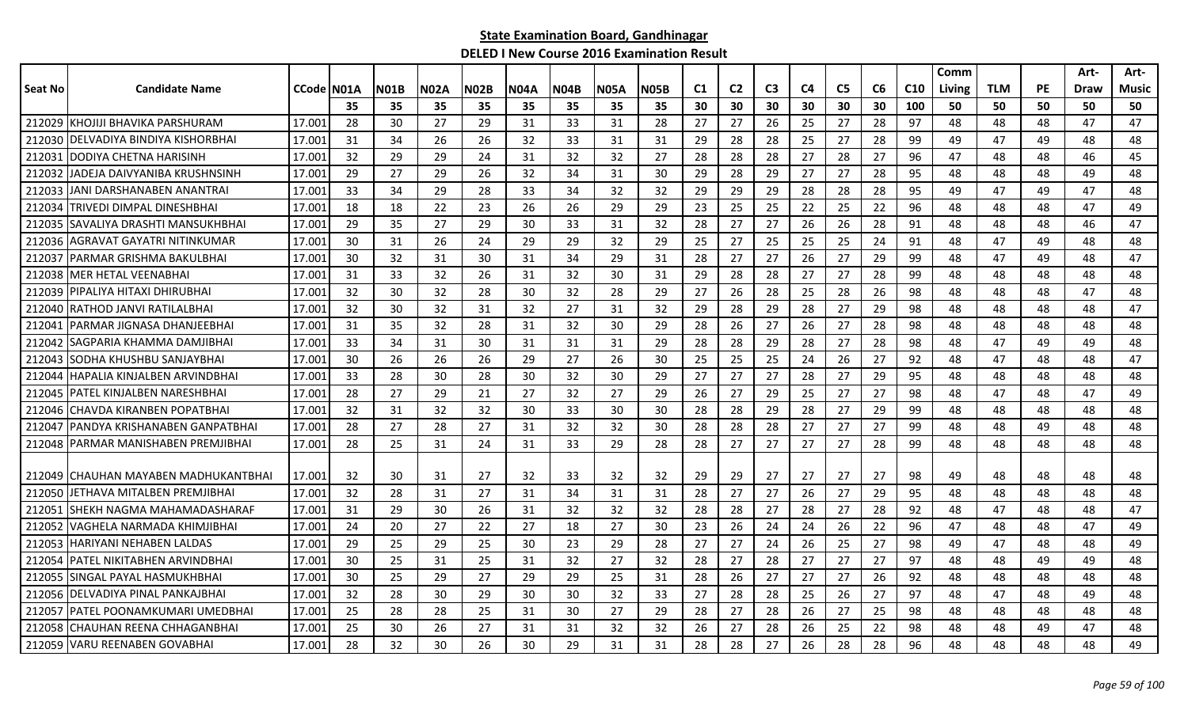**State Examination Board, Gandhinagar**

**DELED I New Course 2016 Examination Result**

| Seat No | Candidate Name | CCode | N01A | N01B | N02A | N02B | N04A | N04B | N05A | N05B | C1 | C2 | C3 | C4 | C5 | C6 | C10 | Comm Living | TLM | PE | Art-Draw | Art-Music |
|---|---|---|---|---|---|---|---|---|---|---|---|---|---|---|---|---|---|---|---|---|---|---|
| | | | 35 | 35 | 35 | 35 | 35 | 35 | 35 | 35 | 30 | 30 | 30 | 30 | 30 | 30 | 100 | 50 | 50 | 50 | 50 | 50 |
| 212029 | KHOJIJI BHAVIKA PARSHURAM | 17.001 | 28 | 30 | 27 | 29 | 31 | 33 | 31 | 28 | 27 | 27 | 26 | 25 | 27 | 28 | 97 | 48 | 48 | 48 | 47 | 47 |
| 212030 | DELVADIYA BINDIYA KISHORBHAI | 17.001 | 31 | 34 | 26 | 26 | 32 | 33 | 31 | 31 | 29 | 28 | 28 | 25 | 27 | 28 | 99 | 49 | 47 | 49 | 48 | 48 |
| 212031 | DODIYA CHETNA HARISINH | 17.001 | 32 | 29 | 29 | 24 | 31 | 32 | 32 | 27 | 28 | 28 | 28 | 27 | 28 | 27 | 96 | 47 | 48 | 48 | 46 | 45 |
| 212032 | JADEJA DAIVYANIBA KRUSHNSINH | 17.001 | 29 | 27 | 29 | 26 | 32 | 34 | 31 | 30 | 29 | 28 | 29 | 27 | 27 | 28 | 95 | 48 | 48 | 48 | 49 | 48 |
| 212033 | JANI DARSHANABEN ANANTRAI | 17.001 | 33 | 34 | 29 | 28 | 33 | 34 | 32 | 32 | 29 | 29 | 29 | 28 | 28 | 28 | 95 | 49 | 47 | 49 | 47 | 48 |
| 212034 | TRIVEDI DIMPAL DINESHBHAI | 17.001 | 18 | 18 | 22 | 23 | 26 | 26 | 29 | 29 | 23 | 25 | 25 | 22 | 25 | 22 | 96 | 48 | 48 | 48 | 47 | 49 |
| 212035 | SAVALIYA DRASHTI MANSUKHBHAI | 17.001 | 29 | 35 | 27 | 29 | 30 | 33 | 31 | 32 | 28 | 27 | 27 | 26 | 26 | 28 | 91 | 48 | 48 | 48 | 46 | 47 |
| 212036 | AGRAVAT GAYATRI NITINKUMAR | 17.001 | 30 | 31 | 26 | 24 | 29 | 29 | 32 | 29 | 25 | 27 | 25 | 25 | 25 | 24 | 91 | 48 | 47 | 49 | 48 | 48 |
| 212037 | PARMAR GRISHMA BAKULBHAI | 17.001 | 30 | 32 | 31 | 30 | 31 | 34 | 29 | 31 | 28 | 27 | 27 | 26 | 27 | 29 | 99 | 48 | 47 | 49 | 48 | 47 |
| 212038 | MER HETAL VEENABHAI | 17.001 | 31 | 33 | 32 | 26 | 31 | 32 | 30 | 31 | 29 | 28 | 28 | 27 | 27 | 28 | 99 | 48 | 48 | 48 | 48 | 48 |
| 212039 | PIPALIYA HITAXI DHIRUBHAI | 17.001 | 32 | 30 | 32 | 28 | 30 | 32 | 28 | 29 | 27 | 26 | 28 | 25 | 28 | 26 | 98 | 48 | 48 | 48 | 47 | 48 |
| 212040 | RATHOD JANVI RATILALBHAI | 17.001 | 32 | 30 | 32 | 31 | 32 | 27 | 31 | 32 | 29 | 28 | 29 | 28 | 27 | 29 | 98 | 48 | 48 | 48 | 48 | 47 |
| 212041 | PARMAR JIGNASA DHANJEEBHAI | 17.001 | 31 | 35 | 32 | 28 | 31 | 32 | 30 | 29 | 28 | 26 | 27 | 26 | 27 | 28 | 98 | 48 | 48 | 48 | 48 | 48 |
| 212042 | SAGPARIA KHAMMA DAMJIBHAI | 17.001 | 33 | 34 | 31 | 30 | 31 | 31 | 31 | 29 | 28 | 28 | 29 | 28 | 27 | 28 | 98 | 48 | 47 | 49 | 49 | 48 |
| 212043 | SODHA KHUSHBU SANJAYBHAI | 17.001 | 30 | 26 | 26 | 26 | 29 | 27 | 26 | 30 | 25 | 25 | 25 | 24 | 26 | 27 | 92 | 48 | 47 | 48 | 48 | 47 |
| 212044 | HAPALIA KINJALBEN ARVINDBHAI | 17.001 | 33 | 28 | 30 | 28 | 30 | 32 | 30 | 29 | 27 | 27 | 27 | 28 | 27 | 29 | 95 | 48 | 48 | 48 | 48 | 48 |
| 212045 | PATEL KINJALBEN NARESHBHAI | 17.001 | 28 | 27 | 29 | 21 | 27 | 32 | 27 | 29 | 26 | 27 | 29 | 25 | 27 | 27 | 98 | 48 | 47 | 48 | 47 | 49 |
| 212046 | CHAVDA KIRANBEN POPATBHAI | 17.001 | 32 | 31 | 32 | 32 | 30 | 33 | 30 | 30 | 28 | 28 | 29 | 28 | 27 | 29 | 99 | 48 | 48 | 48 | 48 | 48 |
| 212047 | PANDYA KRISHANABEN GANPATBHAI | 17.001 | 28 | 27 | 28 | 27 | 31 | 32 | 32 | 30 | 28 | 28 | 28 | 27 | 27 | 27 | 99 | 48 | 48 | 49 | 48 | 48 |
| 212048 | PARMAR MANISHABEN PREMJIBHAI | 17.001 | 28 | 25 | 31 | 24 | 31 | 33 | 29 | 28 | 28 | 27 | 27 | 27 | 27 | 28 | 99 | 48 | 48 | 48 | 48 | 48 |
| 212049 | CHAUHAN MAYABEN MADHUKANTBHAI | 17.001 | 32 | 30 | 31 | 27 | 32 | 33 | 32 | 32 | 29 | 29 | 27 | 27 | 27 | 27 | 98 | 49 | 48 | 48 | 48 | 48 |
| 212050 | JETHAVA MITALBEN PREMJIBHAI | 17.001 | 32 | 28 | 31 | 27 | 31 | 34 | 31 | 31 | 28 | 27 | 27 | 26 | 27 | 29 | 95 | 48 | 48 | 48 | 48 | 48 |
| 212051 | SHEKH NAGMA MAHAMADASHARAF | 17.001 | 31 | 29 | 30 | 26 | 31 | 32 | 32 | 32 | 28 | 28 | 27 | 28 | 27 | 28 | 92 | 48 | 47 | 48 | 48 | 47 |
| 212052 | VAGHELA NARMADA KHIMJIBHAI | 17.001 | 24 | 20 | 27 | 22 | 27 | 18 | 27 | 30 | 23 | 26 | 24 | 24 | 26 | 22 | 96 | 47 | 48 | 48 | 47 | 49 |
| 212053 | HARIYANI NEHABEN LALDAS | 17.001 | 29 | 25 | 29 | 25 | 30 | 23 | 29 | 28 | 27 | 27 | 24 | 26 | 25 | 27 | 98 | 49 | 47 | 48 | 48 | 49 |
| 212054 | PATEL NIKITABHEN ARVINDBHAI | 17.001 | 30 | 25 | 31 | 25 | 31 | 32 | 27 | 32 | 28 | 27 | 28 | 27 | 27 | 27 | 97 | 48 | 48 | 49 | 49 | 48 |
| 212055 | SINGAL PAYAL HASMUKHBHAI | 17.001 | 30 | 25 | 29 | 27 | 29 | 29 | 25 | 31 | 28 | 26 | 27 | 27 | 27 | 26 | 92 | 48 | 48 | 48 | 48 | 48 |
| 212056 | DELVADIYA PINAL PANKAJBHAI | 17.001 | 32 | 28 | 30 | 29 | 30 | 30 | 32 | 33 | 27 | 28 | 28 | 25 | 26 | 27 | 97 | 48 | 47 | 48 | 49 | 48 |
| 212057 | PATEL POONAMKUMARI UMEDBHAI | 17.001 | 25 | 28 | 28 | 25 | 31 | 30 | 27 | 29 | 28 | 27 | 28 | 26 | 27 | 25 | 98 | 48 | 48 | 48 | 48 | 48 |
| 212058 | CHAUHAN REENA CHHAGANBHAI | 17.001 | 25 | 30 | 26 | 27 | 31 | 31 | 32 | 32 | 26 | 27 | 28 | 26 | 25 | 22 | 98 | 48 | 48 | 49 | 47 | 48 |
| 212059 | VARU REENABEN GOVABHAI | 17.001 | 28 | 32 | 30 | 26 | 30 | 29 | 31 | 31 | 28 | 28 | 27 | 26 | 28 | 28 | 96 | 48 | 48 | 48 | 48 | 49 |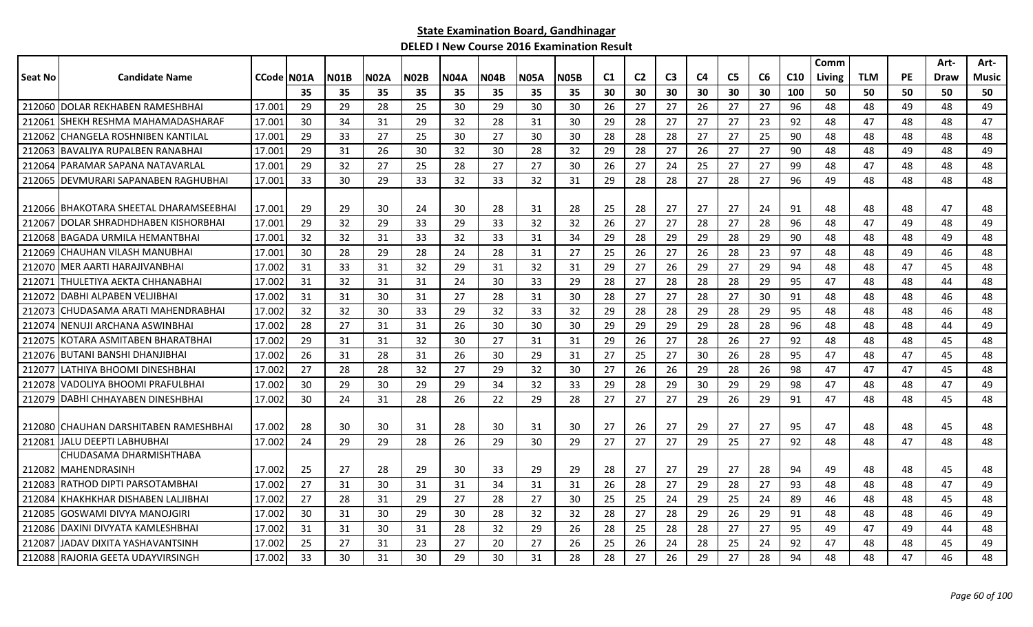## State Examination Board, Gandhinagar

### DELED I New Course 2016 Examination Result

| Seat No | Candidate Name | CCode | N01A | N01B | N02A | N02B | N04A | N04B | N05A | N05B | C1 | C2 | C3 | C4 | C5 | C6 | C10 | Comm Living | TLM | PE | Art-Draw | Art-Music |
|---|---|---|---|---|---|---|---|---|---|---|---|---|---|---|---|---|---|---|---|---|---|---|
| | | | 35 | 35 | 35 | 35 | 35 | 35 | 35 | 35 | 30 | 30 | 30 | 30 | 30 | 30 | 100 | 50 | 50 | 50 | 50 | 50 |
| 212060 | DOLAR REKHABEN RAMESHBHAI | 17.001 | 29 | 29 | 28 | 25 | 30 | 29 | 30 | 30 | 26 | 27 | 27 | 26 | 27 | 27 | 96 | 48 | 48 | 49 | 48 | 49 |
| 212061 | SHEKH RESHMA MAHAMADASHARAF | 17.001 | 30 | 34 | 31 | 29 | 32 | 28 | 31 | 30 | 29 | 28 | 27 | 27 | 27 | 23 | 92 | 48 | 47 | 48 | 48 | 47 |
| 212062 | CHANGELA ROSHNIBEN KANTILAL | 17.001 | 29 | 33 | 27 | 25 | 30 | 27 | 30 | 30 | 28 | 28 | 28 | 27 | 27 | 25 | 90 | 48 | 48 | 48 | 48 | 48 |
| 212063 | BAVALIYA RUPALBEN RANABHAI | 17.001 | 29 | 31 | 26 | 30 | 32 | 30 | 28 | 32 | 29 | 28 | 27 | 26 | 27 | 27 | 90 | 48 | 48 | 49 | 48 | 49 |
| 212064 | PARAMAR SAPANA NATAVARLAL | 17.001 | 29 | 32 | 27 | 25 | 28 | 27 | 27 | 30 | 26 | 27 | 24 | 25 | 27 | 27 | 99 | 48 | 47 | 48 | 48 | 48 |
| 212065 | DEVMURARI SAPANABEN RAGHUBHAI | 17.001 | 33 | 30 | 29 | 33 | 32 | 33 | 32 | 31 | 29 | 28 | 28 | 27 | 28 | 27 | 96 | 49 | 48 | 48 | 48 | 48 |
| 212066 | BHAKOTARA SHEETAL DHARAMSEEBHAI | 17.001 | 29 | 29 | 30 | 24 | 30 | 28 | 31 | 28 | 25 | 28 | 27 | 27 | 27 | 24 | 91 | 48 | 48 | 48 | 47 | 48 |
| 212067 | DOLAR SHRADHDHABEN KISHORBHAI | 17.001 | 29 | 32 | 29 | 33 | 29 | 33 | 32 | 32 | 26 | 27 | 27 | 28 | 27 | 28 | 96 | 48 | 47 | 49 | 48 | 49 |
| 212068 | BAGADA URMILA HEMANTBHAI | 17.001 | 32 | 32 | 31 | 33 | 32 | 33 | 31 | 34 | 29 | 28 | 29 | 29 | 28 | 29 | 90 | 48 | 48 | 48 | 49 | 48 |
| 212069 | CHAUHAN VILASH MANUBHAI | 17.001 | 30 | 28 | 29 | 28 | 24 | 28 | 31 | 27 | 25 | 26 | 27 | 26 | 28 | 23 | 97 | 48 | 48 | 49 | 46 | 48 |
| 212070 | MER AARTI HARAJIVANBHAI | 17.002 | 31 | 33 | 31 | 32 | 29 | 31 | 32 | 31 | 29 | 27 | 26 | 29 | 27 | 29 | 94 | 48 | 48 | 47 | 45 | 48 |
| 212071 | THULETIYA AEKTA CHHANABHAI | 17.002 | 31 | 32 | 31 | 31 | 24 | 30 | 33 | 29 | 28 | 27 | 28 | 28 | 28 | 29 | 95 | 47 | 48 | 48 | 44 | 48 |
| 212072 | DABHI ALPABEN VELJIBHAI | 17.002 | 31 | 31 | 30 | 31 | 27 | 28 | 31 | 30 | 28 | 27 | 27 | 28 | 27 | 30 | 91 | 48 | 48 | 48 | 46 | 48 |
| 212073 | CHUDASAMA ARATI MAHENDRABHAI | 17.002 | 32 | 32 | 30 | 33 | 29 | 32 | 33 | 32 | 29 | 28 | 28 | 29 | 28 | 29 | 95 | 48 | 48 | 48 | 46 | 48 |
| 212074 | NENUJI ARCHANA ASWINBHAI | 17.002 | 28 | 27 | 31 | 31 | 26 | 30 | 30 | 30 | 29 | 29 | 29 | 29 | 28 | 28 | 96 | 48 | 48 | 48 | 44 | 49 |
| 212075 | KOTARA ASMITABEN BHARATBHAI | 17.002 | 29 | 31 | 31 | 32 | 30 | 27 | 31 | 31 | 29 | 26 | 27 | 28 | 26 | 27 | 92 | 48 | 48 | 48 | 45 | 48 |
| 212076 | BUTANI BANSHI DHANJIBHAI | 17.002 | 26 | 31 | 28 | 31 | 26 | 30 | 29 | 31 | 27 | 25 | 27 | 30 | 26 | 28 | 95 | 47 | 48 | 47 | 45 | 48 |
| 212077 | LATHIYA BHOOMI DINESHBHAI | 17.002 | 27 | 28 | 28 | 32 | 27 | 29 | 32 | 30 | 27 | 26 | 26 | 29 | 28 | 26 | 98 | 47 | 47 | 47 | 45 | 48 |
| 212078 | VADOLIYA BHOOMI PRAFULBHAI | 17.002 | 30 | 29 | 30 | 29 | 29 | 34 | 32 | 33 | 29 | 28 | 29 | 30 | 29 | 29 | 98 | 47 | 48 | 48 | 47 | 49 |
| 212079 | DABHI CHHAYABEN DINESHBHAI | 17.002 | 30 | 24 | 31 | 28 | 26 | 22 | 29 | 28 | 27 | 27 | 27 | 29 | 26 | 29 | 91 | 47 | 48 | 48 | 45 | 48 |
| 212080 | CHAUHAN DARSHITABEN RAMESHBHAI | 17.002 | 28 | 30 | 30 | 31 | 28 | 30 | 31 | 30 | 27 | 26 | 27 | 29 | 27 | 27 | 95 | 47 | 48 | 48 | 45 | 48 |
| 212081 | JALU DEEPTI LABHUBHAI | 17.002 | 24 | 29 | 29 | 28 | 26 | 29 | 30 | 29 | 27 | 27 | 27 | 29 | 25 | 27 | 92 | 48 | 48 | 47 | 48 | 48 |
| 212082 | CHUDASAMA DHARMISHTHABA MAHENDRASINH | 17.002 | 25 | 27 | 28 | 29 | 30 | 33 | 29 | 29 | 28 | 27 | 27 | 29 | 27 | 28 | 94 | 49 | 48 | 48 | 45 | 48 |
| 212083 | RATHOD DIPTI PARSOTAMBHAI | 17.002 | 27 | 31 | 30 | 31 | 31 | 34 | 31 | 31 | 26 | 28 | 27 | 29 | 28 | 27 | 93 | 48 | 48 | 48 | 47 | 49 |
| 212084 | KHAKHKHAR DISHABEN LALJIBHAI | 17.002 | 27 | 28 | 31 | 29 | 27 | 28 | 27 | 30 | 25 | 25 | 24 | 29 | 25 | 24 | 89 | 46 | 48 | 48 | 45 | 48 |
| 212085 | GOSWAMI DIVYA MANOJGIRI | 17.002 | 30 | 31 | 30 | 29 | 30 | 28 | 32 | 32 | 28 | 27 | 28 | 29 | 26 | 29 | 91 | 48 | 48 | 48 | 46 | 49 |
| 212086 | DAXINI DIVYATA KAMLESHBHAI | 17.002 | 31 | 31 | 30 | 31 | 28 | 32 | 29 | 26 | 28 | 25 | 28 | 28 | 27 | 27 | 95 | 49 | 47 | 49 | 44 | 48 |
| 212087 | JADAV DIXITA YASHAVANTSINH | 17.002 | 25 | 27 | 31 | 23 | 27 | 20 | 27 | 26 | 25 | 26 | 24 | 28 | 25 | 24 | 92 | 47 | 48 | 48 | 45 | 49 |
| 212088 | RAJORIA GEETA UDAYVIRSINGH | 17.002 | 33 | 30 | 31 | 30 | 29 | 30 | 31 | 28 | 28 | 27 | 26 | 29 | 27 | 28 | 94 | 48 | 48 | 47 | 46 | 48 |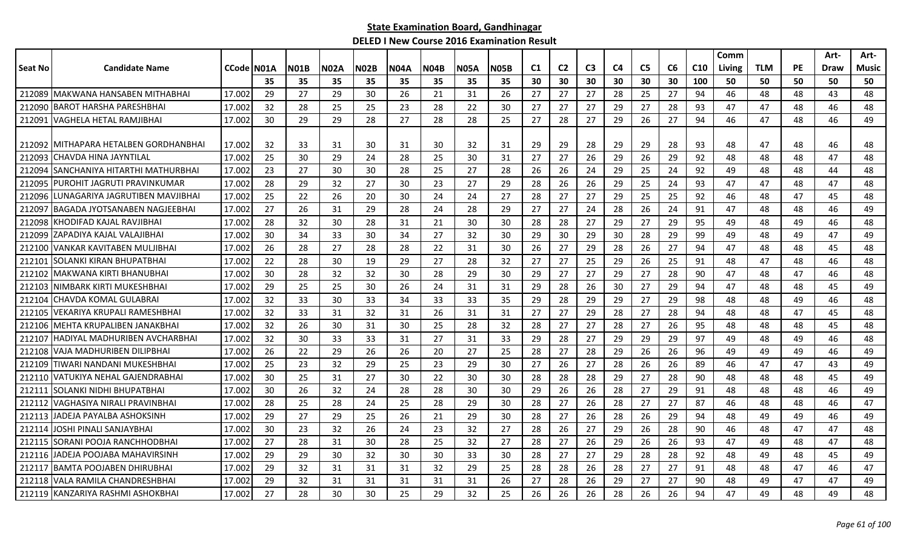**State Examination Board, Gandhinagar**

**DELED I New Course 2016 Examination Result**

| Seat No | Candidate Name | CCode | N01A | N01B | N02A | N02B | N04A | N04B | N05A | N05B | C1 | C2 | C3 | C4 | C5 | C6 | C10 | Comm Living | TLM | PE | Art-Draw | Art-Music |
|---|---|---|---|---|---|---|---|---|---|---|---|---|---|---|---|---|---|---|---|---|---|---|
| | | | 35 | 35 | 35 | 35 | 35 | 35 | 35 | 35 | 30 | 30 | 30 | 30 | 30 | 30 | 100 | 50 | 50 | 50 | 50 | 50 |
| 212089 | MAKWANA HANSABEN MITHABHAI | 17.002 | 29 | 27 | 29 | 30 | 26 | 21 | 31 | 26 | 27 | 27 | 27 | 28 | 25 | 27 | 94 | 46 | 48 | 48 | 43 | 48 |
| 212090 | BAROT HARSHA PARESHBHAI | 17.002 | 32 | 28 | 25 | 25 | 23 | 28 | 22 | 30 | 27 | 27 | 27 | 29 | 27 | 28 | 93 | 47 | 47 | 48 | 46 | 48 |
| 212091 | VAGHELA HETAL RAMJIBHAI | 17.002 | 30 | 29 | 29 | 28 | 27 | 28 | 28 | 25 | 27 | 28 | 27 | 29 | 26 | 27 | 94 | 46 | 47 | 48 | 46 | 49 |
| 212092 | MITHAPARA HETALBEN GORDHANBHAI | 17.002 | 32 | 33 | 31 | 30 | 31 | 30 | 32 | 31 | 29 | 29 | 28 | 29 | 29 | 28 | 93 | 48 | 47 | 48 | 46 | 48 |
| 212093 | CHAVDA HINA JAYNTILAL | 17.002 | 25 | 30 | 29 | 24 | 28 | 25 | 30 | 31 | 27 | 27 | 26 | 29 | 26 | 29 | 92 | 48 | 48 | 48 | 47 | 48 |
| 212094 | SANCHANIYA HITARTHI MATHURBHAI | 17.002 | 23 | 27 | 30 | 30 | 28 | 25 | 27 | 28 | 26 | 26 | 24 | 29 | 25 | 24 | 92 | 49 | 48 | 48 | 44 | 48 |
| 212095 | PUROHIT JAGRUTI PRAVINKUMAR | 17.002 | 28 | 29 | 32 | 27 | 30 | 23 | 27 | 29 | 28 | 26 | 26 | 29 | 25 | 24 | 93 | 47 | 47 | 48 | 47 | 48 |
| 212096 | LUNAGARIYA JAGRUTIBEN MAVJIBHAI | 17.002 | 25 | 22 | 26 | 20 | 30 | 24 | 24 | 27 | 28 | 27 | 27 | 29 | 25 | 25 | 92 | 46 | 48 | 47 | 45 | 48 |
| 212097 | BAGADA JYOTSANABEN NAGJEEBHAI | 17.002 | 27 | 26 | 31 | 29 | 28 | 24 | 28 | 29 | 27 | 27 | 24 | 28 | 26 | 24 | 91 | 47 | 48 | 48 | 46 | 49 |
| 212098 | KHODIFAD KAJAL RAVJIBHAI | 17.002 | 28 | 32 | 30 | 28 | 31 | 21 | 30 | 30 | 28 | 28 | 27 | 29 | 27 | 29 | 95 | 49 | 48 | 49 | 46 | 48 |
| 212099 | ZAPADIYA KAJAL VALAJIBHAI | 17.002 | 30 | 34 | 33 | 30 | 34 | 27 | 32 | 30 | 29 | 30 | 29 | 30 | 28 | 29 | 99 | 49 | 48 | 49 | 47 | 49 |
| 212100 | VANKAR KAVITABEN MULJIBHAI | 17.002 | 26 | 28 | 27 | 28 | 28 | 22 | 31 | 30 | 26 | 27 | 29 | 28 | 26 | 27 | 94 | 47 | 48 | 48 | 45 | 48 |
| 212101 | SOLANKI KIRAN BHUPATBHAI | 17.002 | 22 | 28 | 30 | 19 | 29 | 27 | 28 | 32 | 27 | 27 | 25 | 29 | 26 | 25 | 91 | 48 | 47 | 48 | 46 | 48 |
| 212102 | MAKWANA KIRTI BHANUBHAI | 17.002 | 30 | 28 | 32 | 32 | 30 | 28 | 29 | 30 | 29 | 27 | 27 | 29 | 27 | 28 | 90 | 47 | 48 | 47 | 46 | 48 |
| 212103 | NIMBARK KIRTI MUKESHBHAI | 17.002 | 29 | 25 | 25 | 30 | 26 | 24 | 31 | 31 | 29 | 28 | 26 | 30 | 27 | 29 | 94 | 47 | 48 | 48 | 45 | 49 |
| 212104 | CHAVDA KOMAL GULABRAI | 17.002 | 32 | 33 | 30 | 33 | 34 | 33 | 33 | 35 | 29 | 28 | 29 | 29 | 27 | 29 | 98 | 48 | 48 | 49 | 46 | 48 |
| 212105 | VEKARIYA KRUPALI RAMESHBHAI | 17.002 | 32 | 33 | 31 | 32 | 31 | 26 | 31 | 31 | 27 | 27 | 29 | 28 | 27 | 28 | 94 | 48 | 48 | 47 | 45 | 48 |
| 212106 | MEHTA KRUPALIBEN JANAKBHAI | 17.002 | 32 | 26 | 30 | 31 | 30 | 25 | 28 | 32 | 28 | 27 | 27 | 28 | 27 | 26 | 95 | 48 | 48 | 48 | 45 | 48 |
| 212107 | HADIYAL MADHURIBEN AVCHARBHAI | 17.002 | 32 | 30 | 33 | 33 | 31 | 27 | 31 | 33 | 29 | 28 | 27 | 29 | 29 | 29 | 97 | 49 | 48 | 49 | 46 | 48 |
| 212108 | VAJA MADHURIBEN DILIPBHAI | 17.002 | 26 | 22 | 29 | 26 | 26 | 20 | 27 | 25 | 28 | 27 | 28 | 29 | 26 | 26 | 96 | 49 | 49 | 49 | 46 | 49 |
| 212109 | TIWARI NANDANI MUKESHBHAI | 17.002 | 25 | 23 | 32 | 29 | 25 | 23 | 29 | 30 | 27 | 26 | 27 | 28 | 26 | 26 | 89 | 46 | 47 | 47 | 43 | 49 |
| 212110 | VATUKIYA NEHAL GAJENDRABHAI | 17.002 | 30 | 25 | 31 | 27 | 30 | 22 | 30 | 30 | 28 | 28 | 28 | 29 | 27 | 28 | 90 | 48 | 48 | 48 | 45 | 49 |
| 212111 | SOLANKI NIDHI BHUPATBHAI | 17.002 | 30 | 26 | 32 | 24 | 28 | 28 | 30 | 30 | 29 | 26 | 26 | 28 | 27 | 29 | 91 | 48 | 48 | 48 | 46 | 49 |
| 212112 | VAGHASIYA NIRALI PRAVINBHAI | 17.002 | 28 | 25 | 28 | 24 | 25 | 28 | 29 | 30 | 28 | 27 | 26 | 28 | 27 | 27 | 87 | 46 | 48 | 48 | 46 | 47 |
| 212113 | JADEJA PAYALBA ASHOKSINH | 17.002 | 29 | 27 | 29 | 25 | 26 | 21 | 29 | 30 | 28 | 27 | 26 | 28 | 26 | 29 | 94 | 48 | 49 | 49 | 46 | 49 |
| 212114 | JOSHI PINALI SANJAYBHAI | 17.002 | 30 | 23 | 32 | 26 | 24 | 23 | 32 | 27 | 28 | 26 | 27 | 29 | 26 | 28 | 90 | 46 | 48 | 47 | 47 | 48 |
| 212115 | SORANI POOJA RANCHHODBHAI | 17.002 | 27 | 28 | 31 | 30 | 28 | 25 | 32 | 27 | 28 | 27 | 26 | 29 | 26 | 26 | 93 | 47 | 49 | 48 | 47 | 48 |
| 212116 | JADEJA POOJABA MAHAVIRSINH | 17.002 | 29 | 29 | 30 | 32 | 30 | 30 | 33 | 30 | 28 | 27 | 27 | 29 | 28 | 28 | 92 | 48 | 49 | 48 | 45 | 49 |
| 212117 | BAMTA POOJABEN DHIRUBHAI | 17.002 | 29 | 32 | 31 | 31 | 31 | 32 | 29 | 25 | 28 | 28 | 26 | 28 | 27 | 27 | 91 | 48 | 48 | 47 | 46 | 47 |
| 212118 | VALA RAMILA CHANDRESHBHAI | 17.002 | 29 | 32 | 31 | 31 | 31 | 31 | 31 | 26 | 27 | 28 | 26 | 29 | 27 | 27 | 90 | 48 | 49 | 47 | 47 | 49 |
| 212119 | KANZARIYA RASHMI ASHOKBHAI | 17.002 | 27 | 28 | 30 | 30 | 25 | 29 | 32 | 25 | 26 | 26 | 26 | 28 | 26 | 26 | 94 | 47 | 49 | 48 | 49 | 48 |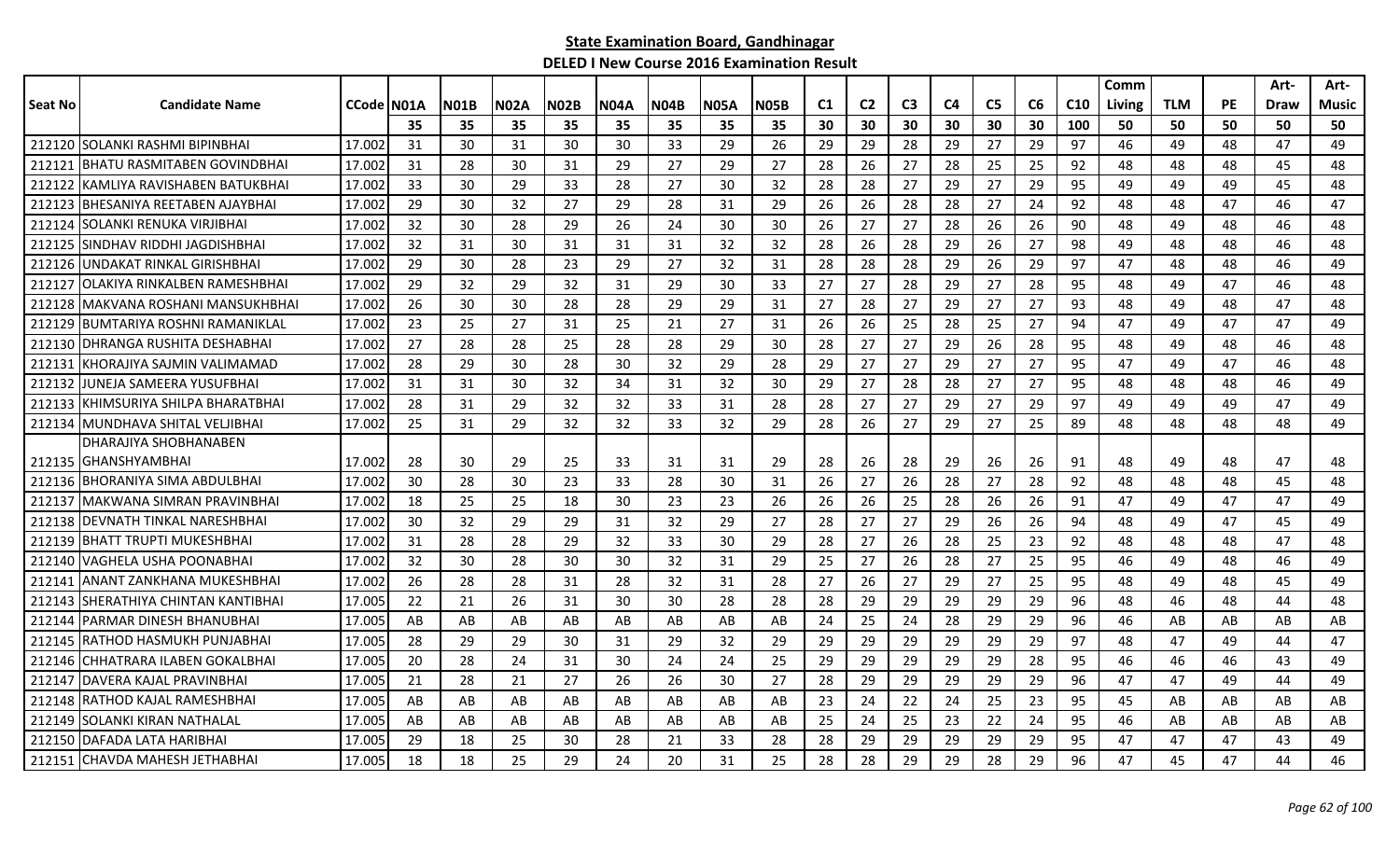**State Examination Board, Gandhinagar**

**DELED I New Course 2016 Examination Result**

| Seat No | Candidate Name | CCode | N01A | N01B | N02A | N02B | N04A | N04B | N05A | N05B | C1 | C2 | C3 | C4 | C5 | C6 | C10 | Comm Living | TLM | PE | Art-Draw | Art-Music |
|---|---|---|---|---|---|---|---|---|---|---|---|---|---|---|---|---|---|---|---|---|---|---|
| | | | 35 | 35 | 35 | 35 | 35 | 35 | 35 | 35 | 30 | 30 | 30 | 30 | 30 | 30 | 100 | 50 | 50 | 50 | 50 | 50 |
| 212120 | SOLANKI RASHMI BIPINBHAI | 17.002 | 31 | 30 | 31 | 30 | 30 | 33 | 29 | 26 | 29 | 29 | 28 | 29 | 27 | 29 | 97 | 46 | 49 | 48 | 47 | 49 |
| 212121 | BHATU RASMITABEN GOVINDBHAI | 17.002 | 31 | 28 | 30 | 31 | 29 | 27 | 29 | 27 | 28 | 26 | 27 | 28 | 25 | 25 | 92 | 48 | 48 | 48 | 45 | 48 |
| 212122 | KAMLIYA RAVISHABEN BATUKBHAI | 17.002 | 33 | 30 | 29 | 33 | 28 | 27 | 30 | 32 | 28 | 28 | 27 | 29 | 27 | 29 | 95 | 49 | 49 | 49 | 45 | 48 |
| 212123 | BHESANIYA REETABEN AJAYBHAI | 17.002 | 29 | 30 | 32 | 27 | 29 | 28 | 31 | 29 | 26 | 26 | 28 | 28 | 27 | 24 | 92 | 48 | 48 | 47 | 46 | 47 |
| 212124 | SOLANKI RENUKA VIRJIBHAI | 17.002 | 32 | 30 | 28 | 29 | 26 | 24 | 30 | 30 | 26 | 27 | 27 | 28 | 26 | 26 | 90 | 48 | 49 | 48 | 46 | 48 |
| 212125 | SINDHAV RIDDHI JAGDISHBHAI | 17.002 | 32 | 31 | 30 | 31 | 31 | 31 | 32 | 32 | 28 | 26 | 28 | 29 | 26 | 27 | 98 | 49 | 48 | 48 | 46 | 48 |
| 212126 | UNDAKAT RINKAL GIRISHBHAI | 17.002 | 29 | 30 | 28 | 23 | 29 | 27 | 32 | 31 | 28 | 28 | 28 | 29 | 26 | 29 | 97 | 47 | 48 | 48 | 46 | 49 |
| 212127 | OLAKIYA RINKALBEN RAMESHBHAI | 17.002 | 29 | 32 | 29 | 32 | 31 | 29 | 30 | 33 | 27 | 27 | 28 | 29 | 27 | 28 | 95 | 48 | 49 | 47 | 46 | 48 |
| 212128 | MAKVANA ROSHANI MANSUKHBHAI | 17.002 | 26 | 30 | 30 | 28 | 28 | 29 | 29 | 31 | 27 | 28 | 27 | 29 | 27 | 27 | 93 | 48 | 49 | 48 | 47 | 48 |
| 212129 | BUMTARIYA ROSHNI RAMANIKLAL | 17.002 | 23 | 25 | 27 | 31 | 25 | 21 | 27 | 31 | 26 | 26 | 25 | 28 | 25 | 27 | 94 | 47 | 49 | 47 | 47 | 49 |
| 212130 | DHRANGA RUSHITA DESHABHAI | 17.002 | 27 | 28 | 28 | 25 | 28 | 28 | 29 | 30 | 28 | 27 | 27 | 29 | 26 | 28 | 95 | 48 | 49 | 48 | 46 | 48 |
| 212131 | KHORAJIYA SAJMIN VALIMAMAD | 17.002 | 28 | 29 | 30 | 28 | 30 | 32 | 29 | 28 | 29 | 27 | 27 | 29 | 27 | 27 | 95 | 47 | 49 | 47 | 46 | 48 |
| 212132 | JUNEJA SAMEERA YUSUFBHAI | 17.002 | 31 | 31 | 30 | 32 | 34 | 31 | 32 | 30 | 29 | 27 | 28 | 28 | 27 | 27 | 95 | 48 | 48 | 48 | 46 | 49 |
| 212133 | KHIMSURIYA SHILPA BHARATBHAI | 17.002 | 28 | 31 | 29 | 32 | 32 | 33 | 31 | 28 | 28 | 27 | 27 | 29 | 27 | 29 | 97 | 49 | 49 | 49 | 47 | 49 |
| 212134 | MUNDHAVA SHITAL VELJIBHAI | 17.002 | 25 | 31 | 29 | 32 | 32 | 33 | 32 | 29 | 28 | 26 | 27 | 29 | 27 | 25 | 89 | 48 | 48 | 48 | 48 | 49 |
| 212135 | DHARAJIYA SHOBHANABEN GHANSHYAMBHAI | 17.002 | 28 | 30 | 29 | 25 | 33 | 31 | 31 | 29 | 28 | 26 | 28 | 29 | 26 | 26 | 91 | 48 | 49 | 48 | 47 | 48 |
| 212136 | BHORANIYA SIMA ABDULBHAI | 17.002 | 30 | 28 | 30 | 23 | 33 | 28 | 30 | 31 | 26 | 27 | 26 | 28 | 27 | 28 | 92 | 48 | 48 | 48 | 45 | 48 |
| 212137 | MAKWANA SIMRAN PRAVINBHAI | 17.002 | 18 | 25 | 25 | 18 | 30 | 23 | 23 | 26 | 26 | 26 | 25 | 28 | 26 | 26 | 91 | 47 | 49 | 47 | 47 | 49 |
| 212138 | DEVNATH TINKAL NARESHBHAI | 17.002 | 30 | 32 | 29 | 29 | 31 | 32 | 29 | 27 | 28 | 27 | 27 | 29 | 26 | 26 | 94 | 48 | 49 | 47 | 45 | 49 |
| 212139 | BHATT TRUPTI MUKESHBHAI | 17.002 | 31 | 28 | 28 | 29 | 32 | 33 | 30 | 29 | 28 | 27 | 26 | 28 | 25 | 23 | 92 | 48 | 48 | 48 | 47 | 48 |
| 212140 | VAGHELA USHA POONABHAI | 17.002 | 32 | 30 | 28 | 30 | 30 | 32 | 31 | 29 | 25 | 27 | 26 | 28 | 27 | 25 | 95 | 46 | 49 | 48 | 46 | 49 |
| 212141 | ANANT ZANKHANA MUKESHBHAI | 17.002 | 26 | 28 | 28 | 31 | 28 | 32 | 31 | 28 | 27 | 26 | 27 | 29 | 27 | 25 | 95 | 48 | 49 | 48 | 45 | 49 |
| 212143 | SHERATHIYA CHINTAN KANTIBHAI | 17.005 | 22 | 21 | 26 | 31 | 30 | 30 | 28 | 28 | 28 | 29 | 29 | 29 | 29 | 29 | 96 | 48 | 46 | 48 | 44 | 48 |
| 212144 | PARMAR DINESH BHANUBHAI | 17.005 | AB | AB | AB | AB | AB | AB | AB | AB | 24 | 25 | 24 | 28 | 29 | 29 | 96 | 46 | AB | AB | AB | AB |
| 212145 | RATHOD HASMUKH PUNJABHAI | 17.005 | 28 | 29 | 29 | 30 | 31 | 29 | 32 | 29 | 29 | 29 | 29 | 29 | 29 | 29 | 97 | 48 | 47 | 49 | 44 | 47 |
| 212146 | CHHATRARA ILABEN GOKALBHAI | 17.005 | 20 | 28 | 24 | 31 | 30 | 24 | 24 | 25 | 29 | 29 | 29 | 29 | 29 | 28 | 95 | 46 | 46 | 46 | 43 | 49 |
| 212147 | DAVERA KAJAL PRAVINBHAI | 17.005 | 21 | 28 | 21 | 27 | 26 | 26 | 30 | 27 | 28 | 29 | 29 | 29 | 29 | 29 | 96 | 47 | 47 | 49 | 44 | 49 |
| 212148 | RATHOD KAJAL RAMESHBHAI | 17.005 | AB | AB | AB | AB | AB | AB | AB | AB | 23 | 24 | 22 | 24 | 25 | 23 | 95 | 45 | AB | AB | AB | AB |
| 212149 | SOLANKI KIRAN NATHALAL | 17.005 | AB | AB | AB | AB | AB | AB | AB | AB | 25 | 24 | 25 | 23 | 22 | 24 | 95 | 46 | AB | AB | AB | AB |
| 212150 | DAFADA LATA HARIBHAI | 17.005 | 29 | 18 | 25 | 30 | 28 | 21 | 33 | 28 | 28 | 29 | 29 | 29 | 29 | 29 | 95 | 47 | 47 | 47 | 43 | 49 |
| 212151 | CHAVDA MAHESH JETHABHAI | 17.005 | 18 | 18 | 25 | 29 | 24 | 20 | 31 | 25 | 28 | 28 | 29 | 29 | 28 | 29 | 96 | 47 | 45 | 47 | 44 | 46 |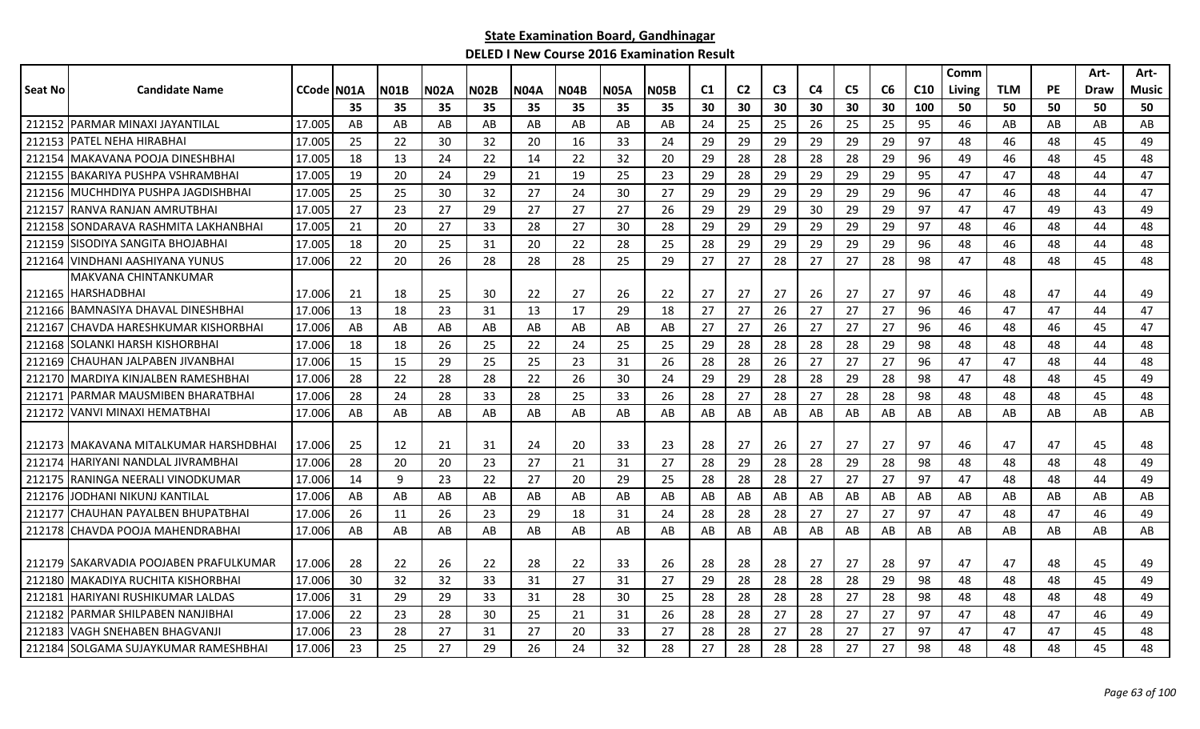**State Examination Board, Gandhinagar**

**DELED I New Course 2016 Examination Result**

| Seat No | Candidate Name | CCode | N01A | N01B | N02A | N02B | N04A | N04B | N05A | N05B | C1 | C2 | C3 | C4 | C5 | C6 | C10 | Comm Living | TLM | PE | Art-Draw | Art-Music |
|---|---|---|---|---|---|---|---|---|---|---|---|---|---|---|---|---|---|---|---|---|---|---|
| | | | 35 | 35 | 35 | 35 | 35 | 35 | 35 | 35 | 30 | 30 | 30 | 30 | 30 | 30 | 100 | 50 | 50 | 50 | 50 | 50 |
| 212152 | PARMAR MINAXI JAYANTILAL | 17.005 | AB | AB | AB | AB | AB | AB | AB | AB | 24 | 25 | 25 | 26 | 25 | 25 | 95 | 46 | AB | AB | AB | AB |
| 212153 | PATEL NEHA HIRABHAI | 17.005 | 25 | 22 | 30 | 32 | 20 | 16 | 33 | 24 | 29 | 29 | 29 | 29 | 29 | 29 | 97 | 48 | 46 | 48 | 45 | 49 |
| 212154 | MAKAVANA POOJA DINESHBHAI | 17.005 | 18 | 13 | 24 | 22 | 14 | 22 | 32 | 20 | 29 | 28 | 28 | 28 | 28 | 29 | 96 | 49 | 46 | 48 | 45 | 48 |
| 212155 | BAKARIYA PUSHPA VSHRAMBHAI | 17.005 | 19 | 20 | 24 | 29 | 21 | 19 | 25 | 23 | 29 | 28 | 29 | 29 | 29 | 29 | 95 | 47 | 47 | 48 | 44 | 47 |
| 212156 | MUCHHDIYA PUSHPA JAGDISHBHAI | 17.005 | 25 | 25 | 30 | 32 | 27 | 24 | 30 | 27 | 29 | 29 | 29 | 29 | 29 | 29 | 96 | 47 | 46 | 48 | 44 | 47 |
| 212157 | RANVA RANJAN AMRUTBHAI | 17.005 | 27 | 23 | 27 | 29 | 27 | 27 | 27 | 26 | 29 | 29 | 29 | 30 | 29 | 29 | 97 | 47 | 47 | 49 | 43 | 49 |
| 212158 | SONDARAVA RASHMITA LAKHANBHAI | 17.005 | 21 | 20 | 27 | 33 | 28 | 27 | 30 | 28 | 29 | 29 | 29 | 29 | 29 | 29 | 97 | 48 | 46 | 48 | 44 | 48 |
| 212159 | SISODIYA SANGITA BHOJABHAI | 17.005 | 18 | 20 | 25 | 31 | 20 | 22 | 28 | 25 | 28 | 29 | 29 | 29 | 29 | 29 | 96 | 48 | 46 | 48 | 44 | 48 |
| 212164 | VINDHANI AASHIYANA YUNUS | 17.006 | 22 | 20 | 26 | 28 | 28 | 28 | 25 | 29 | 27 | 27 | 28 | 27 | 27 | 28 | 98 | 47 | 48 | 48 | 45 | 48 |
| 212165 | MAKVANA CHINTANKUMAR HARSHADBHAI | 17.006 | 21 | 18 | 25 | 30 | 22 | 27 | 26 | 22 | 27 | 27 | 27 | 26 | 27 | 27 | 97 | 46 | 48 | 47 | 44 | 49 |
| 212166 | BAMNASIYA DHAVAL DINESHBHAI | 17.006 | 13 | 18 | 23 | 31 | 13 | 17 | 29 | 18 | 27 | 27 | 26 | 27 | 27 | 27 | 96 | 46 | 47 | 47 | 44 | 47 |
| 212167 | CHAVDA HARESHKUMAR KISHORBHAI | 17.006 | AB | AB | AB | AB | AB | AB | AB | AB | 27 | 27 | 26 | 27 | 27 | 27 | 96 | 46 | 48 | 46 | 45 | 47 |
| 212168 | SOLANKI HARSH KISHORBHAI | 17.006 | 18 | 18 | 26 | 25 | 22 | 24 | 25 | 25 | 29 | 28 | 28 | 28 | 28 | 29 | 98 | 48 | 48 | 48 | 44 | 48 |
| 212169 | CHAUHAN JALPABEN JIVANBHAI | 17.006 | 15 | 15 | 29 | 25 | 25 | 23 | 31 | 26 | 28 | 28 | 26 | 27 | 27 | 27 | 96 | 47 | 47 | 48 | 44 | 48 |
| 212170 | MARDIYA KINJALBEN RAMESHBHAI | 17.006 | 28 | 22 | 28 | 28 | 22 | 26 | 30 | 24 | 29 | 29 | 28 | 28 | 29 | 28 | 98 | 47 | 48 | 48 | 45 | 49 |
| 212171 | PARMAR MAUSMIBEN BHARATBHAI | 17.006 | 28 | 24 | 28 | 33 | 28 | 25 | 33 | 26 | 28 | 27 | 28 | 27 | 28 | 28 | 98 | 48 | 48 | 48 | 45 | 48 |
| 212172 | VANVI MINAXI HEMATBHAI | 17.006 | AB | AB | AB | AB | AB | AB | AB | AB | AB | AB | AB | AB | AB | AB | AB | AB | AB | AB | AB | AB |
| 212173 | MAKAVANA MITALKUMAR HARSHDBHAI | 17.006 | 25 | 12 | 21 | 31 | 24 | 20 | 33 | 23 | 28 | 27 | 26 | 27 | 27 | 27 | 97 | 46 | 47 | 47 | 45 | 48 |
| 212174 | HARIYANI NANDLAL JIVRAMBHAI | 17.006 | 28 | 20 | 20 | 23 | 27 | 21 | 31 | 27 | 28 | 29 | 28 | 28 | 29 | 28 | 98 | 48 | 48 | 48 | 48 | 49 |
| 212175 | RANINGA NEERALI VINODKUMAR | 17.006 | 14 | 9 | 23 | 22 | 27 | 20 | 29 | 25 | 28 | 28 | 28 | 27 | 27 | 27 | 97 | 47 | 48 | 48 | 44 | 49 |
| 212176 | JODHANI NIKUNJ KANTILAL | 17.006 | AB | AB | AB | AB | AB | AB | AB | AB | AB | AB | AB | AB | AB | AB | AB | AB | AB | AB | AB | AB |
| 212177 | CHAUHAN PAYALBEN BHUPATBHAI | 17.006 | 26 | 11 | 26 | 23 | 29 | 18 | 31 | 24 | 28 | 28 | 28 | 27 | 27 | 27 | 97 | 47 | 48 | 47 | 46 | 49 |
| 212178 | CHAVDA POOJA MAHENDRABHAI | 17.006 | AB | AB | AB | AB | AB | AB | AB | AB | AB | AB | AB | AB | AB | AB | AB | AB | AB | AB | AB | AB |
| 212179 | SAKARVADIA POOJABEN PRAFULKUMAR | 17.006 | 28 | 22 | 26 | 22 | 28 | 22 | 33 | 26 | 28 | 28 | 28 | 27 | 27 | 28 | 97 | 47 | 47 | 48 | 45 | 49 |
| 212180 | MAKADIYA RUCHITA KISHORBHAI | 17.006 | 30 | 32 | 32 | 33 | 31 | 27 | 31 | 27 | 29 | 28 | 28 | 28 | 28 | 29 | 98 | 48 | 48 | 48 | 45 | 49 |
| 212181 | HARIYANI RUSHIKUMAR LALDAS | 17.006 | 31 | 29 | 29 | 33 | 31 | 28 | 30 | 25 | 28 | 28 | 28 | 28 | 27 | 28 | 98 | 48 | 48 | 48 | 48 | 49 |
| 212182 | PARMAR SHILPABEN NANJIBHAI | 17.006 | 22 | 23 | 28 | 30 | 25 | 21 | 31 | 26 | 28 | 28 | 27 | 28 | 27 | 27 | 97 | 47 | 48 | 47 | 46 | 49 |
| 212183 | VAGH SNEHABEN BHAGVANJI | 17.006 | 23 | 28 | 27 | 31 | 27 | 20 | 33 | 27 | 28 | 28 | 27 | 28 | 27 | 27 | 97 | 47 | 47 | 47 | 45 | 48 |
| 212184 | SOLGAMA SUJAYKUMAR RAMESHBHAI | 17.006 | 23 | 25 | 27 | 29 | 26 | 24 | 32 | 28 | 27 | 28 | 28 | 28 | 27 | 27 | 98 | 48 | 48 | 48 | 45 | 48 |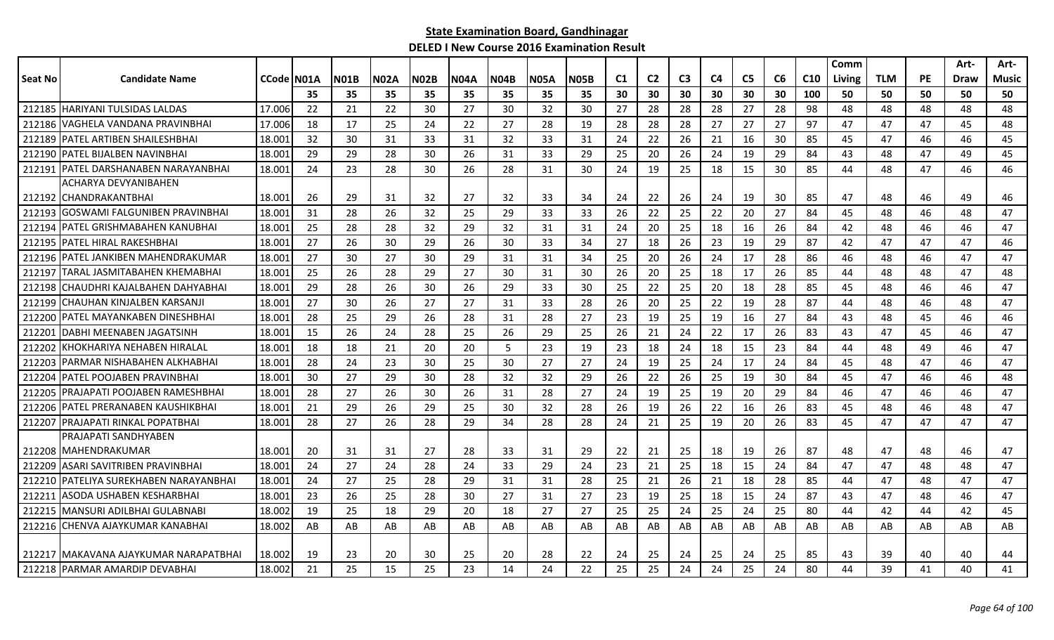**State Examination Board, Gandhinagar**

**DELED I New Course 2016 Examination Result**

| Seat No | Candidate Name | CCode | N01A | N01B | N02A | N02B | N04A | N04B | N05A | N05B | C1 | C2 | C3 | C4 | C5 | C6 | C10 | Comm Living | TLM | PE | Art-Draw | Art-Music |
|---|---|---|---|---|---|---|---|---|---|---|---|---|---|---|---|---|---|---|---|---|---|---|
| | | | 35 | 35 | 35 | 35 | 35 | 35 | 35 | 35 | 30 | 30 | 30 | 30 | 30 | 30 | 100 | 50 | 50 | 50 | 50 | 50 |
| 212185 | HARIYANI TULSIDAS LALDAS | 17.006 | 22 | 21 | 22 | 30 | 27 | 30 | 32 | 30 | 27 | 28 | 28 | 28 | 27 | 28 | 98 | 48 | 48 | 48 | 48 | 48 |
| 212186 | VAGHELA VANDANA PRAVINBHAI | 17.006 | 18 | 17 | 25 | 24 | 22 | 27 | 28 | 19 | 28 | 28 | 28 | 27 | 27 | 27 | 97 | 47 | 47 | 47 | 45 | 48 |
| 212189 | PATEL ARTIBEN SHAILESHBHAI | 18.001 | 32 | 30 | 31 | 33 | 31 | 32 | 33 | 31 | 24 | 22 | 26 | 21 | 16 | 30 | 85 | 45 | 47 | 46 | 46 | 45 |
| 212190 | PATEL BIJALBEN NAVINBHAI | 18.001 | 29 | 29 | 28 | 30 | 26 | 31 | 33 | 29 | 25 | 20 | 26 | 24 | 19 | 29 | 84 | 43 | 48 | 47 | 49 | 45 |
| 212191 | PATEL DARSHANABEN NARAYANBHAI | 18.001 | 24 | 23 | 28 | 30 | 26 | 28 | 31 | 30 | 24 | 19 | 25 | 18 | 15 | 30 | 85 | 44 | 48 | 47 | 46 | 46 |
| 212192 | ACHARYA DEVYANIBAHEN CHANDRAKANTBHAI | 18.001 | 26 | 29 | 31 | 32 | 27 | 32 | 33 | 34 | 24 | 22 | 26 | 24 | 19 | 30 | 85 | 47 | 48 | 46 | 49 | 46 |
| 212193 | GOSWAMI FALGUNIBEN PRAVINBHAI | 18.001 | 31 | 28 | 26 | 32 | 25 | 29 | 33 | 33 | 26 | 22 | 25 | 22 | 20 | 27 | 84 | 45 | 48 | 46 | 48 | 47 |
| 212194 | PATEL GRISHMABAHEN KANUBHAI | 18.001 | 25 | 28 | 28 | 32 | 29 | 32 | 31 | 31 | 24 | 20 | 25 | 18 | 16 | 26 | 84 | 42 | 48 | 46 | 46 | 47 |
| 212195 | PATEL HIRAL RAKESHBHAI | 18.001 | 27 | 26 | 30 | 29 | 26 | 30 | 33 | 34 | 27 | 18 | 26 | 23 | 19 | 29 | 87 | 42 | 47 | 47 | 47 | 46 |
| 212196 | PATEL JANKIBEN MAHENDRAKUMAR | 18.001 | 27 | 30 | 27 | 30 | 29 | 31 | 31 | 34 | 25 | 20 | 26 | 24 | 17 | 28 | 86 | 46 | 48 | 46 | 47 | 47 |
| 212197 | TARAL JASMITABAHEN KHEMABHAI | 18.001 | 25 | 26 | 28 | 29 | 27 | 30 | 31 | 30 | 26 | 20 | 25 | 18 | 17 | 26 | 85 | 44 | 48 | 48 | 47 | 48 |
| 212198 | CHAUDHRI KAJALBAHEN DAHYABHAI | 18.001 | 29 | 28 | 26 | 30 | 26 | 29 | 33 | 30 | 25 | 22 | 25 | 20 | 18 | 28 | 85 | 45 | 48 | 46 | 46 | 47 |
| 212199 | CHAUHAN KINJALBEN KARSANJI | 18.001 | 27 | 30 | 26 | 27 | 27 | 31 | 33 | 28 | 26 | 20 | 25 | 22 | 19 | 28 | 87 | 44 | 48 | 46 | 48 | 47 |
| 212200 | PATEL MAYANKABEN DINESHBHAI | 18.001 | 28 | 25 | 29 | 26 | 28 | 31 | 28 | 27 | 23 | 19 | 25 | 19 | 16 | 27 | 84 | 43 | 48 | 45 | 46 | 46 |
| 212201 | DABHI MEENABEN JAGATSINH | 18.001 | 15 | 26 | 24 | 28 | 25 | 26 | 29 | 25 | 26 | 21 | 24 | 22 | 17 | 26 | 83 | 43 | 47 | 45 | 46 | 47 |
| 212202 | KHOKHARIYA NEHABEN HIRALAL | 18.001 | 18 | 18 | 21 | 20 | 20 | 5 | 23 | 19 | 23 | 18 | 24 | 18 | 15 | 23 | 84 | 44 | 48 | 49 | 46 | 47 |
| 212203 | PARMAR NISHABAHEN ALKHABHAI | 18.001 | 28 | 24 | 23 | 30 | 25 | 30 | 27 | 27 | 24 | 19 | 25 | 24 | 17 | 24 | 84 | 45 | 48 | 47 | 46 | 47 |
| 212204 | PATEL POOJABEN PRAVINBHAI | 18.001 | 30 | 27 | 29 | 30 | 28 | 32 | 32 | 29 | 26 | 22 | 26 | 25 | 19 | 30 | 84 | 45 | 47 | 46 | 46 | 48 |
| 212205 | PRAJAPATI POOJABEN RAMESHBHAI | 18.001 | 28 | 27 | 26 | 30 | 26 | 31 | 28 | 27 | 24 | 19 | 25 | 19 | 20 | 29 | 84 | 46 | 47 | 46 | 46 | 47 |
| 212206 | PATEL PRERANABEN KAUSHIKBHAI | 18.001 | 21 | 29 | 26 | 29 | 25 | 30 | 32 | 28 | 26 | 19 | 26 | 22 | 16 | 26 | 83 | 45 | 48 | 46 | 48 | 47 |
| 212207 | PRAJAPATI RINKAL POPATBHAI | 18.001 | 28 | 27 | 26 | 28 | 29 | 34 | 28 | 28 | 24 | 21 | 25 | 19 | 20 | 26 | 83 | 45 | 47 | 47 | 47 | 47 |
| 212208 | PRAJAPATI SANDHYABEN MAHENDRAKUMAR | 18.001 | 20 | 31 | 31 | 27 | 28 | 33 | 31 | 29 | 22 | 21 | 25 | 18 | 19 | 26 | 87 | 48 | 47 | 48 | 46 | 47 |
| 212209 | ASARI SAVITRIBEN PRAVINBHAI | 18.001 | 24 | 27 | 24 | 28 | 24 | 33 | 29 | 24 | 23 | 21 | 25 | 18 | 15 | 24 | 84 | 47 | 47 | 48 | 48 | 47 |
| 212210 | PATELIYA SUREKHABEN NARAYANBHAI | 18.001 | 24 | 27 | 25 | 28 | 29 | 31 | 31 | 28 | 25 | 21 | 26 | 21 | 18 | 28 | 85 | 44 | 47 | 48 | 47 | 47 |
| 212211 | ASODA USHABEN KESHARBHAI | 18.001 | 23 | 26 | 25 | 28 | 30 | 27 | 31 | 27 | 23 | 19 | 25 | 18 | 15 | 24 | 87 | 43 | 47 | 48 | 46 | 47 |
| 212215 | MANSURI ADILBHAI GULABNABI | 18.002 | 19 | 25 | 18 | 29 | 20 | 18 | 27 | 27 | 25 | 25 | 24 | 25 | 24 | 25 | 80 | 44 | 42 | 44 | 42 | 45 |
| 212216 | CHENVA AJAYKUMAR KANABHAI | 18.002 | AB | AB | AB | AB | AB | AB | AB | AB | AB | AB | AB | AB | AB | AB | AB | AB | AB | AB | AB | AB |
| 212217 | MAKAVANA AJAYKUMAR NARAPATBHAI | 18.002 | 19 | 23 | 20 | 30 | 25 | 20 | 28 | 22 | 24 | 25 | 24 | 25 | 24 | 25 | 85 | 43 | 39 | 40 | 40 | 44 |
| 212218 | PARMAR AMARDIP DEVABHAI | 18.002 | 21 | 25 | 15 | 25 | 23 | 14 | 24 | 22 | 25 | 25 | 24 | 24 | 25 | 24 | 80 | 44 | 39 | 41 | 40 | 41 |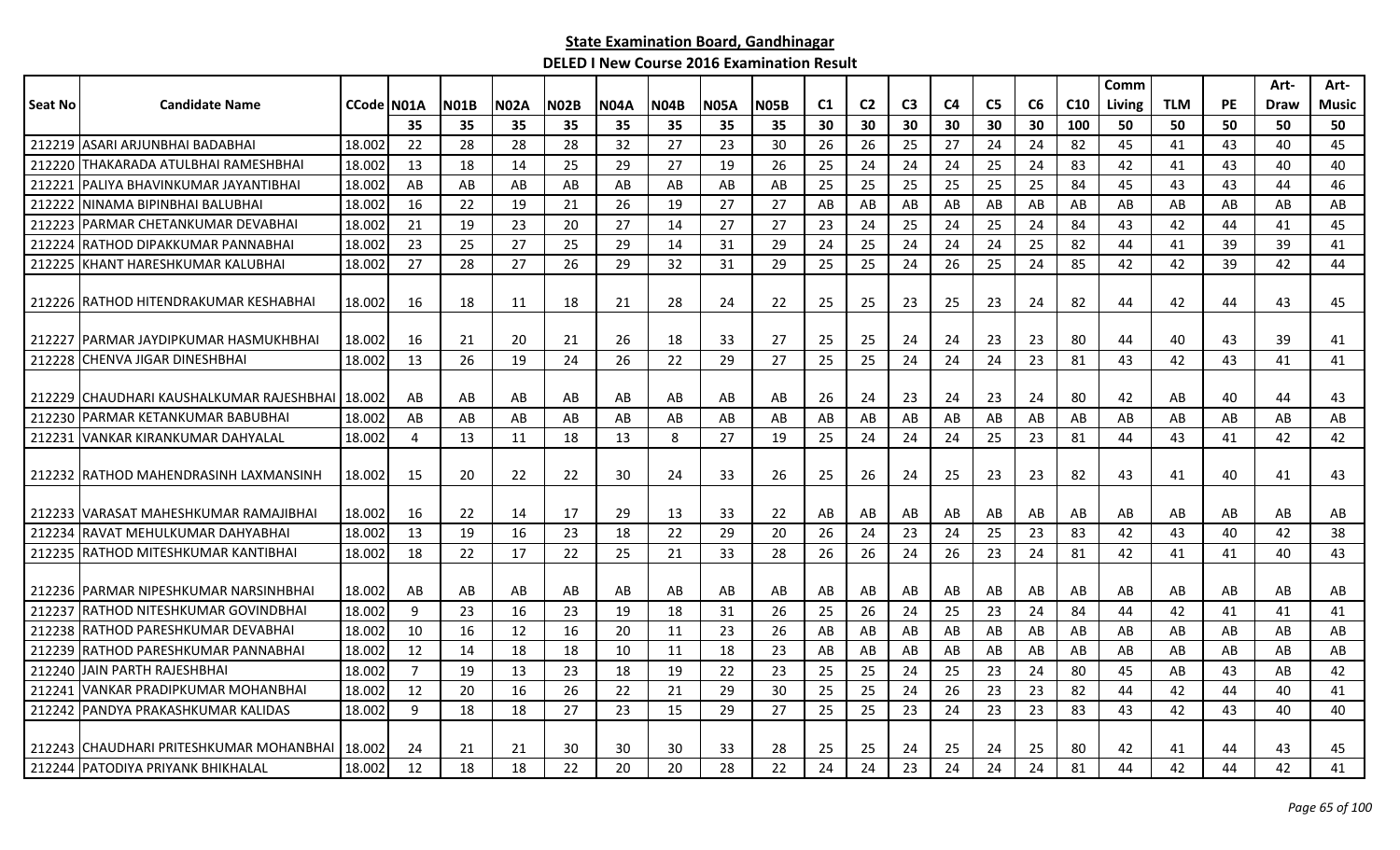**State Examination Board, Gandhinagar**

**DELED I New Course 2016 Examination Result**

| Seat No | Candidate Name | CCode | N01A | N01B | N02A | N02B | N04A | N04B | N05A | N05B | C1 | C2 | C3 | C4 | C5 | C6 | C10 | Comm Living | TLM | PE | Art-Draw | Art-Music |
|---|---|---|---|---|---|---|---|---|---|---|---|---|---|---|---|---|---|---|---|---|---|---|
| | | | 35 | 35 | 35 | 35 | 35 | 35 | 35 | 35 | 30 | 30 | 30 | 30 | 30 | 30 | 100 | 50 | 50 | 50 | 50 | 50 |
| 212219 | ASARI ARJUNBHAI BADABHAI | 18.002 | 22 | 28 | 28 | 28 | 32 | 27 | 23 | 30 | 26 | 26 | 25 | 27 | 24 | 24 | 82 | 45 | 41 | 43 | 40 | 45 |
| 212220 | THAKARADA ATULBHAI RAMESHBHAI | 18.002 | 13 | 18 | 14 | 25 | 29 | 27 | 19 | 26 | 25 | 24 | 24 | 24 | 25 | 24 | 83 | 42 | 41 | 43 | 40 | 40 |
| 212221 | PALIYA BHAVINKUMAR JAYANTIBHAI | 18.002 | AB | AB | AB | AB | AB | AB | AB | AB | 25 | 25 | 25 | 25 | 25 | 25 | 84 | 45 | 43 | 43 | 44 | 46 |
| 212222 | NINAMA BIPINBHAI BALUBHAI | 18.002 | 16 | 22 | 19 | 21 | 26 | 19 | 27 | 27 | AB | AB | AB | AB | AB | AB | AB | AB | AB | AB | AB | AB |
| 212223 | PARMAR CHETANKUMAR DEVABHAI | 18.002 | 21 | 19 | 23 | 20 | 27 | 14 | 27 | 27 | 23 | 24 | 25 | 24 | 25 | 24 | 84 | 43 | 42 | 44 | 41 | 45 |
| 212224 | RATHOD DIPAKKUMAR PANNABHAI | 18.002 | 23 | 25 | 27 | 25 | 29 | 14 | 31 | 29 | 24 | 25 | 24 | 24 | 24 | 25 | 82 | 44 | 41 | 39 | 39 | 41 |
| 212225 | KHANT HARESHKUMAR KALUBHAI | 18.002 | 27 | 28 | 27 | 26 | 29 | 32 | 31 | 29 | 25 | 25 | 24 | 26 | 25 | 24 | 85 | 42 | 42 | 39 | 42 | 44 |
| 212226 | RATHOD HITENDRAKUMAR KESHABHAI | 18.002 | 16 | 18 | 11 | 18 | 21 | 28 | 24 | 22 | 25 | 25 | 23 | 25 | 23 | 24 | 82 | 44 | 42 | 44 | 43 | 45 |
| 212227 | PARMAR JAYDIPKUMAR HASMUKHBHAI | 18.002 | 16 | 21 | 20 | 21 | 26 | 18 | 33 | 27 | 25 | 25 | 24 | 24 | 23 | 23 | 80 | 44 | 40 | 43 | 39 | 41 |
| 212228 | CHENVA JIGAR DINESHBHAI | 18.002 | 13 | 26 | 19 | 24 | 26 | 22 | 29 | 27 | 25 | 25 | 24 | 24 | 24 | 23 | 81 | 43 | 42 | 43 | 41 | 41 |
| 212229 | CHAUDHARI KAUSHALKUMAR RAJESHBHAI | 18.002 | AB | AB | AB | AB | AB | AB | AB | AB | 26 | 24 | 23 | 24 | 23 | 24 | 80 | 42 | AB | 40 | 44 | 43 |
| 212230 | PARMAR KETANKUMAR BABUBHAI | 18.002 | AB | AB | AB | AB | AB | AB | AB | AB | AB | AB | AB | AB | AB | AB | AB | AB | AB | AB | AB | AB |
| 212231 | VANKAR KIRANKUMAR DAHYALAL | 18.002 | 4 | 13 | 11 | 18 | 13 | 8 | 27 | 19 | 25 | 24 | 24 | 24 | 25 | 23 | 81 | 44 | 43 | 41 | 42 | 42 |
| 212232 | RATHOD MAHENDRASINH LAXMANSINH | 18.002 | 15 | 20 | 22 | 22 | 30 | 24 | 33 | 26 | 25 | 26 | 24 | 25 | 23 | 23 | 82 | 43 | 41 | 40 | 41 | 43 |
| 212233 | VARASAT MAHESHKUMAR RAMAJIBHAI | 18.002 | 16 | 22 | 14 | 17 | 29 | 13 | 33 | 22 | AB | AB | AB | AB | AB | AB | AB | AB | AB | AB | AB | AB |
| 212234 | RAVAT MEHULKUMAR DAHYABHAI | 18.002 | 13 | 19 | 16 | 23 | 18 | 22 | 29 | 20 | 26 | 24 | 23 | 24 | 25 | 23 | 83 | 42 | 43 | 40 | 42 | 38 |
| 212235 | RATHOD MITESHKUMAR KANTIBHAI | 18.002 | 18 | 22 | 17 | 22 | 25 | 21 | 33 | 28 | 26 | 26 | 24 | 26 | 23 | 24 | 81 | 42 | 41 | 41 | 40 | 43 |
| 212236 | PARMAR NIPESHKUMAR NARSINHBHAI | 18.002 | AB | AB | AB | AB | AB | AB | AB | AB | AB | AB | AB | AB | AB | AB | AB | AB | AB | AB | AB | AB |
| 212237 | RATHOD NITESHKUMAR GOVINDBHAI | 18.002 | 9 | 23 | 16 | 23 | 19 | 18 | 31 | 26 | 25 | 26 | 24 | 25 | 23 | 24 | 84 | 44 | 42 | 41 | 41 | 41 |
| 212238 | RATHOD PARESHKUMAR DEVABHAI | 18.002 | 10 | 16 | 12 | 16 | 20 | 11 | 23 | 26 | AB | AB | AB | AB | AB | AB | AB | AB | AB | AB | AB | AB |
| 212239 | RATHOD PARESHKUMAR PANNABHAI | 18.002 | 12 | 14 | 18 | 18 | 10 | 11 | 18 | 23 | AB | AB | AB | AB | AB | AB | AB | AB | AB | AB | AB | AB |
| 212240 | JAIN PARTH RAJESHBHAI | 18.002 | 7 | 19 | 13 | 23 | 18 | 19 | 22 | 23 | 25 | 25 | 24 | 25 | 23 | 24 | 80 | 45 | AB | 43 | AB | 42 |
| 212241 | VANKAR PRADIPKUMAR MOHANBHAI | 18.002 | 12 | 20 | 16 | 26 | 22 | 21 | 29 | 30 | 25 | 25 | 24 | 26 | 23 | 23 | 82 | 44 | 42 | 44 | 40 | 41 |
| 212242 | PANDYA PRAKASHKUMAR KALIDAS | 18.002 | 9 | 18 | 18 | 27 | 23 | 15 | 29 | 27 | 25 | 25 | 23 | 24 | 23 | 23 | 83 | 43 | 42 | 43 | 40 | 40 |
| 212243 | CHAUDHARI PRITESHKUMAR MOHANBHAI | 18.002 | 24 | 21 | 21 | 30 | 30 | 30 | 33 | 28 | 25 | 25 | 24 | 25 | 24 | 25 | 80 | 42 | 41 | 44 | 43 | 45 |
| 212244 | PATODIYA PRIYANK BHIKHALAL | 18.002 | 12 | 18 | 18 | 22 | 20 | 20 | 28 | 22 | 24 | 24 | 23 | 24 | 24 | 24 | 81 | 44 | 42 | 44 | 42 | 41 |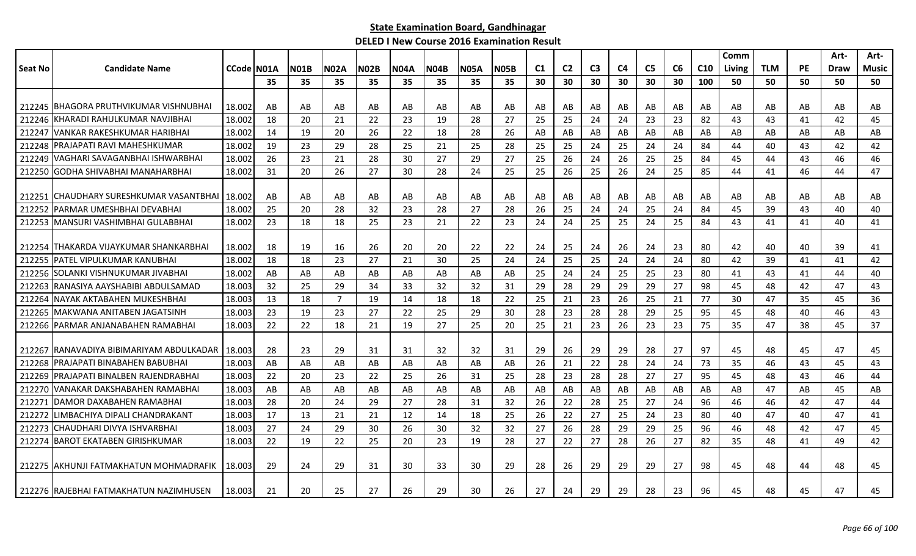**State Examination Board, Gandhinagar**

**DELED I New Course 2016 Examination Result**

| Seat No | Candidate Name | CCode | N01A | N01B | N02A | N02B | N04A | N04B | N05A | N05B | C1 | C2 | C3 | C4 | C5 | C6 | C10 | Comm Living | TLM | PE | Art-Draw | Art-Music |
|---|---|---|---|---|---|---|---|---|---|---|---|---|---|---|---|---|---|---|---|---|---|---|
| | | | 35 | 35 | 35 | 35 | 35 | 35 | 35 | 35 | 30 | 30 | 30 | 30 | 30 | 30 | 100 | 50 | 50 | 50 | 50 | 50 |
| 212245 | BHAGORA PRUTHVIKUMAR VISHNUBHAI | 18.002 | AB | AB | AB | AB | AB | AB | AB | AB | AB | AB | AB | AB | AB | AB | AB | AB | AB | AB | AB | AB |
| 212246 | KHARADI RAHULKUMAR NAVJIBHAI | 18.002 | 18 | 20 | 21 | 22 | 23 | 19 | 28 | 27 | 25 | 25 | 24 | 24 | 23 | 23 | 82 | 43 | 43 | 41 | 42 | 45 |
| 212247 | VANKAR RAKESHKUMAR HARIBHAI | 18.002 | 14 | 19 | 20 | 26 | 22 | 18 | 28 | 26 | AB | AB | AB | AB | AB | AB | AB | AB | AB | AB | AB | AB |
| 212248 | PRAJAPATI RAVI MAHESHKUMAR | 18.002 | 19 | 23 | 29 | 28 | 25 | 21 | 25 | 28 | 25 | 25 | 24 | 25 | 24 | 24 | 84 | 44 | 40 | 43 | 42 | 42 |
| 212249 | VAGHARI SAVAGANBHAI ISHWARBHAI | 18.002 | 26 | 23 | 21 | 28 | 30 | 27 | 29 | 27 | 25 | 26 | 24 | 26 | 25 | 25 | 84 | 45 | 44 | 43 | 46 | 46 |
| 212250 | GODHA SHIVABHAI MANAHARBHAI | 18.002 | 31 | 20 | 26 | 27 | 30 | 28 | 24 | 25 | 25 | 26 | 25 | 26 | 24 | 25 | 85 | 44 | 41 | 46 | 44 | 47 |
| 212251 | CHAUDHARY SURESHKUMAR VASANTBHAI | 18.002 | AB | AB | AB | AB | AB | AB | AB | AB | AB | AB | AB | AB | AB | AB | AB | AB | AB | AB | AB | AB |
| 212252 | PARMAR UMESHBHAI DEVABHAI | 18.002 | 25 | 20 | 28 | 32 | 23 | 28 | 27 | 28 | 26 | 25 | 24 | 24 | 25 | 24 | 84 | 45 | 39 | 43 | 40 | 40 |
| 212253 | MANSURI VASHIMBHAI GULABBHAI | 18.002 | 23 | 18 | 18 | 25 | 23 | 21 | 22 | 23 | 24 | 24 | 25 | 25 | 24 | 25 | 84 | 43 | 41 | 41 | 40 | 41 |
| 212254 | THAKARDA VIJAYKUMAR SHANKARBHAI | 18.002 | 18 | 19 | 16 | 26 | 20 | 20 | 22 | 22 | 24 | 25 | 24 | 26 | 24 | 23 | 80 | 42 | 40 | 40 | 39 | 41 |
| 212255 | PATEL VIPULKUMAR KANUBHAI | 18.002 | 18 | 18 | 23 | 27 | 21 | 30 | 25 | 24 | 24 | 25 | 25 | 24 | 24 | 24 | 80 | 42 | 39 | 41 | 41 | 42 |
| 212256 | SOLANKI VISHNUKUMAR JIVABHAI | 18.002 | AB | AB | AB | AB | AB | AB | AB | AB | 25 | 24 | 24 | 25 | 25 | 23 | 80 | 41 | 43 | 41 | 44 | 40 |
| 212263 | RANASIYA AAYSHABIBI ABDULSAMAD | 18.003 | 32 | 25 | 29 | 34 | 33 | 32 | 32 | 31 | 29 | 28 | 29 | 29 | 29 | 27 | 98 | 45 | 48 | 42 | 47 | 43 |
| 212264 | NAYAK AKTABAHEN MUKESHBHAI | 18.003 | 13 | 18 | 7 | 19 | 14 | 18 | 18 | 22 | 25 | 21 | 23 | 26 | 25 | 21 | 77 | 30 | 47 | 35 | 45 | 36 |
| 212265 | MAKWANA ANITABEN JAGATSINH | 18.003 | 23 | 19 | 23 | 27 | 22 | 25 | 29 | 30 | 28 | 23 | 28 | 28 | 29 | 25 | 95 | 45 | 48 | 40 | 46 | 43 |
| 212266 | PARMAR ANJANABAHEN RAMABHAI | 18.003 | 22 | 22 | 18 | 21 | 19 | 27 | 25 | 20 | 25 | 21 | 23 | 26 | 23 | 23 | 75 | 35 | 47 | 38 | 45 | 37 |
| 212267 | RANAVADIYA BIBIMARIYAM ABDULKADAR | 18.003 | 28 | 23 | 29 | 31 | 31 | 32 | 32 | 31 | 29 | 26 | 29 | 29 | 28 | 27 | 97 | 45 | 48 | 45 | 47 | 45 |
| 212268 | PRAJAPATI BINABAHEN BABUBHAI | 18.003 | AB | AB | AB | AB | AB | AB | AB | AB | 26 | 21 | 22 | 28 | 24 | 24 | 73 | 35 | 46 | 43 | 45 | 43 |
| 212269 | PRAJAPATI BINALBEN RAJENDRABHAI | 18.003 | 22 | 20 | 23 | 22 | 25 | 26 | 31 | 25 | 28 | 23 | 28 | 28 | 27 | 27 | 95 | 45 | 48 | 43 | 46 | 44 |
| 212270 | VANAKAR DAKSHABAHEN RAMABHAI | 18.003 | AB | AB | AB | AB | AB | AB | AB | AB | AB | AB | AB | AB | AB | AB | AB | AB | 47 | AB | 45 | AB |
| 212271 | DAMOR DAXABAHEN RAMABHAI | 18.003 | 28 | 20 | 24 | 29 | 27 | 28 | 31 | 32 | 26 | 22 | 28 | 25 | 27 | 24 | 96 | 46 | 46 | 42 | 47 | 44 |
| 212272 | LIMBACHIYA DIPALI CHANDRAKANT | 18.003 | 17 | 13 | 21 | 21 | 12 | 14 | 18 | 25 | 26 | 22 | 27 | 25 | 24 | 23 | 80 | 40 | 47 | 40 | 47 | 41 |
| 212273 | CHAUDHARI DIVYA ISHVARBHAI | 18.003 | 27 | 24 | 29 | 30 | 26 | 30 | 32 | 32 | 27 | 26 | 28 | 29 | 29 | 25 | 96 | 46 | 48 | 42 | 47 | 45 |
| 212274 | BAROT EKATABEN GIRISHKUMAR | 18.003 | 22 | 19 | 22 | 25 | 20 | 23 | 19 | 28 | 27 | 22 | 27 | 28 | 26 | 27 | 82 | 35 | 48 | 41 | 49 | 42 |
| 212275 | AKHUNJI FATMAKHATUN MOHMADRAFIK | 18.003 | 29 | 24 | 29 | 31 | 30 | 33 | 30 | 29 | 28 | 26 | 29 | 29 | 29 | 27 | 98 | 45 | 48 | 44 | 48 | 45 |
| 212276 | RAJEBHAI FATMAKHATUN NAZIMHUSEN | 18.003 | 21 | 20 | 25 | 27 | 26 | 29 | 30 | 26 | 27 | 24 | 29 | 29 | 28 | 23 | 96 | 45 | 48 | 45 | 47 | 45 |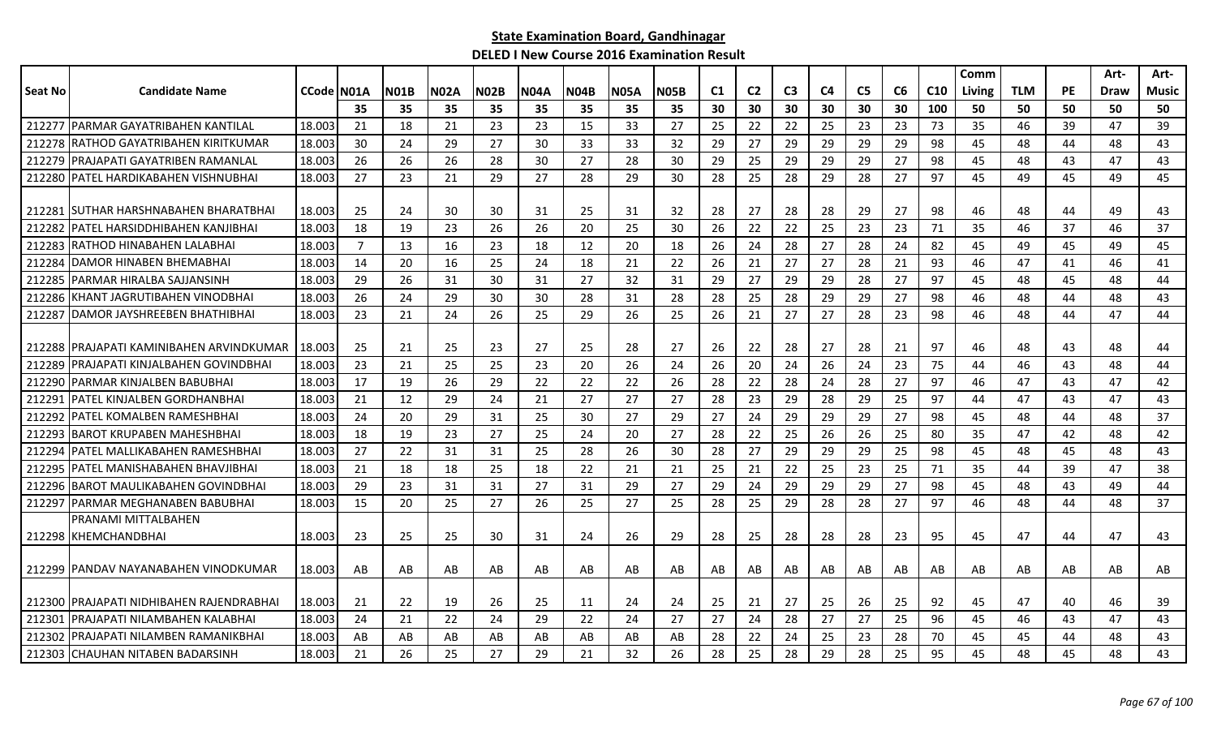## State Examination Board, Gandhinagar

### DELED I New Course 2016 Examination Result

| Seat No | Candidate Name | CCode | N01A | N01B | N02A | N02B | N04A | N04B | N05A | N05B | C1 | C2 | C3 | C4 | C5 | C6 | C10 | Comm Living | TLM | PE | Art-Draw | Art-Music |
|---|---|---|---|---|---|---|---|---|---|---|---|---|---|---|---|---|---|---|---|---|---|---|
| | | | 35 | 35 | 35 | 35 | 35 | 35 | 35 | 35 | 30 | 30 | 30 | 30 | 30 | 30 | 100 | 50 | 50 | 50 | 50 | 50 |
| 212277 | PARMAR GAYATRIBAHEN KANTILAL | 18.003 | 21 | 18 | 21 | 23 | 23 | 15 | 33 | 27 | 25 | 22 | 22 | 25 | 23 | 23 | 73 | 35 | 46 | 39 | 47 | 39 |
| 212278 | RATHOD GAYATRIBAHEN KIRITKUMAR | 18.003 | 30 | 24 | 29 | 27 | 30 | 33 | 33 | 32 | 29 | 27 | 29 | 29 | 29 | 29 | 98 | 45 | 48 | 44 | 48 | 43 |
| 212279 | PRAJAPATI GAYATRIBEN RAMANLAL | 18.003 | 26 | 26 | 26 | 28 | 30 | 27 | 28 | 30 | 29 | 25 | 29 | 29 | 29 | 27 | 98 | 45 | 48 | 43 | 47 | 43 |
| 212280 | PATEL HARDIKABAHEN VISHNUBHAI | 18.003 | 27 | 23 | 21 | 29 | 27 | 28 | 29 | 30 | 28 | 25 | 28 | 29 | 28 | 27 | 97 | 45 | 49 | 45 | 49 | 45 |
| 212281 | SUTHAR HARSHNABAHEN BHARATBHAI | 18.003 | 25 | 24 | 30 | 30 | 31 | 25 | 31 | 32 | 28 | 27 | 28 | 28 | 29 | 27 | 98 | 46 | 48 | 44 | 49 | 43 |
| 212282 | PATEL HARSIDDHIBAHEN KANJIBHAI | 18.003 | 18 | 19 | 23 | 26 | 26 | 20 | 25 | 30 | 26 | 22 | 22 | 25 | 23 | 23 | 71 | 35 | 46 | 37 | 46 | 37 |
| 212283 | RATHOD HINABAHEN LALABHAI | 18.003 | 7 | 13 | 16 | 23 | 18 | 12 | 20 | 18 | 26 | 24 | 28 | 27 | 28 | 24 | 82 | 45 | 49 | 45 | 49 | 45 |
| 212284 | DAMOR HINABEN BHEMABHAI | 18.003 | 14 | 20 | 16 | 25 | 24 | 18 | 21 | 22 | 26 | 21 | 27 | 27 | 28 | 21 | 93 | 46 | 47 | 41 | 46 | 41 |
| 212285 | PARMAR HIRALBA SAJJANSINH | 18.003 | 29 | 26 | 31 | 30 | 31 | 27 | 32 | 31 | 29 | 27 | 29 | 29 | 28 | 27 | 97 | 45 | 48 | 45 | 48 | 44 |
| 212286 | KHANT JAGRUTIBAHEN VINODBHAI | 18.003 | 26 | 24 | 29 | 30 | 30 | 28 | 31 | 28 | 28 | 25 | 28 | 29 | 29 | 27 | 98 | 46 | 48 | 44 | 48 | 43 |
| 212287 | DAMOR JAYSHREEBEN BHATHIBHAI | 18.003 | 23 | 21 | 24 | 26 | 25 | 29 | 26 | 25 | 26 | 21 | 27 | 27 | 28 | 23 | 98 | 46 | 48 | 44 | 47 | 44 |
| 212288 | PRAJAPATI KAMINIBAHEN ARVINDKUMAR | 18.003 | 25 | 21 | 25 | 23 | 27 | 25 | 28 | 27 | 26 | 22 | 28 | 27 | 28 | 21 | 97 | 46 | 48 | 43 | 48 | 44 |
| 212289 | PRAJAPATI KINJALBAHEN GOVINDBHAI | 18.003 | 23 | 21 | 25 | 25 | 23 | 20 | 26 | 24 | 26 | 20 | 24 | 26 | 24 | 23 | 75 | 44 | 46 | 43 | 48 | 44 |
| 212290 | PARMAR KINJALBEN BABUBHAI | 18.003 | 17 | 19 | 26 | 29 | 22 | 22 | 22 | 26 | 28 | 22 | 28 | 24 | 28 | 27 | 97 | 46 | 47 | 43 | 47 | 42 |
| 212291 | PATEL KINJALBEN GORDHANBHAI | 18.003 | 21 | 12 | 29 | 24 | 21 | 27 | 27 | 27 | 28 | 23 | 29 | 28 | 29 | 25 | 97 | 44 | 47 | 43 | 47 | 43 |
| 212292 | PATEL KOMALBEN RAMESHBHAI | 18.003 | 24 | 20 | 29 | 31 | 25 | 30 | 27 | 29 | 27 | 24 | 29 | 29 | 29 | 27 | 98 | 45 | 48 | 44 | 48 | 37 |
| 212293 | BAROT KRUPABEN MAHESHBHAI | 18.003 | 18 | 19 | 23 | 27 | 25 | 24 | 20 | 27 | 28 | 22 | 25 | 26 | 26 | 25 | 80 | 35 | 47 | 42 | 48 | 42 |
| 212294 | PATEL MALLIKABAHEN RAMESHBHAI | 18.003 | 27 | 22 | 31 | 31 | 25 | 28 | 26 | 30 | 28 | 27 | 29 | 29 | 29 | 25 | 98 | 45 | 48 | 45 | 48 | 43 |
| 212295 | PATEL MANISHABAHEN BHAVJIBHAI | 18.003 | 21 | 18 | 18 | 25 | 18 | 22 | 21 | 21 | 25 | 21 | 22 | 25 | 23 | 25 | 71 | 35 | 44 | 39 | 47 | 38 |
| 212296 | BAROT MAULIKABAHEN GOVINDBHAI | 18.003 | 29 | 23 | 31 | 31 | 27 | 31 | 29 | 27 | 29 | 24 | 29 | 29 | 29 | 27 | 98 | 45 | 48 | 43 | 49 | 44 |
| 212297 | PARMAR MEGHANABEN BABUBHAI | 18.003 | 15 | 20 | 25 | 27 | 26 | 25 | 27 | 25 | 28 | 25 | 29 | 28 | 28 | 27 | 97 | 46 | 48 | 44 | 48 | 37 |
| 212298 | PRANAMI MITTALBAHEN KHEMCHANDBHAI | 18.003 | 23 | 25 | 25 | 30 | 31 | 24 | 26 | 29 | 28 | 25 | 28 | 28 | 28 | 23 | 95 | 45 | 47 | 44 | 47 | 43 |
| 212299 | PANDAV NAYANABAHEN VINODKUMAR | 18.003 | AB | AB | AB | AB | AB | AB | AB | AB | AB | AB | AB | AB | AB | AB | AB | AB | AB | AB | AB | AB |
| 212300 | PRAJAPATI NIDHIBAHEN RAJENDRABHAI | 18.003 | 21 | 22 | 19 | 26 | 25 | 11 | 24 | 24 | 25 | 21 | 27 | 25 | 26 | 25 | 92 | 45 | 47 | 40 | 46 | 39 |
| 212301 | PRAJAPATI NILAMBAHEN KALABHAI | 18.003 | 24 | 21 | 22 | 24 | 29 | 22 | 24 | 27 | 27 | 24 | 28 | 27 | 27 | 25 | 96 | 45 | 46 | 43 | 47 | 43 |
| 212302 | PRAJAPATI NILAMBEN RAMANIKBHAI | 18.003 | AB | AB | AB | AB | AB | AB | AB | AB | 28 | 22 | 24 | 25 | 23 | 28 | 70 | 45 | 45 | 44 | 48 | 43 |
| 212303 | CHAUHAN NITABEN BADARSINH | 18.003 | 21 | 26 | 25 | 27 | 29 | 21 | 32 | 26 | 28 | 25 | 28 | 29 | 28 | 25 | 95 | 45 | 48 | 45 | 48 | 43 |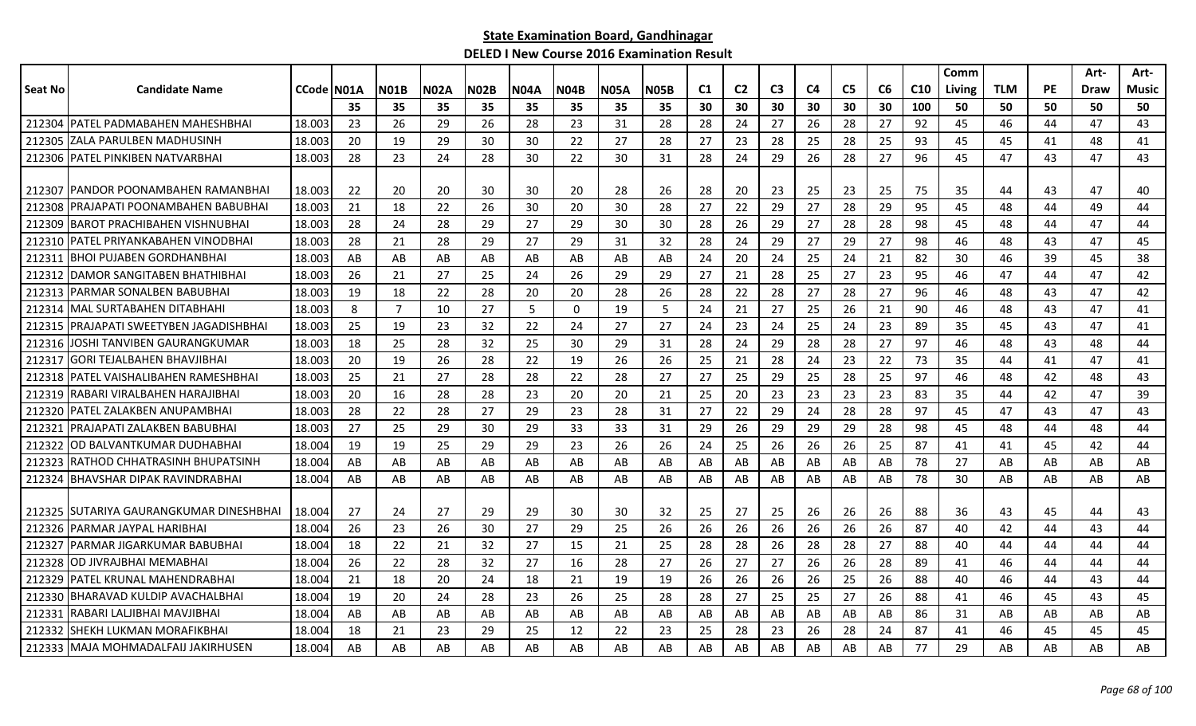**State Examination Board, Gandhinagar**

**DELED I New Course 2016 Examination Result**

| Seat No | Candidate Name | CCode | N01A | N01B | N02A | N02B | N04A | N04B | N05A | N05B | C1 | C2 | C3 | C4 | C5 | C6 | C10 | Comm Living | TLM | PE | Art-Draw | Art-Music |
|---|---|---|---|---|---|---|---|---|---|---|---|---|---|---|---|---|---|---|---|---|---|---|
| | | | 35 | 35 | 35 | 35 | 35 | 35 | 35 | 35 | 30 | 30 | 30 | 30 | 30 | 30 | 100 | 50 | 50 | 50 | 50 | 50 |
| 212304 | PATEL PADMABAHEN MAHESHBHAI | 18.003 | 23 | 26 | 29 | 26 | 28 | 23 | 31 | 28 | 28 | 24 | 27 | 26 | 28 | 27 | 92 | 45 | 46 | 44 | 47 | 43 |
| 212305 | ZALA PARULBEN MADHUSINH | 18.003 | 20 | 19 | 29 | 30 | 30 | 22 | 27 | 28 | 27 | 23 | 28 | 25 | 28 | 25 | 93 | 45 | 45 | 41 | 48 | 41 |
| 212306 | PATEL PINKIBEN NATVARBHAI | 18.003 | 28 | 23 | 24 | 28 | 30 | 22 | 30 | 31 | 28 | 24 | 29 | 26 | 28 | 27 | 96 | 45 | 47 | 43 | 47 | 43 |
| 212307 | PANDOR POONAMBAHEN RAMANBHAI | 18.003 | 22 | 20 | 20 | 30 | 30 | 20 | 28 | 26 | 28 | 20 | 23 | 25 | 23 | 25 | 75 | 35 | 44 | 43 | 47 | 40 |
| 212308 | PRAJAPATI POONAMBAHEN BABUBHAI | 18.003 | 21 | 18 | 22 | 26 | 30 | 20 | 30 | 28 | 27 | 22 | 29 | 27 | 28 | 29 | 95 | 45 | 48 | 44 | 49 | 44 |
| 212309 | BAROT PRACHIBAHEN VISHNUBHAI | 18.003 | 28 | 24 | 28 | 29 | 27 | 29 | 30 | 30 | 28 | 26 | 29 | 27 | 28 | 28 | 98 | 45 | 48 | 44 | 47 | 44 |
| 212310 | PATEL PRIYANKABAHEN VINODBHAI | 18.003 | 28 | 21 | 28 | 29 | 27 | 29 | 31 | 32 | 28 | 24 | 29 | 27 | 29 | 27 | 98 | 46 | 48 | 43 | 47 | 45 |
| 212311 | BHOI PUJABEN GORDHANBHAI | 18.003 | AB | AB | AB | AB | AB | AB | AB | AB | 24 | 20 | 24 | 25 | 24 | 21 | 82 | 30 | 46 | 39 | 45 | 38 |
| 212312 | DAMOR SANGITABEN BHATHIBHAI | 18.003 | 26 | 21 | 27 | 25 | 24 | 26 | 29 | 29 | 27 | 21 | 28 | 25 | 27 | 23 | 95 | 46 | 47 | 44 | 47 | 42 |
| 212313 | PARMAR SONALBEN BABUBHAI | 18.003 | 19 | 18 | 22 | 28 | 20 | 20 | 28 | 26 | 28 | 22 | 28 | 27 | 28 | 27 | 96 | 46 | 48 | 43 | 47 | 42 |
| 212314 | MAL SURTABAHEN DITABHAHI | 18.003 | 8 | 7 | 10 | 27 | 5 | 0 | 19 | 5 | 24 | 21 | 27 | 25 | 26 | 21 | 90 | 46 | 48 | 43 | 47 | 41 |
| 212315 | PRAJAPATI SWEETYBEN JAGADISHBHAI | 18.003 | 25 | 19 | 23 | 32 | 22 | 24 | 27 | 27 | 24 | 23 | 24 | 25 | 24 | 23 | 89 | 35 | 45 | 43 | 47 | 41 |
| 212316 | JOSHI TANVIBEN GAURANGKUMAR | 18.003 | 18 | 25 | 28 | 32 | 25 | 30 | 29 | 31 | 28 | 24 | 29 | 28 | 28 | 27 | 97 | 46 | 48 | 43 | 48 | 44 |
| 212317 | GORI TEJALBAHEN BHAVJIBHAI | 18.003 | 20 | 19 | 26 | 28 | 22 | 19 | 26 | 26 | 25 | 21 | 28 | 24 | 23 | 22 | 73 | 35 | 44 | 41 | 47 | 41 |
| 212318 | PATEL VAISHALIBAHEN RAMESHBHAI | 18.003 | 25 | 21 | 27 | 28 | 28 | 22 | 28 | 27 | 27 | 25 | 29 | 25 | 28 | 25 | 97 | 46 | 48 | 42 | 48 | 43 |
| 212319 | RABARI VIRALBAHEN HARAJIBHAI | 18.003 | 20 | 16 | 28 | 28 | 23 | 20 | 20 | 21 | 25 | 20 | 23 | 23 | 23 | 23 | 83 | 35 | 44 | 42 | 47 | 39 |
| 212320 | PATEL ZALAKBEN ANUPAMBHAI | 18.003 | 28 | 22 | 28 | 27 | 29 | 23 | 28 | 31 | 27 | 22 | 29 | 24 | 28 | 28 | 97 | 45 | 47 | 43 | 47 | 43 |
| 212321 | PRAJAPATI ZALAKBEN BABUBHAI | 18.003 | 27 | 25 | 29 | 30 | 29 | 33 | 33 | 31 | 29 | 26 | 29 | 29 | 29 | 28 | 98 | 45 | 48 | 44 | 48 | 44 |
| 212322 | OD BALVANTKUMAR DUDHABHAI | 18.004 | 19 | 19 | 25 | 29 | 29 | 23 | 26 | 26 | 24 | 25 | 26 | 26 | 26 | 25 | 87 | 41 | 41 | 45 | 42 | 44 |
| 212323 | RATHOD CHHATRASINH BHUPATSINH | 18.004 | AB | AB | AB | AB | AB | AB | AB | AB | AB | AB | AB | AB | AB | AB | 78 | 27 | AB | AB | AB | AB |
| 212324 | BHAVSHAR DIPAK RAVINDRABHAI | 18.004 | AB | AB | AB | AB | AB | AB | AB | AB | AB | AB | AB | AB | AB | AB | 78 | 30 | AB | AB | AB | AB |
| 212325 | SUTARIYA GAURANGKUMAR DINESHBHAI | 18.004 | 27 | 24 | 27 | 29 | 29 | 30 | 30 | 32 | 25 | 27 | 25 | 26 | 26 | 26 | 88 | 36 | 43 | 45 | 44 | 43 |
| 212326 | PARMAR JAYPAL HARIBHAI | 18.004 | 26 | 23 | 26 | 30 | 27 | 29 | 25 | 26 | 26 | 26 | 26 | 26 | 26 | 26 | 87 | 40 | 42 | 44 | 43 | 44 |
| 212327 | PARMAR JIGARKUMAR BABUBHAI | 18.004 | 18 | 22 | 21 | 32 | 27 | 15 | 21 | 25 | 28 | 28 | 26 | 28 | 28 | 27 | 88 | 40 | 44 | 44 | 44 | 44 |
| 212328 | OD JIVRAJBHAI MEMABHAI | 18.004 | 26 | 22 | 28 | 32 | 27 | 16 | 28 | 27 | 26 | 27 | 27 | 26 | 26 | 28 | 89 | 41 | 46 | 44 | 44 | 44 |
| 212329 | PATEL KRUNAL MAHENDRABHAI | 18.004 | 21 | 18 | 20 | 24 | 18 | 21 | 19 | 19 | 26 | 26 | 26 | 26 | 25 | 26 | 88 | 40 | 46 | 44 | 43 | 44 |
| 212330 | BHARAVAD KULDIP AVACHALBHAI | 18.004 | 19 | 20 | 24 | 28 | 23 | 26 | 25 | 28 | 28 | 27 | 25 | 25 | 27 | 26 | 88 | 41 | 46 | 45 | 43 | 45 |
| 212331 | RABARI LALJIBHAI MAVJIBHAI | 18.004 | AB | AB | AB | AB | AB | AB | AB | AB | AB | AB | AB | AB | AB | AB | 86 | 31 | AB | AB | AB | AB |
| 212332 | SHEKH LUKMAN MORAFIKBHAI | 18.004 | 18 | 21 | 23 | 29 | 25 | 12 | 22 | 23 | 25 | 28 | 23 | 26 | 28 | 24 | 87 | 41 | 46 | 45 | 45 | 45 |
| 212333 | MAJA MOHMADALFAIJ JAKIRHUSEN | 18.004 | AB | AB | AB | AB | AB | AB | AB | AB | AB | AB | AB | AB | AB | AB | 77 | 29 | AB | AB | AB | AB |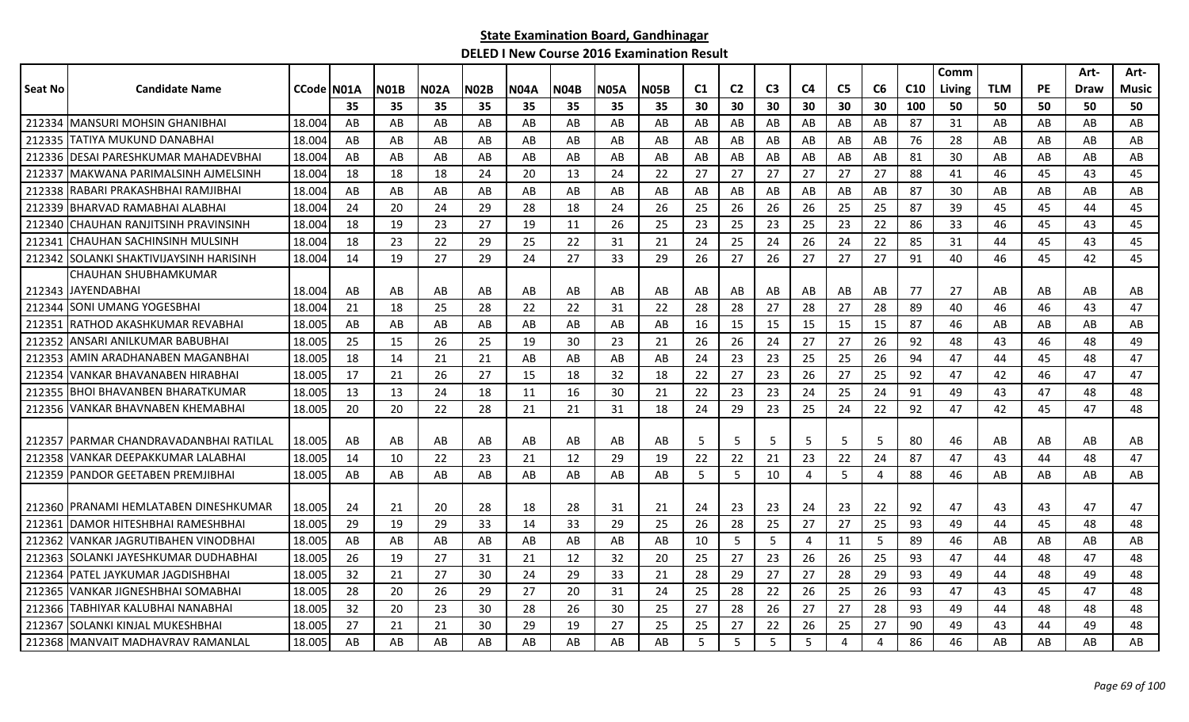**State Examination Board, Gandhinagar**

**DELED I New Course 2016 Examination Result**

| Seat No | Candidate Name | CCode | N01A | N01B | N02A | N02B | N04A | N04B | N05A | N05B | C1 | C2 | C3 | C4 | C5 | C6 | C10 | Comm Living | TLM | PE | Art-Draw | Art-Music |
|---|---|---|---|---|---|---|---|---|---|---|---|---|---|---|---|---|---|---|---|---|---|---|
| | | | 35 | 35 | 35 | 35 | 35 | 35 | 35 | 35 | 30 | 30 | 30 | 30 | 30 | 30 | 100 | 50 | 50 | 50 | 50 | 50 |
| 212334 | MANSURI MOHSIN GHANIBHAI | 18.004 | AB | AB | AB | AB | AB | AB | AB | AB | AB | AB | AB | AB | AB | AB | 87 | 31 | AB | AB | AB | AB |
| 212335 | TATIYA MUKUND DANABHAI | 18.004 | AB | AB | AB | AB | AB | AB | AB | AB | AB | AB | AB | AB | AB | AB | 76 | 28 | AB | AB | AB | AB |
| 212336 | DESAI PARESHKUMAR MAHADEVBHAI | 18.004 | AB | AB | AB | AB | AB | AB | AB | AB | AB | AB | AB | AB | AB | AB | 81 | 30 | AB | AB | AB | AB |
| 212337 | MAKWANA PARIMALSINH AJMELSINH | 18.004 | 18 | 18 | 18 | 24 | 20 | 13 | 24 | 22 | 27 | 27 | 27 | 27 | 27 | 27 | 88 | 41 | 46 | 45 | 43 | 45 |
| 212338 | RABARI PRAKASHBHAI RAMJIBHAI | 18.004 | AB | AB | AB | AB | AB | AB | AB | AB | AB | AB | AB | AB | AB | AB | 87 | 30 | AB | AB | AB | AB |
| 212339 | BHARVAD RAMABHAI ALABHAI | 18.004 | 24 | 20 | 24 | 29 | 28 | 18 | 24 | 26 | 25 | 26 | 26 | 26 | 25 | 25 | 87 | 39 | 45 | 45 | 44 | 45 |
| 212340 | CHAUHAN RANJITSINH PRAVINSINH | 18.004 | 18 | 19 | 23 | 27 | 19 | 11 | 26 | 25 | 23 | 25 | 23 | 25 | 23 | 22 | 86 | 33 | 46 | 45 | 43 | 45 |
| 212341 | CHAUHAN SACHINSINH MULSINH | 18.004 | 18 | 23 | 22 | 29 | 25 | 22 | 31 | 21 | 24 | 25 | 24 | 26 | 24 | 22 | 85 | 31 | 44 | 45 | 43 | 45 |
| 212342 | SOLANKI SHAKTIVIJAYSINH HARISINH | 18.004 | 14 | 19 | 27 | 29 | 24 | 27 | 33 | 29 | 26 | 27 | 26 | 27 | 27 | 27 | 91 | 40 | 46 | 45 | 42 | 45 |
| 212343 | CHAUHAN SHUBHAMKUMAR JAYENDABHAI | 18.004 | AB | AB | AB | AB | AB | AB | AB | AB | AB | AB | AB | AB | AB | AB | 77 | 27 | AB | AB | AB | AB |
| 212344 | SONI UMANG YOGESBHAI | 18.004 | 21 | 18 | 25 | 28 | 22 | 22 | 31 | 22 | 28 | 28 | 27 | 28 | 27 | 28 | 89 | 40 | 46 | 46 | 43 | 47 |
| 212351 | RATHOD AKASHKUMAR REVABHAI | 18.005 | AB | AB | AB | AB | AB | AB | AB | AB | 16 | 15 | 15 | 15 | 15 | 15 | 87 | 46 | AB | AB | AB | AB |
| 212352 | ANSARI ANILKUMAR BABUBHAI | 18.005 | 25 | 15 | 26 | 25 | 19 | 30 | 23 | 21 | 26 | 26 | 24 | 27 | 27 | 26 | 92 | 48 | 43 | 46 | 48 | 49 |
| 212353 | AMIN ARADHANABEN MAGANBHAI | 18.005 | 18 | 14 | 21 | 21 | AB | AB | AB | AB | 24 | 23 | 23 | 25 | 25 | 26 | 94 | 47 | 44 | 45 | 48 | 47 |
| 212354 | VANKAR BHAVANABEN HIRABHAI | 18.005 | 17 | 21 | 26 | 27 | 15 | 18 | 32 | 18 | 22 | 27 | 23 | 26 | 27 | 25 | 92 | 47 | 42 | 46 | 47 | 47 |
| 212355 | BHOI BHAVANBEN BHARATKUMAR | 18.005 | 13 | 13 | 24 | 18 | 11 | 16 | 30 | 21 | 22 | 23 | 23 | 24 | 25 | 24 | 91 | 49 | 43 | 47 | 48 | 48 |
| 212356 | VANKAR BHAVNABEN KHEMABHAI | 18.005 | 20 | 20 | 22 | 28 | 21 | 21 | 31 | 18 | 24 | 29 | 23 | 25 | 24 | 22 | 92 | 47 | 42 | 45 | 47 | 48 |
| 212357 | PARMAR CHANDRAVADANBHAI RATILAL | 18.005 | AB | AB | AB | AB | AB | AB | AB | AB | 5 | 5 | 5 | 5 | 5 | 5 | 80 | 46 | AB | AB | AB | AB |
| 212358 | VANKAR DEEPAKKUMAR LALABHAI | 18.005 | 14 | 10 | 22 | 23 | 21 | 12 | 29 | 19 | 22 | 22 | 21 | 23 | 22 | 24 | 87 | 47 | 43 | 44 | 48 | 47 |
| 212359 | PANDOR GEETABEN PREMJIBHAI | 18.005 | AB | AB | AB | AB | AB | AB | AB | AB | 5 | 5 | 10 | 4 | 5 | 4 | 88 | 46 | AB | AB | AB | AB |
| 212360 | PRANAMI HEMLATABEN DINESHKUMAR | 18.005 | 24 | 21 | 20 | 28 | 18 | 28 | 31 | 21 | 24 | 23 | 23 | 24 | 23 | 22 | 92 | 47 | 43 | 43 | 47 | 47 |
| 212361 | DAMOR HITESHBHAI RAMESHBHAI | 18.005 | 29 | 19 | 29 | 33 | 14 | 33 | 29 | 25 | 26 | 28 | 25 | 27 | 27 | 25 | 93 | 49 | 44 | 45 | 48 | 48 |
| 212362 | VANKAR JAGRUTIBAHEN VINODBHAI | 18.005 | AB | AB | AB | AB | AB | AB | AB | AB | 10 | 5 | 5 | 4 | 11 | 5 | 89 | 46 | AB | AB | AB | AB |
| 212363 | SOLANKI JAYESHKUMAR DUDHABHAI | 18.005 | 26 | 19 | 27 | 31 | 21 | 12 | 32 | 20 | 25 | 27 | 23 | 26 | 26 | 25 | 93 | 47 | 44 | 48 | 47 | 48 |
| 212364 | PATEL JAYKUMAR JAGDISHBHAI | 18.005 | 32 | 21 | 27 | 30 | 24 | 29 | 33 | 21 | 28 | 29 | 27 | 27 | 28 | 29 | 93 | 49 | 44 | 48 | 49 | 48 |
| 212365 | VANKAR JIGNESHBHAI SOMABHAI | 18.005 | 28 | 20 | 26 | 29 | 27 | 20 | 31 | 24 | 25 | 28 | 22 | 26 | 25 | 26 | 93 | 47 | 43 | 45 | 47 | 48 |
| 212366 | TABHIYAR KALUBHAI NANABHAI | 18.005 | 32 | 20 | 23 | 30 | 28 | 26 | 30 | 25 | 27 | 28 | 26 | 27 | 27 | 28 | 93 | 49 | 44 | 48 | 48 | 48 |
| 212367 | SOLANKI KINJAL MUKESHBHAI | 18.005 | 27 | 21 | 21 | 30 | 29 | 19 | 27 | 25 | 25 | 27 | 22 | 26 | 25 | 27 | 90 | 49 | 43 | 44 | 49 | 48 |
| 212368 | MANVAIT MADHAVRAV RAMANLAL | 18.005 | AB | AB | AB | AB | AB | AB | AB | AB | 5 | 5 | 5 | 5 | 4 | 4 | 86 | 46 | AB | AB | AB | AB |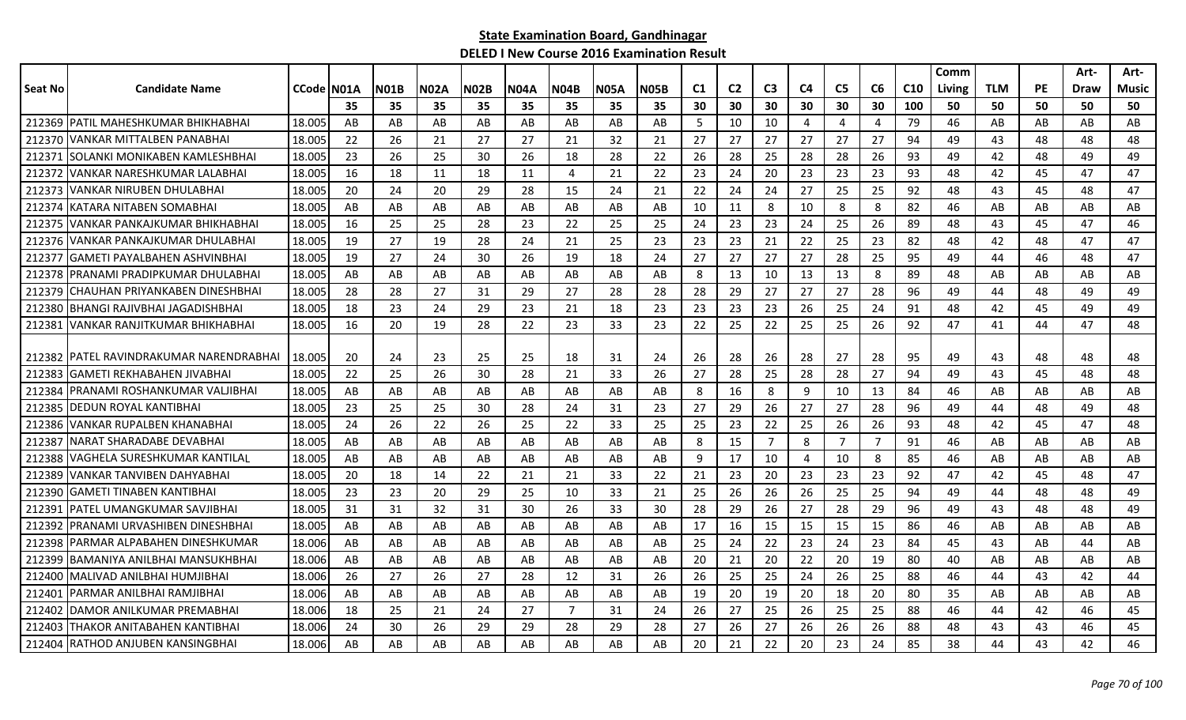## State Examination Board, Gandhinagar

### DELED I New Course 2016 Examination Result

| Seat No | Candidate Name | CCode | N01A | N01B | N02A | N02B | N04A | N04B | N05A | N05B | C1 | C2 | C3 | C4 | C5 | C6 | C10 | Comm Living | TLM | PE | Art-Draw | Art-Music |
|---|---|---|---|---|---|---|---|---|---|---|---|---|---|---|---|---|---|---|---|---|---|---|
| | | | 35 | 35 | 35 | 35 | 35 | 35 | 35 | 35 | 30 | 30 | 30 | 30 | 30 | 30 | 100 | 50 | 50 | 50 | 50 | 50 |
| 212369 | PATIL MAHESHKUMAR BHIKHABHAI | 18.005 | AB | AB | AB | AB | AB | AB | AB | AB | 5 | 10 | 10 | 4 | 4 | 4 | 79 | 46 | AB | AB | AB | AB |
| 212370 | VANKAR MITTALBEN PANABHAI | 18.005 | 22 | 26 | 21 | 27 | 27 | 21 | 32 | 21 | 27 | 27 | 27 | 27 | 27 | 27 | 94 | 49 | 43 | 48 | 48 | 48 |
| 212371 | SOLANKI MONIKABEN KAMLESHBHAI | 18.005 | 23 | 26 | 25 | 30 | 26 | 18 | 28 | 22 | 26 | 28 | 25 | 28 | 28 | 26 | 93 | 49 | 42 | 48 | 49 | 49 |
| 212372 | VANKAR NARESHKUMAR LALABHAI | 18.005 | 16 | 18 | 11 | 18 | 11 | 4 | 21 | 22 | 23 | 24 | 20 | 23 | 23 | 23 | 93 | 48 | 42 | 45 | 47 | 47 |
| 212373 | VANKAR NIRUBEN DHULABHAI | 18.005 | 20 | 24 | 20 | 29 | 28 | 15 | 24 | 21 | 22 | 24 | 24 | 27 | 25 | 25 | 92 | 48 | 43 | 45 | 48 | 47 |
| 212374 | KATARA NITABEN SOMABHAI | 18.005 | AB | AB | AB | AB | AB | AB | AB | AB | 10 | 11 | 8 | 10 | 8 | 8 | 82 | 46 | AB | AB | AB | AB |
| 212375 | VANKAR PANKAJKUMAR BHIKHABHAI | 18.005 | 16 | 25 | 25 | 28 | 23 | 22 | 25 | 25 | 24 | 23 | 23 | 24 | 25 | 26 | 89 | 48 | 43 | 45 | 47 | 46 |
| 212376 | VANKAR PANKAJKUMAR DHULABHAI | 18.005 | 19 | 27 | 19 | 28 | 24 | 21 | 25 | 23 | 23 | 23 | 21 | 22 | 25 | 23 | 82 | 48 | 42 | 48 | 47 | 47 |
| 212377 | GAMETI PAYALBAHEN ASHVINBHAI | 18.005 | 19 | 27 | 24 | 30 | 26 | 19 | 18 | 24 | 27 | 27 | 27 | 27 | 28 | 25 | 95 | 49 | 44 | 46 | 48 | 47 |
| 212378 | PRANAMI PRADIPKUMAR DHULABHAI | 18.005 | AB | AB | AB | AB | AB | AB | AB | AB | 8 | 13 | 10 | 13 | 13 | 8 | 89 | 48 | AB | AB | AB | AB |
| 212379 | CHAUHAN PRIYANKABEN DINESHBHAI | 18.005 | 28 | 28 | 27 | 31 | 29 | 27 | 28 | 28 | 28 | 29 | 27 | 27 | 27 | 28 | 96 | 49 | 44 | 48 | 49 | 49 |
| 212380 | BHANGI RAJIVBHAI JAGADISHBHAI | 18.005 | 18 | 23 | 24 | 29 | 23 | 21 | 18 | 23 | 23 | 23 | 23 | 26 | 25 | 24 | 91 | 48 | 42 | 45 | 49 | 49 |
| 212381 | VANKAR RANJITKUMAR BHIKHABHAI | 18.005 | 16 | 20 | 19 | 28 | 22 | 23 | 33 | 23 | 22 | 25 | 22 | 25 | 25 | 26 | 92 | 47 | 41 | 44 | 47 | 48 |
| 212382 | PATEL RAVINDRAKUMAR NARENDRABHAI | 18.005 | 20 | 24 | 23 | 25 | 25 | 18 | 31 | 24 | 26 | 28 | 26 | 28 | 27 | 28 | 95 | 49 | 43 | 48 | 48 | 48 |
| 212383 | GAMETI REKHABAHEN JIVABHAI | 18.005 | 22 | 25 | 26 | 30 | 28 | 21 | 33 | 26 | 27 | 28 | 25 | 28 | 28 | 27 | 94 | 49 | 43 | 45 | 48 | 48 |
| 212384 | PRANAMI ROSHANKUMAR VALJIBHAI | 18.005 | AB | AB | AB | AB | AB | AB | AB | AB | 8 | 16 | 8 | 9 | 10 | 13 | 84 | 46 | AB | AB | AB | AB |
| 212385 | DEDUN ROYAL KANTIBHAI | 18.005 | 23 | 25 | 25 | 30 | 28 | 24 | 31 | 23 | 27 | 29 | 26 | 27 | 27 | 28 | 96 | 49 | 44 | 48 | 49 | 48 |
| 212386 | VANKAR RUPALBEN KHANABHAI | 18.005 | 24 | 26 | 22 | 26 | 25 | 22 | 33 | 25 | 25 | 23 | 22 | 25 | 26 | 26 | 93 | 48 | 42 | 45 | 47 | 48 |
| 212387 | NARAT SHARADABE DEVABHAI | 18.005 | AB | AB | AB | AB | AB | AB | AB | AB | 8 | 15 | 7 | 8 | 7 | 7 | 91 | 46 | AB | AB | AB | AB |
| 212388 | VAGHELA SURESHKUMAR KANTILAL | 18.005 | AB | AB | AB | AB | AB | AB | AB | AB | 9 | 17 | 10 | 4 | 10 | 8 | 85 | 46 | AB | AB | AB | AB |
| 212389 | VANKAR TANVIBEN DAHYABHAI | 18.005 | 20 | 18 | 14 | 22 | 21 | 21 | 33 | 22 | 21 | 23 | 20 | 23 | 23 | 23 | 92 | 47 | 42 | 45 | 48 | 47 |
| 212390 | GAMETI TINABEN KANTIBHAI | 18.005 | 23 | 23 | 20 | 29 | 25 | 10 | 33 | 21 | 25 | 26 | 26 | 26 | 25 | 25 | 94 | 49 | 44 | 48 | 48 | 49 |
| 212391 | PATEL UMANGKUMAR SAVJIBHAI | 18.005 | 31 | 31 | 32 | 31 | 30 | 26 | 33 | 30 | 28 | 29 | 26 | 27 | 28 | 29 | 96 | 49 | 43 | 48 | 48 | 49 |
| 212392 | PRANAMI URVASHIBEN DINESHBHAI | 18.005 | AB | AB | AB | AB | AB | AB | AB | AB | 17 | 16 | 15 | 15 | 15 | 15 | 86 | 46 | AB | AB | AB | AB |
| 212398 | PARMAR ALPABAHEN DINESHKUMAR | 18.006 | AB | AB | AB | AB | AB | AB | AB | AB | 25 | 24 | 22 | 23 | 24 | 23 | 84 | 45 | 43 | AB | 44 | AB |
| 212399 | BAMANIYA ANILBHAI MANSUKHBHAI | 18.006 | AB | AB | AB | AB | AB | AB | AB | AB | 20 | 21 | 20 | 22 | 20 | 19 | 80 | 40 | AB | AB | AB | AB |
| 212400 | MALIVAD ANILBHAI HUMJIBHAI | 18.006 | 26 | 27 | 26 | 27 | 28 | 12 | 31 | 26 | 26 | 25 | 25 | 24 | 26 | 25 | 88 | 46 | 44 | 43 | 42 | 44 |
| 212401 | PARMAR ANILBHAI RAMJIBHAI | 18.006 | AB | AB | AB | AB | AB | AB | AB | AB | 19 | 20 | 19 | 20 | 18 | 20 | 80 | 35 | AB | AB | AB | AB |
| 212402 | DAMOR ANILKUMAR PREMABHAI | 18.006 | 18 | 25 | 21 | 24 | 27 | 7 | 31 | 24 | 26 | 27 | 25 | 26 | 25 | 25 | 88 | 46 | 44 | 42 | 46 | 45 |
| 212403 | THAKOR ANITABAHEN KANTIBHAI | 18.006 | 24 | 30 | 26 | 29 | 29 | 28 | 29 | 28 | 27 | 26 | 27 | 26 | 26 | 26 | 88 | 48 | 43 | 43 | 46 | 45 |
| 212404 | RATHOD ANJUBEN KANSINGBHAI | 18.006 | AB | AB | AB | AB | AB | AB | AB | AB | 20 | 21 | 22 | 20 | 23 | 24 | 85 | 38 | 44 | 43 | 42 | 46 |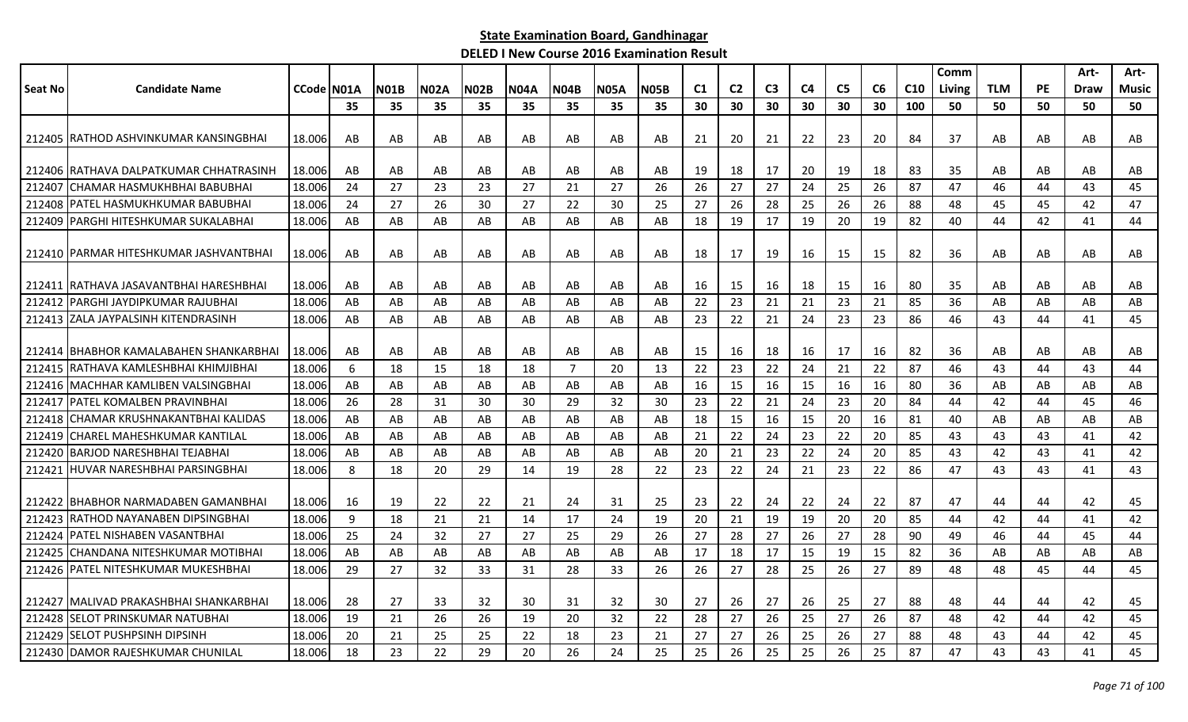## State Examination Board, Gandhinagar

### DELED I New Course 2016 Examination Result

| Seat No | Candidate Name | CCode | N01A | N01B | N02A | N02B | N04A | N04B | N05A | N05B | C1 | C2 | C3 | C4 | C5 | C6 | C10 | Comm Living | TLM | PE | Art-Draw | Art-Music |
|---|---|---|---|---|---|---|---|---|---|---|---|---|---|---|---|---|---|---|---|---|---|---|
| | | | 35 | 35 | 35 | 35 | 35 | 35 | 35 | 35 | 30 | 30 | 30 | 30 | 30 | 30 | 100 | 50 | 50 | 50 | 50 | 50 |
| 212405 | RATHOD ASHVINKUMAR KANSINGBHAI | 18.006 | AB | AB | AB | AB | AB | AB | AB | AB | 21 | 20 | 21 | 22 | 23 | 20 | 84 | 37 | AB | AB | AB | AB |
| 212406 | RATHAVA DALPATKUMAR CHHATRASINH | 18.006 | AB | AB | AB | AB | AB | AB | AB | AB | 19 | 18 | 17 | 20 | 19 | 18 | 83 | 35 | AB | AB | AB | AB |
| 212407 | CHAMAR HASMUKHBHAI BABUBHAI | 18.006 | 24 | 27 | 23 | 23 | 27 | 21 | 27 | 26 | 26 | 27 | 27 | 24 | 25 | 26 | 87 | 47 | 46 | 44 | 43 | 45 |
| 212408 | PATEL HASMUKHKUMAR BABUBHAI | 18.006 | 24 | 27 | 26 | 30 | 27 | 22 | 30 | 25 | 27 | 26 | 28 | 25 | 26 | 26 | 88 | 48 | 45 | 45 | 42 | 47 |
| 212409 | PARGHI HITESHKUMAR SUKALABHAI | 18.006 | AB | AB | AB | AB | AB | AB | AB | AB | 18 | 19 | 17 | 19 | 20 | 19 | 82 | 40 | 44 | 42 | 41 | 44 |
| 212410 | PARMAR HITESHKUMAR JASHVANTBHAI | 18.006 | AB | AB | AB | AB | AB | AB | AB | AB | 18 | 17 | 19 | 16 | 15 | 15 | 82 | 36 | AB | AB | AB | AB |
| 212411 | RATHAVA JASAVANTBHAI HARESHBHAI | 18.006 | AB | AB | AB | AB | AB | AB | AB | AB | 16 | 15 | 16 | 18 | 15 | 16 | 80 | 35 | AB | AB | AB | AB |
| 212412 | PARGHI JAYDIPKUMAR RAJUBHAI | 18.006 | AB | AB | AB | AB | AB | AB | AB | AB | 22 | 23 | 21 | 21 | 23 | 21 | 85 | 36 | AB | AB | AB | AB |
| 212413 | ZALA JAYPALSINH KITENDRASINH | 18.006 | AB | AB | AB | AB | AB | AB | AB | AB | 23 | 22 | 21 | 24 | 23 | 23 | 86 | 46 | 43 | 44 | 41 | 45 |
| 212414 | BHABHOR KAMALABAHEN SHANKARBHAI | 18.006 | AB | AB | AB | AB | AB | AB | AB | AB | 15 | 16 | 18 | 16 | 17 | 16 | 82 | 36 | AB | AB | AB | AB |
| 212415 | RATHAVA KAMLESHBHAI KHIMJIBHAI | 18.006 | 6 | 18 | 15 | 18 | 18 | 7 | 20 | 13 | 22 | 23 | 22 | 24 | 21 | 22 | 87 | 46 | 43 | 44 | 43 | 44 |
| 212416 | MACHHAR KAMLIBEN VALSINGBHAI | 18.006 | AB | AB | AB | AB | AB | AB | AB | AB | 16 | 15 | 16 | 15 | 16 | 16 | 80 | 36 | AB | AB | AB | AB |
| 212417 | PATEL KOMALBEN PRAVINBHAI | 18.006 | 26 | 28 | 31 | 30 | 30 | 29 | 32 | 30 | 23 | 22 | 21 | 24 | 23 | 20 | 84 | 44 | 42 | 44 | 45 | 46 |
| 212418 | CHAMAR KRUSHNAKANTBHAI KALIDAS | 18.006 | AB | AB | AB | AB | AB | AB | AB | AB | 18 | 15 | 16 | 15 | 20 | 16 | 81 | 40 | AB | AB | AB | AB |
| 212419 | CHAREL MAHESHKUMAR KANTILAL | 18.006 | AB | AB | AB | AB | AB | AB | AB | AB | 21 | 22 | 24 | 23 | 22 | 20 | 85 | 43 | 43 | 43 | 41 | 42 |
| 212420 | BARJOD NARESHBHAI TEJABHAI | 18.006 | AB | AB | AB | AB | AB | AB | AB | AB | 20 | 21 | 23 | 22 | 24 | 20 | 85 | 43 | 42 | 43 | 41 | 42 |
| 212421 | HUVAR NARESHBHAI PARSINGBHAI | 18.006 | 8 | 18 | 20 | 29 | 14 | 19 | 28 | 22 | 23 | 22 | 24 | 21 | 23 | 22 | 86 | 47 | 43 | 43 | 41 | 43 |
| 212422 | BHABHOR NARMADABEN GAMANBHAI | 18.006 | 16 | 19 | 22 | 22 | 21 | 24 | 31 | 25 | 23 | 22 | 24 | 22 | 24 | 22 | 87 | 47 | 44 | 44 | 42 | 45 |
| 212423 | RATHOD NAYANABEN DIPSINGBHAI | 18.006 | 9 | 18 | 21 | 21 | 14 | 17 | 24 | 19 | 20 | 21 | 19 | 19 | 20 | 20 | 85 | 44 | 42 | 44 | 41 | 42 |
| 212424 | PATEL NISHABEN VASANTBHAI | 18.006 | 25 | 24 | 32 | 27 | 27 | 25 | 29 | 26 | 27 | 28 | 27 | 26 | 27 | 28 | 90 | 49 | 46 | 44 | 45 | 44 |
| 212425 | CHANDANA NITESHKUMAR MOTIBHAI | 18.006 | AB | AB | AB | AB | AB | AB | AB | AB | 17 | 18 | 17 | 15 | 19 | 15 | 82 | 36 | AB | AB | AB | AB |
| 212426 | PATEL NITESHKUMAR MUKESHBHAI | 18.006 | 29 | 27 | 32 | 33 | 31 | 28 | 33 | 26 | 26 | 27 | 28 | 25 | 26 | 27 | 89 | 48 | 48 | 45 | 44 | 45 |
| 212427 | MALIVAD PRAKASHBHAI SHANKARBHAI | 18.006 | 28 | 27 | 33 | 32 | 30 | 31 | 32 | 30 | 27 | 26 | 27 | 26 | 25 | 27 | 88 | 48 | 44 | 44 | 42 | 45 |
| 212428 | SELOT PRINSKUMAR NATUBHAI | 18.006 | 19 | 21 | 26 | 26 | 19 | 20 | 32 | 22 | 28 | 27 | 26 | 25 | 27 | 26 | 87 | 48 | 42 | 44 | 42 | 45 |
| 212429 | SELOT PUSHPSINH DIPSINH | 18.006 | 20 | 21 | 25 | 25 | 22 | 18 | 23 | 21 | 27 | 27 | 26 | 25 | 26 | 27 | 88 | 48 | 43 | 44 | 42 | 45 |
| 212430 | DAMOR RAJESHKUMAR CHUNILAL | 18.006 | 18 | 23 | 22 | 29 | 20 | 26 | 24 | 25 | 25 | 26 | 25 | 25 | 26 | 25 | 87 | 47 | 43 | 43 | 41 | 45 |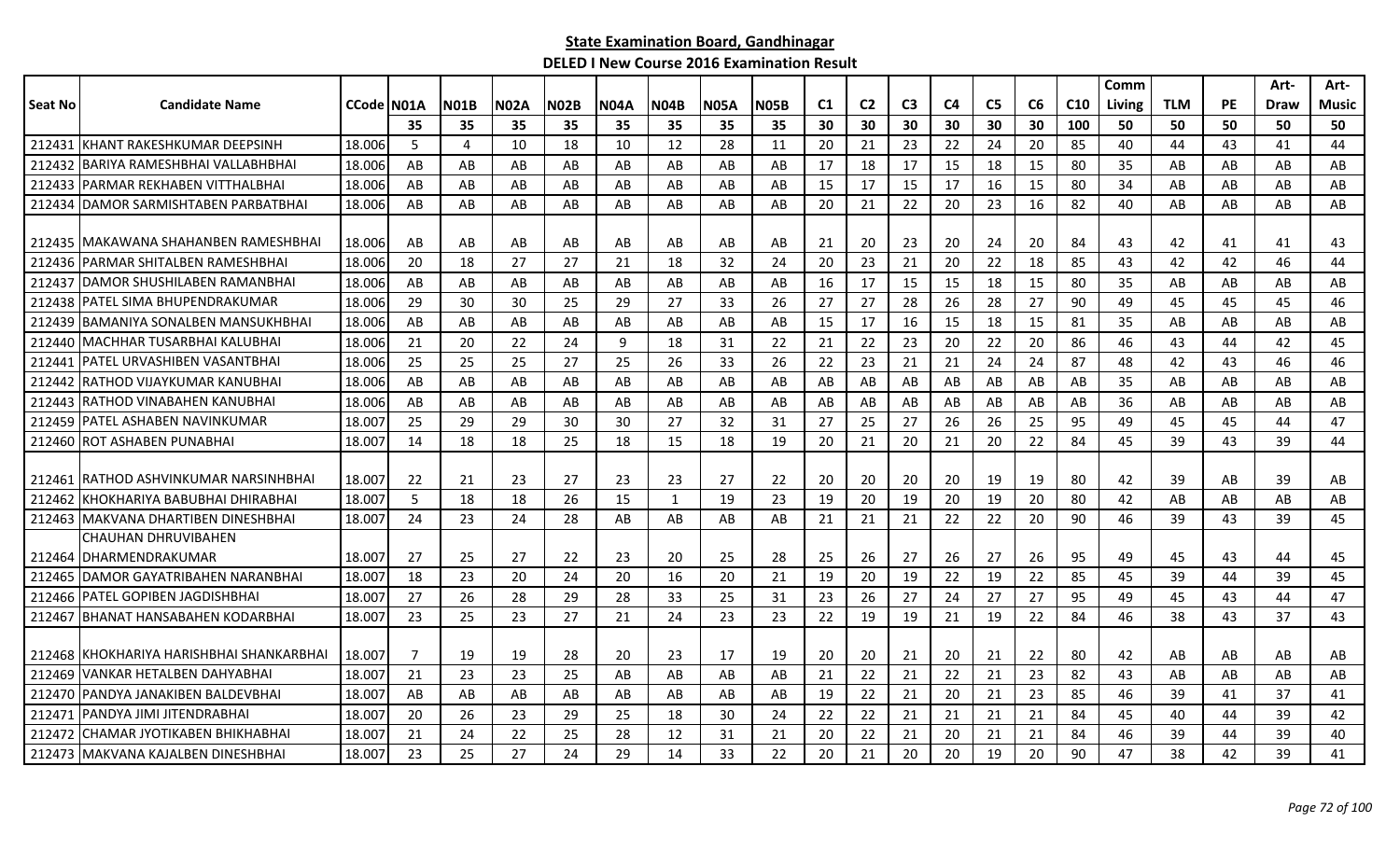**State Examination Board, Gandhinagar**

**DELED I New Course 2016 Examination Result**

| Seat No | Candidate Name | CCode | N01A | N01B | N02A | N02B | N04A | N04B | N05A | N05B | C1 | C2 | C3 | C4 | C5 | C6 | C10 | Comm Living | TLM | PE | Art-Draw | Art-Music |
|---|---|---|---|---|---|---|---|---|---|---|---|---|---|---|---|---|---|---|---|---|---|---|
| | | | 35 | 35 | 35 | 35 | 35 | 35 | 35 | 35 | 30 | 30 | 30 | 30 | 30 | 30 | 100 | 50 | 50 | 50 | 50 | 50 |
| 212431 | KHANT RAKESHKUMAR DEEPSINH | 18.006 | 5 | 4 | 10 | 18 | 10 | 12 | 28 | 11 | 20 | 21 | 23 | 22 | 24 | 20 | 85 | 40 | 44 | 43 | 41 | 44 |
| 212432 | BARIYA RAMESHBHAI VALLABHBHAI | 18.006 | AB | AB | AB | AB | AB | AB | AB | AB | 17 | 18 | 17 | 15 | 18 | 15 | 80 | 35 | AB | AB | AB | AB |
| 212433 | PARMAR REKHABEN VITTHALBHAI | 18.006 | AB | AB | AB | AB | AB | AB | AB | AB | 15 | 17 | 15 | 17 | 16 | 15 | 80 | 34 | AB | AB | AB | AB |
| 212434 | DAMOR SARMISHTABEN PARBATBHAI | 18.006 | AB | AB | AB | AB | AB | AB | AB | AB | 20 | 21 | 22 | 20 | 23 | 16 | 82 | 40 | AB | AB | AB | AB |
| 212435 | MAKAWANA SHAHANBEN RAMESHBHAI | 18.006 | AB | AB | AB | AB | AB | AB | AB | AB | 21 | 20 | 23 | 20 | 24 | 20 | 84 | 43 | 42 | 41 | 41 | 43 |
| 212436 | PARMAR SHITALBEN RAMESHBHAI | 18.006 | 20 | 18 | 27 | 27 | 21 | 18 | 32 | 24 | 20 | 23 | 21 | 20 | 22 | 18 | 85 | 43 | 42 | 42 | 46 | 44 |
| 212437 | DAMOR SHUSHILABEN RAMANBHAI | 18.006 | AB | AB | AB | AB | AB | AB | AB | AB | 16 | 17 | 15 | 15 | 18 | 15 | 80 | 35 | AB | AB | AB | AB |
| 212438 | PATEL SIMA BHUPENDRAKUMAR | 18.006 | 29 | 30 | 30 | 25 | 29 | 27 | 33 | 26 | 27 | 27 | 28 | 26 | 28 | 27 | 90 | 49 | 45 | 45 | 45 | 46 |
| 212439 | BAMANIYA SONALBEN MANSUKHBHAI | 18.006 | AB | AB | AB | AB | AB | AB | AB | AB | 15 | 17 | 16 | 15 | 18 | 15 | 81 | 35 | AB | AB | AB | AB |
| 212440 | MACHHAR TUSARBHAI KALUBHAI | 18.006 | 21 | 20 | 22 | 24 | 9 | 18 | 31 | 22 | 21 | 22 | 23 | 20 | 22 | 20 | 86 | 46 | 43 | 44 | 42 | 45 |
| 212441 | PATEL URVASHIBEN VASANTBHAI | 18.006 | 25 | 25 | 25 | 27 | 25 | 26 | 33 | 26 | 22 | 23 | 21 | 21 | 24 | 24 | 87 | 48 | 42 | 43 | 46 | 46 |
| 212442 | RATHOD VIJAYKUMAR KANUBHAI | 18.006 | AB | AB | AB | AB | AB | AB | AB | AB | AB | AB | AB | AB | AB | AB | AB | 35 | AB | AB | AB | AB |
| 212443 | RATHOD VINABAHEN KANUBHAI | 18.006 | AB | AB | AB | AB | AB | AB | AB | AB | AB | AB | AB | AB | AB | AB | AB | 36 | AB | AB | AB | AB |
| 212459 | PATEL ASHABEN NAVINKUMAR | 18.007 | 25 | 29 | 29 | 30 | 30 | 27 | 32 | 31 | 27 | 25 | 27 | 26 | 26 | 25 | 95 | 49 | 45 | 45 | 44 | 47 |
| 212460 | ROT ASHABEN PUNABHAI | 18.007 | 14 | 18 | 18 | 25 | 18 | 15 | 18 | 19 | 20 | 21 | 20 | 21 | 20 | 22 | 84 | 45 | 39 | 43 | 39 | 44 |
| 212461 | RATHOD ASHVINKUMAR NARSINHBHAI | 18.007 | 22 | 21 | 23 | 27 | 23 | 23 | 27 | 22 | 20 | 20 | 20 | 20 | 19 | 19 | 80 | 42 | 39 | AB | 39 | AB |
| 212462 | KHOKHARIYA BABUBHAI DHIRABHAI | 18.007 | 5 | 18 | 18 | 26 | 15 | 1 | 19 | 23 | 19 | 20 | 19 | 20 | 19 | 20 | 80 | 42 | AB | AB | AB | AB |
| 212463 | MAKVANA DHARTIBEN DINESHBHAI | 18.007 | 24 | 23 | 24 | 28 | AB | AB | AB | AB | 21 | 21 | 21 | 22 | 22 | 20 | 90 | 46 | 39 | 43 | 39 | 45 |
| 212464 | CHAUHAN DHRUVIBAHEN DHARMENDRAKUMAR | 18.007 | 27 | 25 | 27 | 22 | 23 | 20 | 25 | 28 | 25 | 26 | 27 | 26 | 27 | 26 | 95 | 49 | 45 | 43 | 44 | 45 |
| 212465 | DAMOR GAYATRIBAHEN NARANBHAI | 18.007 | 18 | 23 | 20 | 24 | 20 | 16 | 20 | 21 | 19 | 20 | 19 | 22 | 19 | 22 | 85 | 45 | 39 | 44 | 39 | 45 |
| 212466 | PATEL GOPIBEN JAGDISHBHAI | 18.007 | 27 | 26 | 28 | 29 | 28 | 33 | 25 | 31 | 23 | 26 | 27 | 24 | 27 | 27 | 95 | 49 | 45 | 43 | 44 | 47 |
| 212467 | BHANAT HANSABAHEN KODARBHAI | 18.007 | 23 | 25 | 23 | 27 | 21 | 24 | 23 | 23 | 22 | 19 | 19 | 21 | 19 | 22 | 84 | 46 | 38 | 43 | 37 | 43 |
| 212468 | KHOKHARIYA HARISHBHAI SHANKARBHAI | 18.007 | 7 | 19 | 19 | 28 | 20 | 23 | 17 | 19 | 20 | 20 | 21 | 20 | 21 | 22 | 80 | 42 | AB | AB | AB | AB |
| 212469 | VANKAR HETALBEN DAHYABHAI | 18.007 | 21 | 23 | 23 | 25 | AB | AB | AB | AB | 21 | 22 | 21 | 22 | 21 | 23 | 82 | 43 | AB | AB | AB | AB |
| 212470 | PANDYA JANAKIBEN BALDEVBHAI | 18.007 | AB | AB | AB | AB | AB | AB | AB | AB | 19 | 22 | 21 | 20 | 21 | 23 | 85 | 46 | 39 | 41 | 37 | 41 |
| 212471 | PANDYA JIMI JITENDRABHAI | 18.007 | 20 | 26 | 23 | 29 | 25 | 18 | 30 | 24 | 22 | 22 | 21 | 21 | 21 | 21 | 84 | 45 | 40 | 44 | 39 | 42 |
| 212472 | CHAMAR JYOTIKABEN BHIKHABHAI | 18.007 | 21 | 24 | 22 | 25 | 28 | 12 | 31 | 21 | 20 | 22 | 21 | 20 | 21 | 21 | 84 | 46 | 39 | 44 | 39 | 40 |
| 212473 | MAKVANA KAJALBEN DINESHBHAI | 18.007 | 23 | 25 | 27 | 24 | 29 | 14 | 33 | 22 | 20 | 21 | 20 | 20 | 19 | 20 | 90 | 47 | 38 | 42 | 39 | 41 |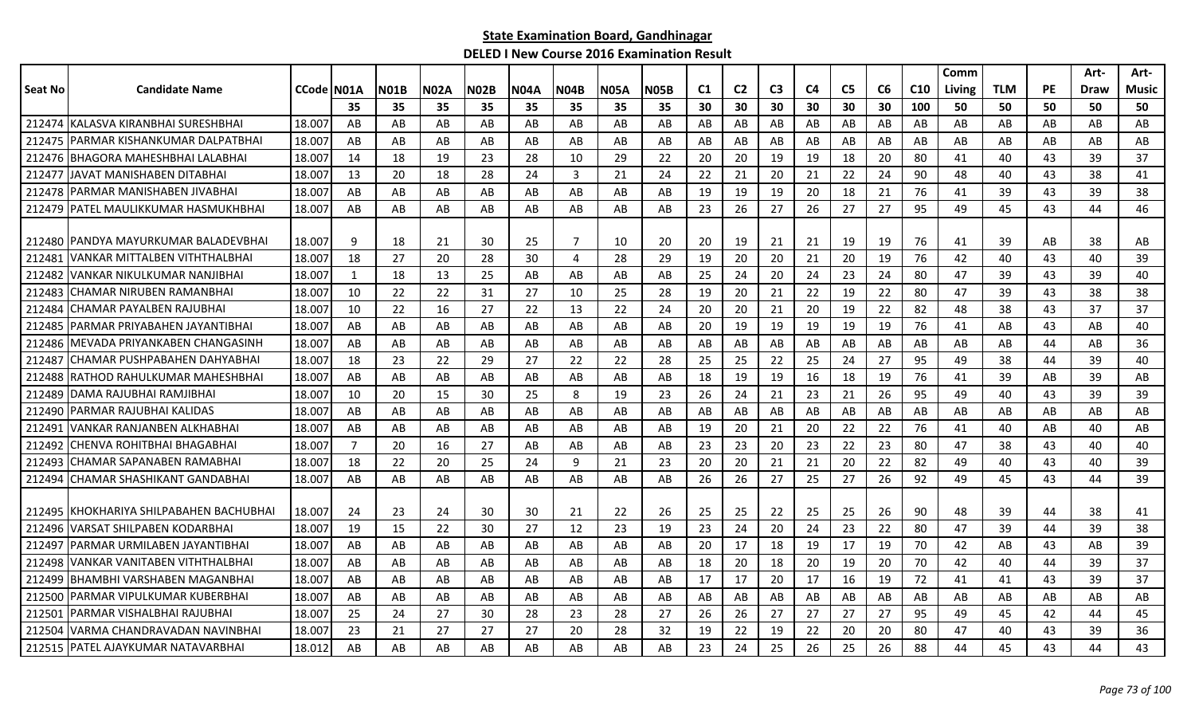**State Examination Board, Gandhinagar**

**DELED I New Course 2016 Examination Result**

| Seat No | Candidate Name | CCode | N01A | N01B | N02A | N02B | N04A | N04B | N05A | N05B | C1 | C2 | C3 | C4 | C5 | C6 | C10 | Comm Living | TLM | PE | Art-Draw | Art-Music |
|---|---|---|---|---|---|---|---|---|---|---|---|---|---|---|---|---|---|---|---|---|---|---|
| | | | 35 | 35 | 35 | 35 | 35 | 35 | 35 | 35 | 30 | 30 | 30 | 30 | 30 | 30 | 100 | 50 | 50 | 50 | 50 | 50 |
| 212474 | KALASVA KIRANBHAI SURESHBHAI | 18.007 | AB | AB | AB | AB | AB | AB | AB | AB | AB | AB | AB | AB | AB | AB | AB | AB | AB | AB | AB | AB |
| 212475 | PARMAR KISHANKUMAR DALPATBHAI | 18.007 | AB | AB | AB | AB | AB | AB | AB | AB | AB | AB | AB | AB | AB | AB | AB | AB | AB | AB | AB | AB |
| 212476 | BHAGORA MAHESHBHAI LALABHAI | 18.007 | 14 | 18 | 19 | 23 | 28 | 10 | 29 | 22 | 20 | 20 | 19 | 19 | 18 | 20 | 80 | 41 | 40 | 43 | 39 | 37 |
| 212477 | JAVAT MANISHABEN DITABHAI | 18.007 | 13 | 20 | 18 | 28 | 24 | 3 | 21 | 24 | 22 | 21 | 20 | 21 | 22 | 24 | 90 | 48 | 40 | 43 | 38 | 41 |
| 212478 | PARMAR MANISHABEN JIVABHAI | 18.007 | AB | AB | AB | AB | AB | AB | AB | AB | 19 | 19 | 19 | 20 | 18 | 21 | 76 | 41 | 39 | 43 | 39 | 38 |
| 212479 | PATEL MAULIKKUMAR HASMUKHBHAI | 18.007 | AB | AB | AB | AB | AB | AB | AB | AB | 23 | 26 | 27 | 26 | 27 | 27 | 95 | 49 | 45 | 43 | 44 | 46 |
| 212480 | PANDYA MAYURKUMAR BALADEVBHAI | 18.007 | 9 | 18 | 21 | 30 | 25 | 7 | 10 | 20 | 20 | 19 | 21 | 21 | 19 | 19 | 76 | 41 | 39 | AB | 38 | AB |
| 212481 | VANKAR MITTALBEN VITHTHALBHAI | 18.007 | 18 | 27 | 20 | 28 | 30 | 4 | 28 | 29 | 19 | 20 | 20 | 21 | 20 | 19 | 76 | 42 | 40 | 43 | 40 | 39 |
| 212482 | VANKAR NIKULKUMAR NANJIBHAI | 18.007 | 1 | 18 | 13 | 25 | AB | AB | AB | AB | 25 | 24 | 20 | 24 | 23 | 24 | 80 | 47 | 39 | 43 | 39 | 40 |
| 212483 | CHAMAR NIRUBEN RAMANBHAI | 18.007 | 10 | 22 | 22 | 31 | 27 | 10 | 25 | 28 | 19 | 20 | 21 | 22 | 19 | 22 | 80 | 47 | 39 | 43 | 38 | 38 |
| 212484 | CHAMAR PAYALBEN RAJUBHAI | 18.007 | 10 | 22 | 16 | 27 | 22 | 13 | 22 | 24 | 20 | 20 | 21 | 20 | 19 | 22 | 82 | 48 | 38 | 43 | 37 | 37 |
| 212485 | PARMAR PRIYABAHEN JAYANTIBHAI | 18.007 | AB | AB | AB | AB | AB | AB | AB | AB | 20 | 19 | 19 | 19 | 19 | 19 | 76 | 41 | AB | 43 | AB | 40 |
| 212486 | MEVADA PRIYANKABEN CHANGASINH | 18.007 | AB | AB | AB | AB | AB | AB | AB | AB | AB | AB | AB | AB | AB | AB | AB | AB | AB | 44 | AB | 36 |
| 212487 | CHAMAR PUSHPABAHEN DAHYABHAI | 18.007 | 18 | 23 | 22 | 29 | 27 | 22 | 22 | 28 | 25 | 25 | 22 | 25 | 24 | 27 | 95 | 49 | 38 | 44 | 39 | 40 |
| 212488 | RATHOD RAHULKUMAR MAHESHBHAI | 18.007 | AB | AB | AB | AB | AB | AB | AB | AB | 18 | 19 | 19 | 16 | 18 | 19 | 76 | 41 | 39 | AB | 39 | AB |
| 212489 | DAMA RAJUBHAI RAMJIBHAI | 18.007 | 10 | 20 | 15 | 30 | 25 | 8 | 19 | 23 | 26 | 24 | 21 | 23 | 21 | 26 | 95 | 49 | 40 | 43 | 39 | 39 |
| 212490 | PARMAR RAJUBHAI KALIDAS | 18.007 | AB | AB | AB | AB | AB | AB | AB | AB | AB | AB | AB | AB | AB | AB | AB | AB | AB | AB | AB | AB |
| 212491 | VANKAR RANJANBEN ALKHABHAI | 18.007 | AB | AB | AB | AB | AB | AB | AB | AB | 19 | 20 | 21 | 20 | 22 | 22 | 76 | 41 | 40 | AB | 40 | AB |
| 212492 | CHENVA ROHITBHAI BHAGABHAI | 18.007 | 7 | 20 | 16 | 27 | AB | AB | AB | AB | 23 | 23 | 20 | 23 | 22 | 23 | 80 | 47 | 38 | 43 | 40 | 40 |
| 212493 | CHAMAR SAPANABEN RAMABHAI | 18.007 | 18 | 22 | 20 | 25 | 24 | 9 | 21 | 23 | 20 | 20 | 21 | 21 | 20 | 22 | 82 | 49 | 40 | 43 | 40 | 39 |
| 212494 | CHAMAR SHASHIKANT GANDABHAI | 18.007 | AB | AB | AB | AB | AB | AB | AB | AB | 26 | 26 | 27 | 25 | 27 | 26 | 92 | 49 | 45 | 43 | 44 | 39 |
| 212495 | KHOKHARIYA SHILPABAHEN BACHUBHAI | 18.007 | 24 | 23 | 24 | 30 | 30 | 21 | 22 | 26 | 25 | 25 | 22 | 25 | 25 | 26 | 90 | 48 | 39 | 44 | 38 | 41 |
| 212496 | VARSAT SHILPABEN KODARBHAI | 18.007 | 19 | 15 | 22 | 30 | 27 | 12 | 23 | 19 | 23 | 24 | 20 | 24 | 23 | 22 | 80 | 47 | 39 | 44 | 39 | 38 |
| 212497 | PARMAR URMILABEN JAYANTIBHAI | 18.007 | AB | AB | AB | AB | AB | AB | AB | AB | 20 | 17 | 18 | 19 | 17 | 19 | 70 | 42 | AB | 43 | AB | 39 |
| 212498 | VANKAR VANITABEN VITHTHALBHAI | 18.007 | AB | AB | AB | AB | AB | AB | AB | AB | 18 | 20 | 18 | 20 | 19 | 20 | 70 | 42 | 40 | 44 | 39 | 37 |
| 212499 | BHAMBHI VARSHABEN MAGANBHAI | 18.007 | AB | AB | AB | AB | AB | AB | AB | AB | 17 | 17 | 20 | 17 | 16 | 19 | 72 | 41 | 41 | 43 | 39 | 37 |
| 212500 | PARMAR VIPULKUMAR KUBERBHAI | 18.007 | AB | AB | AB | AB | AB | AB | AB | AB | AB | AB | AB | AB | AB | AB | AB | AB | AB | AB | AB | AB |
| 212501 | PARMAR VISHALBHAI RAJUBHAI | 18.007 | 25 | 24 | 27 | 30 | 28 | 23 | 28 | 27 | 26 | 26 | 27 | 27 | 27 | 27 | 95 | 49 | 45 | 42 | 44 | 45 |
| 212504 | VARMA CHANDRAVADAN NAVINBHAI | 18.007 | 23 | 21 | 27 | 27 | 27 | 20 | 28 | 32 | 19 | 22 | 19 | 22 | 20 | 20 | 80 | 47 | 40 | 43 | 39 | 36 |
| 212515 | PATEL AJAYKUMAR NATAVARBHAI | 18.012 | AB | AB | AB | AB | AB | AB | AB | AB | 23 | 24 | 25 | 26 | 25 | 26 | 88 | 44 | 45 | 43 | 44 | 43 |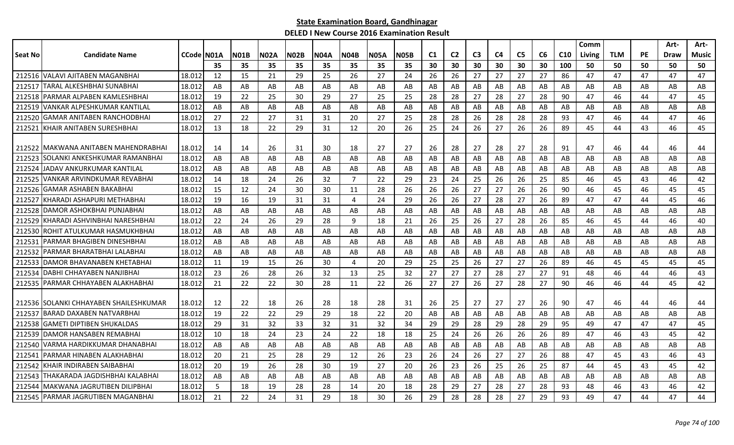**State Examination Board, Gandhinagar**

**DELED I New Course 2016 Examination Result**

| Seat No | Candidate Name | CCode | N01A | N01B | N02A | N02B | N04A | N04B | N05A | N05B | C1 | C2 | C3 | C4 | C5 | C6 | C10 | Comm Living | TLM | PE | Art-Draw | Art-Music |
|---|---|---|---|---|---|---|---|---|---|---|---|---|---|---|---|---|---|---|---|---|---|---|
| | | | 35 | 35 | 35 | 35 | 35 | 35 | 35 | 35 | 30 | 30 | 30 | 30 | 30 | 30 | 100 | 50 | 50 | 50 | 50 | 50 |
| 212516 | VALAVI AJITABEN MAGANBHAI | 18.012 | 12 | 15 | 21 | 29 | 25 | 26 | 27 | 24 | 26 | 26 | 27 | 27 | 27 | 27 | 86 | 47 | 47 | 47 | 47 | 47 |
| 212517 | TARAL ALKESHBHAI SUNABHAI | 18.012 | AB | AB | AB | AB | AB | AB | AB | AB | AB | AB | AB | AB | AB | AB | AB | AB | AB | AB | AB | AB |
| 212518 | PARMAR ALPABEN KAMLESHBHAI | 18.012 | 19 | 22 | 25 | 30 | 29 | 27 | 25 | 25 | 28 | 28 | 27 | 28 | 27 | 28 | 90 | 47 | 46 | 44 | 47 | 45 |
| 212519 | VANKAR ALPESHKUMAR KANTILAL | 18.012 | AB | AB | AB | AB | AB | AB | AB | AB | AB | AB | AB | AB | AB | AB | AB | AB | AB | AB | AB | AB |
| 212520 | GAMAR ANITABEN RANCHODBHAI | 18.012 | 27 | 22 | 27 | 31 | 31 | 20 | 27 | 25 | 28 | 28 | 26 | 28 | 28 | 28 | 93 | 47 | 46 | 44 | 47 | 46 |
| 212521 | KHAIR ANITABEN SURESHBHAI | 18.012 | 13 | 18 | 22 | 29 | 31 | 12 | 20 | 26 | 25 | 24 | 26 | 27 | 26 | 26 | 89 | 45 | 44 | 43 | 46 | 45 |
| 212522 | MAKWANA ANITABEN MAHENDRABHAI | 18.012 | 14 | 14 | 26 | 31 | 30 | 18 | 27 | 27 | 26 | 28 | 27 | 28 | 27 | 28 | 91 | 47 | 46 | 44 | 46 | 44 |
| 212523 | SOLANKI ANKESHKUMAR RAMANBHAI | 18.012 | AB | AB | AB | AB | AB | AB | AB | AB | AB | AB | AB | AB | AB | AB | AB | AB | AB | AB | AB | AB |
| 212524 | JADAV ANKURKUMAR KANTILAL | 18.012 | AB | AB | AB | AB | AB | AB | AB | AB | AB | AB | AB | AB | AB | AB | AB | AB | AB | AB | AB | AB |
| 212525 | VANKAR ARVINDKUMAR REVABHAI | 18.012 | 14 | 18 | 24 | 26 | 32 | 7 | 22 | 29 | 23 | 24 | 25 | 26 | 26 | 25 | 85 | 46 | 45 | 43 | 46 | 42 |
| 212526 | GAMAR ASHABEN BAKABHAI | 18.012 | 15 | 12 | 24 | 30 | 30 | 11 | 28 | 26 | 26 | 26 | 27 | 27 | 26 | 26 | 90 | 46 | 45 | 46 | 45 | 45 |
| 212527 | KHARADI ASHAPURI METHABHAI | 18.012 | 19 | 16 | 19 | 31 | 31 | 4 | 24 | 29 | 26 | 26 | 27 | 28 | 27 | 26 | 89 | 47 | 47 | 44 | 45 | 46 |
| 212528 | DAMOR ASHOKBHAI PUNJABHAI | 18.012 | AB | AB | AB | AB | AB | AB | AB | AB | AB | AB | AB | AB | AB | AB | AB | AB | AB | AB | AB | AB |
| 212529 | KHARADI ASHVINBHAI NARESHBHAI | 18.012 | 22 | 24 | 26 | 29 | 28 | 9 | 18 | 21 | 26 | 25 | 26 | 27 | 28 | 26 | 85 | 46 | 45 | 44 | 46 | 40 |
| 212530 | ROHIT ATULKUMAR HASMUKHBHAI | 18.012 | AB | AB | AB | AB | AB | AB | AB | AB | AB | AB | AB | AB | AB | AB | AB | AB | AB | AB | AB | AB |
| 212531 | PARMAR BHAGIBEN DINESHBHAI | 18.012 | AB | AB | AB | AB | AB | AB | AB | AB | AB | AB | AB | AB | AB | AB | AB | AB | AB | AB | AB | AB |
| 212532 | PARMAR BHARATBHAI LALABHAI | 18.012 | AB | AB | AB | AB | AB | AB | AB | AB | AB | AB | AB | AB | AB | AB | AB | AB | AB | AB | AB | AB |
| 212533 | DAMOR BHAVANABEN KHETABHAI | 18.012 | 11 | 19 | 15 | 26 | 30 | 4 | 20 | 29 | 25 | 25 | 26 | 27 | 27 | 26 | 89 | 46 | 45 | 45 | 45 | 45 |
| 212534 | DABHI CHHAYABEN NANJIBHAI | 18.012 | 23 | 26 | 28 | 26 | 32 | 13 | 25 | 32 | 27 | 27 | 27 | 28 | 27 | 27 | 91 | 48 | 46 | 44 | 46 | 43 |
| 212535 | PARMAR CHHAYABEN ALAKHABHAI | 18.012 | 21 | 22 | 22 | 30 | 28 | 11 | 22 | 26 | 27 | 27 | 26 | 27 | 28 | 27 | 90 | 46 | 46 | 44 | 45 | 42 |
| 212536 | SOLANKI CHHAYABEN SHAILESHKUMAR | 18.012 | 12 | 22 | 18 | 26 | 28 | 18 | 28 | 31 | 26 | 25 | 27 | 27 | 27 | 26 | 90 | 47 | 46 | 44 | 46 | 44 |
| 212537 | BARAD DAXABEN NATVARBHAI | 18.012 | 19 | 22 | 22 | 29 | 29 | 18 | 22 | 20 | AB | AB | AB | AB | AB | AB | AB | AB | AB | AB | AB | AB |
| 212538 | GAMETI DIPTIBEN SHUKALDAS | 18.012 | 29 | 31 | 32 | 33 | 32 | 31 | 32 | 34 | 29 | 29 | 28 | 29 | 28 | 29 | 95 | 49 | 47 | 47 | 47 | 45 |
| 212539 | DAMOR HANSABEN REMABHAI | 18.012 | 10 | 18 | 24 | 23 | 24 | 22 | 18 | 18 | 25 | 24 | 26 | 26 | 26 | 26 | 89 | 47 | 46 | 43 | 45 | 42 |
| 212540 | VARMA HARDIKKUMAR DHANABHAI | 18.012 | AB | AB | AB | AB | AB | AB | AB | AB | AB | AB | AB | AB | AB | AB | AB | AB | AB | AB | AB | AB |
| 212541 | PARMAR HINABEN ALAKHABHAI | 18.012 | 20 | 21 | 25 | 28 | 29 | 12 | 26 | 23 | 26 | 24 | 26 | 27 | 27 | 26 | 88 | 47 | 45 | 43 | 46 | 43 |
| 212542 | KHAIR INDIRABEN SAIBABHAI | 18.012 | 20 | 19 | 26 | 28 | 30 | 19 | 27 | 20 | 26 | 23 | 26 | 25 | 26 | 25 | 87 | 44 | 45 | 43 | 45 | 42 |
| 212543 | THAKARADA JAGDISHBHAI KALABHAI | 18.012 | AB | AB | AB | AB | AB | AB | AB | AB | AB | AB | AB | AB | AB | AB | AB | AB | AB | AB | AB | AB |
| 212544 | MAKWANA JAGRUTIBEN DILIPBHAI | 18.012 | 5 | 18 | 19 | 28 | 28 | 14 | 20 | 18 | 28 | 29 | 27 | 28 | 27 | 28 | 93 | 48 | 46 | 43 | 46 | 42 |
| 212545 | PARMAR JAGRUTIBEN MAGANBHAI | 18.012 | 21 | 22 | 24 | 31 | 29 | 18 | 30 | 26 | 29 | 28 | 28 | 28 | 27 | 29 | 93 | 49 | 47 | 44 | 47 | 44 |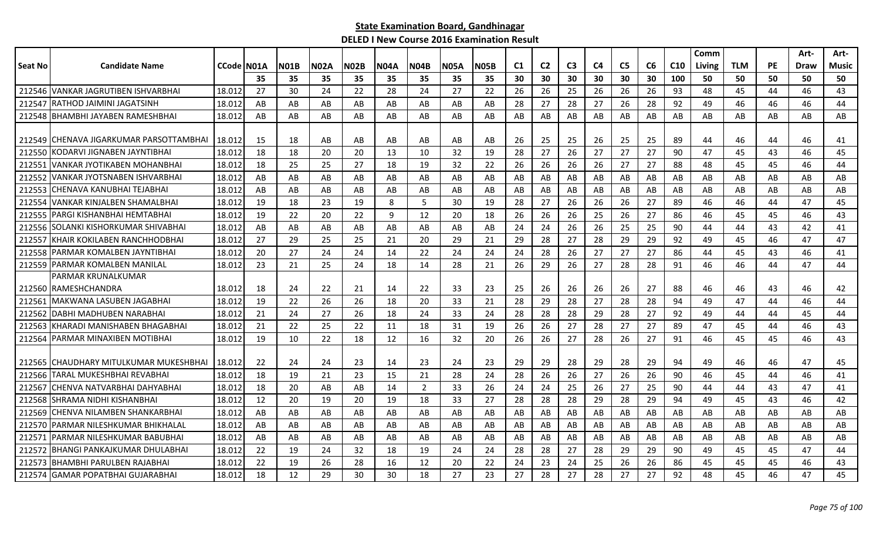**State Examination Board, Gandhinagar**

**DELED I New Course 2016 Examination Result**

| Seat No | Candidate Name | CCode | N01A | N01B | N02A | N02B | N04A | N04B | N05A | N05B | C1 | C2 | C3 | C4 | C5 | C6 | C10 | Comm Living | TLM | PE | Art-Draw | Art-Music |
|---|---|---|---|---|---|---|---|---|---|---|---|---|---|---|---|---|---|---|---|---|---|---|
| | | | 35 | 35 | 35 | 35 | 35 | 35 | 35 | 35 | 30 | 30 | 30 | 30 | 30 | 30 | 100 | 50 | 50 | 50 | 50 | 50 |
| 212546 | VANKAR JAGRUTIBEN ISHVARBHAI | 18.012 | 27 | 30 | 24 | 22 | 28 | 24 | 27 | 22 | 26 | 26 | 25 | 26 | 26 | 26 | 93 | 48 | 45 | 44 | 46 | 43 |
| 212547 | RATHOD JAIMINI JAGATSINH | 18.012 | AB | AB | AB | AB | AB | AB | AB | AB | 28 | 27 | 28 | 27 | 26 | 28 | 92 | 49 | 46 | 46 | 46 | 44 |
| 212548 | BHAMBHI JAYABEN RAMESHBHAI | 18.012 | AB | AB | AB | AB | AB | AB | AB | AB | AB | AB | AB | AB | AB | AB | AB | AB | AB | AB | AB | AB |
| 212549 | CHENAVA JIGARKUMAR PARSOTTAMBHAI | 18.012 | 15 | 18 | AB | AB | AB | AB | AB | AB | 26 | 25 | 25 | 26 | 25 | 25 | 89 | 44 | 46 | 44 | 46 | 41 |
| 212550 | KODARVI JIGNABEN JAYNTIBHAI | 18.012 | 18 | 18 | 20 | 20 | 13 | 10 | 32 | 19 | 28 | 27 | 26 | 27 | 27 | 27 | 90 | 47 | 45 | 43 | 46 | 45 |
| 212551 | VANKAR JYOTIKABEN MOHANBHAI | 18.012 | 18 | 25 | 25 | 27 | 18 | 19 | 32 | 22 | 26 | 26 | 26 | 26 | 27 | 27 | 88 | 48 | 45 | 45 | 46 | 44 |
| 212552 | VANKAR JYOTSNABEN ISHVARBHAI | 18.012 | AB | AB | AB | AB | AB | AB | AB | AB | AB | AB | AB | AB | AB | AB | AB | AB | AB | AB | AB | AB |
| 212553 | CHENAVA KANUBHAI TEJABHAI | 18.012 | AB | AB | AB | AB | AB | AB | AB | AB | AB | AB | AB | AB | AB | AB | AB | AB | AB | AB | AB | AB |
| 212554 | VANKAR KINJALBEN SHAMALBHAI | 18.012 | 19 | 18 | 23 | 19 | 8 | 5 | 30 | 19 | 28 | 27 | 26 | 26 | 26 | 27 | 89 | 46 | 46 | 44 | 47 | 45 |
| 212555 | PARGI KISHANBHAI HEMTABHAI | 18.012 | 19 | 22 | 20 | 22 | 9 | 12 | 20 | 18 | 26 | 26 | 26 | 25 | 26 | 27 | 86 | 46 | 45 | 45 | 46 | 43 |
| 212556 | SOLANKI KISHORKUMAR SHIVABHAI | 18.012 | AB | AB | AB | AB | AB | AB | AB | AB | 24 | 24 | 26 | 26 | 25 | 25 | 90 | 44 | 44 | 43 | 42 | 41 |
| 212557 | KHAIR KOKILABEN RANCHHODBHAI | 18.012 | 27 | 29 | 25 | 25 | 21 | 20 | 29 | 21 | 29 | 28 | 27 | 28 | 29 | 29 | 92 | 49 | 45 | 46 | 47 | 47 |
| 212558 | PARMAR KOMALBEN JAYNTIBHAI | 18.012 | 20 | 27 | 24 | 24 | 14 | 22 | 24 | 24 | 24 | 28 | 26 | 27 | 27 | 27 | 86 | 44 | 45 | 43 | 46 | 41 |
| 212559 | PARMAR KOMALBEN MANILAL | 18.012 | 23 | 21 | 25 | 24 | 18 | 14 | 28 | 21 | 26 | 29 | 26 | 27 | 28 | 28 | 91 | 46 | 46 | 44 | 47 | 44 |
| 212560 | PARMAR KRUNALKUMAR RAMESHCHANDRA | 18.012 | 18 | 24 | 22 | 21 | 14 | 22 | 33 | 23 | 25 | 26 | 26 | 26 | 26 | 27 | 88 | 46 | 46 | 43 | 46 | 42 |
| 212561 | MAKWANA LASUBEN JAGABHAI | 18.012 | 19 | 22 | 26 | 26 | 18 | 20 | 33 | 21 | 28 | 29 | 28 | 27 | 28 | 28 | 94 | 49 | 47 | 44 | 46 | 44 |
| 212562 | DABHI MADHUBEN NARABHAI | 18.012 | 21 | 24 | 27 | 26 | 18 | 24 | 33 | 24 | 28 | 28 | 28 | 29 | 28 | 27 | 92 | 49 | 44 | 44 | 45 | 44 |
| 212563 | KHARADI MANISHABEN BHAGABHAI | 18.012 | 21 | 22 | 25 | 22 | 11 | 18 | 31 | 19 | 26 | 26 | 27 | 28 | 27 | 27 | 89 | 47 | 45 | 44 | 46 | 43 |
| 212564 | PARMAR MINAXIBEN MOTIBHAI | 18.012 | 19 | 10 | 22 | 18 | 12 | 16 | 32 | 20 | 26 | 26 | 27 | 28 | 26 | 27 | 91 | 46 | 45 | 45 | 46 | 43 |
| 212565 | CHAUDHARY MITULKUMAR MUKESHBHAI | 18.012 | 22 | 24 | 24 | 23 | 14 | 23 | 24 | 23 | 29 | 29 | 28 | 29 | 28 | 29 | 94 | 49 | 46 | 46 | 47 | 45 |
| 212566 | TARAL MUKESHBHAI REVABHAI | 18.012 | 18 | 19 | 21 | 23 | 15 | 21 | 28 | 24 | 28 | 26 | 26 | 27 | 26 | 26 | 90 | 46 | 45 | 44 | 46 | 41 |
| 212567 | CHENVA NATVARBHAI DAHYABHAI | 18.012 | 18 | 20 | AB | AB | 14 | 2 | 33 | 26 | 24 | 24 | 25 | 26 | 27 | 25 | 90 | 44 | 44 | 43 | 47 | 41 |
| 212568 | SHRAMA NIDHI KISHANBHAI | 18.012 | 12 | 20 | 19 | 20 | 19 | 18 | 33 | 27 | 28 | 28 | 28 | 29 | 28 | 29 | 94 | 49 | 45 | 43 | 46 | 42 |
| 212569 | CHENVA NILAMBEN SHANKARBHAI | 18.012 | AB | AB | AB | AB | AB | AB | AB | AB | AB | AB | AB | AB | AB | AB | AB | AB | AB | AB | AB | AB |
| 212570 | PARMAR NILESHKUMAR BHIKHALAL | 18.012 | AB | AB | AB | AB | AB | AB | AB | AB | AB | AB | AB | AB | AB | AB | AB | AB | AB | AB | AB | AB |
| 212571 | PARMAR NILESHKUMAR BABUBHAI | 18.012 | AB | AB | AB | AB | AB | AB | AB | AB | AB | AB | AB | AB | AB | AB | AB | AB | AB | AB | AB | AB |
| 212572 | BHANGI PANKAJKUMAR DHULABHAI | 18.012 | 22 | 19 | 24 | 32 | 18 | 19 | 24 | 24 | 28 | 28 | 27 | 28 | 29 | 29 | 90 | 49 | 45 | 45 | 47 | 44 |
| 212573 | BHAMBHI PARULBEN RAJABHAI | 18.012 | 22 | 19 | 26 | 28 | 16 | 12 | 20 | 22 | 24 | 23 | 24 | 25 | 26 | 26 | 86 | 45 | 45 | 45 | 46 | 43 |
| 212574 | GAMAR POPATBHAI GUJARABHAI | 18.012 | 18 | 12 | 29 | 30 | 30 | 18 | 27 | 23 | 27 | 28 | 27 | 28 | 27 | 27 | 92 | 48 | 45 | 46 | 47 | 45 |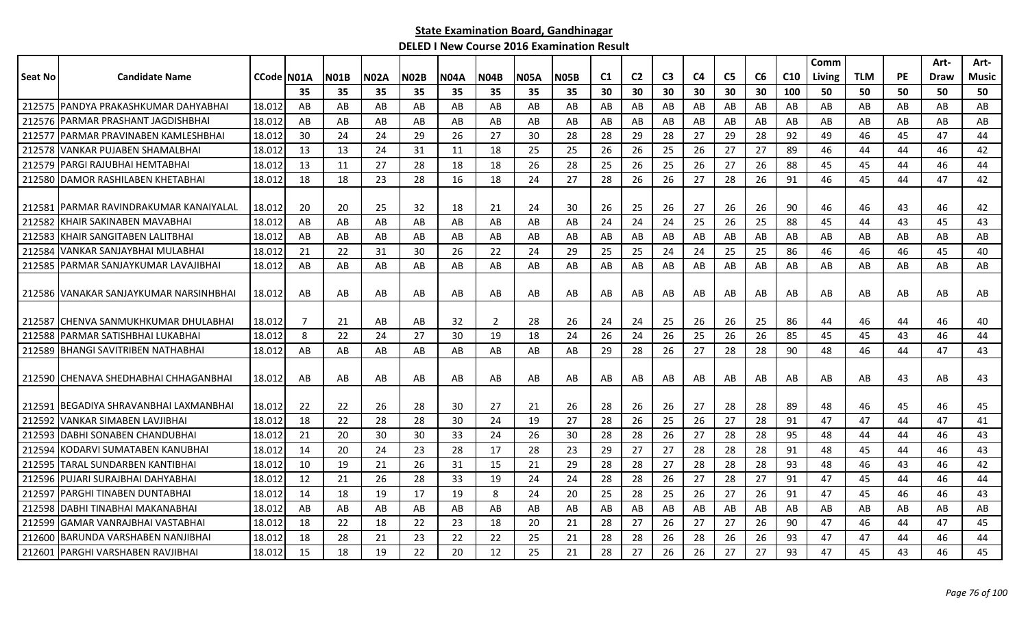# State Examination Board, Gandhinagar

## DELED I New Course 2016 Examination Result

| Seat No | Candidate Name | CCode | N01A | N01B | N02A | N02B | N04A | N04B | N05A | N05B | C1 | C2 | C3 | C4 | C5 | C6 | C10 | Comm Living | TLM | PE | Art-Draw | Art-Music |
|---|---|---|---|---|---|---|---|---|---|---|---|---|---|---|---|---|---|---|---|---|---|---|
| | | | 35 | 35 | 35 | 35 | 35 | 35 | 35 | 35 | 30 | 30 | 30 | 30 | 30 | 30 | 100 | 50 | 50 | 50 | 50 | 50 |
| 212575 | PANDYA PRAKASHKUMAR DAHYABHAI | 18.012 | AB | AB | AB | AB | AB | AB | AB | AB | AB | AB | AB | AB | AB | AB | AB | AB | AB | AB | AB | AB |
| 212576 | PARMAR PRASHANT JAGDISHBHAI | 18.012 | AB | AB | AB | AB | AB | AB | AB | AB | AB | AB | AB | AB | AB | AB | AB | AB | AB | AB | AB | AB |
| 212577 | PARMAR PRAVINABEN KAMLESHBHAI | 18.012 | 30 | 24 | 24 | 29 | 26 | 27 | 30 | 28 | 28 | 29 | 28 | 27 | 29 | 28 | 92 | 49 | 46 | 45 | 47 | 44 |
| 212578 | VANKAR PUJABEN SHAMALBHAI | 18.012 | 13 | 13 | 24 | 31 | 11 | 18 | 25 | 25 | 26 | 26 | 25 | 26 | 27 | 27 | 89 | 46 | 44 | 44 | 46 | 42 |
| 212579 | PARGI RAJUBHAI HEMTABHAI | 18.012 | 13 | 11 | 27 | 28 | 18 | 18 | 26 | 28 | 25 | 26 | 25 | 26 | 27 | 26 | 88 | 45 | 45 | 44 | 46 | 44 |
| 212580 | DAMOR RASHILABEN KHETABHAI | 18.012 | 18 | 18 | 23 | 28 | 16 | 18 | 24 | 27 | 28 | 26 | 26 | 27 | 28 | 26 | 91 | 46 | 45 | 44 | 47 | 42 |
| 212581 | PARMAR RAVINDRAKUMAR KANAIYALAL | 18.012 | 20 | 20 | 25 | 32 | 18 | 21 | 24 | 30 | 26 | 25 | 26 | 27 | 26 | 26 | 90 | 46 | 46 | 43 | 46 | 42 |
| 212582 | KHAIR SAKINABEN MAVABHAI | 18.012 | AB | AB | AB | AB | AB | AB | AB | AB | 24 | 24 | 24 | 25 | 26 | 25 | 88 | 45 | 44 | 43 | 45 | 43 |
| 212583 | KHAIR SANGITABEN LALITBHAI | 18.012 | AB | AB | AB | AB | AB | AB | AB | AB | AB | AB | AB | AB | AB | AB | AB | AB | AB | AB | AB | AB |
| 212584 | VANKAR SANJAYBHAI MULABHAI | 18.012 | 21 | 22 | 31 | 30 | 26 | 22 | 24 | 29 | 25 | 25 | 24 | 24 | 25 | 25 | 86 | 46 | 46 | 46 | 45 | 40 |
| 212585 | PARMAR SANJAYKUMAR LAVAJIBHAI | 18.012 | AB | AB | AB | AB | AB | AB | AB | AB | AB | AB | AB | AB | AB | AB | AB | AB | AB | AB | AB | AB |
| 212586 | VANAKAR SANJAYKUMAR NARSINHBHAI | 18.012 | AB | AB | AB | AB | AB | AB | AB | AB | AB | AB | AB | AB | AB | AB | AB | AB | AB | AB | AB | AB |
| 212587 | CHENVA SANMUKHKUMAR DHULABHAI | 18.012 | 7 | 21 | AB | AB | 32 | 2 | 28 | 26 | 24 | 24 | 25 | 26 | 26 | 25 | 86 | 44 | 46 | 44 | 46 | 40 |
| 212588 | PARMAR SATISHBHAI LUKABHAI | 18.012 | 8 | 22 | 24 | 27 | 30 | 19 | 18 | 24 | 26 | 24 | 26 | 25 | 26 | 26 | 85 | 45 | 45 | 43 | 46 | 44 |
| 212589 | BHANGI SAVITRIBEN NATHABHAI | 18.012 | AB | AB | AB | AB | AB | AB | AB | AB | 29 | 28 | 26 | 27 | 28 | 28 | 90 | 48 | 46 | 44 | 47 | 43 |
| 212590 | CHENAVA SHEDHABHAI CHHAGANBHAI | 18.012 | AB | AB | AB | AB | AB | AB | AB | AB | AB | AB | AB | AB | AB | AB | AB | AB | AB | 43 | AB | 43 |
| 212591 | BEGADIYA SHRAVANBHAI LAXMANBHAI | 18.012 | 22 | 22 | 26 | 28 | 30 | 27 | 21 | 26 | 28 | 26 | 26 | 27 | 28 | 28 | 89 | 48 | 46 | 45 | 46 | 45 |
| 212592 | VANKAR SIMABEN LAVJIBHAI | 18.012 | 18 | 22 | 28 | 28 | 30 | 24 | 19 | 27 | 28 | 26 | 25 | 26 | 27 | 28 | 91 | 47 | 47 | 44 | 47 | 41 |
| 212593 | DABHI SONABEN CHANDUBHAI | 18.012 | 21 | 20 | 30 | 30 | 33 | 24 | 26 | 30 | 28 | 28 | 26 | 27 | 28 | 28 | 95 | 48 | 44 | 44 | 46 | 43 |
| 212594 | KODARVI SUMATABEN KANUBHAI | 18.012 | 14 | 20 | 24 | 23 | 28 | 17 | 28 | 23 | 29 | 27 | 27 | 28 | 28 | 28 | 91 | 48 | 45 | 44 | 46 | 43 |
| 212595 | TARAL SUNDARBEN KANTIBHAI | 18.012 | 10 | 19 | 21 | 26 | 31 | 15 | 21 | 29 | 28 | 28 | 27 | 28 | 28 | 28 | 93 | 48 | 46 | 43 | 46 | 42 |
| 212596 | PUJARI SURAJBHAI DAHYABHAI | 18.012 | 12 | 21 | 26 | 28 | 33 | 19 | 24 | 24 | 28 | 28 | 26 | 27 | 28 | 27 | 91 | 47 | 45 | 44 | 46 | 44 |
| 212597 | PARGHI TINABEN DUNTABHAI | 18.012 | 14 | 18 | 19 | 17 | 19 | 8 | 24 | 20 | 25 | 28 | 25 | 26 | 27 | 26 | 91 | 47 | 45 | 46 | 46 | 43 |
| 212598 | DABHI TINABHAI MAKANABHAI | 18.012 | AB | AB | AB | AB | AB | AB | AB | AB | AB | AB | AB | AB | AB | AB | AB | AB | AB | AB | AB | AB |
| 212599 | GAMAR VANRAJBHAI VASTABHAI | 18.012 | 18 | 22 | 18 | 22 | 23 | 18 | 20 | 21 | 28 | 27 | 26 | 27 | 27 | 26 | 90 | 47 | 46 | 44 | 47 | 45 |
| 212600 | BARUNDA VARSHABEN NANJIBHAI | 18.012 | 18 | 28 | 21 | 23 | 22 | 22 | 25 | 21 | 28 | 28 | 26 | 28 | 26 | 26 | 93 | 47 | 47 | 44 | 46 | 44 |
| 212601 | PARGHI VARSHABEN RAVJIBHAI | 18.012 | 15 | 18 | 19 | 22 | 20 | 12 | 25 | 21 | 28 | 27 | 26 | 26 | 27 | 27 | 93 | 47 | 45 | 43 | 46 | 45 |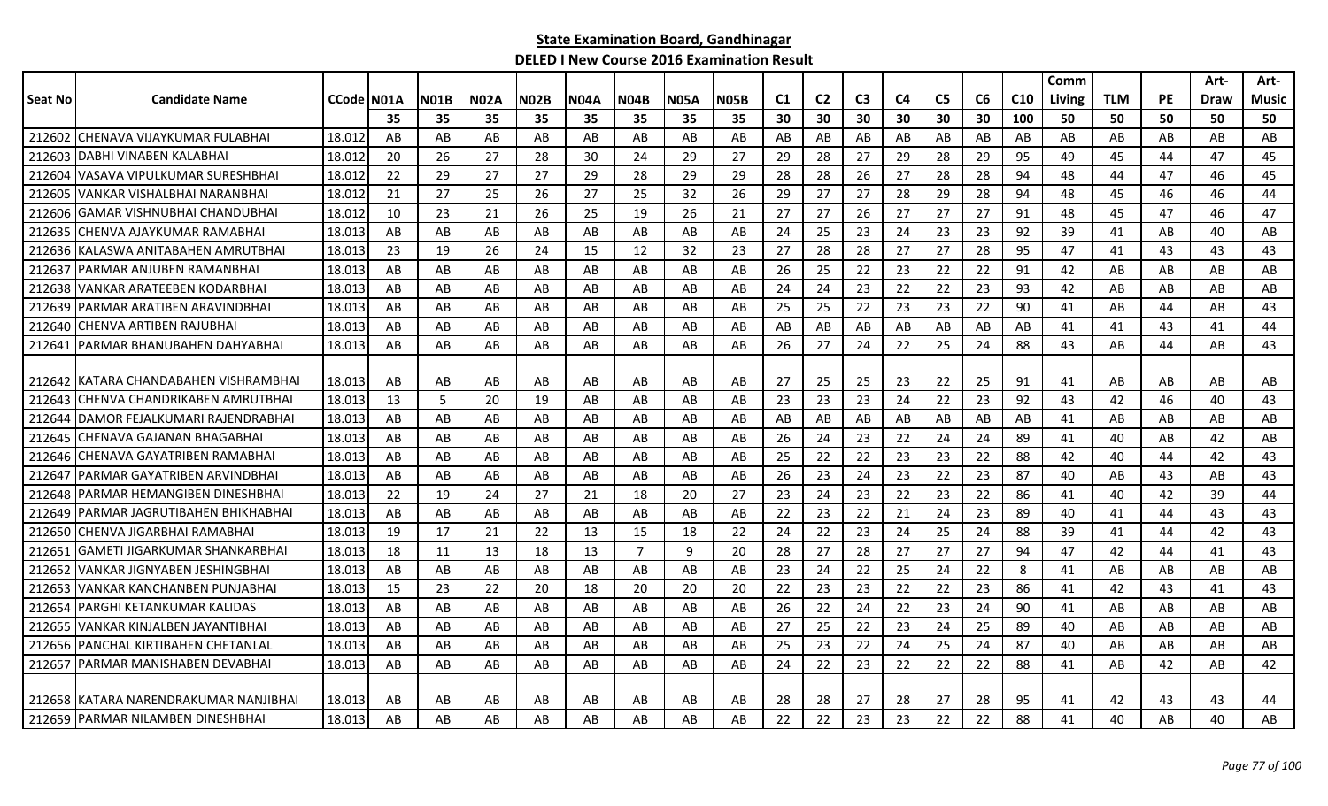**State Examination Board, Gandhinagar**

**DELED I New Course 2016 Examination Result**

| Seat No | Candidate Name | CCode | N01A | N01B | N02A | N02B | N04A | N04B | N05A | N05B | C1 | C2 | C3 | C4 | C5 | C6 | C10 | Comm Living | TLM | PE | Art-Draw | Art-Music |
|---|---|---|---|---|---|---|---|---|---|---|---|---|---|---|---|---|---|---|---|---|---|---|
| | | | 35 | 35 | 35 | 35 | 35 | 35 | 35 | 35 | 30 | 30 | 30 | 30 | 30 | 30 | 100 | 50 | 50 | 50 | 50 | 50 |
| 212602 | CHENAVA VIJAYKUMAR FULABHAI | 18.012 | AB | AB | AB | AB | AB | AB | AB | AB | AB | AB | AB | AB | AB | AB | AB | AB | AB | AB | AB | AB |
| 212603 | DABHI VINABEN KALABHAI | 18.012 | 20 | 26 | 27 | 28 | 30 | 24 | 29 | 27 | 29 | 28 | 27 | 29 | 28 | 29 | 95 | 49 | 45 | 44 | 47 | 45 |
| 212604 | VASAVA VIPULKUMAR SURESHBHAI | 18.012 | 22 | 29 | 27 | 27 | 29 | 28 | 29 | 29 | 28 | 28 | 26 | 27 | 28 | 28 | 94 | 48 | 44 | 47 | 46 | 45 |
| 212605 | VANKAR VISHALBHAI NARANBHAI | 18.012 | 21 | 27 | 25 | 26 | 27 | 25 | 32 | 26 | 29 | 27 | 27 | 28 | 29 | 28 | 94 | 48 | 45 | 46 | 46 | 44 |
| 212606 | GAMAR VISHNUBHAI CHANDUBHAI | 18.012 | 10 | 23 | 21 | 26 | 25 | 19 | 26 | 21 | 27 | 27 | 26 | 27 | 27 | 27 | 91 | 48 | 45 | 47 | 46 | 47 |
| 212635 | CHENVA AJAYKUMAR RAMABHAI | 18.013 | AB | AB | AB | AB | AB | AB | AB | AB | 24 | 25 | 23 | 24 | 23 | 23 | 92 | 39 | 41 | AB | 40 | AB |
| 212636 | KALASWA ANITABAHEN AMRUTBHAI | 18.013 | 23 | 19 | 26 | 24 | 15 | 12 | 32 | 23 | 27 | 28 | 28 | 27 | 27 | 28 | 95 | 47 | 41 | 43 | 43 | 43 |
| 212637 | PARMAR ANJUBEN RAMANBHAI | 18.013 | AB | AB | AB | AB | AB | AB | AB | AB | 26 | 25 | 22 | 23 | 22 | 22 | 91 | 42 | AB | AB | AB | AB |
| 212638 | VANKAR ARATEEBEN KODARBHAI | 18.013 | AB | AB | AB | AB | AB | AB | AB | AB | 24 | 24 | 23 | 22 | 22 | 23 | 93 | 42 | AB | AB | AB | AB |
| 212639 | PARMAR ARATIBEN ARAVINDBHAI | 18.013 | AB | AB | AB | AB | AB | AB | AB | AB | 25 | 25 | 22 | 23 | 23 | 22 | 90 | 41 | AB | 44 | AB | 43 |
| 212640 | CHENVA ARTIBEN RAJUBHAI | 18.013 | AB | AB | AB | AB | AB | AB | AB | AB | AB | AB | AB | AB | AB | AB | AB | 41 | 41 | 43 | 41 | 44 |
| 212641 | PARMAR BHANUBAHEN DAHYABHAI | 18.013 | AB | AB | AB | AB | AB | AB | AB | AB | 26 | 27 | 24 | 22 | 25 | 24 | 88 | 43 | AB | 44 | AB | 43 |
| 212642 | KATARA CHANDABAHEN VISHRAMBHAI | 18.013 | AB | AB | AB | AB | AB | AB | AB | AB | 27 | 25 | 25 | 23 | 22 | 25 | 91 | 41 | AB | AB | AB | AB |
| 212643 | CHENVA CHANDRIKABEN AMRUTBHAI | 18.013 | 13 | 5 | 20 | 19 | AB | AB | AB | AB | 23 | 23 | 23 | 24 | 22 | 23 | 92 | 43 | 42 | 46 | 40 | 43 |
| 212644 | DAMOR FEJALKUMARI RAJENDRABHAI | 18.013 | AB | AB | AB | AB | AB | AB | AB | AB | AB | AB | AB | AB | AB | AB | AB | 41 | AB | AB | AB | AB |
| 212645 | CHENAVA GAJANAN BHAGABHAI | 18.013 | AB | AB | AB | AB | AB | AB | AB | AB | 26 | 24 | 23 | 22 | 24 | 24 | 89 | 41 | 40 | AB | 42 | AB |
| 212646 | CHENAVA GAYATRIBEN RAMABHAI | 18.013 | AB | AB | AB | AB | AB | AB | AB | AB | 25 | 22 | 22 | 23 | 23 | 22 | 88 | 42 | 40 | 44 | 42 | 43 |
| 212647 | PARMAR GAYATRIBEN ARVINDBHAI | 18.013 | AB | AB | AB | AB | AB | AB | AB | AB | 26 | 23 | 24 | 23 | 22 | 23 | 87 | 40 | AB | 43 | AB | 43 |
| 212648 | PARMAR HEMANGIBEN DINESHBHAI | 18.013 | 22 | 19 | 24 | 27 | 21 | 18 | 20 | 27 | 23 | 24 | 23 | 22 | 23 | 22 | 86 | 41 | 40 | 42 | 39 | 44 |
| 212649 | PARMAR JAGRUTIBAHEN BHIKHABHAI | 18.013 | AB | AB | AB | AB | AB | AB | AB | AB | 22 | 23 | 22 | 21 | 24 | 23 | 89 | 40 | 41 | 44 | 43 | 43 |
| 212650 | CHENVA JIGARBHAI RAMABHAI | 18.013 | 19 | 17 | 21 | 22 | 13 | 15 | 18 | 22 | 24 | 22 | 23 | 24 | 25 | 24 | 88 | 39 | 41 | 44 | 42 | 43 |
| 212651 | GAMETI JIGARKUMAR SHANKARBHAI | 18.013 | 18 | 11 | 13 | 18 | 13 | 7 | 9 | 20 | 28 | 27 | 28 | 27 | 27 | 27 | 94 | 47 | 42 | 44 | 41 | 43 |
| 212652 | VANKAR JIGNYABEN JESHINGBHAI | 18.013 | AB | AB | AB | AB | AB | AB | AB | AB | 23 | 24 | 22 | 25 | 24 | 22 | 8 | 41 | AB | AB | AB | AB |
| 212653 | VANKAR KANCHANBEN PUNJABHAI | 18.013 | 15 | 23 | 22 | 20 | 18 | 20 | 20 | 20 | 22 | 23 | 23 | 22 | 22 | 23 | 86 | 41 | 42 | 43 | 41 | 43 |
| 212654 | PARGHI KETANKUMAR KALIDAS | 18.013 | AB | AB | AB | AB | AB | AB | AB | AB | 26 | 22 | 24 | 22 | 23 | 24 | 90 | 41 | AB | AB | AB | AB |
| 212655 | VANKAR KINJALBEN JAYANTIBHAI | 18.013 | AB | AB | AB | AB | AB | AB | AB | AB | 27 | 25 | 22 | 23 | 24 | 25 | 89 | 40 | AB | AB | AB | AB |
| 212656 | PANCHAL KIRTIBAHEN CHETANLAL | 18.013 | AB | AB | AB | AB | AB | AB | AB | AB | 25 | 23 | 22 | 24 | 25 | 24 | 87 | 40 | AB | AB | AB | AB |
| 212657 | PARMAR MANISHABEN DEVABHAI | 18.013 | AB | AB | AB | AB | AB | AB | AB | AB | 24 | 22 | 23 | 22 | 22 | 22 | 88 | 41 | AB | 42 | AB | 42 |
| 212658 | KATARA NARENDRAKUMAR NANJIBHAI | 18.013 | AB | AB | AB | AB | AB | AB | AB | AB | 28 | 28 | 27 | 28 | 27 | 28 | 95 | 41 | 42 | 43 | 43 | 44 |
| 212659 | PARMAR NILAMBEN DINESHBHAI | 18.013 | AB | AB | AB | AB | AB | AB | AB | AB | 22 | 22 | 23 | 23 | 22 | 22 | 88 | 41 | 40 | AB | 40 | AB |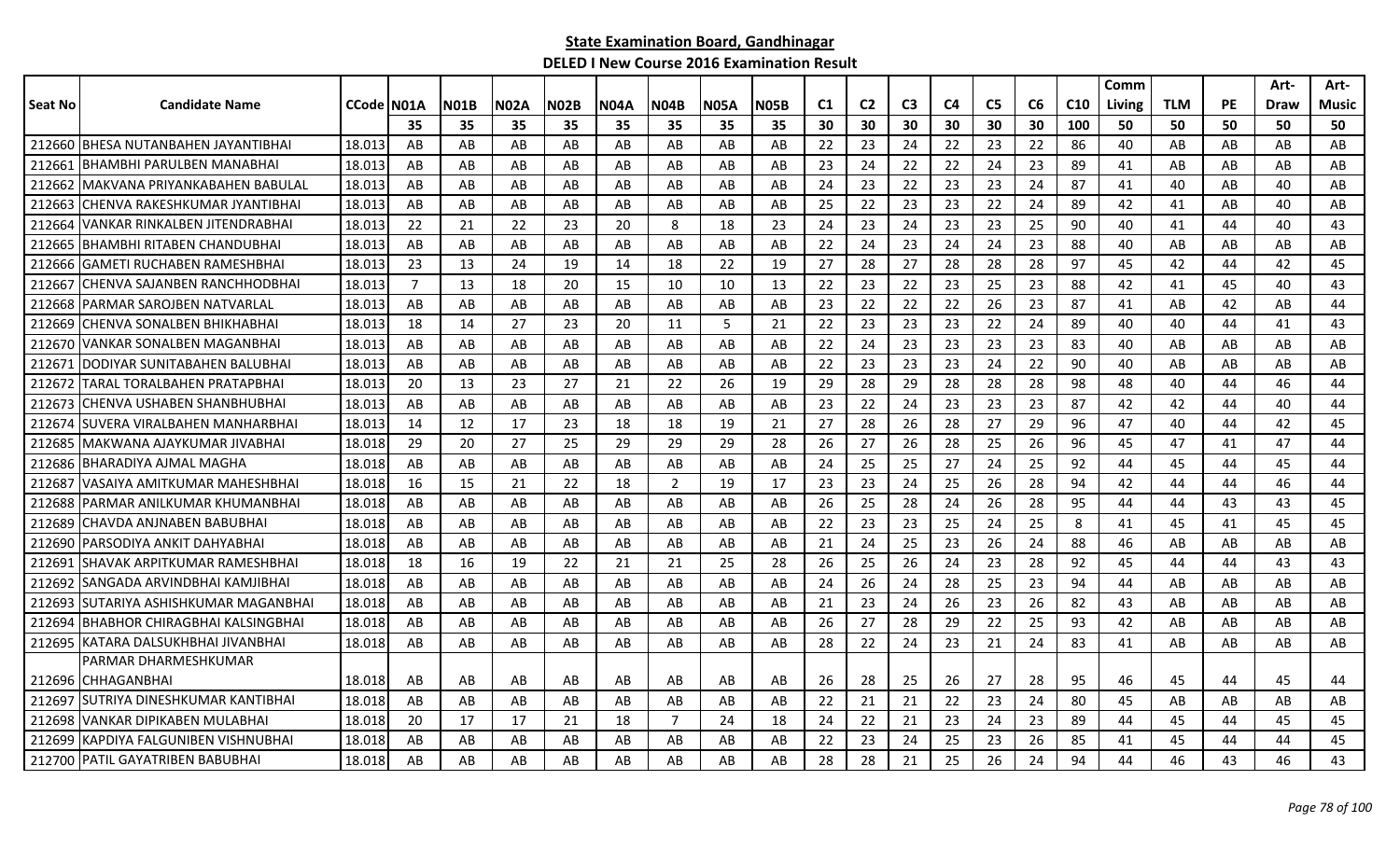## State Examination Board, Gandhinagar

### DELED I New Course 2016 Examination Result

| Seat No | Candidate Name | CCode | N01A | N01B | N02A | N02B | N04A | N04B | N05A | N05B | C1 | C2 | C3 | C4 | C5 | C6 | C10 | Comm Living | TLM | PE | Art-Draw | Art-Music |
|---|---|---|---|---|---|---|---|---|---|---|---|---|---|---|---|---|---|---|---|---|---|---|
| | | | 35 | 35 | 35 | 35 | 35 | 35 | 35 | 35 | 30 | 30 | 30 | 30 | 30 | 30 | 100 | 50 | 50 | 50 | 50 | 50 |
| 212660 | BHESA NUTANBAHEN JAYANTIBHAI | 18.013 | AB | AB | AB | AB | AB | AB | AB | AB | 22 | 23 | 24 | 22 | 23 | 22 | 86 | 40 | AB | AB | AB | AB |
| 212661 | BHAMBHI PARULBEN MANABHAI | 18.013 | AB | AB | AB | AB | AB | AB | AB | AB | 23 | 24 | 22 | 22 | 24 | 23 | 89 | 41 | AB | AB | AB | AB |
| 212662 | MAKVANA PRIYANKABAHEN BABULAL | 18.013 | AB | AB | AB | AB | AB | AB | AB | AB | 24 | 23 | 22 | 23 | 23 | 24 | 87 | 41 | 40 | AB | 40 | AB |
| 212663 | CHENVA RAKESHKUMAR JYANTIBHAI | 18.013 | AB | AB | AB | AB | AB | AB | AB | AB | 25 | 22 | 23 | 23 | 22 | 24 | 89 | 42 | 41 | AB | 40 | AB |
| 212664 | VANKAR RINKALBEN JITENDRABHAI | 18.013 | 22 | 21 | 22 | 23 | 20 | 8 | 18 | 23 | 24 | 23 | 24 | 23 | 23 | 25 | 90 | 40 | 41 | 44 | 40 | 43 |
| 212665 | BHAMBHI RITABEN CHANDUBHAI | 18.013 | AB | AB | AB | AB | AB | AB | AB | AB | 22 | 24 | 23 | 24 | 24 | 23 | 88 | 40 | AB | AB | AB | AB |
| 212666 | GAMETI RUCHABEN RAMESHBHAI | 18.013 | 23 | 13 | 24 | 19 | 14 | 18 | 22 | 19 | 27 | 28 | 27 | 28 | 28 | 28 | 97 | 45 | 42 | 44 | 42 | 45 |
| 212667 | CHENVA SAJANBEN RANCHHODBHAI | 18.013 | 7 | 13 | 18 | 20 | 15 | 10 | 10 | 13 | 22 | 23 | 22 | 23 | 25 | 23 | 88 | 42 | 41 | 45 | 40 | 43 |
| 212668 | PARMAR SAROJBEN NATVARLAL | 18.013 | AB | AB | AB | AB | AB | AB | AB | AB | 23 | 22 | 22 | 22 | 26 | 23 | 87 | 41 | AB | 42 | AB | 44 |
| 212669 | CHENVA SONALBEN BHIKHABHAI | 18.013 | 18 | 14 | 27 | 23 | 20 | 11 | 5 | 21 | 22 | 23 | 23 | 23 | 22 | 24 | 89 | 40 | 40 | 44 | 41 | 43 |
| 212670 | VANKAR SONALBEN MAGANBHAI | 18.013 | AB | AB | AB | AB | AB | AB | AB | AB | 22 | 24 | 23 | 23 | 23 | 23 | 83 | 40 | AB | AB | AB | AB |
| 212671 | DODIYAR SUNITABAHEN BALUBHAI | 18.013 | AB | AB | AB | AB | AB | AB | AB | AB | 22 | 23 | 23 | 23 | 24 | 22 | 90 | 40 | AB | AB | AB | AB |
| 212672 | TARAL TORALBAHEN PRATAPBHAI | 18.013 | 20 | 13 | 23 | 27 | 21 | 22 | 26 | 19 | 29 | 28 | 29 | 28 | 28 | 28 | 98 | 48 | 40 | 44 | 46 | 44 |
| 212673 | CHENVA USHABEN SHANBHUBHAI | 18.013 | AB | AB | AB | AB | AB | AB | AB | AB | 23 | 22 | 24 | 23 | 23 | 23 | 87 | 42 | 42 | 44 | 40 | 44 |
| 212674 | SUVERA VIRALBAHEN MANHARBHAI | 18.013 | 14 | 12 | 17 | 23 | 18 | 18 | 19 | 21 | 27 | 28 | 26 | 28 | 27 | 29 | 96 | 47 | 40 | 44 | 42 | 45 |
| 212685 | MAKWANA AJAYKUMAR JIVABHAI | 18.018 | 29 | 20 | 27 | 25 | 29 | 29 | 29 | 28 | 26 | 27 | 26 | 28 | 25 | 26 | 96 | 45 | 47 | 41 | 47 | 44 |
| 212686 | BHARADIYA AJMAL MAGHA | 18.018 | AB | AB | AB | AB | AB | AB | AB | AB | 24 | 25 | 25 | 27 | 24 | 25 | 92 | 44 | 45 | 44 | 45 | 44 |
| 212687 | VASAIYA AMITKUMAR MAHESHBHAI | 18.018 | 16 | 15 | 21 | 22 | 18 | 2 | 19 | 17 | 23 | 23 | 24 | 25 | 26 | 28 | 94 | 42 | 44 | 44 | 46 | 44 |
| 212688 | PARMAR ANILKUMAR KHUMANBHAI | 18.018 | AB | AB | AB | AB | AB | AB | AB | AB | 26 | 25 | 28 | 24 | 26 | 28 | 95 | 44 | 44 | 43 | 43 | 45 |
| 212689 | CHAVDA ANJNABEN BABUBHAI | 18.018 | AB | AB | AB | AB | AB | AB | AB | AB | 22 | 23 | 23 | 25 | 24 | 25 | 8 | 41 | 45 | 41 | 45 | 45 |
| 212690 | PARSODIYA ANKIT DAHYABHAI | 18.018 | AB | AB | AB | AB | AB | AB | AB | AB | 21 | 24 | 25 | 23 | 26 | 24 | 88 | 46 | AB | AB | AB | AB |
| 212691 | SHAVAK ARPITKUMAR RAMESHBHAI | 18.018 | 18 | 16 | 19 | 22 | 21 | 21 | 25 | 28 | 26 | 25 | 26 | 24 | 23 | 28 | 92 | 45 | 44 | 44 | 43 | 43 |
| 212692 | SANGADA ARVINDBHAI KAMJIBHAI | 18.018 | AB | AB | AB | AB | AB | AB | AB | AB | 24 | 26 | 24 | 28 | 25 | 23 | 94 | 44 | AB | AB | AB | AB |
| 212693 | SUTARIYA ASHISHKUMAR MAGANBHAI | 18.018 | AB | AB | AB | AB | AB | AB | AB | AB | 21 | 23 | 24 | 26 | 23 | 26 | 82 | 43 | AB | AB | AB | AB |
| 212694 | BHABHOR CHIRAGBHAI KALSINGBHAI | 18.018 | AB | AB | AB | AB | AB | AB | AB | AB | 26 | 27 | 28 | 29 | 22 | 25 | 93 | 42 | AB | AB | AB | AB |
| 212695 | KATARA DALSUKHBHAI JIVANBHAI | 18.018 | AB | AB | AB | AB | AB | AB | AB | AB | 28 | 22 | 24 | 23 | 21 | 24 | 83 | 41 | AB | AB | AB | AB |
| 212696 | PARMAR DHARMESHKUMAR CHHAGANBHAI | 18.018 | AB | AB | AB | AB | AB | AB | AB | AB | 26 | 28 | 25 | 26 | 27 | 28 | 95 | 46 | 45 | 44 | 45 | 44 |
| 212697 | SUTRIYA DINESHKUMAR KANTIBHAI | 18.018 | AB | AB | AB | AB | AB | AB | AB | AB | 22 | 21 | 21 | 22 | 23 | 24 | 80 | 45 | AB | AB | AB | AB |
| 212698 | VANKAR DIPIKABEN MULABHAI | 18.018 | 20 | 17 | 17 | 21 | 18 | 7 | 24 | 18 | 24 | 22 | 21 | 23 | 24 | 23 | 89 | 44 | 45 | 44 | 45 | 45 |
| 212699 | KAPDIYA FALGUNIBEN VISHNUBHAI | 18.018 | AB | AB | AB | AB | AB | AB | AB | AB | 22 | 23 | 24 | 25 | 23 | 26 | 85 | 41 | 45 | 44 | 44 | 45 |
| 212700 | PATIL GAYATRIBEN BABUBHAI | 18.018 | AB | AB | AB | AB | AB | AB | AB | AB | 28 | 28 | 21 | 25 | 26 | 24 | 94 | 44 | 46 | 43 | 46 | 43 |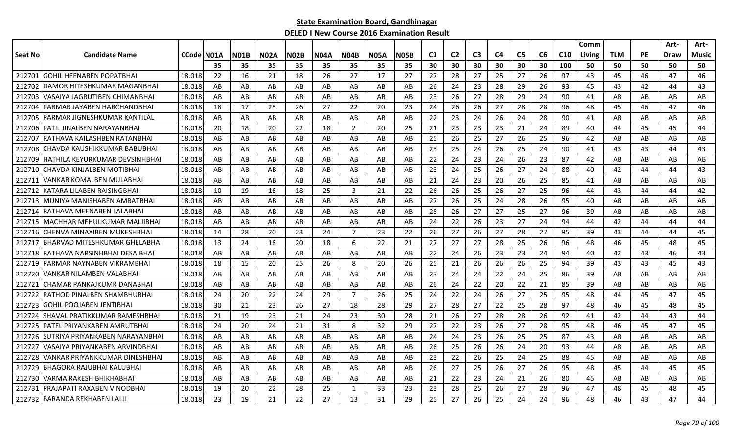**State Examination Board, Gandhinagar**

**DELED I New Course 2016 Examination Result**

| Seat No | Candidate Name | CCode | N01A | N01B | N02A | N02B | N04A | N04B | N05A | N05B | C1 | C2 | C3 | C4 | C5 | C6 | C10 | Comm Living | TLM | PE | Art-Draw | Art-Music |
|---|---|---|---|---|---|---|---|---|---|---|---|---|---|---|---|---|---|---|---|---|---|---|
| | | | 35 | 35 | 35 | 35 | 35 | 35 | 35 | 35 | 30 | 30 | 30 | 30 | 30 | 30 | 100 | 50 | 50 | 50 | 50 | 50 |
| 212701 | GOHIL HEENABEN POPATBHAI | 18.018 | 22 | 16 | 21 | 18 | 26 | 27 | 17 | 27 | 27 | 28 | 27 | 25 | 27 | 26 | 97 | 43 | 45 | 46 | 47 | 46 |
| 212702 | DAMOR HITESHKUMAR MAGANBHAI | 18.018 | AB | AB | AB | AB | AB | AB | AB | AB | 26 | 24 | 23 | 28 | 29 | 26 | 93 | 45 | 43 | 42 | 44 | 43 |
| 212703 | VASAIYA JAGRUTIBEN CHIMANBHAI | 18.018 | AB | AB | AB | AB | AB | AB | AB | AB | 23 | 26 | 27 | 28 | 29 | 24 | 90 | 41 | AB | AB | AB | AB |
| 212704 | PARMAR JAYABEN HARCHANDBHAI | 18.018 | 18 | 17 | 25 | 26 | 27 | 22 | 20 | 23 | 24 | 26 | 26 | 27 | 28 | 28 | 96 | 48 | 45 | 46 | 47 | 46 |
| 212705 | PARMAR JIGNESHKUMAR KANTILAL | 18.018 | AB | AB | AB | AB | AB | AB | AB | AB | 22 | 23 | 24 | 26 | 24 | 28 | 90 | 41 | AB | AB | AB | AB |
| 212706 | PATIL JINALBEN NARAYANBHAI | 18.018 | 20 | 18 | 20 | 22 | 18 | 2 | 20 | 25 | 21 | 23 | 23 | 23 | 21 | 24 | 89 | 40 | 44 | 45 | 45 | 44 |
| 212707 | RATHAVA KAILASHBEN RATANBHAI | 18.018 | AB | AB | AB | AB | AB | AB | AB | AB | 25 | 26 | 25 | 27 | 26 | 25 | 96 | 42 | AB | AB | AB | AB |
| 212708 | CHAVDA KAUSHIKKUMAR BABUBHAI | 18.018 | AB | AB | AB | AB | AB | AB | AB | AB | 23 | 25 | 24 | 26 | 25 | 24 | 90 | 41 | 43 | 43 | 44 | 43 |
| 212709 | HATHILA KEYURKUMAR DEVSINHBHAI | 18.018 | AB | AB | AB | AB | AB | AB | AB | AB | 22 | 24 | 23 | 24 | 26 | 23 | 87 | 42 | AB | AB | AB | AB |
| 212710 | CHAVDA KINJALBEN MOTIBHAI | 18.018 | AB | AB | AB | AB | AB | AB | AB | AB | 23 | 24 | 25 | 26 | 27 | 24 | 88 | 40 | 42 | 44 | 44 | 43 |
| 212711 | VANKAR KOMALBEN MULABHAI | 18.018 | AB | AB | AB | AB | AB | AB | AB | AB | 21 | 24 | 23 | 20 | 26 | 25 | 85 | 41 | AB | AB | AB | AB |
| 212712 | KATARA LILABEN RAISINGBHAI | 18.018 | 10 | 19 | 16 | 18 | 25 | 3 | 21 | 22 | 26 | 26 | 25 | 26 | 27 | 25 | 96 | 44 | 43 | 44 | 44 | 42 |
| 212713 | MUNIYA MANISHABEN AMRATBHAI | 18.018 | AB | AB | AB | AB | AB | AB | AB | AB | 27 | 26 | 25 | 24 | 28 | 26 | 95 | 40 | AB | AB | AB | AB |
| 212714 | RATHAVA MEENABEN LALABHAI | 18.018 | AB | AB | AB | AB | AB | AB | AB | AB | 28 | 26 | 27 | 27 | 25 | 27 | 96 | 39 | AB | AB | AB | AB |
| 212715 | MACHHAR MEHULKUMAR MALJIBHAI | 18.018 | AB | AB | AB | AB | AB | AB | AB | AB | 24 | 22 | 26 | 23 | 27 | 24 | 94 | 44 | 42 | 44 | 44 | 44 |
| 212716 | CHENVA MINAXIBEN MUKESHBHAI | 18.018 | 14 | 28 | 20 | 23 | 24 | 7 | 23 | 22 | 26 | 27 | 26 | 27 | 28 | 27 | 95 | 39 | 43 | 44 | 44 | 45 |
| 212717 | BHARVAD MITESHKUMAR GHELABHAI | 18.018 | 13 | 24 | 16 | 20 | 18 | 6 | 22 | 21 | 27 | 27 | 27 | 28 | 25 | 26 | 96 | 48 | 46 | 45 | 48 | 45 |
| 212718 | RATHAVA NARSINHBHAI DESAIBHAI | 18.018 | AB | AB | AB | AB | AB | AB | AB | AB | 22 | 24 | 26 | 23 | 23 | 24 | 94 | 40 | 42 | 43 | 46 | 43 |
| 212719 | PARMAR NAYNABEN VIKRAMBHAI | 18.018 | 18 | 15 | 20 | 25 | 26 | 8 | 20 | 26 | 25 | 21 | 26 | 26 | 26 | 25 | 94 | 39 | 43 | 43 | 45 | 43 |
| 212720 | VANKAR NILAMBEN VALABHAI | 18.018 | AB | AB | AB | AB | AB | AB | AB | AB | 23 | 24 | 24 | 22 | 24 | 25 | 86 | 39 | AB | AB | AB | AB |
| 212721 | CHAMAR PANKAJKUMR DANABHAI | 18.018 | AB | AB | AB | AB | AB | AB | AB | AB | 26 | 24 | 22 | 20 | 22 | 21 | 85 | 39 | AB | AB | AB | AB |
| 212722 | RATHOD PINALBEN SHAMBHUBHAI | 18.018 | 24 | 20 | 22 | 24 | 29 | 7 | 26 | 25 | 24 | 22 | 24 | 26 | 27 | 25 | 95 | 48 | 44 | 45 | 47 | 45 |
| 212723 | GOHIL POOJABEN JENTIBHAI | 18.018 | 30 | 21 | 23 | 26 | 27 | 18 | 28 | 29 | 27 | 28 | 27 | 22 | 25 | 28 | 97 | 48 | 46 | 45 | 48 | 45 |
| 212724 | SHAVAL PRATIKKUMAR RAMESHBHAI | 18.018 | 21 | 19 | 23 | 21 | 24 | 23 | 30 | 28 | 21 | 26 | 27 | 28 | 28 | 26 | 92 | 41 | 42 | 44 | 43 | 44 |
| 212725 | PATEL PRIYANKABEN AMRUTBHAI | 18.018 | 24 | 20 | 24 | 21 | 31 | 8 | 32 | 29 | 27 | 22 | 23 | 26 | 27 | 28 | 95 | 48 | 46 | 45 | 47 | 45 |
| 212726 | SUTRIYA PRIYANKABEN NARAYANBHAI | 18.018 | AB | AB | AB | AB | AB | AB | AB | AB | 24 | 24 | 23 | 26 | 25 | 25 | 87 | 43 | AB | AB | AB | AB |
| 212727 | VASAIYA PRIYANKABEN ARVINDBHAI | 18.018 | AB | AB | AB | AB | AB | AB | AB | AB | 26 | 25 | 26 | 26 | 24 | 20 | 93 | 44 | AB | AB | AB | AB |
| 212728 | VANKAR PRIYANKKUMAR DINESHBHAI | 18.018 | AB | AB | AB | AB | AB | AB | AB | AB | 23 | 22 | 26 | 25 | 24 | 25 | 88 | 45 | AB | AB | AB | AB |
| 212729 | BHAGORA RAJUBHAI KALUBHAI | 18.018 | AB | AB | AB | AB | AB | AB | AB | AB | 26 | 27 | 25 | 26 | 27 | 26 | 95 | 48 | 45 | 44 | 45 | 45 |
| 212730 | VARMA RAKESH BHIKHABHAI | 18.018 | AB | AB | AB | AB | AB | AB | AB | AB | 21 | 22 | 23 | 24 | 21 | 26 | 80 | 45 | AB | AB | AB | AB |
| 212731 | PRAJAPATI RAXABEN VINODBHAI | 18.018 | 19 | 20 | 22 | 28 | 25 | 1 | 33 | 23 | 23 | 28 | 25 | 26 | 27 | 28 | 96 | 47 | 48 | 45 | 48 | 45 |
| 212732 | BARANDA REKHABEN LALJI | 18.018 | 23 | 19 | 21 | 22 | 27 | 13 | 31 | 29 | 25 | 27 | 26 | 25 | 24 | 24 | 96 | 48 | 46 | 43 | 47 | 44 |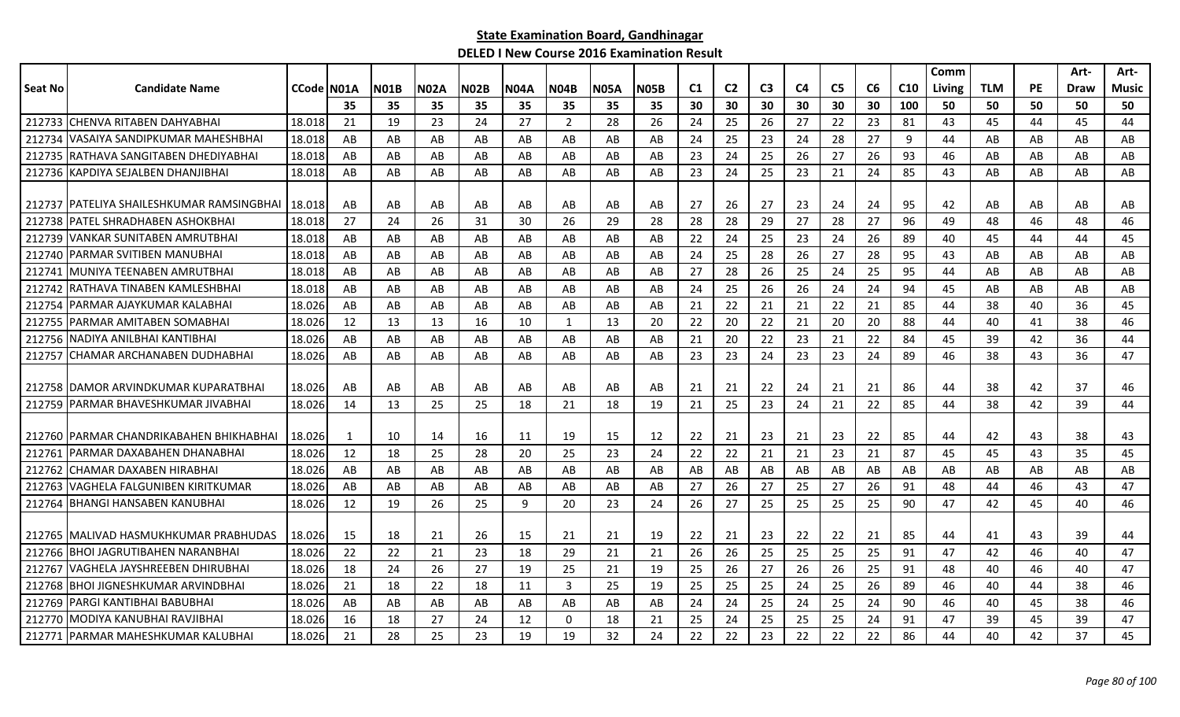**State Examination Board, Gandhinagar**

**DELED I New Course 2016 Examination Result**

| Seat No | Candidate Name | CCode | N01A | N01B | N02A | N02B | N04A | N04B | N05A | N05B | C1 | C2 | C3 | C4 | C5 | C6 | C10 | Comm Living | TLM | PE | Art-Draw | Art-Music |
|---|---|---|---|---|---|---|---|---|---|---|---|---|---|---|---|---|---|---|---|---|---|---|
| | | | 35 | 35 | 35 | 35 | 35 | 35 | 35 | 35 | 30 | 30 | 30 | 30 | 30 | 30 | 100 | 50 | 50 | 50 | 50 | 50 |
| 212733 | CHENVA RITABEN DAHYABHAI | 18.018 | 21 | 19 | 23 | 24 | 27 | 2 | 28 | 26 | 24 | 25 | 26 | 27 | 22 | 23 | 81 | 43 | 45 | 44 | 45 | 44 |
| 212734 | VASAIYA SANDIPKUMAR MAHESHBHAI | 18.018 | AB | AB | AB | AB | AB | AB | AB | AB | 24 | 25 | 23 | 24 | 28 | 27 | 9 | 44 | AB | AB | AB | AB |
| 212735 | RATHAVA SANGITABEN DHEDIYABHAI | 18.018 | AB | AB | AB | AB | AB | AB | AB | AB | 23 | 24 | 25 | 26 | 27 | 26 | 93 | 46 | AB | AB | AB | AB |
| 212736 | KAPDIYA SEJALBEN DHANJIBHAI | 18.018 | AB | AB | AB | AB | AB | AB | AB | AB | 23 | 24 | 25 | 23 | 21 | 24 | 85 | 43 | AB | AB | AB | AB |
| 212737 | PATELIYA SHAILESHKUMAR RAMSINGBHAI | 18.018 | AB | AB | AB | AB | AB | AB | AB | AB | 27 | 26 | 27 | 23 | 24 | 24 | 95 | 42 | AB | AB | AB | AB |
| 212738 | PATEL SHRADHABEN ASHOKBHAI | 18.018 | 27 | 24 | 26 | 31 | 30 | 26 | 29 | 28 | 28 | 28 | 29 | 27 | 28 | 27 | 96 | 49 | 48 | 46 | 48 | 46 |
| 212739 | VANKAR SUNITABEN AMRUTBHAI | 18.018 | AB | AB | AB | AB | AB | AB | AB | AB | 22 | 24 | 25 | 23 | 24 | 26 | 89 | 40 | 45 | 44 | 44 | 45 |
| 212740 | PARMAR SVITIBEN MANUBHAI | 18.018 | AB | AB | AB | AB | AB | AB | AB | AB | 24 | 25 | 28 | 26 | 27 | 28 | 95 | 43 | AB | AB | AB | AB |
| 212741 | MUNIYA TEENABEN AMRUTBHAI | 18.018 | AB | AB | AB | AB | AB | AB | AB | AB | 27 | 28 | 26 | 25 | 24 | 25 | 95 | 44 | AB | AB | AB | AB |
| 212742 | RATHAVA TINABEN KAMLESHBHAI | 18.018 | AB | AB | AB | AB | AB | AB | AB | AB | 24 | 25 | 26 | 26 | 24 | 24 | 94 | 45 | AB | AB | AB | AB |
| 212754 | PARMAR AJAYKUMAR KALABHAI | 18.026 | AB | AB | AB | AB | AB | AB | AB | AB | 21 | 22 | 21 | 21 | 22 | 21 | 85 | 44 | 38 | 40 | 36 | 45 |
| 212755 | PARMAR AMITABEN SOMABHAI | 18.026 | 12 | 13 | 13 | 16 | 10 | 1 | 13 | 20 | 22 | 20 | 22 | 21 | 20 | 20 | 88 | 44 | 40 | 41 | 38 | 46 |
| 212756 | NADIYA ANILBHAI KANTIBHAI | 18.026 | AB | AB | AB | AB | AB | AB | AB | AB | 21 | 20 | 22 | 23 | 21 | 22 | 84 | 45 | 39 | 42 | 36 | 44 |
| 212757 | CHAMAR ARCHANABEN DUDHABHAI | 18.026 | AB | AB | AB | AB | AB | AB | AB | AB | 23 | 23 | 24 | 23 | 23 | 24 | 89 | 46 | 38 | 43 | 36 | 47 |
| 212758 | DAMOR ARVINDKUMAR KUPARATBHAI | 18.026 | AB | AB | AB | AB | AB | AB | AB | AB | 21 | 21 | 22 | 24 | 21 | 21 | 86 | 44 | 38 | 42 | 37 | 46 |
| 212759 | PARMAR BHAVESHKUMAR JIVABHAI | 18.026 | 14 | 13 | 25 | 25 | 18 | 21 | 18 | 19 | 21 | 25 | 23 | 24 | 21 | 22 | 85 | 44 | 38 | 42 | 39 | 44 |
| 212760 | PARMAR CHANDRIKABAHEN BHIKHABHAI | 18.026 | 1 | 10 | 14 | 16 | 11 | 19 | 15 | 12 | 22 | 21 | 23 | 21 | 23 | 22 | 85 | 44 | 42 | 43 | 38 | 43 |
| 212761 | PARMAR DAXABAHEN DHANABHAI | 18.026 | 12 | 18 | 25 | 28 | 20 | 25 | 23 | 24 | 22 | 22 | 21 | 21 | 23 | 21 | 87 | 45 | 45 | 43 | 35 | 45 |
| 212762 | CHAMAR DAXABEN HIRABHAI | 18.026 | AB | AB | AB | AB | AB | AB | AB | AB | AB | AB | AB | AB | AB | AB | AB | AB | AB | AB | AB | AB |
| 212763 | VAGHELA FALGUNIBEN KIRITKUMAR | 18.026 | AB | AB | AB | AB | AB | AB | AB | AB | 27 | 26 | 27 | 25 | 27 | 26 | 91 | 48 | 44 | 46 | 43 | 47 |
| 212764 | BHANGI HANSABEN KANUBHAI | 18.026 | 12 | 19 | 26 | 25 | 9 | 20 | 23 | 24 | 26 | 27 | 25 | 25 | 25 | 25 | 90 | 47 | 42 | 45 | 40 | 46 |
| 212765 | MALIVAD HASMUKHKUMAR PRABHUDAS | 18.026 | 15 | 18 | 21 | 26 | 15 | 21 | 21 | 19 | 22 | 21 | 23 | 22 | 22 | 21 | 85 | 44 | 41 | 43 | 39 | 44 |
| 212766 | BHOI JAGRUTIBAHEN NARANBHAI | 18.026 | 22 | 22 | 21 | 23 | 18 | 29 | 21 | 21 | 26 | 26 | 25 | 25 | 25 | 25 | 91 | 47 | 42 | 46 | 40 | 47 |
| 212767 | VAGHELA JAYSHREEBEN DHIRUBHAI | 18.026 | 18 | 24 | 26 | 27 | 19 | 25 | 21 | 19 | 25 | 26 | 27 | 26 | 26 | 25 | 91 | 48 | 40 | 46 | 40 | 47 |
| 212768 | BHOI JIGNESHKUMAR ARVINDBHAI | 18.026 | 21 | 18 | 22 | 18 | 11 | 3 | 25 | 19 | 25 | 25 | 25 | 24 | 25 | 26 | 89 | 46 | 40 | 44 | 38 | 46 |
| 212769 | PARGI KANTIBHAI BABUBHAI | 18.026 | AB | AB | AB | AB | AB | AB | AB | AB | 24 | 24 | 25 | 24 | 25 | 24 | 90 | 46 | 40 | 45 | 38 | 46 |
| 212770 | MODIYA KANUBHAI RAVJIBHAI | 18.026 | 16 | 18 | 27 | 24 | 12 | 0 | 18 | 21 | 25 | 24 | 25 | 25 | 25 | 24 | 91 | 47 | 39 | 45 | 39 | 47 |
| 212771 | PARMAR MAHESHKUMAR KALUBHAI | 18.026 | 21 | 28 | 25 | 23 | 19 | 19 | 32 | 24 | 22 | 22 | 23 | 22 | 22 | 22 | 86 | 44 | 40 | 42 | 37 | 45 |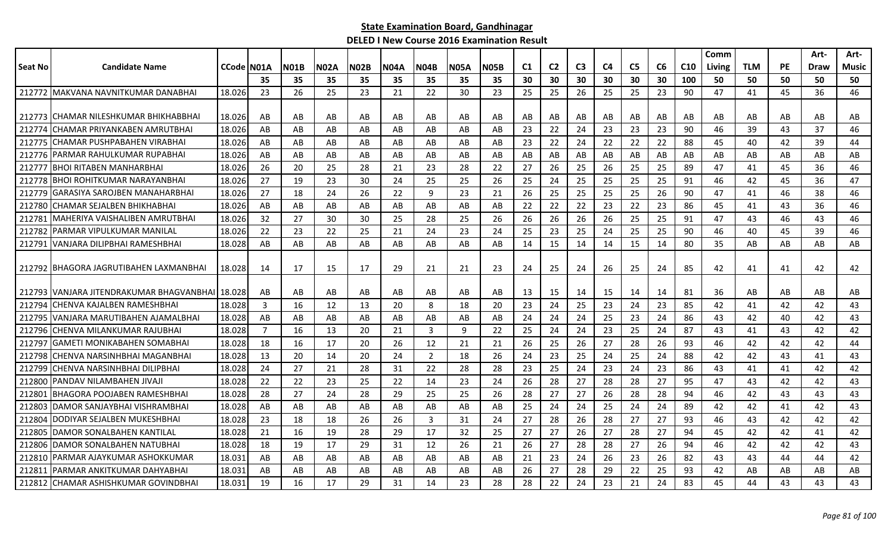# State Examination Board, Gandhinagar

## DELED I New Course 2016 Examination Result

| Seat No | Candidate Name | CCode | N01A | N01B | N02A | N02B | N04A | N04B | N05A | N05B | C1 | C2 | C3 | C4 | C5 | C6 | C10 | Comm Living | TLM | PE | Art-Draw | Art-Music |
|---|---|---|---|---|---|---|---|---|---|---|---|---|---|---|---|---|---|---|---|---|---|---|
| | | | 35 | 35 | 35 | 35 | 35 | 35 | 35 | 35 | 30 | 30 | 30 | 30 | 30 | 30 | 100 | 50 | 50 | 50 | 50 | 50 |
| 212772 | MAKVANA NAVNITKUMAR DANABHAI | 18.026 | 23 | 26 | 25 | 23 | 21 | 22 | 30 | 23 | 25 | 25 | 26 | 25 | 25 | 23 | 90 | 47 | 41 | 45 | 36 | 46 |
| 212773 | CHAMAR NILESHKUMAR BHIKHABBHAI | 18.026 | AB | AB | AB | AB | AB | AB | AB | AB | AB | AB | AB | AB | AB | AB | AB | AB | AB | AB | AB | AB |
| 212774 | CHAMAR PRIYANKABEN AMRUTBHAI | 18.026 | AB | AB | AB | AB | AB | AB | AB | AB | 23 | 22 | 24 | 23 | 23 | 23 | 90 | 46 | 39 | 43 | 37 | 46 |
| 212775 | CHAMAR PUSHPABAHEN VIRABHAI | 18.026 | AB | AB | AB | AB | AB | AB | AB | AB | 23 | 22 | 24 | 22 | 22 | 22 | 88 | 45 | 40 | 42 | 39 | 44 |
| 212776 | PARMAR RAHULKUMAR RUPABHAI | 18.026 | AB | AB | AB | AB | AB | AB | AB | AB | AB | AB | AB | AB | AB | AB | AB | AB | AB | AB | AB | AB |
| 212777 | BHOI RITABEN MANHARBHAI | 18.026 | 26 | 20 | 25 | 28 | 21 | 23 | 28 | 22 | 27 | 26 | 25 | 26 | 25 | 25 | 89 | 47 | 41 | 45 | 36 | 46 |
| 212778 | BHOI ROHITKUMAR NARAYANBHAI | 18.026 | 27 | 19 | 23 | 30 | 24 | 25 | 25 | 26 | 25 | 24 | 25 | 25 | 25 | 25 | 91 | 46 | 42 | 45 | 36 | 47 |
| 212779 | GARASIYA SAROJBEN MANAHARBHAI | 18.026 | 27 | 18 | 24 | 26 | 22 | 9 | 23 | 21 | 26 | 25 | 25 | 25 | 25 | 26 | 90 | 47 | 41 | 46 | 38 | 46 |
| 212780 | CHAMAR SEJALBEN BHIKHABHAI | 18.026 | AB | AB | AB | AB | AB | AB | AB | AB | 22 | 22 | 22 | 23 | 22 | 23 | 86 | 45 | 41 | 43 | 36 | 46 |
| 212781 | MAHERIYA VAISHALIBEN AMRUTBHAI | 18.026 | 32 | 27 | 30 | 30 | 25 | 28 | 25 | 26 | 26 | 26 | 26 | 26 | 25 | 25 | 91 | 47 | 43 | 46 | 43 | 46 |
| 212782 | PARMAR VIPULKUMAR MANILAL | 18.026 | 22 | 23 | 22 | 25 | 21 | 24 | 23 | 24 | 25 | 23 | 25 | 24 | 25 | 25 | 90 | 46 | 40 | 45 | 39 | 46 |
| 212791 | VANJARA DILIPBHAI RAMESHBHAI | 18.028 | AB | AB | AB | AB | AB | AB | AB | AB | 14 | 15 | 14 | 14 | 15 | 14 | 80 | 35 | AB | AB | AB | AB |
| 212792 | BHAGORA JAGRUTIBAHEN LAXMANBHAI | 18.028 | 14 | 17 | 15 | 17 | 29 | 21 | 21 | 23 | 24 | 25 | 24 | 26 | 25 | 24 | 85 | 42 | 41 | 41 | 42 | 42 |
| 212793 | VANJARA JITENDRAKUMAR BHAGVANBHAI | 18.028 | AB | AB | AB | AB | AB | AB | AB | AB | 13 | 15 | 14 | 15 | 14 | 14 | 81 | 36 | AB | AB | AB | AB |
| 212794 | CHENVA KAJALBEN RAMESHBHAI | 18.028 | 3 | 16 | 12 | 13 | 20 | 8 | 18 | 20 | 23 | 24 | 25 | 23 | 24 | 23 | 85 | 42 | 41 | 42 | 42 | 43 |
| 212795 | VANJARA MARUTIBAHEN AJAMALBHAI | 18.028 | AB | AB | AB | AB | AB | AB | AB | AB | 24 | 24 | 24 | 25 | 23 | 24 | 86 | 43 | 42 | 40 | 42 | 43 |
| 212796 | CHENVA MILANKUMAR RAJUBHAI | 18.028 | 7 | 16 | 13 | 20 | 21 | 3 | 9 | 22 | 25 | 24 | 24 | 23 | 25 | 24 | 87 | 43 | 41 | 43 | 42 | 42 |
| 212797 | GAMETI MONIKABAHEN SOMABHAI | 18.028 | 18 | 16 | 17 | 20 | 26 | 12 | 21 | 21 | 26 | 25 | 26 | 27 | 28 | 26 | 93 | 46 | 42 | 42 | 42 | 44 |
| 212798 | CHENVA NARSINHBHAI MAGANBHAI | 18.028 | 13 | 20 | 14 | 20 | 24 | 2 | 18 | 26 | 24 | 23 | 25 | 24 | 25 | 24 | 88 | 42 | 42 | 43 | 41 | 43 |
| 212799 | CHENVA NARSINHBHAI DILIPBHAI | 18.028 | 24 | 27 | 21 | 28 | 31 | 22 | 28 | 28 | 23 | 25 | 24 | 23 | 24 | 23 | 86 | 43 | 41 | 41 | 42 | 42 |
| 212800 | PANDAV NILAMBAHEN JIVAJI | 18.028 | 22 | 22 | 23 | 25 | 22 | 14 | 23 | 24 | 26 | 28 | 27 | 28 | 28 | 27 | 95 | 47 | 43 | 42 | 42 | 43 |
| 212801 | BHAGORA POOJABEN RAMESHBHAI | 18.028 | 28 | 27 | 24 | 28 | 29 | 25 | 25 | 26 | 28 | 27 | 27 | 26 | 28 | 28 | 94 | 46 | 42 | 43 | 43 | 43 |
| 212803 | DAMOR SANJAYBHAI VISHRAMBHAI | 18.028 | AB | AB | AB | AB | AB | AB | AB | AB | 25 | 24 | 24 | 25 | 24 | 24 | 89 | 42 | 42 | 41 | 42 | 43 |
| 212804 | DODIYAR SEJALBEN MUKESHBHAI | 18.028 | 23 | 18 | 18 | 26 | 26 | 3 | 31 | 24 | 27 | 28 | 26 | 28 | 27 | 27 | 93 | 46 | 43 | 42 | 42 | 42 |
| 212805 | DAMOR SONALBAHEN KANTILAL | 18.028 | 21 | 16 | 19 | 28 | 29 | 17 | 32 | 25 | 27 | 27 | 26 | 27 | 28 | 27 | 94 | 45 | 42 | 42 | 41 | 42 |
| 212806 | DAMOR SONALBAHEN NATUBHAI | 18.028 | 18 | 19 | 17 | 29 | 31 | 12 | 26 | 21 | 26 | 27 | 28 | 28 | 27 | 26 | 94 | 46 | 42 | 42 | 42 | 43 |
| 212810 | PARMAR AJAYKUMAR ASHOKKUMAR | 18.031 | AB | AB | AB | AB | AB | AB | AB | AB | 21 | 23 | 24 | 26 | 23 | 26 | 82 | 43 | 43 | 44 | 44 | 42 |
| 212811 | PARMAR ANKITKUMAR DAHYABHAI | 18.031 | AB | AB | AB | AB | AB | AB | AB | AB | 26 | 27 | 28 | 29 | 22 | 25 | 93 | 42 | AB | AB | AB | AB |
| 212812 | CHAMAR ASHISHKUMAR GOVINDBHAI | 18.031 | 19 | 16 | 17 | 29 | 31 | 14 | 23 | 28 | 28 | 22 | 24 | 23 | 21 | 24 | 83 | 45 | 44 | 43 | 43 | 43 |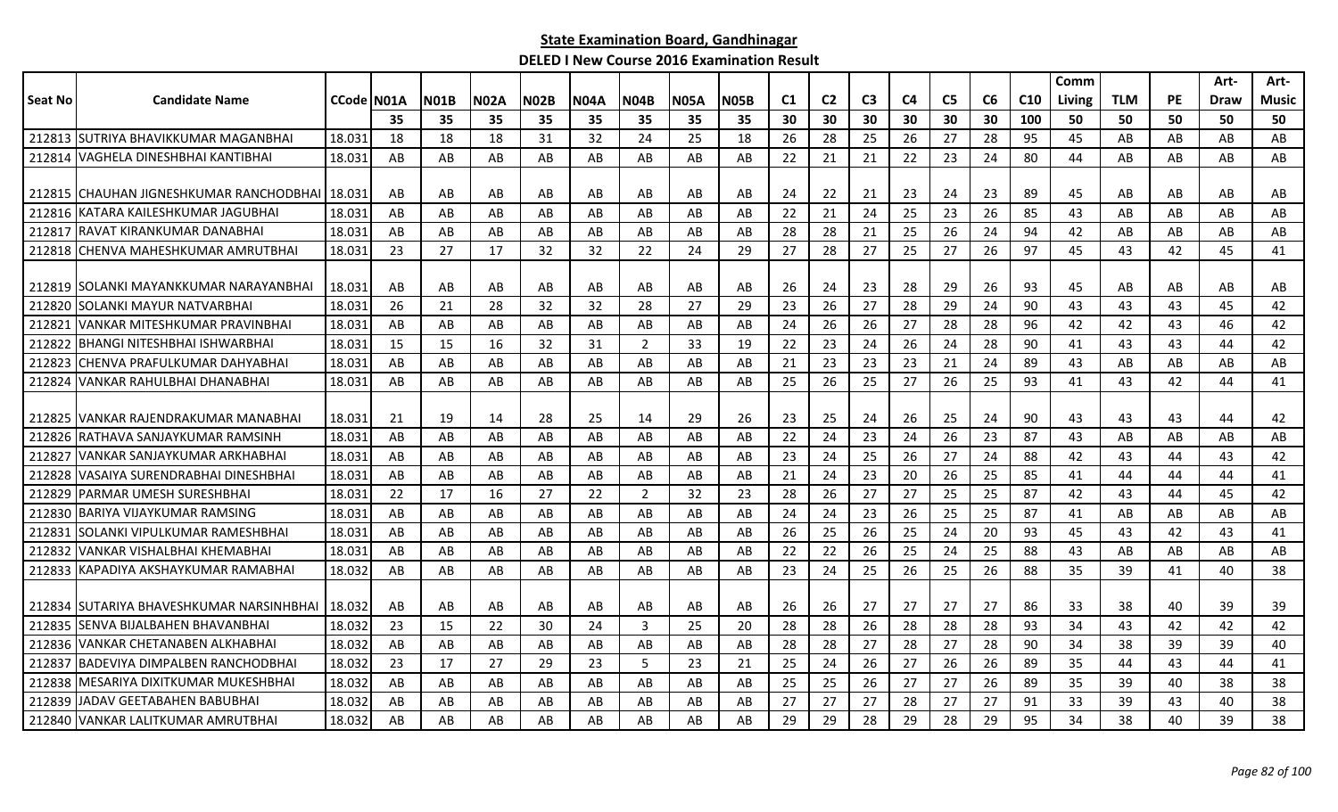**State Examination Board, Gandhinagar**

**DELED I New Course 2016 Examination Result**

| Seat No | Candidate Name | CCode | N01A | N01B | N02A | N02B | N04A | N04B | N05A | N05B | C1 | C2 | C3 | C4 | C5 | C6 | C10 | Comm Living | TLM | PE | Art-Draw | Art-Music |
|---|---|---|---|---|---|---|---|---|---|---|---|---|---|---|---|---|---|---|---|---|---|---|
| | | | 35 | 35 | 35 | 35 | 35 | 35 | 35 | 35 | 30 | 30 | 30 | 30 | 30 | 30 | 100 | 50 | 50 | 50 | 50 | 50 |
| 212813 | SUTRIYA BHAVIKKUMAR MAGANBHAI | 18.031 | 18 | 18 | 18 | 31 | 32 | 24 | 25 | 18 | 26 | 28 | 25 | 26 | 27 | 28 | 95 | 45 | AB | AB | AB | AB |
| 212814 | VAGHELA DINESHBHAI KANTIBHAI | 18.031 | AB | AB | AB | AB | AB | AB | AB | AB | 22 | 21 | 21 | 22 | 23 | 24 | 80 | 44 | AB | AB | AB | AB |
| 212815 | CHAUHAN JIGNESHKUMAR RANCHODBHAI | 18.031 | AB | AB | AB | AB | AB | AB | AB | AB | 24 | 22 | 21 | 23 | 24 | 23 | 89 | 45 | AB | AB | AB | AB |
| 212816 | KATARA KAILESHKUMAR JAGUBHAI | 18.031 | AB | AB | AB | AB | AB | AB | AB | AB | 22 | 21 | 24 | 25 | 23 | 26 | 85 | 43 | AB | AB | AB | AB |
| 212817 | RAVAT KIRANKUMAR DANABHAI | 18.031 | AB | AB | AB | AB | AB | AB | AB | AB | 28 | 28 | 21 | 25 | 26 | 24 | 94 | 42 | AB | AB | AB | AB |
| 212818 | CHENVA MAHESHKUMAR AMRUTBHAI | 18.031 | 23 | 27 | 17 | 32 | 32 | 22 | 24 | 29 | 27 | 28 | 27 | 25 | 27 | 26 | 97 | 45 | 43 | 42 | 45 | 41 |
| 212819 | SOLANKI MAYANKKUMAR NARAYANBHAI | 18.031 | AB | AB | AB | AB | AB | AB | AB | AB | 26 | 24 | 23 | 28 | 29 | 26 | 93 | 45 | AB | AB | AB | AB |
| 212820 | SOLANKI MAYUR NATVARBHAI | 18.031 | 26 | 21 | 28 | 32 | 32 | 28 | 27 | 29 | 23 | 26 | 27 | 28 | 29 | 24 | 90 | 43 | 43 | 43 | 45 | 42 |
| 212821 | VANKAR MITESHKUMAR PRAVINBHAI | 18.031 | AB | AB | AB | AB | AB | AB | AB | AB | 24 | 26 | 26 | 27 | 28 | 28 | 96 | 42 | 42 | 43 | 46 | 42 |
| 212822 | BHANGI NITESHBHAI ISHWARBHAI | 18.031 | 15 | 15 | 16 | 32 | 31 | 2 | 33 | 19 | 22 | 23 | 24 | 26 | 24 | 28 | 90 | 41 | 43 | 43 | 44 | 42 |
| 212823 | CHENVA PRAFULKUMAR DAHYABHAI | 18.031 | AB | AB | AB | AB | AB | AB | AB | AB | 21 | 23 | 23 | 23 | 21 | 24 | 89 | 43 | AB | AB | AB | AB |
| 212824 | VANKAR RAHULBHAI DHANABHAI | 18.031 | AB | AB | AB | AB | AB | AB | AB | AB | 25 | 26 | 25 | 27 | 26 | 25 | 93 | 41 | 43 | 42 | 44 | 41 |
| 212825 | VANKAR RAJENDRAKUMAR MANABHAI | 18.031 | 21 | 19 | 14 | 28 | 25 | 14 | 29 | 26 | 23 | 25 | 24 | 26 | 25 | 24 | 90 | 43 | 43 | 43 | 44 | 42 |
| 212826 | RATHAVA SANJAYKUMAR RAMSINH | 18.031 | AB | AB | AB | AB | AB | AB | AB | AB | 22 | 24 | 23 | 24 | 26 | 23 | 87 | 43 | AB | AB | AB | AB |
| 212827 | VANKAR SANJAYKUMAR ARKHABHAI | 18.031 | AB | AB | AB | AB | AB | AB | AB | AB | 23 | 24 | 25 | 26 | 27 | 24 | 88 | 42 | 43 | 44 | 43 | 42 |
| 212828 | VASAIYA SURENDRABHAI DINESHBHAI | 18.031 | AB | AB | AB | AB | AB | AB | AB | AB | 21 | 24 | 23 | 20 | 26 | 25 | 85 | 41 | 44 | 44 | 44 | 41 |
| 212829 | PARMAR UMESH SURESHBHAI | 18.031 | 22 | 17 | 16 | 27 | 22 | 2 | 32 | 23 | 28 | 26 | 27 | 27 | 25 | 25 | 87 | 42 | 43 | 44 | 45 | 42 |
| 212830 | BARIYA VIJAYKUMAR RAMSING | 18.031 | AB | AB | AB | AB | AB | AB | AB | AB | 24 | 24 | 23 | 26 | 25 | 25 | 87 | 41 | AB | AB | AB | AB |
| 212831 | SOLANKI VIPULKUMAR RAMESHBHAI | 18.031 | AB | AB | AB | AB | AB | AB | AB | AB | 26 | 25 | 26 | 25 | 24 | 20 | 93 | 45 | 43 | 42 | 43 | 41 |
| 212832 | VANKAR VISHALBHAI KHEMABHAI | 18.031 | AB | AB | AB | AB | AB | AB | AB | AB | 22 | 22 | 26 | 25 | 24 | 25 | 88 | 43 | AB | AB | AB | AB |
| 212833 | KAPADIYA AKSHAYKUMAR RAMABHAI | 18.032 | AB | AB | AB | AB | AB | AB | AB | AB | 23 | 24 | 25 | 26 | 25 | 26 | 88 | 35 | 39 | 41 | 40 | 38 |
| 212834 | SUTARIYA BHAVESHKUMAR NARSINHBHAI | 18.032 | AB | AB | AB | AB | AB | AB | AB | AB | 26 | 26 | 27 | 27 | 27 | 27 | 86 | 33 | 38 | 40 | 39 | 39 |
| 212835 | SENVA BIJALBAHEN BHAVANBHAI | 18.032 | 23 | 15 | 22 | 30 | 24 | 3 | 25 | 20 | 28 | 28 | 26 | 28 | 28 | 28 | 93 | 34 | 43 | 42 | 42 | 42 |
| 212836 | VANKAR CHETANABEN ALKHABHAI | 18.032 | AB | AB | AB | AB | AB | AB | AB | AB | 28 | 28 | 27 | 28 | 27 | 28 | 90 | 34 | 38 | 39 | 39 | 40 |
| 212837 | BADEVIYA DIMPALBEN RANCHODBHAI | 18.032 | 23 | 17 | 27 | 29 | 23 | 5 | 23 | 21 | 25 | 24 | 26 | 27 | 26 | 26 | 89 | 35 | 44 | 43 | 44 | 41 |
| 212838 | MESARIYA DIXITKUMAR MUKESHBHAI | 18.032 | AB | AB | AB | AB | AB | AB | AB | AB | 25 | 25 | 26 | 27 | 27 | 26 | 89 | 35 | 39 | 40 | 38 | 38 |
| 212839 | JADAV GEETABAHEN BABUBHAI | 18.032 | AB | AB | AB | AB | AB | AB | AB | AB | 27 | 27 | 27 | 28 | 27 | 27 | 91 | 33 | 39 | 43 | 40 | 38 |
| 212840 | VANKAR LALITKUMAR AMRUTBHAI | 18.032 | AB | AB | AB | AB | AB | AB | AB | AB | 29 | 29 | 28 | 29 | 28 | 29 | 95 | 34 | 38 | 40 | 39 | 38 |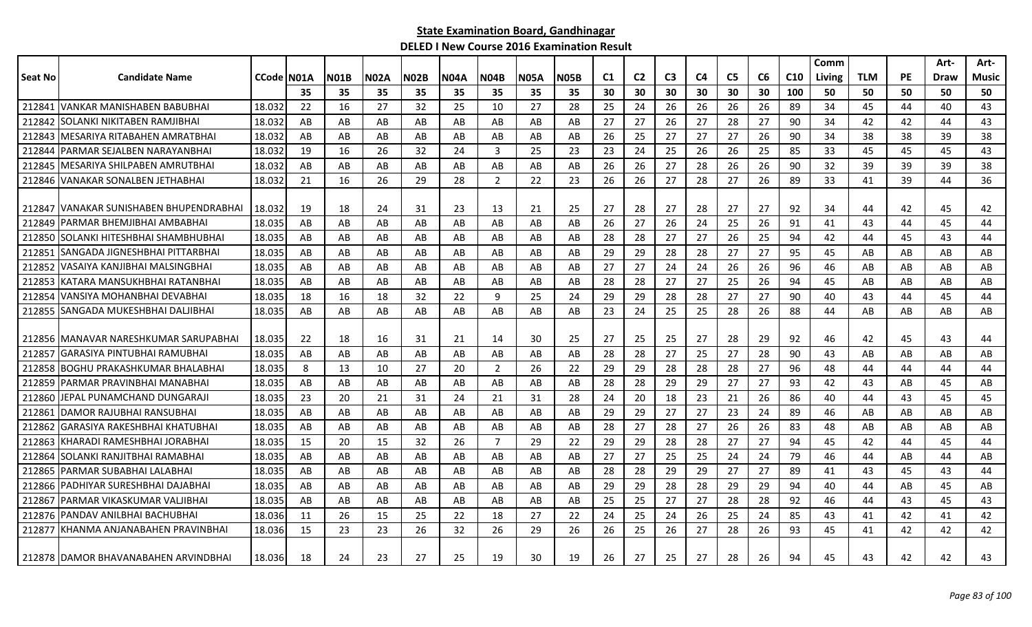**State Examination Board, Gandhinagar**

**DELED I New Course 2016 Examination Result**

| Seat No | Candidate Name | CCode | N01A | N01B | N02A | N02B | N04A | N04B | N05A | N05B | C1 | C2 | C3 | C4 | C5 | C6 | C10 | Comm Living | TLM | PE | Art-Draw | Art-Music |
|---|---|---|---|---|---|---|---|---|---|---|---|---|---|---|---|---|---|---|---|---|---|---|
| | | | 35 | 35 | 35 | 35 | 35 | 35 | 35 | 35 | 30 | 30 | 30 | 30 | 30 | 30 | 100 | 50 | 50 | 50 | 50 | 50 |
| 212841 | VANKAR MANISHABEN BABUBHAI | 18.032 | 22 | 16 | 27 | 32 | 25 | 10 | 27 | 28 | 25 | 24 | 26 | 26 | 26 | 26 | 89 | 34 | 45 | 44 | 40 | 43 |
| 212842 | SOLANKI NIKITABEN RAMJIBHAI | 18.032 | AB | AB | AB | AB | AB | AB | AB | AB | 27 | 27 | 26 | 27 | 28 | 27 | 90 | 34 | 42 | 42 | 44 | 43 |
| 212843 | MESARIYA RITABAHEN AMRATBHAI | 18.032 | AB | AB | AB | AB | AB | AB | AB | AB | 26 | 25 | 27 | 27 | 27 | 26 | 90 | 34 | 38 | 38 | 39 | 38 |
| 212844 | PARMAR SEJALBEN NARAYANBHAI | 18.032 | 19 | 16 | 26 | 32 | 24 | 3 | 25 | 23 | 23 | 24 | 25 | 26 | 26 | 25 | 85 | 33 | 45 | 45 | 45 | 43 |
| 212845 | MESARIYA SHILPABEN AMRUTBHAI | 18.032 | AB | AB | AB | AB | AB | AB | AB | AB | 26 | 26 | 27 | 28 | 26 | 26 | 90 | 32 | 39 | 39 | 39 | 38 |
| 212846 | VANAKAR SONALBEN JETHABHAI | 18.032 | 21 | 16 | 26 | 29 | 28 | 2 | 22 | 23 | 26 | 26 | 27 | 28 | 27 | 26 | 89 | 33 | 41 | 39 | 44 | 36 |
| 212847 | VANAKAR SUNISHABEN BHUPENDRABHAI | 18.032 | 19 | 18 | 24 | 31 | 23 | 13 | 21 | 25 | 27 | 28 | 27 | 28 | 27 | 27 | 92 | 34 | 44 | 42 | 45 | 42 |
| 212849 | PARMAR BHEMJIBHAI AMBABHAI | 18.035 | AB | AB | AB | AB | AB | AB | AB | AB | 26 | 27 | 26 | 24 | 25 | 26 | 91 | 41 | 43 | 44 | 45 | 44 |
| 212850 | SOLANKI HITESHBHAI SHAMBHUBHAI | 18.035 | AB | AB | AB | AB | AB | AB | AB | AB | 28 | 28 | 27 | 27 | 26 | 25 | 94 | 42 | 44 | 45 | 43 | 44 |
| 212851 | SANGADA JIGNESHBHAI PITTARBHAI | 18.035 | AB | AB | AB | AB | AB | AB | AB | AB | 29 | 29 | 28 | 28 | 27 | 27 | 95 | 45 | AB | AB | AB | AB |
| 212852 | VASAIYA KANJIBHAI MALSINGBHAI | 18.035 | AB | AB | AB | AB | AB | AB | AB | AB | 27 | 27 | 24 | 24 | 26 | 26 | 96 | 46 | AB | AB | AB | AB |
| 212853 | KATARA MANSUKHBHAI RATANBHAI | 18.035 | AB | AB | AB | AB | AB | AB | AB | AB | 28 | 28 | 27 | 27 | 25 | 26 | 94 | 45 | AB | AB | AB | AB |
| 212854 | VANSIYA MOHANBHAI DEVABHAI | 18.035 | 18 | 16 | 18 | 32 | 22 | 9 | 25 | 24 | 29 | 29 | 28 | 28 | 27 | 27 | 90 | 40 | 43 | 44 | 45 | 44 |
| 212855 | SANGADA MUKESHBHAI DALJIBHAI | 18.035 | AB | AB | AB | AB | AB | AB | AB | AB | 23 | 24 | 25 | 25 | 28 | 26 | 88 | 44 | AB | AB | AB | AB |
| 212856 | MANAVAR NARESHKUMAR SARUPABHAI | 18.035 | 22 | 18 | 16 | 31 | 21 | 14 | 30 | 25 | 27 | 25 | 25 | 27 | 28 | 29 | 92 | 46 | 42 | 45 | 43 | 44 |
| 212857 | GARASIYA PINTUBHAI RAMUBHAI | 18.035 | AB | AB | AB | AB | AB | AB | AB | AB | 28 | 28 | 27 | 25 | 27 | 28 | 90 | 43 | AB | AB | AB | AB |
| 212858 | BOGHU PRAKASHKUMAR BHALABHAI | 18.035 | 8 | 13 | 10 | 27 | 20 | 2 | 26 | 22 | 29 | 29 | 28 | 28 | 28 | 27 | 96 | 48 | 44 | 44 | 44 | 44 |
| 212859 | PARMAR PRAVINBHAI MANABHAI | 18.035 | AB | AB | AB | AB | AB | AB | AB | AB | 28 | 28 | 29 | 29 | 27 | 27 | 93 | 42 | 43 | AB | 45 | AB |
| 212860 | JEPAL PUNAMCHAND DUNGARAJI | 18.035 | 23 | 20 | 21 | 31 | 24 | 21 | 31 | 28 | 24 | 20 | 18 | 23 | 21 | 26 | 86 | 40 | 44 | 43 | 45 | 45 |
| 212861 | DAMOR RAJUBHAI RANSUBHAI | 18.035 | AB | AB | AB | AB | AB | AB | AB | AB | 29 | 29 | 27 | 27 | 23 | 24 | 89 | 46 | AB | AB | AB | AB |
| 212862 | GARASIYA RAKESHBHAI KHATUBHAI | 18.035 | AB | AB | AB | AB | AB | AB | AB | AB | 28 | 27 | 28 | 27 | 26 | 26 | 83 | 48 | AB | AB | AB | AB |
| 212863 | KHARADI RAMESHBHAI JORABHAI | 18.035 | 15 | 20 | 15 | 32 | 26 | 7 | 29 | 22 | 29 | 29 | 28 | 28 | 27 | 27 | 94 | 45 | 42 | 44 | 45 | 44 |
| 212864 | SOLANKI RANJITBHAI RAMABHAI | 18.035 | AB | AB | AB | AB | AB | AB | AB | AB | 27 | 27 | 25 | 25 | 24 | 24 | 79 | 46 | 44 | AB | 44 | AB |
| 212865 | PARMAR SUBABHAI LALABHAI | 18.035 | AB | AB | AB | AB | AB | AB | AB | AB | 28 | 28 | 29 | 29 | 27 | 27 | 89 | 41 | 43 | 45 | 43 | 44 |
| 212866 | PADHIYAR SURESHBHAI DAJABHAI | 18.035 | AB | AB | AB | AB | AB | AB | AB | AB | 29 | 29 | 28 | 28 | 29 | 29 | 94 | 40 | 44 | AB | 45 | AB |
| 212867 | PARMAR VIKASKUMAR VALJIBHAI | 18.035 | AB | AB | AB | AB | AB | AB | AB | AB | 25 | 25 | 27 | 27 | 28 | 28 | 92 | 46 | 44 | 43 | 45 | 43 |
| 212876 | PANDAV ANILBHAI BACHUBHAI | 18.036 | 11 | 26 | 15 | 25 | 22 | 18 | 27 | 22 | 24 | 25 | 24 | 26 | 25 | 24 | 85 | 43 | 41 | 42 | 41 | 42 |
| 212877 | KHANMA ANJANABAHEN PRAVINBHAI | 18.036 | 15 | 23 | 23 | 26 | 32 | 26 | 29 | 26 | 26 | 25 | 26 | 27 | 28 | 26 | 93 | 45 | 41 | 42 | 42 | 42 |
| 212878 | DAMOR BHAVANABAHEN ARVINDBHAI | 18.036 | 18 | 24 | 23 | 27 | 25 | 19 | 30 | 19 | 26 | 27 | 25 | 27 | 28 | 26 | 94 | 45 | 43 | 42 | 42 | 43 |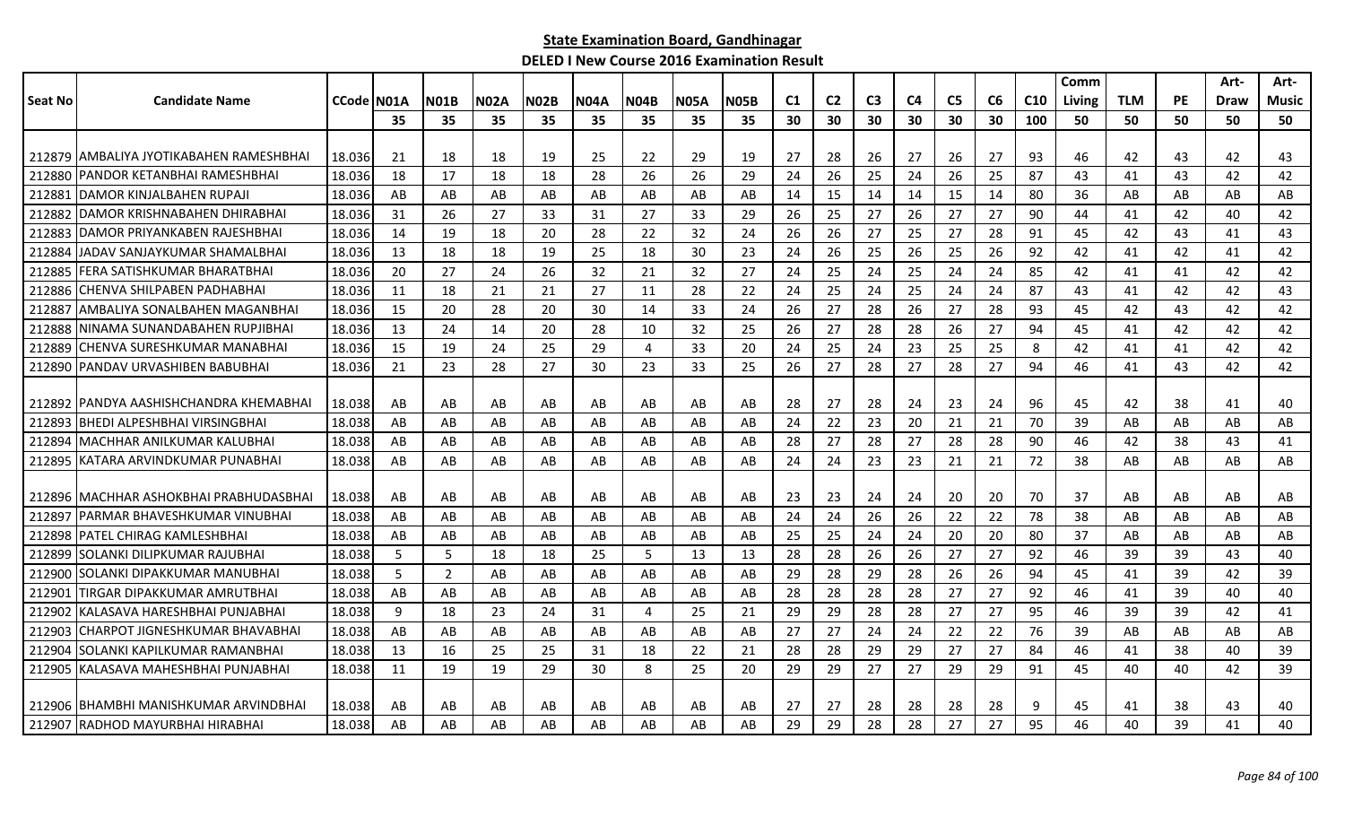## State Examination Board, Gandhinagar

### DELED I New Course 2016 Examination Result

| Seat No | Candidate Name | CCode | N01A | N01B | N02A | N02B | N04A | N04B | N05A | N05B | C1 | C2 | C3 | C4 | C5 | C6 | C10 | Comm Living | TLM | PE | Art-Draw | Art-Music |
|---|---|---|---|---|---|---|---|---|---|---|---|---|---|---|---|---|---|---|---|---|---|---|
| | | | 35 | 35 | 35 | 35 | 35 | 35 | 35 | 35 | 30 | 30 | 30 | 30 | 30 | 30 | 100 | 50 | 50 | 50 | 50 | 50 |
| 212879 | AMBALIYA JYOTIKABAHEN RAMESHBHAI | 18.036 | 21 | 18 | 18 | 19 | 25 | 22 | 29 | 19 | 27 | 28 | 26 | 27 | 26 | 27 | 93 | 46 | 42 | 43 | 42 | 43 |
| 212880 | PANDOR KETANBHAI RAMESHBHAI | 18.036 | 18 | 17 | 18 | 18 | 28 | 26 | 26 | 29 | 24 | 26 | 25 | 24 | 26 | 25 | 87 | 43 | 41 | 43 | 42 | 42 |
| 212881 | DAMOR KINJALBAHEN RUPAJI | 18.036 | AB | AB | AB | AB | AB | AB | AB | AB | 14 | 15 | 14 | 14 | 15 | 14 | 80 | 36 | AB | AB | AB | AB |
| 212882 | DAMOR KRISHNABAHEN DHIRABHAI | 18.036 | 31 | 26 | 27 | 33 | 31 | 27 | 33 | 29 | 26 | 25 | 27 | 26 | 27 | 27 | 90 | 44 | 41 | 42 | 40 | 42 |
| 212883 | DAMOR PRIYANKABEN RAJESHBHAI | 18.036 | 14 | 19 | 18 | 20 | 28 | 22 | 32 | 24 | 26 | 26 | 27 | 25 | 27 | 28 | 91 | 45 | 42 | 43 | 41 | 43 |
| 212884 | JADAV SANJAYKUMAR SHAMALBHAI | 18.036 | 13 | 18 | 18 | 19 | 25 | 18 | 30 | 23 | 24 | 26 | 25 | 26 | 25 | 26 | 92 | 42 | 41 | 42 | 41 | 42 |
| 212885 | FERA SATISHKUMAR BHARATBHAI | 18.036 | 20 | 27 | 24 | 26 | 32 | 21 | 32 | 27 | 24 | 25 | 24 | 25 | 24 | 24 | 85 | 42 | 41 | 41 | 42 | 42 |
| 212886 | CHENVA SHILPABEN PADHABHAI | 18.036 | 11 | 18 | 21 | 21 | 27 | 11 | 28 | 22 | 24 | 25 | 24 | 25 | 24 | 24 | 87 | 43 | 41 | 42 | 42 | 43 |
| 212887 | AMBALIYA SONALBAHEN MAGANBHAI | 18.036 | 15 | 20 | 28 | 20 | 30 | 14 | 33 | 24 | 26 | 27 | 28 | 26 | 27 | 28 | 93 | 45 | 42 | 43 | 42 | 42 |
| 212888 | NINAMA SUNANDABAHEN RUPJIBHAI | 18.036 | 13 | 24 | 14 | 20 | 28 | 10 | 32 | 25 | 26 | 27 | 28 | 28 | 26 | 27 | 94 | 45 | 41 | 42 | 42 | 42 |
| 212889 | CHENVA SURESHKUMAR MANABHAI | 18.036 | 15 | 19 | 24 | 25 | 29 | 4 | 33 | 20 | 24 | 25 | 24 | 23 | 25 | 25 | 8 | 42 | 41 | 41 | 42 | 42 |
| 212890 | PANDAV URVASHIBEN BABUBHAI | 18.036 | 21 | 23 | 28 | 27 | 30 | 23 | 33 | 25 | 26 | 27 | 28 | 27 | 28 | 27 | 94 | 46 | 41 | 43 | 42 | 42 |
| 212892 | PANDYA AASHISHCHANDRA KHEMABHAI | 18.038 | AB | AB | AB | AB | AB | AB | AB | AB | 28 | 27 | 28 | 24 | 23 | 24 | 96 | 45 | 42 | 38 | 41 | 40 |
| 212893 | BHEDI ALPESHBHAI VIRSINGBHAI | 18.038 | AB | AB | AB | AB | AB | AB | AB | AB | 24 | 22 | 23 | 20 | 21 | 21 | 70 | 39 | AB | AB | AB | AB |
| 212894 | MACHHAR ANILKUMAR KALUBHAI | 18.038 | AB | AB | AB | AB | AB | AB | AB | AB | 28 | 27 | 28 | 27 | 28 | 28 | 90 | 46 | 42 | 38 | 43 | 41 |
| 212895 | KATARA ARVINDKUMAR PUNABHAI | 18.038 | AB | AB | AB | AB | AB | AB | AB | AB | 24 | 24 | 23 | 23 | 21 | 21 | 72 | 38 | AB | AB | AB | AB |
| 212896 | MACHHAR ASHOKBHAI PRABHUDASBHAI | 18.038 | AB | AB | AB | AB | AB | AB | AB | AB | 23 | 23 | 24 | 24 | 20 | 20 | 70 | 37 | AB | AB | AB | AB |
| 212897 | PARMAR BHAVESHKUMAR VINUBHAI | 18.038 | AB | AB | AB | AB | AB | AB | AB | AB | 24 | 24 | 26 | 26 | 22 | 22 | 78 | 38 | AB | AB | AB | AB |
| 212898 | PATEL CHIRAG KAMLESHBHAI | 18.038 | AB | AB | AB | AB | AB | AB | AB | AB | 25 | 25 | 24 | 24 | 20 | 20 | 80 | 37 | AB | AB | AB | AB |
| 212899 | SOLANKI DILIPKUMAR RAJUBHAI | 18.038 | 5 | 5 | 18 | 18 | 25 | 5 | 13 | 13 | 28 | 28 | 26 | 26 | 27 | 27 | 92 | 46 | 39 | 39 | 43 | 40 |
| 212900 | SOLANKI DIPAKKUMAR MANUBHAI | 18.038 | 5 | 2 | AB | AB | AB | AB | AB | AB | 29 | 28 | 29 | 28 | 26 | 26 | 94 | 45 | 41 | 39 | 42 | 39 |
| 212901 | TIRGAR DIPAKKUMAR AMRUTBHAI | 18.038 | AB | AB | AB | AB | AB | AB | AB | AB | 28 | 28 | 28 | 28 | 27 | 27 | 92 | 46 | 41 | 39 | 40 | 40 |
| 212902 | KALASAVA HARESHBHAI PUNJABHAI | 18.038 | 9 | 18 | 23 | 24 | 31 | 4 | 25 | 21 | 29 | 29 | 28 | 28 | 27 | 27 | 95 | 46 | 39 | 39 | 42 | 41 |
| 212903 | CHARPOT JIGNESHKUMAR BHAVABHAI | 18.038 | AB | AB | AB | AB | AB | AB | AB | AB | 27 | 27 | 24 | 24 | 22 | 22 | 76 | 39 | AB | AB | AB | AB |
| 212904 | SOLANKI KAPILKUMAR RAMANBHAI | 18.038 | 13 | 16 | 25 | 25 | 31 | 18 | 22 | 21 | 28 | 28 | 29 | 29 | 27 | 27 | 84 | 46 | 41 | 38 | 40 | 39 |
| 212905 | KALASAVA MAHESHBHAI PUNJABHAI | 18.038 | 11 | 19 | 19 | 29 | 30 | 8 | 25 | 20 | 29 | 29 | 27 | 27 | 29 | 29 | 91 | 45 | 40 | 40 | 42 | 39 |
| 212906 | BHAMBHI MANISHKUMAR ARVINDBHAI | 18.038 | AB | AB | AB | AB | AB | AB | AB | AB | 27 | 27 | 28 | 28 | 28 | 28 | 9 | 45 | 41 | 38 | 43 | 40 |
| 212907 | RADHOD MAYURBHAI HIRABHAI | 18.038 | AB | AB | AB | AB | AB | AB | AB | AB | 29 | 29 | 28 | 28 | 27 | 27 | 95 | 46 | 40 | 39 | 41 | 40 |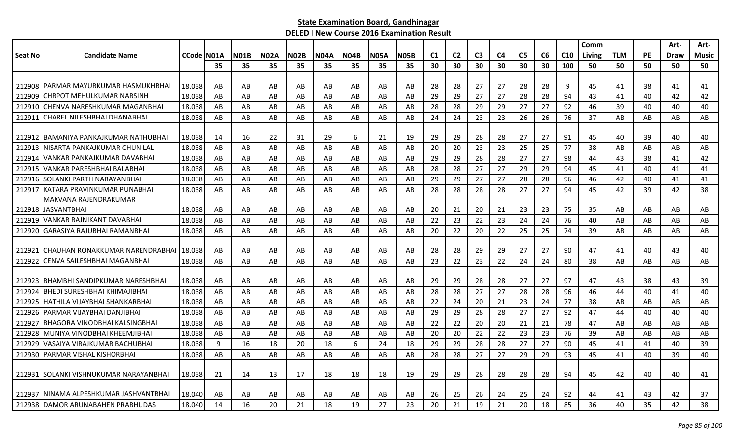**State Examination Board, Gandhinagar**

**DELED I New Course 2016 Examination Result**

| Seat No | Candidate Name | CCode | N01A | N01B | N02A | N02B | N04A | N04B | N05A | N05B | C1 | C2 | C3 | C4 | C5 | C6 | C10 | Comm Living | TLM | PE | Art-Draw | Art-Music |
|---|---|---|---|---|---|---|---|---|---|---|---|---|---|---|---|---|---|---|---|---|---|---|
| | | | 35 | 35 | 35 | 35 | 35 | 35 | 35 | 35 | 30 | 30 | 30 | 30 | 30 | 30 | 100 | 50 | 50 | 50 | 50 | 50 |
| 212908 | PARMAR MAYURKUMAR HASMUKHBHAI | 18.038 | AB | AB | AB | AB | AB | AB | AB | AB | 28 | 28 | 27 | 27 | 28 | 28 | 9 | 45 | 41 | 38 | 41 | 41 |
| 212909 | CHRPOT MEHULKUMAR NARSINH | 18.038 | AB | AB | AB | AB | AB | AB | AB | AB | 29 | 29 | 27 | 27 | 28 | 28 | 94 | 43 | 41 | 40 | 42 | 42 |
| 212910 | CHENVA NARESHKUMAR MAGANBHAI | 18.038 | AB | AB | AB | AB | AB | AB | AB | AB | 28 | 28 | 29 | 29 | 27 | 27 | 92 | 46 | 39 | 40 | 40 | 40 |
| 212911 | CHAREL NILESHBHAI DHANABHAI | 18.038 | AB | AB | AB | AB | AB | AB | AB | AB | 24 | 24 | 23 | 23 | 26 | 26 | 76 | 37 | AB | AB | AB | AB |
| 212912 | BAMANIYA PANKAJKUMAR NATHUBHAI | 18.038 | 14 | 16 | 22 | 31 | 29 | 6 | 21 | 19 | 29 | 29 | 28 | 28 | 27 | 27 | 91 | 45 | 40 | 39 | 40 | 40 |
| 212913 | NISARTA PANKAJKUMAR CHUNILAL | 18.038 | AB | AB | AB | AB | AB | AB | AB | AB | 20 | 20 | 23 | 23 | 25 | 25 | 77 | 38 | AB | AB | AB | AB |
| 212914 | VANKAR PANKAJKUMAR DAVABHAI | 18.038 | AB | AB | AB | AB | AB | AB | AB | AB | 29 | 29 | 28 | 28 | 27 | 27 | 98 | 44 | 43 | 38 | 41 | 42 |
| 212915 | VANKAR PARESHBHAI BALABHAI | 18.038 | AB | AB | AB | AB | AB | AB | AB | AB | 28 | 28 | 27 | 27 | 29 | 29 | 94 | 45 | 41 | 40 | 41 | 41 |
| 212916 | SOLANKI PARTH NARAYANBHAI | 18.038 | AB | AB | AB | AB | AB | AB | AB | AB | 29 | 29 | 27 | 27 | 28 | 28 | 96 | 46 | 42 | 40 | 41 | 41 |
| 212917 | KATARA PRAVINKUMAR PUNABHAI | 18.038 | AB | AB | AB | AB | AB | AB | AB | AB | 28 | 28 | 28 | 28 | 27 | 27 | 94 | 45 | 42 | 39 | 42 | 38 |
| 212918 | MAKVANA RAJENDRAKUMAR JASVANTBHAI | 18.038 | AB | AB | AB | AB | AB | AB | AB | AB | 20 | 21 | 20 | 21 | 23 | 23 | 75 | 35 | AB | AB | AB | AB |
| 212919 | VANKAR RAJNIKANT DAVABHAI | 18.038 | AB | AB | AB | AB | AB | AB | AB | AB | 22 | 23 | 22 | 23 | 24 | 24 | 76 | 40 | AB | AB | AB | AB |
| 212920 | GARASIYA RAJUBHAI RAMANBHAI | 18.038 | AB | AB | AB | AB | AB | AB | AB | AB | 20 | 22 | 20 | 22 | 25 | 25 | 74 | 39 | AB | AB | AB | AB |
| 212921 | CHAUHAN RONAKKUMAR NARENDRABHAI | 18.038 | AB | AB | AB | AB | AB | AB | AB | AB | 28 | 28 | 29 | 29 | 27 | 27 | 90 | 47 | 41 | 40 | 43 | 40 |
| 212922 | CENVA SAILESHBHAI MAGANBHAI | 18.038 | AB | AB | AB | AB | AB | AB | AB | AB | 23 | 22 | 23 | 22 | 24 | 24 | 80 | 38 | AB | AB | AB | AB |
| 212923 | BHAMBHI SANDIPKUMAR NARESHBHAI | 18.038 | AB | AB | AB | AB | AB | AB | AB | AB | 29 | 29 | 28 | 28 | 27 | 27 | 97 | 47 | 43 | 38 | 43 | 39 |
| 212924 | BHEDI SURESHBHAI KHIMAJIBHAI | 18.038 | AB | AB | AB | AB | AB | AB | AB | AB | 28 | 28 | 27 | 27 | 28 | 28 | 96 | 46 | 44 | 40 | 41 | 40 |
| 212925 | HATHILA VIJAYBHAI SHANKARBHAI | 18.038 | AB | AB | AB | AB | AB | AB | AB | AB | 22 | 24 | 20 | 21 | 23 | 24 | 77 | 38 | AB | AB | AB | AB |
| 212926 | PARMAR VIJAYBHAI DANJIBHAI | 18.038 | AB | AB | AB | AB | AB | AB | AB | AB | 29 | 29 | 28 | 28 | 27 | 27 | 92 | 47 | 44 | 40 | 40 | 40 |
| 212927 | BHAGORA VINODBHAI KALSINGBHAI | 18.038 | AB | AB | AB | AB | AB | AB | AB | AB | 22 | 22 | 20 | 20 | 21 | 21 | 78 | 47 | AB | AB | AB | AB |
| 212928 | MUNIYA VINODBHAI KHEEMJIBHAI | 18.038 | AB | AB | AB | AB | AB | AB | AB | AB | 20 | 20 | 22 | 22 | 23 | 23 | 76 | 39 | AB | AB | AB | AB |
| 212929 | VASAIYA VIRAJKUMAR BACHUBHAI | 18.038 | 9 | 16 | 18 | 20 | 18 | 6 | 24 | 18 | 29 | 29 | 28 | 28 | 27 | 27 | 90 | 45 | 41 | 41 | 40 | 39 |
| 212930 | PARMAR VISHAL KISHORBHAI | 18.038 | AB | AB | AB | AB | AB | AB | AB | AB | 28 | 28 | 27 | 27 | 29 | 29 | 93 | 45 | 41 | 40 | 39 | 40 |
| 212931 | SOLANKI VISHNUKUMAR NARAYANBHAI | 18.038 | 21 | 14 | 13 | 17 | 18 | 18 | 18 | 19 | 29 | 29 | 28 | 28 | 28 | 28 | 94 | 45 | 42 | 40 | 40 | 41 |
| 212937 | NINAMA ALPESHKUMAR JASHVANTBHAI | 18.040 | AB | AB | AB | AB | AB | AB | AB | AB | 26 | 25 | 26 | 24 | 25 | 24 | 92 | 44 | 41 | 43 | 42 | 37 |
| 212938 | DAMOR ARUNABAHEN PRABHUDAS | 18.040 | 14 | 16 | 20 | 21 | 18 | 19 | 27 | 23 | 20 | 21 | 19 | 21 | 20 | 18 | 85 | 36 | 40 | 35 | 42 | 38 |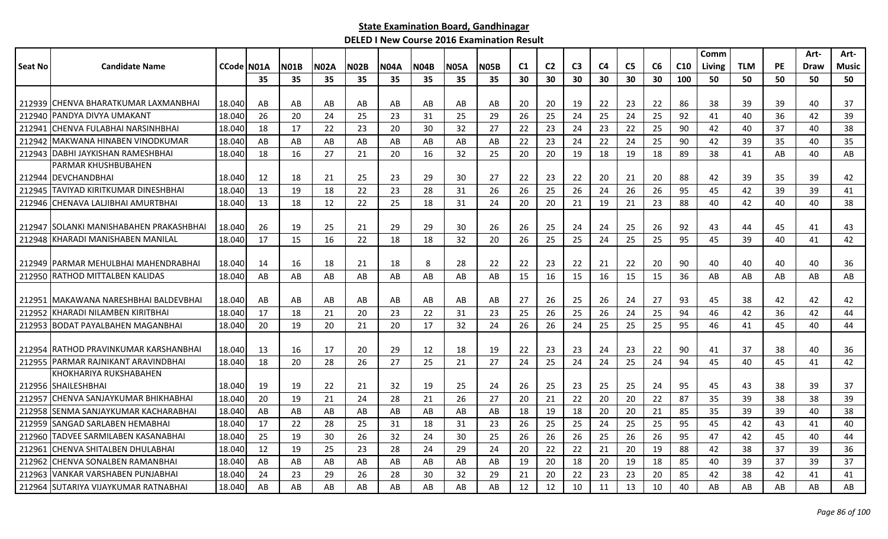**State Examination Board, Gandhinagar**

**DELED I New Course 2016 Examination Result**

| Seat No | Candidate Name | CCode | N01A | N01B | N02A | N02B | N04A | N04B | N05A | N05B | C1 | C2 | C3 | C4 | C5 | C6 | C10 | Comm Living | TLM | PE | Art-Draw | Art-Music |
|---|---|---|---|---|---|---|---|---|---|---|---|---|---|---|---|---|---|---|---|---|---|---|
| | | | 35 | 35 | 35 | 35 | 35 | 35 | 35 | 35 | 30 | 30 | 30 | 30 | 30 | 30 | 100 | 50 | 50 | 50 | 50 | 50 |
| 212939 | CHENVA BHARATKUMAR LAXMANBHAI | 18.040 | AB | AB | AB | AB | AB | AB | AB | AB | 20 | 20 | 19 | 22 | 23 | 22 | 86 | 38 | 39 | 39 | 40 | 37 |
| 212940 | PANDYA DIVYA UMAKANT | 18.040 | 26 | 20 | 24 | 25 | 23 | 31 | 25 | 29 | 26 | 25 | 24 | 25 | 24 | 25 | 92 | 41 | 40 | 36 | 42 | 39 |
| 212941 | CHENVA FULABHAI NARSINHBHAI | 18.040 | 18 | 17 | 22 | 23 | 20 | 30 | 32 | 27 | 22 | 23 | 24 | 23 | 22 | 25 | 90 | 42 | 40 | 37 | 40 | 38 |
| 212942 | MAKWANA HINABEN VINODKUMAR | 18.040 | AB | AB | AB | AB | AB | AB | AB | AB | 22 | 23 | 24 | 22 | 24 | 25 | 90 | 42 | 39 | 35 | 40 | 35 |
| 212943 | DABHI JAYKISHAN RAMESHBHAI | 18.040 | 18 | 16 | 27 | 21 | 20 | 16 | 32 | 25 | 20 | 20 | 19 | 18 | 19 | 18 | 89 | 38 | 41 | AB | 40 | AB |
| 212944 | PARMAR KHUSHBUBAHEN DEVCHANDBHAI | 18.040 | 12 | 18 | 21 | 25 | 23 | 29 | 30 | 27 | 22 | 23 | 22 | 20 | 21 | 20 | 88 | 42 | 39 | 35 | 39 | 42 |
| 212945 | TAVIYAD KIRITKUMAR DINESHBHAI | 18.040 | 13 | 19 | 18 | 22 | 23 | 28 | 31 | 26 | 26 | 25 | 26 | 24 | 26 | 26 | 95 | 45 | 42 | 39 | 39 | 41 |
| 212946 | CHENAVA LALJIBHAI AMURTBHAI | 18.040 | 13 | 18 | 12 | 22 | 25 | 18 | 31 | 24 | 20 | 20 | 21 | 19 | 21 | 23 | 88 | 40 | 42 | 40 | 40 | 38 |
| 212947 | SOLANKI MANISHABAHEN PRAKASHBHAI | 18.040 | 26 | 19 | 25 | 21 | 29 | 29 | 30 | 26 | 26 | 25 | 24 | 24 | 25 | 26 | 92 | 43 | 44 | 45 | 41 | 43 |
| 212948 | KHARADI MANISHABEN MANILAL | 18.040 | 17 | 15 | 16 | 22 | 18 | 18 | 32 | 20 | 26 | 25 | 25 | 24 | 25 | 25 | 95 | 45 | 39 | 40 | 41 | 42 |
| 212949 | PARMAR MEHULBHAI MAHENDRABHAI | 18.040 | 14 | 16 | 18 | 21 | 18 | 8 | 28 | 22 | 22 | 23 | 22 | 21 | 22 | 20 | 90 | 40 | 40 | 40 | 40 | 36 |
| 212950 | RATHOD MITTALBEN KALIDAS | 18.040 | AB | AB | AB | AB | AB | AB | AB | AB | 15 | 16 | 15 | 16 | 15 | 15 | 36 | AB | AB | AB | AB | AB |
| 212951 | MAKAWANA NARESHBHAI BALDEVBHAI | 18.040 | AB | AB | AB | AB | AB | AB | AB | AB | 27 | 26 | 25 | 26 | 24 | 27 | 93 | 45 | 38 | 42 | 42 | 42 |
| 212952 | KHARADI NILAMBEN KIRITBHAI | 18.040 | 17 | 18 | 21 | 20 | 23 | 22 | 31 | 23 | 25 | 26 | 25 | 26 | 24 | 25 | 94 | 46 | 42 | 36 | 42 | 44 |
| 212953 | BODAT PAYALBAHEN MAGANBHAI | 18.040 | 20 | 19 | 20 | 21 | 20 | 17 | 32 | 24 | 26 | 26 | 24 | 25 | 25 | 25 | 95 | 46 | 41 | 45 | 40 | 44 |
| 212954 | RATHOD PRAVINKUMAR KARSHANBHAI | 18.040 | 13 | 16 | 17 | 20 | 29 | 12 | 18 | 19 | 22 | 23 | 23 | 24 | 23 | 22 | 90 | 41 | 37 | 38 | 40 | 36 |
| 212955 | PARMAR RAJNIKANT ARAVINDBHAI | 18.040 | 18 | 20 | 28 | 26 | 27 | 25 | 21 | 27 | 24 | 25 | 24 | 24 | 25 | 24 | 94 | 45 | 40 | 45 | 41 | 42 |
| 212956 | KHOKHARIYA RUKSHABAHEN SHAILESHBHAI | 18.040 | 19 | 19 | 22 | 21 | 32 | 19 | 25 | 24 | 26 | 25 | 23 | 25 | 25 | 24 | 95 | 45 | 43 | 38 | 39 | 37 |
| 212957 | CHENVA SANJAYKUMAR BHIKHABHAI | 18.040 | 20 | 19 | 21 | 24 | 28 | 21 | 26 | 27 | 20 | 21 | 22 | 20 | 20 | 22 | 87 | 35 | 39 | 38 | 38 | 39 |
| 212958 | SENMA SANJAYKUMAR KACHARABHAI | 18.040 | AB | AB | AB | AB | AB | AB | AB | AB | 18 | 19 | 18 | 20 | 20 | 21 | 85 | 35 | 39 | 39 | 40 | 38 |
| 212959 | SANGAD SARLABEN HEMABHAI | 18.040 | 17 | 22 | 28 | 25 | 31 | 18 | 31 | 23 | 26 | 25 | 25 | 24 | 25 | 25 | 95 | 45 | 42 | 43 | 41 | 40 |
| 212960 | TADVEE SARMILABEN KASANABHAI | 18.040 | 25 | 19 | 30 | 26 | 32 | 24 | 30 | 25 | 26 | 26 | 26 | 25 | 26 | 26 | 95 | 47 | 42 | 45 | 40 | 44 |
| 212961 | CHENVA SHITALBEN DHULABHAI | 18.040 | 12 | 19 | 25 | 23 | 28 | 24 | 29 | 24 | 20 | 22 | 22 | 21 | 20 | 19 | 88 | 42 | 38 | 37 | 39 | 36 |
| 212962 | CHENVA SONALBEN RAMANBHAI | 18.040 | AB | AB | AB | AB | AB | AB | AB | AB | 19 | 20 | 18 | 20 | 19 | 18 | 85 | 40 | 39 | 37 | 39 | 37 |
| 212963 | VANKAR VARSHABEN PUNJABHAI | 18.040 | 24 | 23 | 29 | 26 | 28 | 30 | 32 | 29 | 21 | 20 | 22 | 23 | 23 | 20 | 85 | 42 | 38 | 42 | 41 | 41 |
| 212964 | SUTARIYA VIJAYKUMAR RATNABHAI | 18.040 | AB | AB | AB | AB | AB | AB | AB | AB | 12 | 12 | 10 | 11 | 13 | 10 | 40 | AB | AB | AB | AB | AB |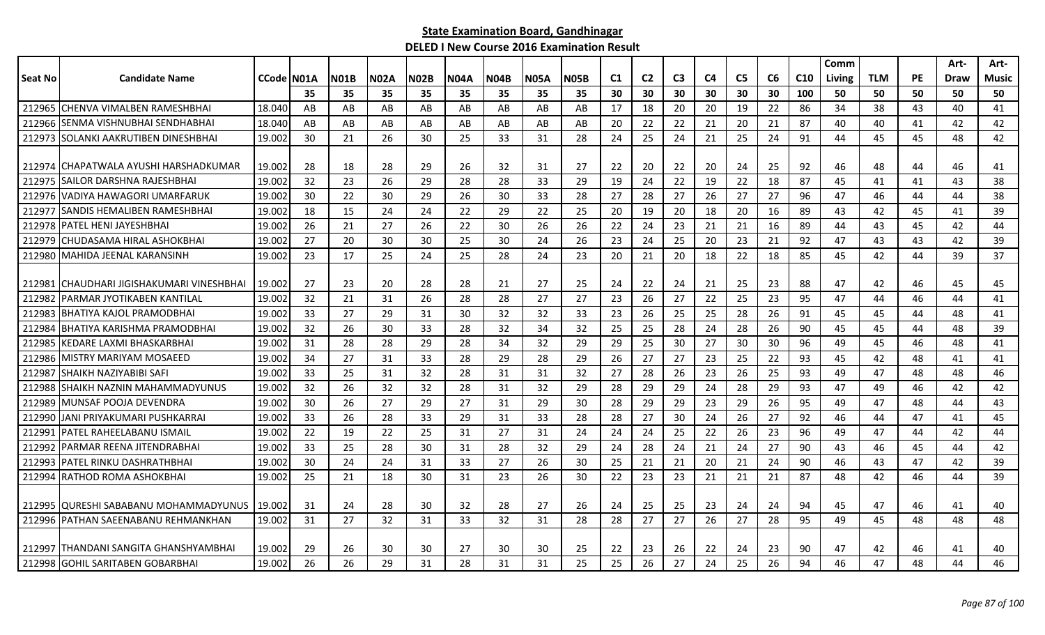**State Examination Board, Gandhinagar**

**DELED I New Course 2016 Examination Result**

| Seat No | Candidate Name | CCode | N01A | N01B | N02A | N02B | N04A | N04B | N05A | N05B | C1 | C2 | C3 | C4 | C5 | C6 | C10 | Comm Living | TLM | PE | Art-Draw | Art-Music |
|---|---|---|---|---|---|---|---|---|---|---|---|---|---|---|---|---|---|---|---|---|---|---|
| | | | 35 | 35 | 35 | 35 | 35 | 35 | 35 | 35 | 30 | 30 | 30 | 30 | 30 | 30 | 100 | 50 | 50 | 50 | 50 | 50 |
| 212965 | CHENVA VIMALBEN RAMESHBHAI | 18.040 | AB | AB | AB | AB | AB | AB | AB | AB | 17 | 18 | 20 | 20 | 19 | 22 | 86 | 34 | 38 | 43 | 40 | 41 |
| 212966 | SENMA VISHNUBHAI SENDHABHAI | 18.040 | AB | AB | AB | AB | AB | AB | AB | AB | 20 | 22 | 22 | 21 | 20 | 21 | 87 | 40 | 40 | 41 | 42 | 42 |
| 212973 | SOLANKI AAKRUTIBEN DINESHBHAI | 19.002 | 30 | 21 | 26 | 30 | 25 | 33 | 31 | 28 | 24 | 25 | 24 | 21 | 25 | 24 | 91 | 44 | 45 | 45 | 48 | 42 |
| 212974 | CHAPATWALA AYUSHI HARSHADKUMAR | 19.002 | 28 | 18 | 28 | 29 | 26 | 32 | 31 | 27 | 22 | 20 | 22 | 20 | 24 | 25 | 92 | 46 | 48 | 44 | 46 | 41 |
| 212975 | SAILOR DARSHNA RAJESHBHAI | 19.002 | 32 | 23 | 26 | 29 | 28 | 28 | 33 | 29 | 19 | 24 | 22 | 19 | 22 | 18 | 87 | 45 | 41 | 41 | 43 | 38 |
| 212976 | VADIYA HAWAGORI UMARFARUK | 19.002 | 30 | 22 | 30 | 29 | 26 | 30 | 33 | 28 | 27 | 28 | 27 | 26 | 27 | 27 | 96 | 47 | 46 | 44 | 44 | 38 |
| 212977 | SANDIS HEMALIBEN RAMESHBHAI | 19.002 | 18 | 15 | 24 | 24 | 22 | 29 | 22 | 25 | 20 | 19 | 20 | 18 | 20 | 16 | 89 | 43 | 42 | 45 | 41 | 39 |
| 212978 | PATEL HENI JAYESHBHAI | 19.002 | 26 | 21 | 27 | 26 | 22 | 30 | 26 | 26 | 22 | 24 | 23 | 21 | 21 | 16 | 89 | 44 | 43 | 45 | 42 | 44 |
| 212979 | CHUDASAMA HIRAL ASHOKBHAI | 19.002 | 27 | 20 | 30 | 30 | 25 | 30 | 24 | 26 | 23 | 24 | 25 | 20 | 23 | 21 | 92 | 47 | 43 | 43 | 42 | 39 |
| 212980 | MAHIDA JEENAL KARANSINH | 19.002 | 23 | 17 | 25 | 24 | 25 | 28 | 24 | 23 | 20 | 21 | 20 | 18 | 22 | 18 | 85 | 45 | 42 | 44 | 39 | 37 |
| 212981 | CHAUDHARI JIGISHAKUMARI VINESHBHAI | 19.002 | 27 | 23 | 20 | 28 | 28 | 21 | 27 | 25 | 24 | 22 | 24 | 21 | 25 | 23 | 88 | 47 | 42 | 46 | 45 | 45 |
| 212982 | PARMAR JYOTIKABEN KANTILAL | 19.002 | 32 | 21 | 31 | 26 | 28 | 28 | 27 | 27 | 23 | 26 | 27 | 22 | 25 | 23 | 95 | 47 | 44 | 46 | 44 | 41 |
| 212983 | BHATIYA KAJOL PRAMODBHAI | 19.002 | 33 | 27 | 29 | 31 | 30 | 32 | 32 | 33 | 23 | 26 | 25 | 25 | 28 | 26 | 91 | 45 | 45 | 44 | 48 | 41 |
| 212984 | BHATIYA KARISHMA PRAMODBHAI | 19.002 | 32 | 26 | 30 | 33 | 28 | 32 | 34 | 32 | 25 | 25 | 28 | 24 | 28 | 26 | 90 | 45 | 45 | 44 | 48 | 39 |
| 212985 | KEDARE LAXMI BHASKARBHAI | 19.002 | 31 | 28 | 28 | 29 | 28 | 34 | 32 | 29 | 29 | 25 | 30 | 27 | 30 | 30 | 96 | 49 | 45 | 46 | 48 | 41 |
| 212986 | MISTRY MARIYAM MOSAEED | 19.002 | 34 | 27 | 31 | 33 | 28 | 29 | 28 | 29 | 26 | 27 | 27 | 23 | 25 | 22 | 93 | 45 | 42 | 48 | 41 | 41 |
| 212987 | SHAIKH NAZIYABIBI SAFI | 19.002 | 33 | 25 | 31 | 32 | 28 | 31 | 31 | 32 | 27 | 28 | 26 | 23 | 26 | 25 | 93 | 49 | 47 | 48 | 48 | 46 |
| 212988 | SHAIKH NAZNIN MAHAMMADYUNUS | 19.002 | 32 | 26 | 32 | 32 | 28 | 31 | 32 | 29 | 28 | 29 | 29 | 24 | 28 | 29 | 93 | 47 | 49 | 46 | 42 | 42 |
| 212989 | MUNSAF POOJA DEVENDRA | 19.002 | 30 | 26 | 27 | 29 | 27 | 31 | 29 | 30 | 28 | 29 | 29 | 23 | 29 | 26 | 95 | 49 | 47 | 48 | 44 | 43 |
| 212990 | JANI PRIYAKUMARI PUSHKARRAI | 19.002 | 33 | 26 | 28 | 33 | 29 | 31 | 33 | 28 | 28 | 27 | 30 | 24 | 26 | 27 | 92 | 46 | 44 | 47 | 41 | 45 |
| 212991 | PATEL RAHEELABANU ISMAIL | 19.002 | 22 | 19 | 22 | 25 | 31 | 27 | 31 | 24 | 24 | 24 | 25 | 22 | 26 | 23 | 96 | 49 | 47 | 44 | 42 | 44 |
| 212992 | PARMAR REENA JITENDRABHAI | 19.002 | 33 | 25 | 28 | 30 | 31 | 28 | 32 | 29 | 24 | 28 | 24 | 21 | 24 | 27 | 90 | 43 | 46 | 45 | 44 | 42 |
| 212993 | PATEL RINKU DASHRATHBHAI | 19.002 | 30 | 24 | 24 | 31 | 33 | 27 | 26 | 30 | 25 | 21 | 21 | 20 | 21 | 24 | 90 | 46 | 43 | 47 | 42 | 39 |
| 212994 | RATHOD ROMA ASHOKBHAI | 19.002 | 25 | 21 | 18 | 30 | 31 | 23 | 26 | 30 | 22 | 23 | 23 | 21 | 21 | 21 | 87 | 48 | 42 | 46 | 44 | 39 |
| 212995 | QURESHI SABABANU MOHAMMADYUNUS | 19.002 | 31 | 24 | 28 | 30 | 32 | 28 | 27 | 26 | 24 | 25 | 25 | 23 | 24 | 24 | 94 | 45 | 47 | 46 | 41 | 40 |
| 212996 | PATHAN SAEENABANU REHMANKHAN | 19.002 | 31 | 27 | 32 | 31 | 33 | 32 | 31 | 28 | 28 | 27 | 27 | 26 | 27 | 28 | 95 | 49 | 45 | 48 | 48 | 48 |
| 212997 | THANDANI SANGITA GHANSHYAMBHAI | 19.002 | 29 | 26 | 30 | 30 | 27 | 30 | 30 | 25 | 22 | 23 | 26 | 22 | 24 | 23 | 90 | 47 | 42 | 46 | 41 | 40 |
| 212998 | GOHIL SARITABEN GOBARBHAI | 19.002 | 26 | 26 | 29 | 31 | 28 | 31 | 31 | 25 | 25 | 26 | 27 | 24 | 25 | 26 | 94 | 46 | 47 | 48 | 44 | 46 |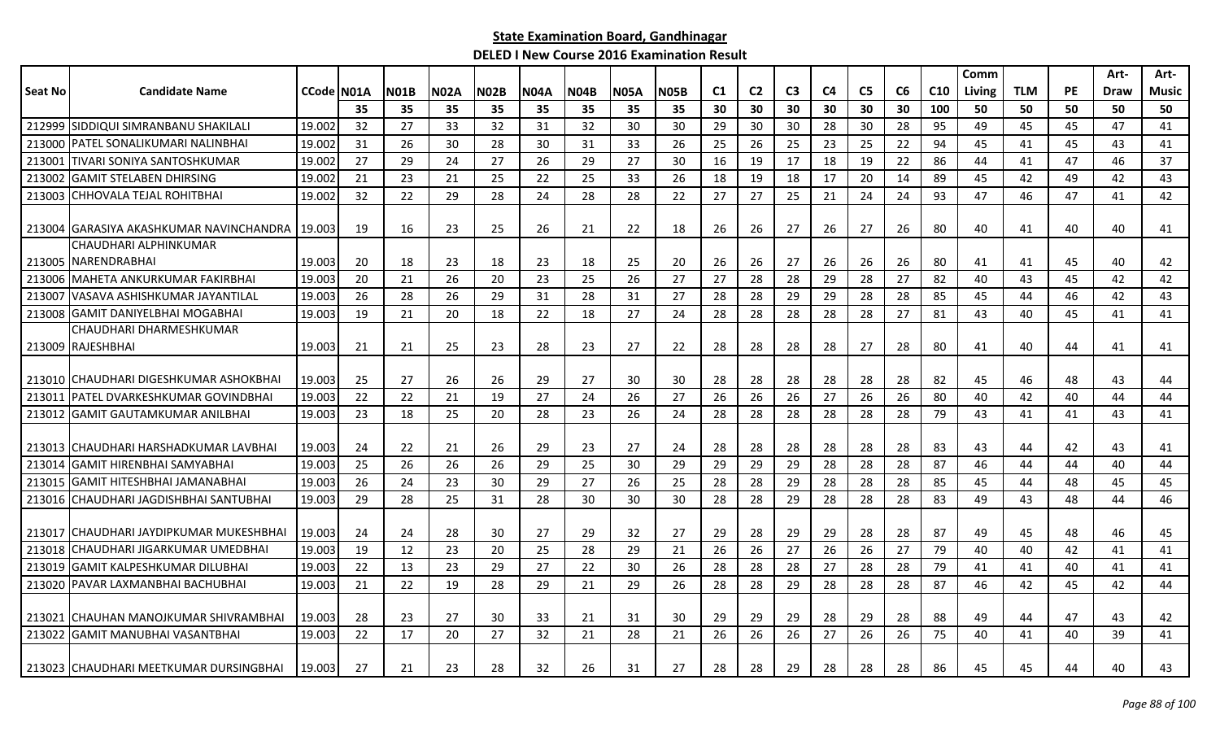## State Examination Board, Gandhinagar

### DELED I New Course 2016 Examination Result

| Seat No | Candidate Name | CCode | N01A | N01B | N02A | N02B | N04A | N04B | N05A | N05B | C1 | C2 | C3 | C4 | C5 | C6 | C10 | Comm Living | TLM | PE | Art-Draw | Art-Music |
|---|---|---|---|---|---|---|---|---|---|---|---|---|---|---|---|---|---|---|---|---|---|---|
| | | | 35 | 35 | 35 | 35 | 35 | 35 | 35 | 35 | 30 | 30 | 30 | 30 | 30 | 30 | 100 | 50 | 50 | 50 | 50 | 50 |
| 212999 | SIDDIQUI SIMRANBANU SHAKILALI | 19.002 | 32 | 27 | 33 | 32 | 31 | 32 | 30 | 30 | 29 | 30 | 30 | 28 | 30 | 28 | 95 | 49 | 45 | 45 | 47 | 41 |
| 213000 | PATEL SONALIKUMARI NALINBHAI | 19.002 | 31 | 26 | 30 | 28 | 30 | 31 | 33 | 26 | 25 | 26 | 25 | 23 | 25 | 22 | 94 | 45 | 41 | 45 | 43 | 41 |
| 213001 | TIVARI SONIYA SANTOSHKUMAR | 19.002 | 27 | 29 | 24 | 27 | 26 | 29 | 27 | 30 | 16 | 19 | 17 | 18 | 19 | 22 | 86 | 44 | 41 | 47 | 46 | 37 |
| 213002 | GAMIT STELABEN DHIRSING | 19.002 | 21 | 23 | 21 | 25 | 22 | 25 | 33 | 26 | 18 | 19 | 18 | 17 | 20 | 14 | 89 | 45 | 42 | 49 | 42 | 43 |
| 213003 | CHHOVALA TEJAL ROHITBHAI | 19.002 | 32 | 22 | 29 | 28 | 24 | 28 | 28 | 22 | 27 | 27 | 25 | 21 | 24 | 24 | 93 | 47 | 46 | 47 | 41 | 42 |
| 213004 | GARASIYA AKASHKUMAR NAVINCHANDRA | 19.003 | 19 | 16 | 23 | 25 | 26 | 21 | 22 | 18 | 26 | 26 | 27 | 26 | 27 | 26 | 80 | 40 | 41 | 40 | 40 | 41 |
| 213005 | CHAUDHARI ALPHINKUMAR NARENDRABHAI | 19.003 | 20 | 18 | 23 | 18 | 23 | 18 | 25 | 20 | 26 | 26 | 27 | 26 | 26 | 26 | 80 | 41 | 41 | 45 | 40 | 42 |
| 213006 | MAHETA ANKURKUMAR FAKIRBHAI | 19.003 | 20 | 21 | 26 | 20 | 23 | 25 | 26 | 27 | 27 | 28 | 28 | 29 | 28 | 27 | 82 | 40 | 43 | 45 | 42 | 42 |
| 213007 | VASAVA ASHISHKUMAR JAYANTILAL | 19.003 | 26 | 28 | 26 | 29 | 31 | 28 | 31 | 27 | 28 | 28 | 29 | 29 | 28 | 28 | 85 | 45 | 44 | 46 | 42 | 43 |
| 213008 | GAMIT DANIYELBHAI MOGABHAI | 19.003 | 19 | 21 | 20 | 18 | 22 | 18 | 27 | 24 | 28 | 28 | 28 | 28 | 28 | 27 | 81 | 43 | 40 | 45 | 41 | 41 |
| 213009 | CHAUDHARI DHARMESHKUMAR RAJESHBHAI | 19.003 | 21 | 21 | 25 | 23 | 28 | 23 | 27 | 22 | 28 | 28 | 28 | 28 | 27 | 28 | 80 | 41 | 40 | 44 | 41 | 41 |
| 213010 | CHAUDHARI DIGESHKUMAR ASHOKBHAI | 19.003 | 25 | 27 | 26 | 26 | 29 | 27 | 30 | 30 | 28 | 28 | 28 | 28 | 28 | 28 | 82 | 45 | 46 | 48 | 43 | 44 |
| 213011 | PATEL DVARKESHKUMAR GOVINDBHAI | 19.003 | 22 | 22 | 21 | 19 | 27 | 24 | 26 | 27 | 26 | 26 | 26 | 27 | 26 | 26 | 80 | 40 | 42 | 40 | 44 | 44 |
| 213012 | GAMIT GAUTAMKUMAR ANILBHAI | 19.003 | 23 | 18 | 25 | 20 | 28 | 23 | 26 | 24 | 28 | 28 | 28 | 28 | 28 | 28 | 79 | 43 | 41 | 41 | 43 | 41 |
| 213013 | CHAUDHARI HARSHADKUMAR LAVBHAI | 19.003 | 24 | 22 | 21 | 26 | 29 | 23 | 27 | 24 | 28 | 28 | 28 | 28 | 28 | 28 | 83 | 43 | 44 | 42 | 43 | 41 |
| 213014 | GAMIT HIRENBHAI SAMYABHAI | 19.003 | 25 | 26 | 26 | 26 | 29 | 25 | 30 | 29 | 29 | 29 | 29 | 28 | 28 | 28 | 87 | 46 | 44 | 44 | 40 | 44 |
| 213015 | GAMIT HITESHBHAI JAMANABHAI | 19.003 | 26 | 24 | 23 | 30 | 29 | 27 | 26 | 25 | 28 | 28 | 29 | 28 | 28 | 28 | 85 | 45 | 44 | 48 | 45 | 45 |
| 213016 | CHAUDHARI JAGDISHBHAI SANTUBHAI | 19.003 | 29 | 28 | 25 | 31 | 28 | 30 | 30 | 30 | 28 | 28 | 29 | 28 | 28 | 28 | 83 | 49 | 43 | 48 | 44 | 46 |
| 213017 | CHAUDHARI JAYDIPKUMAR MUKESHBHAI | 19.003 | 24 | 24 | 28 | 30 | 27 | 29 | 32 | 27 | 29 | 28 | 29 | 29 | 28 | 28 | 87 | 49 | 45 | 48 | 46 | 45 |
| 213018 | CHAUDHARI JIGARKUMAR UMEDBHAI | 19.003 | 19 | 12 | 23 | 20 | 25 | 28 | 29 | 21 | 26 | 26 | 27 | 26 | 26 | 27 | 79 | 40 | 40 | 42 | 41 | 41 |
| 213019 | GAMIT KALPESHKUMAR DILUBHAI | 19.003 | 22 | 13 | 23 | 29 | 27 | 22 | 30 | 26 | 28 | 28 | 28 | 27 | 28 | 28 | 79 | 41 | 41 | 40 | 41 | 41 |
| 213020 | PAVAR LAXMANBHAI BACHUBHAI | 19.003 | 21 | 22 | 19 | 28 | 29 | 21 | 29 | 26 | 28 | 28 | 29 | 28 | 28 | 28 | 87 | 46 | 42 | 45 | 42 | 44 |
| 213021 | CHAUHAN MANOJKUMAR SHIVRAMBHAI | 19.003 | 28 | 23 | 27 | 30 | 33 | 21 | 31 | 30 | 29 | 29 | 29 | 28 | 29 | 28 | 88 | 49 | 44 | 47 | 43 | 42 |
| 213022 | GAMIT MANUBHAI VASANTBHAI | 19.003 | 22 | 17 | 20 | 27 | 32 | 21 | 28 | 21 | 26 | 26 | 26 | 27 | 26 | 26 | 75 | 40 | 41 | 40 | 39 | 41 |
| 213023 | CHAUDHARI MEETKUMAR DURSINGBHAI | 19.003 | 27 | 21 | 23 | 28 | 32 | 26 | 31 | 27 | 28 | 28 | 29 | 28 | 28 | 28 | 86 | 45 | 45 | 44 | 40 | 43 |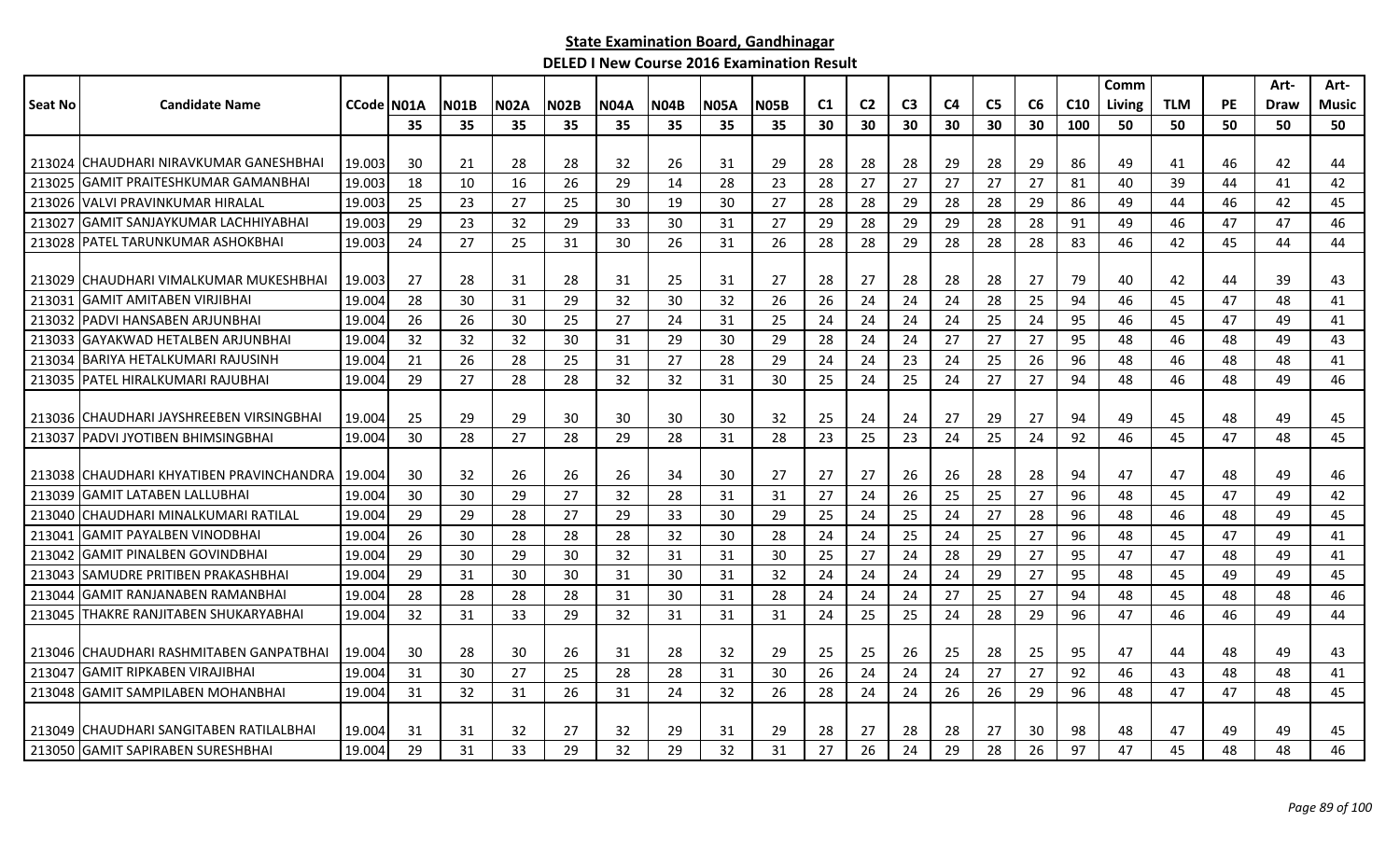**State Examination Board, Gandhinagar**

**DELED I New Course 2016 Examination Result**

| Seat No | Candidate Name | CCode | N01A | N01B | N02A | N02B | N04A | N04B | N05A | N05B | C1 | C2 | C3 | C4 | C5 | C6 | C10 | Comm Living | TLM | PE | Art-Draw | Art-Music |
|---|---|---|---|---|---|---|---|---|---|---|---|---|---|---|---|---|---|---|---|---|---|---|
| | | | 35 | 35 | 35 | 35 | 35 | 35 | 35 | 35 | 30 | 30 | 30 | 30 | 30 | 30 | 100 | 50 | 50 | 50 | 50 | 50 |
| 213024 | CHAUDHARI NIRAVKUMAR GANESHBHAI | 19.003 | 30 | 21 | 28 | 28 | 32 | 26 | 31 | 29 | 28 | 28 | 28 | 29 | 28 | 29 | 86 | 49 | 41 | 46 | 42 | 44 |
| 213025 | GAMIT PRAITESHKUMAR GAMANBHAI | 19.003 | 18 | 10 | 16 | 26 | 29 | 14 | 28 | 23 | 28 | 27 | 27 | 27 | 27 | 27 | 81 | 40 | 39 | 44 | 41 | 42 |
| 213026 | VALVI PRAVINKUMAR HIRALAL | 19.003 | 25 | 23 | 27 | 25 | 30 | 19 | 30 | 27 | 28 | 28 | 29 | 28 | 28 | 29 | 86 | 49 | 44 | 46 | 42 | 45 |
| 213027 | GAMIT SANJAYKUMAR LACHHIYABHAI | 19.003 | 29 | 23 | 32 | 29 | 33 | 30 | 31 | 27 | 29 | 28 | 29 | 29 | 28 | 28 | 91 | 49 | 46 | 47 | 47 | 46 |
| 213028 | PATEL TARUNKUMAR ASHOKBHAI | 19.003 | 24 | 27 | 25 | 31 | 30 | 26 | 31 | 26 | 28 | 28 | 29 | 28 | 28 | 28 | 83 | 46 | 42 | 45 | 44 | 44 |
| 213029 | CHAUDHARI VIMALKUMAR MUKESHBHAI | 19.003 | 27 | 28 | 31 | 28 | 31 | 25 | 31 | 27 | 28 | 27 | 28 | 28 | 28 | 27 | 79 | 40 | 42 | 44 | 39 | 43 |
| 213031 | GAMIT AMITABEN VIRJIBHAI | 19.004 | 28 | 30 | 31 | 29 | 32 | 30 | 32 | 26 | 26 | 24 | 24 | 24 | 28 | 25 | 94 | 46 | 45 | 47 | 48 | 41 |
| 213032 | PADVI HANSABEN ARJUNBHAI | 19.004 | 26 | 26 | 30 | 25 | 27 | 24 | 31 | 25 | 24 | 24 | 24 | 24 | 25 | 24 | 95 | 46 | 45 | 47 | 49 | 41 |
| 213033 | GAYAKWAD HETALBEN ARJUNBHAI | 19.004 | 32 | 32 | 32 | 30 | 31 | 29 | 30 | 29 | 28 | 24 | 24 | 27 | 27 | 27 | 95 | 48 | 46 | 48 | 49 | 43 |
| 213034 | BARIYA HETALKUMARI RAJUSINH | 19.004 | 21 | 26 | 28 | 25 | 31 | 27 | 28 | 29 | 24 | 24 | 23 | 24 | 25 | 26 | 96 | 48 | 46 | 48 | 48 | 41 |
| 213035 | PATEL HIRALKUMARI RAJUBHAI | 19.004 | 29 | 27 | 28 | 28 | 32 | 32 | 31 | 30 | 25 | 24 | 25 | 24 | 27 | 27 | 94 | 48 | 46 | 48 | 49 | 46 |
| 213036 | CHAUDHARI JAYSHREEBEN VIRSINGBHAI | 19.004 | 25 | 29 | 29 | 30 | 30 | 30 | 30 | 32 | 25 | 24 | 24 | 27 | 29 | 27 | 94 | 49 | 45 | 48 | 49 | 45 |
| 213037 | PADVI JYOTIBEN BHIMSINGBHAI | 19.004 | 30 | 28 | 27 | 28 | 29 | 28 | 31 | 28 | 23 | 25 | 23 | 24 | 25 | 24 | 92 | 46 | 45 | 47 | 48 | 45 |
| 213038 | CHAUDHARI KHYATIBEN PRAVINCHANDRA | 19.004 | 30 | 32 | 26 | 26 | 26 | 34 | 30 | 27 | 27 | 27 | 26 | 26 | 28 | 28 | 94 | 47 | 47 | 48 | 49 | 46 |
| 213039 | GAMIT LATABEN LALLUBHAI | 19.004 | 30 | 30 | 29 | 27 | 32 | 28 | 31 | 31 | 27 | 24 | 26 | 25 | 25 | 27 | 96 | 48 | 45 | 47 | 49 | 42 |
| 213040 | CHAUDHARI MINALKUMARI RATILAL | 19.004 | 29 | 29 | 28 | 27 | 29 | 33 | 30 | 29 | 25 | 24 | 25 | 24 | 27 | 28 | 96 | 48 | 46 | 48 | 49 | 45 |
| 213041 | GAMIT PAYALBEN VINODBHAI | 19.004 | 26 | 30 | 28 | 28 | 28 | 32 | 30 | 28 | 24 | 24 | 25 | 24 | 25 | 27 | 96 | 48 | 45 | 47 | 49 | 41 |
| 213042 | GAMIT PINALBEN GOVINDBHAI | 19.004 | 29 | 30 | 29 | 30 | 32 | 31 | 31 | 30 | 25 | 27 | 24 | 28 | 29 | 27 | 95 | 47 | 47 | 48 | 49 | 41 |
| 213043 | SAMUDRE PRITIBEN PRAKASHBHAI | 19.004 | 29 | 31 | 30 | 30 | 31 | 30 | 31 | 32 | 24 | 24 | 24 | 24 | 29 | 27 | 95 | 48 | 45 | 49 | 49 | 45 |
| 213044 | GAMIT RANJANABEN RAMANBHAI | 19.004 | 28 | 28 | 28 | 28 | 31 | 30 | 31 | 28 | 24 | 24 | 24 | 27 | 25 | 27 | 94 | 48 | 45 | 48 | 48 | 46 |
| 213045 | THAKRE RANJITABEN SHUKARYABHAI | 19.004 | 32 | 31 | 33 | 29 | 32 | 31 | 31 | 31 | 24 | 25 | 25 | 24 | 28 | 29 | 96 | 47 | 46 | 46 | 49 | 44 |
| 213046 | CHAUDHARI RASHMITABEN GANPATBHAI | 19.004 | 30 | 28 | 30 | 26 | 31 | 28 | 32 | 29 | 25 | 25 | 26 | 25 | 28 | 25 | 95 | 47 | 44 | 48 | 49 | 43 |
| 213047 | GAMIT RIPKABEN VIRAJIBHAI | 19.004 | 31 | 30 | 27 | 25 | 28 | 28 | 31 | 30 | 26 | 24 | 24 | 24 | 27 | 27 | 92 | 46 | 43 | 48 | 48 | 41 |
| 213048 | GAMIT SAMPILABEN MOHANBHAI | 19.004 | 31 | 32 | 31 | 26 | 31 | 24 | 32 | 26 | 28 | 24 | 24 | 26 | 26 | 29 | 96 | 48 | 47 | 47 | 48 | 45 |
| 213049 | CHAUDHARI SANGITABEN RATILALBHAI | 19.004 | 31 | 31 | 32 | 27 | 32 | 29 | 31 | 29 | 28 | 27 | 28 | 28 | 27 | 30 | 98 | 48 | 47 | 49 | 49 | 45 |
| 213050 | GAMIT SAPIRABEN SURESHBHAI | 19.004 | 29 | 31 | 33 | 29 | 32 | 29 | 32 | 31 | 27 | 26 | 24 | 29 | 28 | 26 | 97 | 47 | 45 | 48 | 48 | 46 |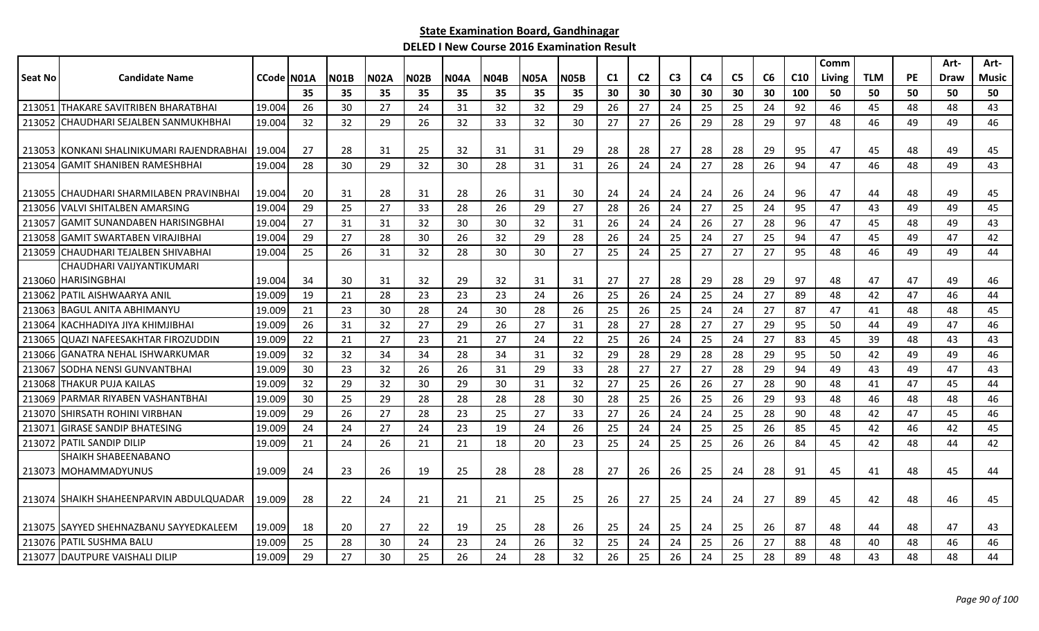**State Examination Board, Gandhinagar**

**DELED I New Course 2016 Examination Result**

| Seat No | Candidate Name | CCode | N01A | N01B | N02A | N02B | N04A | N04B | N05A | N05B | C1 | C2 | C3 | C4 | C5 | C6 | C10 | Comm Living | TLM | PE | Art-Draw | Art-Music |
|---|---|---|---|---|---|---|---|---|---|---|---|---|---|---|---|---|---|---|---|---|---|---|
| | | | 35 | 35 | 35 | 35 | 35 | 35 | 35 | 35 | 30 | 30 | 30 | 30 | 30 | 30 | 100 | 50 | 50 | 50 | 50 | 50 |
| 213051 | THAKARE SAVITRIBEN BHARATBHAI | 19.004 | 26 | 30 | 27 | 24 | 31 | 32 | 32 | 29 | 26 | 27 | 24 | 25 | 25 | 24 | 92 | 46 | 45 | 48 | 48 | 43 |
| 213052 | CHAUDHARI SEJALBEN SANMUKHBHAI | 19.004 | 32 | 32 | 29 | 26 | 32 | 33 | 32 | 30 | 27 | 27 | 26 | 29 | 28 | 29 | 97 | 48 | 46 | 49 | 49 | 46 |
| 213053 | KONKANI SHALINIKUMARI RAJENDRABHAI | 19.004 | 27 | 28 | 31 | 25 | 32 | 31 | 31 | 29 | 28 | 28 | 27 | 28 | 28 | 29 | 95 | 47 | 45 | 48 | 49 | 45 |
| 213054 | GAMIT SHANIBEN RAMESHBHAI | 19.004 | 28 | 30 | 29 | 32 | 30 | 28 | 31 | 31 | 26 | 24 | 24 | 27 | 28 | 26 | 94 | 47 | 46 | 48 | 49 | 43 |
| 213055 | CHAUDHARI SHARMILABEN PRAVINBHAI | 19.004 | 20 | 31 | 28 | 31 | 28 | 26 | 31 | 30 | 24 | 24 | 24 | 24 | 26 | 24 | 96 | 47 | 44 | 48 | 49 | 45 |
| 213056 | VALVI SHITALBEN AMARSING | 19.004 | 29 | 25 | 27 | 33 | 28 | 26 | 29 | 27 | 28 | 26 | 24 | 27 | 25 | 24 | 95 | 47 | 43 | 49 | 49 | 45 |
| 213057 | GAMIT SUNANDABEN HARISINGBHAI | 19.004 | 27 | 31 | 31 | 32 | 30 | 30 | 32 | 31 | 26 | 24 | 24 | 26 | 27 | 28 | 96 | 47 | 45 | 48 | 49 | 43 |
| 213058 | GAMIT SWARTABEN VIRAJIBHAI | 19.004 | 29 | 27 | 28 | 30 | 26 | 32 | 29 | 28 | 26 | 24 | 25 | 24 | 27 | 25 | 94 | 47 | 45 | 49 | 47 | 42 |
| 213059 | CHAUDHARI TEJALBEN SHIVABHAI | 19.004 | 25 | 26 | 31 | 32 | 28 | 30 | 30 | 27 | 25 | 24 | 25 | 27 | 27 | 27 | 95 | 48 | 46 | 49 | 49 | 44 |
| 213060 | CHAUDHARI VAIJYANTIKUMARI HARISINGBHAI | 19.004 | 34 | 30 | 31 | 32 | 29 | 32 | 31 | 31 | 27 | 27 | 28 | 29 | 28 | 29 | 97 | 48 | 47 | 47 | 49 | 46 |
| 213062 | PATIL AISHWAARYA ANIL | 19.009 | 19 | 21 | 28 | 23 | 23 | 23 | 24 | 26 | 25 | 26 | 24 | 25 | 24 | 27 | 89 | 48 | 42 | 47 | 46 | 44 |
| 213063 | BAGUL ANITA ABHIMANYU | 19.009 | 21 | 23 | 30 | 28 | 24 | 30 | 28 | 26 | 25 | 26 | 25 | 24 | 24 | 27 | 87 | 47 | 41 | 48 | 48 | 45 |
| 213064 | KACHHADIYA JIYA KHIMJIBHAI | 19.009 | 26 | 31 | 32 | 27 | 29 | 26 | 27 | 31 | 28 | 27 | 28 | 27 | 27 | 29 | 95 | 50 | 44 | 49 | 47 | 46 |
| 213065 | QUAZI NAFEESAKHTAR FIROZUDDIN | 19.009 | 22 | 21 | 27 | 23 | 21 | 27 | 24 | 22 | 25 | 26 | 24 | 25 | 24 | 27 | 83 | 45 | 39 | 48 | 43 | 43 |
| 213066 | GANATRA NEHAL ISHWARKUMAR | 19.009 | 32 | 32 | 34 | 34 | 28 | 34 | 31 | 32 | 29 | 28 | 29 | 28 | 28 | 29 | 95 | 50 | 42 | 49 | 49 | 46 |
| 213067 | SODHA NENSI GUNVANTBHAI | 19.009 | 30 | 23 | 32 | 26 | 26 | 31 | 29 | 33 | 28 | 27 | 27 | 27 | 28 | 29 | 94 | 49 | 43 | 49 | 47 | 43 |
| 213068 | THAKUR PUJA KAILAS | 19.009 | 32 | 29 | 32 | 30 | 29 | 30 | 31 | 32 | 27 | 25 | 26 | 26 | 27 | 28 | 90 | 48 | 41 | 47 | 45 | 44 |
| 213069 | PARMAR RIYABEN VASHANTBHAI | 19.009 | 30 | 25 | 29 | 28 | 28 | 28 | 28 | 30 | 28 | 25 | 26 | 25 | 26 | 29 | 93 | 48 | 46 | 48 | 48 | 46 |
| 213070 | SHIRSATH ROHINI VIRBHAN | 19.009 | 29 | 26 | 27 | 28 | 23 | 25 | 27 | 33 | 27 | 26 | 24 | 24 | 25 | 28 | 90 | 48 | 42 | 47 | 45 | 46 |
| 213071 | GIRASE SANDIP BHATESING | 19.009 | 24 | 24 | 27 | 24 | 23 | 19 | 24 | 26 | 25 | 24 | 24 | 25 | 25 | 26 | 85 | 45 | 42 | 46 | 42 | 45 |
| 213072 | PATIL SANDIP DILIP | 19.009 | 21 | 24 | 26 | 21 | 21 | 18 | 20 | 23 | 25 | 24 | 25 | 25 | 26 | 26 | 84 | 45 | 42 | 48 | 44 | 42 |
| 213073 | SHAIKH SHABEENABANO MOHAMMADYUNUS | 19.009 | 24 | 23 | 26 | 19 | 25 | 28 | 28 | 28 | 27 | 26 | 26 | 25 | 24 | 28 | 91 | 45 | 41 | 48 | 45 | 44 |
| 213074 | SHAIKH SHAHEENPARVIN ABDULQUADAR | 19.009 | 28 | 22 | 24 | 21 | 21 | 21 | 25 | 25 | 26 | 27 | 25 | 24 | 24 | 27 | 89 | 45 | 42 | 48 | 46 | 45 |
| 213075 | SAYYED SHEHNAZBANU SAYYEDKALEEM | 19.009 | 18 | 20 | 27 | 22 | 19 | 25 | 28 | 26 | 25 | 24 | 25 | 24 | 25 | 26 | 87 | 48 | 44 | 48 | 47 | 43 |
| 213076 | PATIL SUSHMA BALU | 19.009 | 25 | 28 | 30 | 24 | 23 | 24 | 26 | 32 | 25 | 24 | 24 | 25 | 26 | 27 | 88 | 48 | 40 | 48 | 46 | 46 |
| 213077 | DAUTPURE VAISHALI DILIP | 19.009 | 29 | 27 | 30 | 25 | 26 | 24 | 28 | 32 | 26 | 25 | 26 | 24 | 25 | 28 | 89 | 48 | 43 | 48 | 48 | 44 |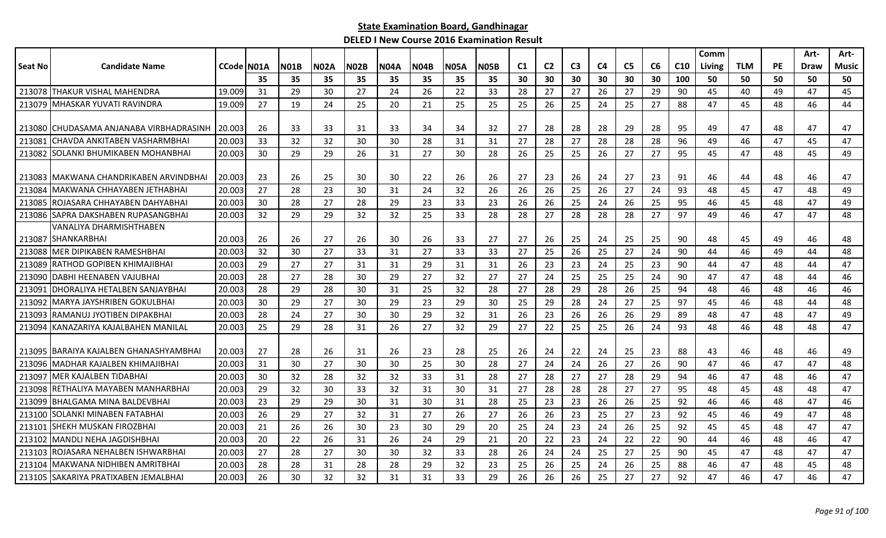## State Examination Board, Gandhinagar

### DELED I New Course 2016 Examination Result

| Seat No | Candidate Name | CCode | N01A | N01B | N02A | N02B | N04A | N04B | N05A | N05B | C1 | C2 | C3 | C4 | C5 | C6 | C10 | Comm Living | TLM | PE | Art-Draw | Art-Music |
|---|---|---|---|---|---|---|---|---|---|---|---|---|---|---|---|---|---|---|---|---|---|---|
| | | | 35 | 35 | 35 | 35 | 35 | 35 | 35 | 35 | 30 | 30 | 30 | 30 | 30 | 30 | 100 | 50 | 50 | 50 | 50 | 50 |
| 213078 | THAKUR VISHAL MAHENDRA | 19.009 | 31 | 29 | 30 | 27 | 24 | 26 | 22 | 33 | 28 | 27 | 27 | 26 | 27 | 29 | 90 | 45 | 40 | 49 | 47 | 45 |
| 213079 | MHASKAR YUVATI RAVINDRA | 19.009 | 27 | 19 | 24 | 25 | 20 | 21 | 25 | 25 | 25 | 26 | 25 | 24 | 25 | 27 | 88 | 47 | 45 | 48 | 46 | 44 |
| 213080 | CHUDASAMA ANJANABA VIRBHADRASINH | 20.003 | 26 | 33 | 33 | 31 | 33 | 34 | 34 | 32 | 27 | 28 | 28 | 28 | 29 | 28 | 95 | 49 | 47 | 48 | 47 | 47 |
| 213081 | CHAVDA ANKITABEN VASHARMBHAI | 20.003 | 33 | 32 | 32 | 30 | 30 | 28 | 31 | 31 | 27 | 28 | 27 | 28 | 28 | 28 | 96 | 49 | 46 | 47 | 45 | 47 |
| 213082 | SOLANKI BHUMIKABEN MOHANBHAI | 20.003 | 30 | 29 | 29 | 26 | 31 | 27 | 30 | 28 | 26 | 25 | 25 | 26 | 27 | 27 | 95 | 45 | 47 | 48 | 45 | 49 |
| 213083 | MAKWANA CHANDRIKABEN ARVINDBHAI | 20.003 | 23 | 26 | 25 | 30 | 30 | 22 | 26 | 26 | 27 | 23 | 26 | 24 | 27 | 23 | 91 | 46 | 44 | 48 | 46 | 47 |
| 213084 | MAKWANA CHHAYABEN JETHABHAI | 20.003 | 27 | 28 | 23 | 30 | 31 | 24 | 32 | 26 | 26 | 26 | 25 | 26 | 27 | 24 | 93 | 48 | 45 | 47 | 48 | 49 |
| 213085 | ROJASARA CHHAYABEN DAHYABHAI | 20.003 | 30 | 28 | 27 | 28 | 29 | 23 | 33 | 23 | 26 | 26 | 25 | 24 | 26 | 25 | 95 | 46 | 45 | 48 | 47 | 49 |
| 213086 | SAPRA DAKSHABEN RUPASANGBHAI | 20.003 | 32 | 29 | 29 | 32 | 32 | 25 | 33 | 28 | 28 | 27 | 28 | 28 | 28 | 27 | 97 | 49 | 46 | 47 | 47 | 48 |
| 213087 | VANALIYA DHARMISHTHABEN SHANKARBHAI | 20.003 | 26 | 26 | 27 | 26 | 30 | 26 | 33 | 27 | 27 | 26 | 25 | 24 | 25 | 25 | 90 | 48 | 45 | 49 | 46 | 48 |
| 213088 | MER DIPIKABEN RAMESHBHAI | 20.003 | 32 | 30 | 27 | 33 | 31 | 27 | 33 | 33 | 27 | 25 | 26 | 25 | 27 | 24 | 90 | 44 | 46 | 49 | 44 | 48 |
| 213089 | RATHOD GOPIBEN KHIMAJIBHAI | 20.003 | 29 | 27 | 27 | 31 | 31 | 29 | 31 | 31 | 26 | 23 | 23 | 24 | 25 | 23 | 90 | 44 | 47 | 48 | 44 | 47 |
| 213090 | DABHI HEENABEN VAJUBHAI | 20.003 | 28 | 27 | 28 | 30 | 29 | 27 | 32 | 27 | 27 | 24 | 25 | 25 | 25 | 24 | 90 | 47 | 47 | 48 | 44 | 46 |
| 213091 | DHORALIYA HETALBEN SANJAYBHAI | 20.003 | 28 | 29 | 28 | 30 | 31 | 25 | 32 | 28 | 27 | 28 | 29 | 28 | 26 | 25 | 94 | 48 | 46 | 48 | 46 | 46 |
| 213092 | MARYA JAYSHRIBEN GOKULBHAI | 20.003 | 30 | 29 | 27 | 30 | 29 | 23 | 29 | 30 | 25 | 29 | 28 | 24 | 27 | 25 | 97 | 45 | 46 | 48 | 44 | 48 |
| 213093 | RAMANUJ JYOTIBEN DIPAKBHAI | 20.003 | 28 | 24 | 27 | 30 | 30 | 29 | 32 | 31 | 26 | 23 | 26 | 26 | 26 | 29 | 89 | 48 | 47 | 48 | 47 | 49 |
| 213094 | KANAZARIYA KAJALBAHEN MANILAL | 20.003 | 25 | 29 | 28 | 31 | 26 | 27 | 32 | 29 | 27 | 22 | 25 | 25 | 26 | 24 | 93 | 48 | 46 | 48 | 48 | 47 |
| 213095 | BARAIYA KAJALBEN GHANASHYAMBHAI | 20.003 | 27 | 28 | 26 | 31 | 26 | 23 | 28 | 25 | 26 | 24 | 22 | 24 | 25 | 23 | 88 | 43 | 46 | 48 | 46 | 49 |
| 213096 | MADHAR KAJALBEN KHIMAJIBHAI | 20.003 | 31 | 30 | 27 | 30 | 30 | 25 | 30 | 28 | 27 | 24 | 24 | 26 | 27 | 26 | 90 | 47 | 46 | 47 | 47 | 48 |
| 213097 | MER KAJALBEN TIDABHAI | 20.003 | 30 | 32 | 28 | 32 | 32 | 33 | 31 | 28 | 27 | 28 | 27 | 27 | 28 | 29 | 94 | 46 | 47 | 48 | 46 | 47 |
| 213098 | RETHALIYA MAYABEN MANHARBHAI | 20.003 | 29 | 32 | 30 | 33 | 32 | 31 | 30 | 31 | 27 | 28 | 28 | 28 | 27 | 27 | 95 | 48 | 45 | 48 | 48 | 47 |
| 213099 | BHALGAMA MINA BALDEVBHAI | 20.003 | 23 | 29 | 29 | 30 | 31 | 30 | 31 | 28 | 25 | 23 | 23 | 26 | 26 | 25 | 92 | 46 | 46 | 48 | 47 | 46 |
| 213100 | SOLANKI MINABEN FATABHAI | 20.003 | 26 | 29 | 27 | 32 | 31 | 27 | 26 | 27 | 26 | 26 | 23 | 25 | 27 | 23 | 92 | 45 | 46 | 49 | 47 | 48 |
| 213101 | SHEKH MUSKAN FIROZBHAI | 20.003 | 21 | 26 | 26 | 30 | 23 | 30 | 29 | 20 | 25 | 24 | 23 | 24 | 26 | 25 | 92 | 45 | 45 | 48 | 47 | 47 |
| 213102 | MANDLI NEHA JAGDISHBHAI | 20.003 | 20 | 22 | 26 | 31 | 26 | 24 | 29 | 21 | 20 | 22 | 23 | 24 | 22 | 22 | 90 | 44 | 46 | 48 | 46 | 47 |
| 213103 | ROJASARA NEHALBEN ISHWARBHAI | 20.003 | 27 | 28 | 27 | 30 | 30 | 32 | 33 | 28 | 26 | 24 | 24 | 25 | 27 | 25 | 90 | 45 | 47 | 48 | 47 | 47 |
| 213104 | MAKWANA NIDHIBEN AMRITBHAI | 20.003 | 28 | 28 | 31 | 28 | 28 | 29 | 32 | 23 | 25 | 26 | 25 | 24 | 26 | 25 | 88 | 46 | 47 | 48 | 45 | 48 |
| 213105 | SAKARIYA PRATIXABEN JEMALBHAI | 20.003 | 26 | 30 | 32 | 32 | 31 | 31 | 33 | 29 | 26 | 26 | 26 | 25 | 27 | 27 | 92 | 47 | 46 | 47 | 46 | 47 |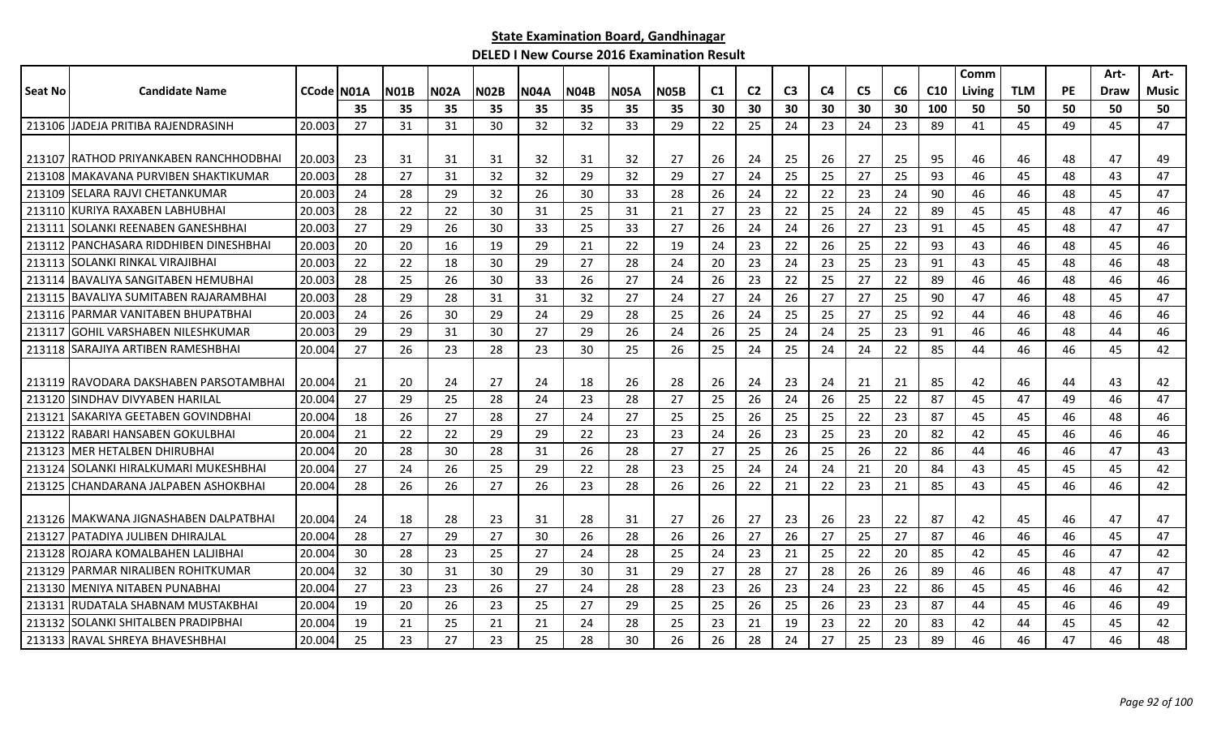**State Examination Board, Gandhinagar**

**DELED I New Course 2016 Examination Result**

| Seat No | Candidate Name | CCode | N01A | N01B | N02A | N02B | N04A | N04B | N05A | N05B | C1 | C2 | C3 | C4 | C5 | C6 | C10 | Comm Living | TLM | PE | Art-Draw | Art-Music |
|---|---|---|---|---|---|---|---|---|---|---|---|---|---|---|---|---|---|---|---|---|---|---|
| | | | 35 | 35 | 35 | 35 | 35 | 35 | 35 | 35 | 30 | 30 | 30 | 30 | 30 | 30 | 100 | 50 | 50 | 50 | 50 | 50 |
| 213106 | JADEJA PRITIBA RAJENDRASINH | 20.003 | 27 | 31 | 31 | 30 | 32 | 32 | 33 | 29 | 22 | 25 | 24 | 23 | 24 | 23 | 89 | 41 | 45 | 49 | 45 | 47 |
| 213107 | RATHOD PRIYANKABEN RANCHHODBHAI | 20.003 | 23 | 31 | 31 | 31 | 32 | 31 | 32 | 27 | 26 | 24 | 25 | 26 | 27 | 25 | 95 | 46 | 46 | 48 | 47 | 49 |
| 213108 | MAKAVANA PURVIBEN SHAKTIKUMAR | 20.003 | 28 | 27 | 31 | 32 | 32 | 29 | 32 | 29 | 27 | 24 | 25 | 25 | 27 | 25 | 93 | 46 | 45 | 48 | 43 | 47 |
| 213109 | SELARA RAJVI CHETANKUMAR | 20.003 | 24 | 28 | 29 | 32 | 26 | 30 | 33 | 28 | 26 | 24 | 22 | 22 | 23 | 24 | 90 | 46 | 46 | 48 | 45 | 47 |
| 213110 | KURIYA RAXABEN LABHUBHAI | 20.003 | 28 | 22 | 22 | 30 | 31 | 25 | 31 | 21 | 27 | 23 | 22 | 25 | 24 | 22 | 89 | 45 | 45 | 48 | 47 | 46 |
| 213111 | SOLANKI REENABEN GANESHBHAI | 20.003 | 27 | 29 | 26 | 30 | 33 | 25 | 33 | 27 | 26 | 24 | 24 | 26 | 27 | 23 | 91 | 45 | 45 | 48 | 47 | 47 |
| 213112 | PANCHASARA RIDDHIBEN DINESHBHAI | 20.003 | 20 | 20 | 16 | 19 | 29 | 21 | 22 | 19 | 24 | 23 | 22 | 26 | 25 | 22 | 93 | 43 | 46 | 48 | 45 | 46 |
| 213113 | SOLANKI RINKAL VIRAJIBHAI | 20.003 | 22 | 22 | 18 | 30 | 29 | 27 | 28 | 24 | 20 | 23 | 24 | 23 | 25 | 23 | 91 | 43 | 45 | 48 | 46 | 48 |
| 213114 | BAVALIYA SANGITABEN HEMUBHAI | 20.003 | 28 | 25 | 26 | 30 | 33 | 26 | 27 | 24 | 26 | 23 | 22 | 25 | 27 | 22 | 89 | 46 | 46 | 48 | 46 | 46 |
| 213115 | BAVALIYA SUMITABEN RAJARAMBHAI | 20.003 | 28 | 29 | 28 | 31 | 31 | 32 | 27 | 24 | 27 | 24 | 26 | 27 | 27 | 25 | 90 | 47 | 46 | 48 | 45 | 47 |
| 213116 | PARMAR VANITABEN BHUPATBHAI | 20.003 | 24 | 26 | 30 | 29 | 24 | 29 | 28 | 25 | 26 | 24 | 25 | 25 | 27 | 25 | 92 | 44 | 46 | 48 | 46 | 46 |
| 213117 | GOHIL VARSHABEN NILESHKUMAR | 20.003 | 29 | 29 | 31 | 30 | 27 | 29 | 26 | 24 | 26 | 25 | 24 | 24 | 25 | 23 | 91 | 46 | 46 | 48 | 44 | 46 |
| 213118 | SARAJIYA ARTIBEN RAMESHBHAI | 20.004 | 27 | 26 | 23 | 28 | 23 | 30 | 25 | 26 | 25 | 24 | 25 | 24 | 24 | 22 | 85 | 44 | 46 | 46 | 45 | 42 |
| 213119 | RAVODARA DAKSHABEN PARSOTAMBHAI | 20.004 | 21 | 20 | 24 | 27 | 24 | 18 | 26 | 28 | 26 | 24 | 23 | 24 | 21 | 21 | 85 | 42 | 46 | 44 | 43 | 42 |
| 213120 | SINDHAV DIVYABEN HARILAL | 20.004 | 27 | 29 | 25 | 28 | 24 | 23 | 28 | 27 | 25 | 26 | 24 | 26 | 25 | 22 | 87 | 45 | 47 | 49 | 46 | 47 |
| 213121 | SAKARIYA GEETABEN GOVINDBHAI | 20.004 | 18 | 26 | 27 | 28 | 27 | 24 | 27 | 25 | 25 | 26 | 25 | 25 | 22 | 23 | 87 | 45 | 45 | 46 | 48 | 46 |
| 213122 | RABARI HANSABEN GOKULBHAI | 20.004 | 21 | 22 | 22 | 29 | 29 | 22 | 23 | 23 | 24 | 26 | 23 | 25 | 23 | 20 | 82 | 42 | 45 | 46 | 46 | 46 |
| 213123 | MER HETALBEN DHIRUBHAI | 20.004 | 20 | 28 | 30 | 28 | 31 | 26 | 28 | 27 | 27 | 25 | 26 | 25 | 26 | 22 | 86 | 44 | 46 | 46 | 47 | 43 |
| 213124 | SOLANKI HIRALKUMARI MUKESHBHAI | 20.004 | 27 | 24 | 26 | 25 | 29 | 22 | 28 | 23 | 25 | 24 | 24 | 24 | 21 | 20 | 84 | 43 | 45 | 45 | 45 | 42 |
| 213125 | CHANDARANA JALPABEN ASHOKBHAI | 20.004 | 28 | 26 | 26 | 27 | 26 | 23 | 28 | 26 | 26 | 22 | 21 | 22 | 23 | 21 | 85 | 43 | 45 | 46 | 46 | 42 |
| 213126 | MAKWANA JIGNASHABEN DALPATBHAI | 20.004 | 24 | 18 | 28 | 23 | 31 | 28 | 31 | 27 | 26 | 27 | 23 | 26 | 23 | 22 | 87 | 42 | 45 | 46 | 47 | 47 |
| 213127 | PATADIYA JULIBEN DHIRAJLAL | 20.004 | 28 | 27 | 29 | 27 | 30 | 26 | 28 | 26 | 26 | 27 | 26 | 27 | 25 | 27 | 87 | 46 | 46 | 46 | 45 | 47 |
| 213128 | ROJARA KOMALBAHEN LALJIBHAI | 20.004 | 30 | 28 | 23 | 25 | 27 | 24 | 28 | 25 | 24 | 23 | 21 | 25 | 22 | 20 | 85 | 42 | 45 | 46 | 47 | 42 |
| 213129 | PARMAR NIRALIBEN ROHITKUMAR | 20.004 | 32 | 30 | 31 | 30 | 29 | 30 | 31 | 29 | 27 | 28 | 27 | 28 | 26 | 26 | 89 | 46 | 46 | 48 | 47 | 47 |
| 213130 | MENIYA NITABEN PUNABHAI | 20.004 | 27 | 23 | 23 | 26 | 27 | 24 | 28 | 28 | 23 | 26 | 23 | 24 | 23 | 22 | 86 | 45 | 45 | 46 | 46 | 42 |
| 213131 | RUDATALA SHABNAM MUSTAKBHAI | 20.004 | 19 | 20 | 26 | 23 | 25 | 27 | 29 | 25 | 25 | 26 | 25 | 26 | 23 | 23 | 87 | 44 | 45 | 46 | 46 | 49 |
| 213132 | SOLANKI SHITALBEN PRADIPBHAI | 20.004 | 19 | 21 | 25 | 21 | 21 | 24 | 28 | 25 | 23 | 21 | 19 | 23 | 22 | 20 | 83 | 42 | 44 | 45 | 45 | 42 |
| 213133 | RAVAL SHREYA BHAVESHBHAI | 20.004 | 25 | 23 | 27 | 23 | 25 | 28 | 30 | 26 | 26 | 28 | 24 | 27 | 25 | 23 | 89 | 46 | 46 | 47 | 46 | 48 |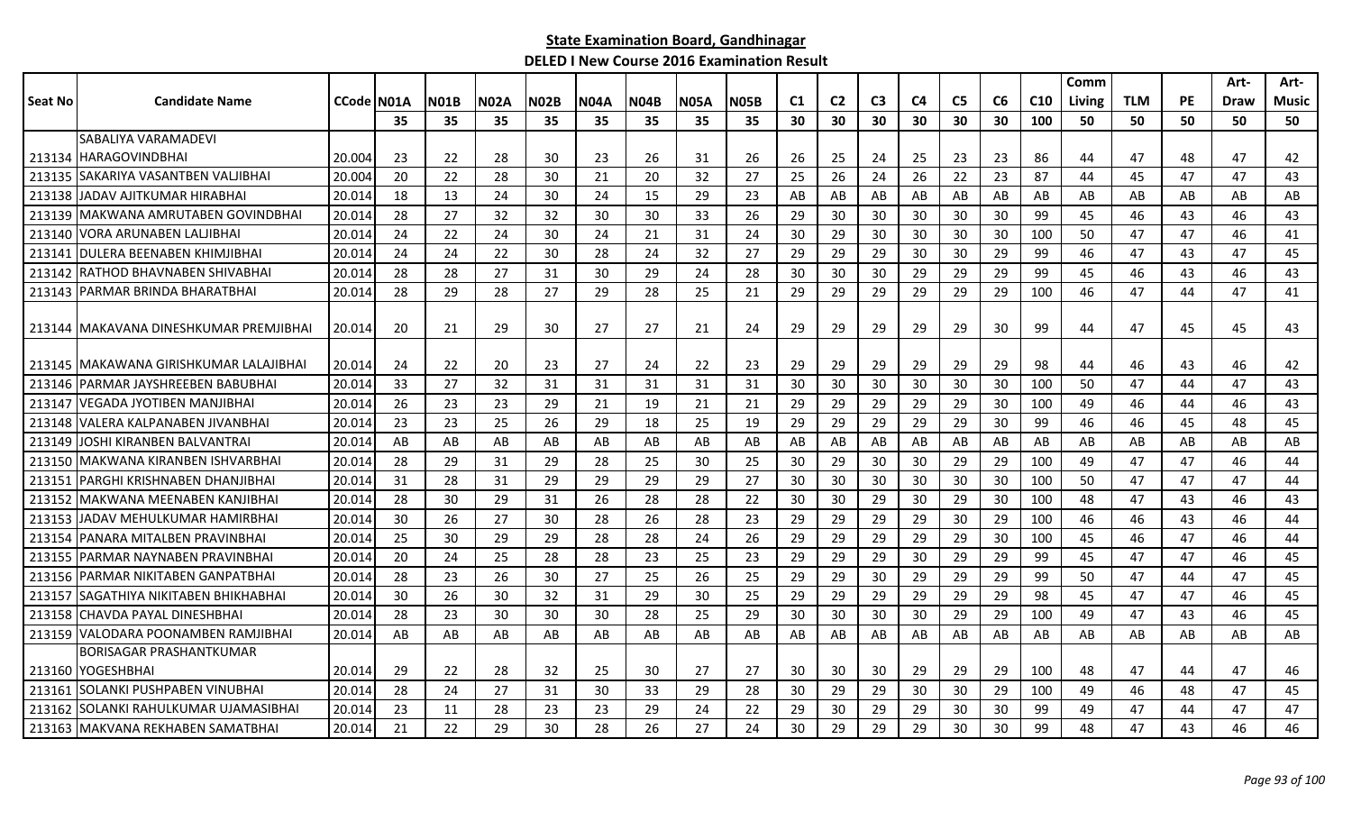**State Examination Board, Gandhinagar**

**DELED I New Course 2016 Examination Result**

| Seat No | Candidate Name | CCode | N01A | N01B | N02A | N02B | N04A | N04B | N05A | N05B | C1 | C2 | C3 | C4 | C5 | C6 | C10 | Comm Living | TLM | PE | Art-Draw | Art-Music |
|---|---|---|---|---|---|---|---|---|---|---|---|---|---|---|---|---|---|---|---|---|---|---|
| | | | 35 | 35 | 35 | 35 | 35 | 35 | 35 | 35 | 30 | 30 | 30 | 30 | 30 | 30 | 100 | 50 | 50 | 50 | 50 | 50 |
| 213134 | SABALIYA VARAMADEVI HARAGOVINDBHAI | 20.004 | 23 | 22 | 28 | 30 | 23 | 26 | 31 | 26 | 26 | 25 | 24 | 25 | 23 | 23 | 86 | 44 | 47 | 48 | 47 | 42 |
| 213135 | SAKARIYA VASANTBEN VALJIBHAI | 20.004 | 20 | 22 | 28 | 30 | 21 | 20 | 32 | 27 | 25 | 26 | 24 | 26 | 22 | 23 | 87 | 44 | 45 | 47 | 47 | 43 |
| 213138 | JADAV AJITKUMAR HIRABHAI | 20.014 | 18 | 13 | 24 | 30 | 24 | 15 | 29 | 23 | AB | AB | AB | AB | AB | AB | AB | AB | AB | AB | AB | AB |
| 213139 | MAKWANA AMRUTABEN GOVINDBHAI | 20.014 | 28 | 27 | 32 | 32 | 30 | 30 | 33 | 26 | 29 | 30 | 30 | 30 | 30 | 30 | 99 | 45 | 46 | 43 | 46 | 43 |
| 213140 | VORA ARUNABEN LALJIBHAI | 20.014 | 24 | 22 | 24 | 30 | 24 | 21 | 31 | 24 | 30 | 29 | 30 | 30 | 30 | 30 | 100 | 50 | 47 | 47 | 46 | 41 |
| 213141 | DULERA BEENABEN KHIMJIBHAI | 20.014 | 24 | 24 | 22 | 30 | 28 | 24 | 32 | 27 | 29 | 29 | 29 | 30 | 30 | 29 | 99 | 46 | 47 | 43 | 47 | 45 |
| 213142 | RATHOD BHAVNABEN SHIVABHAI | 20.014 | 28 | 28 | 27 | 31 | 30 | 29 | 24 | 28 | 30 | 30 | 30 | 29 | 29 | 29 | 99 | 45 | 46 | 43 | 46 | 43 |
| 213143 | PARMAR BRINDA BHARATBHAI | 20.014 | 28 | 29 | 28 | 27 | 29 | 28 | 25 | 21 | 29 | 29 | 29 | 29 | 29 | 29 | 100 | 46 | 47 | 44 | 47 | 41 |
| 213144 | MAKAVANA DINESHKUMAR PREMJIBHAI | 20.014 | 20 | 21 | 29 | 30 | 27 | 27 | 21 | 24 | 29 | 29 | 29 | 29 | 29 | 30 | 99 | 44 | 47 | 45 | 45 | 43 |
| 213145 | MAKAWANA GIRISHKUMAR LALAJIBHAI | 20.014 | 24 | 22 | 20 | 23 | 27 | 24 | 22 | 23 | 29 | 29 | 29 | 29 | 29 | 29 | 98 | 44 | 46 | 43 | 46 | 42 |
| 213146 | PARMAR JAYSHREEBEN BABUBHAI | 20.014 | 33 | 27 | 32 | 31 | 31 | 31 | 31 | 31 | 30 | 30 | 30 | 30 | 30 | 30 | 100 | 50 | 47 | 44 | 47 | 43 |
| 213147 | VEGADA JYOTIBEN MANJIBHAI | 20.014 | 26 | 23 | 23 | 29 | 21 | 19 | 21 | 21 | 29 | 29 | 29 | 29 | 29 | 30 | 100 | 49 | 46 | 44 | 46 | 43 |
| 213148 | VALERA KALPANABEN JIVANBHAI | 20.014 | 23 | 23 | 25 | 26 | 29 | 18 | 25 | 19 | 29 | 29 | 29 | 29 | 29 | 30 | 99 | 46 | 46 | 45 | 48 | 45 |
| 213149 | JOSHI KIRANBEN BALVANTRAI | 20.014 | AB | AB | AB | AB | AB | AB | AB | AB | AB | AB | AB | AB | AB | AB | AB | AB | AB | AB | AB | AB |
| 213150 | MAKWANA KIRANBEN ISHVARBHAI | 20.014 | 28 | 29 | 31 | 29 | 28 | 25 | 30 | 25 | 30 | 29 | 30 | 30 | 29 | 29 | 100 | 49 | 47 | 47 | 46 | 44 |
| 213151 | PARGHI KRISHNABEN DHANJIBHAI | 20.014 | 31 | 28 | 31 | 29 | 29 | 29 | 29 | 27 | 30 | 30 | 30 | 30 | 30 | 30 | 100 | 50 | 47 | 47 | 47 | 44 |
| 213152 | MAKWANA MEENABEN KANJIBHAI | 20.014 | 28 | 30 | 29 | 31 | 26 | 28 | 28 | 22 | 30 | 30 | 29 | 30 | 29 | 30 | 100 | 48 | 47 | 43 | 46 | 43 |
| 213153 | JADAV MEHULKUMAR HAMIRBHAI | 20.014 | 30 | 26 | 27 | 30 | 28 | 26 | 28 | 23 | 29 | 29 | 29 | 29 | 30 | 29 | 100 | 46 | 46 | 43 | 46 | 44 |
| 213154 | PANARA MITALBEN PRAVINBHAI | 20.014 | 25 | 30 | 29 | 29 | 28 | 28 | 24 | 26 | 29 | 29 | 29 | 29 | 29 | 30 | 100 | 45 | 46 | 47 | 46 | 44 |
| 213155 | PARMAR NAYNABEN PRAVINBHAI | 20.014 | 20 | 24 | 25 | 28 | 28 | 23 | 25 | 23 | 29 | 29 | 29 | 30 | 29 | 29 | 99 | 45 | 47 | 47 | 46 | 45 |
| 213156 | PARMAR NIKITABEN GANPATBHAI | 20.014 | 28 | 23 | 26 | 30 | 27 | 25 | 26 | 25 | 29 | 29 | 30 | 29 | 29 | 29 | 99 | 50 | 47 | 44 | 47 | 45 |
| 213157 | SAGATHIYA NIKITABEN BHIKHABHAI | 20.014 | 30 | 26 | 30 | 32 | 31 | 29 | 30 | 25 | 29 | 29 | 29 | 29 | 29 | 29 | 98 | 45 | 47 | 47 | 46 | 45 |
| 213158 | CHAVDA PAYAL DINESHBHAI | 20.014 | 28 | 23 | 30 | 30 | 30 | 28 | 25 | 29 | 30 | 30 | 30 | 30 | 29 | 29 | 100 | 49 | 47 | 43 | 46 | 45 |
| 213159 | VALODARA POONAMBEN RAMJIBHAI | 20.014 | AB | AB | AB | AB | AB | AB | AB | AB | AB | AB | AB | AB | AB | AB | AB | AB | AB | AB | AB | AB |
| 213160 | BORISAGAR PRASHANTKUMAR YOGESHBHAI | 20.014 | 29 | 22 | 28 | 32 | 25 | 30 | 27 | 27 | 30 | 30 | 30 | 29 | 29 | 29 | 100 | 48 | 47 | 44 | 47 | 46 |
| 213161 | SOLANKI PUSHPABEN VINUBHAI | 20.014 | 28 | 24 | 27 | 31 | 30 | 33 | 29 | 28 | 30 | 29 | 29 | 30 | 30 | 29 | 100 | 49 | 46 | 48 | 47 | 45 |
| 213162 | SOLANKI RAHULKUMAR UJAMASIBHAI | 20.014 | 23 | 11 | 28 | 23 | 23 | 29 | 24 | 22 | 29 | 30 | 29 | 29 | 30 | 30 | 99 | 49 | 47 | 44 | 47 | 47 |
| 213163 | MAKVANA REKHABEN SAMATBHAI | 20.014 | 21 | 22 | 29 | 30 | 28 | 26 | 27 | 24 | 30 | 29 | 29 | 29 | 30 | 30 | 99 | 48 | 47 | 43 | 46 | 46 |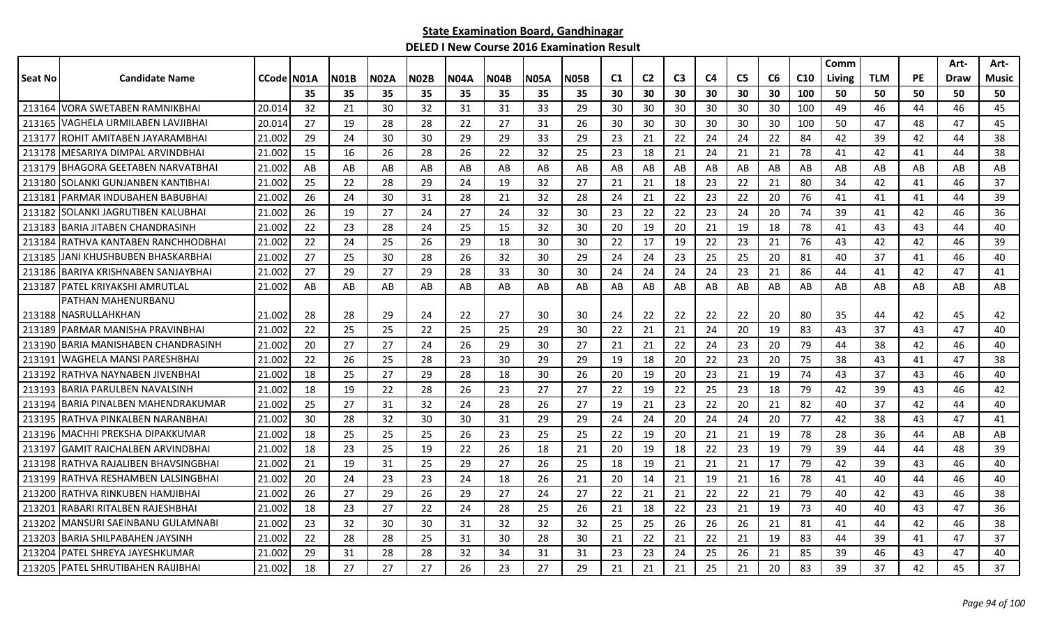**State Examination Board, Gandhinagar**

**DELED I New Course 2016 Examination Result**

| Seat No | Candidate Name | CCode | N01A | N01B | N02A | N02B | N04A | N04B | N05A | N05B | C1 | C2 | C3 | C4 | C5 | C6 | C10 | Comm Living | TLM | PE | Art-Draw | Art-Music |
|---|---|---|---|---|---|---|---|---|---|---|---|---|---|---|---|---|---|---|---|---|---|---|
| | | | 35 | 35 | 35 | 35 | 35 | 35 | 35 | 35 | 30 | 30 | 30 | 30 | 30 | 30 | 100 | 50 | 50 | 50 | 50 | 50 |
| 213164 | VORA SWETABEN RAMNIKBHAI | 20.014 | 32 | 21 | 30 | 32 | 31 | 31 | 33 | 29 | 30 | 30 | 30 | 30 | 30 | 30 | 100 | 49 | 46 | 44 | 46 | 45 |
| 213165 | VAGHELA URMILABEN LAVJIBHAI | 20.014 | 27 | 19 | 28 | 28 | 22 | 27 | 31 | 26 | 30 | 30 | 30 | 30 | 30 | 30 | 100 | 50 | 47 | 48 | 47 | 45 |
| 213177 | ROHIT AMITABEN JAYARAMBHAI | 21.002 | 29 | 24 | 30 | 30 | 29 | 29 | 33 | 29 | 23 | 21 | 22 | 24 | 24 | 22 | 84 | 42 | 39 | 42 | 44 | 38 |
| 213178 | MESARIYA DIMPAL ARVINDBHAI | 21.002 | 15 | 16 | 26 | 28 | 26 | 22 | 32 | 25 | 23 | 18 | 21 | 24 | 21 | 21 | 78 | 41 | 42 | 41 | 44 | 38 |
| 213179 | BHAGORA GEETABEN NARVATBHAI | 21.002 | AB | AB | AB | AB | AB | AB | AB | AB | AB | AB | AB | AB | AB | AB | AB | AB | AB | AB | AB | AB |
| 213180 | SOLANKI GUNJANBEN KANTIBHAI | 21.002 | 25 | 22 | 28 | 29 | 24 | 19 | 32 | 27 | 21 | 21 | 18 | 23 | 22 | 21 | 80 | 34 | 42 | 41 | 46 | 37 |
| 213181 | PARMAR INDUBAHEN BABUBHAI | 21.002 | 26 | 24 | 30 | 31 | 28 | 21 | 32 | 28 | 24 | 21 | 22 | 23 | 22 | 20 | 76 | 41 | 41 | 41 | 44 | 39 |
| 213182 | SOLANKI JAGRUTIBEN KALUBHAI | 21.002 | 26 | 19 | 27 | 24 | 27 | 24 | 32 | 30 | 23 | 22 | 22 | 23 | 24 | 20 | 74 | 39 | 41 | 42 | 46 | 36 |
| 213183 | BARIA JITABEN CHANDRASINH | 21.002 | 22 | 23 | 28 | 24 | 25 | 15 | 32 | 30 | 20 | 19 | 20 | 21 | 19 | 18 | 78 | 41 | 43 | 43 | 44 | 40 |
| 213184 | RATHVA KANTABEN RANCHHODBHAI | 21.002 | 22 | 24 | 25 | 26 | 29 | 18 | 30 | 30 | 22 | 17 | 19 | 22 | 23 | 21 | 76 | 43 | 42 | 42 | 46 | 39 |
| 213185 | JANI KHUSHBUBEN BHASKARBHAI | 21.002 | 27 | 25 | 30 | 28 | 26 | 32 | 30 | 29 | 24 | 24 | 23 | 25 | 25 | 20 | 81 | 40 | 37 | 41 | 46 | 40 |
| 213186 | BARIYA KRISHNABEN SANJAYBHAI | 21.002 | 27 | 29 | 27 | 29 | 28 | 33 | 30 | 30 | 24 | 24 | 24 | 24 | 23 | 21 | 86 | 44 | 41 | 42 | 47 | 41 |
| 213187 | PATEL KRIYAKSHI AMRUTLAL | 21.002 | AB | AB | AB | AB | AB | AB | AB | AB | AB | AB | AB | AB | AB | AB | AB | AB | AB | AB | AB | AB |
| 213188 | PATHAN MAHENURBANU NASRULLAHKHAN | 21.002 | 28 | 28 | 29 | 24 | 22 | 27 | 30 | 30 | 24 | 22 | 22 | 22 | 22 | 20 | 80 | 35 | 44 | 42 | 45 | 42 |
| 213189 | PARMAR MANISHA PRAVINBHAI | 21.002 | 22 | 25 | 25 | 22 | 25 | 25 | 29 | 30 | 22 | 21 | 21 | 24 | 20 | 19 | 83 | 43 | 37 | 43 | 47 | 40 |
| 213190 | BARIA MANISHABEN CHANDRASINH | 21.002 | 20 | 27 | 27 | 24 | 26 | 29 | 30 | 27 | 21 | 21 | 22 | 24 | 23 | 20 | 79 | 44 | 38 | 42 | 46 | 40 |
| 213191 | WAGHELA MANSI PARESHBHAI | 21.002 | 22 | 26 | 25 | 28 | 23 | 30 | 29 | 29 | 19 | 18 | 20 | 22 | 23 | 20 | 75 | 38 | 43 | 41 | 47 | 38 |
| 213192 | RATHVA NAYNABEN JIVENBHAI | 21.002 | 18 | 25 | 27 | 29 | 28 | 18 | 30 | 26 | 20 | 19 | 20 | 23 | 21 | 19 | 74 | 43 | 37 | 43 | 46 | 40 |
| 213193 | BARIA PARULBEN NAVALSINH | 21.002 | 18 | 19 | 22 | 28 | 26 | 23 | 27 | 27 | 22 | 19 | 22 | 25 | 23 | 18 | 79 | 42 | 39 | 43 | 46 | 42 |
| 213194 | BARIA PINALBEN MAHENDRAKUMAR | 21.002 | 25 | 27 | 31 | 32 | 24 | 28 | 26 | 27 | 19 | 21 | 23 | 22 | 20 | 21 | 82 | 40 | 37 | 42 | 44 | 40 |
| 213195 | RATHVA PINKALBEN NARANBHAI | 21.002 | 30 | 28 | 32 | 30 | 30 | 31 | 29 | 29 | 24 | 24 | 20 | 24 | 24 | 20 | 77 | 42 | 38 | 43 | 47 | 41 |
| 213196 | MACHHI PREKSHA DIPAKKUMAR | 21.002 | 18 | 25 | 25 | 25 | 26 | 23 | 25 | 25 | 22 | 19 | 20 | 21 | 21 | 19 | 78 | 28 | 36 | 44 | AB | AB |
| 213197 | GAMIT RAICHALBEN ARVINDBHAI | 21.002 | 18 | 23 | 25 | 19 | 22 | 26 | 18 | 21 | 20 | 19 | 18 | 22 | 23 | 19 | 79 | 39 | 44 | 44 | 48 | 39 |
| 213198 | RATHVA RAJALIBEN BHAVSINGBHAI | 21.002 | 21 | 19 | 31 | 25 | 29 | 27 | 26 | 25 | 18 | 19 | 21 | 21 | 21 | 17 | 79 | 42 | 39 | 43 | 46 | 40 |
| 213199 | RATHVA RESHAMBEN LALSINGBHAI | 21.002 | 20 | 24 | 23 | 23 | 24 | 18 | 26 | 21 | 20 | 14 | 21 | 19 | 21 | 16 | 78 | 41 | 40 | 44 | 46 | 40 |
| 213200 | RATHVA RINKUBEN HAMJIBHAI | 21.002 | 26 | 27 | 29 | 26 | 29 | 27 | 24 | 27 | 22 | 21 | 21 | 22 | 22 | 21 | 79 | 40 | 42 | 43 | 46 | 38 |
| 213201 | RABARI RITALBEN RAJESHBHAI | 21.002 | 18 | 23 | 27 | 22 | 24 | 28 | 25 | 26 | 21 | 18 | 22 | 23 | 21 | 19 | 73 | 40 | 40 | 43 | 47 | 36 |
| 213202 | MANSURI SAEINBANU GULAMNABI | 21.002 | 23 | 32 | 30 | 30 | 31 | 32 | 32 | 32 | 25 | 25 | 26 | 26 | 26 | 21 | 81 | 41 | 44 | 42 | 46 | 38 |
| 213203 | BARIA SHILPABAHEN JAYSINH | 21.002 | 22 | 28 | 28 | 25 | 31 | 30 | 28 | 30 | 21 | 22 | 21 | 22 | 21 | 19 | 83 | 44 | 39 | 41 | 47 | 37 |
| 213204 | PATEL SHREYA JAYESHKUMAR | 21.002 | 29 | 31 | 28 | 28 | 32 | 34 | 31 | 31 | 23 | 23 | 24 | 25 | 26 | 21 | 85 | 39 | 46 | 43 | 47 | 40 |
| 213205 | PATEL SHRUTIBAHEN RAIJIBHAI | 21.002 | 18 | 27 | 27 | 27 | 26 | 23 | 27 | 29 | 21 | 21 | 21 | 25 | 21 | 20 | 83 | 39 | 37 | 42 | 45 | 37 |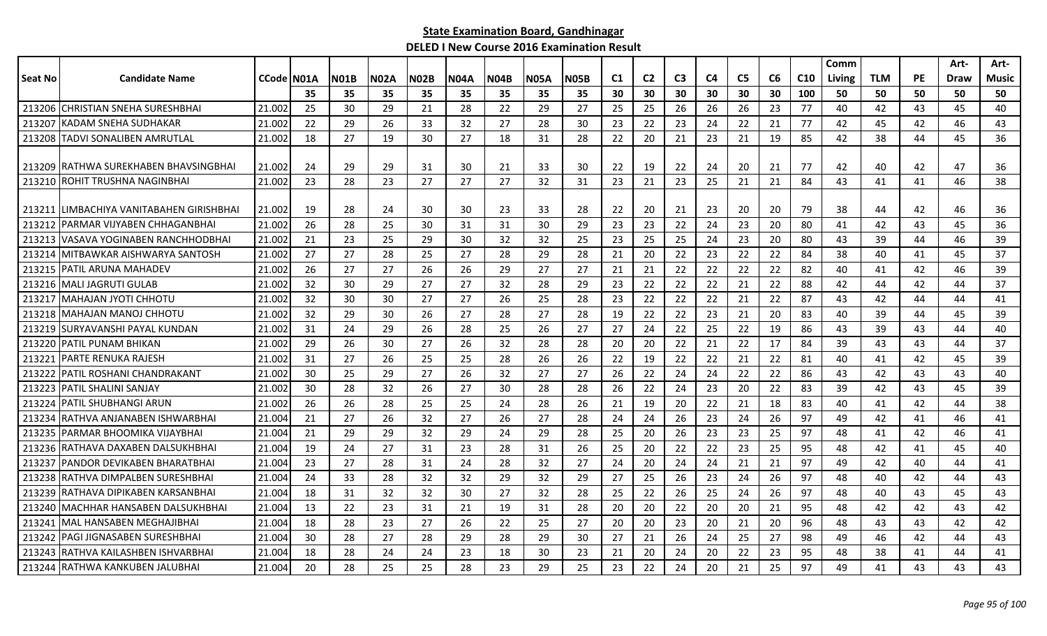**State Examination Board, Gandhinagar**

**DELED I New Course 2016 Examination Result**

| Seat No | Candidate Name | CCode | N01A | N01B | N02A | N02B | N04A | N04B | N05A | N05B | C1 | C2 | C3 | C4 | C5 | C6 | C10 | Comm Living | TLM | PE | Art-Draw | Art-Music |
|---|---|---|---|---|---|---|---|---|---|---|---|---|---|---|---|---|---|---|---|---|---|---|
| | | | 35 | 35 | 35 | 35 | 35 | 35 | 35 | 35 | 30 | 30 | 30 | 30 | 30 | 30 | 100 | 50 | 50 | 50 | 50 | 50 |
| 213206 | CHRISTIAN SNEHA SURESHBHAI | 21.002 | 25 | 30 | 29 | 21 | 28 | 22 | 29 | 27 | 25 | 25 | 26 | 26 | 26 | 23 | 77 | 40 | 42 | 43 | 45 | 40 |
| 213207 | KADAM SNEHA SUDHAKAR | 21.002 | 22 | 29 | 26 | 33 | 32 | 27 | 28 | 30 | 23 | 22 | 23 | 24 | 22 | 21 | 77 | 42 | 45 | 42 | 46 | 43 |
| 213208 | TADVI SONALIBEN AMRUTLAL | 21.002 | 18 | 27 | 19 | 30 | 27 | 18 | 31 | 28 | 22 | 20 | 21 | 23 | 21 | 19 | 85 | 42 | 38 | 44 | 45 | 36 |
| 213209 | RATHWA SUREKHABEN BHAVSINGBHAI | 21.002 | 24 | 29 | 29 | 31 | 30 | 21 | 33 | 30 | 22 | 19 | 22 | 24 | 20 | 21 | 77 | 42 | 40 | 42 | 47 | 36 |
| 213210 | ROHIT TRUSHNA NAGINBHAI | 21.002 | 23 | 28 | 23 | 27 | 27 | 27 | 32 | 31 | 23 | 21 | 23 | 25 | 21 | 21 | 84 | 43 | 41 | 41 | 46 | 38 |
| 213211 | LIMBACHIYA VANITABAHEN GIRISHBHAI | 21.002 | 19 | 28 | 24 | 30 | 30 | 23 | 33 | 28 | 22 | 20 | 21 | 23 | 20 | 20 | 79 | 38 | 44 | 42 | 46 | 36 |
| 213212 | PARMAR VIJYABEN CHHAGANBHAI | 21.002 | 26 | 28 | 25 | 30 | 31 | 31 | 30 | 29 | 23 | 23 | 22 | 24 | 23 | 20 | 80 | 41 | 42 | 43 | 45 | 36 |
| 213213 | VASAVA YOGINABEN RANCHHODBHAI | 21.002 | 21 | 23 | 25 | 29 | 30 | 32 | 32 | 25 | 23 | 25 | 25 | 24 | 23 | 20 | 80 | 43 | 39 | 44 | 46 | 39 |
| 213214 | MITBAWKAR AISHWARYA SANTOSH | 21.002 | 27 | 27 | 28 | 25 | 27 | 28 | 29 | 28 | 21 | 20 | 22 | 23 | 22 | 22 | 84 | 38 | 40 | 41 | 45 | 37 |
| 213215 | PATIL ARUNA MAHADEV | 21.002 | 26 | 27 | 27 | 26 | 26 | 29 | 27 | 27 | 21 | 21 | 22 | 22 | 22 | 22 | 82 | 40 | 41 | 42 | 46 | 39 |
| 213216 | MALI JAGRUTI GULAB | 21.002 | 32 | 30 | 29 | 27 | 27 | 32 | 28 | 29 | 23 | 22 | 22 | 22 | 21 | 22 | 88 | 42 | 44 | 42 | 44 | 37 |
| 213217 | MAHAJAN JYOTI CHHOTU | 21.002 | 32 | 30 | 30 | 27 | 27 | 26 | 25 | 28 | 23 | 22 | 22 | 22 | 21 | 22 | 87 | 43 | 42 | 44 | 44 | 41 |
| 213218 | MAHAJAN MANOJ CHHOTU | 21.002 | 32 | 29 | 30 | 26 | 27 | 28 | 27 | 28 | 19 | 22 | 22 | 23 | 21 | 20 | 83 | 40 | 39 | 44 | 45 | 39 |
| 213219 | SURYAVANSHI PAYAL KUNDAN | 21.002 | 31 | 24 | 29 | 26 | 28 | 25 | 26 | 27 | 27 | 24 | 22 | 25 | 22 | 19 | 86 | 43 | 39 | 43 | 44 | 40 |
| 213220 | PATIL PUNAM BHIKAN | 21.002 | 29 | 26 | 30 | 27 | 26 | 32 | 28 | 28 | 20 | 20 | 22 | 21 | 22 | 17 | 84 | 39 | 43 | 43 | 44 | 37 |
| 213221 | PARTE RENUKA RAJESH | 21.002 | 31 | 27 | 26 | 25 | 25 | 28 | 26 | 26 | 22 | 19 | 22 | 22 | 21 | 22 | 81 | 40 | 41 | 42 | 45 | 39 |
| 213222 | PATIL ROSHANI CHANDRAKANT | 21.002 | 30 | 25 | 29 | 27 | 26 | 32 | 27 | 27 | 26 | 22 | 24 | 24 | 22 | 22 | 86 | 43 | 42 | 43 | 43 | 40 |
| 213223 | PATIL SHALINI SANJAY | 21.002 | 30 | 28 | 32 | 26 | 27 | 30 | 28 | 28 | 26 | 22 | 24 | 23 | 20 | 22 | 83 | 39 | 42 | 43 | 45 | 39 |
| 213224 | PATIL SHUBHANGI ARUN | 21.002 | 26 | 26 | 28 | 25 | 25 | 24 | 28 | 26 | 21 | 19 | 20 | 22 | 21 | 18 | 83 | 40 | 41 | 42 | 44 | 38 |
| 213234 | RATHVA ANJANABEN ISHWARBHAI | 21.004 | 21 | 27 | 26 | 32 | 27 | 26 | 27 | 28 | 24 | 24 | 26 | 23 | 24 | 26 | 97 | 49 | 42 | 41 | 46 | 41 |
| 213235 | PARMAR BHOOMIKA VIJAYBHAI | 21.004 | 21 | 29 | 29 | 32 | 29 | 24 | 29 | 28 | 25 | 20 | 26 | 23 | 23 | 25 | 97 | 48 | 41 | 42 | 46 | 41 |
| 213236 | RATHAVA DAXABEN DALSUKHBHAI | 21.004 | 19 | 24 | 27 | 31 | 23 | 28 | 31 | 26 | 25 | 20 | 22 | 22 | 23 | 25 | 95 | 48 | 42 | 41 | 45 | 40 |
| 213237 | PANDOR DEVIKABEN BHARATBHAI | 21.004 | 23 | 27 | 28 | 31 | 24 | 28 | 32 | 27 | 24 | 20 | 24 | 24 | 21 | 21 | 97 | 49 | 42 | 40 | 44 | 41 |
| 213238 | RATHVA DIMPALBEN SURESHBHAI | 21.004 | 24 | 33 | 28 | 32 | 32 | 29 | 32 | 29 | 27 | 25 | 26 | 23 | 24 | 26 | 97 | 48 | 40 | 42 | 44 | 43 |
| 213239 | RATHAVA DIPIKABEN KARSANBHAI | 21.004 | 18 | 31 | 32 | 32 | 30 | 27 | 32 | 28 | 25 | 22 | 26 | 25 | 24 | 26 | 97 | 48 | 40 | 43 | 45 | 43 |
| 213240 | MACHHAR HANSABEN DALSUKHBHAI | 21.004 | 13 | 22 | 23 | 31 | 21 | 19 | 31 | 28 | 20 | 20 | 22 | 20 | 20 | 21 | 95 | 48 | 42 | 42 | 43 | 42 |
| 213241 | MAL HANSABEN MEGHAJIBHAI | 21.004 | 18 | 28 | 23 | 27 | 26 | 22 | 25 | 27 | 20 | 20 | 23 | 20 | 21 | 20 | 96 | 48 | 43 | 43 | 42 | 42 |
| 213242 | PAGI JIGNASABEN SURESHBHAI | 21.004 | 30 | 28 | 27 | 28 | 29 | 28 | 29 | 30 | 27 | 21 | 26 | 24 | 25 | 27 | 98 | 49 | 46 | 42 | 44 | 43 |
| 213243 | RATHVA KAILASHBEN ISHVARBHAI | 21.004 | 18 | 28 | 24 | 24 | 23 | 18 | 30 | 23 | 21 | 20 | 24 | 20 | 22 | 23 | 95 | 48 | 38 | 41 | 44 | 41 |
| 213244 | RATHWA KANKUBEN JALUBHAI | 21.004 | 20 | 28 | 25 | 25 | 28 | 23 | 29 | 25 | 23 | 22 | 24 | 20 | 21 | 25 | 97 | 49 | 41 | 43 | 43 | 43 |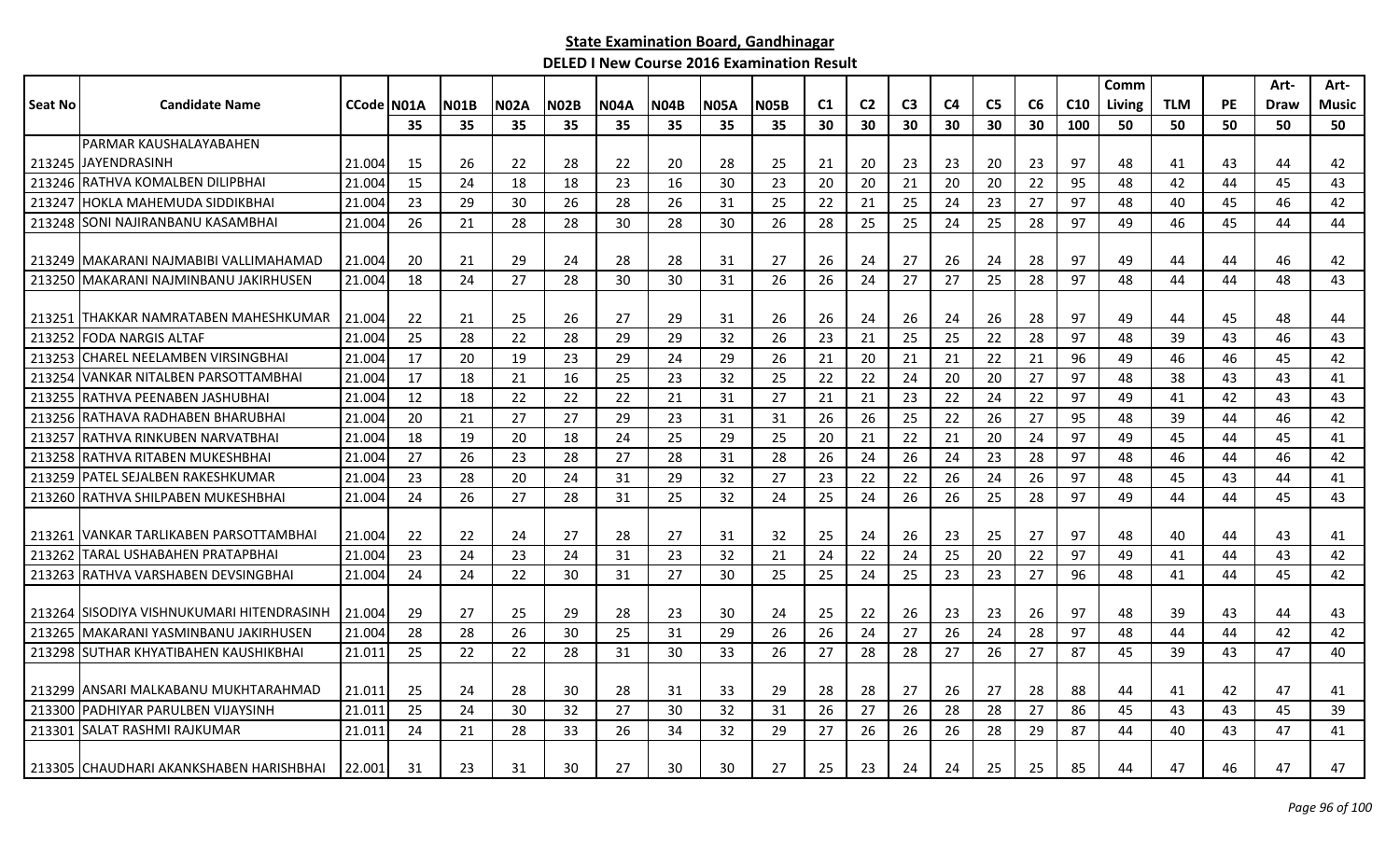**State Examination Board, Gandhinagar**

**DELED I New Course 2016 Examination Result**

| Seat No | Candidate Name | CCode | N01A | N01B | N02A | N02B | N04A | N04B | N05A | N05B | C1 | C2 | C3 | C4 | C5 | C6 | C10 | Comm Living | TLM | PE | Art-Draw | Art-Music |
|---|---|---|---|---|---|---|---|---|---|---|---|---|---|---|---|---|---|---|---|---|---|---|
| | | | 35 | 35 | 35 | 35 | 35 | 35 | 35 | 35 | 30 | 30 | 30 | 30 | 30 | 30 | 100 | 50 | 50 | 50 | 50 | 50 |
| 213245 | PARMAR KAUSHALAYABAHEN JAYENDRASINH | 21.004 | 15 | 26 | 22 | 28 | 22 | 20 | 28 | 25 | 21 | 20 | 23 | 23 | 20 | 23 | 97 | 48 | 41 | 43 | 44 | 42 |
| 213246 | RATHVA KOMALBEN DILIPBHAI | 21.004 | 15 | 24 | 18 | 18 | 23 | 16 | 30 | 23 | 20 | 20 | 21 | 20 | 20 | 22 | 95 | 48 | 42 | 44 | 45 | 43 |
| 213247 | HOKLA MAHEMUDA SIDDIKBHAI | 21.004 | 23 | 29 | 30 | 26 | 28 | 26 | 31 | 25 | 22 | 21 | 25 | 24 | 23 | 27 | 97 | 48 | 40 | 45 | 46 | 42 |
| 213248 | SONI NAJIRANBANU KASAMBHAI | 21.004 | 26 | 21 | 28 | 28 | 30 | 28 | 30 | 26 | 28 | 25 | 25 | 24 | 25 | 28 | 97 | 49 | 46 | 45 | 44 | 44 |
| 213249 | MAKARANI NAJMABIBI VALLIMAHAMAD | 21.004 | 20 | 21 | 29 | 24 | 28 | 28 | 31 | 27 | 26 | 24 | 27 | 26 | 24 | 28 | 97 | 49 | 44 | 44 | 46 | 42 |
| 213250 | MAKARANI NAJMINBANU JAKIRHUSEN | 21.004 | 18 | 24 | 27 | 28 | 30 | 30 | 31 | 26 | 26 | 24 | 27 | 27 | 25 | 28 | 97 | 48 | 44 | 44 | 48 | 43 |
| 213251 | THAKKAR NAMRATABEN MAHESHKUMAR | 21.004 | 22 | 21 | 25 | 26 | 27 | 29 | 31 | 26 | 26 | 24 | 26 | 24 | 26 | 28 | 97 | 49 | 44 | 45 | 48 | 44 |
| 213252 | FODA NARGIS ALTAF | 21.004 | 25 | 28 | 22 | 28 | 29 | 29 | 32 | 26 | 23 | 21 | 25 | 25 | 22 | 28 | 97 | 48 | 39 | 43 | 46 | 43 |
| 213253 | CHAREL NEELAMBEN VIRSINGBHAI | 21.004 | 17 | 20 | 19 | 23 | 29 | 24 | 29 | 26 | 21 | 20 | 21 | 21 | 22 | 21 | 96 | 49 | 46 | 46 | 45 | 42 |
| 213254 | VANKAR NITALBEN PARSOTTAMBHAI | 21.004 | 17 | 18 | 21 | 16 | 25 | 23 | 32 | 25 | 22 | 22 | 24 | 20 | 20 | 27 | 97 | 48 | 38 | 43 | 43 | 41 |
| 213255 | RATHVA PEENABEN JASHUBHAI | 21.004 | 12 | 18 | 22 | 22 | 22 | 21 | 31 | 27 | 21 | 21 | 23 | 22 | 24 | 22 | 97 | 49 | 41 | 42 | 43 | 43 |
| 213256 | RATHAVA RADHABEN BHARUBHAI | 21.004 | 20 | 21 | 27 | 27 | 29 | 23 | 31 | 31 | 26 | 26 | 25 | 22 | 26 | 27 | 95 | 48 | 39 | 44 | 46 | 42 |
| 213257 | RATHVA RINKUBEN NARVATBHAI | 21.004 | 18 | 19 | 20 | 18 | 24 | 25 | 29 | 25 | 20 | 21 | 22 | 21 | 20 | 24 | 97 | 49 | 45 | 44 | 45 | 41 |
| 213258 | RATHVA RITABEN MUKESHBHAI | 21.004 | 27 | 26 | 23 | 28 | 27 | 28 | 31 | 28 | 26 | 24 | 26 | 24 | 23 | 28 | 97 | 48 | 46 | 44 | 46 | 42 |
| 213259 | PATEL SEJALBEN RAKESHKUMAR | 21.004 | 23 | 28 | 20 | 24 | 31 | 29 | 32 | 27 | 23 | 22 | 22 | 26 | 24 | 26 | 97 | 48 | 45 | 43 | 44 | 41 |
| 213260 | RATHVA SHILPABEN MUKESHBHAI | 21.004 | 24 | 26 | 27 | 28 | 31 | 25 | 32 | 24 | 25 | 24 | 26 | 26 | 25 | 28 | 97 | 49 | 44 | 44 | 45 | 43 |
| 213261 | VANKAR TARLIKABEN PARSOTTAMBHAI | 21.004 | 22 | 22 | 24 | 27 | 28 | 27 | 31 | 32 | 25 | 24 | 26 | 23 | 25 | 27 | 97 | 48 | 40 | 44 | 43 | 41 |
| 213262 | TARAL USHABAHEN PRATAPBHAI | 21.004 | 23 | 24 | 23 | 24 | 31 | 23 | 32 | 21 | 24 | 22 | 24 | 25 | 20 | 22 | 97 | 49 | 41 | 44 | 43 | 42 |
| 213263 | RATHVA VARSHABEN DEVSINGBHAI | 21.004 | 24 | 24 | 22 | 30 | 31 | 27 | 30 | 25 | 25 | 24 | 25 | 23 | 23 | 27 | 96 | 48 | 41 | 44 | 45 | 42 |
| 213264 | SISODIYA VISHNUKUMARI HITENDRASINH | 21.004 | 29 | 27 | 25 | 29 | 28 | 23 | 30 | 24 | 25 | 22 | 26 | 23 | 23 | 26 | 97 | 48 | 39 | 43 | 44 | 43 |
| 213265 | MAKARANI YASMINBANU JAKIRHUSEN | 21.004 | 28 | 28 | 26 | 30 | 25 | 31 | 29 | 26 | 26 | 24 | 27 | 26 | 24 | 28 | 97 | 48 | 44 | 44 | 42 | 42 |
| 213298 | SUTHAR KHYATIBAHEN KAUSHIKBHAI | 21.011 | 25 | 22 | 22 | 28 | 31 | 30 | 33 | 26 | 27 | 28 | 28 | 27 | 26 | 27 | 87 | 45 | 39 | 43 | 47 | 40 |
| 213299 | ANSARI MALKABANU MUKHTARAHMAD | 21.011 | 25 | 24 | 28 | 30 | 28 | 31 | 33 | 29 | 28 | 28 | 27 | 26 | 27 | 28 | 88 | 44 | 41 | 42 | 47 | 41 |
| 213300 | PADHIYAR PARULBEN VIJAYSINH | 21.011 | 25 | 24 | 30 | 32 | 27 | 30 | 32 | 31 | 26 | 27 | 26 | 28 | 28 | 27 | 86 | 45 | 43 | 43 | 45 | 39 |
| 213301 | SALAT RASHMI RAJKUMAR | 21.011 | 24 | 21 | 28 | 33 | 26 | 34 | 32 | 29 | 27 | 26 | 26 | 26 | 28 | 29 | 87 | 44 | 40 | 43 | 47 | 41 |
| 213305 | CHAUDHARI AKANKSHABEN HARISHBHAI | 22.001 | 31 | 23 | 31 | 30 | 27 | 30 | 30 | 27 | 25 | 23 | 24 | 24 | 25 | 25 | 85 | 44 | 47 | 46 | 47 | 47 |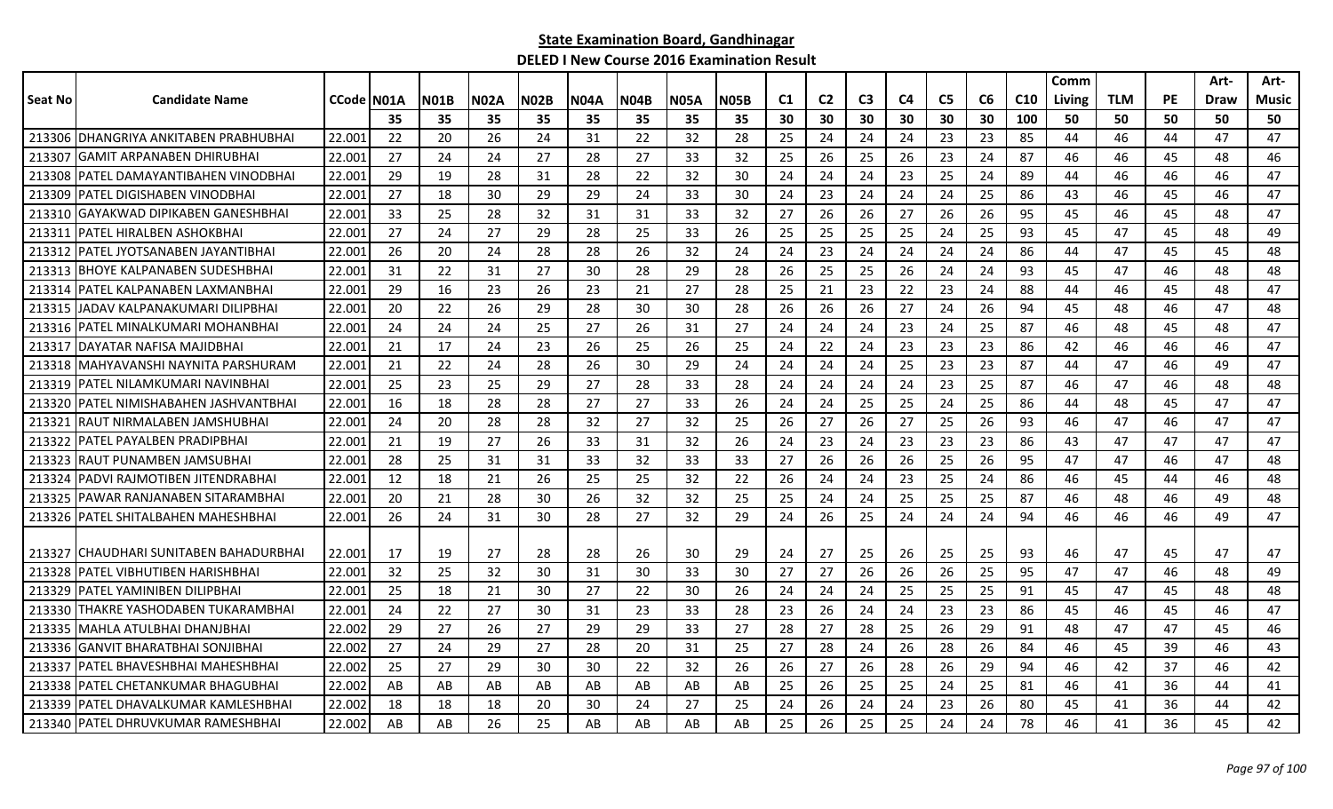## State Examination Board, Gandhinagar

### DELED I New Course 2016 Examination Result

| Seat No | Candidate Name | CCode | N01A | N01B | N02A | N02B | N04A | N04B | N05A | N05B | C1 | C2 | C3 | C4 | C5 | C6 | C10 | Comm Living | TLM | PE | Art-Draw | Art-Music |
|---|---|---|---|---|---|---|---|---|---|---|---|---|---|---|---|---|---|---|---|---|---|---|
| | | | 35 | 35 | 35 | 35 | 35 | 35 | 35 | 35 | 30 | 30 | 30 | 30 | 30 | 30 | 100 | 50 | 50 | 50 | 50 | 50 |
| 213306 | DHANGRIYA ANKITABEN PRABHUBHAI | 22.001 | 22 | 20 | 26 | 24 | 31 | 22 | 32 | 28 | 25 | 24 | 24 | 24 | 23 | 23 | 85 | 44 | 46 | 44 | 47 | 47 |
| 213307 | GAMIT ARPANABEN DHIRUBHAI | 22.001 | 27 | 24 | 24 | 27 | 28 | 27 | 33 | 32 | 25 | 26 | 25 | 26 | 23 | 24 | 87 | 46 | 46 | 45 | 48 | 46 |
| 213308 | PATEL DAMAYANTIBAHEN VINODBHAI | 22.001 | 29 | 19 | 28 | 31 | 28 | 22 | 32 | 30 | 24 | 24 | 24 | 23 | 25 | 24 | 89 | 44 | 46 | 46 | 46 | 47 |
| 213309 | PATEL DIGISHABEN VINODBHAI | 22.001 | 27 | 18 | 30 | 29 | 29 | 24 | 33 | 30 | 24 | 23 | 24 | 24 | 24 | 25 | 86 | 43 | 46 | 45 | 46 | 47 |
| 213310 | GAYAKWAD DIPIKABEN GANESHBHAI | 22.001 | 33 | 25 | 28 | 32 | 31 | 31 | 33 | 32 | 27 | 26 | 26 | 27 | 26 | 26 | 95 | 45 | 46 | 45 | 48 | 47 |
| 213311 | PATEL HIRALBEN ASHOKBHAI | 22.001 | 27 | 24 | 27 | 29 | 28 | 25 | 33 | 26 | 25 | 25 | 25 | 25 | 24 | 25 | 93 | 45 | 47 | 45 | 48 | 49 |
| 213312 | PATEL JYOTSANABEN JAYANTIBHAI | 22.001 | 26 | 20 | 24 | 28 | 28 | 26 | 32 | 24 | 24 | 23 | 24 | 24 | 24 | 24 | 86 | 44 | 47 | 45 | 45 | 48 |
| 213313 | BHOYE KALPANABEN SUDESHBHAI | 22.001 | 31 | 22 | 31 | 27 | 30 | 28 | 29 | 28 | 26 | 25 | 25 | 26 | 24 | 24 | 93 | 45 | 47 | 46 | 48 | 48 |
| 213314 | PATEL KALPANABEN LAXMANBHAI | 22.001 | 29 | 16 | 23 | 26 | 23 | 21 | 27 | 28 | 25 | 21 | 23 | 22 | 23 | 24 | 88 | 44 | 46 | 45 | 48 | 47 |
| 213315 | JADAV KALPANAKUMARI DILIPBHAI | 22.001 | 20 | 22 | 26 | 29 | 28 | 30 | 30 | 28 | 26 | 26 | 26 | 27 | 24 | 26 | 94 | 45 | 48 | 46 | 47 | 48 |
| 213316 | PATEL MINALKUMARI MOHANBHAI | 22.001 | 24 | 24 | 24 | 25 | 27 | 26 | 31 | 27 | 24 | 24 | 24 | 23 | 24 | 25 | 87 | 46 | 48 | 45 | 48 | 47 |
| 213317 | DAYATAR NAFISA MAJIDBHAI | 22.001 | 21 | 17 | 24 | 23 | 26 | 25 | 26 | 25 | 24 | 22 | 24 | 23 | 23 | 23 | 86 | 42 | 46 | 46 | 46 | 47 |
| 213318 | MAHYAVANSHI NAYNITA PARSHURAM | 22.001 | 21 | 22 | 24 | 28 | 26 | 30 | 29 | 24 | 24 | 24 | 24 | 25 | 23 | 23 | 87 | 44 | 47 | 46 | 49 | 47 |
| 213319 | PATEL NILAMKUMARI NAVINBHAI | 22.001 | 25 | 23 | 25 | 29 | 27 | 28 | 33 | 28 | 24 | 24 | 24 | 24 | 23 | 25 | 87 | 46 | 47 | 46 | 48 | 48 |
| 213320 | PATEL NIMISHABAHEN JASHVANTBHAI | 22.001 | 16 | 18 | 28 | 28 | 27 | 27 | 33 | 26 | 24 | 24 | 25 | 25 | 24 | 25 | 86 | 44 | 48 | 45 | 47 | 47 |
| 213321 | RAUT NIRMALABEN JAMSHUBHAI | 22.001 | 24 | 20 | 28 | 28 | 32 | 27 | 32 | 25 | 26 | 27 | 26 | 27 | 25 | 26 | 93 | 46 | 47 | 46 | 47 | 47 |
| 213322 | PATEL PAYALBEN PRADIPBHAI | 22.001 | 21 | 19 | 27 | 26 | 33 | 31 | 32 | 26 | 24 | 23 | 24 | 23 | 23 | 23 | 86 | 43 | 47 | 47 | 47 | 47 |
| 213323 | RAUT PUNAMBEN JAMSUBHAI | 22.001 | 28 | 25 | 31 | 31 | 33 | 32 | 33 | 33 | 27 | 26 | 26 | 26 | 25 | 26 | 95 | 47 | 47 | 46 | 47 | 48 |
| 213324 | PADVI RAJMOTIBEN JITENDRABHAI | 22.001 | 12 | 18 | 21 | 26 | 25 | 25 | 32 | 22 | 26 | 24 | 24 | 23 | 25 | 24 | 86 | 46 | 45 | 44 | 46 | 48 |
| 213325 | PAWAR RANJANABEN SITARAMBHAI | 22.001 | 20 | 21 | 28 | 30 | 26 | 32 | 32 | 25 | 25 | 24 | 24 | 25 | 25 | 25 | 87 | 46 | 48 | 46 | 49 | 48 |
| 213326 | PATEL SHITALBAHEN MAHESHBHAI | 22.001 | 26 | 24 | 31 | 30 | 28 | 27 | 32 | 29 | 24 | 26 | 25 | 24 | 24 | 24 | 94 | 46 | 46 | 46 | 49 | 47 |
| 213327 | CHAUDHARI SUNITABEN BAHADURBHAI | 22.001 | 17 | 19 | 27 | 28 | 28 | 26 | 30 | 29 | 24 | 27 | 25 | 26 | 25 | 25 | 93 | 46 | 47 | 45 | 47 | 47 |
| 213328 | PATEL VIBHUTIBEN HARISHBHAI | 22.001 | 32 | 25 | 32 | 30 | 31 | 30 | 33 | 30 | 27 | 27 | 26 | 26 | 26 | 25 | 95 | 47 | 47 | 46 | 48 | 49 |
| 213329 | PATEL YAMINIBEN DILIPBHAI | 22.001 | 25 | 18 | 21 | 30 | 27 | 22 | 30 | 26 | 24 | 24 | 24 | 25 | 25 | 25 | 91 | 45 | 47 | 45 | 48 | 48 |
| 213330 | THAKRE YASHODABEN TUKARAMBHAI | 22.001 | 24 | 22 | 27 | 30 | 31 | 23 | 33 | 28 | 23 | 26 | 24 | 24 | 23 | 23 | 86 | 45 | 46 | 45 | 46 | 47 |
| 213335 | MAHLA ATULBHAI DHANJBHAI | 22.002 | 29 | 27 | 26 | 27 | 29 | 29 | 33 | 27 | 28 | 27 | 28 | 25 | 26 | 29 | 91 | 48 | 47 | 47 | 45 | 46 |
| 213336 | GANVIT BHARATBHAI SONJIBHAI | 22.002 | 27 | 24 | 29 | 27 | 28 | 20 | 31 | 25 | 27 | 28 | 24 | 26 | 28 | 26 | 84 | 46 | 45 | 39 | 46 | 43 |
| 213337 | PATEL BHAVESHBHAI MAHESHBHAI | 22.002 | 25 | 27 | 29 | 30 | 30 | 22 | 32 | 26 | 26 | 27 | 26 | 28 | 26 | 29 | 94 | 46 | 42 | 37 | 46 | 42 |
| 213338 | PATEL CHETANKUMAR BHAGUBHAI | 22.002 | AB | AB | AB | AB | AB | AB | AB | AB | 25 | 26 | 25 | 25 | 24 | 25 | 81 | 46 | 41 | 36 | 44 | 41 |
| 213339 | PATEL DHAVALKUMAR KAMLESHBHAI | 22.002 | 18 | 18 | 18 | 20 | 30 | 24 | 27 | 25 | 24 | 26 | 24 | 24 | 23 | 26 | 80 | 45 | 41 | 36 | 44 | 42 |
| 213340 | PATEL DHRUVKUMAR RAMESHBHAI | 22.002 | AB | AB | 26 | 25 | AB | AB | AB | AB | 25 | 26 | 25 | 25 | 24 | 24 | 78 | 46 | 41 | 36 | 45 | 42 |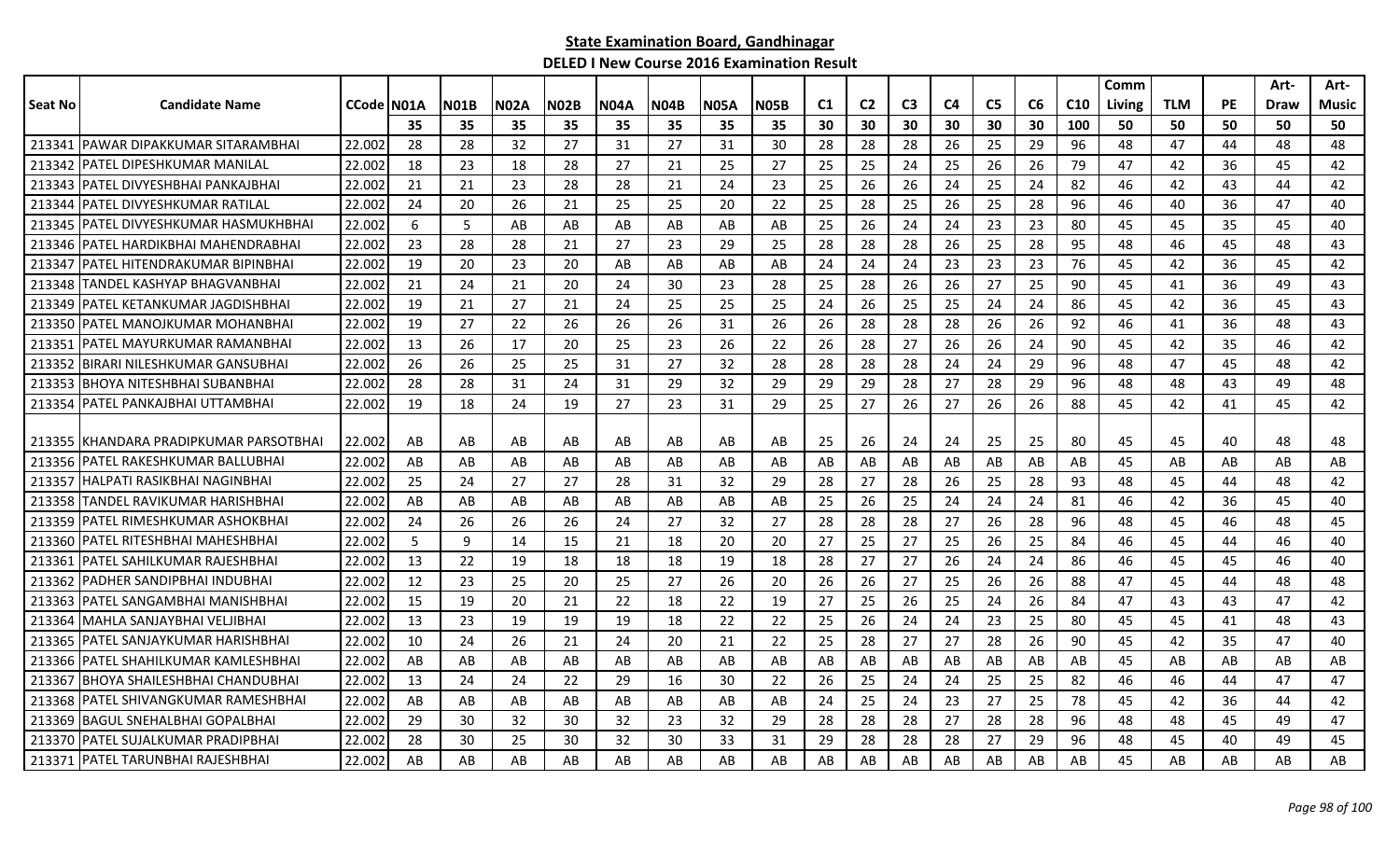# State Examination Board, Gandhinagar

## DELED I New Course 2016 Examination Result

| Seat No | Candidate Name | CCode | N01A | N01B | N02A | N02B | N04A | N04B | N05A | N05B | C1 | C2 | C3 | C4 | C5 | C6 | C10 | Comm Living | TLM | PE | Art-Draw | Art-Music |
|---|---|---|---|---|---|---|---|---|---|---|---|---|---|---|---|---|---|---|---|---|---|---|
| | | | 35 | 35 | 35 | 35 | 35 | 35 | 35 | 35 | 30 | 30 | 30 | 30 | 30 | 30 | 100 | 50 | 50 | 50 | 50 | 50 |
| 213341 | PAWAR DIPAKKUMAR SITARAMBHAI | 22.002 | 28 | 28 | 32 | 27 | 31 | 27 | 31 | 30 | 28 | 28 | 28 | 26 | 25 | 29 | 96 | 48 | 47 | 44 | 48 | 48 |
| 213342 | PATEL DIPESHKUMAR MANILAL | 22.002 | 18 | 23 | 18 | 28 | 27 | 21 | 25 | 27 | 25 | 25 | 24 | 25 | 26 | 26 | 79 | 47 | 42 | 36 | 45 | 42 |
| 213343 | PATEL DIVYESHBHAI PANKAJBHAI | 22.002 | 21 | 21 | 23 | 28 | 28 | 21 | 24 | 23 | 25 | 26 | 26 | 24 | 25 | 24 | 82 | 46 | 42 | 43 | 44 | 42 |
| 213344 | PATEL DIVYESHKUMAR RATILAL | 22.002 | 24 | 20 | 26 | 21 | 25 | 25 | 20 | 22 | 25 | 28 | 25 | 26 | 25 | 28 | 96 | 46 | 40 | 36 | 47 | 40 |
| 213345 | PATEL DIVYESHKUMAR HASMUKHBHAI | 22.002 | 6 | 5 | AB | AB | AB | AB | AB | AB | 25 | 26 | 24 | 24 | 23 | 23 | 80 | 45 | 45 | 35 | 45 | 40 |
| 213346 | PATEL HARDIKBHAI MAHENDRABHAI | 22.002 | 23 | 28 | 28 | 21 | 27 | 23 | 29 | 25 | 28 | 28 | 28 | 26 | 25 | 28 | 95 | 48 | 46 | 45 | 48 | 43 |
| 213347 | PATEL HITENDRAKUMAR BIPINBHAI | 22.002 | 19 | 20 | 23 | 20 | AB | AB | AB | AB | 24 | 24 | 24 | 23 | 23 | 23 | 76 | 45 | 42 | 36 | 45 | 42 |
| 213348 | TANDEL KASHYAP BHAGVANBHAI | 22.002 | 21 | 24 | 21 | 20 | 24 | 30 | 23 | 28 | 25 | 28 | 26 | 26 | 27 | 25 | 90 | 45 | 41 | 36 | 49 | 43 |
| 213349 | PATEL KETANKUMAR JAGDISHBHAI | 22.002 | 19 | 21 | 27 | 21 | 24 | 25 | 25 | 25 | 24 | 26 | 25 | 25 | 24 | 24 | 86 | 45 | 42 | 36 | 45 | 43 |
| 213350 | PATEL MANOJKUMAR MOHANBHAI | 22.002 | 19 | 27 | 22 | 26 | 26 | 26 | 31 | 26 | 26 | 28 | 28 | 28 | 26 | 26 | 92 | 46 | 41 | 36 | 48 | 43 |
| 213351 | PATEL MAYURKUMAR RAMANBHAI | 22.002 | 13 | 26 | 17 | 20 | 25 | 23 | 26 | 22 | 26 | 28 | 27 | 26 | 26 | 24 | 90 | 45 | 42 | 35 | 46 | 42 |
| 213352 | BIRARI NILESHKUMAR GANSUBHAI | 22.002 | 26 | 26 | 25 | 25 | 31 | 27 | 32 | 28 | 28 | 28 | 28 | 24 | 24 | 29 | 96 | 48 | 47 | 45 | 48 | 42 |
| 213353 | BHOYA NITESHBHAI SUBANBHAI | 22.002 | 28 | 28 | 31 | 24 | 31 | 29 | 32 | 29 | 29 | 29 | 28 | 27 | 28 | 29 | 96 | 48 | 48 | 43 | 49 | 48 |
| 213354 | PATEL PANKAJBHAI UTTAMBHAI | 22.002 | 19 | 18 | 24 | 19 | 27 | 23 | 31 | 29 | 25 | 27 | 26 | 27 | 26 | 26 | 88 | 45 | 42 | 41 | 45 | 42 |
| 213355 | KHANDARA PRADIPKUMAR PARSOTBHAI | 22.002 | AB | AB | AB | AB | AB | AB | AB | AB | 25 | 26 | 24 | 24 | 25 | 25 | 80 | 45 | 45 | 40 | 48 | 48 |
| 213356 | PATEL RAKESHKUMAR BALLUBHAI | 22.002 | AB | AB | AB | AB | AB | AB | AB | AB | AB | AB | AB | AB | AB | AB | AB | 45 | AB | AB | AB | AB |
| 213357 | HALPATI RASIKBHAI NAGINBHAI | 22.002 | 25 | 24 | 27 | 27 | 28 | 31 | 32 | 29 | 28 | 27 | 28 | 26 | 25 | 28 | 93 | 48 | 45 | 44 | 48 | 42 |
| 213358 | TANDEL RAVIKUMAR HARISHBHAI | 22.002 | AB | AB | AB | AB | AB | AB | AB | AB | 25 | 26 | 25 | 24 | 24 | 24 | 81 | 46 | 42 | 36 | 45 | 40 |
| 213359 | PATEL RIMESHKUMAR ASHOKBHAI | 22.002 | 24 | 26 | 26 | 26 | 24 | 27 | 32 | 27 | 28 | 28 | 28 | 27 | 26 | 28 | 96 | 48 | 45 | 46 | 48 | 45 |
| 213360 | PATEL RITESHBHAI MAHESHBHAI | 22.002 | 5 | 9 | 14 | 15 | 21 | 18 | 20 | 20 | 27 | 25 | 27 | 25 | 26 | 25 | 84 | 46 | 45 | 44 | 46 | 40 |
| 213361 | PATEL SAHILKUMAR RAJESHBHAI | 22.002 | 13 | 22 | 19 | 18 | 18 | 18 | 19 | 18 | 28 | 27 | 27 | 26 | 24 | 24 | 86 | 46 | 45 | 45 | 46 | 40 |
| 213362 | PADHER SANDIPBHAI INDUBHAI | 22.002 | 12 | 23 | 25 | 20 | 25 | 27 | 26 | 20 | 26 | 26 | 27 | 25 | 26 | 26 | 88 | 47 | 45 | 44 | 48 | 48 |
| 213363 | PATEL SANGAMBHAI MANISHBHAI | 22.002 | 15 | 19 | 20 | 21 | 22 | 18 | 22 | 19 | 27 | 25 | 26 | 25 | 24 | 26 | 84 | 47 | 43 | 43 | 47 | 42 |
| 213364 | MAHLA SANJAYBHAI VELJIBHAI | 22.002 | 13 | 23 | 19 | 19 | 19 | 18 | 22 | 22 | 25 | 26 | 24 | 24 | 23 | 25 | 80 | 45 | 45 | 41 | 48 | 43 |
| 213365 | PATEL SANJAYKUMAR HARISHBHAI | 22.002 | 10 | 24 | 26 | 21 | 24 | 20 | 21 | 22 | 25 | 28 | 27 | 27 | 28 | 26 | 90 | 45 | 42 | 35 | 47 | 40 |
| 213366 | PATEL SHAHILKUMAR KAMLESHBHAI | 22.002 | AB | AB | AB | AB | AB | AB | AB | AB | AB | AB | AB | AB | AB | AB | AB | 45 | AB | AB | AB | AB |
| 213367 | BHOYA SHAILESHBHAI CHANDUBHAI | 22.002 | 13 | 24 | 24 | 22 | 29 | 16 | 30 | 22 | 26 | 25 | 24 | 24 | 25 | 25 | 82 | 46 | 46 | 44 | 47 | 47 |
| 213368 | PATEL SHIVANGKUMAR RAMESHBHAI | 22.002 | AB | AB | AB | AB | AB | AB | AB | AB | 24 | 25 | 24 | 23 | 27 | 25 | 78 | 45 | 42 | 36 | 44 | 42 |
| 213369 | BAGUL SNEHALBHAI GOPALBHAI | 22.002 | 29 | 30 | 32 | 30 | 32 | 23 | 32 | 29 | 28 | 28 | 28 | 27 | 28 | 28 | 96 | 48 | 48 | 45 | 49 | 47 |
| 213370 | PATEL SUJALKUMAR PRADIPBHAI | 22.002 | 28 | 30 | 25 | 30 | 32 | 30 | 33 | 31 | 29 | 28 | 28 | 28 | 27 | 29 | 96 | 48 | 45 | 40 | 49 | 45 |
| 213371 | PATEL TARUNBHAI RAJESHBHAI | 22.002 | AB | AB | AB | AB | AB | AB | AB | AB | AB | AB | AB | AB | AB | AB | AB | 45 | AB | AB | AB | AB |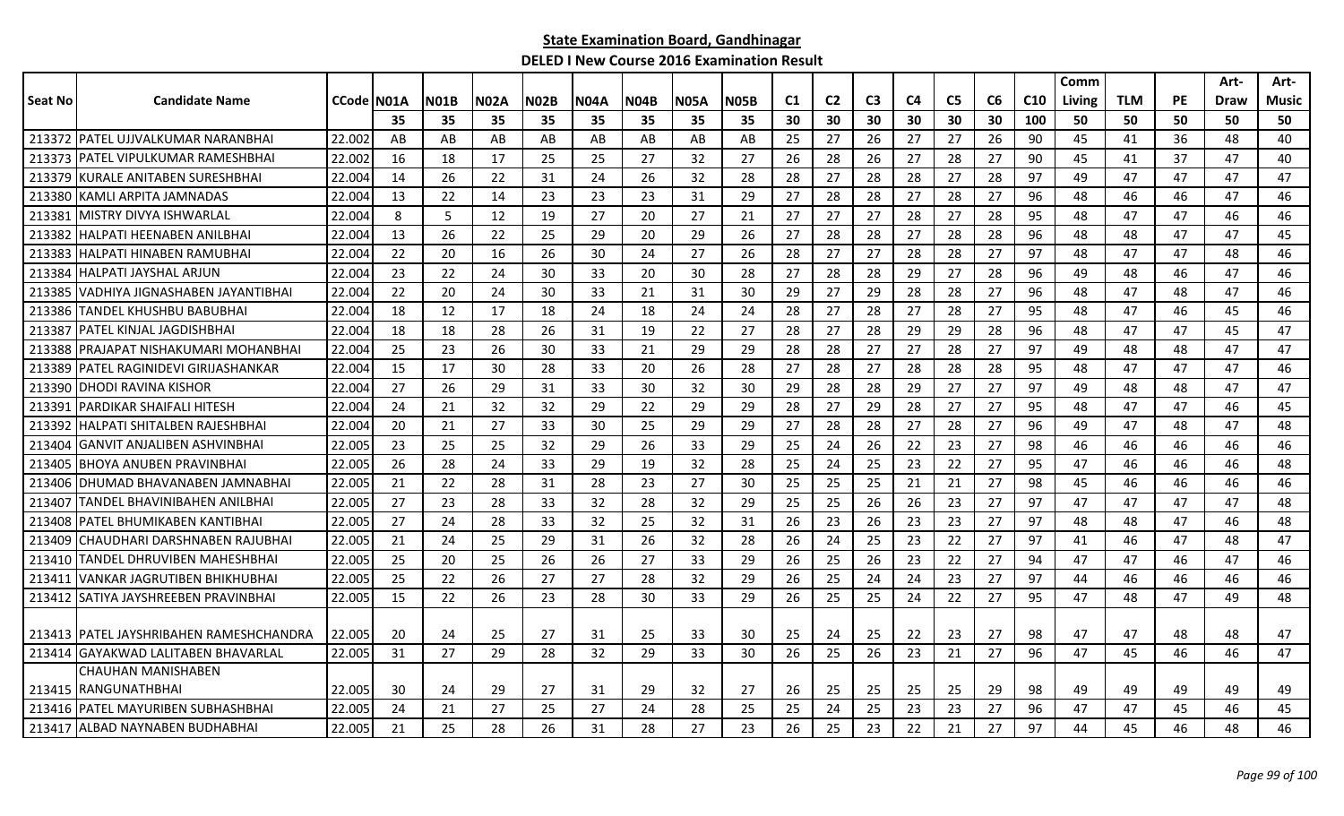**State Examination Board, Gandhinagar**

**DELED I New Course 2016 Examination Result**

| Seat No | Candidate Name | CCode | N01A | N01B | N02A | N02B | N04A | N04B | N05A | N05B | C1 | C2 | C3 | C4 | C5 | C6 | C10 | Comm Living | TLM | PE | Art-Draw | Art-Music |
|---|---|---|---|---|---|---|---|---|---|---|---|---|---|---|---|---|---|---|---|---|---|---|
| | | | 35 | 35 | 35 | 35 | 35 | 35 | 35 | 35 | 30 | 30 | 30 | 30 | 30 | 30 | 100 | 50 | 50 | 50 | 50 | 50 |
| 213372 | PATEL UJJVALKUMAR NARANBHAI | 22.002 | AB | AB | AB | AB | AB | AB | AB | AB | 25 | 27 | 26 | 27 | 27 | 26 | 90 | 45 | 41 | 36 | 48 | 40 |
| 213373 | PATEL VIPULKUMAR RAMESHBHAI | 22.002 | 16 | 18 | 17 | 25 | 25 | 27 | 32 | 27 | 26 | 28 | 26 | 27 | 28 | 27 | 90 | 45 | 41 | 37 | 47 | 40 |
| 213379 | KURALE ANITABEN SURESHBHAI | 22.004 | 14 | 26 | 22 | 31 | 24 | 26 | 32 | 28 | 28 | 27 | 28 | 28 | 27 | 28 | 97 | 49 | 47 | 47 | 47 | 47 |
| 213380 | KAMLI ARPITA JAMNADAS | 22.004 | 13 | 22 | 14 | 23 | 23 | 23 | 31 | 29 | 27 | 28 | 28 | 27 | 28 | 27 | 96 | 48 | 46 | 46 | 47 | 46 |
| 213381 | MISTRY DIVYA ISHWARLAL | 22.004 | 8 | 5 | 12 | 19 | 27 | 20 | 27 | 21 | 27 | 27 | 27 | 28 | 27 | 28 | 95 | 48 | 47 | 47 | 46 | 46 |
| 213382 | HALPATI HEENABEN ANILBHAI | 22.004 | 13 | 26 | 22 | 25 | 29 | 20 | 29 | 26 | 27 | 28 | 28 | 27 | 28 | 28 | 96 | 48 | 48 | 47 | 47 | 45 |
| 213383 | HALPATI HINABEN RAMUBHAI | 22.004 | 22 | 20 | 16 | 26 | 30 | 24 | 27 | 26 | 28 | 27 | 27 | 28 | 28 | 27 | 97 | 48 | 47 | 47 | 48 | 46 |
| 213384 | HALPATI JAYSHAL ARJUN | 22.004 | 23 | 22 | 24 | 30 | 33 | 20 | 30 | 28 | 27 | 28 | 28 | 29 | 27 | 28 | 96 | 49 | 48 | 46 | 47 | 46 |
| 213385 | VADHIYA JIGNASHABEN JAYANTIBHAI | 22.004 | 22 | 20 | 24 | 30 | 33 | 21 | 31 | 30 | 29 | 27 | 29 | 28 | 28 | 27 | 96 | 48 | 47 | 48 | 47 | 46 |
| 213386 | TANDEL KHUSHBU BABUBHAI | 22.004 | 18 | 12 | 17 | 18 | 24 | 18 | 24 | 24 | 28 | 27 | 28 | 27 | 28 | 27 | 95 | 48 | 47 | 46 | 45 | 46 |
| 213387 | PATEL KINJAL JAGDISHBHAI | 22.004 | 18 | 18 | 28 | 26 | 31 | 19 | 22 | 27 | 28 | 27 | 28 | 29 | 29 | 28 | 96 | 48 | 47 | 47 | 45 | 47 |
| 213388 | PRAJAPAT NISHAKUMARI MOHANBHAI | 22.004 | 25 | 23 | 26 | 30 | 33 | 21 | 29 | 29 | 28 | 28 | 27 | 27 | 28 | 27 | 97 | 49 | 48 | 48 | 47 | 47 |
| 213389 | PATEL RAGINIDEVI GIRIJASHANKAR | 22.004 | 15 | 17 | 30 | 28 | 33 | 20 | 26 | 28 | 27 | 28 | 27 | 28 | 28 | 28 | 95 | 48 | 47 | 47 | 47 | 46 |
| 213390 | DHODI RAVINA KISHOR | 22.004 | 27 | 26 | 29 | 31 | 33 | 30 | 32 | 30 | 29 | 28 | 28 | 29 | 27 | 27 | 97 | 49 | 48 | 48 | 47 | 47 |
| 213391 | PARDIKAR SHAIFALI HITESH | 22.004 | 24 | 21 | 32 | 32 | 29 | 22 | 29 | 29 | 28 | 27 | 29 | 28 | 27 | 27 | 95 | 48 | 47 | 47 | 46 | 45 |
| 213392 | HALPATI SHITALBEN RAJESHBHAI | 22.004 | 20 | 21 | 27 | 33 | 30 | 25 | 29 | 29 | 27 | 28 | 28 | 27 | 28 | 27 | 96 | 49 | 47 | 48 | 47 | 48 |
| 213404 | GANVIT ANJALIBEN ASHVINBHAI | 22.005 | 23 | 25 | 25 | 32 | 29 | 26 | 33 | 29 | 25 | 24 | 26 | 22 | 23 | 27 | 98 | 46 | 46 | 46 | 46 | 46 |
| 213405 | BHOYA ANUBEN PRAVINBHAI | 22.005 | 26 | 28 | 24 | 33 | 29 | 19 | 32 | 28 | 25 | 24 | 25 | 23 | 22 | 27 | 95 | 47 | 46 | 46 | 46 | 48 |
| 213406 | DHUMAD BHAVANABEN JAMNABHAI | 22.005 | 21 | 22 | 28 | 31 | 28 | 23 | 27 | 30 | 25 | 25 | 25 | 21 | 21 | 27 | 98 | 45 | 46 | 46 | 46 | 46 |
| 213407 | TANDEL BHAVINIBAHEN ANILBHAI | 22.005 | 27 | 23 | 28 | 33 | 32 | 28 | 32 | 29 | 25 | 25 | 26 | 26 | 23 | 27 | 97 | 47 | 47 | 47 | 47 | 48 |
| 213408 | PATEL BHUMIKABEN KANTIBHAI | 22.005 | 27 | 24 | 28 | 33 | 32 | 25 | 32 | 31 | 26 | 23 | 26 | 23 | 23 | 27 | 97 | 48 | 48 | 47 | 46 | 48 |
| 213409 | CHAUDHARI DARSHNABEN RAJUBHAI | 22.005 | 21 | 24 | 25 | 29 | 31 | 26 | 32 | 28 | 26 | 24 | 25 | 23 | 22 | 27 | 97 | 41 | 46 | 47 | 48 | 47 |
| 213410 | TANDEL DHRUVIBEN MAHESHBHAI | 22.005 | 25 | 20 | 25 | 26 | 26 | 27 | 33 | 29 | 26 | 25 | 26 | 23 | 22 | 27 | 94 | 47 | 47 | 46 | 47 | 46 |
| 213411 | VANKAR JAGRUTIBEN BHIKHUBHAI | 22.005 | 25 | 22 | 26 | 27 | 27 | 28 | 32 | 29 | 26 | 25 | 24 | 24 | 23 | 27 | 97 | 44 | 46 | 46 | 46 | 46 |
| 213412 | SATIYA JAYSHREEBEN PRAVINBHAI | 22.005 | 15 | 22 | 26 | 23 | 28 | 30 | 33 | 29 | 26 | 25 | 25 | 24 | 22 | 27 | 95 | 47 | 48 | 47 | 49 | 48 |
| 213413 | PATEL JAYSHRIBAHEN RAMESHCHANDRA | 22.005 | 20 | 24 | 25 | 27 | 31 | 25 | 33 | 30 | 25 | 24 | 25 | 22 | 23 | 27 | 98 | 47 | 47 | 48 | 48 | 47 |
| 213414 | GAYAKWAD LALITABEN BHAVARLAL | 22.005 | 31 | 27 | 29 | 28 | 32 | 29 | 33 | 30 | 26 | 25 | 26 | 23 | 21 | 27 | 96 | 47 | 45 | 46 | 46 | 47 |
| 213415 | CHAUHAN MANISHABEN RANGUNATHBHAI | 22.005 | 30 | 24 | 29 | 27 | 31 | 29 | 32 | 27 | 26 | 25 | 25 | 25 | 25 | 29 | 98 | 49 | 49 | 49 | 49 | 49 |
| 213416 | PATEL MAYURIBEN SUBHASHBHAI | 22.005 | 24 | 21 | 27 | 25 | 27 | 24 | 28 | 25 | 25 | 24 | 25 | 23 | 23 | 27 | 96 | 47 | 47 | 45 | 46 | 45 |
| 213417 | ALBAD NAYNABEN BUDHABHAI | 22.005 | 21 | 25 | 28 | 26 | 31 | 28 | 27 | 23 | 26 | 25 | 23 | 22 | 21 | 27 | 97 | 44 | 45 | 46 | 48 | 46 |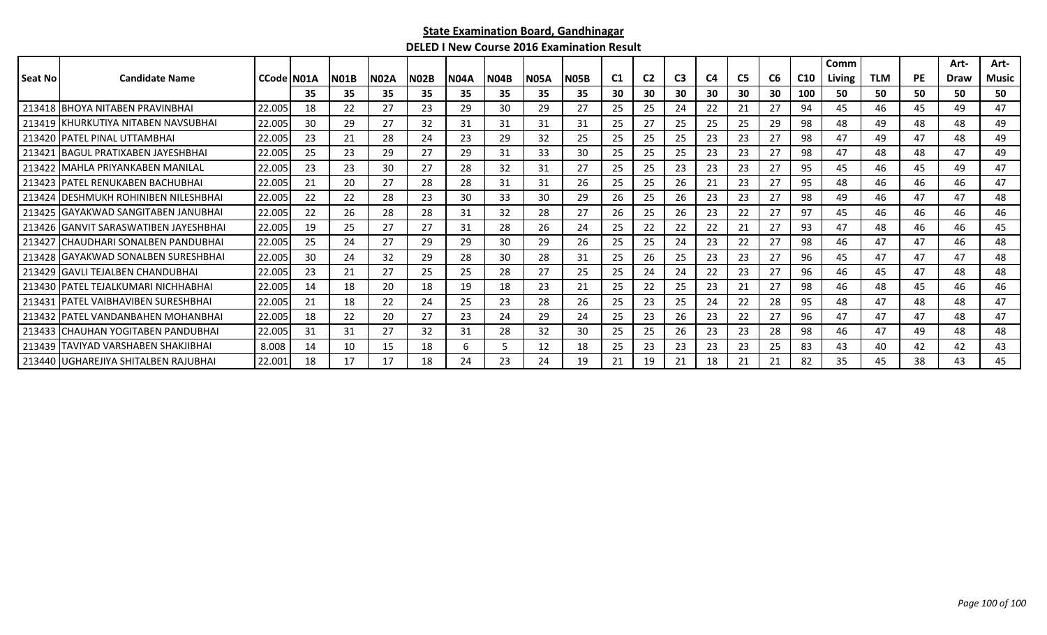**State Examination Board, Gandhinagar**

**DELED I New Course 2016 Examination Result**

| Seat No | Candidate Name | CCode | N01A | N01B | N02A | N02B | N04A | N04B | N05A | N05B | C1 | C2 | C3 | C4 | C5 | C6 | C10 | Comm Living | TLM | PE | Art-Draw | Art-Music |
|---|---|---|---|---|---|---|---|---|---|---|---|---|---|---|---|---|---|---|---|---|---|---|
| | | | 35 | 35 | 35 | 35 | 35 | 35 | 35 | 35 | 30 | 30 | 30 | 30 | 30 | 30 | 100 | 50 | 50 | 50 | 50 | 50 |
| 213418 | BHOYA NITABEN PRAVINBHAI | 22.005 | 18 | 22 | 27 | 23 | 29 | 30 | 29 | 27 | 25 | 25 | 24 | 22 | 21 | 27 | 94 | 45 | 46 | 45 | 49 | 47 |
| 213419 | KHURKUTIYA NITABEN NAVSUBHAI | 22.005 | 30 | 29 | 27 | 32 | 31 | 31 | 31 | 31 | 25 | 27 | 25 | 25 | 25 | 29 | 98 | 48 | 49 | 48 | 48 | 49 |
| 213420 | PATEL PINAL UTTAMBHAI | 22.005 | 23 | 21 | 28 | 24 | 23 | 29 | 32 | 25 | 25 | 25 | 25 | 23 | 23 | 27 | 98 | 47 | 49 | 47 | 48 | 49 |
| 213421 | BAGUL PRATIXABEN JAYESHBHAI | 22.005 | 25 | 23 | 29 | 27 | 29 | 31 | 33 | 30 | 25 | 25 | 25 | 23 | 23 | 27 | 98 | 47 | 48 | 48 | 47 | 49 |
| 213422 | MAHLA PRIYANKABEN MANILAL | 22.005 | 23 | 23 | 30 | 27 | 28 | 32 | 31 | 27 | 25 | 25 | 23 | 23 | 23 | 27 | 95 | 45 | 46 | 45 | 49 | 47 |
| 213423 | PATEL RENUKABEN BACHUBHAI | 22.005 | 21 | 20 | 27 | 28 | 28 | 31 | 31 | 26 | 25 | 25 | 26 | 21 | 23 | 27 | 95 | 48 | 46 | 46 | 46 | 47 |
| 213424 | DESHMUKH ROHINIBEN NILESHBHAI | 22.005 | 22 | 22 | 28 | 23 | 30 | 33 | 30 | 29 | 26 | 25 | 26 | 23 | 23 | 27 | 98 | 49 | 46 | 47 | 47 | 48 |
| 213425 | GAYAKWAD SANGITABEN JANUBHAI | 22.005 | 22 | 26 | 28 | 28 | 31 | 32 | 28 | 27 | 26 | 25 | 26 | 23 | 22 | 27 | 97 | 45 | 46 | 46 | 46 | 46 |
| 213426 | GANVIT SARASWATIBEN JAYESHBHAI | 22.005 | 19 | 25 | 27 | 27 | 31 | 28 | 26 | 24 | 25 | 22 | 22 | 22 | 21 | 27 | 93 | 47 | 48 | 46 | 46 | 45 |
| 213427 | CHAUDHARI SONALBEN PANDUBHAI | 22.005 | 25 | 24 | 27 | 29 | 29 | 30 | 29 | 26 | 25 | 25 | 24 | 23 | 22 | 27 | 98 | 46 | 47 | 47 | 46 | 48 |
| 213428 | GAYAKWAD SONALBEN SURESHBHAI | 22.005 | 30 | 24 | 32 | 29 | 28 | 30 | 28 | 31 | 25 | 26 | 25 | 23 | 23 | 27 | 96 | 45 | 47 | 47 | 47 | 48 |
| 213429 | GAVLI TEJALBEN CHANDUBHAI | 22.005 | 23 | 21 | 27 | 25 | 25 | 28 | 27 | 25 | 25 | 24 | 24 | 22 | 23 | 27 | 96 | 46 | 45 | 47 | 48 | 48 |
| 213430 | PATEL TEJALKUMARI NICHHABHAI | 22.005 | 14 | 18 | 20 | 18 | 19 | 18 | 23 | 21 | 25 | 22 | 25 | 23 | 21 | 27 | 98 | 46 | 48 | 45 | 46 | 46 |
| 213431 | PATEL VAIBHAVIBEN SURESHBHAI | 22.005 | 21 | 18 | 22 | 24 | 25 | 23 | 28 | 26 | 25 | 23 | 25 | 24 | 22 | 28 | 95 | 48 | 47 | 48 | 48 | 47 |
| 213432 | PATEL VANDANBAHEN MOHANBHAI | 22.005 | 18 | 22 | 20 | 27 | 23 | 24 | 29 | 24 | 25 | 23 | 26 | 23 | 22 | 27 | 96 | 47 | 47 | 47 | 48 | 47 |
| 213433 | CHAUHAN YOGITABEN PANDUBHAI | 22.005 | 31 | 31 | 27 | 32 | 31 | 28 | 32 | 30 | 25 | 25 | 26 | 23 | 23 | 28 | 98 | 46 | 47 | 49 | 48 | 48 |
| 213439 | TAVIYAD VARSHABEN SHAKJIBHAI | 8.008 | 14 | 10 | 15 | 18 | 6 | 5 | 12 | 18 | 25 | 23 | 23 | 23 | 23 | 25 | 83 | 43 | 40 | 42 | 42 | 43 |
| 213440 | UGHAREJIYA SHITALBEN RAJUBHAI | 22.001 | 18 | 17 | 17 | 18 | 24 | 23 | 24 | 19 | 21 | 19 | 21 | 18 | 21 | 21 | 82 | 35 | 45 | 38 | 43 | 45 |